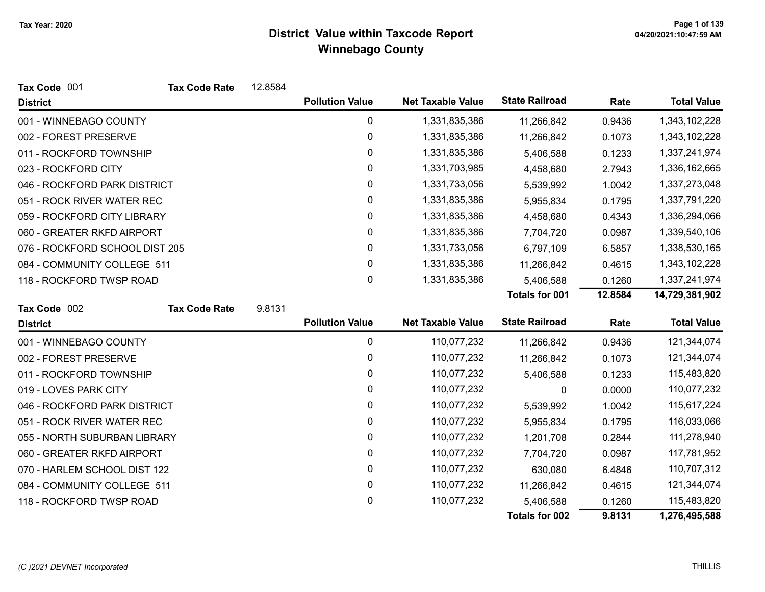Tax Year: 2020

# District Value within Taxcode Report
## Winnebago County

04/20/2021:10:47:59 AM

**Tax Code** 001 **Tax Code Rate** 12.8584

| District | Pollution Value | Net Taxable Value | State Railroad | Rate | Total Value |
|---|---|---|---|---|---|
| 001 - WINNEBAGO COUNTY | 0 | 1,331,835,386 | 11,266,842 | 0.9436 | 1,343,102,228 |
| 002 - FOREST PRESERVE | 0 | 1,331,835,386 | 11,266,842 | 0.1073 | 1,343,102,228 |
| 011 - ROCKFORD TOWNSHIP | 0 | 1,331,835,386 | 5,406,588 | 0.1233 | 1,337,241,974 |
| 023 - ROCKFORD CITY | 0 | 1,331,703,985 | 4,458,680 | 2.7943 | 1,336,162,665 |
| 046 - ROCKFORD PARK DISTRICT | 0 | 1,331,733,056 | 5,539,992 | 1.0042 | 1,337,273,048 |
| 051 - ROCK RIVER WATER REC | 0 | 1,331,835,386 | 5,955,834 | 0.1795 | 1,337,791,220 |
| 059 - ROCKFORD CITY LIBRARY | 0 | 1,331,835,386 | 4,458,680 | 0.4343 | 1,336,294,066 |
| 060 - GREATER RKFD AIRPORT | 0 | 1,331,835,386 | 7,704,720 | 0.0987 | 1,339,540,106 |
| 076 - ROCKFORD SCHOOL DIST 205 | 0 | 1,331,733,056 | 6,797,109 | 6.5857 | 1,338,530,165 |
| 084 - COMMUNITY COLLEGE 511 | 0 | 1,331,835,386 | 11,266,842 | 0.4615 | 1,343,102,228 |
| 118 - ROCKFORD TWSP ROAD | 0 | 1,331,835,386 | 5,406,588 | 0.1260 | 1,337,241,974 |
| | | | **Totals for 001** | **12.8584** | **14,729,381,902** |

**Tax Code** 002 **Tax Code Rate** 9.8131

| District | Pollution Value | Net Taxable Value | State Railroad | Rate | Total Value |
|---|---|---|---|---|---|
| 001 - WINNEBAGO COUNTY | 0 | 110,077,232 | 11,266,842 | 0.9436 | 121,344,074 |
| 002 - FOREST PRESERVE | 0 | 110,077,232 | 11,266,842 | 0.1073 | 121,344,074 |
| 011 - ROCKFORD TOWNSHIP | 0 | 110,077,232 | 5,406,588 | 0.1233 | 115,483,820 |
| 019 - LOVES PARK CITY | 0 | 110,077,232 | 0 | 0.0000 | 110,077,232 |
| 046 - ROCKFORD PARK DISTRICT | 0 | 110,077,232 | 5,539,992 | 1.0042 | 115,617,224 |
| 051 - ROCK RIVER WATER REC | 0 | 110,077,232 | 5,955,834 | 0.1795 | 116,033,066 |
| 055 - NORTH SUBURBAN LIBRARY | 0 | 110,077,232 | 1,201,708 | 0.2844 | 111,278,940 |
| 060 - GREATER RKFD AIRPORT | 0 | 110,077,232 | 7,704,720 | 0.0987 | 117,781,952 |
| 070 - HARLEM SCHOOL DIST 122 | 0 | 110,077,232 | 630,080 | 6.4846 | 110,707,312 |
| 084 - COMMUNITY COLLEGE 511 | 0 | 110,077,232 | 11,266,842 | 0.4615 | 121,344,074 |
| 118 - ROCKFORD TWSP ROAD | 0 | 110,077,232 | 5,406,588 | 0.1260 | 115,483,820 |
| | | | **Totals for 002** | **9.8131** | **1,276,495,588** |

*(C )2021 DEVNET Incorporated*

THILLIS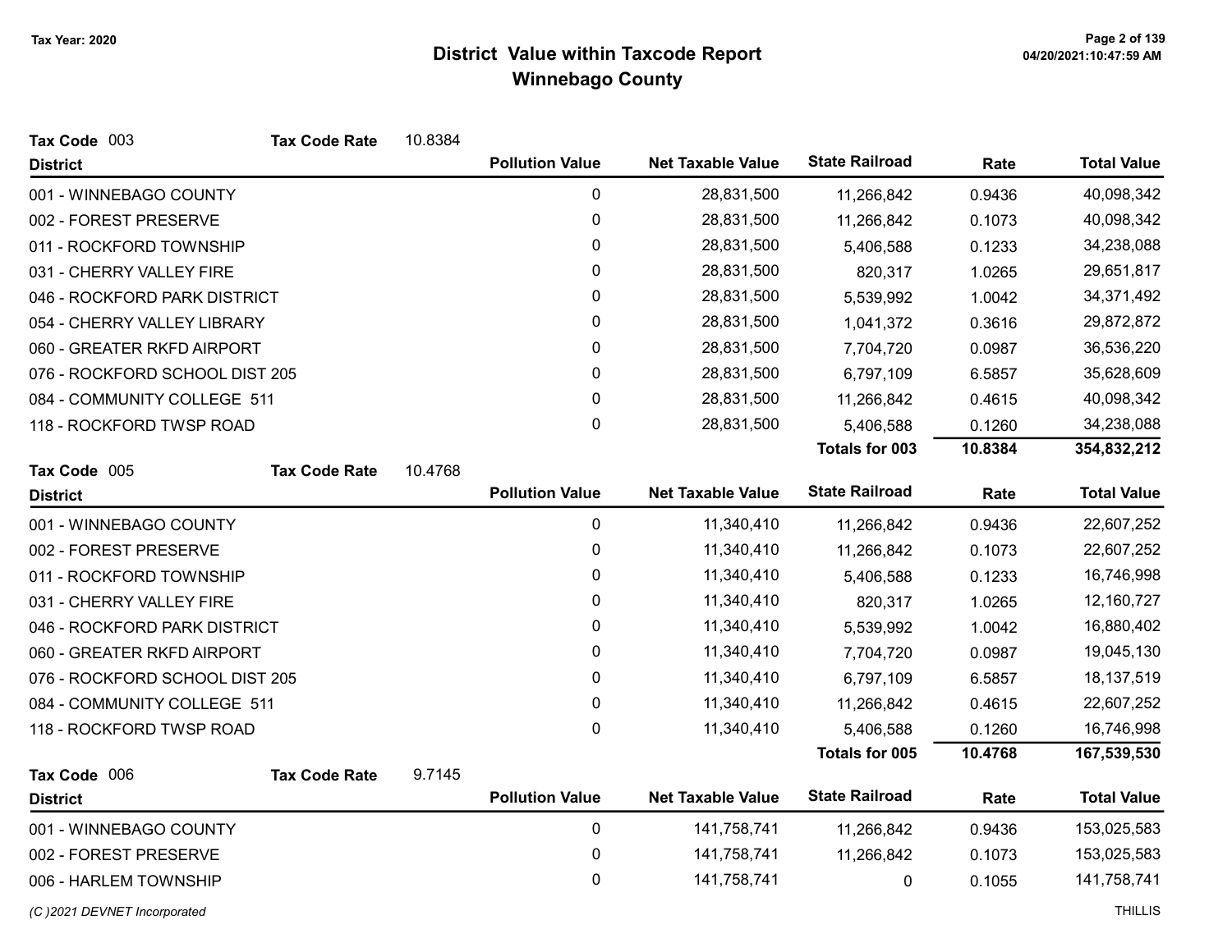# District Value within Taxcode Report
## Winnebago County

Tax Year: 2020

**Tax Code** 003 **Tax Code Rate** 10.8384

| District | Pollution Value | Net Taxable Value | State Railroad | Rate | Total Value |
|---|---|---|---|---|---|
| 001 - WINNEBAGO COUNTY | 0 | 28,831,500 | 11,266,842 | 0.9436 | 40,098,342 |
| 002 - FOREST PRESERVE | 0 | 28,831,500 | 11,266,842 | 0.1073 | 40,098,342 |
| 011 - ROCKFORD TOWNSHIP | 0 | 28,831,500 | 5,406,588 | 0.1233 | 34,238,088 |
| 031 - CHERRY VALLEY FIRE | 0 | 28,831,500 | 820,317 | 1.0265 | 29,651,817 |
| 046 - ROCKFORD PARK DISTRICT | 0 | 28,831,500 | 5,539,992 | 1.0042 | 34,371,492 |
| 054 - CHERRY VALLEY LIBRARY | 0 | 28,831,500 | 1,041,372 | 0.3616 | 29,872,872 |
| 060 - GREATER RKFD AIRPORT | 0 | 28,831,500 | 7,704,720 | 0.0987 | 36,536,220 |
| 076 - ROCKFORD SCHOOL DIST 205 | 0 | 28,831,500 | 6,797,109 | 6.5857 | 35,628,609 |
| 084 - COMMUNITY COLLEGE 511 | 0 | 28,831,500 | 11,266,842 | 0.4615 | 40,098,342 |
| 118 - ROCKFORD TWSP ROAD | 0 | 28,831,500 | 5,406,588 | 0.1260 | 34,238,088 |
| | | | **Totals for 003** | **10.8384** | **354,832,212** |

**Tax Code** 005 **Tax Code Rate** 10.4768

| District | Pollution Value | Net Taxable Value | State Railroad | Rate | Total Value |
|---|---|---|---|---|---|
| 001 - WINNEBAGO COUNTY | 0 | 11,340,410 | 11,266,842 | 0.9436 | 22,607,252 |
| 002 - FOREST PRESERVE | 0 | 11,340,410 | 11,266,842 | 0.1073 | 22,607,252 |
| 011 - ROCKFORD TOWNSHIP | 0 | 11,340,410 | 5,406,588 | 0.1233 | 16,746,998 |
| 031 - CHERRY VALLEY FIRE | 0 | 11,340,410 | 820,317 | 1.0265 | 12,160,727 |
| 046 - ROCKFORD PARK DISTRICT | 0 | 11,340,410 | 5,539,992 | 1.0042 | 16,880,402 |
| 060 - GREATER RKFD AIRPORT | 0 | 11,340,410 | 7,704,720 | 0.0987 | 19,045,130 |
| 076 - ROCKFORD SCHOOL DIST 205 | 0 | 11,340,410 | 6,797,109 | 6.5857 | 18,137,519 |
| 084 - COMMUNITY COLLEGE 511 | 0 | 11,340,410 | 11,266,842 | 0.4615 | 22,607,252 |
| 118 - ROCKFORD TWSP ROAD | 0 | 11,340,410 | 5,406,588 | 0.1260 | 16,746,998 |
| | | | **Totals for 005** | **10.4768** | **167,539,530** |

**Tax Code** 006 **Tax Code Rate** 9.7145

| District | Pollution Value | Net Taxable Value | State Railroad | Rate | Total Value |
|---|---|---|---|---|---|
| 001 - WINNEBAGO COUNTY | 0 | 141,758,741 | 11,266,842 | 0.9436 | 153,025,583 |
| 002 - FOREST PRESERVE | 0 | 141,758,741 | 11,266,842 | 0.1073 | 153,025,583 |
| 006 - HARLEM TOWNSHIP | 0 | 141,758,741 | 0 | 0.1055 | 141,758,741 |

*(C )2021 DEVNET Incorporated* THILLIS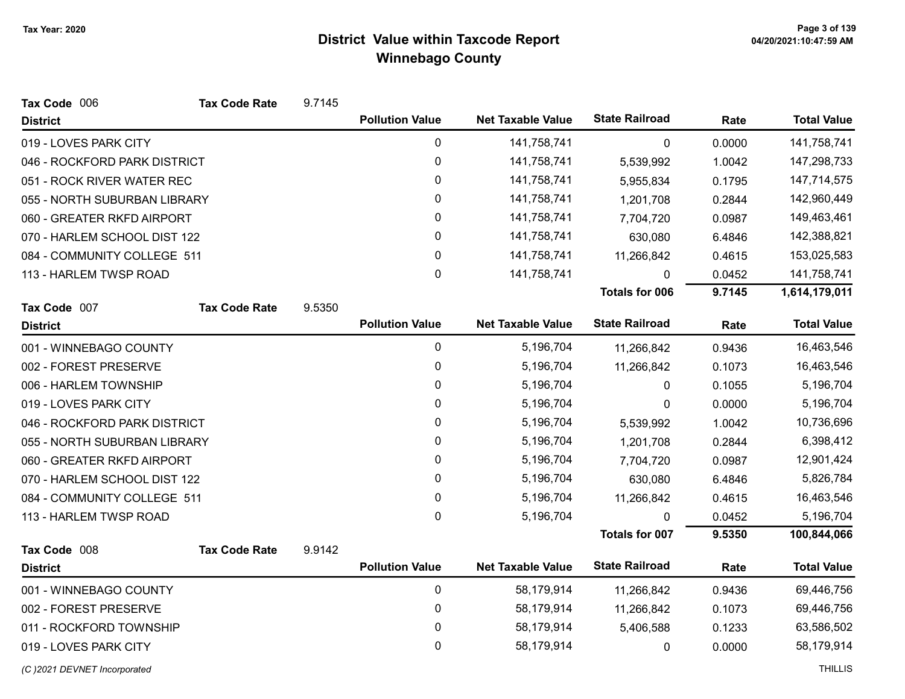# District Value within Taxcode Report

## Winnebago County

Tax Year: 2020

**Tax Code** 006 **Tax Code Rate** 9.7145

| District | Pollution Value | Net Taxable Value | State Railroad | Rate | Total Value |
|---|---|---|---|---|---|
| 019 - LOVES PARK CITY | 0 | 141,758,741 | 0 | 0.0000 | 141,758,741 |
| 046 - ROCKFORD PARK DISTRICT | 0 | 141,758,741 | 5,539,992 | 1.0042 | 147,298,733 |
| 051 - ROCK RIVER WATER REC | 0 | 141,758,741 | 5,955,834 | 0.1795 | 147,714,575 |
| 055 - NORTH SUBURBAN LIBRARY | 0 | 141,758,741 | 1,201,708 | 0.2844 | 142,960,449 |
| 060 - GREATER RKFD AIRPORT | 0 | 141,758,741 | 7,704,720 | 0.0987 | 149,463,461 |
| 070 - HARLEM SCHOOL DIST 122 | 0 | 141,758,741 | 630,080 | 6.4846 | 142,388,821 |
| 084 - COMMUNITY COLLEGE 511 | 0 | 141,758,741 | 11,266,842 | 0.4615 | 153,025,583 |
| 113 - HARLEM TWSP ROAD | 0 | 141,758,741 | 0 | 0.0452 | 141,758,741 |
| | | | **Totals for 006** | **9.7145** | **1,614,179,011** |

**Tax Code** 007 **Tax Code Rate** 9.5350

| District | Pollution Value | Net Taxable Value | State Railroad | Rate | Total Value |
|---|---|---|---|---|---|
| 001 - WINNEBAGO COUNTY | 0 | 5,196,704 | 11,266,842 | 0.9436 | 16,463,546 |
| 002 - FOREST PRESERVE | 0 | 5,196,704 | 11,266,842 | 0.1073 | 16,463,546 |
| 006 - HARLEM TOWNSHIP | 0 | 5,196,704 | 0 | 0.1055 | 5,196,704 |
| 019 - LOVES PARK CITY | 0 | 5,196,704 | 0 | 0.0000 | 5,196,704 |
| 046 - ROCKFORD PARK DISTRICT | 0 | 5,196,704 | 5,539,992 | 1.0042 | 10,736,696 |
| 055 - NORTH SUBURBAN LIBRARY | 0 | 5,196,704 | 1,201,708 | 0.2844 | 6,398,412 |
| 060 - GREATER RKFD AIRPORT | 0 | 5,196,704 | 7,704,720 | 0.0987 | 12,901,424 |
| 070 - HARLEM SCHOOL DIST 122 | 0 | 5,196,704 | 630,080 | 6.4846 | 5,826,784 |
| 084 - COMMUNITY COLLEGE 511 | 0 | 5,196,704 | 11,266,842 | 0.4615 | 16,463,546 |
| 113 - HARLEM TWSP ROAD | 0 | 5,196,704 | 0 | 0.0452 | 5,196,704 |
| | | | **Totals for 007** | **9.5350** | **100,844,066** |

**Tax Code** 008 **Tax Code Rate** 9.9142

| District | Pollution Value | Net Taxable Value | State Railroad | Rate | Total Value |
|---|---|---|---|---|---|
| 001 - WINNEBAGO COUNTY | 0 | 58,179,914 | 11,266,842 | 0.9436 | 69,446,756 |
| 002 - FOREST PRESERVE | 0 | 58,179,914 | 11,266,842 | 0.1073 | 69,446,756 |
| 011 - ROCKFORD TOWNSHIP | 0 | 58,179,914 | 5,406,588 | 0.1233 | 63,586,502 |
| 019 - LOVES PARK CITY | 0 | 58,179,914 | 0 | 0.0000 | 58,179,914 |

*(C )2021 DEVNET Incorporated* THILLIS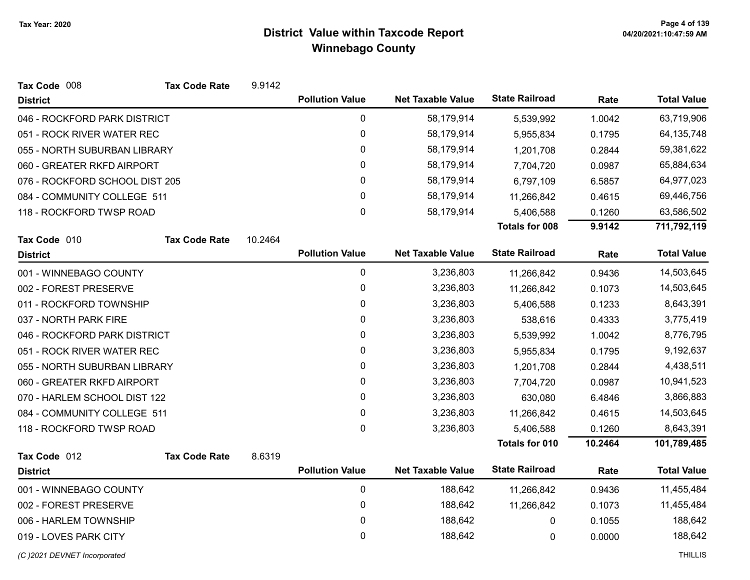# District Value within Taxcode Report
## Winnebago County

Tax Year: 2020

**Tax Code** 008 **Tax Code Rate** 9.9142

| District | Pollution Value | Net Taxable Value | State Railroad | Rate | Total Value |
|---|---|---|---|---|---|
| 046 - ROCKFORD PARK DISTRICT | 0 | 58,179,914 | 5,539,992 | 1.0042 | 63,719,906 |
| 051 - ROCK RIVER WATER REC | 0 | 58,179,914 | 5,955,834 | 0.1795 | 64,135,748 |
| 055 - NORTH SUBURBAN LIBRARY | 0 | 58,179,914 | 1,201,708 | 0.2844 | 59,381,622 |
| 060 - GREATER RKFD AIRPORT | 0 | 58,179,914 | 7,704,720 | 0.0987 | 65,884,634 |
| 076 - ROCKFORD SCHOOL DIST 205 | 0 | 58,179,914 | 6,797,109 | 6.5857 | 64,977,023 |
| 084 - COMMUNITY COLLEGE 511 | 0 | 58,179,914 | 11,266,842 | 0.4615 | 69,446,756 |
| 118 - ROCKFORD TWSP ROAD | 0 | 58,179,914 | 5,406,588 | 0.1260 | 63,586,502 |
| | | | **Totals for 008** | **9.9142** | **711,792,119** |

**Tax Code** 010 **Tax Code Rate** 10.2464

| District | Pollution Value | Net Taxable Value | State Railroad | Rate | Total Value |
|---|---|---|---|---|---|
| 001 - WINNEBAGO COUNTY | 0 | 3,236,803 | 11,266,842 | 0.9436 | 14,503,645 |
| 002 - FOREST PRESERVE | 0 | 3,236,803 | 11,266,842 | 0.1073 | 14,503,645 |
| 011 - ROCKFORD TOWNSHIP | 0 | 3,236,803 | 5,406,588 | 0.1233 | 8,643,391 |
| 037 - NORTH PARK FIRE | 0 | 3,236,803 | 538,616 | 0.4333 | 3,775,419 |
| 046 - ROCKFORD PARK DISTRICT | 0 | 3,236,803 | 5,539,992 | 1.0042 | 8,776,795 |
| 051 - ROCK RIVER WATER REC | 0 | 3,236,803 | 5,955,834 | 0.1795 | 9,192,637 |
| 055 - NORTH SUBURBAN LIBRARY | 0 | 3,236,803 | 1,201,708 | 0.2844 | 4,438,511 |
| 060 - GREATER RKFD AIRPORT | 0 | 3,236,803 | 7,704,720 | 0.0987 | 10,941,523 |
| 070 - HARLEM SCHOOL DIST 122 | 0 | 3,236,803 | 630,080 | 6.4846 | 3,866,883 |
| 084 - COMMUNITY COLLEGE 511 | 0 | 3,236,803 | 11,266,842 | 0.4615 | 14,503,645 |
| 118 - ROCKFORD TWSP ROAD | 0 | 3,236,803 | 5,406,588 | 0.1260 | 8,643,391 |
| | | | **Totals for 010** | **10.2464** | **101,789,485** |

**Tax Code** 012 **Tax Code Rate** 8.6319

| District | Pollution Value | Net Taxable Value | State Railroad | Rate | Total Value |
|---|---|---|---|---|---|
| 001 - WINNEBAGO COUNTY | 0 | 188,642 | 11,266,842 | 0.9436 | 11,455,484 |
| 002 - FOREST PRESERVE | 0 | 188,642 | 11,266,842 | 0.1073 | 11,455,484 |
| 006 - HARLEM TOWNSHIP | 0 | 188,642 | 0 | 0.1055 | 188,642 |
| 019 - LOVES PARK CITY | 0 | 188,642 | 0 | 0.0000 | 188,642 |

*(C )2021 DEVNET Incorporated* THILLIS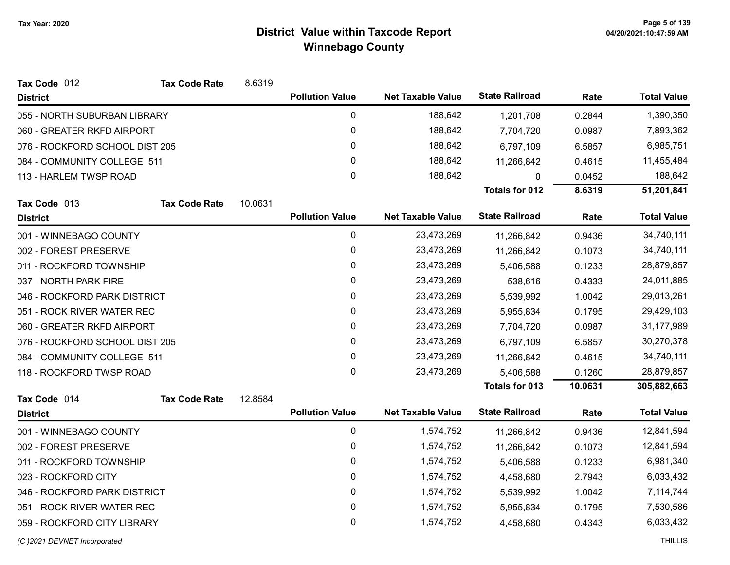# District Value within Taxcode Report
## Winnebago County

Tax Year: 2020

**Tax Code** 012 **Tax Code Rate** 8.6319

| District | Pollution Value | Net Taxable Value | State Railroad | Rate | Total Value |
|---|---|---|---|---|---|
| 055 - NORTH SUBURBAN LIBRARY | 0 | 188,642 | 1,201,708 | 0.2844 | 1,390,350 |
| 060 - GREATER RKFD AIRPORT | 0 | 188,642 | 7,704,720 | 0.0987 | 7,893,362 |
| 076 - ROCKFORD SCHOOL DIST 205 | 0 | 188,642 | 6,797,109 | 6.5857 | 6,985,751 |
| 084 - COMMUNITY COLLEGE 511 | 0 | 188,642 | 11,266,842 | 0.4615 | 11,455,484 |
| 113 - HARLEM TWSP ROAD | 0 | 188,642 | 0 | 0.0452 | 188,642 |
| | | | **Totals for 012** | **8.6319** | **51,201,841** |

**Tax Code** 013 **Tax Code Rate** 10.0631

| District | Pollution Value | Net Taxable Value | State Railroad | Rate | Total Value |
|---|---|---|---|---|---|
| 001 - WINNEBAGO COUNTY | 0 | 23,473,269 | 11,266,842 | 0.9436 | 34,740,111 |
| 002 - FOREST PRESERVE | 0 | 23,473,269 | 11,266,842 | 0.1073 | 34,740,111 |
| 011 - ROCKFORD TOWNSHIP | 0 | 23,473,269 | 5,406,588 | 0.1233 | 28,879,857 |
| 037 - NORTH PARK FIRE | 0 | 23,473,269 | 538,616 | 0.4333 | 24,011,885 |
| 046 - ROCKFORD PARK DISTRICT | 0 | 23,473,269 | 5,539,992 | 1.0042 | 29,013,261 |
| 051 - ROCK RIVER WATER REC | 0 | 23,473,269 | 5,955,834 | 0.1795 | 29,429,103 |
| 060 - GREATER RKFD AIRPORT | 0 | 23,473,269 | 7,704,720 | 0.0987 | 31,177,989 |
| 076 - ROCKFORD SCHOOL DIST 205 | 0 | 23,473,269 | 6,797,109 | 6.5857 | 30,270,378 |
| 084 - COMMUNITY COLLEGE 511 | 0 | 23,473,269 | 11,266,842 | 0.4615 | 34,740,111 |
| 118 - ROCKFORD TWSP ROAD | 0 | 23,473,269 | 5,406,588 | 0.1260 | 28,879,857 |
| | | | **Totals for 013** | **10.0631** | **305,882,663** |

**Tax Code** 014 **Tax Code Rate** 12.8584

| District | Pollution Value | Net Taxable Value | State Railroad | Rate | Total Value |
|---|---|---|---|---|---|
| 001 - WINNEBAGO COUNTY | 0 | 1,574,752 | 11,266,842 | 0.9436 | 12,841,594 |
| 002 - FOREST PRESERVE | 0 | 1,574,752 | 11,266,842 | 0.1073 | 12,841,594 |
| 011 - ROCKFORD TOWNSHIP | 0 | 1,574,752 | 5,406,588 | 0.1233 | 6,981,340 |
| 023 - ROCKFORD CITY | 0 | 1,574,752 | 4,458,680 | 2.7943 | 6,033,432 |
| 046 - ROCKFORD PARK DISTRICT | 0 | 1,574,752 | 5,539,992 | 1.0042 | 7,114,744 |
| 051 - ROCK RIVER WATER REC | 0 | 1,574,752 | 5,955,834 | 0.1795 | 7,530,586 |
| 059 - ROCKFORD CITY LIBRARY | 0 | 1,574,752 | 4,458,680 | 0.4343 | 6,033,432 |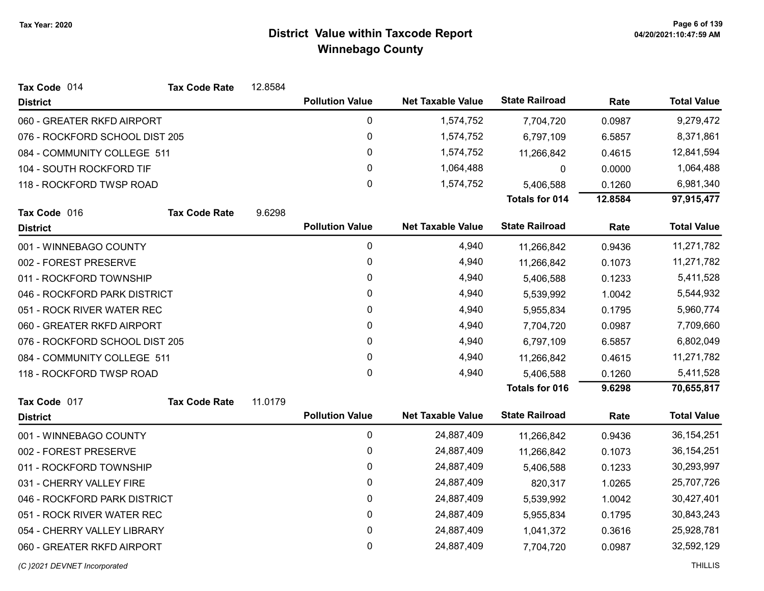# District Value within Taxcode Report
## Winnebago County

Tax Year: 2020

**Tax Code** 014 **Tax Code Rate** 12.8584

| District | Pollution Value | Net Taxable Value | State Railroad | Rate | Total Value |
|---|---|---|---|---|---|
| 060 - GREATER RKFD AIRPORT | 0 | 1,574,752 | 7,704,720 | 0.0987 | 9,279,472 |
| 076 - ROCKFORD SCHOOL DIST 205 | 0 | 1,574,752 | 6,797,109 | 6.5857 | 8,371,861 |
| 084 - COMMUNITY COLLEGE 511 | 0 | 1,574,752 | 11,266,842 | 0.4615 | 12,841,594 |
| 104 - SOUTH ROCKFORD TIF | 0 | 1,064,488 | 0 | 0.0000 | 1,064,488 |
| 118 - ROCKFORD TWSP ROAD | 0 | 1,574,752 | 5,406,588 | 0.1260 | 6,981,340 |
| | | | **Totals for 014** | **12.8584** | **97,915,477** |

**Tax Code** 016 **Tax Code Rate** 9.6298

| District | Pollution Value | Net Taxable Value | State Railroad | Rate | Total Value |
|---|---|---|---|---|---|
| 001 - WINNEBAGO COUNTY | 0 | 4,940 | 11,266,842 | 0.9436 | 11,271,782 |
| 002 - FOREST PRESERVE | 0 | 4,940 | 11,266,842 | 0.1073 | 11,271,782 |
| 011 - ROCKFORD TOWNSHIP | 0 | 4,940 | 5,406,588 | 0.1233 | 5,411,528 |
| 046 - ROCKFORD PARK DISTRICT | 0 | 4,940 | 5,539,992 | 1.0042 | 5,544,932 |
| 051 - ROCK RIVER WATER REC | 0 | 4,940 | 5,955,834 | 0.1795 | 5,960,774 |
| 060 - GREATER RKFD AIRPORT | 0 | 4,940 | 7,704,720 | 0.0987 | 7,709,660 |
| 076 - ROCKFORD SCHOOL DIST 205 | 0 | 4,940 | 6,797,109 | 6.5857 | 6,802,049 |
| 084 - COMMUNITY COLLEGE 511 | 0 | 4,940 | 11,266,842 | 0.4615 | 11,271,782 |
| 118 - ROCKFORD TWSP ROAD | 0 | 4,940 | 5,406,588 | 0.1260 | 5,411,528 |
| | | | **Totals for 016** | **9.6298** | **70,655,817** |

**Tax Code** 017 **Tax Code Rate** 11.0179

| District | Pollution Value | Net Taxable Value | State Railroad | Rate | Total Value |
|---|---|---|---|---|---|
| 001 - WINNEBAGO COUNTY | 0 | 24,887,409 | 11,266,842 | 0.9436 | 36,154,251 |
| 002 - FOREST PRESERVE | 0 | 24,887,409 | 11,266,842 | 0.1073 | 36,154,251 |
| 011 - ROCKFORD TOWNSHIP | 0 | 24,887,409 | 5,406,588 | 0.1233 | 30,293,997 |
| 031 - CHERRY VALLEY FIRE | 0 | 24,887,409 | 820,317 | 1.0265 | 25,707,726 |
| 046 - ROCKFORD PARK DISTRICT | 0 | 24,887,409 | 5,539,992 | 1.0042 | 30,427,401 |
| 051 - ROCK RIVER WATER REC | 0 | 24,887,409 | 5,955,834 | 0.1795 | 30,843,243 |
| 054 - CHERRY VALLEY LIBRARY | 0 | 24,887,409 | 1,041,372 | 0.3616 | 25,928,781 |
| 060 - GREATER RKFD AIRPORT | 0 | 24,887,409 | 7,704,720 | 0.0987 | 32,592,129 |

(C )2021 DEVNET Incorporated THILLIS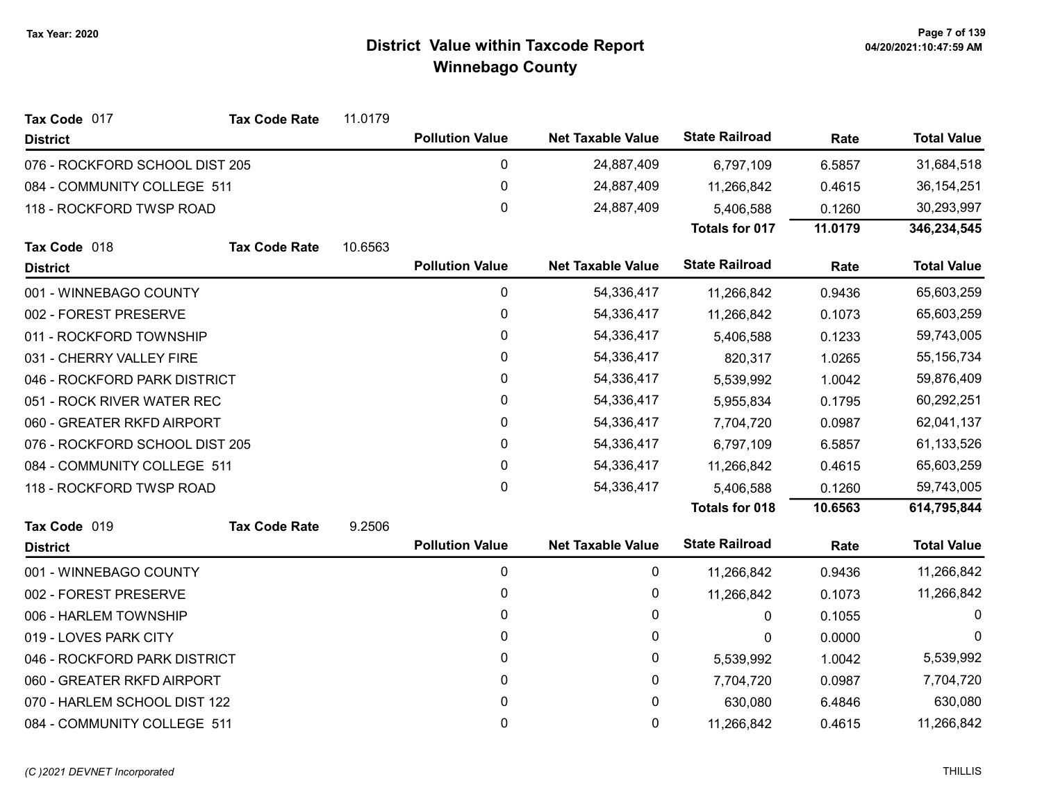# District Value within Taxcode Report
## Winnebago County

Tax Year: 2020

**Tax Code** 017 &nbsp;&nbsp; **Tax Code Rate** 11.0179

| District | Pollution Value | Net Taxable Value | State Railroad | Rate | Total Value |
|---|---|---|---|---|---|
| 076 - ROCKFORD SCHOOL DIST 205 | 0 | 24,887,409 | 6,797,109 | 6.5857 | 31,684,518 |
| 084 - COMMUNITY COLLEGE 511 | 0 | 24,887,409 | 11,266,842 | 0.4615 | 36,154,251 |
| 118 - ROCKFORD TWSP ROAD | 0 | 24,887,409 | 5,406,588 | 0.1260 | 30,293,997 |
| | | | **Totals for 017** | **11.0179** | **346,234,545** |

**Tax Code** 018 &nbsp;&nbsp; **Tax Code Rate** 10.6563

| District | Pollution Value | Net Taxable Value | State Railroad | Rate | Total Value |
|---|---|---|---|---|---|
| 001 - WINNEBAGO COUNTY | 0 | 54,336,417 | 11,266,842 | 0.9436 | 65,603,259 |
| 002 - FOREST PRESERVE | 0 | 54,336,417 | 11,266,842 | 0.1073 | 65,603,259 |
| 011 - ROCKFORD TOWNSHIP | 0 | 54,336,417 | 5,406,588 | 0.1233 | 59,743,005 |
| 031 - CHERRY VALLEY FIRE | 0 | 54,336,417 | 820,317 | 1.0265 | 55,156,734 |
| 046 - ROCKFORD PARK DISTRICT | 0 | 54,336,417 | 5,539,992 | 1.0042 | 59,876,409 |
| 051 - ROCK RIVER WATER REC | 0 | 54,336,417 | 5,955,834 | 0.1795 | 60,292,251 |
| 060 - GREATER RKFD AIRPORT | 0 | 54,336,417 | 7,704,720 | 0.0987 | 62,041,137 |
| 076 - ROCKFORD SCHOOL DIST 205 | 0 | 54,336,417 | 6,797,109 | 6.5857 | 61,133,526 |
| 084 - COMMUNITY COLLEGE 511 | 0 | 54,336,417 | 11,266,842 | 0.4615 | 65,603,259 |
| 118 - ROCKFORD TWSP ROAD | 0 | 54,336,417 | 5,406,588 | 0.1260 | 59,743,005 |
| | | | **Totals for 018** | **10.6563** | **614,795,844** |

**Tax Code** 019 &nbsp;&nbsp; **Tax Code Rate** 9.2506

| District | Pollution Value | Net Taxable Value | State Railroad | Rate | Total Value |
|---|---|---|---|---|---|
| 001 - WINNEBAGO COUNTY | 0 | 0 | 11,266,842 | 0.9436 | 11,266,842 |
| 002 - FOREST PRESERVE | 0 | 0 | 11,266,842 | 0.1073 | 11,266,842 |
| 006 - HARLEM TOWNSHIP | 0 | 0 | 0 | 0.1055 | 0 |
| 019 - LOVES PARK CITY | 0 | 0 | 0 | 0.0000 | 0 |
| 046 - ROCKFORD PARK DISTRICT | 0 | 0 | 5,539,992 | 1.0042 | 5,539,992 |
| 060 - GREATER RKFD AIRPORT | 0 | 0 | 7,704,720 | 0.0987 | 7,704,720 |
| 070 - HARLEM SCHOOL DIST 122 | 0 | 0 | 630,080 | 6.4846 | 630,080 |
| 084 - COMMUNITY COLLEGE 511 | 0 | 0 | 11,266,842 | 0.4615 | 11,266,842 |

*(C )2021 DEVNET Incorporated* &nbsp;&nbsp; THILLIS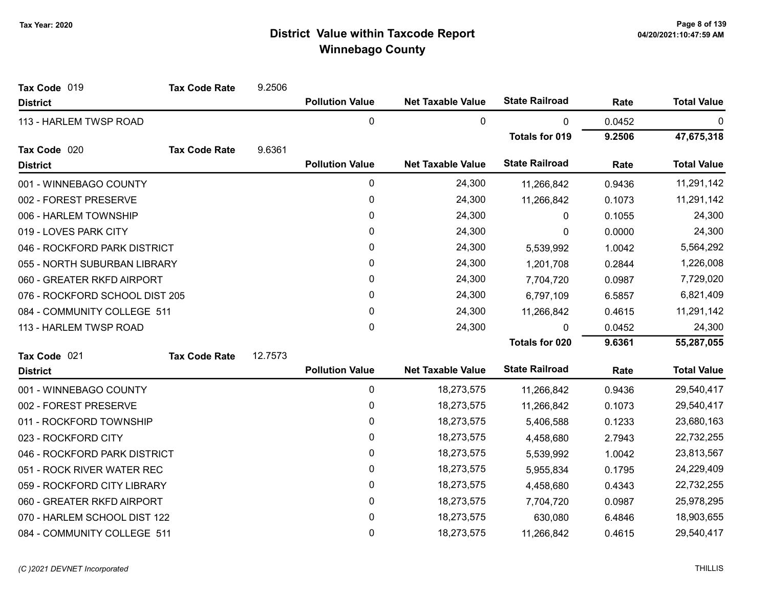# District Value within Taxcode Report
## Winnebago County

Tax Year: 2020

**Tax Code** 019 **Tax Code Rate** 9.2506

| District | Pollution Value | Net Taxable Value | State Railroad | Rate | Total Value |
|---|---|---|---|---|---|
| 113 - HARLEM TWSP ROAD | 0 | 0 | 0 | 0.0452 | 0 |
| | | | **Totals for 019** | **9.2506** | **47,675,318** |

**Tax Code** 020 **Tax Code Rate** 9.6361

| District | Pollution Value | Net Taxable Value | State Railroad | Rate | Total Value |
|---|---|---|---|---|---|
| 001 - WINNEBAGO COUNTY | 0 | 24,300 | 11,266,842 | 0.9436 | 11,291,142 |
| 002 - FOREST PRESERVE | 0 | 24,300 | 11,266,842 | 0.1073 | 11,291,142 |
| 006 - HARLEM TOWNSHIP | 0 | 24,300 | 0 | 0.1055 | 24,300 |
| 019 - LOVES PARK CITY | 0 | 24,300 | 0 | 0.0000 | 24,300 |
| 046 - ROCKFORD PARK DISTRICT | 0 | 24,300 | 5,539,992 | 1.0042 | 5,564,292 |
| 055 - NORTH SUBURBAN LIBRARY | 0 | 24,300 | 1,201,708 | 0.2844 | 1,226,008 |
| 060 - GREATER RKFD AIRPORT | 0 | 24,300 | 7,704,720 | 0.0987 | 7,729,020 |
| 076 - ROCKFORD SCHOOL DIST 205 | 0 | 24,300 | 6,797,109 | 6.5857 | 6,821,409 |
| 084 - COMMUNITY COLLEGE 511 | 0 | 24,300 | 11,266,842 | 0.4615 | 11,291,142 |
| 113 - HARLEM TWSP ROAD | 0 | 24,300 | 0 | 0.0452 | 24,300 |
| | | | **Totals for 020** | **9.6361** | **55,287,055** |

**Tax Code** 021 **Tax Code Rate** 12.7573

| District | Pollution Value | Net Taxable Value | State Railroad | Rate | Total Value |
|---|---|---|---|---|---|
| 001 - WINNEBAGO COUNTY | 0 | 18,273,575 | 11,266,842 | 0.9436 | 29,540,417 |
| 002 - FOREST PRESERVE | 0 | 18,273,575 | 11,266,842 | 0.1073 | 29,540,417 |
| 011 - ROCKFORD TOWNSHIP | 0 | 18,273,575 | 5,406,588 | 0.1233 | 23,680,163 |
| 023 - ROCKFORD CITY | 0 | 18,273,575 | 4,458,680 | 2.7943 | 22,732,255 |
| 046 - ROCKFORD PARK DISTRICT | 0 | 18,273,575 | 5,539,992 | 1.0042 | 23,813,567 |
| 051 - ROCK RIVER WATER REC | 0 | 18,273,575 | 5,955,834 | 0.1795 | 24,229,409 |
| 059 - ROCKFORD CITY LIBRARY | 0 | 18,273,575 | 4,458,680 | 0.4343 | 22,732,255 |
| 060 - GREATER RKFD AIRPORT | 0 | 18,273,575 | 7,704,720 | 0.0987 | 25,978,295 |
| 070 - HARLEM SCHOOL DIST 122 | 0 | 18,273,575 | 630,080 | 6.4846 | 18,903,655 |
| 084 - COMMUNITY COLLEGE 511 | 0 | 18,273,575 | 11,266,842 | 0.4615 | 29,540,417 |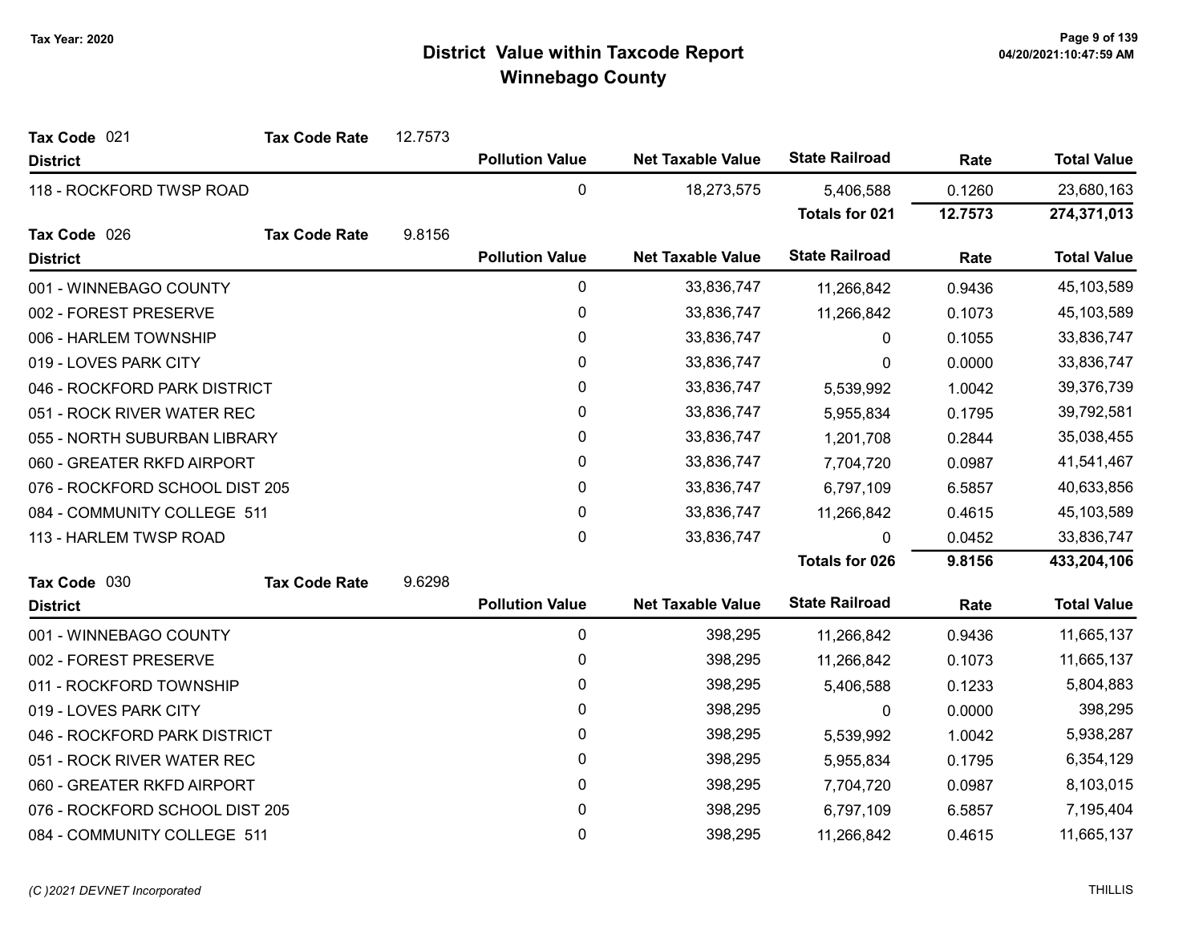# District Value within Taxcode Report
## Winnebago County

Tax Year: 2020

**Tax Code** 021 **Tax Code Rate** 12.7573

| District | Pollution Value | Net Taxable Value | State Railroad | Rate | Total Value |
|---|---|---|---|---|---|
| 118 - ROCKFORD TWSP ROAD | 0 | 18,273,575 | 5,406,588 | 0.1260 | 23,680,163 |
| | | | **Totals for 021** | **12.7573** | **274,371,013** |

**Tax Code** 026 **Tax Code Rate** 9.8156

| District | Pollution Value | Net Taxable Value | State Railroad | Rate | Total Value |
|---|---|---|---|---|---|
| 001 - WINNEBAGO COUNTY | 0 | 33,836,747 | 11,266,842 | 0.9436 | 45,103,589 |
| 002 - FOREST PRESERVE | 0 | 33,836,747 | 11,266,842 | 0.1073 | 45,103,589 |
| 006 - HARLEM TOWNSHIP | 0 | 33,836,747 | 0 | 0.1055 | 33,836,747 |
| 019 - LOVES PARK CITY | 0 | 33,836,747 | 0 | 0.0000 | 33,836,747 |
| 046 - ROCKFORD PARK DISTRICT | 0 | 33,836,747 | 5,539,992 | 1.0042 | 39,376,739 |
| 051 - ROCK RIVER WATER REC | 0 | 33,836,747 | 5,955,834 | 0.1795 | 39,792,581 |
| 055 - NORTH SUBURBAN LIBRARY | 0 | 33,836,747 | 1,201,708 | 0.2844 | 35,038,455 |
| 060 - GREATER RKFD AIRPORT | 0 | 33,836,747 | 7,704,720 | 0.0987 | 41,541,467 |
| 076 - ROCKFORD SCHOOL DIST 205 | 0 | 33,836,747 | 6,797,109 | 6.5857 | 40,633,856 |
| 084 - COMMUNITY COLLEGE 511 | 0 | 33,836,747 | 11,266,842 | 0.4615 | 45,103,589 |
| 113 - HARLEM TWSP ROAD | 0 | 33,836,747 | 0 | 0.0452 | 33,836,747 |
| | | | **Totals for 026** | **9.8156** | **433,204,106** |

**Tax Code** 030 **Tax Code Rate** 9.6298

| District | Pollution Value | Net Taxable Value | State Railroad | Rate | Total Value |
|---|---|---|---|---|---|
| 001 - WINNEBAGO COUNTY | 0 | 398,295 | 11,266,842 | 0.9436 | 11,665,137 |
| 002 - FOREST PRESERVE | 0 | 398,295 | 11,266,842 | 0.1073 | 11,665,137 |
| 011 - ROCKFORD TOWNSHIP | 0 | 398,295 | 5,406,588 | 0.1233 | 5,804,883 |
| 019 - LOVES PARK CITY | 0 | 398,295 | 0 | 0.0000 | 398,295 |
| 046 - ROCKFORD PARK DISTRICT | 0 | 398,295 | 5,539,992 | 1.0042 | 5,938,287 |
| 051 - ROCK RIVER WATER REC | 0 | 398,295 | 5,955,834 | 0.1795 | 6,354,129 |
| 060 - GREATER RKFD AIRPORT | 0 | 398,295 | 7,704,720 | 0.0987 | 8,103,015 |
| 076 - ROCKFORD SCHOOL DIST 205 | 0 | 398,295 | 6,797,109 | 6.5857 | 7,195,404 |
| 084 - COMMUNITY COLLEGE 511 | 0 | 398,295 | 11,266,842 | 0.4615 | 11,665,137 |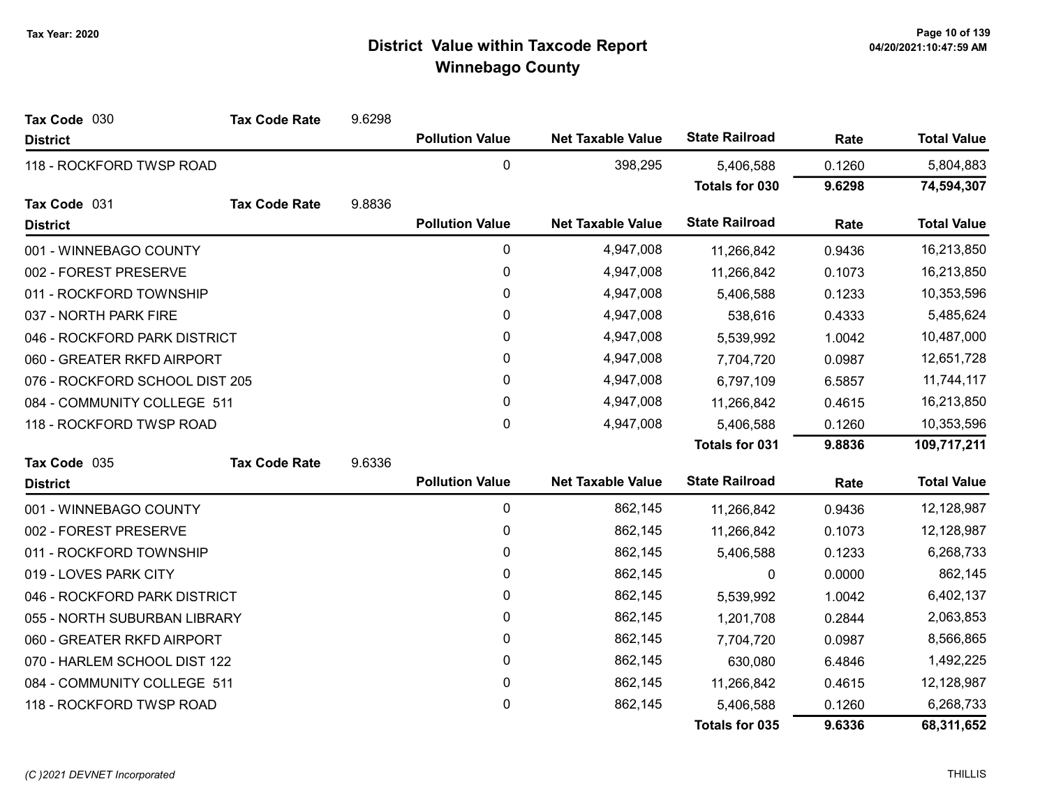# District Value within Taxcode Report
## Winnebago County

Tax Year: 2020

**Tax Code** 030 **Tax Code Rate** 9.6298

| District | Pollution Value | Net Taxable Value | State Railroad | Rate | Total Value |
|---|---|---|---|---|---|
| 118 - ROCKFORD TWSP ROAD | 0 | 398,295 | 5,406,588 | 0.1260 | 5,804,883 |
| | | | **Totals for 030** | **9.6298** | **74,594,307** |

**Tax Code** 031 **Tax Code Rate** 9.8836

| District | Pollution Value | Net Taxable Value | State Railroad | Rate | Total Value |
|---|---|---|---|---|---|
| 001 - WINNEBAGO COUNTY | 0 | 4,947,008 | 11,266,842 | 0.9436 | 16,213,850 |
| 002 - FOREST PRESERVE | 0 | 4,947,008 | 11,266,842 | 0.1073 | 16,213,850 |
| 011 - ROCKFORD TOWNSHIP | 0 | 4,947,008 | 5,406,588 | 0.1233 | 10,353,596 |
| 037 - NORTH PARK FIRE | 0 | 4,947,008 | 538,616 | 0.4333 | 5,485,624 |
| 046 - ROCKFORD PARK DISTRICT | 0 | 4,947,008 | 5,539,992 | 1.0042 | 10,487,000 |
| 060 - GREATER RKFD AIRPORT | 0 | 4,947,008 | 7,704,720 | 0.0987 | 12,651,728 |
| 076 - ROCKFORD SCHOOL DIST 205 | 0 | 4,947,008 | 6,797,109 | 6.5857 | 11,744,117 |
| 084 - COMMUNITY COLLEGE 511 | 0 | 4,947,008 | 11,266,842 | 0.4615 | 16,213,850 |
| 118 - ROCKFORD TWSP ROAD | 0 | 4,947,008 | 5,406,588 | 0.1260 | 10,353,596 |
| | | | **Totals for 031** | **9.8836** | **109,717,211** |

**Tax Code** 035 **Tax Code Rate** 9.6336

| District | Pollution Value | Net Taxable Value | State Railroad | Rate | Total Value |
|---|---|---|---|---|---|
| 001 - WINNEBAGO COUNTY | 0 | 862,145 | 11,266,842 | 0.9436 | 12,128,987 |
| 002 - FOREST PRESERVE | 0 | 862,145 | 11,266,842 | 0.1073 | 12,128,987 |
| 011 - ROCKFORD TOWNSHIP | 0 | 862,145 | 5,406,588 | 0.1233 | 6,268,733 |
| 019 - LOVES PARK CITY | 0 | 862,145 | 0 | 0.0000 | 862,145 |
| 046 - ROCKFORD PARK DISTRICT | 0 | 862,145 | 5,539,992 | 1.0042 | 6,402,137 |
| 055 - NORTH SUBURBAN LIBRARY | 0 | 862,145 | 1,201,708 | 0.2844 | 2,063,853 |
| 060 - GREATER RKFD AIRPORT | 0 | 862,145 | 7,704,720 | 0.0987 | 8,566,865 |
| 070 - HARLEM SCHOOL DIST 122 | 0 | 862,145 | 630,080 | 6.4846 | 1,492,225 |
| 084 - COMMUNITY COLLEGE 511 | 0 | 862,145 | 11,266,842 | 0.4615 | 12,128,987 |
| 118 - ROCKFORD TWSP ROAD | 0 | 862,145 | 5,406,588 | 0.1260 | 6,268,733 |
| | | | **Totals for 035** | **9.6336** | **68,311,652** |

*(C )2021 DEVNET Incorporated*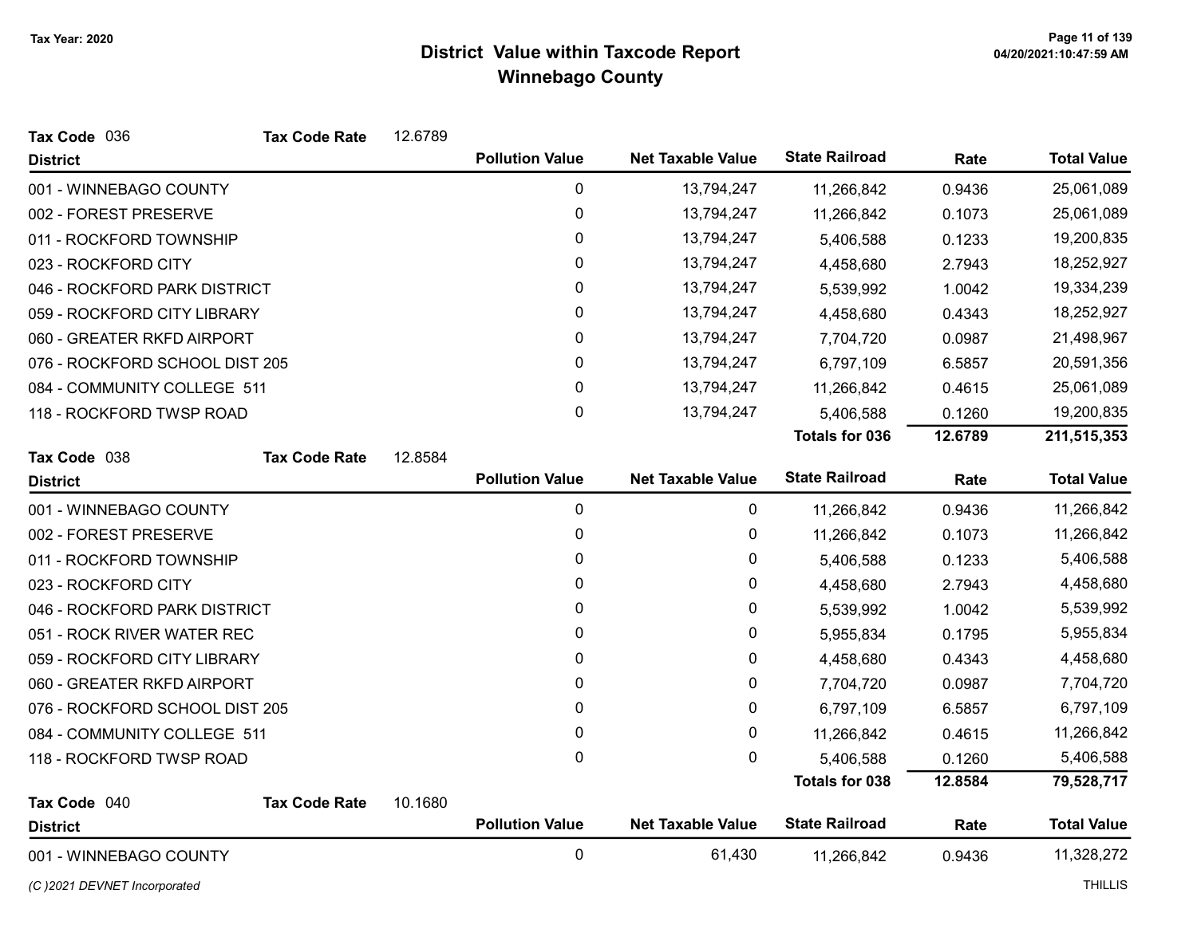# District Value within Taxcode Report
## Winnebago County

Tax Year: 2020

**Tax Code** 036 **Tax Code Rate** 12.6789

| District | Pollution Value | Net Taxable Value | State Railroad | Rate | Total Value |
|---|---|---|---|---|---|
| 001 - WINNEBAGO COUNTY | 0 | 13,794,247 | 11,266,842 | 0.9436 | 25,061,089 |
| 002 - FOREST PRESERVE | 0 | 13,794,247 | 11,266,842 | 0.1073 | 25,061,089 |
| 011 - ROCKFORD TOWNSHIP | 0 | 13,794,247 | 5,406,588 | 0.1233 | 19,200,835 |
| 023 - ROCKFORD CITY | 0 | 13,794,247 | 4,458,680 | 2.7943 | 18,252,927 |
| 046 - ROCKFORD PARK DISTRICT | 0 | 13,794,247 | 5,539,992 | 1.0042 | 19,334,239 |
| 059 - ROCKFORD CITY LIBRARY | 0 | 13,794,247 | 4,458,680 | 0.4343 | 18,252,927 |
| 060 - GREATER RKFD AIRPORT | 0 | 13,794,247 | 7,704,720 | 0.0987 | 21,498,967 |
| 076 - ROCKFORD SCHOOL DIST 205 | 0 | 13,794,247 | 6,797,109 | 6.5857 | 20,591,356 |
| 084 - COMMUNITY COLLEGE 511 | 0 | 13,794,247 | 11,266,842 | 0.4615 | 25,061,089 |
| 118 - ROCKFORD TWSP ROAD | 0 | 13,794,247 | 5,406,588 | 0.1260 | 19,200,835 |
| | | | **Totals for 036** | **12.6789** | **211,515,353** |

**Tax Code** 038 **Tax Code Rate** 12.8584

| District | Pollution Value | Net Taxable Value | State Railroad | Rate | Total Value |
|---|---|---|---|---|---|
| 001 - WINNEBAGO COUNTY | 0 | 0 | 11,266,842 | 0.9436 | 11,266,842 |
| 002 - FOREST PRESERVE | 0 | 0 | 11,266,842 | 0.1073 | 11,266,842 |
| 011 - ROCKFORD TOWNSHIP | 0 | 0 | 5,406,588 | 0.1233 | 5,406,588 |
| 023 - ROCKFORD CITY | 0 | 0 | 4,458,680 | 2.7943 | 4,458,680 |
| 046 - ROCKFORD PARK DISTRICT | 0 | 0 | 5,539,992 | 1.0042 | 5,539,992 |
| 051 - ROCK RIVER WATER REC | 0 | 0 | 5,955,834 | 0.1795 | 5,955,834 |
| 059 - ROCKFORD CITY LIBRARY | 0 | 0 | 4,458,680 | 0.4343 | 4,458,680 |
| 060 - GREATER RKFD AIRPORT | 0 | 0 | 7,704,720 | 0.0987 | 7,704,720 |
| 076 - ROCKFORD SCHOOL DIST 205 | 0 | 0 | 6,797,109 | 6.5857 | 6,797,109 |
| 084 - COMMUNITY COLLEGE 511 | 0 | 0 | 11,266,842 | 0.4615 | 11,266,842 |
| 118 - ROCKFORD TWSP ROAD | 0 | 0 | 5,406,588 | 0.1260 | 5,406,588 |
| | | | **Totals for 038** | **12.8584** | **79,528,717** |

**Tax Code** 040 **Tax Code Rate** 10.1680

| District | Pollution Value | Net Taxable Value | State Railroad | Rate | Total Value |
|---|---|---|---|---|---|
| 001 - WINNEBAGO COUNTY | 0 | 61,430 | 11,266,842 | 0.9436 | 11,328,272 |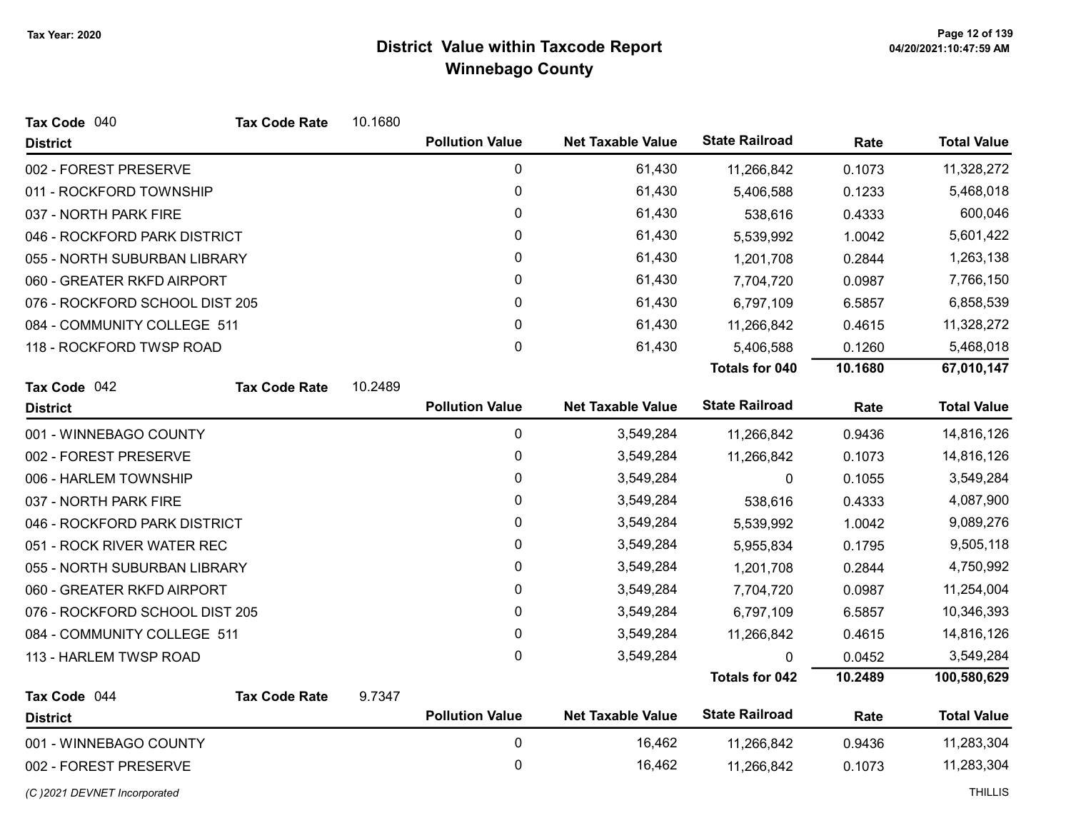# District Value within Taxcode Report
## Winnebago County

Tax Year: 2020

**Tax Code** 040 **Tax Code Rate** 10.1680

| District | Pollution Value | Net Taxable Value | State Railroad | Rate | Total Value |
|---|---|---|---|---|---|
| 002 - FOREST PRESERVE | 0 | 61,430 | 11,266,842 | 0.1073 | 11,328,272 |
| 011 - ROCKFORD TOWNSHIP | 0 | 61,430 | 5,406,588 | 0.1233 | 5,468,018 |
| 037 - NORTH PARK FIRE | 0 | 61,430 | 538,616 | 0.4333 | 600,046 |
| 046 - ROCKFORD PARK DISTRICT | 0 | 61,430 | 5,539,992 | 1.0042 | 5,601,422 |
| 055 - NORTH SUBURBAN LIBRARY | 0 | 61,430 | 1,201,708 | 0.2844 | 1,263,138 |
| 060 - GREATER RKFD AIRPORT | 0 | 61,430 | 7,704,720 | 0.0987 | 7,766,150 |
| 076 - ROCKFORD SCHOOL DIST 205 | 0 | 61,430 | 6,797,109 | 6.5857 | 6,858,539 |
| 084 - COMMUNITY COLLEGE 511 | 0 | 61,430 | 11,266,842 | 0.4615 | 11,328,272 |
| 118 - ROCKFORD TWSP ROAD | 0 | 61,430 | 5,406,588 | 0.1260 | 5,468,018 |
| | | | **Totals for 040** | **10.1680** | **67,010,147** |

**Tax Code** 042 **Tax Code Rate** 10.2489

| District | Pollution Value | Net Taxable Value | State Railroad | Rate | Total Value |
|---|---|---|---|---|---|
| 001 - WINNEBAGO COUNTY | 0 | 3,549,284 | 11,266,842 | 0.9436 | 14,816,126 |
| 002 - FOREST PRESERVE | 0 | 3,549,284 | 11,266,842 | 0.1073 | 14,816,126 |
| 006 - HARLEM TOWNSHIP | 0 | 3,549,284 | 0 | 0.1055 | 3,549,284 |
| 037 - NORTH PARK FIRE | 0 | 3,549,284 | 538,616 | 0.4333 | 4,087,900 |
| 046 - ROCKFORD PARK DISTRICT | 0 | 3,549,284 | 5,539,992 | 1.0042 | 9,089,276 |
| 051 - ROCK RIVER WATER REC | 0 | 3,549,284 | 5,955,834 | 0.1795 | 9,505,118 |
| 055 - NORTH SUBURBAN LIBRARY | 0 | 3,549,284 | 1,201,708 | 0.2844 | 4,750,992 |
| 060 - GREATER RKFD AIRPORT | 0 | 3,549,284 | 7,704,720 | 0.0987 | 11,254,004 |
| 076 - ROCKFORD SCHOOL DIST 205 | 0 | 3,549,284 | 6,797,109 | 6.5857 | 10,346,393 |
| 084 - COMMUNITY COLLEGE 511 | 0 | 3,549,284 | 11,266,842 | 0.4615 | 14,816,126 |
| 113 - HARLEM TWSP ROAD | 0 | 3,549,284 | 0 | 0.0452 | 3,549,284 |
| | | | **Totals for 042** | **10.2489** | **100,580,629** |

**Tax Code** 044 **Tax Code Rate** 9.7347

| District | Pollution Value | Net Taxable Value | State Railroad | Rate | Total Value |
|---|---|---|---|---|---|
| 001 - WINNEBAGO COUNTY | 0 | 16,462 | 11,266,842 | 0.9436 | 11,283,304 |
| 002 - FOREST PRESERVE | 0 | 16,462 | 11,266,842 | 0.1073 | 11,283,304 |

*(C )2021 DEVNET Incorporated* THILLIS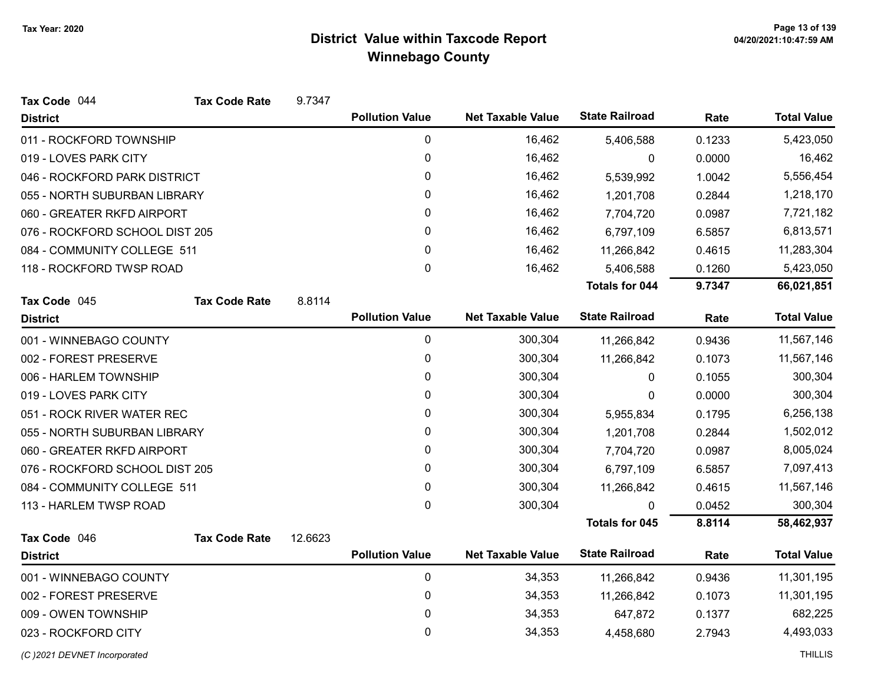# District Value within Taxcode Report
## Winnebago County

Tax Year: 2020

**Tax Code** 044 **Tax Code Rate** 9.7347

| District | Pollution Value | Net Taxable Value | State Railroad | Rate | Total Value |
|---|---|---|---|---|---|
| 011 - ROCKFORD TOWNSHIP | 0 | 16,462 | 5,406,588 | 0.1233 | 5,423,050 |
| 019 - LOVES PARK CITY | 0 | 16,462 | 0 | 0.0000 | 16,462 |
| 046 - ROCKFORD PARK DISTRICT | 0 | 16,462 | 5,539,992 | 1.0042 | 5,556,454 |
| 055 - NORTH SUBURBAN LIBRARY | 0 | 16,462 | 1,201,708 | 0.2844 | 1,218,170 |
| 060 - GREATER RKFD AIRPORT | 0 | 16,462 | 7,704,720 | 0.0987 | 7,721,182 |
| 076 - ROCKFORD SCHOOL DIST 205 | 0 | 16,462 | 6,797,109 | 6.5857 | 6,813,571 |
| 084 - COMMUNITY COLLEGE 511 | 0 | 16,462 | 11,266,842 | 0.4615 | 11,283,304 |
| 118 - ROCKFORD TWSP ROAD | 0 | 16,462 | 5,406,588 | 0.1260 | 5,423,050 |
| | | | **Totals for 044** | **9.7347** | **66,021,851** |

**Tax Code** 045 **Tax Code Rate** 8.8114

| District | Pollution Value | Net Taxable Value | State Railroad | Rate | Total Value |
|---|---|---|---|---|---|
| 001 - WINNEBAGO COUNTY | 0 | 300,304 | 11,266,842 | 0.9436 | 11,567,146 |
| 002 - FOREST PRESERVE | 0 | 300,304 | 11,266,842 | 0.1073 | 11,567,146 |
| 006 - HARLEM TOWNSHIP | 0 | 300,304 | 0 | 0.1055 | 300,304 |
| 019 - LOVES PARK CITY | 0 | 300,304 | 0 | 0.0000 | 300,304 |
| 051 - ROCK RIVER WATER REC | 0 | 300,304 | 5,955,834 | 0.1795 | 6,256,138 |
| 055 - NORTH SUBURBAN LIBRARY | 0 | 300,304 | 1,201,708 | 0.2844 | 1,502,012 |
| 060 - GREATER RKFD AIRPORT | 0 | 300,304 | 7,704,720 | 0.0987 | 8,005,024 |
| 076 - ROCKFORD SCHOOL DIST 205 | 0 | 300,304 | 6,797,109 | 6.5857 | 7,097,413 |
| 084 - COMMUNITY COLLEGE 511 | 0 | 300,304 | 11,266,842 | 0.4615 | 11,567,146 |
| 113 - HARLEM TWSP ROAD | 0 | 300,304 | 0 | 0.0452 | 300,304 |
| | | | **Totals for 045** | **8.8114** | **58,462,937** |

**Tax Code** 046 **Tax Code Rate** 12.6623

| District | Pollution Value | Net Taxable Value | State Railroad | Rate | Total Value |
|---|---|---|---|---|---|
| 001 - WINNEBAGO COUNTY | 0 | 34,353 | 11,266,842 | 0.9436 | 11,301,195 |
| 002 - FOREST PRESERVE | 0 | 34,353 | 11,266,842 | 0.1073 | 11,301,195 |
| 009 - OWEN TOWNSHIP | 0 | 34,353 | 647,872 | 0.1377 | 682,225 |
| 023 - ROCKFORD CITY | 0 | 34,353 | 4,458,680 | 2.7943 | 4,493,033 |

(C )2021 DEVNET Incorporated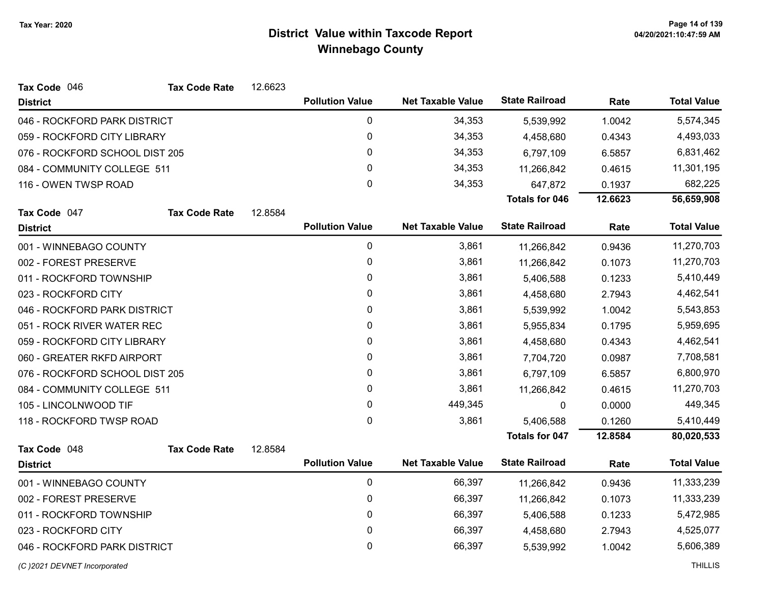**Tax Year: 2020**

# District Value within Taxcode Report
## Winnebago County

**Tax Code** 046 **Tax Code Rate** 12.6623

| District | Pollution Value | Net Taxable Value | State Railroad | Rate | Total Value |
|---|---|---|---|---|---|
| 046 - ROCKFORD PARK DISTRICT | 0 | 34,353 | 5,539,992 | 1.0042 | 5,574,345 |
| 059 - ROCKFORD CITY LIBRARY | 0 | 34,353 | 4,458,680 | 0.4343 | 4,493,033 |
| 076 - ROCKFORD SCHOOL DIST 205 | 0 | 34,353 | 6,797,109 | 6.5857 | 6,831,462 |
| 084 - COMMUNITY COLLEGE 511 | 0 | 34,353 | 11,266,842 | 0.4615 | 11,301,195 |
| 116 - OWEN TWSP ROAD | 0 | 34,353 | 647,872 | 0.1937 | 682,225 |
| | | | **Totals for 046** | **12.6623** | **56,659,908** |

**Tax Code** 047 **Tax Code Rate** 12.8584

| District | Pollution Value | Net Taxable Value | State Railroad | Rate | Total Value |
|---|---|---|---|---|---|
| 001 - WINNEBAGO COUNTY | 0 | 3,861 | 11,266,842 | 0.9436 | 11,270,703 |
| 002 - FOREST PRESERVE | 0 | 3,861 | 11,266,842 | 0.1073 | 11,270,703 |
| 011 - ROCKFORD TOWNSHIP | 0 | 3,861 | 5,406,588 | 0.1233 | 5,410,449 |
| 023 - ROCKFORD CITY | 0 | 3,861 | 4,458,680 | 2.7943 | 4,462,541 |
| 046 - ROCKFORD PARK DISTRICT | 0 | 3,861 | 5,539,992 | 1.0042 | 5,543,853 |
| 051 - ROCK RIVER WATER REC | 0 | 3,861 | 5,955,834 | 0.1795 | 5,959,695 |
| 059 - ROCKFORD CITY LIBRARY | 0 | 3,861 | 4,458,680 | 0.4343 | 4,462,541 |
| 060 - GREATER RKFD AIRPORT | 0 | 3,861 | 7,704,720 | 0.0987 | 7,708,581 |
| 076 - ROCKFORD SCHOOL DIST 205 | 0 | 3,861 | 6,797,109 | 6.5857 | 6,800,970 |
| 084 - COMMUNITY COLLEGE 511 | 0 | 3,861 | 11,266,842 | 0.4615 | 11,270,703 |
| 105 - LINCOLNWOOD TIF | 0 | 449,345 | 0 | 0.0000 | 449,345 |
| 118 - ROCKFORD TWSP ROAD | 0 | 3,861 | 5,406,588 | 0.1260 | 5,410,449 |
| | | | **Totals for 047** | **12.8584** | **80,020,533** |

**Tax Code** 048 **Tax Code Rate** 12.8584

| District | Pollution Value | Net Taxable Value | State Railroad | Rate | Total Value |
|---|---|---|---|---|---|
| 001 - WINNEBAGO COUNTY | 0 | 66,397 | 11,266,842 | 0.9436 | 11,333,239 |
| 002 - FOREST PRESERVE | 0 | 66,397 | 11,266,842 | 0.1073 | 11,333,239 |
| 011 - ROCKFORD TOWNSHIP | 0 | 66,397 | 5,406,588 | 0.1233 | 5,472,985 |
| 023 - ROCKFORD CITY | 0 | 66,397 | 4,458,680 | 2.7943 | 4,525,077 |
| 046 - ROCKFORD PARK DISTRICT | 0 | 66,397 | 5,539,992 | 1.0042 | 5,606,389 |

*(C )2021 DEVNET Incorporated* THILLIS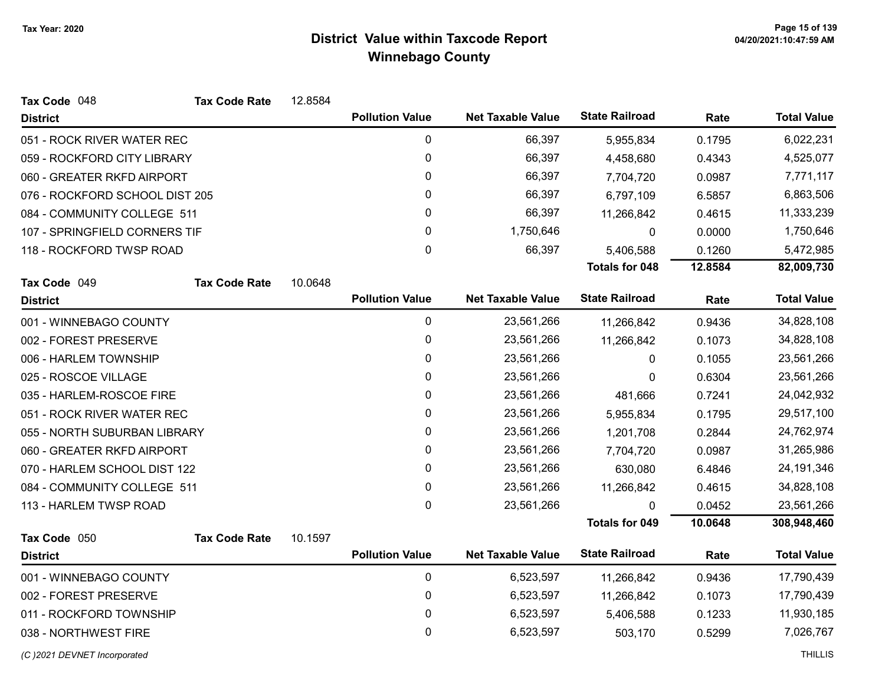# District Value within Taxcode Report
## Winnebago County

Tax Year: 2020

**Tax Code** 048 **Tax Code Rate** 12.8584

| District | Pollution Value | Net Taxable Value | State Railroad | Rate | Total Value |
|---|---|---|---|---|---|
| 051 - ROCK RIVER WATER REC | 0 | 66,397 | 5,955,834 | 0.1795 | 6,022,231 |
| 059 - ROCKFORD CITY LIBRARY | 0 | 66,397 | 4,458,680 | 0.4343 | 4,525,077 |
| 060 - GREATER RKFD AIRPORT | 0 | 66,397 | 7,704,720 | 0.0987 | 7,771,117 |
| 076 - ROCKFORD SCHOOL DIST 205 | 0 | 66,397 | 6,797,109 | 6.5857 | 6,863,506 |
| 084 - COMMUNITY COLLEGE 511 | 0 | 66,397 | 11,266,842 | 0.4615 | 11,333,239 |
| 107 - SPRINGFIELD CORNERS TIF | 0 | 1,750,646 | 0 | 0.0000 | 1,750,646 |
| 118 - ROCKFORD TWSP ROAD | 0 | 66,397 | 5,406,588 | 0.1260 | 5,472,985 |
| | | | **Totals for 048** | **12.8584** | **82,009,730** |

**Tax Code** 049 **Tax Code Rate** 10.0648

| District | Pollution Value | Net Taxable Value | State Railroad | Rate | Total Value |
|---|---|---|---|---|---|
| 001 - WINNEBAGO COUNTY | 0 | 23,561,266 | 11,266,842 | 0.9436 | 34,828,108 |
| 002 - FOREST PRESERVE | 0 | 23,561,266 | 11,266,842 | 0.1073 | 34,828,108 |
| 006 - HARLEM TOWNSHIP | 0 | 23,561,266 | 0 | 0.1055 | 23,561,266 |
| 025 - ROSCOE VILLAGE | 0 | 23,561,266 | 0 | 0.6304 | 23,561,266 |
| 035 - HARLEM-ROSCOE FIRE | 0 | 23,561,266 | 481,666 | 0.7241 | 24,042,932 |
| 051 - ROCK RIVER WATER REC | 0 | 23,561,266 | 5,955,834 | 0.1795 | 29,517,100 |
| 055 - NORTH SUBURBAN LIBRARY | 0 | 23,561,266 | 1,201,708 | 0.2844 | 24,762,974 |
| 060 - GREATER RKFD AIRPORT | 0 | 23,561,266 | 7,704,720 | 0.0987 | 31,265,986 |
| 070 - HARLEM SCHOOL DIST 122 | 0 | 23,561,266 | 630,080 | 6.4846 | 24,191,346 |
| 084 - COMMUNITY COLLEGE 511 | 0 | 23,561,266 | 11,266,842 | 0.4615 | 34,828,108 |
| 113 - HARLEM TWSP ROAD | 0 | 23,561,266 | 0 | 0.0452 | 23,561,266 |
| | | | **Totals for 049** | **10.0648** | **308,948,460** |

**Tax Code** 050 **Tax Code Rate** 10.1597

| District | Pollution Value | Net Taxable Value | State Railroad | Rate | Total Value |
|---|---|---|---|---|---|
| 001 - WINNEBAGO COUNTY | 0 | 6,523,597 | 11,266,842 | 0.9436 | 17,790,439 |
| 002 - FOREST PRESERVE | 0 | 6,523,597 | 11,266,842 | 0.1073 | 17,790,439 |
| 011 - ROCKFORD TOWNSHIP | 0 | 6,523,597 | 5,406,588 | 0.1233 | 11,930,185 |
| 038 - NORTHWEST FIRE | 0 | 6,523,597 | 503,170 | 0.5299 | 7,026,767 |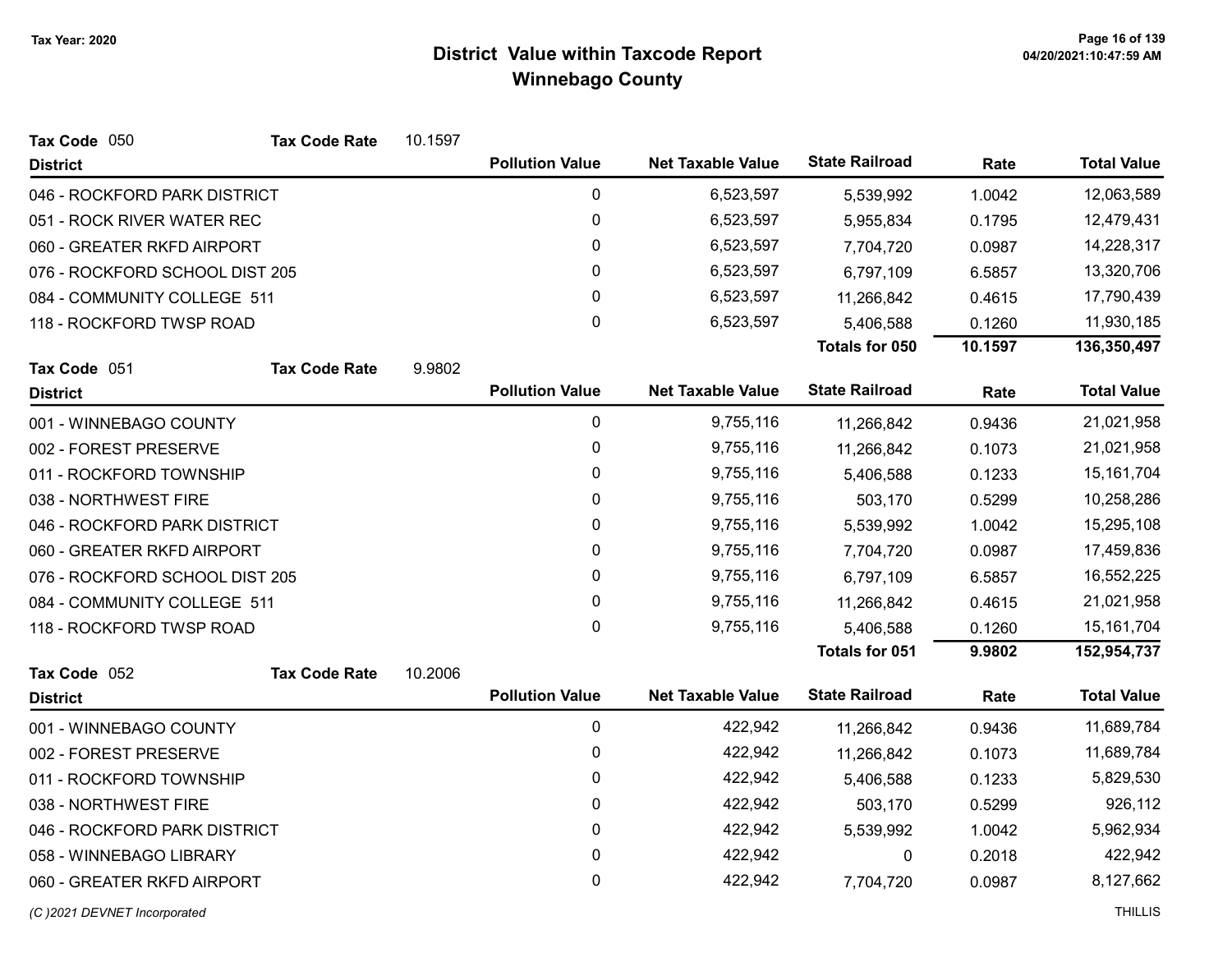# District Value within Taxcode Report
## Winnebago County

Tax Year: 2020

**Tax Code** 050 **Tax Code Rate** 10.1597

| District | Pollution Value | Net Taxable Value | State Railroad | Rate | Total Value |
|---|---|---|---|---|---|
| 046 - ROCKFORD PARK DISTRICT | 0 | 6,523,597 | 5,539,992 | 1.0042 | 12,063,589 |
| 051 - ROCK RIVER WATER REC | 0 | 6,523,597 | 5,955,834 | 0.1795 | 12,479,431 |
| 060 - GREATER RKFD AIRPORT | 0 | 6,523,597 | 7,704,720 | 0.0987 | 14,228,317 |
| 076 - ROCKFORD SCHOOL DIST 205 | 0 | 6,523,597 | 6,797,109 | 6.5857 | 13,320,706 |
| 084 - COMMUNITY COLLEGE 511 | 0 | 6,523,597 | 11,266,842 | 0.4615 | 17,790,439 |
| 118 - ROCKFORD TWSP ROAD | 0 | 6,523,597 | 5,406,588 | 0.1260 | 11,930,185 |
| | | | **Totals for 050** | **10.1597** | **136,350,497** |

**Tax Code** 051 **Tax Code Rate** 9.9802

| District | Pollution Value | Net Taxable Value | State Railroad | Rate | Total Value |
|---|---|---|---|---|---|
| 001 - WINNEBAGO COUNTY | 0 | 9,755,116 | 11,266,842 | 0.9436 | 21,021,958 |
| 002 - FOREST PRESERVE | 0 | 9,755,116 | 11,266,842 | 0.1073 | 21,021,958 |
| 011 - ROCKFORD TOWNSHIP | 0 | 9,755,116 | 5,406,588 | 0.1233 | 15,161,704 |
| 038 - NORTHWEST FIRE | 0 | 9,755,116 | 503,170 | 0.5299 | 10,258,286 |
| 046 - ROCKFORD PARK DISTRICT | 0 | 9,755,116 | 5,539,992 | 1.0042 | 15,295,108 |
| 060 - GREATER RKFD AIRPORT | 0 | 9,755,116 | 7,704,720 | 0.0987 | 17,459,836 |
| 076 - ROCKFORD SCHOOL DIST 205 | 0 | 9,755,116 | 6,797,109 | 6.5857 | 16,552,225 |
| 084 - COMMUNITY COLLEGE 511 | 0 | 9,755,116 | 11,266,842 | 0.4615 | 21,021,958 |
| 118 - ROCKFORD TWSP ROAD | 0 | 9,755,116 | 5,406,588 | 0.1260 | 15,161,704 |
| | | | **Totals for 051** | **9.9802** | **152,954,737** |

**Tax Code** 052 **Tax Code Rate** 10.2006

| District | Pollution Value | Net Taxable Value | State Railroad | Rate | Total Value |
|---|---|---|---|---|---|
| 001 - WINNEBAGO COUNTY | 0 | 422,942 | 11,266,842 | 0.9436 | 11,689,784 |
| 002 - FOREST PRESERVE | 0 | 422,942 | 11,266,842 | 0.1073 | 11,689,784 |
| 011 - ROCKFORD TOWNSHIP | 0 | 422,942 | 5,406,588 | 0.1233 | 5,829,530 |
| 038 - NORTHWEST FIRE | 0 | 422,942 | 503,170 | 0.5299 | 926,112 |
| 046 - ROCKFORD PARK DISTRICT | 0 | 422,942 | 5,539,992 | 1.0042 | 5,962,934 |
| 058 - WINNEBAGO LIBRARY | 0 | 422,942 | 0 | 0.2018 | 422,942 |
| 060 - GREATER RKFD AIRPORT | 0 | 422,942 | 7,704,720 | 0.0987 | 8,127,662 |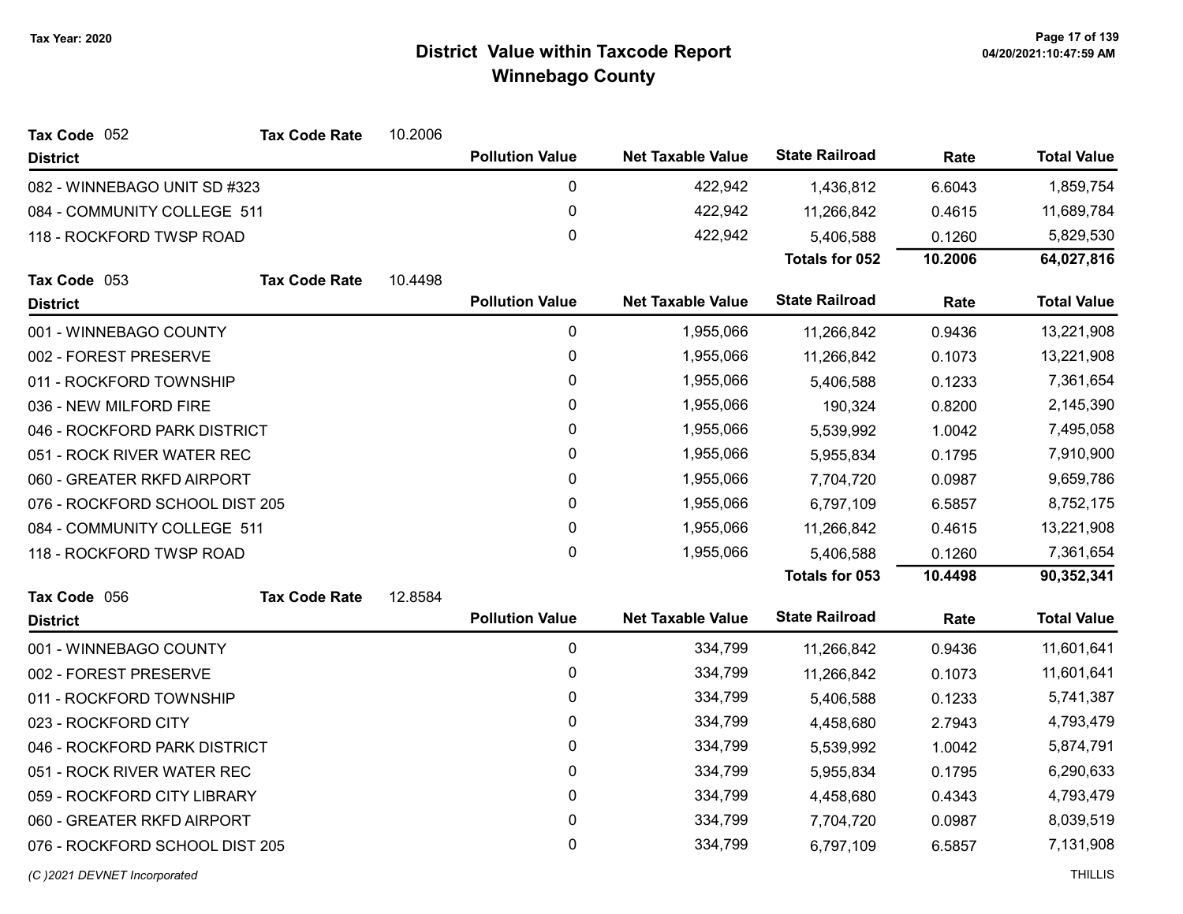# District Value within Taxcode Report
## Winnebago County

Tax Year: 2020

**Tax Code** 052 **Tax Code Rate** 10.2006

| District | Pollution Value | Net Taxable Value | State Railroad | Rate | Total Value |
|---|---|---|---|---|---|
| 082 - WINNEBAGO UNIT SD #323 | 0 | 422,942 | 1,436,812 | 6.6043 | 1,859,754 |
| 084 - COMMUNITY COLLEGE 511 | 0 | 422,942 | 11,266,842 | 0.4615 | 11,689,784 |
| 118 - ROCKFORD TWSP ROAD | 0 | 422,942 | 5,406,588 | 0.1260 | 5,829,530 |
| | | | **Totals for 052** | **10.2006** | **64,027,816** |

**Tax Code** 053 **Tax Code Rate** 10.4498

| District | Pollution Value | Net Taxable Value | State Railroad | Rate | Total Value |
|---|---|---|---|---|---|
| 001 - WINNEBAGO COUNTY | 0 | 1,955,066 | 11,266,842 | 0.9436 | 13,221,908 |
| 002 - FOREST PRESERVE | 0 | 1,955,066 | 11,266,842 | 0.1073 | 13,221,908 |
| 011 - ROCKFORD TOWNSHIP | 0 | 1,955,066 | 5,406,588 | 0.1233 | 7,361,654 |
| 036 - NEW MILFORD FIRE | 0 | 1,955,066 | 190,324 | 0.8200 | 2,145,390 |
| 046 - ROCKFORD PARK DISTRICT | 0 | 1,955,066 | 5,539,992 | 1.0042 | 7,495,058 |
| 051 - ROCK RIVER WATER REC | 0 | 1,955,066 | 5,955,834 | 0.1795 | 7,910,900 |
| 060 - GREATER RKFD AIRPORT | 0 | 1,955,066 | 7,704,720 | 0.0987 | 9,659,786 |
| 076 - ROCKFORD SCHOOL DIST 205 | 0 | 1,955,066 | 6,797,109 | 6.5857 | 8,752,175 |
| 084 - COMMUNITY COLLEGE 511 | 0 | 1,955,066 | 11,266,842 | 0.4615 | 13,221,908 |
| 118 - ROCKFORD TWSP ROAD | 0 | 1,955,066 | 5,406,588 | 0.1260 | 7,361,654 |
| | | | **Totals for 053** | **10.4498** | **90,352,341** |

**Tax Code** 056 **Tax Code Rate** 12.8584

| District | Pollution Value | Net Taxable Value | State Railroad | Rate | Total Value |
|---|---|---|---|---|---|
| 001 - WINNEBAGO COUNTY | 0 | 334,799 | 11,266,842 | 0.9436 | 11,601,641 |
| 002 - FOREST PRESERVE | 0 | 334,799 | 11,266,842 | 0.1073 | 11,601,641 |
| 011 - ROCKFORD TOWNSHIP | 0 | 334,799 | 5,406,588 | 0.1233 | 5,741,387 |
| 023 - ROCKFORD CITY | 0 | 334,799 | 4,458,680 | 2.7943 | 4,793,479 |
| 046 - ROCKFORD PARK DISTRICT | 0 | 334,799 | 5,539,992 | 1.0042 | 5,874,791 |
| 051 - ROCK RIVER WATER REC | 0 | 334,799 | 5,955,834 | 0.1795 | 6,290,633 |
| 059 - ROCKFORD CITY LIBRARY | 0 | 334,799 | 4,458,680 | 0.4343 | 4,793,479 |
| 060 - GREATER RKFD AIRPORT | 0 | 334,799 | 7,704,720 | 0.0987 | 8,039,519 |
| 076 - ROCKFORD SCHOOL DIST 205 | 0 | 334,799 | 6,797,109 | 6.5857 | 7,131,908 |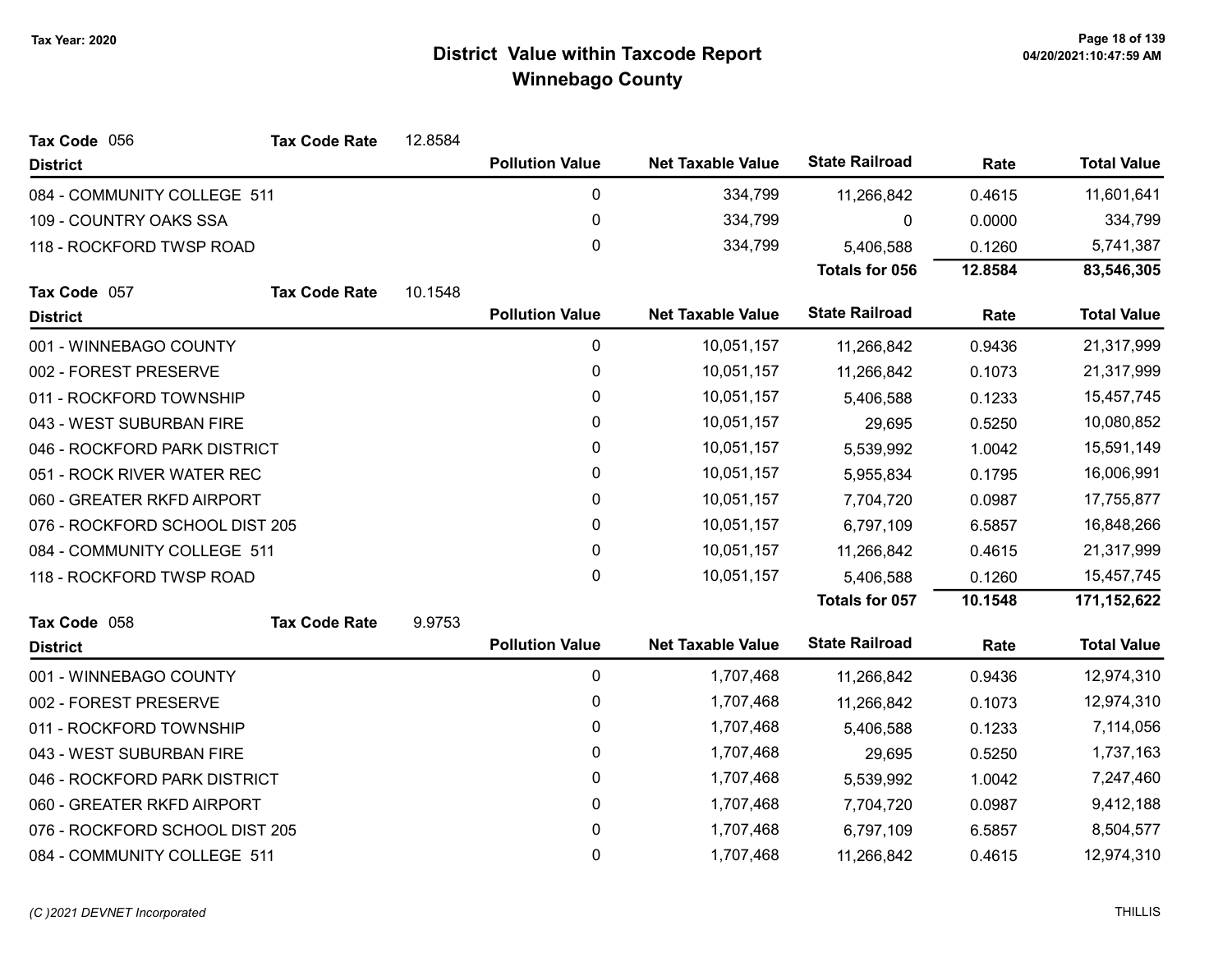# District Value within Taxcode Report
## Winnebago County

Tax Year: 2020

**Tax Code** 056 **Tax Code Rate** 12.8584

| District | Pollution Value | Net Taxable Value | State Railroad | Rate | Total Value |
|---|---|---|---|---|---|
| 084 - COMMUNITY COLLEGE 511 | 0 | 334,799 | 11,266,842 | 0.4615 | 11,601,641 |
| 109 - COUNTRY OAKS SSA | 0 | 334,799 | 0 | 0.0000 | 334,799 |
| 118 - ROCKFORD TWSP ROAD | 0 | 334,799 | 5,406,588 | 0.1260 | 5,741,387 |
| | | | **Totals for 056** | **12.8584** | **83,546,305** |

**Tax Code** 057 **Tax Code Rate** 10.1548

| District | Pollution Value | Net Taxable Value | State Railroad | Rate | Total Value |
|---|---|---|---|---|---|
| 001 - WINNEBAGO COUNTY | 0 | 10,051,157 | 11,266,842 | 0.9436 | 21,317,999 |
| 002 - FOREST PRESERVE | 0 | 10,051,157 | 11,266,842 | 0.1073 | 21,317,999 |
| 011 - ROCKFORD TOWNSHIP | 0 | 10,051,157 | 5,406,588 | 0.1233 | 15,457,745 |
| 043 - WEST SUBURBAN FIRE | 0 | 10,051,157 | 29,695 | 0.5250 | 10,080,852 |
| 046 - ROCKFORD PARK DISTRICT | 0 | 10,051,157 | 5,539,992 | 1.0042 | 15,591,149 |
| 051 - ROCK RIVER WATER REC | 0 | 10,051,157 | 5,955,834 | 0.1795 | 16,006,991 |
| 060 - GREATER RKFD AIRPORT | 0 | 10,051,157 | 7,704,720 | 0.0987 | 17,755,877 |
| 076 - ROCKFORD SCHOOL DIST 205 | 0 | 10,051,157 | 6,797,109 | 6.5857 | 16,848,266 |
| 084 - COMMUNITY COLLEGE 511 | 0 | 10,051,157 | 11,266,842 | 0.4615 | 21,317,999 |
| 118 - ROCKFORD TWSP ROAD | 0 | 10,051,157 | 5,406,588 | 0.1260 | 15,457,745 |
| | | | **Totals for 057** | **10.1548** | **171,152,622** |

**Tax Code** 058 **Tax Code Rate** 9.9753

| District | Pollution Value | Net Taxable Value | State Railroad | Rate | Total Value |
|---|---|---|---|---|---|
| 001 - WINNEBAGO COUNTY | 0 | 1,707,468 | 11,266,842 | 0.9436 | 12,974,310 |
| 002 - FOREST PRESERVE | 0 | 1,707,468 | 11,266,842 | 0.1073 | 12,974,310 |
| 011 - ROCKFORD TOWNSHIP | 0 | 1,707,468 | 5,406,588 | 0.1233 | 7,114,056 |
| 043 - WEST SUBURBAN FIRE | 0 | 1,707,468 | 29,695 | 0.5250 | 1,737,163 |
| 046 - ROCKFORD PARK DISTRICT | 0 | 1,707,468 | 5,539,992 | 1.0042 | 7,247,460 |
| 060 - GREATER RKFD AIRPORT | 0 | 1,707,468 | 7,704,720 | 0.0987 | 9,412,188 |
| 076 - ROCKFORD SCHOOL DIST 205 | 0 | 1,707,468 | 6,797,109 | 6.5857 | 8,504,577 |
| 084 - COMMUNITY COLLEGE 511 | 0 | 1,707,468 | 11,266,842 | 0.4615 | 12,974,310 |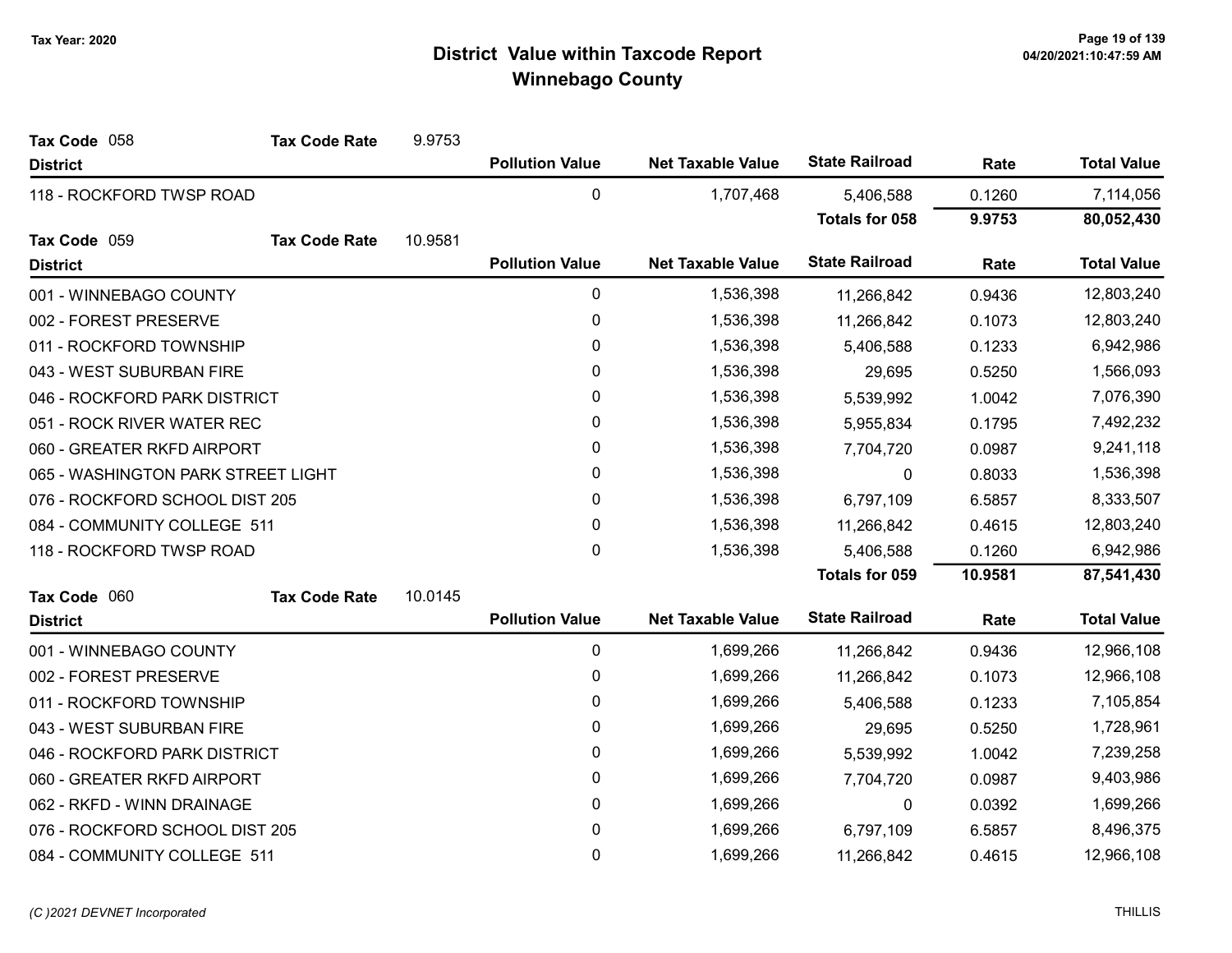# District Value within Taxcode Report
## Winnebago County

Tax Year: 2020

**Tax Code** 058 **Tax Code Rate** 9.9753

| District | Pollution Value | Net Taxable Value | State Railroad | Rate | Total Value |
|---|---|---|---|---|---|
| 118 - ROCKFORD TWSP ROAD | 0 | 1,707,468 | 5,406,588 | 0.1260 | 7,114,056 |
| | | | **Totals for 058** | **9.9753** | **80,052,430** |

**Tax Code** 059 **Tax Code Rate** 10.9581

| District | Pollution Value | Net Taxable Value | State Railroad | Rate | Total Value |
|---|---|---|---|---|---|
| 001 - WINNEBAGO COUNTY | 0 | 1,536,398 | 11,266,842 | 0.9436 | 12,803,240 |
| 002 - FOREST PRESERVE | 0 | 1,536,398 | 11,266,842 | 0.1073 | 12,803,240 |
| 011 - ROCKFORD TOWNSHIP | 0 | 1,536,398 | 5,406,588 | 0.1233 | 6,942,986 |
| 043 - WEST SUBURBAN FIRE | 0 | 1,536,398 | 29,695 | 0.5250 | 1,566,093 |
| 046 - ROCKFORD PARK DISTRICT | 0 | 1,536,398 | 5,539,992 | 1.0042 | 7,076,390 |
| 051 - ROCK RIVER WATER REC | 0 | 1,536,398 | 5,955,834 | 0.1795 | 7,492,232 |
| 060 - GREATER RKFD AIRPORT | 0 | 1,536,398 | 7,704,720 | 0.0987 | 9,241,118 |
| 065 - WASHINGTON PARK STREET LIGHT | 0 | 1,536,398 | 0 | 0.8033 | 1,536,398 |
| 076 - ROCKFORD SCHOOL DIST 205 | 0 | 1,536,398 | 6,797,109 | 6.5857 | 8,333,507 |
| 084 - COMMUNITY COLLEGE 511 | 0 | 1,536,398 | 11,266,842 | 0.4615 | 12,803,240 |
| 118 - ROCKFORD TWSP ROAD | 0 | 1,536,398 | 5,406,588 | 0.1260 | 6,942,986 |
| | | | **Totals for 059** | **10.9581** | **87,541,430** |

**Tax Code** 060 **Tax Code Rate** 10.0145

| District | Pollution Value | Net Taxable Value | State Railroad | Rate | Total Value |
|---|---|---|---|---|---|
| 001 - WINNEBAGO COUNTY | 0 | 1,699,266 | 11,266,842 | 0.9436 | 12,966,108 |
| 002 - FOREST PRESERVE | 0 | 1,699,266 | 11,266,842 | 0.1073 | 12,966,108 |
| 011 - ROCKFORD TOWNSHIP | 0 | 1,699,266 | 5,406,588 | 0.1233 | 7,105,854 |
| 043 - WEST SUBURBAN FIRE | 0 | 1,699,266 | 29,695 | 0.5250 | 1,728,961 |
| 046 - ROCKFORD PARK DISTRICT | 0 | 1,699,266 | 5,539,992 | 1.0042 | 7,239,258 |
| 060 - GREATER RKFD AIRPORT | 0 | 1,699,266 | 7,704,720 | 0.0987 | 9,403,986 |
| 062 - RKFD - WINN DRAINAGE | 0 | 1,699,266 | 0 | 0.0392 | 1,699,266 |
| 076 - ROCKFORD SCHOOL DIST 205 | 0 | 1,699,266 | 6,797,109 | 6.5857 | 8,496,375 |
| 084 - COMMUNITY COLLEGE 511 | 0 | 1,699,266 | 11,266,842 | 0.4615 | 12,966,108 |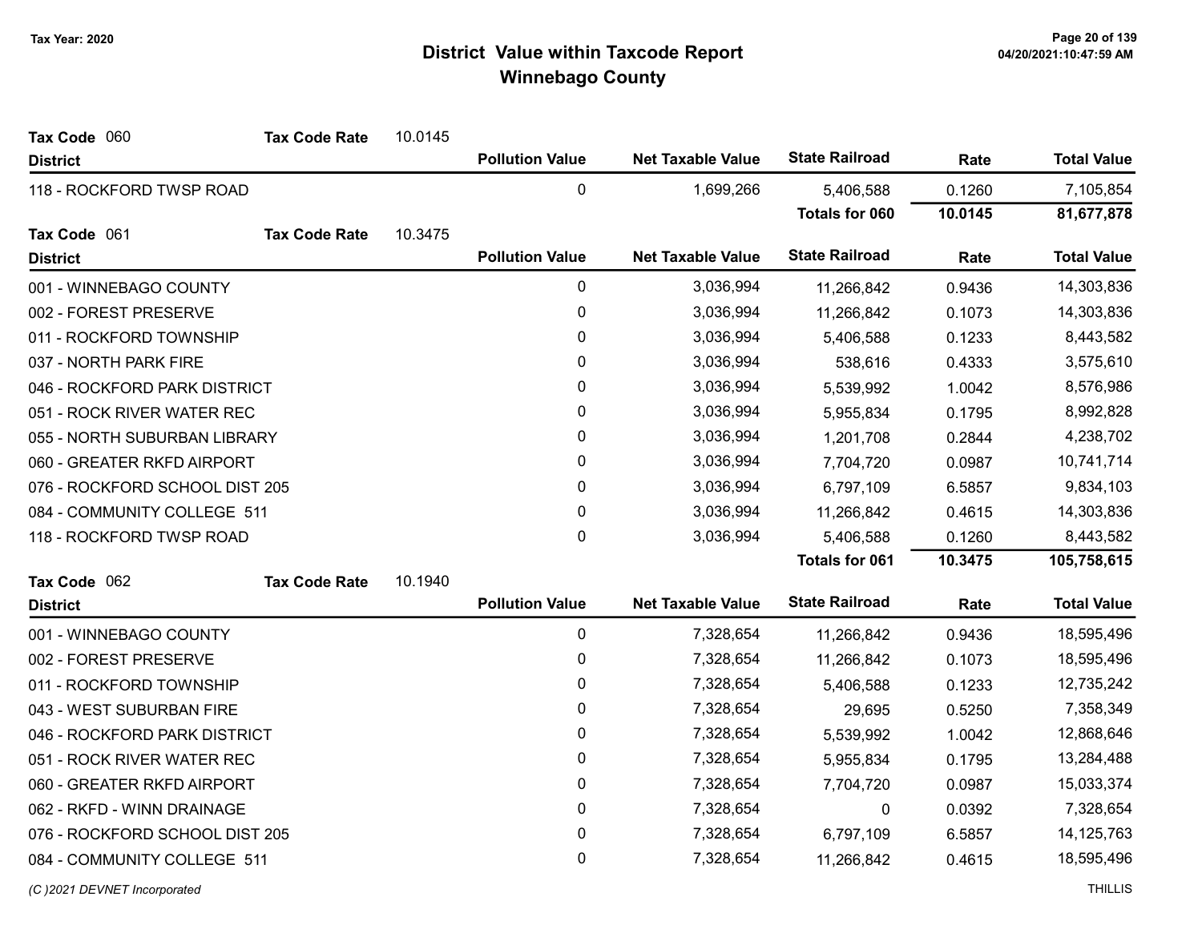# District Value within Taxcode Report
## Winnebago County

Tax Year: 2020

**Tax Code** 060 **Tax Code Rate** 10.0145

| District | Pollution Value | Net Taxable Value | State Railroad | Rate | Total Value |
|---|---|---|---|---|---|
| 118 - ROCKFORD TWSP ROAD | 0 | 1,699,266 | 5,406,588 | 0.1260 | 7,105,854 |
| | | | **Totals for 060** | **10.0145** | **81,677,878** |

**Tax Code** 061 **Tax Code Rate** 10.3475

| District | Pollution Value | Net Taxable Value | State Railroad | Rate | Total Value |
|---|---|---|---|---|---|
| 001 - WINNEBAGO COUNTY | 0 | 3,036,994 | 11,266,842 | 0.9436 | 14,303,836 |
| 002 - FOREST PRESERVE | 0 | 3,036,994 | 11,266,842 | 0.1073 | 14,303,836 |
| 011 - ROCKFORD TOWNSHIP | 0 | 3,036,994 | 5,406,588 | 0.1233 | 8,443,582 |
| 037 - NORTH PARK FIRE | 0 | 3,036,994 | 538,616 | 0.4333 | 3,575,610 |
| 046 - ROCKFORD PARK DISTRICT | 0 | 3,036,994 | 5,539,992 | 1.0042 | 8,576,986 |
| 051 - ROCK RIVER WATER REC | 0 | 3,036,994 | 5,955,834 | 0.1795 | 8,992,828 |
| 055 - NORTH SUBURBAN LIBRARY | 0 | 3,036,994 | 1,201,708 | 0.2844 | 4,238,702 |
| 060 - GREATER RKFD AIRPORT | 0 | 3,036,994 | 7,704,720 | 0.0987 | 10,741,714 |
| 076 - ROCKFORD SCHOOL DIST 205 | 0 | 3,036,994 | 6,797,109 | 6.5857 | 9,834,103 |
| 084 - COMMUNITY COLLEGE 511 | 0 | 3,036,994 | 11,266,842 | 0.4615 | 14,303,836 |
| 118 - ROCKFORD TWSP ROAD | 0 | 3,036,994 | 5,406,588 | 0.1260 | 8,443,582 |
| | | | **Totals for 061** | **10.3475** | **105,758,615** |

**Tax Code** 062 **Tax Code Rate** 10.1940

| District | Pollution Value | Net Taxable Value | State Railroad | Rate | Total Value |
|---|---|---|---|---|---|
| 001 - WINNEBAGO COUNTY | 0 | 7,328,654 | 11,266,842 | 0.9436 | 18,595,496 |
| 002 - FOREST PRESERVE | 0 | 7,328,654 | 11,266,842 | 0.1073 | 18,595,496 |
| 011 - ROCKFORD TOWNSHIP | 0 | 7,328,654 | 5,406,588 | 0.1233 | 12,735,242 |
| 043 - WEST SUBURBAN FIRE | 0 | 7,328,654 | 29,695 | 0.5250 | 7,358,349 |
| 046 - ROCKFORD PARK DISTRICT | 0 | 7,328,654 | 5,539,992 | 1.0042 | 12,868,646 |
| 051 - ROCK RIVER WATER REC | 0 | 7,328,654 | 5,955,834 | 0.1795 | 13,284,488 |
| 060 - GREATER RKFD AIRPORT | 0 | 7,328,654 | 7,704,720 | 0.0987 | 15,033,374 |
| 062 - RKFD - WINN DRAINAGE | 0 | 7,328,654 | 0 | 0.0392 | 7,328,654 |
| 076 - ROCKFORD SCHOOL DIST 205 | 0 | 7,328,654 | 6,797,109 | 6.5857 | 14,125,763 |
| 084 - COMMUNITY COLLEGE 511 | 0 | 7,328,654 | 11,266,842 | 0.4615 | 18,595,496 |

(C )2021 DEVNET Incorporated THILLIS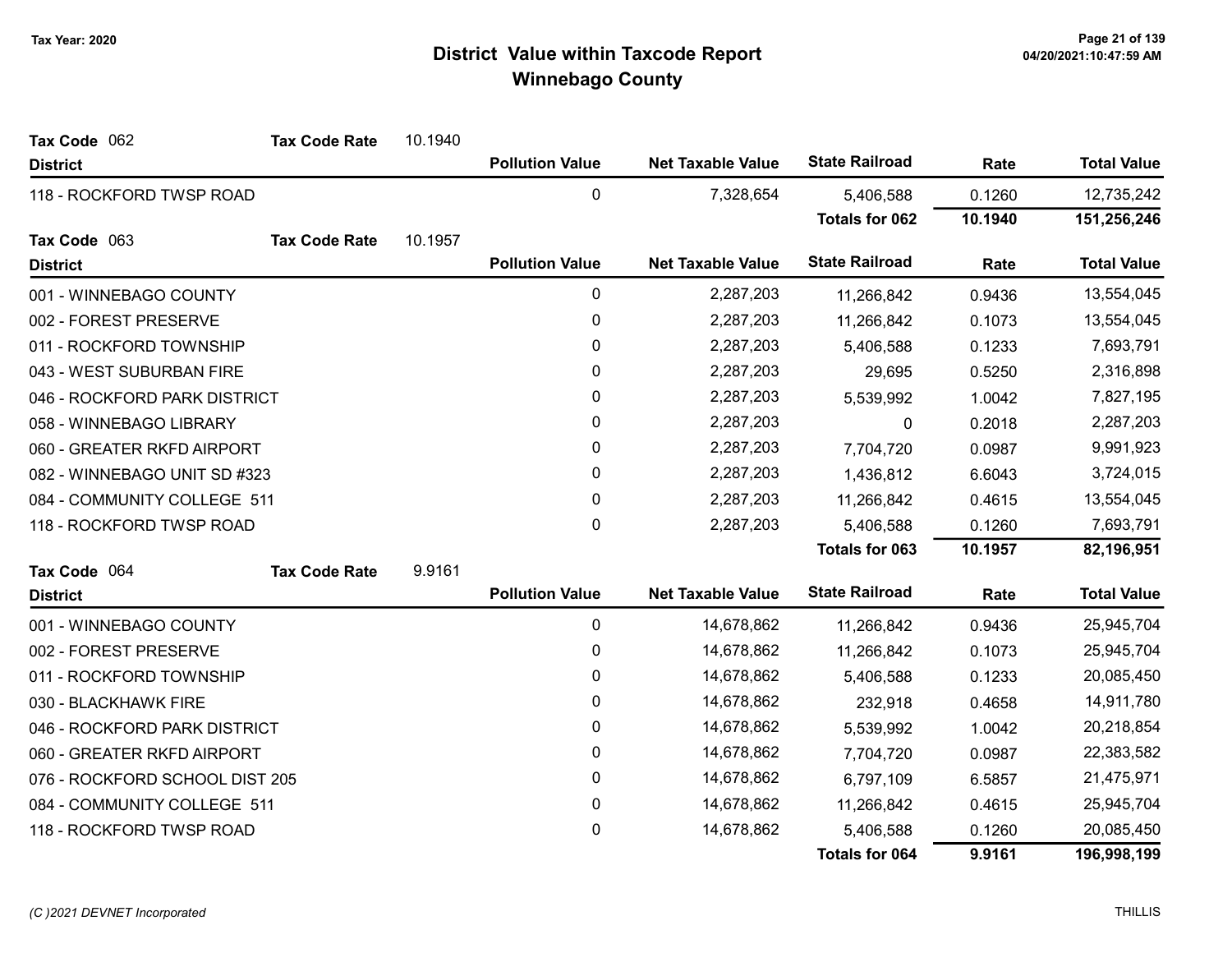# District Value within Taxcode Report
## Winnebago County

Tax Year: 2020

**Tax Code** 062 **Tax Code Rate** 10.1940

| District | Pollution Value | Net Taxable Value | State Railroad | Rate | Total Value |
|---|---|---|---|---|---|
| 118 - ROCKFORD TWSP ROAD | 0 | 7,328,654 | 5,406,588 | 0.1260 | 12,735,242 |
| | | | **Totals for 062** | **10.1940** | **151,256,246** |

**Tax Code** 063 **Tax Code Rate** 10.1957

| District | Pollution Value | Net Taxable Value | State Railroad | Rate | Total Value |
|---|---|---|---|---|---|
| 001 - WINNEBAGO COUNTY | 0 | 2,287,203 | 11,266,842 | 0.9436 | 13,554,045 |
| 002 - FOREST PRESERVE | 0 | 2,287,203 | 11,266,842 | 0.1073 | 13,554,045 |
| 011 - ROCKFORD TOWNSHIP | 0 | 2,287,203 | 5,406,588 | 0.1233 | 7,693,791 |
| 043 - WEST SUBURBAN FIRE | 0 | 2,287,203 | 29,695 | 0.5250 | 2,316,898 |
| 046 - ROCKFORD PARK DISTRICT | 0 | 2,287,203 | 5,539,992 | 1.0042 | 7,827,195 |
| 058 - WINNEBAGO LIBRARY | 0 | 2,287,203 | 0 | 0.2018 | 2,287,203 |
| 060 - GREATER RKFD AIRPORT | 0 | 2,287,203 | 7,704,720 | 0.0987 | 9,991,923 |
| 082 - WINNEBAGO UNIT SD #323 | 0 | 2,287,203 | 1,436,812 | 6.6043 | 3,724,015 |
| 084 - COMMUNITY COLLEGE 511 | 0 | 2,287,203 | 11,266,842 | 0.4615 | 13,554,045 |
| 118 - ROCKFORD TWSP ROAD | 0 | 2,287,203 | 5,406,588 | 0.1260 | 7,693,791 |
| | | | **Totals for 063** | **10.1957** | **82,196,951** |

**Tax Code** 064 **Tax Code Rate** 9.9161

| District | Pollution Value | Net Taxable Value | State Railroad | Rate | Total Value |
|---|---|---|---|---|---|
| 001 - WINNEBAGO COUNTY | 0 | 14,678,862 | 11,266,842 | 0.9436 | 25,945,704 |
| 002 - FOREST PRESERVE | 0 | 14,678,862 | 11,266,842 | 0.1073 | 25,945,704 |
| 011 - ROCKFORD TOWNSHIP | 0 | 14,678,862 | 5,406,588 | 0.1233 | 20,085,450 |
| 030 - BLACKHAWK FIRE | 0 | 14,678,862 | 232,918 | 0.4658 | 14,911,780 |
| 046 - ROCKFORD PARK DISTRICT | 0 | 14,678,862 | 5,539,992 | 1.0042 | 20,218,854 |
| 060 - GREATER RKFD AIRPORT | 0 | 14,678,862 | 7,704,720 | 0.0987 | 22,383,582 |
| 076 - ROCKFORD SCHOOL DIST 205 | 0 | 14,678,862 | 6,797,109 | 6.5857 | 21,475,971 |
| 084 - COMMUNITY COLLEGE 511 | 0 | 14,678,862 | 11,266,842 | 0.4615 | 25,945,704 |
| 118 - ROCKFORD TWSP ROAD | 0 | 14,678,862 | 5,406,588 | 0.1260 | 20,085,450 |
| | | | **Totals for 064** | **9.9161** | **196,998,199** |

*(C )2021 DEVNET Incorporated*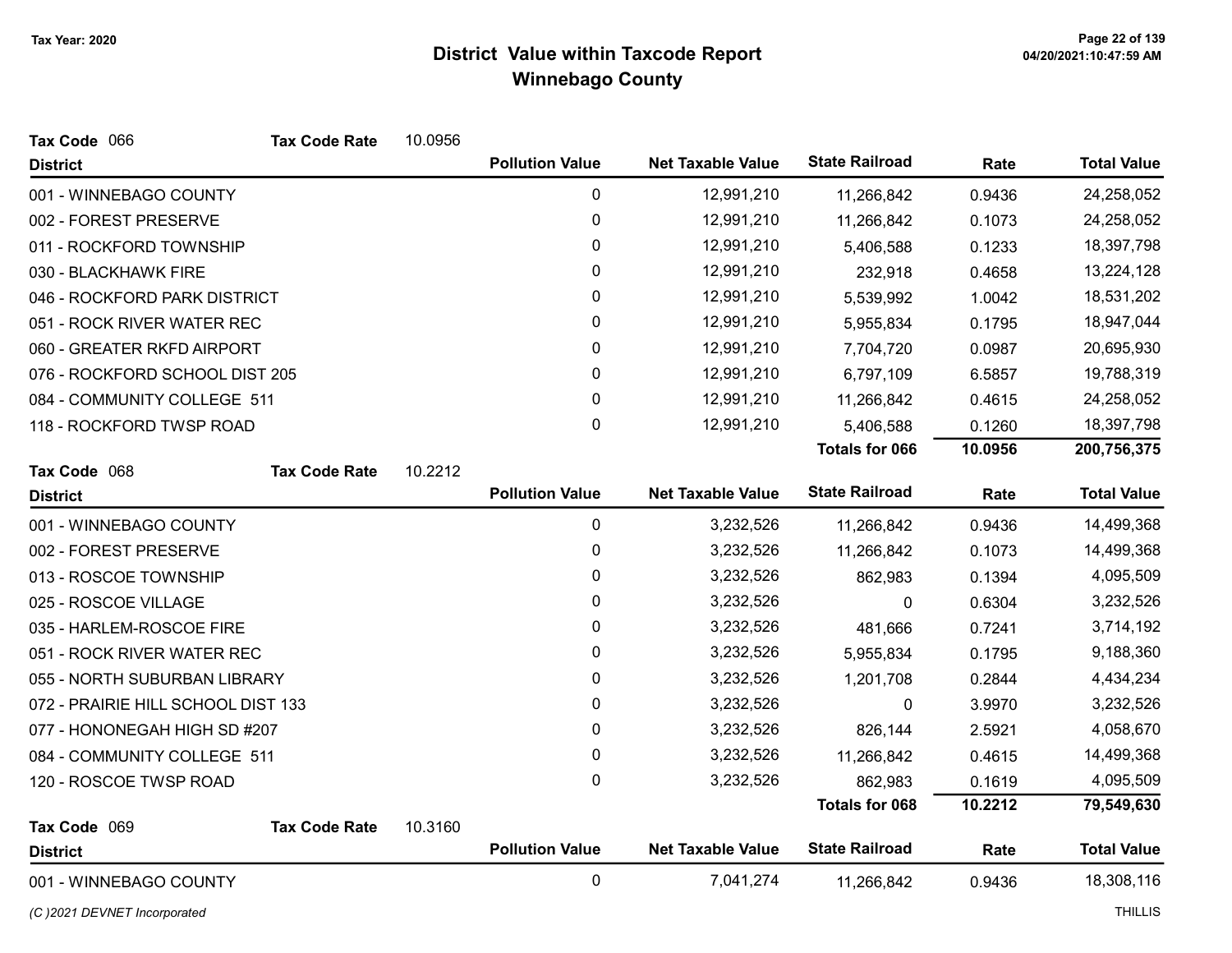# District Value within Taxcode Report
## Winnebago County

Tax Year: 2020

**Tax Code** 066 **Tax Code Rate** 10.0956

| District | Pollution Value | Net Taxable Value | State Railroad | Rate | Total Value |
|---|---|---|---|---|---|
| 001 - WINNEBAGO COUNTY | 0 | 12,991,210 | 11,266,842 | 0.9436 | 24,258,052 |
| 002 - FOREST PRESERVE | 0 | 12,991,210 | 11,266,842 | 0.1073 | 24,258,052 |
| 011 - ROCKFORD TOWNSHIP | 0 | 12,991,210 | 5,406,588 | 0.1233 | 18,397,798 |
| 030 - BLACKHAWK FIRE | 0 | 12,991,210 | 232,918 | 0.4658 | 13,224,128 |
| 046 - ROCKFORD PARK DISTRICT | 0 | 12,991,210 | 5,539,992 | 1.0042 | 18,531,202 |
| 051 - ROCK RIVER WATER REC | 0 | 12,991,210 | 5,955,834 | 0.1795 | 18,947,044 |
| 060 - GREATER RKFD AIRPORT | 0 | 12,991,210 | 7,704,720 | 0.0987 | 20,695,930 |
| 076 - ROCKFORD SCHOOL DIST 205 | 0 | 12,991,210 | 6,797,109 | 6.5857 | 19,788,319 |
| 084 - COMMUNITY COLLEGE 511 | 0 | 12,991,210 | 11,266,842 | 0.4615 | 24,258,052 |
| 118 - ROCKFORD TWSP ROAD | 0 | 12,991,210 | 5,406,588 | 0.1260 | 18,397,798 |
| | | | **Totals for 066** | **10.0956** | **200,756,375** |

**Tax Code** 068 **Tax Code Rate** 10.2212

| District | Pollution Value | Net Taxable Value | State Railroad | Rate | Total Value |
|---|---|---|---|---|---|
| 001 - WINNEBAGO COUNTY | 0 | 3,232,526 | 11,266,842 | 0.9436 | 14,499,368 |
| 002 - FOREST PRESERVE | 0 | 3,232,526 | 11,266,842 | 0.1073 | 14,499,368 |
| 013 - ROSCOE TOWNSHIP | 0 | 3,232,526 | 862,983 | 0.1394 | 4,095,509 |
| 025 - ROSCOE VILLAGE | 0 | 3,232,526 | 0 | 0.6304 | 3,232,526 |
| 035 - HARLEM-ROSCOE FIRE | 0 | 3,232,526 | 481,666 | 0.7241 | 3,714,192 |
| 051 - ROCK RIVER WATER REC | 0 | 3,232,526 | 5,955,834 | 0.1795 | 9,188,360 |
| 055 - NORTH SUBURBAN LIBRARY | 0 | 3,232,526 | 1,201,708 | 0.2844 | 4,434,234 |
| 072 - PRAIRIE HILL SCHOOL DIST 133 | 0 | 3,232,526 | 0 | 3.9970 | 3,232,526 |
| 077 - HONONEGAH HIGH SD #207 | 0 | 3,232,526 | 826,144 | 2.5921 | 4,058,670 |
| 084 - COMMUNITY COLLEGE 511 | 0 | 3,232,526 | 11,266,842 | 0.4615 | 14,499,368 |
| 120 - ROSCOE TWSP ROAD | 0 | 3,232,526 | 862,983 | 0.1619 | 4,095,509 |
| | | | **Totals for 068** | **10.2212** | **79,549,630** |

**Tax Code** 069 **Tax Code Rate** 10.3160

| District | Pollution Value | Net Taxable Value | State Railroad | Rate | Total Value |
|---|---|---|---|---|---|
| 001 - WINNEBAGO COUNTY | 0 | 7,041,274 | 11,266,842 | 0.9436 | 18,308,116 |

*(C )2021 DEVNET Incorporated*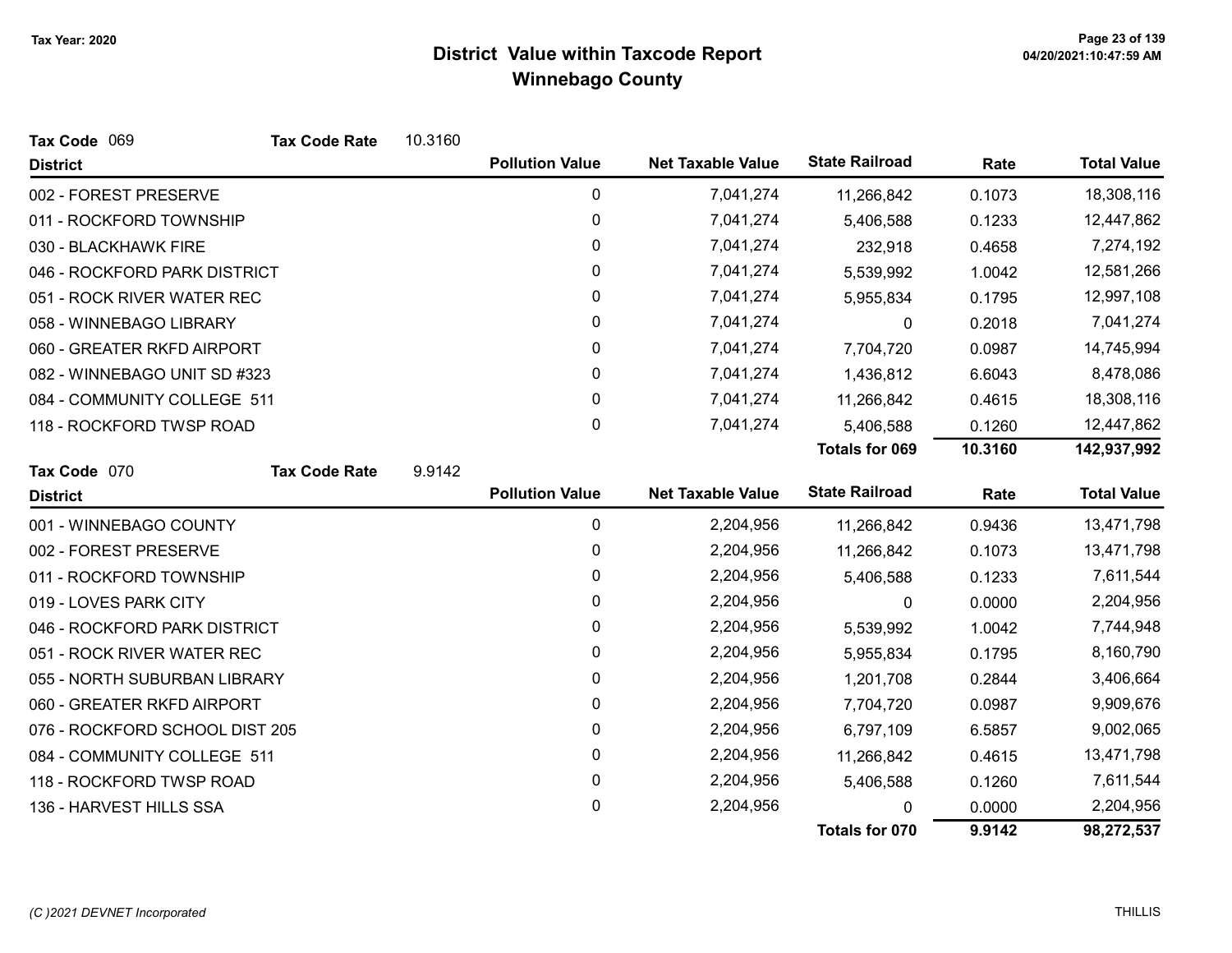# District Value within Taxcode Report
## Winnebago County

Tax Year: 2020

**Tax Code** 069 **Tax Code Rate** 10.3160

| District | Pollution Value | Net Taxable Value | State Railroad | Rate | Total Value |
|---|---|---|---|---|---|
| 002 - FOREST PRESERVE | 0 | 7,041,274 | 11,266,842 | 0.1073 | 18,308,116 |
| 011 - ROCKFORD TOWNSHIP | 0 | 7,041,274 | 5,406,588 | 0.1233 | 12,447,862 |
| 030 - BLACKHAWK FIRE | 0 | 7,041,274 | 232,918 | 0.4658 | 7,274,192 |
| 046 - ROCKFORD PARK DISTRICT | 0 | 7,041,274 | 5,539,992 | 1.0042 | 12,581,266 |
| 051 - ROCK RIVER WATER REC | 0 | 7,041,274 | 5,955,834 | 0.1795 | 12,997,108 |
| 058 - WINNEBAGO LIBRARY | 0 | 7,041,274 | 0 | 0.2018 | 7,041,274 |
| 060 - GREATER RKFD AIRPORT | 0 | 7,041,274 | 7,704,720 | 0.0987 | 14,745,994 |
| 082 - WINNEBAGO UNIT SD #323 | 0 | 7,041,274 | 1,436,812 | 6.6043 | 8,478,086 |
| 084 - COMMUNITY COLLEGE 511 | 0 | 7,041,274 | 11,266,842 | 0.4615 | 18,308,116 |
| 118 - ROCKFORD TWSP ROAD | 0 | 7,041,274 | 5,406,588 | 0.1260 | 12,447,862 |
| | | | **Totals for 069** | **10.3160** | **142,937,992** |

**Tax Code** 070 **Tax Code Rate** 9.9142

| District | Pollution Value | Net Taxable Value | State Railroad | Rate | Total Value |
|---|---|---|---|---|---|
| 001 - WINNEBAGO COUNTY | 0 | 2,204,956 | 11,266,842 | 0.9436 | 13,471,798 |
| 002 - FOREST PRESERVE | 0 | 2,204,956 | 11,266,842 | 0.1073 | 13,471,798 |
| 011 - ROCKFORD TOWNSHIP | 0 | 2,204,956 | 5,406,588 | 0.1233 | 7,611,544 |
| 019 - LOVES PARK CITY | 0 | 2,204,956 | 0 | 0.0000 | 2,204,956 |
| 046 - ROCKFORD PARK DISTRICT | 0 | 2,204,956 | 5,539,992 | 1.0042 | 7,744,948 |
| 051 - ROCK RIVER WATER REC | 0 | 2,204,956 | 5,955,834 | 0.1795 | 8,160,790 |
| 055 - NORTH SUBURBAN LIBRARY | 0 | 2,204,956 | 1,201,708 | 0.2844 | 3,406,664 |
| 060 - GREATER RKFD AIRPORT | 0 | 2,204,956 | 7,704,720 | 0.0987 | 9,909,676 |
| 076 - ROCKFORD SCHOOL DIST 205 | 0 | 2,204,956 | 6,797,109 | 6.5857 | 9,002,065 |
| 084 - COMMUNITY COLLEGE 511 | 0 | 2,204,956 | 11,266,842 | 0.4615 | 13,471,798 |
| 118 - ROCKFORD TWSP ROAD | 0 | 2,204,956 | 5,406,588 | 0.1260 | 7,611,544 |
| 136 - HARVEST HILLS SSA | 0 | 2,204,956 | 0 | 0.0000 | 2,204,956 |
| | | | **Totals for 070** | **9.9142** | **98,272,537** |

(C )2021 DEVNET Incorporated

THILLIS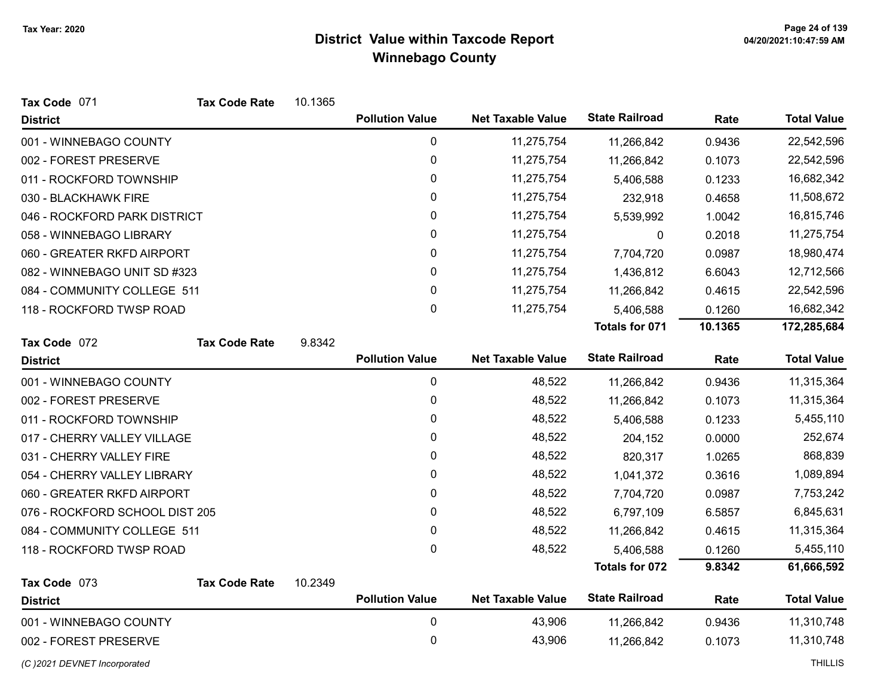# District Value within Taxcode Report
## Winnebago County

Tax Year: 2020

**Tax Code** 071 **Tax Code Rate** 10.1365

| District | Pollution Value | Net Taxable Value | State Railroad | Rate | Total Value |
|---|---|---|---|---|---|
| 001 - WINNEBAGO COUNTY | 0 | 11,275,754 | 11,266,842 | 0.9436 | 22,542,596 |
| 002 - FOREST PRESERVE | 0 | 11,275,754 | 11,266,842 | 0.1073 | 22,542,596 |
| 011 - ROCKFORD TOWNSHIP | 0 | 11,275,754 | 5,406,588 | 0.1233 | 16,682,342 |
| 030 - BLACKHAWK FIRE | 0 | 11,275,754 | 232,918 | 0.4658 | 11,508,672 |
| 046 - ROCKFORD PARK DISTRICT | 0 | 11,275,754 | 5,539,992 | 1.0042 | 16,815,746 |
| 058 - WINNEBAGO LIBRARY | 0 | 11,275,754 | 0 | 0.2018 | 11,275,754 |
| 060 - GREATER RKFD AIRPORT | 0 | 11,275,754 | 7,704,720 | 0.0987 | 18,980,474 |
| 082 - WINNEBAGO UNIT SD #323 | 0 | 11,275,754 | 1,436,812 | 6.6043 | 12,712,566 |
| 084 - COMMUNITY COLLEGE 511 | 0 | 11,275,754 | 11,266,842 | 0.4615 | 22,542,596 |
| 118 - ROCKFORD TWSP ROAD | 0 | 11,275,754 | 5,406,588 | 0.1260 | 16,682,342 |
| | | | **Totals for 071** | **10.1365** | **172,285,684** |

**Tax Code** 072 **Tax Code Rate** 9.8342

| District | Pollution Value | Net Taxable Value | State Railroad | Rate | Total Value |
|---|---|---|---|---|---|
| 001 - WINNEBAGO COUNTY | 0 | 48,522 | 11,266,842 | 0.9436 | 11,315,364 |
| 002 - FOREST PRESERVE | 0 | 48,522 | 11,266,842 | 0.1073 | 11,315,364 |
| 011 - ROCKFORD TOWNSHIP | 0 | 48,522 | 5,406,588 | 0.1233 | 5,455,110 |
| 017 - CHERRY VALLEY VILLAGE | 0 | 48,522 | 204,152 | 0.0000 | 252,674 |
| 031 - CHERRY VALLEY FIRE | 0 | 48,522 | 820,317 | 1.0265 | 868,839 |
| 054 - CHERRY VALLEY LIBRARY | 0 | 48,522 | 1,041,372 | 0.3616 | 1,089,894 |
| 060 - GREATER RKFD AIRPORT | 0 | 48,522 | 7,704,720 | 0.0987 | 7,753,242 |
| 076 - ROCKFORD SCHOOL DIST 205 | 0 | 48,522 | 6,797,109 | 6.5857 | 6,845,631 |
| 084 - COMMUNITY COLLEGE 511 | 0 | 48,522 | 11,266,842 | 0.4615 | 11,315,364 |
| 118 - ROCKFORD TWSP ROAD | 0 | 48,522 | 5,406,588 | 0.1260 | 5,455,110 |
| | | | **Totals for 072** | **9.8342** | **61,666,592** |

**Tax Code** 073 **Tax Code Rate** 10.2349

| District | Pollution Value | Net Taxable Value | State Railroad | Rate | Total Value |
|---|---|---|---|---|---|
| 001 - WINNEBAGO COUNTY | 0 | 43,906 | 11,266,842 | 0.9436 | 11,310,748 |
| 002 - FOREST PRESERVE | 0 | 43,906 | 11,266,842 | 0.1073 | 11,310,748 |

*(C )2021 DEVNET Incorporated* THILLIS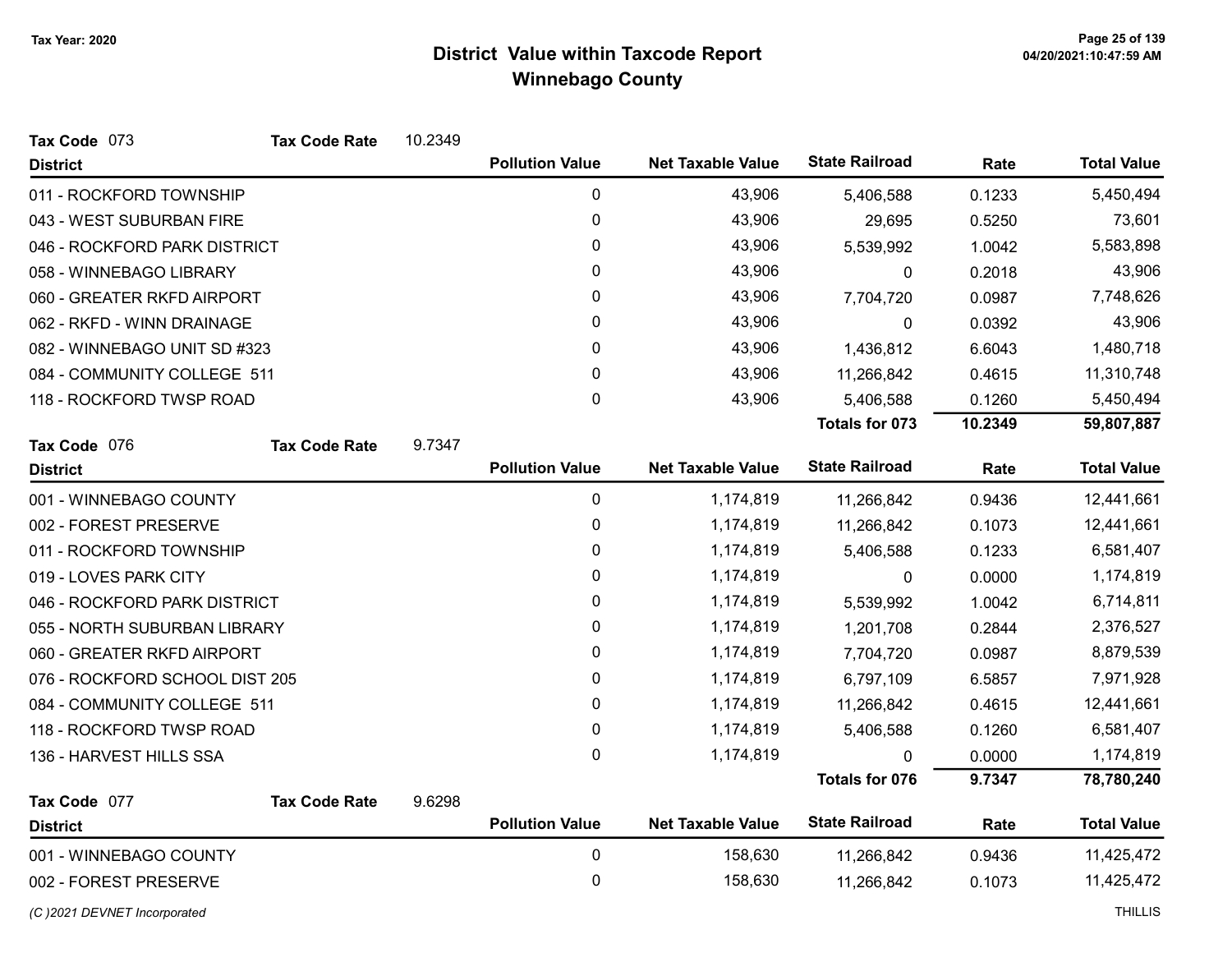# District Value within Taxcode Report

## Winnebago County

Tax Year: 2020

**Tax Code** 073 **Tax Code Rate** 10.2349

| District | Pollution Value | Net Taxable Value | State Railroad | Rate | Total Value |
|---|---|---|---|---|---|
| 011 - ROCKFORD TOWNSHIP | 0 | 43,906 | 5,406,588 | 0.1233 | 5,450,494 |
| 043 - WEST SUBURBAN FIRE | 0 | 43,906 | 29,695 | 0.5250 | 73,601 |
| 046 - ROCKFORD PARK DISTRICT | 0 | 43,906 | 5,539,992 | 1.0042 | 5,583,898 |
| 058 - WINNEBAGO LIBRARY | 0 | 43,906 | 0 | 0.2018 | 43,906 |
| 060 - GREATER RKFD AIRPORT | 0 | 43,906 | 7,704,720 | 0.0987 | 7,748,626 |
| 062 - RKFD - WINN DRAINAGE | 0 | 43,906 | 0 | 0.0392 | 43,906 |
| 082 - WINNEBAGO UNIT SD #323 | 0 | 43,906 | 1,436,812 | 6.6043 | 1,480,718 |
| 084 - COMMUNITY COLLEGE 511 | 0 | 43,906 | 11,266,842 | 0.4615 | 11,310,748 |
| 118 - ROCKFORD TWSP ROAD | 0 | 43,906 | 5,406,588 | 0.1260 | 5,450,494 |
| | | | **Totals for 073** | **10.2349** | **59,807,887** |

**Tax Code** 076 **Tax Code Rate** 9.7347

| District | Pollution Value | Net Taxable Value | State Railroad | Rate | Total Value |
|---|---|---|---|---|---|
| 001 - WINNEBAGO COUNTY | 0 | 1,174,819 | 11,266,842 | 0.9436 | 12,441,661 |
| 002 - FOREST PRESERVE | 0 | 1,174,819 | 11,266,842 | 0.1073 | 12,441,661 |
| 011 - ROCKFORD TOWNSHIP | 0 | 1,174,819 | 5,406,588 | 0.1233 | 6,581,407 |
| 019 - LOVES PARK CITY | 0 | 1,174,819 | 0 | 0.0000 | 1,174,819 |
| 046 - ROCKFORD PARK DISTRICT | 0 | 1,174,819 | 5,539,992 | 1.0042 | 6,714,811 |
| 055 - NORTH SUBURBAN LIBRARY | 0 | 1,174,819 | 1,201,708 | 0.2844 | 2,376,527 |
| 060 - GREATER RKFD AIRPORT | 0 | 1,174,819 | 7,704,720 | 0.0987 | 8,879,539 |
| 076 - ROCKFORD SCHOOL DIST 205 | 0 | 1,174,819 | 6,797,109 | 6.5857 | 7,971,928 |
| 084 - COMMUNITY COLLEGE 511 | 0 | 1,174,819 | 11,266,842 | 0.4615 | 12,441,661 |
| 118 - ROCKFORD TWSP ROAD | 0 | 1,174,819 | 5,406,588 | 0.1260 | 6,581,407 |
| 136 - HARVEST HILLS SSA | 0 | 1,174,819 | 0 | 0.0000 | 1,174,819 |
| | | | **Totals for 076** | **9.7347** | **78,780,240** |

**Tax Code** 077 **Tax Code Rate** 9.6298

| District | Pollution Value | Net Taxable Value | State Railroad | Rate | Total Value |
|---|---|---|---|---|---|
| 001 - WINNEBAGO COUNTY | 0 | 158,630 | 11,266,842 | 0.9436 | 11,425,472 |
| 002 - FOREST PRESERVE | 0 | 158,630 | 11,266,842 | 0.1073 | 11,425,472 |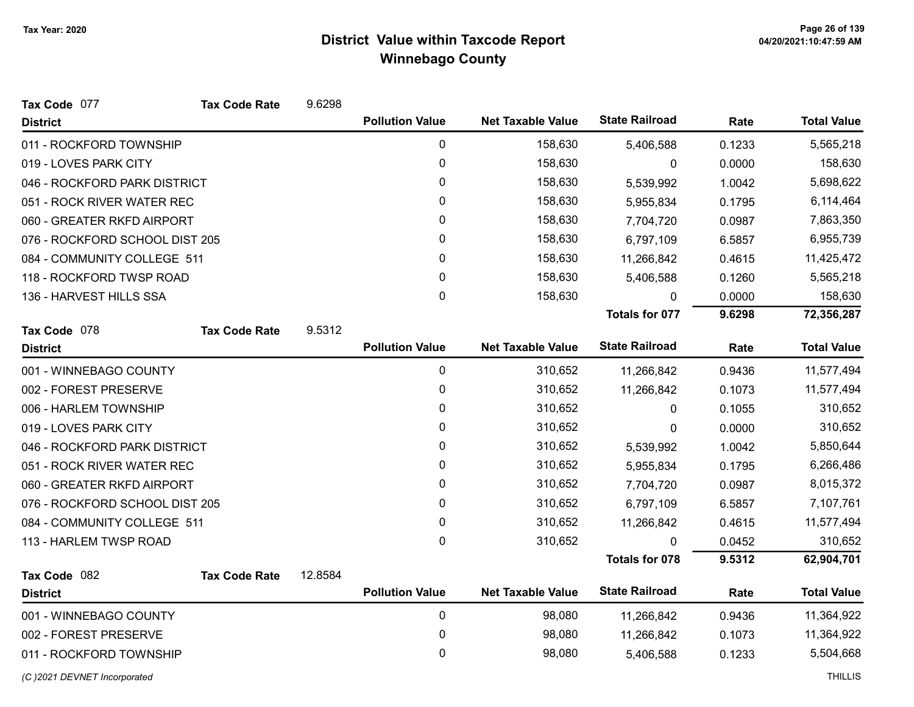# District Value within Taxcode Report
## Winnebago County

Tax Year: 2020

**Tax Code** 077 **Tax Code Rate** 9.6298

| District | Pollution Value | Net Taxable Value | State Railroad | Rate | Total Value |
|---|---|---|---|---|---|
| 011 - ROCKFORD TOWNSHIP | 0 | 158,630 | 5,406,588 | 0.1233 | 5,565,218 |
| 019 - LOVES PARK CITY | 0 | 158,630 | 0 | 0.0000 | 158,630 |
| 046 - ROCKFORD PARK DISTRICT | 0 | 158,630 | 5,539,992 | 1.0042 | 5,698,622 |
| 051 - ROCK RIVER WATER REC | 0 | 158,630 | 5,955,834 | 0.1795 | 6,114,464 |
| 060 - GREATER RKFD AIRPORT | 0 | 158,630 | 7,704,720 | 0.0987 | 7,863,350 |
| 076 - ROCKFORD SCHOOL DIST 205 | 0 | 158,630 | 6,797,109 | 6.5857 | 6,955,739 |
| 084 - COMMUNITY COLLEGE 511 | 0 | 158,630 | 11,266,842 | 0.4615 | 11,425,472 |
| 118 - ROCKFORD TWSP ROAD | 0 | 158,630 | 5,406,588 | 0.1260 | 5,565,218 |
| 136 - HARVEST HILLS SSA | 0 | 158,630 | 0 | 0.0000 | 158,630 |
| | | | **Totals for 077** | **9.6298** | **72,356,287** |

**Tax Code** 078 **Tax Code Rate** 9.5312

| District | Pollution Value | Net Taxable Value | State Railroad | Rate | Total Value |
|---|---|---|---|---|---|
| 001 - WINNEBAGO COUNTY | 0 | 310,652 | 11,266,842 | 0.9436 | 11,577,494 |
| 002 - FOREST PRESERVE | 0 | 310,652 | 11,266,842 | 0.1073 | 11,577,494 |
| 006 - HARLEM TOWNSHIP | 0 | 310,652 | 0 | 0.1055 | 310,652 |
| 019 - LOVES PARK CITY | 0 | 310,652 | 0 | 0.0000 | 310,652 |
| 046 - ROCKFORD PARK DISTRICT | 0 | 310,652 | 5,539,992 | 1.0042 | 5,850,644 |
| 051 - ROCK RIVER WATER REC | 0 | 310,652 | 5,955,834 | 0.1795 | 6,266,486 |
| 060 - GREATER RKFD AIRPORT | 0 | 310,652 | 7,704,720 | 0.0987 | 8,015,372 |
| 076 - ROCKFORD SCHOOL DIST 205 | 0 | 310,652 | 6,797,109 | 6.5857 | 7,107,761 |
| 084 - COMMUNITY COLLEGE 511 | 0 | 310,652 | 11,266,842 | 0.4615 | 11,577,494 |
| 113 - HARLEM TWSP ROAD | 0 | 310,652 | 0 | 0.0452 | 310,652 |
| | | | **Totals for 078** | **9.5312** | **62,904,701** |

**Tax Code** 082 **Tax Code Rate** 12.8584

| District | Pollution Value | Net Taxable Value | State Railroad | Rate | Total Value |
|---|---|---|---|---|---|
| 001 - WINNEBAGO COUNTY | 0 | 98,080 | 11,266,842 | 0.9436 | 11,364,922 |
| 002 - FOREST PRESERVE | 0 | 98,080 | 11,266,842 | 0.1073 | 11,364,922 |
| 011 - ROCKFORD TOWNSHIP | 0 | 98,080 | 5,406,588 | 0.1233 | 5,504,668 |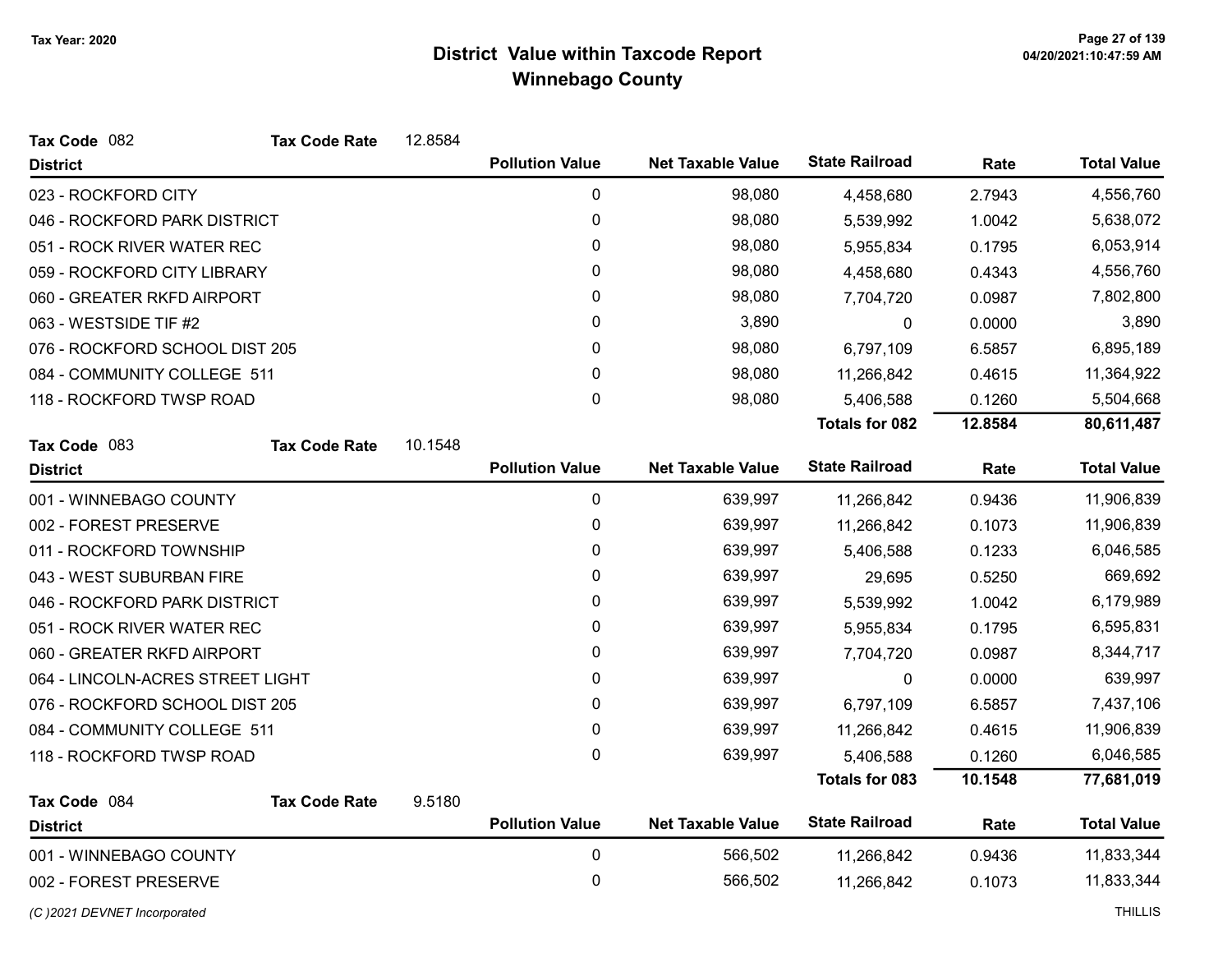# District Value within Taxcode Report

## Winnebago County

Tax Year: 2020

**Tax Code** 082 **Tax Code Rate** 12.8584

| District | Pollution Value | Net Taxable Value | State Railroad | Rate | Total Value |
|---|---|---|---|---|---|
| 023 - ROCKFORD CITY | 0 | 98,080 | 4,458,680 | 2.7943 | 4,556,760 |
| 046 - ROCKFORD PARK DISTRICT | 0 | 98,080 | 5,539,992 | 1.0042 | 5,638,072 |
| 051 - ROCK RIVER WATER REC | 0 | 98,080 | 5,955,834 | 0.1795 | 6,053,914 |
| 059 - ROCKFORD CITY LIBRARY | 0 | 98,080 | 4,458,680 | 0.4343 | 4,556,760 |
| 060 - GREATER RKFD AIRPORT | 0 | 98,080 | 7,704,720 | 0.0987 | 7,802,800 |
| 063 - WESTSIDE TIF #2 | 0 | 3,890 | 0 | 0.0000 | 3,890 |
| 076 - ROCKFORD SCHOOL DIST 205 | 0 | 98,080 | 6,797,109 | 6.5857 | 6,895,189 |
| 084 - COMMUNITY COLLEGE 511 | 0 | 98,080 | 11,266,842 | 0.4615 | 11,364,922 |
| 118 - ROCKFORD TWSP ROAD | 0 | 98,080 | 5,406,588 | 0.1260 | 5,504,668 |
| | | | **Totals for 082** | **12.8584** | **80,611,487** |

**Tax Code** 083 **Tax Code Rate** 10.1548

| District | Pollution Value | Net Taxable Value | State Railroad | Rate | Total Value |
|---|---|---|---|---|---|
| 001 - WINNEBAGO COUNTY | 0 | 639,997 | 11,266,842 | 0.9436 | 11,906,839 |
| 002 - FOREST PRESERVE | 0 | 639,997 | 11,266,842 | 0.1073 | 11,906,839 |
| 011 - ROCKFORD TOWNSHIP | 0 | 639,997 | 5,406,588 | 0.1233 | 6,046,585 |
| 043 - WEST SUBURBAN FIRE | 0 | 639,997 | 29,695 | 0.5250 | 669,692 |
| 046 - ROCKFORD PARK DISTRICT | 0 | 639,997 | 5,539,992 | 1.0042 | 6,179,989 |
| 051 - ROCK RIVER WATER REC | 0 | 639,997 | 5,955,834 | 0.1795 | 6,595,831 |
| 060 - GREATER RKFD AIRPORT | 0 | 639,997 | 7,704,720 | 0.0987 | 8,344,717 |
| 064 - LINCOLN-ACRES STREET LIGHT | 0 | 639,997 | 0 | 0.0000 | 639,997 |
| 076 - ROCKFORD SCHOOL DIST 205 | 0 | 639,997 | 6,797,109 | 6.5857 | 7,437,106 |
| 084 - COMMUNITY COLLEGE 511 | 0 | 639,997 | 11,266,842 | 0.4615 | 11,906,839 |
| 118 - ROCKFORD TWSP ROAD | 0 | 639,997 | 5,406,588 | 0.1260 | 6,046,585 |
| | | | **Totals for 083** | **10.1548** | **77,681,019** |

**Tax Code** 084 **Tax Code Rate** 9.5180

| District | Pollution Value | Net Taxable Value | State Railroad | Rate | Total Value |
|---|---|---|---|---|---|
| 001 - WINNEBAGO COUNTY | 0 | 566,502 | 11,266,842 | 0.9436 | 11,833,344 |
| 002 - FOREST PRESERVE | 0 | 566,502 | 11,266,842 | 0.1073 | 11,833,344 |

(C )2021 DEVNET Incorporated

THILLIS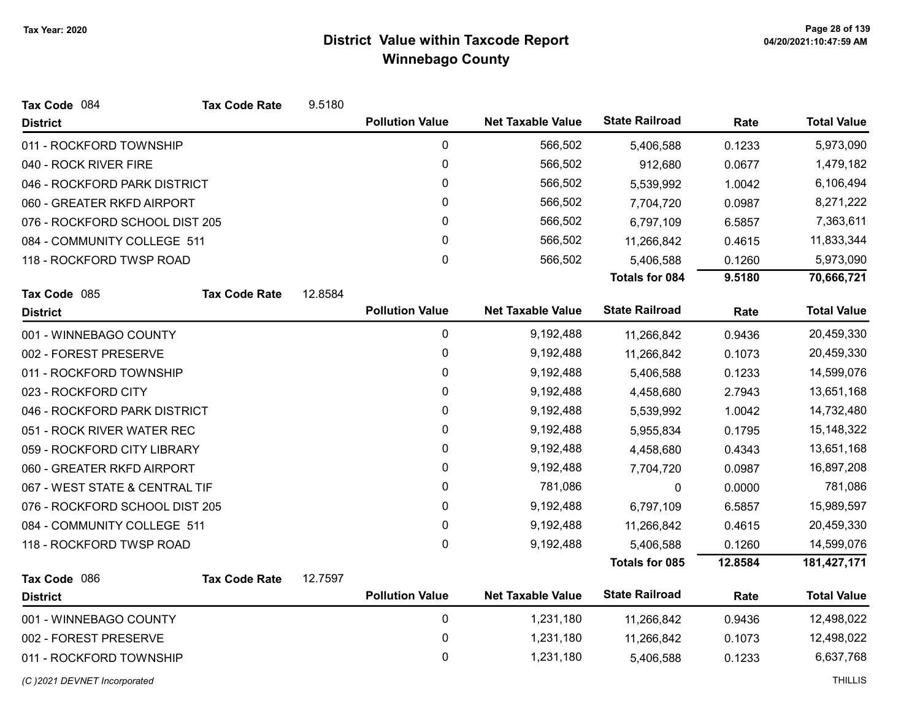# District Value within Taxcode Report
## Winnebago County

Tax Year: 2020

**Tax Code** 084 **Tax Code Rate** 9.5180

| District | Pollution Value | Net Taxable Value | State Railroad | Rate | Total Value |
|---|---|---|---|---|---|
| 011 - ROCKFORD TOWNSHIP | 0 | 566,502 | 5,406,588 | 0.1233 | 5,973,090 |
| 040 - ROCK RIVER FIRE | 0 | 566,502 | 912,680 | 0.0677 | 1,479,182 |
| 046 - ROCKFORD PARK DISTRICT | 0 | 566,502 | 5,539,992 | 1.0042 | 6,106,494 |
| 060 - GREATER RKFD AIRPORT | 0 | 566,502 | 7,704,720 | 0.0987 | 8,271,222 |
| 076 - ROCKFORD SCHOOL DIST 205 | 0 | 566,502 | 6,797,109 | 6.5857 | 7,363,611 |
| 084 - COMMUNITY COLLEGE 511 | 0 | 566,502 | 11,266,842 | 0.4615 | 11,833,344 |
| 118 - ROCKFORD TWSP ROAD | 0 | 566,502 | 5,406,588 | 0.1260 | 5,973,090 |
| | | | **Totals for 084** | **9.5180** | **70,666,721** |

**Tax Code** 085 **Tax Code Rate** 12.8584

| District | Pollution Value | Net Taxable Value | State Railroad | Rate | Total Value |
|---|---|---|---|---|---|
| 001 - WINNEBAGO COUNTY | 0 | 9,192,488 | 11,266,842 | 0.9436 | 20,459,330 |
| 002 - FOREST PRESERVE | 0 | 9,192,488 | 11,266,842 | 0.1073 | 20,459,330 |
| 011 - ROCKFORD TOWNSHIP | 0 | 9,192,488 | 5,406,588 | 0.1233 | 14,599,076 |
| 023 - ROCKFORD CITY | 0 | 9,192,488 | 4,458,680 | 2.7943 | 13,651,168 |
| 046 - ROCKFORD PARK DISTRICT | 0 | 9,192,488 | 5,539,992 | 1.0042 | 14,732,480 |
| 051 - ROCK RIVER WATER REC | 0 | 9,192,488 | 5,955,834 | 0.1795 | 15,148,322 |
| 059 - ROCKFORD CITY LIBRARY | 0 | 9,192,488 | 4,458,680 | 0.4343 | 13,651,168 |
| 060 - GREATER RKFD AIRPORT | 0 | 9,192,488 | 7,704,720 | 0.0987 | 16,897,208 |
| 067 - WEST STATE & CENTRAL TIF | 0 | 781,086 | 0 | 0.0000 | 781,086 |
| 076 - ROCKFORD SCHOOL DIST 205 | 0 | 9,192,488 | 6,797,109 | 6.5857 | 15,989,597 |
| 084 - COMMUNITY COLLEGE 511 | 0 | 9,192,488 | 11,266,842 | 0.4615 | 20,459,330 |
| 118 - ROCKFORD TWSP ROAD | 0 | 9,192,488 | 5,406,588 | 0.1260 | 14,599,076 |
| | | | **Totals for 085** | **12.8584** | **181,427,171** |

**Tax Code** 086 **Tax Code Rate** 12.7597

| District | Pollution Value | Net Taxable Value | State Railroad | Rate | Total Value |
|---|---|---|---|---|---|
| 001 - WINNEBAGO COUNTY | 0 | 1,231,180 | 11,266,842 | 0.9436 | 12,498,022 |
| 002 - FOREST PRESERVE | 0 | 1,231,180 | 11,266,842 | 0.1073 | 12,498,022 |
| 011 - ROCKFORD TOWNSHIP | 0 | 1,231,180 | 5,406,588 | 0.1233 | 6,637,768 |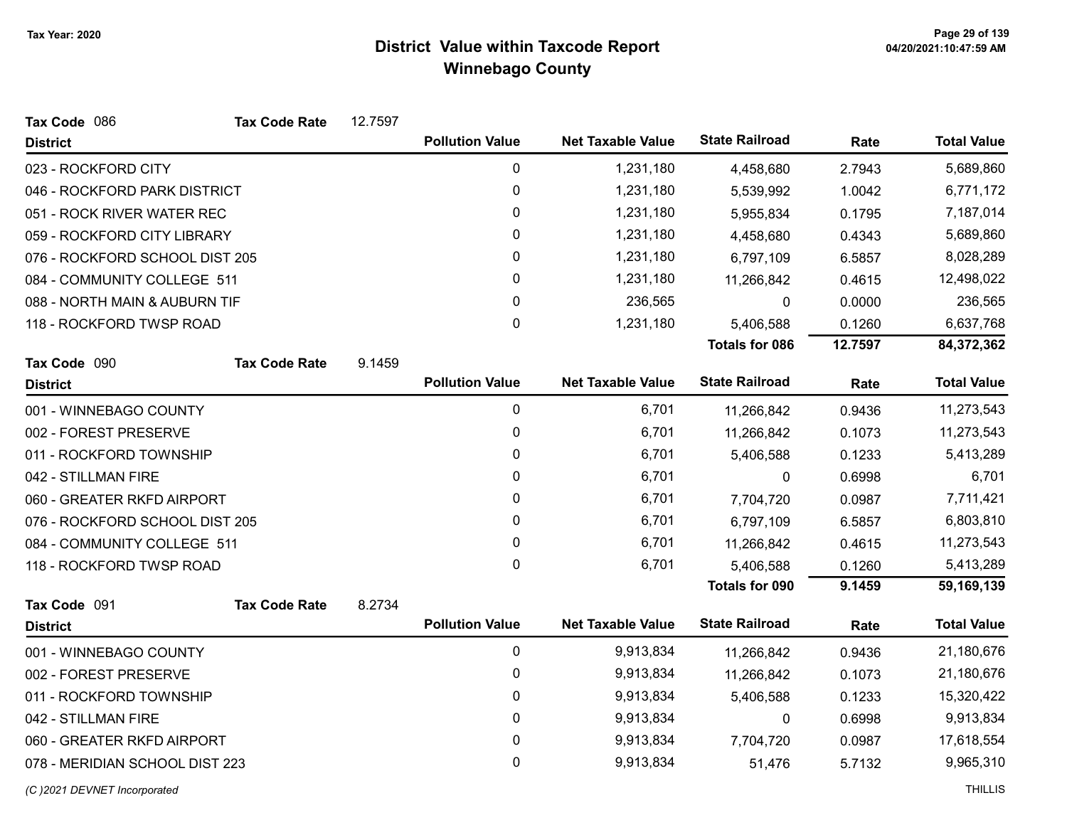# District Value within Taxcode Report
## Winnebago County

Tax Year: 2020

**Tax Code** 086 **Tax Code Rate** 12.7597

| District | Pollution Value | Net Taxable Value | State Railroad | Rate | Total Value |
|---|---|---|---|---|---|
| 023 - ROCKFORD CITY | 0 | 1,231,180 | 4,458,680 | 2.7943 | 5,689,860 |
| 046 - ROCKFORD PARK DISTRICT | 0 | 1,231,180 | 5,539,992 | 1.0042 | 6,771,172 |
| 051 - ROCK RIVER WATER REC | 0 | 1,231,180 | 5,955,834 | 0.1795 | 7,187,014 |
| 059 - ROCKFORD CITY LIBRARY | 0 | 1,231,180 | 4,458,680 | 0.4343 | 5,689,860 |
| 076 - ROCKFORD SCHOOL DIST 205 | 0 | 1,231,180 | 6,797,109 | 6.5857 | 8,028,289 |
| 084 - COMMUNITY COLLEGE 511 | 0 | 1,231,180 | 11,266,842 | 0.4615 | 12,498,022 |
| 088 - NORTH MAIN & AUBURN TIF | 0 | 236,565 | 0 | 0.0000 | 236,565 |
| 118 - ROCKFORD TWSP ROAD | 0 | 1,231,180 | 5,406,588 | 0.1260 | 6,637,768 |
| | | | **Totals for 086** | **12.7597** | **84,372,362** |

**Tax Code** 090 **Tax Code Rate** 9.1459

| District | Pollution Value | Net Taxable Value | State Railroad | Rate | Total Value |
|---|---|---|---|---|---|
| 001 - WINNEBAGO COUNTY | 0 | 6,701 | 11,266,842 | 0.9436 | 11,273,543 |
| 002 - FOREST PRESERVE | 0 | 6,701 | 11,266,842 | 0.1073 | 11,273,543 |
| 011 - ROCKFORD TOWNSHIP | 0 | 6,701 | 5,406,588 | 0.1233 | 5,413,289 |
| 042 - STILLMAN FIRE | 0 | 6,701 | 0 | 0.6998 | 6,701 |
| 060 - GREATER RKFD AIRPORT | 0 | 6,701 | 7,704,720 | 0.0987 | 7,711,421 |
| 076 - ROCKFORD SCHOOL DIST 205 | 0 | 6,701 | 6,797,109 | 6.5857 | 6,803,810 |
| 084 - COMMUNITY COLLEGE 511 | 0 | 6,701 | 11,266,842 | 0.4615 | 11,273,543 |
| 118 - ROCKFORD TWSP ROAD | 0 | 6,701 | 5,406,588 | 0.1260 | 5,413,289 |
| | | | **Totals for 090** | **9.1459** | **59,169,139** |

**Tax Code** 091 **Tax Code Rate** 8.2734

| District | Pollution Value | Net Taxable Value | State Railroad | Rate | Total Value |
|---|---|---|---|---|---|
| 001 - WINNEBAGO COUNTY | 0 | 9,913,834 | 11,266,842 | 0.9436 | 21,180,676 |
| 002 - FOREST PRESERVE | 0 | 9,913,834 | 11,266,842 | 0.1073 | 21,180,676 |
| 011 - ROCKFORD TOWNSHIP | 0 | 9,913,834 | 5,406,588 | 0.1233 | 15,320,422 |
| 042 - STILLMAN FIRE | 0 | 9,913,834 | 0 | 0.6998 | 9,913,834 |
| 060 - GREATER RKFD AIRPORT | 0 | 9,913,834 | 7,704,720 | 0.0987 | 17,618,554 |
| 078 - MERIDIAN SCHOOL DIST 223 | 0 | 9,913,834 | 51,476 | 5.7132 | 9,965,310 |

(C )2021 DEVNET Incorporated THILLIS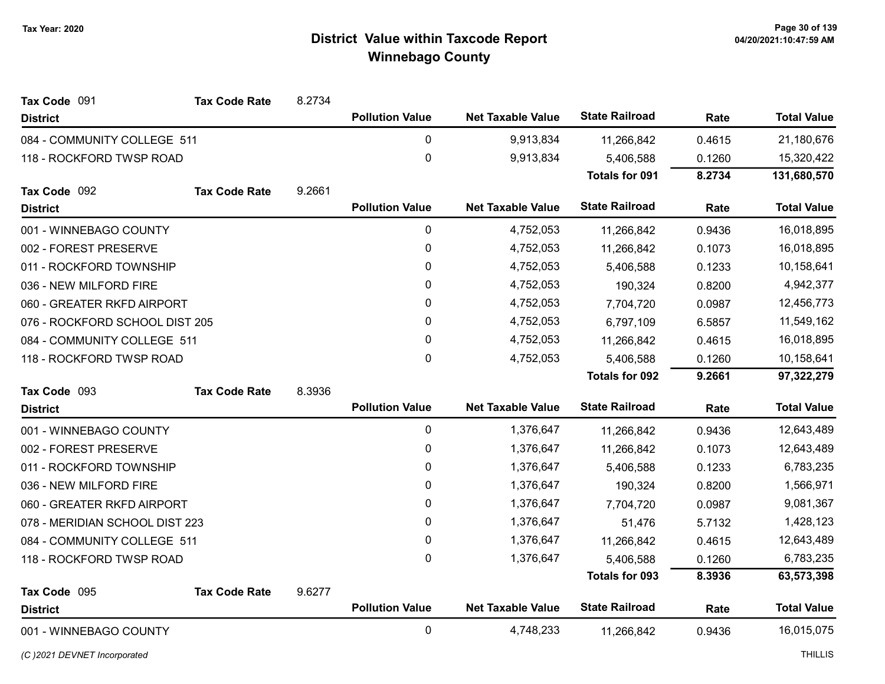# District Value within Taxcode Report

## Winnebago County

Tax Year: 2020

**Tax Code** 091 **Tax Code Rate** 8.2734

| District | Pollution Value | Net Taxable Value | State Railroad | Rate | Total Value |
|---|---|---|---|---|---|
| 084 - COMMUNITY COLLEGE 511 | 0 | 9,913,834 | 11,266,842 | 0.4615 | 21,180,676 |
| 118 - ROCKFORD TWSP ROAD | 0 | 9,913,834 | 5,406,588 | 0.1260 | 15,320,422 |
| | | | **Totals for 091** | **8.2734** | **131,680,570** |

**Tax Code** 092 **Tax Code Rate** 9.2661

| District | Pollution Value | Net Taxable Value | State Railroad | Rate | Total Value |
|---|---|---|---|---|---|
| 001 - WINNEBAGO COUNTY | 0 | 4,752,053 | 11,266,842 | 0.9436 | 16,018,895 |
| 002 - FOREST PRESERVE | 0 | 4,752,053 | 11,266,842 | 0.1073 | 16,018,895 |
| 011 - ROCKFORD TOWNSHIP | 0 | 4,752,053 | 5,406,588 | 0.1233 | 10,158,641 |
| 036 - NEW MILFORD FIRE | 0 | 4,752,053 | 190,324 | 0.8200 | 4,942,377 |
| 060 - GREATER RKFD AIRPORT | 0 | 4,752,053 | 7,704,720 | 0.0987 | 12,456,773 |
| 076 - ROCKFORD SCHOOL DIST 205 | 0 | 4,752,053 | 6,797,109 | 6.5857 | 11,549,162 |
| 084 - COMMUNITY COLLEGE 511 | 0 | 4,752,053 | 11,266,842 | 0.4615 | 16,018,895 |
| 118 - ROCKFORD TWSP ROAD | 0 | 4,752,053 | 5,406,588 | 0.1260 | 10,158,641 |
| | | | **Totals for 092** | **9.2661** | **97,322,279** |

**Tax Code** 093 **Tax Code Rate** 8.3936

| District | Pollution Value | Net Taxable Value | State Railroad | Rate | Total Value |
|---|---|---|---|---|---|
| 001 - WINNEBAGO COUNTY | 0 | 1,376,647 | 11,266,842 | 0.9436 | 12,643,489 |
| 002 - FOREST PRESERVE | 0 | 1,376,647 | 11,266,842 | 0.1073 | 12,643,489 |
| 011 - ROCKFORD TOWNSHIP | 0 | 1,376,647 | 5,406,588 | 0.1233 | 6,783,235 |
| 036 - NEW MILFORD FIRE | 0 | 1,376,647 | 190,324 | 0.8200 | 1,566,971 |
| 060 - GREATER RKFD AIRPORT | 0 | 1,376,647 | 7,704,720 | 0.0987 | 9,081,367 |
| 078 - MERIDIAN SCHOOL DIST 223 | 0 | 1,376,647 | 51,476 | 5.7132 | 1,428,123 |
| 084 - COMMUNITY COLLEGE 511 | 0 | 1,376,647 | 11,266,842 | 0.4615 | 12,643,489 |
| 118 - ROCKFORD TWSP ROAD | 0 | 1,376,647 | 5,406,588 | 0.1260 | 6,783,235 |
| | | | **Totals for 093** | **8.3936** | **63,573,398** |

**Tax Code** 095 **Tax Code Rate** 9.6277

| District | Pollution Value | Net Taxable Value | State Railroad | Rate | Total Value |
|---|---|---|---|---|---|
| 001 - WINNEBAGO COUNTY | 0 | 4,748,233 | 11,266,842 | 0.9436 | 16,015,075 |

*(C )2021 DEVNET Incorporated* THILLIS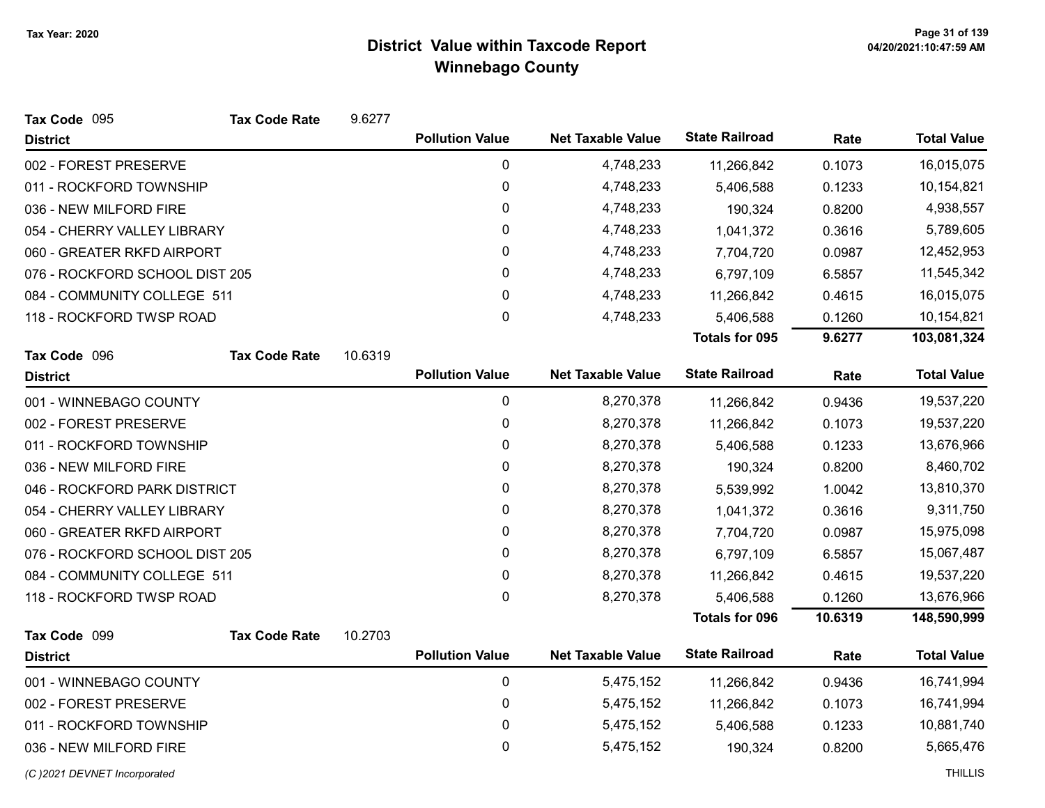# District Value within Taxcode Report
## Winnebago County

Tax Year: 2020

**Tax Code** 095 **Tax Code Rate** 9.6277

| District | Pollution Value | Net Taxable Value | State Railroad | Rate | Total Value |
|---|---|---|---|---|---|
| 002 - FOREST PRESERVE | 0 | 4,748,233 | 11,266,842 | 0.1073 | 16,015,075 |
| 011 - ROCKFORD TOWNSHIP | 0 | 4,748,233 | 5,406,588 | 0.1233 | 10,154,821 |
| 036 - NEW MILFORD FIRE | 0 | 4,748,233 | 190,324 | 0.8200 | 4,938,557 |
| 054 - CHERRY VALLEY LIBRARY | 0 | 4,748,233 | 1,041,372 | 0.3616 | 5,789,605 |
| 060 - GREATER RKFD AIRPORT | 0 | 4,748,233 | 7,704,720 | 0.0987 | 12,452,953 |
| 076 - ROCKFORD SCHOOL DIST 205 | 0 | 4,748,233 | 6,797,109 | 6.5857 | 11,545,342 |
| 084 - COMMUNITY COLLEGE 511 | 0 | 4,748,233 | 11,266,842 | 0.4615 | 16,015,075 |
| 118 - ROCKFORD TWSP ROAD | 0 | 4,748,233 | 5,406,588 | 0.1260 | 10,154,821 |
| | | | **Totals for 095** | **9.6277** | **103,081,324** |

**Tax Code** 096 **Tax Code Rate** 10.6319

| District | Pollution Value | Net Taxable Value | State Railroad | Rate | Total Value |
|---|---|---|---|---|---|
| 001 - WINNEBAGO COUNTY | 0 | 8,270,378 | 11,266,842 | 0.9436 | 19,537,220 |
| 002 - FOREST PRESERVE | 0 | 8,270,378 | 11,266,842 | 0.1073 | 19,537,220 |
| 011 - ROCKFORD TOWNSHIP | 0 | 8,270,378 | 5,406,588 | 0.1233 | 13,676,966 |
| 036 - NEW MILFORD FIRE | 0 | 8,270,378 | 190,324 | 0.8200 | 8,460,702 |
| 046 - ROCKFORD PARK DISTRICT | 0 | 8,270,378 | 5,539,992 | 1.0042 | 13,810,370 |
| 054 - CHERRY VALLEY LIBRARY | 0 | 8,270,378 | 1,041,372 | 0.3616 | 9,311,750 |
| 060 - GREATER RKFD AIRPORT | 0 | 8,270,378 | 7,704,720 | 0.0987 | 15,975,098 |
| 076 - ROCKFORD SCHOOL DIST 205 | 0 | 8,270,378 | 6,797,109 | 6.5857 | 15,067,487 |
| 084 - COMMUNITY COLLEGE 511 | 0 | 8,270,378 | 11,266,842 | 0.4615 | 19,537,220 |
| 118 - ROCKFORD TWSP ROAD | 0 | 8,270,378 | 5,406,588 | 0.1260 | 13,676,966 |
| | | | **Totals for 096** | **10.6319** | **148,590,999** |

**Tax Code** 099 **Tax Code Rate** 10.2703

| District | Pollution Value | Net Taxable Value | State Railroad | Rate | Total Value |
|---|---|---|---|---|---|
| 001 - WINNEBAGO COUNTY | 0 | 5,475,152 | 11,266,842 | 0.9436 | 16,741,994 |
| 002 - FOREST PRESERVE | 0 | 5,475,152 | 11,266,842 | 0.1073 | 16,741,994 |
| 011 - ROCKFORD TOWNSHIP | 0 | 5,475,152 | 5,406,588 | 0.1233 | 10,881,740 |
| 036 - NEW MILFORD FIRE | 0 | 5,475,152 | 190,324 | 0.8200 | 5,665,476 |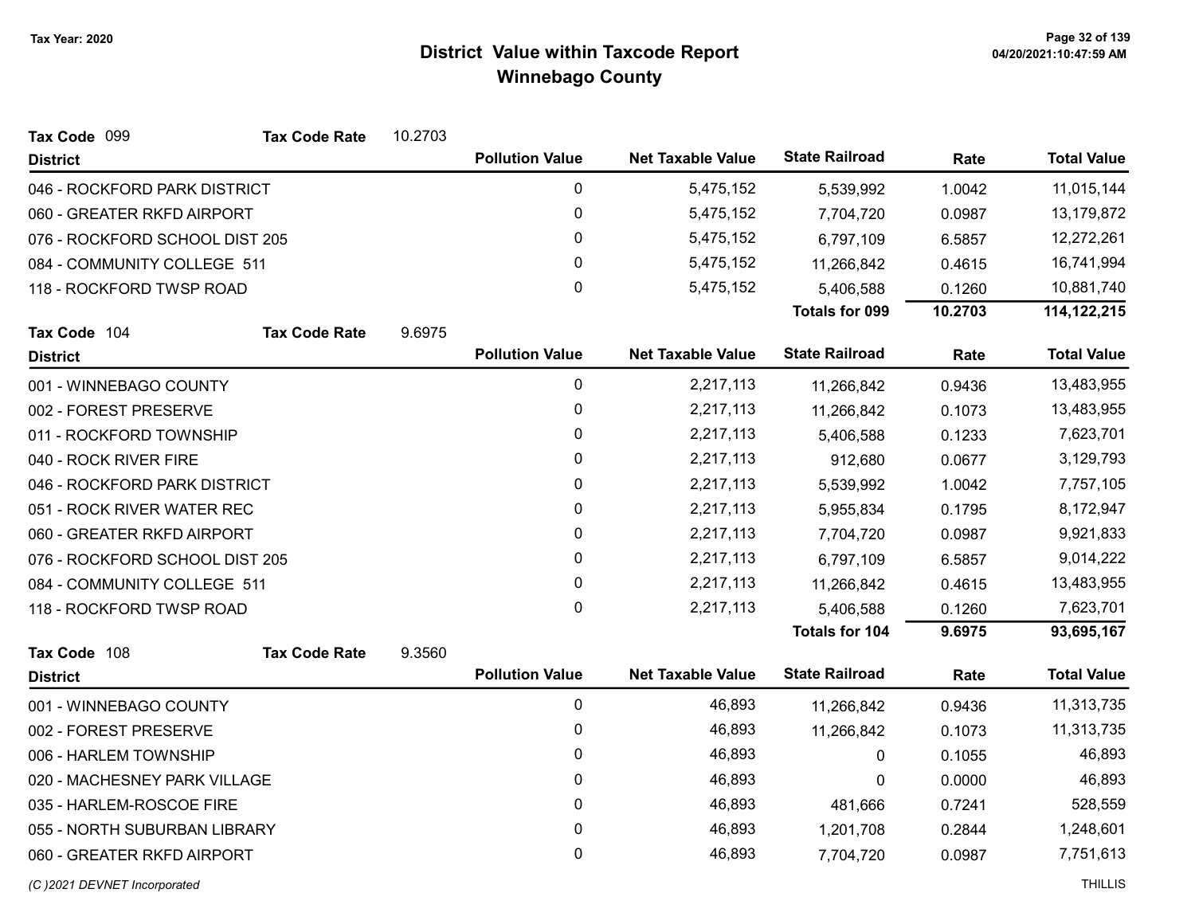Tax Year: 2020

# District Value within Taxcode Report
## Winnebago County

**Tax Code** 099 **Tax Code Rate** 10.2703

| District | Pollution Value | Net Taxable Value | State Railroad | Rate | Total Value |
|---|---|---|---|---|---|
| 046 - ROCKFORD PARK DISTRICT | 0 | 5,475,152 | 5,539,992 | 1.0042 | 11,015,144 |
| 060 - GREATER RKFD AIRPORT | 0 | 5,475,152 | 7,704,720 | 0.0987 | 13,179,872 |
| 076 - ROCKFORD SCHOOL DIST 205 | 0 | 5,475,152 | 6,797,109 | 6.5857 | 12,272,261 |
| 084 - COMMUNITY COLLEGE 511 | 0 | 5,475,152 | 11,266,842 | 0.4615 | 16,741,994 |
| 118 - ROCKFORD TWSP ROAD | 0 | 5,475,152 | 5,406,588 | 0.1260 | 10,881,740 |
| | | | **Totals for 099** | **10.2703** | **114,122,215** |

**Tax Code** 104 **Tax Code Rate** 9.6975

| District | Pollution Value | Net Taxable Value | State Railroad | Rate | Total Value |
|---|---|---|---|---|---|
| 001 - WINNEBAGO COUNTY | 0 | 2,217,113 | 11,266,842 | 0.9436 | 13,483,955 |
| 002 - FOREST PRESERVE | 0 | 2,217,113 | 11,266,842 | 0.1073 | 13,483,955 |
| 011 - ROCKFORD TOWNSHIP | 0 | 2,217,113 | 5,406,588 | 0.1233 | 7,623,701 |
| 040 - ROCK RIVER FIRE | 0 | 2,217,113 | 912,680 | 0.0677 | 3,129,793 |
| 046 - ROCKFORD PARK DISTRICT | 0 | 2,217,113 | 5,539,992 | 1.0042 | 7,757,105 |
| 051 - ROCK RIVER WATER REC | 0 | 2,217,113 | 5,955,834 | 0.1795 | 8,172,947 |
| 060 - GREATER RKFD AIRPORT | 0 | 2,217,113 | 7,704,720 | 0.0987 | 9,921,833 |
| 076 - ROCKFORD SCHOOL DIST 205 | 0 | 2,217,113 | 6,797,109 | 6.5857 | 9,014,222 |
| 084 - COMMUNITY COLLEGE 511 | 0 | 2,217,113 | 11,266,842 | 0.4615 | 13,483,955 |
| 118 - ROCKFORD TWSP ROAD | 0 | 2,217,113 | 5,406,588 | 0.1260 | 7,623,701 |
| | | | **Totals for 104** | **9.6975** | **93,695,167** |

**Tax Code** 108 **Tax Code Rate** 9.3560

| District | Pollution Value | Net Taxable Value | State Railroad | Rate | Total Value |
|---|---|---|---|---|---|
| 001 - WINNEBAGO COUNTY | 0 | 46,893 | 11,266,842 | 0.9436 | 11,313,735 |
| 002 - FOREST PRESERVE | 0 | 46,893 | 11,266,842 | 0.1073 | 11,313,735 |
| 006 - HARLEM TOWNSHIP | 0 | 46,893 | 0 | 0.1055 | 46,893 |
| 020 - MACHESNEY PARK VILLAGE | 0 | 46,893 | 0 | 0.0000 | 46,893 |
| 035 - HARLEM-ROSCOE FIRE | 0 | 46,893 | 481,666 | 0.7241 | 528,559 |
| 055 - NORTH SUBURBAN LIBRARY | 0 | 46,893 | 1,201,708 | 0.2844 | 1,248,601 |
| 060 - GREATER RKFD AIRPORT | 0 | 46,893 | 7,704,720 | 0.0987 | 7,751,613 |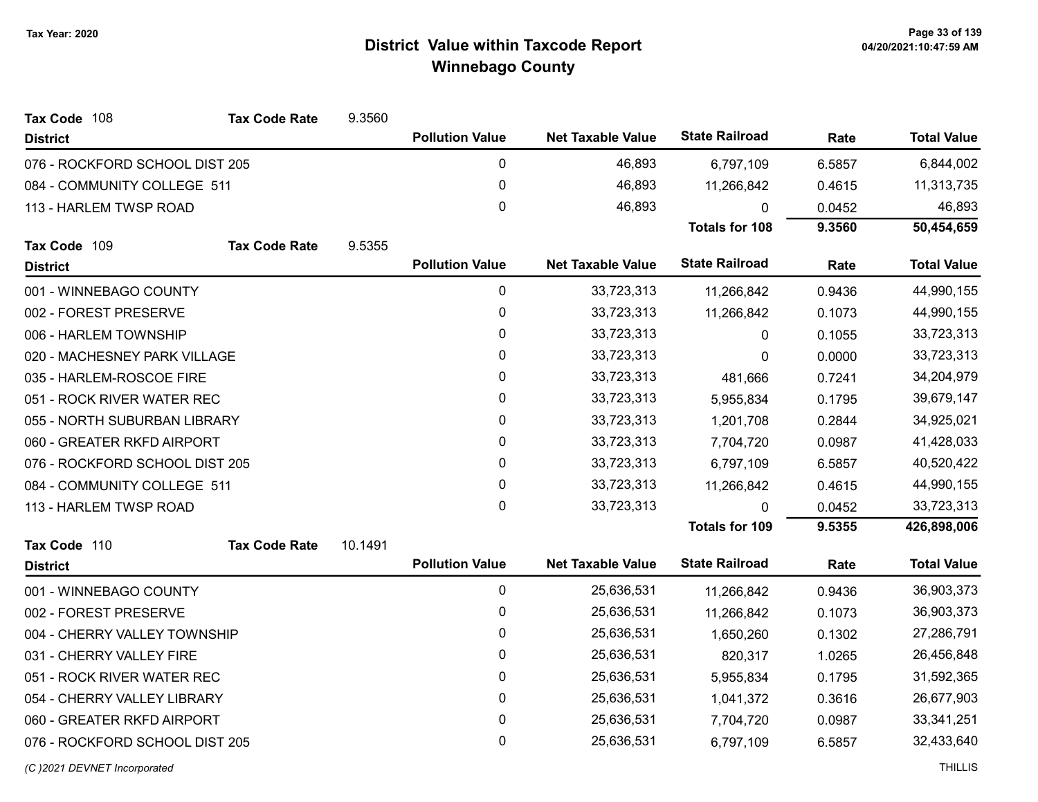# District Value within Taxcode Report
## Winnebago County

Tax Year: 2020

**Tax Code** 108 **Tax Code Rate** 9.3560

| District | Pollution Value | Net Taxable Value | State Railroad | Rate | Total Value |
|---|---|---|---|---|---|
| 076 - ROCKFORD SCHOOL DIST 205 | 0 | 46,893 | 6,797,109 | 6.5857 | 6,844,002 |
| 084 - COMMUNITY COLLEGE 511 | 0 | 46,893 | 11,266,842 | 0.4615 | 11,313,735 |
| 113 - HARLEM TWSP ROAD | 0 | 46,893 | 0 | 0.0452 | 46,893 |
| | | | **Totals for 108** | **9.3560** | **50,454,659** |

**Tax Code** 109 **Tax Code Rate** 9.5355

| District | Pollution Value | Net Taxable Value | State Railroad | Rate | Total Value |
|---|---|---|---|---|---|
| 001 - WINNEBAGO COUNTY | 0 | 33,723,313 | 11,266,842 | 0.9436 | 44,990,155 |
| 002 - FOREST PRESERVE | 0 | 33,723,313 | 11,266,842 | 0.1073 | 44,990,155 |
| 006 - HARLEM TOWNSHIP | 0 | 33,723,313 | 0 | 0.1055 | 33,723,313 |
| 020 - MACHESNEY PARK VILLAGE | 0 | 33,723,313 | 0 | 0.0000 | 33,723,313 |
| 035 - HARLEM-ROSCOE FIRE | 0 | 33,723,313 | 481,666 | 0.7241 | 34,204,979 |
| 051 - ROCK RIVER WATER REC | 0 | 33,723,313 | 5,955,834 | 0.1795 | 39,679,147 |
| 055 - NORTH SUBURBAN LIBRARY | 0 | 33,723,313 | 1,201,708 | 0.2844 | 34,925,021 |
| 060 - GREATER RKFD AIRPORT | 0 | 33,723,313 | 7,704,720 | 0.0987 | 41,428,033 |
| 076 - ROCKFORD SCHOOL DIST 205 | 0 | 33,723,313 | 6,797,109 | 6.5857 | 40,520,422 |
| 084 - COMMUNITY COLLEGE 511 | 0 | 33,723,313 | 11,266,842 | 0.4615 | 44,990,155 |
| 113 - HARLEM TWSP ROAD | 0 | 33,723,313 | 0 | 0.0452 | 33,723,313 |
| | | | **Totals for 109** | **9.5355** | **426,898,006** |

**Tax Code** 110 **Tax Code Rate** 10.1491

| District | Pollution Value | Net Taxable Value | State Railroad | Rate | Total Value |
|---|---|---|---|---|---|
| 001 - WINNEBAGO COUNTY | 0 | 25,636,531 | 11,266,842 | 0.9436 | 36,903,373 |
| 002 - FOREST PRESERVE | 0 | 25,636,531 | 11,266,842 | 0.1073 | 36,903,373 |
| 004 - CHERRY VALLEY TOWNSHIP | 0 | 25,636,531 | 1,650,260 | 0.1302 | 27,286,791 |
| 031 - CHERRY VALLEY FIRE | 0 | 25,636,531 | 820,317 | 1.0265 | 26,456,848 |
| 051 - ROCK RIVER WATER REC | 0 | 25,636,531 | 5,955,834 | 0.1795 | 31,592,365 |
| 054 - CHERRY VALLEY LIBRARY | 0 | 25,636,531 | 1,041,372 | 0.3616 | 26,677,903 |
| 060 - GREATER RKFD AIRPORT | 0 | 25,636,531 | 7,704,720 | 0.0987 | 33,341,251 |
| 076 - ROCKFORD SCHOOL DIST 205 | 0 | 25,636,531 | 6,797,109 | 6.5857 | 32,433,640 |

(C )2021 DEVNET Incorporated THILLIS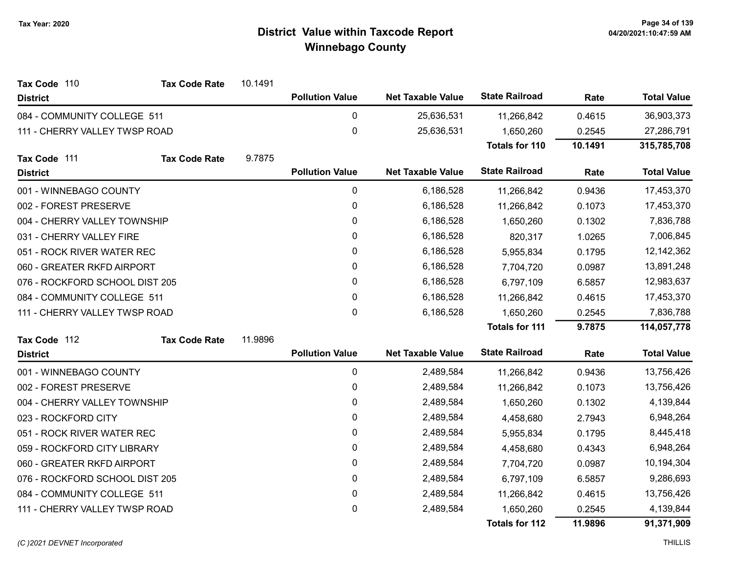# District Value within Taxcode Report
## Winnebago County

Tax Year: 2020

**Tax Code** 110 **Tax Code Rate** 10.1491

| District | Pollution Value | Net Taxable Value | State Railroad | Rate | Total Value |
|---|---|---|---|---|---|
| 084 - COMMUNITY COLLEGE 511 | 0 | 25,636,531 | 11,266,842 | 0.4615 | 36,903,373 |
| 111 - CHERRY VALLEY TWSP ROAD | 0 | 25,636,531 | 1,650,260 | 0.2545 | 27,286,791 |
| | | | **Totals for 110** | **10.1491** | **315,785,708** |

**Tax Code** 111 **Tax Code Rate** 9.7875

| District | Pollution Value | Net Taxable Value | State Railroad | Rate | Total Value |
|---|---|---|---|---|---|
| 001 - WINNEBAGO COUNTY | 0 | 6,186,528 | 11,266,842 | 0.9436 | 17,453,370 |
| 002 - FOREST PRESERVE | 0 | 6,186,528 | 11,266,842 | 0.1073 | 17,453,370 |
| 004 - CHERRY VALLEY TOWNSHIP | 0 | 6,186,528 | 1,650,260 | 0.1302 | 7,836,788 |
| 031 - CHERRY VALLEY FIRE | 0 | 6,186,528 | 820,317 | 1.0265 | 7,006,845 |
| 051 - ROCK RIVER WATER REC | 0 | 6,186,528 | 5,955,834 | 0.1795 | 12,142,362 |
| 060 - GREATER RKFD AIRPORT | 0 | 6,186,528 | 7,704,720 | 0.0987 | 13,891,248 |
| 076 - ROCKFORD SCHOOL DIST 205 | 0 | 6,186,528 | 6,797,109 | 6.5857 | 12,983,637 |
| 084 - COMMUNITY COLLEGE 511 | 0 | 6,186,528 | 11,266,842 | 0.4615 | 17,453,370 |
| 111 - CHERRY VALLEY TWSP ROAD | 0 | 6,186,528 | 1,650,260 | 0.2545 | 7,836,788 |
| | | | **Totals for 111** | **9.7875** | **114,057,778** |

**Tax Code** 112 **Tax Code Rate** 11.9896

| District | Pollution Value | Net Taxable Value | State Railroad | Rate | Total Value |
|---|---|---|---|---|---|
| 001 - WINNEBAGO COUNTY | 0 | 2,489,584 | 11,266,842 | 0.9436 | 13,756,426 |
| 002 - FOREST PRESERVE | 0 | 2,489,584 | 11,266,842 | 0.1073 | 13,756,426 |
| 004 - CHERRY VALLEY TOWNSHIP | 0 | 2,489,584 | 1,650,260 | 0.1302 | 4,139,844 |
| 023 - ROCKFORD CITY | 0 | 2,489,584 | 4,458,680 | 2.7943 | 6,948,264 |
| 051 - ROCK RIVER WATER REC | 0 | 2,489,584 | 5,955,834 | 0.1795 | 8,445,418 |
| 059 - ROCKFORD CITY LIBRARY | 0 | 2,489,584 | 4,458,680 | 0.4343 | 6,948,264 |
| 060 - GREATER RKFD AIRPORT | 0 | 2,489,584 | 7,704,720 | 0.0987 | 10,194,304 |
| 076 - ROCKFORD SCHOOL DIST 205 | 0 | 2,489,584 | 6,797,109 | 6.5857 | 9,286,693 |
| 084 - COMMUNITY COLLEGE 511 | 0 | 2,489,584 | 11,266,842 | 0.4615 | 13,756,426 |
| 111 - CHERRY VALLEY TWSP ROAD | 0 | 2,489,584 | 1,650,260 | 0.2545 | 4,139,844 |
| | | | **Totals for 112** | **11.9896** | **91,371,909** |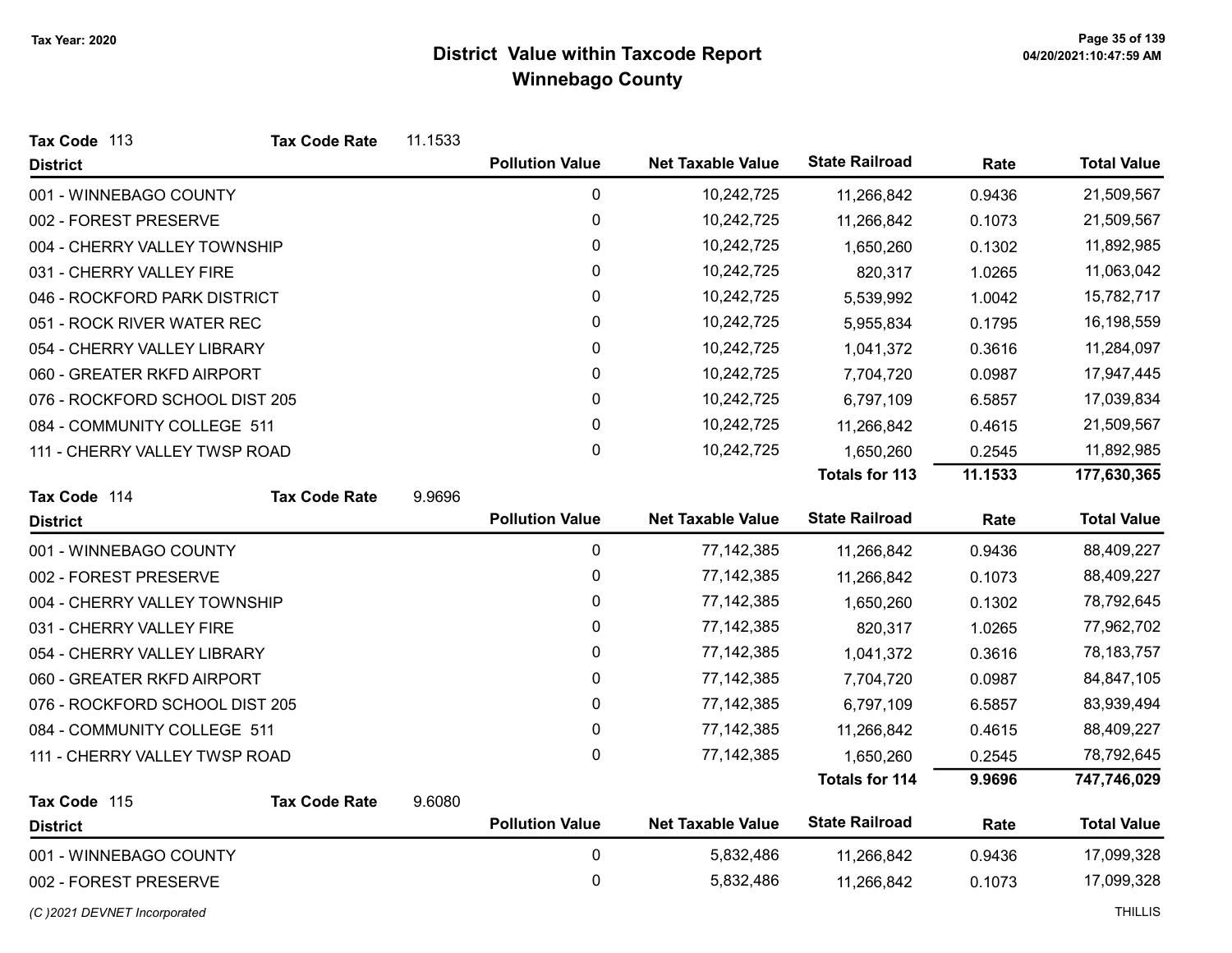# District Value within Taxcode Report
## Winnebago County

Tax Year: 2020

**Tax Code** 113 **Tax Code Rate** 11.1533

| District | Pollution Value | Net Taxable Value | State Railroad | Rate | Total Value |
|---|---|---|---|---|---|
| 001 - WINNEBAGO COUNTY | 0 | 10,242,725 | 11,266,842 | 0.9436 | 21,509,567 |
| 002 - FOREST PRESERVE | 0 | 10,242,725 | 11,266,842 | 0.1073 | 21,509,567 |
| 004 - CHERRY VALLEY TOWNSHIP | 0 | 10,242,725 | 1,650,260 | 0.1302 | 11,892,985 |
| 031 - CHERRY VALLEY FIRE | 0 | 10,242,725 | 820,317 | 1.0265 | 11,063,042 |
| 046 - ROCKFORD PARK DISTRICT | 0 | 10,242,725 | 5,539,992 | 1.0042 | 15,782,717 |
| 051 - ROCK RIVER WATER REC | 0 | 10,242,725 | 5,955,834 | 0.1795 | 16,198,559 |
| 054 - CHERRY VALLEY LIBRARY | 0 | 10,242,725 | 1,041,372 | 0.3616 | 11,284,097 |
| 060 - GREATER RKFD AIRPORT | 0 | 10,242,725 | 7,704,720 | 0.0987 | 17,947,445 |
| 076 - ROCKFORD SCHOOL DIST 205 | 0 | 10,242,725 | 6,797,109 | 6.5857 | 17,039,834 |
| 084 - COMMUNITY COLLEGE 511 | 0 | 10,242,725 | 11,266,842 | 0.4615 | 21,509,567 |
| 111 - CHERRY VALLEY TWSP ROAD | 0 | 10,242,725 | 1,650,260 | 0.2545 | 11,892,985 |
| | | | **Totals for 113** | **11.1533** | **177,630,365** |

**Tax Code** 114 **Tax Code Rate** 9.9696

| District | Pollution Value | Net Taxable Value | State Railroad | Rate | Total Value |
|---|---|---|---|---|---|
| 001 - WINNEBAGO COUNTY | 0 | 77,142,385 | 11,266,842 | 0.9436 | 88,409,227 |
| 002 - FOREST PRESERVE | 0 | 77,142,385 | 11,266,842 | 0.1073 | 88,409,227 |
| 004 - CHERRY VALLEY TOWNSHIP | 0 | 77,142,385 | 1,650,260 | 0.1302 | 78,792,645 |
| 031 - CHERRY VALLEY FIRE | 0 | 77,142,385 | 820,317 | 1.0265 | 77,962,702 |
| 054 - CHERRY VALLEY LIBRARY | 0 | 77,142,385 | 1,041,372 | 0.3616 | 78,183,757 |
| 060 - GREATER RKFD AIRPORT | 0 | 77,142,385 | 7,704,720 | 0.0987 | 84,847,105 |
| 076 - ROCKFORD SCHOOL DIST 205 | 0 | 77,142,385 | 6,797,109 | 6.5857 | 83,939,494 |
| 084 - COMMUNITY COLLEGE 511 | 0 | 77,142,385 | 11,266,842 | 0.4615 | 88,409,227 |
| 111 - CHERRY VALLEY TWSP ROAD | 0 | 77,142,385 | 1,650,260 | 0.2545 | 78,792,645 |
| | | | **Totals for 114** | **9.9696** | **747,746,029** |

**Tax Code** 115 **Tax Code Rate** 9.6080

| District | Pollution Value | Net Taxable Value | State Railroad | Rate | Total Value |
|---|---|---|---|---|---|
| 001 - WINNEBAGO COUNTY | 0 | 5,832,486 | 11,266,842 | 0.9436 | 17,099,328 |
| 002 - FOREST PRESERVE | 0 | 5,832,486 | 11,266,842 | 0.1073 | 17,099,328 |

*(C )2021 DEVNET Incorporated* THILLIS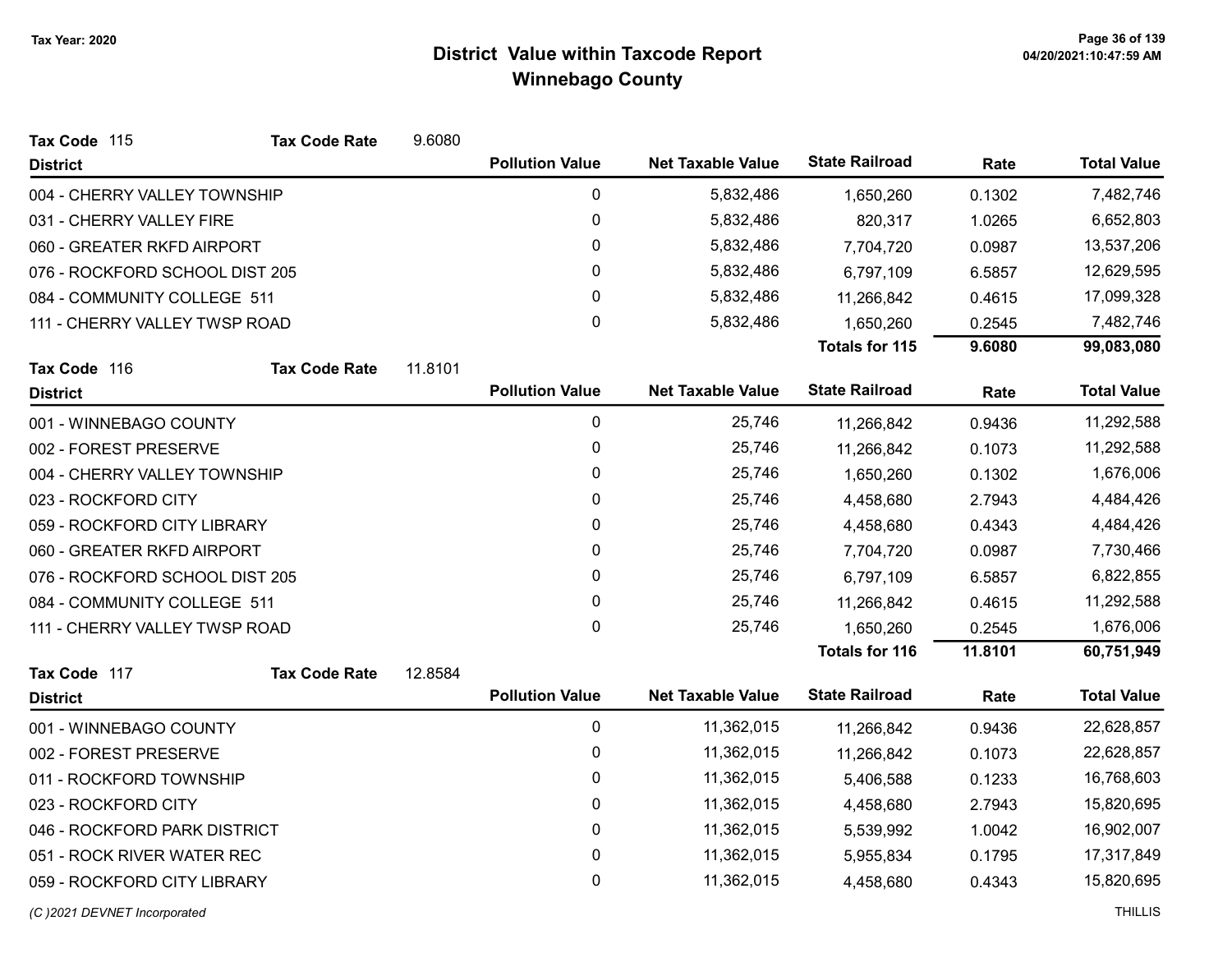# District Value within Taxcode Report
## Winnebago County

Tax Year: 2020

**Tax Code** 115 **Tax Code Rate** 9.6080

| District | Pollution Value | Net Taxable Value | State Railroad | Rate | Total Value |
|---|---|---|---|---|---|
| 004 - CHERRY VALLEY TOWNSHIP | 0 | 5,832,486 | 1,650,260 | 0.1302 | 7,482,746 |
| 031 - CHERRY VALLEY FIRE | 0 | 5,832,486 | 820,317 | 1.0265 | 6,652,803 |
| 060 - GREATER RKFD AIRPORT | 0 | 5,832,486 | 7,704,720 | 0.0987 | 13,537,206 |
| 076 - ROCKFORD SCHOOL DIST 205 | 0 | 5,832,486 | 6,797,109 | 6.5857 | 12,629,595 |
| 084 - COMMUNITY COLLEGE 511 | 0 | 5,832,486 | 11,266,842 | 0.4615 | 17,099,328 |
| 111 - CHERRY VALLEY TWSP ROAD | 0 | 5,832,486 | 1,650,260 | 0.2545 | 7,482,746 |
| | | | **Totals for 115** | **9.6080** | **99,083,080** |

**Tax Code** 116 **Tax Code Rate** 11.8101

| District | Pollution Value | Net Taxable Value | State Railroad | Rate | Total Value |
|---|---|---|---|---|---|
| 001 - WINNEBAGO COUNTY | 0 | 25,746 | 11,266,842 | 0.9436 | 11,292,588 |
| 002 - FOREST PRESERVE | 0 | 25,746 | 11,266,842 | 0.1073 | 11,292,588 |
| 004 - CHERRY VALLEY TOWNSHIP | 0 | 25,746 | 1,650,260 | 0.1302 | 1,676,006 |
| 023 - ROCKFORD CITY | 0 | 25,746 | 4,458,680 | 2.7943 | 4,484,426 |
| 059 - ROCKFORD CITY LIBRARY | 0 | 25,746 | 4,458,680 | 0.4343 | 4,484,426 |
| 060 - GREATER RKFD AIRPORT | 0 | 25,746 | 7,704,720 | 0.0987 | 7,730,466 |
| 076 - ROCKFORD SCHOOL DIST 205 | 0 | 25,746 | 6,797,109 | 6.5857 | 6,822,855 |
| 084 - COMMUNITY COLLEGE 511 | 0 | 25,746 | 11,266,842 | 0.4615 | 11,292,588 |
| 111 - CHERRY VALLEY TWSP ROAD | 0 | 25,746 | 1,650,260 | 0.2545 | 1,676,006 |
| | | | **Totals for 116** | **11.8101** | **60,751,949** |

**Tax Code** 117 **Tax Code Rate** 12.8584

| District | Pollution Value | Net Taxable Value | State Railroad | Rate | Total Value |
|---|---|---|---|---|---|
| 001 - WINNEBAGO COUNTY | 0 | 11,362,015 | 11,266,842 | 0.9436 | 22,628,857 |
| 002 - FOREST PRESERVE | 0 | 11,362,015 | 11,266,842 | 0.1073 | 22,628,857 |
| 011 - ROCKFORD TOWNSHIP | 0 | 11,362,015 | 5,406,588 | 0.1233 | 16,768,603 |
| 023 - ROCKFORD CITY | 0 | 11,362,015 | 4,458,680 | 2.7943 | 15,820,695 |
| 046 - ROCKFORD PARK DISTRICT | 0 | 11,362,015 | 5,539,992 | 1.0042 | 16,902,007 |
| 051 - ROCK RIVER WATER REC | 0 | 11,362,015 | 5,955,834 | 0.1795 | 17,317,849 |
| 059 - ROCKFORD CITY LIBRARY | 0 | 11,362,015 | 4,458,680 | 0.4343 | 15,820,695 |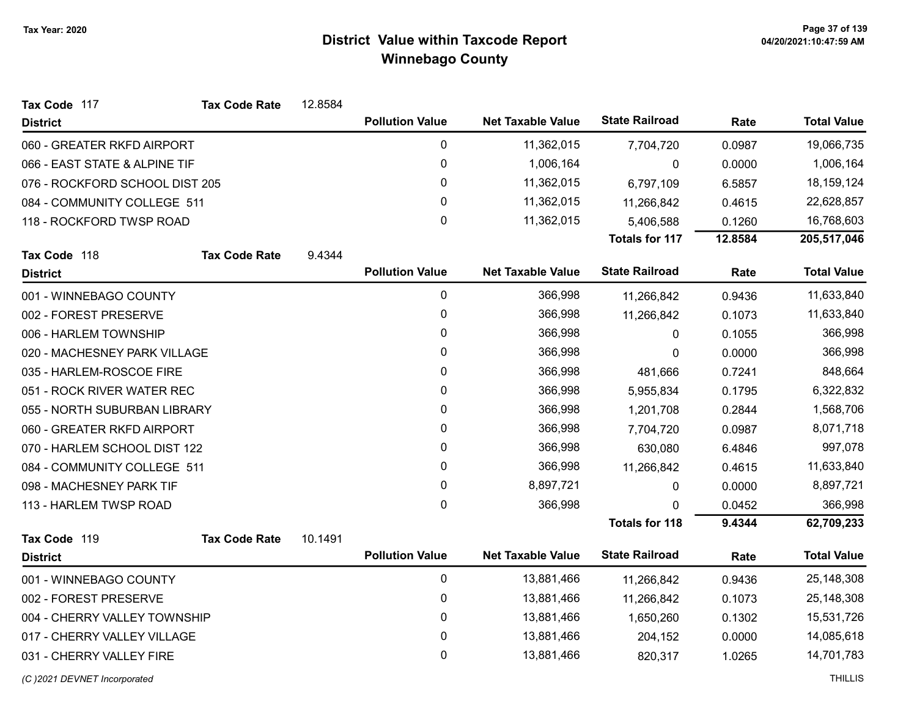# District Value within Taxcode Report

## Winnebago County

Tax Year: 2020

**Tax Code** 117 **Tax Code Rate** 12.8584

| District | Pollution Value | Net Taxable Value | State Railroad | Rate | Total Value |
|---|---|---|---|---|---|
| 060 - GREATER RKFD AIRPORT | 0 | 11,362,015 | 7,704,720 | 0.0987 | 19,066,735 |
| 066 - EAST STATE & ALPINE TIF | 0 | 1,006,164 | 0 | 0.0000 | 1,006,164 |
| 076 - ROCKFORD SCHOOL DIST 205 | 0 | 11,362,015 | 6,797,109 | 6.5857 | 18,159,124 |
| 084 - COMMUNITY COLLEGE 511 | 0 | 11,362,015 | 11,266,842 | 0.4615 | 22,628,857 |
| 118 - ROCKFORD TWSP ROAD | 0 | 11,362,015 | 5,406,588 | 0.1260 | 16,768,603 |
| | | | **Totals for 117** | **12.8584** | **205,517,046** |

**Tax Code** 118 **Tax Code Rate** 9.4344

| District | Pollution Value | Net Taxable Value | State Railroad | Rate | Total Value |
|---|---|---|---|---|---|
| 001 - WINNEBAGO COUNTY | 0 | 366,998 | 11,266,842 | 0.9436 | 11,633,840 |
| 002 - FOREST PRESERVE | 0 | 366,998 | 11,266,842 | 0.1073 | 11,633,840 |
| 006 - HARLEM TOWNSHIP | 0 | 366,998 | 0 | 0.1055 | 366,998 |
| 020 - MACHESNEY PARK VILLAGE | 0 | 366,998 | 0 | 0.0000 | 366,998 |
| 035 - HARLEM-ROSCOE FIRE | 0 | 366,998 | 481,666 | 0.7241 | 848,664 |
| 051 - ROCK RIVER WATER REC | 0 | 366,998 | 5,955,834 | 0.1795 | 6,322,832 |
| 055 - NORTH SUBURBAN LIBRARY | 0 | 366,998 | 1,201,708 | 0.2844 | 1,568,706 |
| 060 - GREATER RKFD AIRPORT | 0 | 366,998 | 7,704,720 | 0.0987 | 8,071,718 |
| 070 - HARLEM SCHOOL DIST 122 | 0 | 366,998 | 630,080 | 6.4846 | 997,078 |
| 084 - COMMUNITY COLLEGE 511 | 0 | 366,998 | 11,266,842 | 0.4615 | 11,633,840 |
| 098 - MACHESNEY PARK TIF | 0 | 8,897,721 | 0 | 0.0000 | 8,897,721 |
| 113 - HARLEM TWSP ROAD | 0 | 366,998 | 0 | 0.0452 | 366,998 |
| | | | **Totals for 118** | **9.4344** | **62,709,233** |

**Tax Code** 119 **Tax Code Rate** 10.1491

| District | Pollution Value | Net Taxable Value | State Railroad | Rate | Total Value |
|---|---|---|---|---|---|
| 001 - WINNEBAGO COUNTY | 0 | 13,881,466 | 11,266,842 | 0.9436 | 25,148,308 |
| 002 - FOREST PRESERVE | 0 | 13,881,466 | 11,266,842 | 0.1073 | 25,148,308 |
| 004 - CHERRY VALLEY TOWNSHIP | 0 | 13,881,466 | 1,650,260 | 0.1302 | 15,531,726 |
| 017 - CHERRY VALLEY VILLAGE | 0 | 13,881,466 | 204,152 | 0.0000 | 14,085,618 |
| 031 - CHERRY VALLEY FIRE | 0 | 13,881,466 | 820,317 | 1.0265 | 14,701,783 |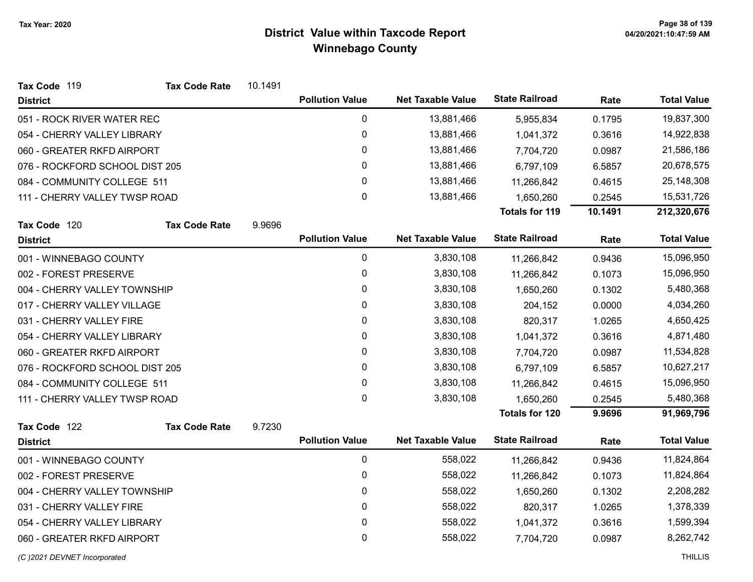# District Value within Taxcode Report

## Winnebago County

Tax Year: 2020

**Tax Code** 119 **Tax Code Rate** 10.1491

| District | Pollution Value | Net Taxable Value | State Railroad | Rate | Total Value |
|---|---|---|---|---|---|
| 051 - ROCK RIVER WATER REC | 0 | 13,881,466 | 5,955,834 | 0.1795 | 19,837,300 |
| 054 - CHERRY VALLEY LIBRARY | 0 | 13,881,466 | 1,041,372 | 0.3616 | 14,922,838 |
| 060 - GREATER RKFD AIRPORT | 0 | 13,881,466 | 7,704,720 | 0.0987 | 21,586,186 |
| 076 - ROCKFORD SCHOOL DIST 205 | 0 | 13,881,466 | 6,797,109 | 6.5857 | 20,678,575 |
| 084 - COMMUNITY COLLEGE 511 | 0 | 13,881,466 | 11,266,842 | 0.4615 | 25,148,308 |
| 111 - CHERRY VALLEY TWSP ROAD | 0 | 13,881,466 | 1,650,260 | 0.2545 | 15,531,726 |
| | | | **Totals for 119** | **10.1491** | **212,320,676** |

**Tax Code** 120 **Tax Code Rate** 9.9696

| District | Pollution Value | Net Taxable Value | State Railroad | Rate | Total Value |
|---|---|---|---|---|---|
| 001 - WINNEBAGO COUNTY | 0 | 3,830,108 | 11,266,842 | 0.9436 | 15,096,950 |
| 002 - FOREST PRESERVE | 0 | 3,830,108 | 11,266,842 | 0.1073 | 15,096,950 |
| 004 - CHERRY VALLEY TOWNSHIP | 0 | 3,830,108 | 1,650,260 | 0.1302 | 5,480,368 |
| 017 - CHERRY VALLEY VILLAGE | 0 | 3,830,108 | 204,152 | 0.0000 | 4,034,260 |
| 031 - CHERRY VALLEY FIRE | 0 | 3,830,108 | 820,317 | 1.0265 | 4,650,425 |
| 054 - CHERRY VALLEY LIBRARY | 0 | 3,830,108 | 1,041,372 | 0.3616 | 4,871,480 |
| 060 - GREATER RKFD AIRPORT | 0 | 3,830,108 | 7,704,720 | 0.0987 | 11,534,828 |
| 076 - ROCKFORD SCHOOL DIST 205 | 0 | 3,830,108 | 6,797,109 | 6.5857 | 10,627,217 |
| 084 - COMMUNITY COLLEGE 511 | 0 | 3,830,108 | 11,266,842 | 0.4615 | 15,096,950 |
| 111 - CHERRY VALLEY TWSP ROAD | 0 | 3,830,108 | 1,650,260 | 0.2545 | 5,480,368 |
| | | | **Totals for 120** | **9.9696** | **91,969,796** |

**Tax Code** 122 **Tax Code Rate** 9.7230

| District | Pollution Value | Net Taxable Value | State Railroad | Rate | Total Value |
|---|---|---|---|---|---|
| 001 - WINNEBAGO COUNTY | 0 | 558,022 | 11,266,842 | 0.9436 | 11,824,864 |
| 002 - FOREST PRESERVE | 0 | 558,022 | 11,266,842 | 0.1073 | 11,824,864 |
| 004 - CHERRY VALLEY TOWNSHIP | 0 | 558,022 | 1,650,260 | 0.1302 | 2,208,282 |
| 031 - CHERRY VALLEY FIRE | 0 | 558,022 | 820,317 | 1.0265 | 1,378,339 |
| 054 - CHERRY VALLEY LIBRARY | 0 | 558,022 | 1,041,372 | 0.3616 | 1,599,394 |
| 060 - GREATER RKFD AIRPORT | 0 | 558,022 | 7,704,720 | 0.0987 | 8,262,742 |

*(C )2021 DEVNET Incorporated* THILLIS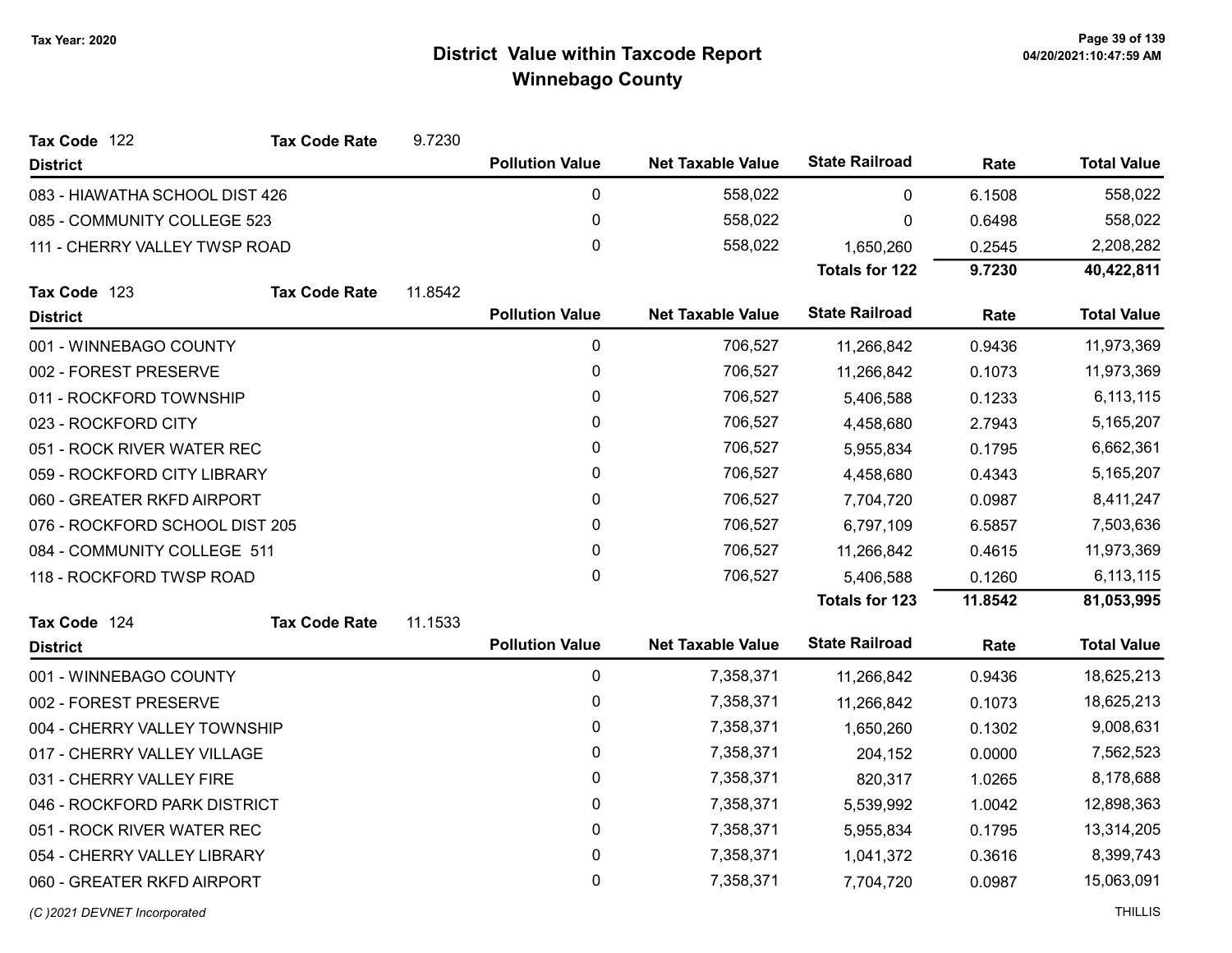# District Value within Taxcode Report

## Winnebago County

Tax Year: 2020

**Tax Code** 122 **Tax Code Rate** 9.7230

| District | Pollution Value | Net Taxable Value | State Railroad | Rate | Total Value |
|---|---|---|---|---|---|
| 083 - HIAWATHA SCHOOL DIST 426 | 0 | 558,022 | 0 | 6.1508 | 558,022 |
| 085 - COMMUNITY COLLEGE 523 | 0 | 558,022 | 0 | 0.6498 | 558,022 |
| 111 - CHERRY VALLEY TWSP ROAD | 0 | 558,022 | 1,650,260 | 0.2545 | 2,208,282 |
| | | | **Totals for 122** | **9.7230** | **40,422,811** |

**Tax Code** 123 **Tax Code Rate** 11.8542

| District | Pollution Value | Net Taxable Value | State Railroad | Rate | Total Value |
|---|---|---|---|---|---|
| 001 - WINNEBAGO COUNTY | 0 | 706,527 | 11,266,842 | 0.9436 | 11,973,369 |
| 002 - FOREST PRESERVE | 0 | 706,527 | 11,266,842 | 0.1073 | 11,973,369 |
| 011 - ROCKFORD TOWNSHIP | 0 | 706,527 | 5,406,588 | 0.1233 | 6,113,115 |
| 023 - ROCKFORD CITY | 0 | 706,527 | 4,458,680 | 2.7943 | 5,165,207 |
| 051 - ROCK RIVER WATER REC | 0 | 706,527 | 5,955,834 | 0.1795 | 6,662,361 |
| 059 - ROCKFORD CITY LIBRARY | 0 | 706,527 | 4,458,680 | 0.4343 | 5,165,207 |
| 060 - GREATER RKFD AIRPORT | 0 | 706,527 | 7,704,720 | 0.0987 | 8,411,247 |
| 076 - ROCKFORD SCHOOL DIST 205 | 0 | 706,527 | 6,797,109 | 6.5857 | 7,503,636 |
| 084 - COMMUNITY COLLEGE 511 | 0 | 706,527 | 11,266,842 | 0.4615 | 11,973,369 |
| 118 - ROCKFORD TWSP ROAD | 0 | 706,527 | 5,406,588 | 0.1260 | 6,113,115 |
| | | | **Totals for 123** | **11.8542** | **81,053,995** |

**Tax Code** 124 **Tax Code Rate** 11.1533

| District | Pollution Value | Net Taxable Value | State Railroad | Rate | Total Value |
|---|---|---|---|---|---|
| 001 - WINNEBAGO COUNTY | 0 | 7,358,371 | 11,266,842 | 0.9436 | 18,625,213 |
| 002 - FOREST PRESERVE | 0 | 7,358,371 | 11,266,842 | 0.1073 | 18,625,213 |
| 004 - CHERRY VALLEY TOWNSHIP | 0 | 7,358,371 | 1,650,260 | 0.1302 | 9,008,631 |
| 017 - CHERRY VALLEY VILLAGE | 0 | 7,358,371 | 204,152 | 0.0000 | 7,562,523 |
| 031 - CHERRY VALLEY FIRE | 0 | 7,358,371 | 820,317 | 1.0265 | 8,178,688 |
| 046 - ROCKFORD PARK DISTRICT | 0 | 7,358,371 | 5,539,992 | 1.0042 | 12,898,363 |
| 051 - ROCK RIVER WATER REC | 0 | 7,358,371 | 5,955,834 | 0.1795 | 13,314,205 |
| 054 - CHERRY VALLEY LIBRARY | 0 | 7,358,371 | 1,041,372 | 0.3616 | 8,399,743 |
| 060 - GREATER RKFD AIRPORT | 0 | 7,358,371 | 7,704,720 | 0.0987 | 15,063,091 |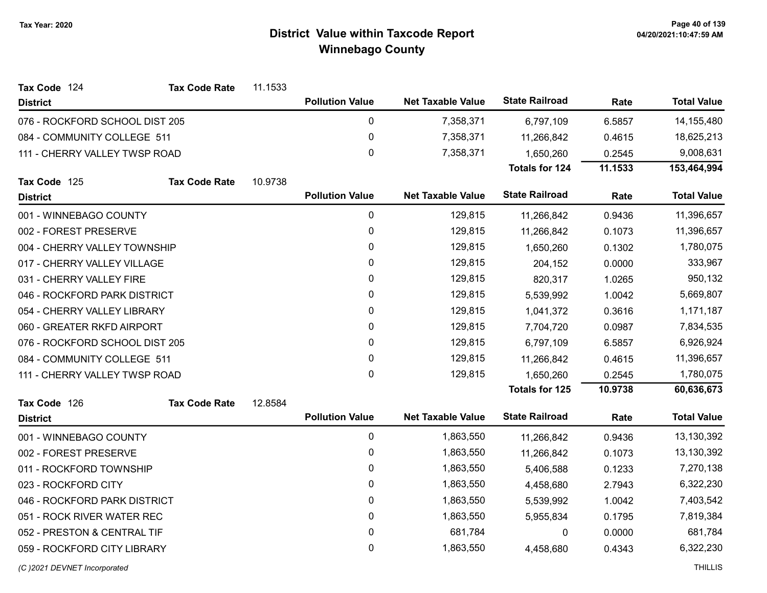# District Value within Taxcode Report
## Winnebago County

Tax Year: 2020

**Tax Code** 124 **Tax Code Rate** 11.1533

| District | Pollution Value | Net Taxable Value | State Railroad | Rate | Total Value |
|---|---|---|---|---|---|
| 076 - ROCKFORD SCHOOL DIST 205 | 0 | 7,358,371 | 6,797,109 | 6.5857 | 14,155,480 |
| 084 - COMMUNITY COLLEGE 511 | 0 | 7,358,371 | 11,266,842 | 0.4615 | 18,625,213 |
| 111 - CHERRY VALLEY TWSP ROAD | 0 | 7,358,371 | 1,650,260 | 0.2545 | 9,008,631 |
| | | | **Totals for 124** | **11.1533** | **153,464,994** |

**Tax Code** 125 **Tax Code Rate** 10.9738

| District | Pollution Value | Net Taxable Value | State Railroad | Rate | Total Value |
|---|---|---|---|---|---|
| 001 - WINNEBAGO COUNTY | 0 | 129,815 | 11,266,842 | 0.9436 | 11,396,657 |
| 002 - FOREST PRESERVE | 0 | 129,815 | 11,266,842 | 0.1073 | 11,396,657 |
| 004 - CHERRY VALLEY TOWNSHIP | 0 | 129,815 | 1,650,260 | 0.1302 | 1,780,075 |
| 017 - CHERRY VALLEY VILLAGE | 0 | 129,815 | 204,152 | 0.0000 | 333,967 |
| 031 - CHERRY VALLEY FIRE | 0 | 129,815 | 820,317 | 1.0265 | 950,132 |
| 046 - ROCKFORD PARK DISTRICT | 0 | 129,815 | 5,539,992 | 1.0042 | 5,669,807 |
| 054 - CHERRY VALLEY LIBRARY | 0 | 129,815 | 1,041,372 | 0.3616 | 1,171,187 |
| 060 - GREATER RKFD AIRPORT | 0 | 129,815 | 7,704,720 | 0.0987 | 7,834,535 |
| 076 - ROCKFORD SCHOOL DIST 205 | 0 | 129,815 | 6,797,109 | 6.5857 | 6,926,924 |
| 084 - COMMUNITY COLLEGE 511 | 0 | 129,815 | 11,266,842 | 0.4615 | 11,396,657 |
| 111 - CHERRY VALLEY TWSP ROAD | 0 | 129,815 | 1,650,260 | 0.2545 | 1,780,075 |
| | | | **Totals for 125** | **10.9738** | **60,636,673** |

**Tax Code** 126 **Tax Code Rate** 12.8584

| District | Pollution Value | Net Taxable Value | State Railroad | Rate | Total Value |
|---|---|---|---|---|---|
| 001 - WINNEBAGO COUNTY | 0 | 1,863,550 | 11,266,842 | 0.9436 | 13,130,392 |
| 002 - FOREST PRESERVE | 0 | 1,863,550 | 11,266,842 | 0.1073 | 13,130,392 |
| 011 - ROCKFORD TOWNSHIP | 0 | 1,863,550 | 5,406,588 | 0.1233 | 7,270,138 |
| 023 - ROCKFORD CITY | 0 | 1,863,550 | 4,458,680 | 2.7943 | 6,322,230 |
| 046 - ROCKFORD PARK DISTRICT | 0 | 1,863,550 | 5,539,992 | 1.0042 | 7,403,542 |
| 051 - ROCK RIVER WATER REC | 0 | 1,863,550 | 5,955,834 | 0.1795 | 7,819,384 |
| 052 - PRESTON & CENTRAL TIF | 0 | 681,784 | 0 | 0.0000 | 681,784 |
| 059 - ROCKFORD CITY LIBRARY | 0 | 1,863,550 | 4,458,680 | 0.4343 | 6,322,230 |

*(C )2021 DEVNET Incorporated* THILLIS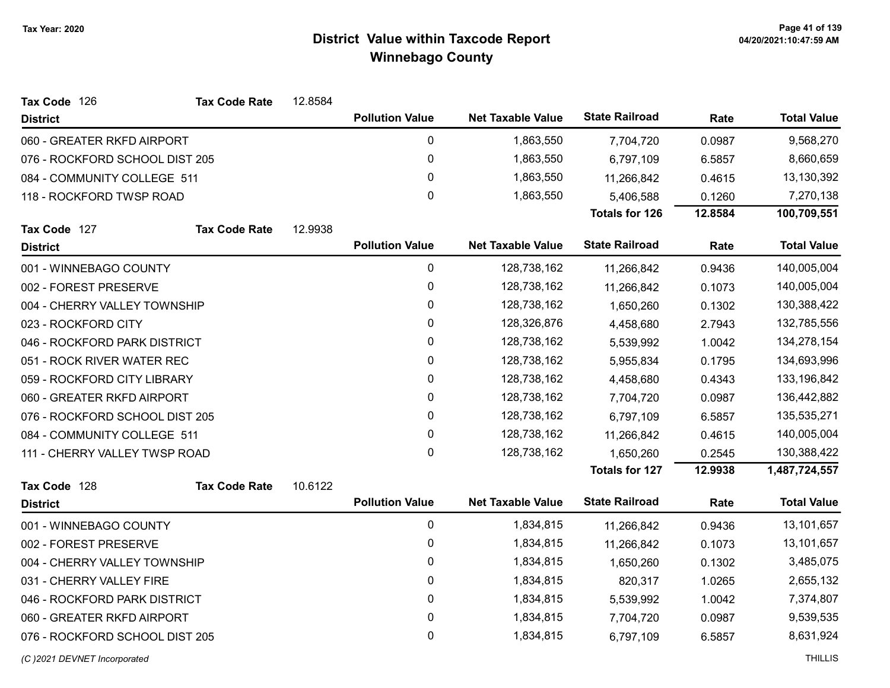# District Value within Taxcode Report
## Winnebago County

Tax Year: 2020

**Tax Code** 126 **Tax Code Rate** 12.8584

| District | Pollution Value | Net Taxable Value | State Railroad | Rate | Total Value |
|---|---|---|---|---|---|
| 060 - GREATER RKFD AIRPORT | 0 | 1,863,550 | 7,704,720 | 0.0987 | 9,568,270 |
| 076 - ROCKFORD SCHOOL DIST 205 | 0 | 1,863,550 | 6,797,109 | 6.5857 | 8,660,659 |
| 084 - COMMUNITY COLLEGE 511 | 0 | 1,863,550 | 11,266,842 | 0.4615 | 13,130,392 |
| 118 - ROCKFORD TWSP ROAD | 0 | 1,863,550 | 5,406,588 | 0.1260 | 7,270,138 |
| | | | **Totals for 126** | **12.8584** | **100,709,551** |

**Tax Code** 127 **Tax Code Rate** 12.9938

| District | Pollution Value | Net Taxable Value | State Railroad | Rate | Total Value |
|---|---|---|---|---|---|
| 001 - WINNEBAGO COUNTY | 0 | 128,738,162 | 11,266,842 | 0.9436 | 140,005,004 |
| 002 - FOREST PRESERVE | 0 | 128,738,162 | 11,266,842 | 0.1073 | 140,005,004 |
| 004 - CHERRY VALLEY TOWNSHIP | 0 | 128,738,162 | 1,650,260 | 0.1302 | 130,388,422 |
| 023 - ROCKFORD CITY | 0 | 128,326,876 | 4,458,680 | 2.7943 | 132,785,556 |
| 046 - ROCKFORD PARK DISTRICT | 0 | 128,738,162 | 5,539,992 | 1.0042 | 134,278,154 |
| 051 - ROCK RIVER WATER REC | 0 | 128,738,162 | 5,955,834 | 0.1795 | 134,693,996 |
| 059 - ROCKFORD CITY LIBRARY | 0 | 128,738,162 | 4,458,680 | 0.4343 | 133,196,842 |
| 060 - GREATER RKFD AIRPORT | 0 | 128,738,162 | 7,704,720 | 0.0987 | 136,442,882 |
| 076 - ROCKFORD SCHOOL DIST 205 | 0 | 128,738,162 | 6,797,109 | 6.5857 | 135,535,271 |
| 084 - COMMUNITY COLLEGE 511 | 0 | 128,738,162 | 11,266,842 | 0.4615 | 140,005,004 |
| 111 - CHERRY VALLEY TWSP ROAD | 0 | 128,738,162 | 1,650,260 | 0.2545 | 130,388,422 |
| | | | **Totals for 127** | **12.9938** | **1,487,724,557** |

**Tax Code** 128 **Tax Code Rate** 10.6122

| District | Pollution Value | Net Taxable Value | State Railroad | Rate | Total Value |
|---|---|---|---|---|---|
| 001 - WINNEBAGO COUNTY | 0 | 1,834,815 | 11,266,842 | 0.9436 | 13,101,657 |
| 002 - FOREST PRESERVE | 0 | 1,834,815 | 11,266,842 | 0.1073 | 13,101,657 |
| 004 - CHERRY VALLEY TOWNSHIP | 0 | 1,834,815 | 1,650,260 | 0.1302 | 3,485,075 |
| 031 - CHERRY VALLEY FIRE | 0 | 1,834,815 | 820,317 | 1.0265 | 2,655,132 |
| 046 - ROCKFORD PARK DISTRICT | 0 | 1,834,815 | 5,539,992 | 1.0042 | 7,374,807 |
| 060 - GREATER RKFD AIRPORT | 0 | 1,834,815 | 7,704,720 | 0.0987 | 9,539,535 |
| 076 - ROCKFORD SCHOOL DIST 205 | 0 | 1,834,815 | 6,797,109 | 6.5857 | 8,631,924 |

(C )2021 DEVNET Incorporated

THILLIS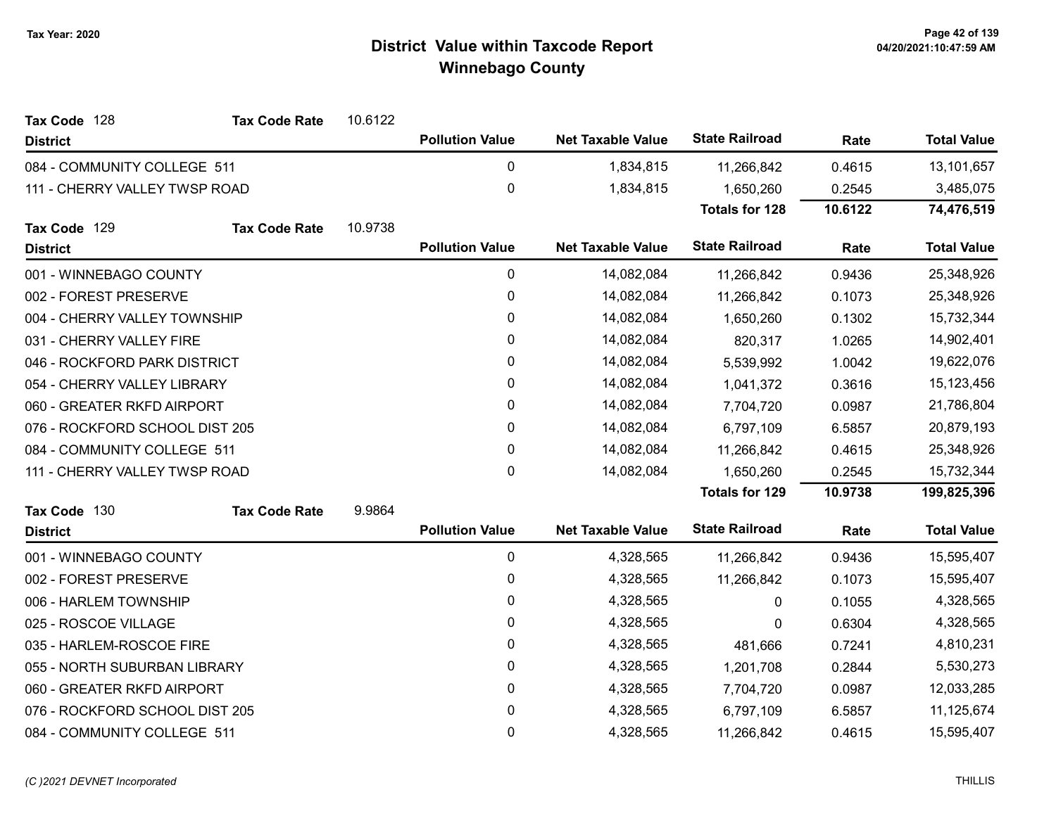# District Value within Taxcode Report
## Winnebago County

Tax Year: 2020

**Tax Code** 128 **Tax Code Rate** 10.6122

| District | Pollution Value | Net Taxable Value | State Railroad | Rate | Total Value |
|---|---|---|---|---|---|
| 084 - COMMUNITY COLLEGE 511 | 0 | 1,834,815 | 11,266,842 | 0.4615 | 13,101,657 |
| 111 - CHERRY VALLEY TWSP ROAD | 0 | 1,834,815 | 1,650,260 | 0.2545 | 3,485,075 |
| | | | **Totals for 128** | **10.6122** | **74,476,519** |

**Tax Code** 129 **Tax Code Rate** 10.9738

| District | Pollution Value | Net Taxable Value | State Railroad | Rate | Total Value |
|---|---|---|---|---|---|
| 001 - WINNEBAGO COUNTY | 0 | 14,082,084 | 11,266,842 | 0.9436 | 25,348,926 |
| 002 - FOREST PRESERVE | 0 | 14,082,084 | 11,266,842 | 0.1073 | 25,348,926 |
| 004 - CHERRY VALLEY TOWNSHIP | 0 | 14,082,084 | 1,650,260 | 0.1302 | 15,732,344 |
| 031 - CHERRY VALLEY FIRE | 0 | 14,082,084 | 820,317 | 1.0265 | 14,902,401 |
| 046 - ROCKFORD PARK DISTRICT | 0 | 14,082,084 | 5,539,992 | 1.0042 | 19,622,076 |
| 054 - CHERRY VALLEY LIBRARY | 0 | 14,082,084 | 1,041,372 | 0.3616 | 15,123,456 |
| 060 - GREATER RKFD AIRPORT | 0 | 14,082,084 | 7,704,720 | 0.0987 | 21,786,804 |
| 076 - ROCKFORD SCHOOL DIST 205 | 0 | 14,082,084 | 6,797,109 | 6.5857 | 20,879,193 |
| 084 - COMMUNITY COLLEGE 511 | 0 | 14,082,084 | 11,266,842 | 0.4615 | 25,348,926 |
| 111 - CHERRY VALLEY TWSP ROAD | 0 | 14,082,084 | 1,650,260 | 0.2545 | 15,732,344 |
| | | | **Totals for 129** | **10.9738** | **199,825,396** |

**Tax Code** 130 **Tax Code Rate** 9.9864

| District | Pollution Value | Net Taxable Value | State Railroad | Rate | Total Value |
|---|---|---|---|---|---|
| 001 - WINNEBAGO COUNTY | 0 | 4,328,565 | 11,266,842 | 0.9436 | 15,595,407 |
| 002 - FOREST PRESERVE | 0 | 4,328,565 | 11,266,842 | 0.1073 | 15,595,407 |
| 006 - HARLEM TOWNSHIP | 0 | 4,328,565 | 0 | 0.1055 | 4,328,565 |
| 025 - ROSCOE VILLAGE | 0 | 4,328,565 | 0 | 0.6304 | 4,328,565 |
| 035 - HARLEM-ROSCOE FIRE | 0 | 4,328,565 | 481,666 | 0.7241 | 4,810,231 |
| 055 - NORTH SUBURBAN LIBRARY | 0 | 4,328,565 | 1,201,708 | 0.2844 | 5,530,273 |
| 060 - GREATER RKFD AIRPORT | 0 | 4,328,565 | 7,704,720 | 0.0987 | 12,033,285 |
| 076 - ROCKFORD SCHOOL DIST 205 | 0 | 4,328,565 | 6,797,109 | 6.5857 | 11,125,674 |
| 084 - COMMUNITY COLLEGE 511 | 0 | 4,328,565 | 11,266,842 | 0.4615 | 15,595,407 |

*(C )2021 DEVNET Incorporated* THILLIS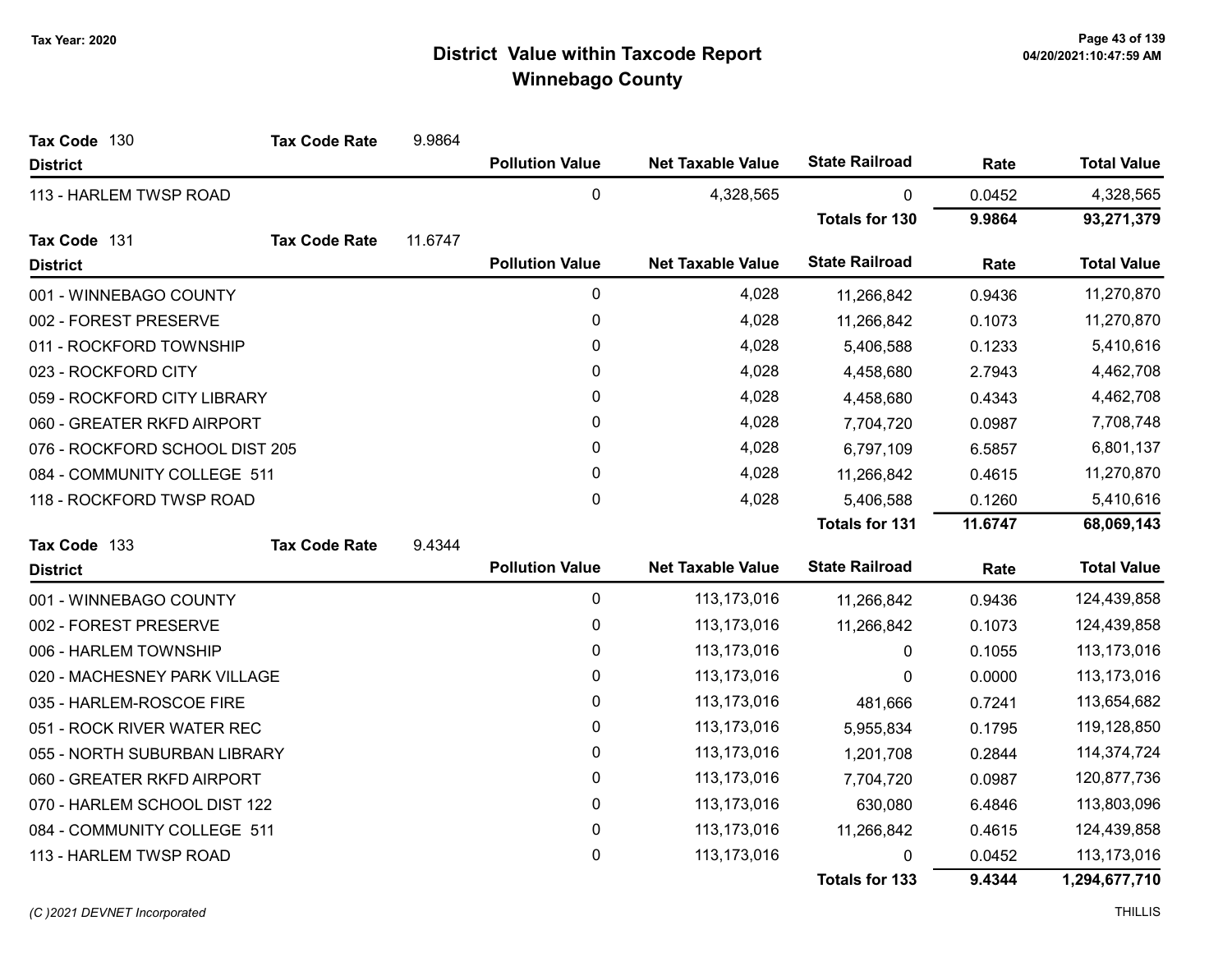# District Value within Taxcode Report
## Winnebago County

Tax Year: 2020

**Tax Code** 130 **Tax Code Rate** 9.9864

| District | Pollution Value | Net Taxable Value | State Railroad | Rate | Total Value |
|---|---|---|---|---|---|
| 113 - HARLEM TWSP ROAD | 0 | 4,328,565 | 0 | 0.0452 | 4,328,565 |
| | | | **Totals for 130** | **9.9864** | **93,271,379** |

**Tax Code** 131 **Tax Code Rate** 11.6747

| District | Pollution Value | Net Taxable Value | State Railroad | Rate | Total Value |
|---|---|---|---|---|---|
| 001 - WINNEBAGO COUNTY | 0 | 4,028 | 11,266,842 | 0.9436 | 11,270,870 |
| 002 - FOREST PRESERVE | 0 | 4,028 | 11,266,842 | 0.1073 | 11,270,870 |
| 011 - ROCKFORD TOWNSHIP | 0 | 4,028 | 5,406,588 | 0.1233 | 5,410,616 |
| 023 - ROCKFORD CITY | 0 | 4,028 | 4,458,680 | 2.7943 | 4,462,708 |
| 059 - ROCKFORD CITY LIBRARY | 0 | 4,028 | 4,458,680 | 0.4343 | 4,462,708 |
| 060 - GREATER RKFD AIRPORT | 0 | 4,028 | 7,704,720 | 0.0987 | 7,708,748 |
| 076 - ROCKFORD SCHOOL DIST 205 | 0 | 4,028 | 6,797,109 | 6.5857 | 6,801,137 |
| 084 - COMMUNITY COLLEGE 511 | 0 | 4,028 | 11,266,842 | 0.4615 | 11,270,870 |
| 118 - ROCKFORD TWSP ROAD | 0 | 4,028 | 5,406,588 | 0.1260 | 5,410,616 |
| | | | **Totals for 131** | **11.6747** | **68,069,143** |

**Tax Code** 133 **Tax Code Rate** 9.4344

| District | Pollution Value | Net Taxable Value | State Railroad | Rate | Total Value |
|---|---|---|---|---|---|
| 001 - WINNEBAGO COUNTY | 0 | 113,173,016 | 11,266,842 | 0.9436 | 124,439,858 |
| 002 - FOREST PRESERVE | 0 | 113,173,016 | 11,266,842 | 0.1073 | 124,439,858 |
| 006 - HARLEM TOWNSHIP | 0 | 113,173,016 | 0 | 0.1055 | 113,173,016 |
| 020 - MACHESNEY PARK VILLAGE | 0 | 113,173,016 | 0 | 0.0000 | 113,173,016 |
| 035 - HARLEM-ROSCOE FIRE | 0 | 113,173,016 | 481,666 | 0.7241 | 113,654,682 |
| 051 - ROCK RIVER WATER REC | 0 | 113,173,016 | 5,955,834 | 0.1795 | 119,128,850 |
| 055 - NORTH SUBURBAN LIBRARY | 0 | 113,173,016 | 1,201,708 | 0.2844 | 114,374,724 |
| 060 - GREATER RKFD AIRPORT | 0 | 113,173,016 | 7,704,720 | 0.0987 | 120,877,736 |
| 070 - HARLEM SCHOOL DIST 122 | 0 | 113,173,016 | 630,080 | 6.4846 | 113,803,096 |
| 084 - COMMUNITY COLLEGE 511 | 0 | 113,173,016 | 11,266,842 | 0.4615 | 124,439,858 |
| 113 - HARLEM TWSP ROAD | 0 | 113,173,016 | 0 | 0.0452 | 113,173,016 |
| | | | **Totals for 133** | **9.4344** | **1,294,677,710** |

*(C )2021 DEVNET Incorporated* THILLIS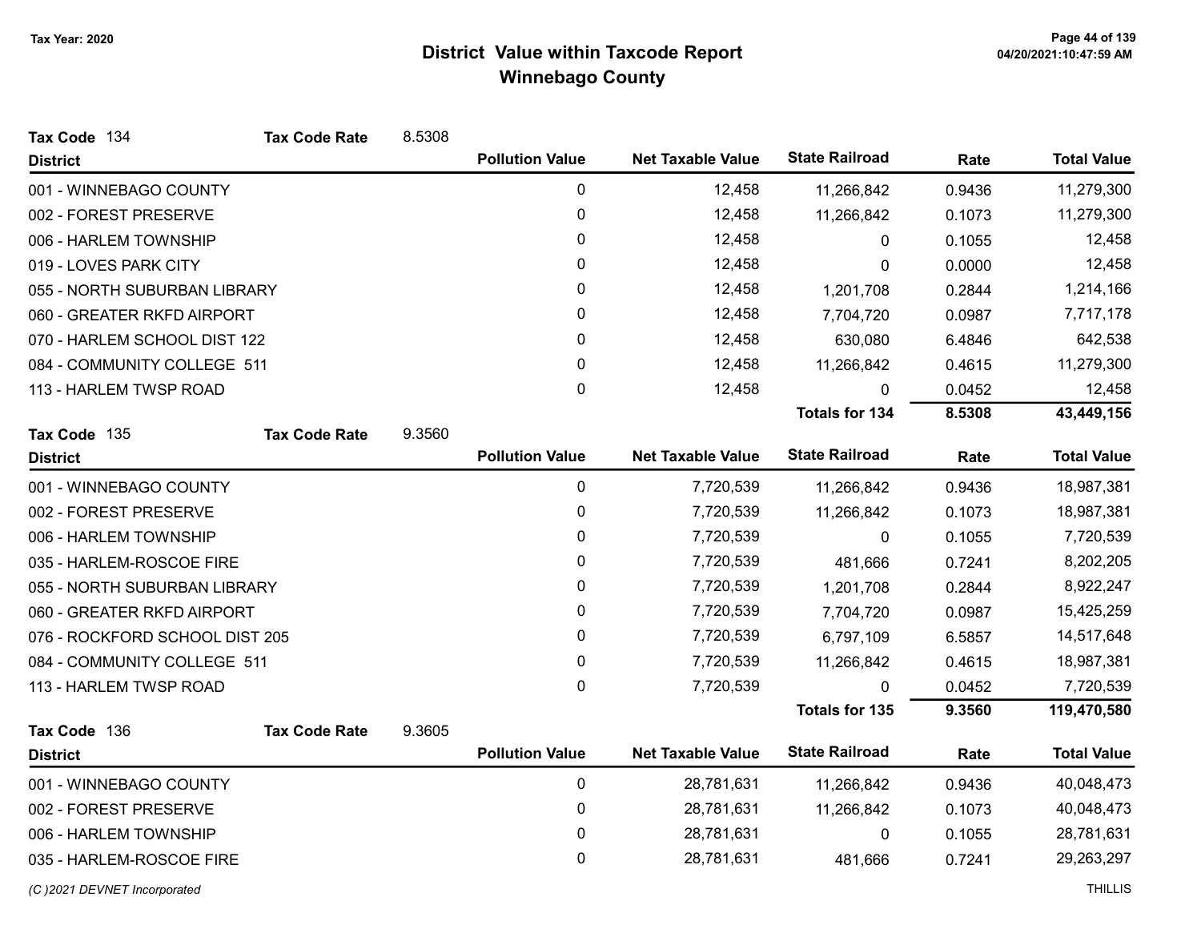# District Value within Taxcode Report

## Winnebago County

Tax Year: 2020

**Tax Code** 134 **Tax Code Rate** 8.5308

| District | Pollution Value | Net Taxable Value | State Railroad | Rate | Total Value |
|---|---|---|---|---|---|
| 001 - WINNEBAGO COUNTY | 0 | 12,458 | 11,266,842 | 0.9436 | 11,279,300 |
| 002 - FOREST PRESERVE | 0 | 12,458 | 11,266,842 | 0.1073 | 11,279,300 |
| 006 - HARLEM TOWNSHIP | 0 | 12,458 | 0 | 0.1055 | 12,458 |
| 019 - LOVES PARK CITY | 0 | 12,458 | 0 | 0.0000 | 12,458 |
| 055 - NORTH SUBURBAN LIBRARY | 0 | 12,458 | 1,201,708 | 0.2844 | 1,214,166 |
| 060 - GREATER RKFD AIRPORT | 0 | 12,458 | 7,704,720 | 0.0987 | 7,717,178 |
| 070 - HARLEM SCHOOL DIST 122 | 0 | 12,458 | 630,080 | 6.4846 | 642,538 |
| 084 - COMMUNITY COLLEGE 511 | 0 | 12,458 | 11,266,842 | 0.4615 | 11,279,300 |
| 113 - HARLEM TWSP ROAD | 0 | 12,458 | 0 | 0.0452 | 12,458 |
| | | | **Totals for 134** | **8.5308** | **43,449,156** |

**Tax Code** 135 **Tax Code Rate** 9.3560

| District | Pollution Value | Net Taxable Value | State Railroad | Rate | Total Value |
|---|---|---|---|---|---|
| 001 - WINNEBAGO COUNTY | 0 | 7,720,539 | 11,266,842 | 0.9436 | 18,987,381 |
| 002 - FOREST PRESERVE | 0 | 7,720,539 | 11,266,842 | 0.1073 | 18,987,381 |
| 006 - HARLEM TOWNSHIP | 0 | 7,720,539 | 0 | 0.1055 | 7,720,539 |
| 035 - HARLEM-ROSCOE FIRE | 0 | 7,720,539 | 481,666 | 0.7241 | 8,202,205 |
| 055 - NORTH SUBURBAN LIBRARY | 0 | 7,720,539 | 1,201,708 | 0.2844 | 8,922,247 |
| 060 - GREATER RKFD AIRPORT | 0 | 7,720,539 | 7,704,720 | 0.0987 | 15,425,259 |
| 076 - ROCKFORD SCHOOL DIST 205 | 0 | 7,720,539 | 6,797,109 | 6.5857 | 14,517,648 |
| 084 - COMMUNITY COLLEGE 511 | 0 | 7,720,539 | 11,266,842 | 0.4615 | 18,987,381 |
| 113 - HARLEM TWSP ROAD | 0 | 7,720,539 | 0 | 0.0452 | 7,720,539 |
| | | | **Totals for 135** | **9.3560** | **119,470,580** |

**Tax Code** 136 **Tax Code Rate** 9.3605

| District | Pollution Value | Net Taxable Value | State Railroad | Rate | Total Value |
|---|---|---|---|---|---|
| 001 - WINNEBAGO COUNTY | 0 | 28,781,631 | 11,266,842 | 0.9436 | 40,048,473 |
| 002 - FOREST PRESERVE | 0 | 28,781,631 | 11,266,842 | 0.1073 | 40,048,473 |
| 006 - HARLEM TOWNSHIP | 0 | 28,781,631 | 0 | 0.1055 | 28,781,631 |
| 035 - HARLEM-ROSCOE FIRE | 0 | 28,781,631 | 481,666 | 0.7241 | 29,263,297 |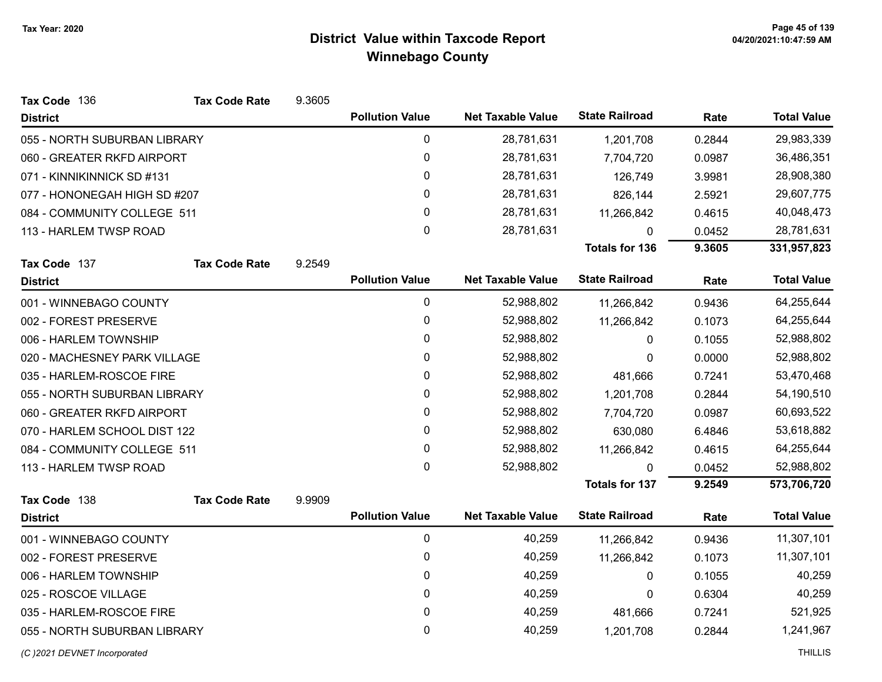**Tax Year: 2020**

# District Value within Taxcode Report
## Winnebago County

**Tax Code** 136 **Tax Code Rate** 9.3605

| District | Pollution Value | Net Taxable Value | State Railroad | Rate | Total Value |
|---|---|---|---|---|---|
| 055 - NORTH SUBURBAN LIBRARY | 0 | 28,781,631 | 1,201,708 | 0.2844 | 29,983,339 |
| 060 - GREATER RKFD AIRPORT | 0 | 28,781,631 | 7,704,720 | 0.0987 | 36,486,351 |
| 071 - KINNIKINNICK SD #131 | 0 | 28,781,631 | 126,749 | 3.9981 | 28,908,380 |
| 077 - HONONEGAH HIGH SD #207 | 0 | 28,781,631 | 826,144 | 2.5921 | 29,607,775 |
| 084 - COMMUNITY COLLEGE 511 | 0 | 28,781,631 | 11,266,842 | 0.4615 | 40,048,473 |
| 113 - HARLEM TWSP ROAD | 0 | 28,781,631 | 0 | 0.0452 | 28,781,631 |
| | | | **Totals for 136** | **9.3605** | **331,957,823** |

**Tax Code** 137 **Tax Code Rate** 9.2549

| District | Pollution Value | Net Taxable Value | State Railroad | Rate | Total Value |
|---|---|---|---|---|---|
| 001 - WINNEBAGO COUNTY | 0 | 52,988,802 | 11,266,842 | 0.9436 | 64,255,644 |
| 002 - FOREST PRESERVE | 0 | 52,988,802 | 11,266,842 | 0.1073 | 64,255,644 |
| 006 - HARLEM TOWNSHIP | 0 | 52,988,802 | 0 | 0.1055 | 52,988,802 |
| 020 - MACHESNEY PARK VILLAGE | 0 | 52,988,802 | 0 | 0.0000 | 52,988,802 |
| 035 - HARLEM-ROSCOE FIRE | 0 | 52,988,802 | 481,666 | 0.7241 | 53,470,468 |
| 055 - NORTH SUBURBAN LIBRARY | 0 | 52,988,802 | 1,201,708 | 0.2844 | 54,190,510 |
| 060 - GREATER RKFD AIRPORT | 0 | 52,988,802 | 7,704,720 | 0.0987 | 60,693,522 |
| 070 - HARLEM SCHOOL DIST 122 | 0 | 52,988,802 | 630,080 | 6.4846 | 53,618,882 |
| 084 - COMMUNITY COLLEGE 511 | 0 | 52,988,802 | 11,266,842 | 0.4615 | 64,255,644 |
| 113 - HARLEM TWSP ROAD | 0 | 52,988,802 | 0 | 0.0452 | 52,988,802 |
| | | | **Totals for 137** | **9.2549** | **573,706,720** |

**Tax Code** 138 **Tax Code Rate** 9.9909

| District | Pollution Value | Net Taxable Value | State Railroad | Rate | Total Value |
|---|---|---|---|---|---|
| 001 - WINNEBAGO COUNTY | 0 | 40,259 | 11,266,842 | 0.9436 | 11,307,101 |
| 002 - FOREST PRESERVE | 0 | 40,259 | 11,266,842 | 0.1073 | 11,307,101 |
| 006 - HARLEM TOWNSHIP | 0 | 40,259 | 0 | 0.1055 | 40,259 |
| 025 - ROSCOE VILLAGE | 0 | 40,259 | 0 | 0.6304 | 40,259 |
| 035 - HARLEM-ROSCOE FIRE | 0 | 40,259 | 481,666 | 0.7241 | 521,925 |
| 055 - NORTH SUBURBAN LIBRARY | 0 | 40,259 | 1,201,708 | 0.2844 | 1,241,967 |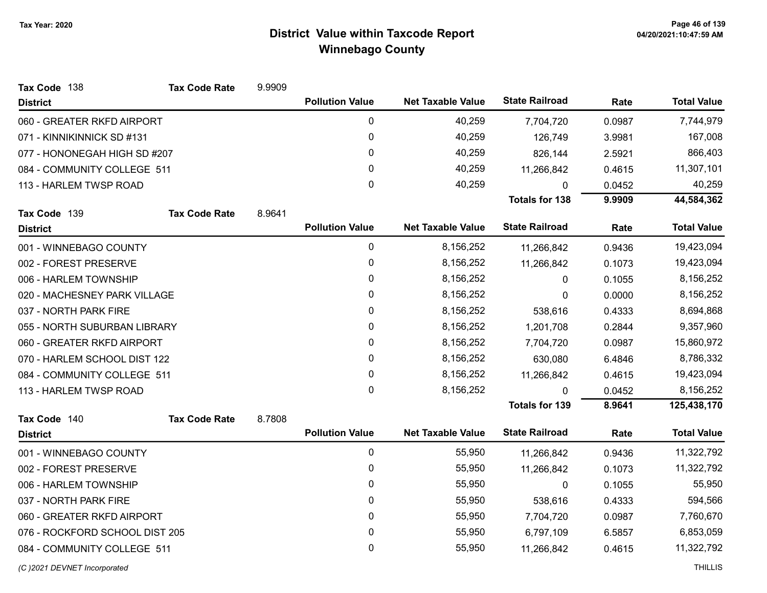# District Value within Taxcode Report
## Winnebago County

Tax Year: 2020

**Tax Code** 138 **Tax Code Rate** 9.9909

| District | Pollution Value | Net Taxable Value | State Railroad | Rate | Total Value |
|---|---|---|---|---|---|
| 060 - GREATER RKFD AIRPORT | 0 | 40,259 | 7,704,720 | 0.0987 | 7,744,979 |
| 071 - KINNIKINNICK SD #131 | 0 | 40,259 | 126,749 | 3.9981 | 167,008 |
| 077 - HONONEGAH HIGH SD #207 | 0 | 40,259 | 826,144 | 2.5921 | 866,403 |
| 084 - COMMUNITY COLLEGE 511 | 0 | 40,259 | 11,266,842 | 0.4615 | 11,307,101 |
| 113 - HARLEM TWSP ROAD | 0 | 40,259 | 0 | 0.0452 | 40,259 |
| | | | **Totals for 138** | **9.9909** | **44,584,362** |

**Tax Code** 139 **Tax Code Rate** 8.9641

| District | Pollution Value | Net Taxable Value | State Railroad | Rate | Total Value |
|---|---|---|---|---|---|
| 001 - WINNEBAGO COUNTY | 0 | 8,156,252 | 11,266,842 | 0.9436 | 19,423,094 |
| 002 - FOREST PRESERVE | 0 | 8,156,252 | 11,266,842 | 0.1073 | 19,423,094 |
| 006 - HARLEM TOWNSHIP | 0 | 8,156,252 | 0 | 0.1055 | 8,156,252 |
| 020 - MACHESNEY PARK VILLAGE | 0 | 8,156,252 | 0 | 0.0000 | 8,156,252 |
| 037 - NORTH PARK FIRE | 0 | 8,156,252 | 538,616 | 0.4333 | 8,694,868 |
| 055 - NORTH SUBURBAN LIBRARY | 0 | 8,156,252 | 1,201,708 | 0.2844 | 9,357,960 |
| 060 - GREATER RKFD AIRPORT | 0 | 8,156,252 | 7,704,720 | 0.0987 | 15,860,972 |
| 070 - HARLEM SCHOOL DIST 122 | 0 | 8,156,252 | 630,080 | 6.4846 | 8,786,332 |
| 084 - COMMUNITY COLLEGE 511 | 0 | 8,156,252 | 11,266,842 | 0.4615 | 19,423,094 |
| 113 - HARLEM TWSP ROAD | 0 | 8,156,252 | 0 | 0.0452 | 8,156,252 |
| | | | **Totals for 139** | **8.9641** | **125,438,170** |

**Tax Code** 140 **Tax Code Rate** 8.7808

| District | Pollution Value | Net Taxable Value | State Railroad | Rate | Total Value |
|---|---|---|---|---|---|
| 001 - WINNEBAGO COUNTY | 0 | 55,950 | 11,266,842 | 0.9436 | 11,322,792 |
| 002 - FOREST PRESERVE | 0 | 55,950 | 11,266,842 | 0.1073 | 11,322,792 |
| 006 - HARLEM TOWNSHIP | 0 | 55,950 | 0 | 0.1055 | 55,950 |
| 037 - NORTH PARK FIRE | 0 | 55,950 | 538,616 | 0.4333 | 594,566 |
| 060 - GREATER RKFD AIRPORT | 0 | 55,950 | 7,704,720 | 0.0987 | 7,760,670 |
| 076 - ROCKFORD SCHOOL DIST 205 | 0 | 55,950 | 6,797,109 | 6.5857 | 6,853,059 |
| 084 - COMMUNITY COLLEGE 511 | 0 | 55,950 | 11,266,842 | 0.4615 | 11,322,792 |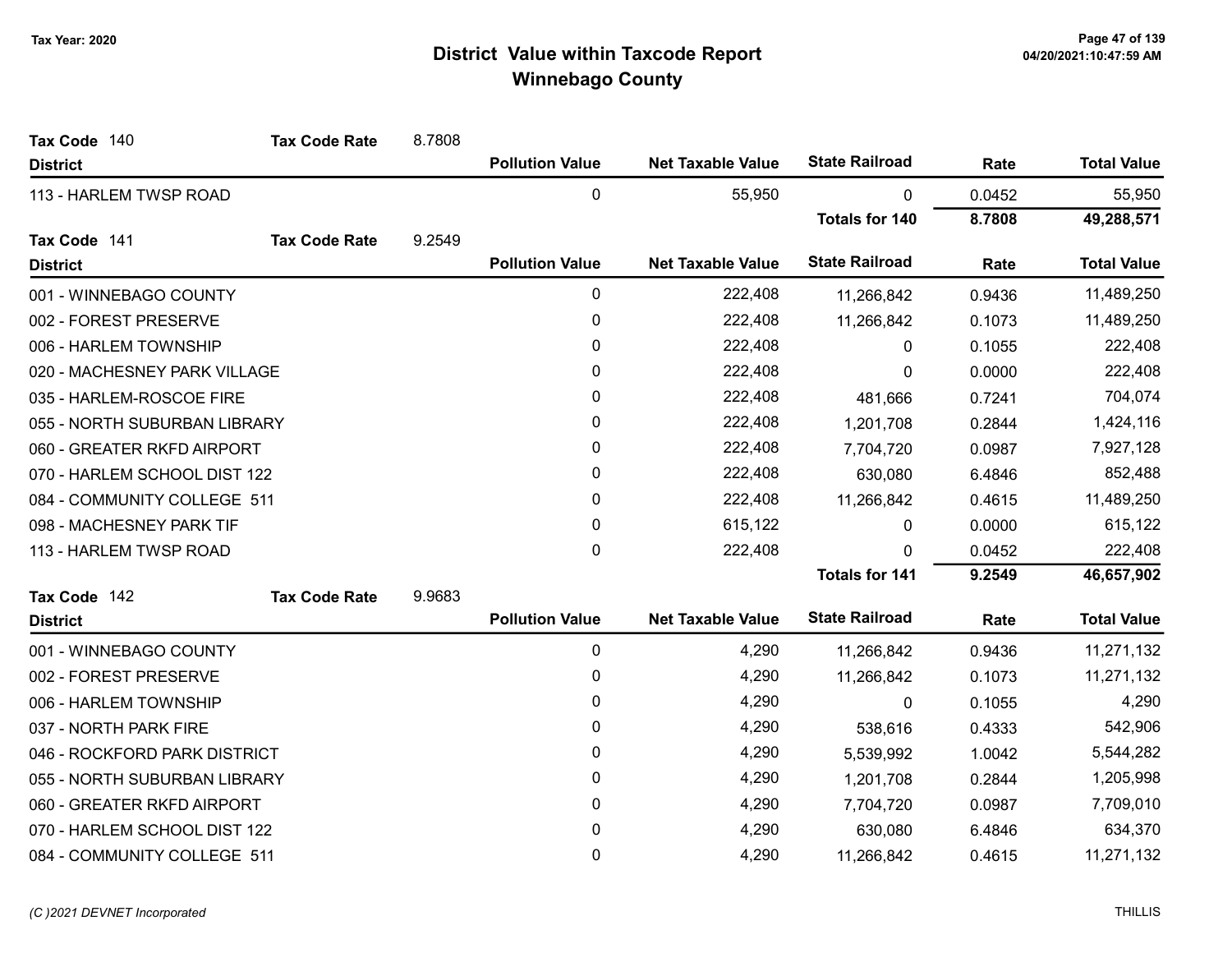# District Value within Taxcode Report
## Winnebago County

Tax Year: 2020

**Tax Code** 140 **Tax Code Rate** 8.7808

| District | Pollution Value | Net Taxable Value | State Railroad | Rate | Total Value |
|---|---|---|---|---|---|
| 113 - HARLEM TWSP ROAD | 0 | 55,950 | 0 | 0.0452 | 55,950 |
| | | | **Totals for 140** | **8.7808** | **49,288,571** |

**Tax Code** 141 **Tax Code Rate** 9.2549

| District | Pollution Value | Net Taxable Value | State Railroad | Rate | Total Value |
|---|---|---|---|---|---|
| 001 - WINNEBAGO COUNTY | 0 | 222,408 | 11,266,842 | 0.9436 | 11,489,250 |
| 002 - FOREST PRESERVE | 0 | 222,408 | 11,266,842 | 0.1073 | 11,489,250 |
| 006 - HARLEM TOWNSHIP | 0 | 222,408 | 0 | 0.1055 | 222,408 |
| 020 - MACHESNEY PARK VILLAGE | 0 | 222,408 | 0 | 0.0000 | 222,408 |
| 035 - HARLEM-ROSCOE FIRE | 0 | 222,408 | 481,666 | 0.7241 | 704,074 |
| 055 - NORTH SUBURBAN LIBRARY | 0 | 222,408 | 1,201,708 | 0.2844 | 1,424,116 |
| 060 - GREATER RKFD AIRPORT | 0 | 222,408 | 7,704,720 | 0.0987 | 7,927,128 |
| 070 - HARLEM SCHOOL DIST 122 | 0 | 222,408 | 630,080 | 6.4846 | 852,488 |
| 084 - COMMUNITY COLLEGE 511 | 0 | 222,408 | 11,266,842 | 0.4615 | 11,489,250 |
| 098 - MACHESNEY PARK TIF | 0 | 615,122 | 0 | 0.0000 | 615,122 |
| 113 - HARLEM TWSP ROAD | 0 | 222,408 | 0 | 0.0452 | 222,408 |
| | | | **Totals for 141** | **9.2549** | **46,657,902** |

**Tax Code** 142 **Tax Code Rate** 9.9683

| District | Pollution Value | Net Taxable Value | State Railroad | Rate | Total Value |
|---|---|---|---|---|---|
| 001 - WINNEBAGO COUNTY | 0 | 4,290 | 11,266,842 | 0.9436 | 11,271,132 |
| 002 - FOREST PRESERVE | 0 | 4,290 | 11,266,842 | 0.1073 | 11,271,132 |
| 006 - HARLEM TOWNSHIP | 0 | 4,290 | 0 | 0.1055 | 4,290 |
| 037 - NORTH PARK FIRE | 0 | 4,290 | 538,616 | 0.4333 | 542,906 |
| 046 - ROCKFORD PARK DISTRICT | 0 | 4,290 | 5,539,992 | 1.0042 | 5,544,282 |
| 055 - NORTH SUBURBAN LIBRARY | 0 | 4,290 | 1,201,708 | 0.2844 | 1,205,998 |
| 060 - GREATER RKFD AIRPORT | 0 | 4,290 | 7,704,720 | 0.0987 | 7,709,010 |
| 070 - HARLEM SCHOOL DIST 122 | 0 | 4,290 | 630,080 | 6.4846 | 634,370 |
| 084 - COMMUNITY COLLEGE 511 | 0 | 4,290 | 11,266,842 | 0.4615 | 11,271,132 |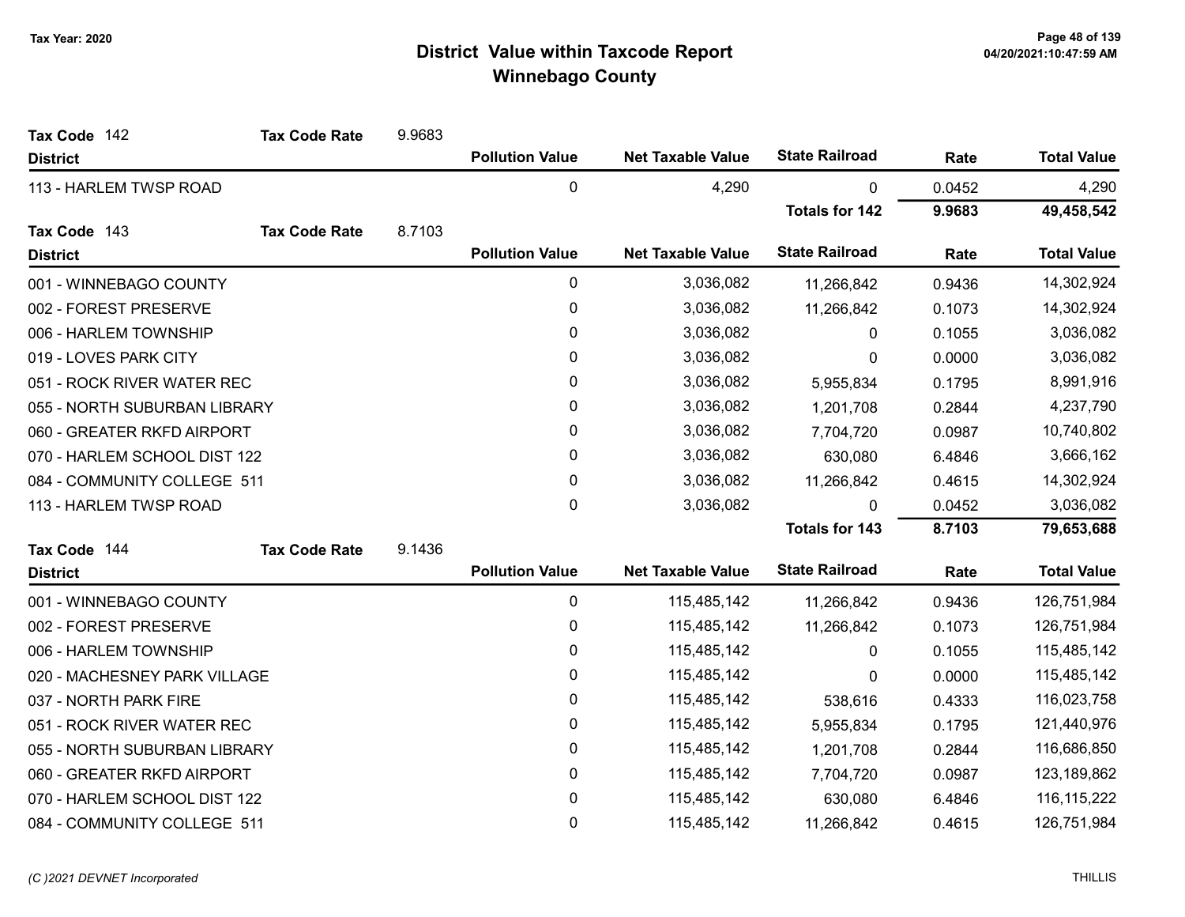# District Value within Taxcode Report

## Winnebago County

Tax Year: 2020

**Tax Code** 142 **Tax Code Rate** 9.9683

| District | Pollution Value | Net Taxable Value | State Railroad | Rate | Total Value |
|---|---|---|---|---|---|
| 113 - HARLEM TWSP ROAD | 0 | 4,290 | 0 | 0.0452 | 4,290 |
| | | | **Totals for 142** | **9.9683** | **49,458,542** |

**Tax Code** 143 **Tax Code Rate** 8.7103

| District | Pollution Value | Net Taxable Value | State Railroad | Rate | Total Value |
|---|---|---|---|---|---|
| 001 - WINNEBAGO COUNTY | 0 | 3,036,082 | 11,266,842 | 0.9436 | 14,302,924 |
| 002 - FOREST PRESERVE | 0 | 3,036,082 | 11,266,842 | 0.1073 | 14,302,924 |
| 006 - HARLEM TOWNSHIP | 0 | 3,036,082 | 0 | 0.1055 | 3,036,082 |
| 019 - LOVES PARK CITY | 0 | 3,036,082 | 0 | 0.0000 | 3,036,082 |
| 051 - ROCK RIVER WATER REC | 0 | 3,036,082 | 5,955,834 | 0.1795 | 8,991,916 |
| 055 - NORTH SUBURBAN LIBRARY | 0 | 3,036,082 | 1,201,708 | 0.2844 | 4,237,790 |
| 060 - GREATER RKFD AIRPORT | 0 | 3,036,082 | 7,704,720 | 0.0987 | 10,740,802 |
| 070 - HARLEM SCHOOL DIST 122 | 0 | 3,036,082 | 630,080 | 6.4846 | 3,666,162 |
| 084 - COMMUNITY COLLEGE 511 | 0 | 3,036,082 | 11,266,842 | 0.4615 | 14,302,924 |
| 113 - HARLEM TWSP ROAD | 0 | 3,036,082 | 0 | 0.0452 | 3,036,082 |
| | | | **Totals for 143** | **8.7103** | **79,653,688** |

**Tax Code** 144 **Tax Code Rate** 9.1436

| District | Pollution Value | Net Taxable Value | State Railroad | Rate | Total Value |
|---|---|---|---|---|---|
| 001 - WINNEBAGO COUNTY | 0 | 115,485,142 | 11,266,842 | 0.9436 | 126,751,984 |
| 002 - FOREST PRESERVE | 0 | 115,485,142 | 11,266,842 | 0.1073 | 126,751,984 |
| 006 - HARLEM TOWNSHIP | 0 | 115,485,142 | 0 | 0.1055 | 115,485,142 |
| 020 - MACHESNEY PARK VILLAGE | 0 | 115,485,142 | 0 | 0.0000 | 115,485,142 |
| 037 - NORTH PARK FIRE | 0 | 115,485,142 | 538,616 | 0.4333 | 116,023,758 |
| 051 - ROCK RIVER WATER REC | 0 | 115,485,142 | 5,955,834 | 0.1795 | 121,440,976 |
| 055 - NORTH SUBURBAN LIBRARY | 0 | 115,485,142 | 1,201,708 | 0.2844 | 116,686,850 |
| 060 - GREATER RKFD AIRPORT | 0 | 115,485,142 | 7,704,720 | 0.0987 | 123,189,862 |
| 070 - HARLEM SCHOOL DIST 122 | 0 | 115,485,142 | 630,080 | 6.4846 | 116,115,222 |
| 084 - COMMUNITY COLLEGE 511 | 0 | 115,485,142 | 11,266,842 | 0.4615 | 126,751,984 |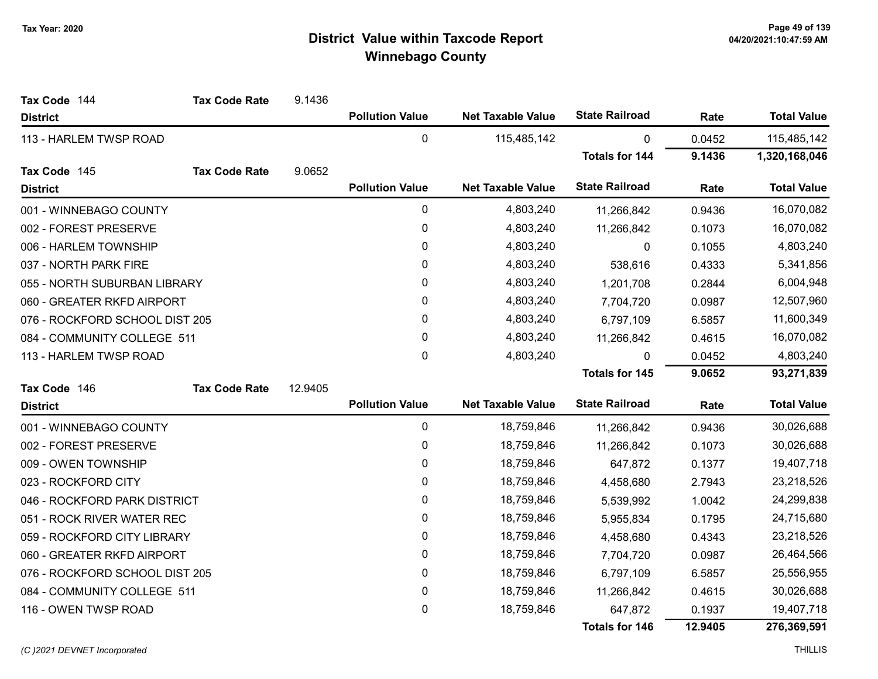# District Value within Taxcode Report
## Winnebago County

Tax Year: 2020

**Tax Code** 144 **Tax Code Rate** 9.1436

| District | Pollution Value | Net Taxable Value | State Railroad | Rate | Total Value |
|---|---|---|---|---|---|
| 113 - HARLEM TWSP ROAD | 0 | 115,485,142 | 0 | 0.0452 | 115,485,142 |
| | | | **Totals for 144** | **9.1436** | **1,320,168,046** |

**Tax Code** 145 **Tax Code Rate** 9.0652

| District | Pollution Value | Net Taxable Value | State Railroad | Rate | Total Value |
|---|---|---|---|---|---|
| 001 - WINNEBAGO COUNTY | 0 | 4,803,240 | 11,266,842 | 0.9436 | 16,070,082 |
| 002 - FOREST PRESERVE | 0 | 4,803,240 | 11,266,842 | 0.1073 | 16,070,082 |
| 006 - HARLEM TOWNSHIP | 0 | 4,803,240 | 0 | 0.1055 | 4,803,240 |
| 037 - NORTH PARK FIRE | 0 | 4,803,240 | 538,616 | 0.4333 | 5,341,856 |
| 055 - NORTH SUBURBAN LIBRARY | 0 | 4,803,240 | 1,201,708 | 0.2844 | 6,004,948 |
| 060 - GREATER RKFD AIRPORT | 0 | 4,803,240 | 7,704,720 | 0.0987 | 12,507,960 |
| 076 - ROCKFORD SCHOOL DIST 205 | 0 | 4,803,240 | 6,797,109 | 6.5857 | 11,600,349 |
| 084 - COMMUNITY COLLEGE 511 | 0 | 4,803,240 | 11,266,842 | 0.4615 | 16,070,082 |
| 113 - HARLEM TWSP ROAD | 0 | 4,803,240 | 0 | 0.0452 | 4,803,240 |
| | | | **Totals for 145** | **9.0652** | **93,271,839** |

**Tax Code** 146 **Tax Code Rate** 12.9405

| District | Pollution Value | Net Taxable Value | State Railroad | Rate | Total Value |
|---|---|---|---|---|---|
| 001 - WINNEBAGO COUNTY | 0 | 18,759,846 | 11,266,842 | 0.9436 | 30,026,688 |
| 002 - FOREST PRESERVE | 0 | 18,759,846 | 11,266,842 | 0.1073 | 30,026,688 |
| 009 - OWEN TOWNSHIP | 0 | 18,759,846 | 647,872 | 0.1377 | 19,407,718 |
| 023 - ROCKFORD CITY | 0 | 18,759,846 | 4,458,680 | 2.7943 | 23,218,526 |
| 046 - ROCKFORD PARK DISTRICT | 0 | 18,759,846 | 5,539,992 | 1.0042 | 24,299,838 |
| 051 - ROCK RIVER WATER REC | 0 | 18,759,846 | 5,955,834 | 0.1795 | 24,715,680 |
| 059 - ROCKFORD CITY LIBRARY | 0 | 18,759,846 | 4,458,680 | 0.4343 | 23,218,526 |
| 060 - GREATER RKFD AIRPORT | 0 | 18,759,846 | 7,704,720 | 0.0987 | 26,464,566 |
| 076 - ROCKFORD SCHOOL DIST 205 | 0 | 18,759,846 | 6,797,109 | 6.5857 | 25,556,955 |
| 084 - COMMUNITY COLLEGE 511 | 0 | 18,759,846 | 11,266,842 | 0.4615 | 30,026,688 |
| 116 - OWEN TWSP ROAD | 0 | 18,759,846 | 647,872 | 0.1937 | 19,407,718 |
| | | | **Totals for 146** | **12.9405** | **276,369,591** |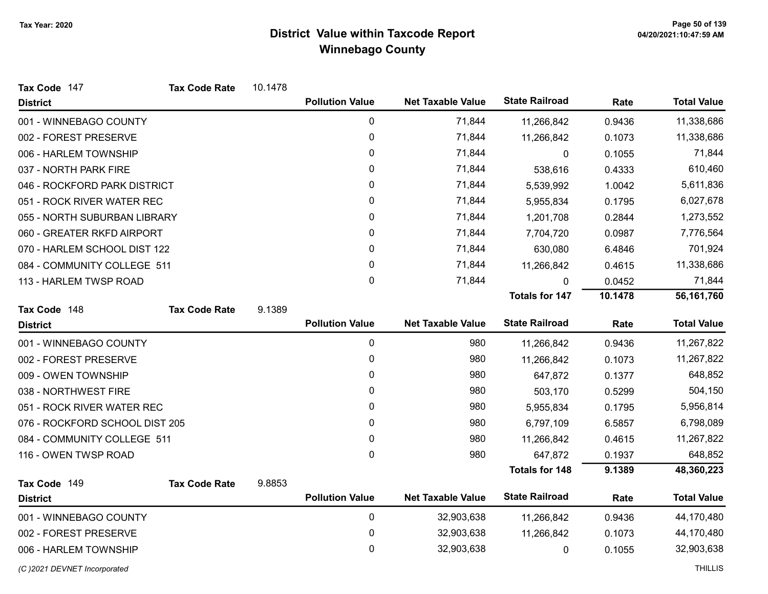# District Value within Taxcode Report
## Winnebago County

Tax Year: 2020

**Tax Code** 147 **Tax Code Rate** 10.1478

| District | Pollution Value | Net Taxable Value | State Railroad | Rate | Total Value |
|---|---|---|---|---|---|
| 001 - WINNEBAGO COUNTY | 0 | 71,844 | 11,266,842 | 0.9436 | 11,338,686 |
| 002 - FOREST PRESERVE | 0 | 71,844 | 11,266,842 | 0.1073 | 11,338,686 |
| 006 - HARLEM TOWNSHIP | 0 | 71,844 | 0 | 0.1055 | 71,844 |
| 037 - NORTH PARK FIRE | 0 | 71,844 | 538,616 | 0.4333 | 610,460 |
| 046 - ROCKFORD PARK DISTRICT | 0 | 71,844 | 5,539,992 | 1.0042 | 5,611,836 |
| 051 - ROCK RIVER WATER REC | 0 | 71,844 | 5,955,834 | 0.1795 | 6,027,678 |
| 055 - NORTH SUBURBAN LIBRARY | 0 | 71,844 | 1,201,708 | 0.2844 | 1,273,552 |
| 060 - GREATER RKFD AIRPORT | 0 | 71,844 | 7,704,720 | 0.0987 | 7,776,564 |
| 070 - HARLEM SCHOOL DIST 122 | 0 | 71,844 | 630,080 | 6.4846 | 701,924 |
| 084 - COMMUNITY COLLEGE 511 | 0 | 71,844 | 11,266,842 | 0.4615 | 11,338,686 |
| 113 - HARLEM TWSP ROAD | 0 | 71,844 | 0 | 0.0452 | 71,844 |
| | | | **Totals for 147** | **10.1478** | **56,161,760** |

**Tax Code** 148 **Tax Code Rate** 9.1389

| District | Pollution Value | Net Taxable Value | State Railroad | Rate | Total Value |
|---|---|---|---|---|---|
| 001 - WINNEBAGO COUNTY | 0 | 980 | 11,266,842 | 0.9436 | 11,267,822 |
| 002 - FOREST PRESERVE | 0 | 980 | 11,266,842 | 0.1073 | 11,267,822 |
| 009 - OWEN TOWNSHIP | 0 | 980 | 647,872 | 0.1377 | 648,852 |
| 038 - NORTHWEST FIRE | 0 | 980 | 503,170 | 0.5299 | 504,150 |
| 051 - ROCK RIVER WATER REC | 0 | 980 | 5,955,834 | 0.1795 | 5,956,814 |
| 076 - ROCKFORD SCHOOL DIST 205 | 0 | 980 | 6,797,109 | 6.5857 | 6,798,089 |
| 084 - COMMUNITY COLLEGE 511 | 0 | 980 | 11,266,842 | 0.4615 | 11,267,822 |
| 116 - OWEN TWSP ROAD | 0 | 980 | 647,872 | 0.1937 | 648,852 |
| | | | **Totals for 148** | **9.1389** | **48,360,223** |

**Tax Code** 149 **Tax Code Rate** 9.8853

| District | Pollution Value | Net Taxable Value | State Railroad | Rate | Total Value |
|---|---|---|---|---|---|
| 001 - WINNEBAGO COUNTY | 0 | 32,903,638 | 11,266,842 | 0.9436 | 44,170,480 |
| 002 - FOREST PRESERVE | 0 | 32,903,638 | 11,266,842 | 0.1073 | 44,170,480 |
| 006 - HARLEM TOWNSHIP | 0 | 32,903,638 | 0 | 0.1055 | 32,903,638 |

(C )2021 DEVNET Incorporated THILLIS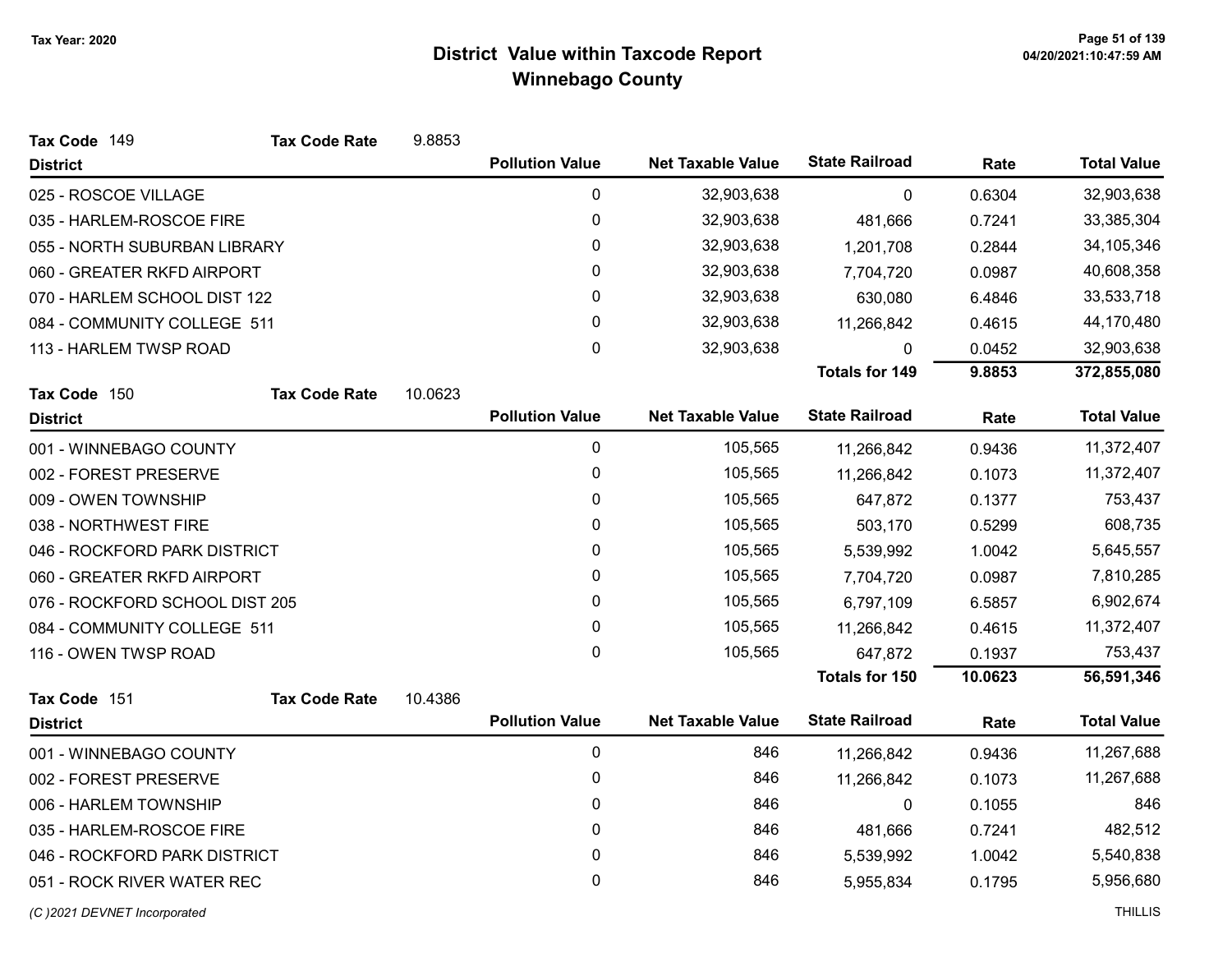# District Value within Taxcode Report

## Winnebago County

Tax Year: 2020

**Tax Code** 149 **Tax Code Rate** 9.8853

| District | Pollution Value | Net Taxable Value | State Railroad | Rate | Total Value |
|---|---|---|---|---|---|
| 025 - ROSCOE VILLAGE | 0 | 32,903,638 | 0 | 0.6304 | 32,903,638 |
| 035 - HARLEM-ROSCOE FIRE | 0 | 32,903,638 | 481,666 | 0.7241 | 33,385,304 |
| 055 - NORTH SUBURBAN LIBRARY | 0 | 32,903,638 | 1,201,708 | 0.2844 | 34,105,346 |
| 060 - GREATER RKFD AIRPORT | 0 | 32,903,638 | 7,704,720 | 0.0987 | 40,608,358 |
| 070 - HARLEM SCHOOL DIST 122 | 0 | 32,903,638 | 630,080 | 6.4846 | 33,533,718 |
| 084 - COMMUNITY COLLEGE 511 | 0 | 32,903,638 | 11,266,842 | 0.4615 | 44,170,480 |
| 113 - HARLEM TWSP ROAD | 0 | 32,903,638 | 0 | 0.0452 | 32,903,638 |
| | | | **Totals for 149** | **9.8853** | **372,855,080** |

**Tax Code** 150 **Tax Code Rate** 10.0623

| District | Pollution Value | Net Taxable Value | State Railroad | Rate | Total Value |
|---|---|---|---|---|---|
| 001 - WINNEBAGO COUNTY | 0 | 105,565 | 11,266,842 | 0.9436 | 11,372,407 |
| 002 - FOREST PRESERVE | 0 | 105,565 | 11,266,842 | 0.1073 | 11,372,407 |
| 009 - OWEN TOWNSHIP | 0 | 105,565 | 647,872 | 0.1377 | 753,437 |
| 038 - NORTHWEST FIRE | 0 | 105,565 | 503,170 | 0.5299 | 608,735 |
| 046 - ROCKFORD PARK DISTRICT | 0 | 105,565 | 5,539,992 | 1.0042 | 5,645,557 |
| 060 - GREATER RKFD AIRPORT | 0 | 105,565 | 7,704,720 | 0.0987 | 7,810,285 |
| 076 - ROCKFORD SCHOOL DIST 205 | 0 | 105,565 | 6,797,109 | 6.5857 | 6,902,674 |
| 084 - COMMUNITY COLLEGE 511 | 0 | 105,565 | 11,266,842 | 0.4615 | 11,372,407 |
| 116 - OWEN TWSP ROAD | 0 | 105,565 | 647,872 | 0.1937 | 753,437 |
| | | | **Totals for 150** | **10.0623** | **56,591,346** |

**Tax Code** 151 **Tax Code Rate** 10.4386

| District | Pollution Value | Net Taxable Value | State Railroad | Rate | Total Value |
|---|---|---|---|---|---|
| 001 - WINNEBAGO COUNTY | 0 | 846 | 11,266,842 | 0.9436 | 11,267,688 |
| 002 - FOREST PRESERVE | 0 | 846 | 11,266,842 | 0.1073 | 11,267,688 |
| 006 - HARLEM TOWNSHIP | 0 | 846 | 0 | 0.1055 | 846 |
| 035 - HARLEM-ROSCOE FIRE | 0 | 846 | 481,666 | 0.7241 | 482,512 |
| 046 - ROCKFORD PARK DISTRICT | 0 | 846 | 5,539,992 | 1.0042 | 5,540,838 |
| 051 - ROCK RIVER WATER REC | 0 | 846 | 5,955,834 | 0.1795 | 5,956,680 |

*(C )2021 DEVNET Incorporated* THILLIS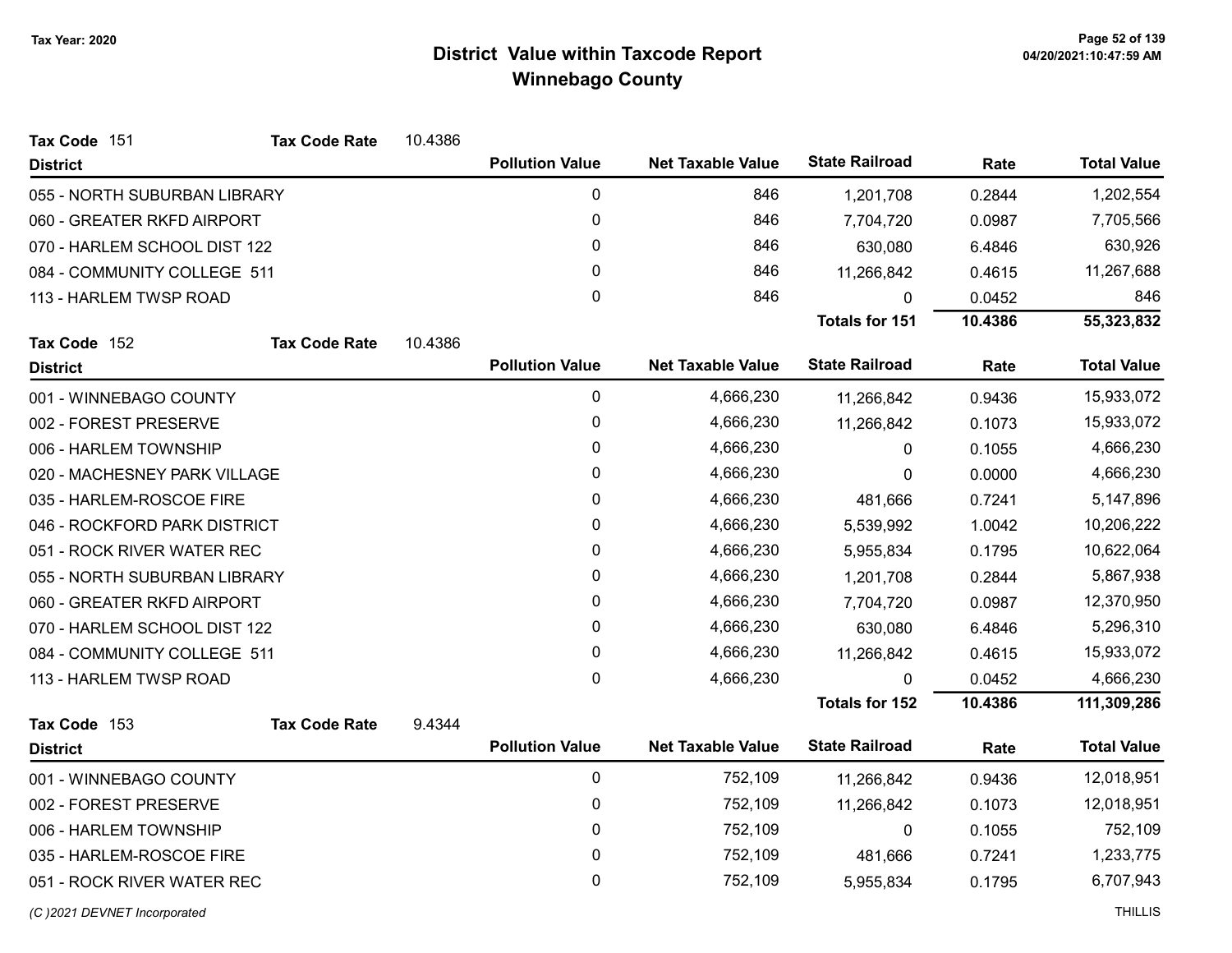# District Value within Taxcode Report
## Winnebago County

Tax Year: 2020

**Tax Code** 151 **Tax Code Rate** 10.4386

| District | Pollution Value | Net Taxable Value | State Railroad | Rate | Total Value |
|---|---|---|---|---|---|
| 055 - NORTH SUBURBAN LIBRARY | 0 | 846 | 1,201,708 | 0.2844 | 1,202,554 |
| 060 - GREATER RKFD AIRPORT | 0 | 846 | 7,704,720 | 0.0987 | 7,705,566 |
| 070 - HARLEM SCHOOL DIST 122 | 0 | 846 | 630,080 | 6.4846 | 630,926 |
| 084 - COMMUNITY COLLEGE 511 | 0 | 846 | 11,266,842 | 0.4615 | 11,267,688 |
| 113 - HARLEM TWSP ROAD | 0 | 846 | 0 | 0.0452 | 846 |
| | | | **Totals for 151** | **10.4386** | **55,323,832** |

**Tax Code** 152 **Tax Code Rate** 10.4386

| District | Pollution Value | Net Taxable Value | State Railroad | Rate | Total Value |
|---|---|---|---|---|---|
| 001 - WINNEBAGO COUNTY | 0 | 4,666,230 | 11,266,842 | 0.9436 | 15,933,072 |
| 002 - FOREST PRESERVE | 0 | 4,666,230 | 11,266,842 | 0.1073 | 15,933,072 |
| 006 - HARLEM TOWNSHIP | 0 | 4,666,230 | 0 | 0.1055 | 4,666,230 |
| 020 - MACHESNEY PARK VILLAGE | 0 | 4,666,230 | 0 | 0.0000 | 4,666,230 |
| 035 - HARLEM-ROSCOE FIRE | 0 | 4,666,230 | 481,666 | 0.7241 | 5,147,896 |
| 046 - ROCKFORD PARK DISTRICT | 0 | 4,666,230 | 5,539,992 | 1.0042 | 10,206,222 |
| 051 - ROCK RIVER WATER REC | 0 | 4,666,230 | 5,955,834 | 0.1795 | 10,622,064 |
| 055 - NORTH SUBURBAN LIBRARY | 0 | 4,666,230 | 1,201,708 | 0.2844 | 5,867,938 |
| 060 - GREATER RKFD AIRPORT | 0 | 4,666,230 | 7,704,720 | 0.0987 | 12,370,950 |
| 070 - HARLEM SCHOOL DIST 122 | 0 | 4,666,230 | 630,080 | 6.4846 | 5,296,310 |
| 084 - COMMUNITY COLLEGE 511 | 0 | 4,666,230 | 11,266,842 | 0.4615 | 15,933,072 |
| 113 - HARLEM TWSP ROAD | 0 | 4,666,230 | 0 | 0.0452 | 4,666,230 |
| | | | **Totals for 152** | **10.4386** | **111,309,286** |

**Tax Code** 153 **Tax Code Rate** 9.4344

| District | Pollution Value | Net Taxable Value | State Railroad | Rate | Total Value |
|---|---|---|---|---|---|
| 001 - WINNEBAGO COUNTY | 0 | 752,109 | 11,266,842 | 0.9436 | 12,018,951 |
| 002 - FOREST PRESERVE | 0 | 752,109 | 11,266,842 | 0.1073 | 12,018,951 |
| 006 - HARLEM TOWNSHIP | 0 | 752,109 | 0 | 0.1055 | 752,109 |
| 035 - HARLEM-ROSCOE FIRE | 0 | 752,109 | 481,666 | 0.7241 | 1,233,775 |
| 051 - ROCK RIVER WATER REC | 0 | 752,109 | 5,955,834 | 0.1795 | 6,707,943 |

(C )2021 DEVNET Incorporated THILLIS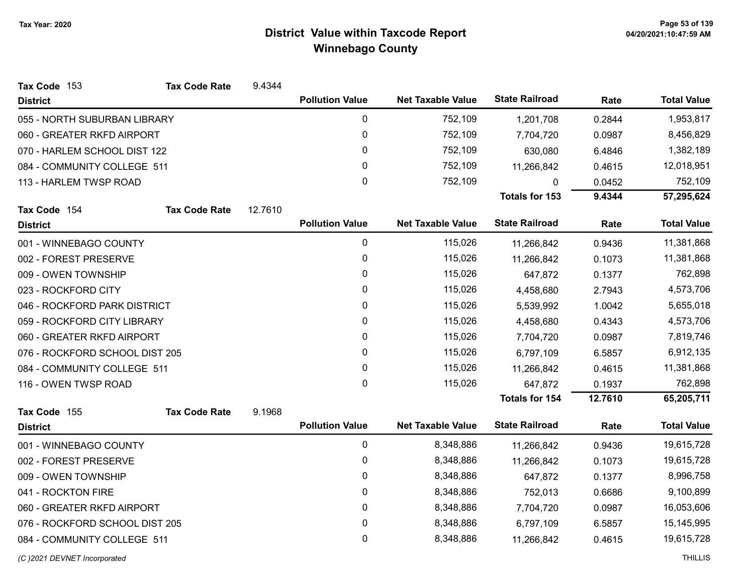# District Value within Taxcode Report
## Winnebago County

Tax Year: 2020

**Tax Code** 153 **Tax Code Rate** 9.4344

| District | Pollution Value | Net Taxable Value | State Railroad | Rate | Total Value |
|---|---|---|---|---|---|
| 055 - NORTH SUBURBAN LIBRARY | 0 | 752,109 | 1,201,708 | 0.2844 | 1,953,817 |
| 060 - GREATER RKFD AIRPORT | 0 | 752,109 | 7,704,720 | 0.0987 | 8,456,829 |
| 070 - HARLEM SCHOOL DIST 122 | 0 | 752,109 | 630,080 | 6.4846 | 1,382,189 |
| 084 - COMMUNITY COLLEGE 511 | 0 | 752,109 | 11,266,842 | 0.4615 | 12,018,951 |
| 113 - HARLEM TWSP ROAD | 0 | 752,109 | 0 | 0.0452 | 752,109 |
| | | | **Totals for 153** | **9.4344** | **57,295,624** |

**Tax Code** 154 **Tax Code Rate** 12.7610

| District | Pollution Value | Net Taxable Value | State Railroad | Rate | Total Value |
|---|---|---|---|---|---|
| 001 - WINNEBAGO COUNTY | 0 | 115,026 | 11,266,842 | 0.9436 | 11,381,868 |
| 002 - FOREST PRESERVE | 0 | 115,026 | 11,266,842 | 0.1073 | 11,381,868 |
| 009 - OWEN TOWNSHIP | 0 | 115,026 | 647,872 | 0.1377 | 762,898 |
| 023 - ROCKFORD CITY | 0 | 115,026 | 4,458,680 | 2.7943 | 4,573,706 |
| 046 - ROCKFORD PARK DISTRICT | 0 | 115,026 | 5,539,992 | 1.0042 | 5,655,018 |
| 059 - ROCKFORD CITY LIBRARY | 0 | 115,026 | 4,458,680 | 0.4343 | 4,573,706 |
| 060 - GREATER RKFD AIRPORT | 0 | 115,026 | 7,704,720 | 0.0987 | 7,819,746 |
| 076 - ROCKFORD SCHOOL DIST 205 | 0 | 115,026 | 6,797,109 | 6.5857 | 6,912,135 |
| 084 - COMMUNITY COLLEGE 511 | 0 | 115,026 | 11,266,842 | 0.4615 | 11,381,868 |
| 116 - OWEN TWSP ROAD | 0 | 115,026 | 647,872 | 0.1937 | 762,898 |
| | | | **Totals for 154** | **12.7610** | **65,205,711** |

**Tax Code** 155 **Tax Code Rate** 9.1968

| District | Pollution Value | Net Taxable Value | State Railroad | Rate | Total Value |
|---|---|---|---|---|---|
| 001 - WINNEBAGO COUNTY | 0 | 8,348,886 | 11,266,842 | 0.9436 | 19,615,728 |
| 002 - FOREST PRESERVE | 0 | 8,348,886 | 11,266,842 | 0.1073 | 19,615,728 |
| 009 - OWEN TOWNSHIP | 0 | 8,348,886 | 647,872 | 0.1377 | 8,996,758 |
| 041 - ROCKTON FIRE | 0 | 8,348,886 | 752,013 | 0.6686 | 9,100,899 |
| 060 - GREATER RKFD AIRPORT | 0 | 8,348,886 | 7,704,720 | 0.0987 | 16,053,606 |
| 076 - ROCKFORD SCHOOL DIST 205 | 0 | 8,348,886 | 6,797,109 | 6.5857 | 15,145,995 |
| 084 - COMMUNITY COLLEGE 511 | 0 | 8,348,886 | 11,266,842 | 0.4615 | 19,615,728 |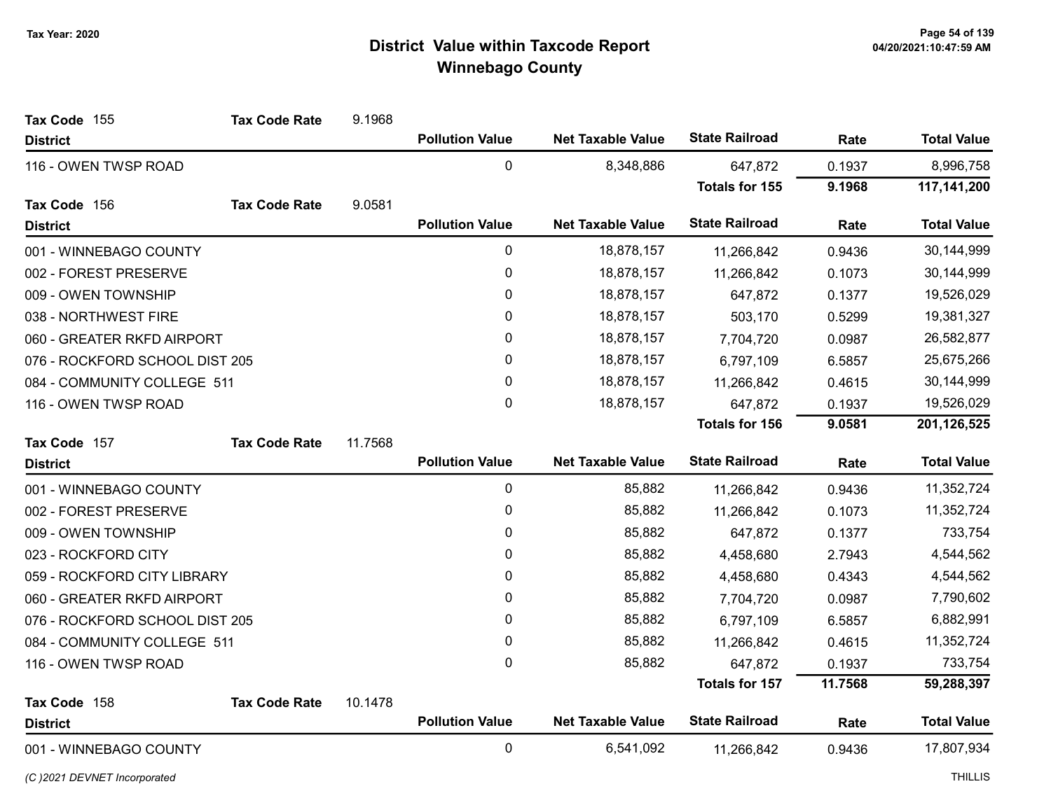# District Value within Taxcode Report
## Winnebago County

Tax Year: 2020

**Tax Code** 155 **Tax Code Rate** 9.1968

| District | Pollution Value | Net Taxable Value | State Railroad | Rate | Total Value |
|---|---|---|---|---|---|
| 116 - OWEN TWSP ROAD | 0 | 8,348,886 | 647,872 | 0.1937 | 8,996,758 |
| | | | **Totals for 155** | **9.1968** | **117,141,200** |

**Tax Code** 156 **Tax Code Rate** 9.0581

| District | Pollution Value | Net Taxable Value | State Railroad | Rate | Total Value |
|---|---|---|---|---|---|
| 001 - WINNEBAGO COUNTY | 0 | 18,878,157 | 11,266,842 | 0.9436 | 30,144,999 |
| 002 - FOREST PRESERVE | 0 | 18,878,157 | 11,266,842 | 0.1073 | 30,144,999 |
| 009 - OWEN TOWNSHIP | 0 | 18,878,157 | 647,872 | 0.1377 | 19,526,029 |
| 038 - NORTHWEST FIRE | 0 | 18,878,157 | 503,170 | 0.5299 | 19,381,327 |
| 060 - GREATER RKFD AIRPORT | 0 | 18,878,157 | 7,704,720 | 0.0987 | 26,582,877 |
| 076 - ROCKFORD SCHOOL DIST 205 | 0 | 18,878,157 | 6,797,109 | 6.5857 | 25,675,266 |
| 084 - COMMUNITY COLLEGE 511 | 0 | 18,878,157 | 11,266,842 | 0.4615 | 30,144,999 |
| 116 - OWEN TWSP ROAD | 0 | 18,878,157 | 647,872 | 0.1937 | 19,526,029 |
| | | | **Totals for 156** | **9.0581** | **201,126,525** |

**Tax Code** 157 **Tax Code Rate** 11.7568

| District | Pollution Value | Net Taxable Value | State Railroad | Rate | Total Value |
|---|---|---|---|---|---|
| 001 - WINNEBAGO COUNTY | 0 | 85,882 | 11,266,842 | 0.9436 | 11,352,724 |
| 002 - FOREST PRESERVE | 0 | 85,882 | 11,266,842 | 0.1073 | 11,352,724 |
| 009 - OWEN TOWNSHIP | 0 | 85,882 | 647,872 | 0.1377 | 733,754 |
| 023 - ROCKFORD CITY | 0 | 85,882 | 4,458,680 | 2.7943 | 4,544,562 |
| 059 - ROCKFORD CITY LIBRARY | 0 | 85,882 | 4,458,680 | 0.4343 | 4,544,562 |
| 060 - GREATER RKFD AIRPORT | 0 | 85,882 | 7,704,720 | 0.0987 | 7,790,602 |
| 076 - ROCKFORD SCHOOL DIST 205 | 0 | 85,882 | 6,797,109 | 6.5857 | 6,882,991 |
| 084 - COMMUNITY COLLEGE 511 | 0 | 85,882 | 11,266,842 | 0.4615 | 11,352,724 |
| 116 - OWEN TWSP ROAD | 0 | 85,882 | 647,872 | 0.1937 | 733,754 |
| | | | **Totals for 157** | **11.7568** | **59,288,397** |

**Tax Code** 158 **Tax Code Rate** 10.1478

| District | Pollution Value | Net Taxable Value | State Railroad | Rate | Total Value |
|---|---|---|---|---|---|
| 001 - WINNEBAGO COUNTY | 0 | 6,541,092 | 11,266,842 | 0.9436 | 17,807,934 |

(C )2021 DEVNET Incorporated THILLIS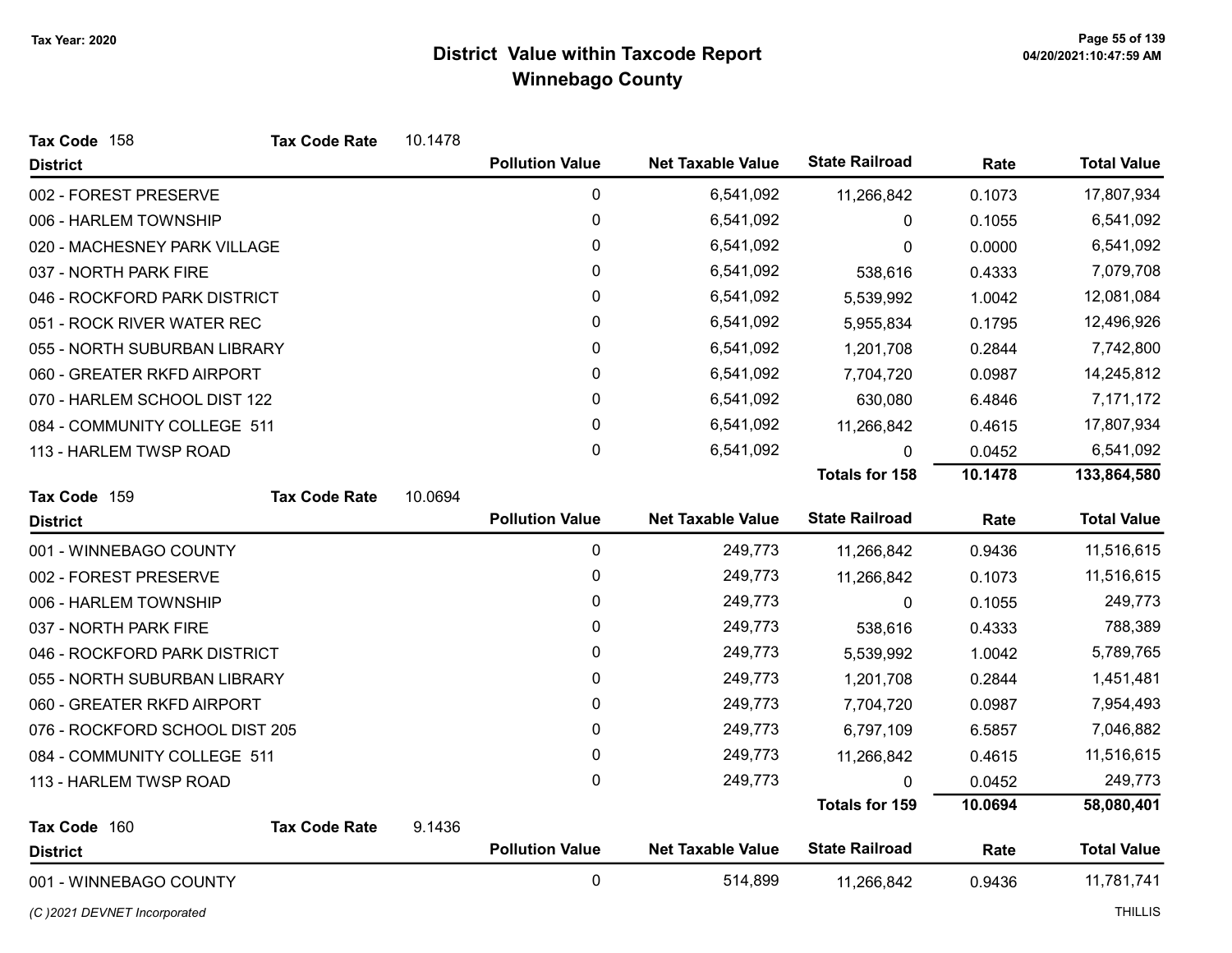# District Value within Taxcode Report
## Winnebago County

Tax Year: 2020

**Tax Code** 158 **Tax Code Rate** 10.1478

| District | Pollution Value | Net Taxable Value | State Railroad | Rate | Total Value |
|---|---|---|---|---|---|
| 002 - FOREST PRESERVE | 0 | 6,541,092 | 11,266,842 | 0.1073 | 17,807,934 |
| 006 - HARLEM TOWNSHIP | 0 | 6,541,092 | 0 | 0.1055 | 6,541,092 |
| 020 - MACHESNEY PARK VILLAGE | 0 | 6,541,092 | 0 | 0.0000 | 6,541,092 |
| 037 - NORTH PARK FIRE | 0 | 6,541,092 | 538,616 | 0.4333 | 7,079,708 |
| 046 - ROCKFORD PARK DISTRICT | 0 | 6,541,092 | 5,539,992 | 1.0042 | 12,081,084 |
| 051 - ROCK RIVER WATER REC | 0 | 6,541,092 | 5,955,834 | 0.1795 | 12,496,926 |
| 055 - NORTH SUBURBAN LIBRARY | 0 | 6,541,092 | 1,201,708 | 0.2844 | 7,742,800 |
| 060 - GREATER RKFD AIRPORT | 0 | 6,541,092 | 7,704,720 | 0.0987 | 14,245,812 |
| 070 - HARLEM SCHOOL DIST 122 | 0 | 6,541,092 | 630,080 | 6.4846 | 7,171,172 |
| 084 - COMMUNITY COLLEGE 511 | 0 | 6,541,092 | 11,266,842 | 0.4615 | 17,807,934 |
| 113 - HARLEM TWSP ROAD | 0 | 6,541,092 | 0 | 0.0452 | 6,541,092 |
| | | | **Totals for 158** | **10.1478** | **133,864,580** |

**Tax Code** 159 **Tax Code Rate** 10.0694

| District | Pollution Value | Net Taxable Value | State Railroad | Rate | Total Value |
|---|---|---|---|---|---|
| 001 - WINNEBAGO COUNTY | 0 | 249,773 | 11,266,842 | 0.9436 | 11,516,615 |
| 002 - FOREST PRESERVE | 0 | 249,773 | 11,266,842 | 0.1073 | 11,516,615 |
| 006 - HARLEM TOWNSHIP | 0 | 249,773 | 0 | 0.1055 | 249,773 |
| 037 - NORTH PARK FIRE | 0 | 249,773 | 538,616 | 0.4333 | 788,389 |
| 046 - ROCKFORD PARK DISTRICT | 0 | 249,773 | 5,539,992 | 1.0042 | 5,789,765 |
| 055 - NORTH SUBURBAN LIBRARY | 0 | 249,773 | 1,201,708 | 0.2844 | 1,451,481 |
| 060 - GREATER RKFD AIRPORT | 0 | 249,773 | 7,704,720 | 0.0987 | 7,954,493 |
| 076 - ROCKFORD SCHOOL DIST 205 | 0 | 249,773 | 6,797,109 | 6.5857 | 7,046,882 |
| 084 - COMMUNITY COLLEGE 511 | 0 | 249,773 | 11,266,842 | 0.4615 | 11,516,615 |
| 113 - HARLEM TWSP ROAD | 0 | 249,773 | 0 | 0.0452 | 249,773 |
| | | | **Totals for 159** | **10.0694** | **58,080,401** |

**Tax Code** 160 **Tax Code Rate** 9.1436

| District | Pollution Value | Net Taxable Value | State Railroad | Rate | Total Value |
|---|---|---|---|---|---|
| 001 - WINNEBAGO COUNTY | 0 | 514,899 | 11,266,842 | 0.9436 | 11,781,741 |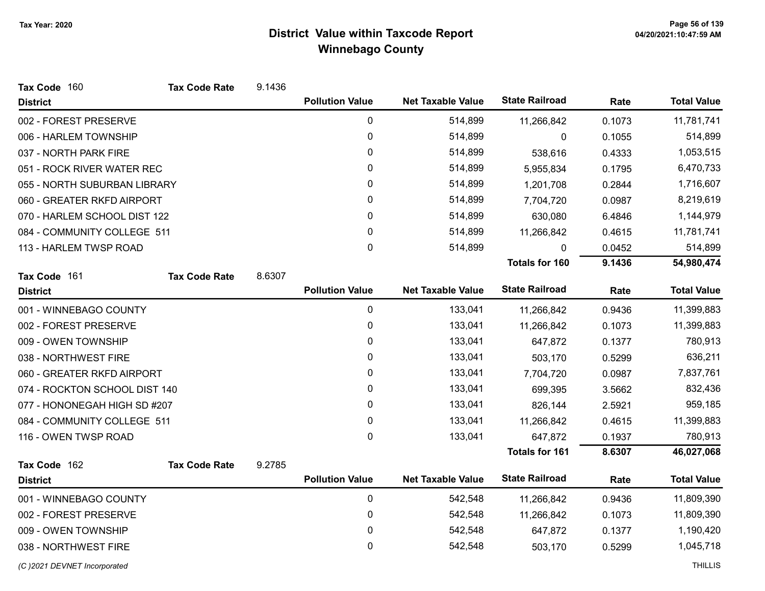# District Value within Taxcode Report
## Winnebago County

Tax Year: 2020

**Tax Code** 160 **Tax Code Rate** 9.1436

| District | Pollution Value | Net Taxable Value | State Railroad | Rate | Total Value |
|---|---|---|---|---|---|
| 002 - FOREST PRESERVE | 0 | 514,899 | 11,266,842 | 0.1073 | 11,781,741 |
| 006 - HARLEM TOWNSHIP | 0 | 514,899 | 0 | 0.1055 | 514,899 |
| 037 - NORTH PARK FIRE | 0 | 514,899 | 538,616 | 0.4333 | 1,053,515 |
| 051 - ROCK RIVER WATER REC | 0 | 514,899 | 5,955,834 | 0.1795 | 6,470,733 |
| 055 - NORTH SUBURBAN LIBRARY | 0 | 514,899 | 1,201,708 | 0.2844 | 1,716,607 |
| 060 - GREATER RKFD AIRPORT | 0 | 514,899 | 7,704,720 | 0.0987 | 8,219,619 |
| 070 - HARLEM SCHOOL DIST 122 | 0 | 514,899 | 630,080 | 6.4846 | 1,144,979 |
| 084 - COMMUNITY COLLEGE 511 | 0 | 514,899 | 11,266,842 | 0.4615 | 11,781,741 |
| 113 - HARLEM TWSP ROAD | 0 | 514,899 | 0 | 0.0452 | 514,899 |
| | | | **Totals for 160** | **9.1436** | **54,980,474** |

**Tax Code** 161 **Tax Code Rate** 8.6307

| District | Pollution Value | Net Taxable Value | State Railroad | Rate | Total Value |
|---|---|---|---|---|---|
| 001 - WINNEBAGO COUNTY | 0 | 133,041 | 11,266,842 | 0.9436 | 11,399,883 |
| 002 - FOREST PRESERVE | 0 | 133,041 | 11,266,842 | 0.1073 | 11,399,883 |
| 009 - OWEN TOWNSHIP | 0 | 133,041 | 647,872 | 0.1377 | 780,913 |
| 038 - NORTHWEST FIRE | 0 | 133,041 | 503,170 | 0.5299 | 636,211 |
| 060 - GREATER RKFD AIRPORT | 0 | 133,041 | 7,704,720 | 0.0987 | 7,837,761 |
| 074 - ROCKTON SCHOOL DIST 140 | 0 | 133,041 | 699,395 | 3.5662 | 832,436 |
| 077 - HONONEGAH HIGH SD #207 | 0 | 133,041 | 826,144 | 2.5921 | 959,185 |
| 084 - COMMUNITY COLLEGE 511 | 0 | 133,041 | 11,266,842 | 0.4615 | 11,399,883 |
| 116 - OWEN TWSP ROAD | 0 | 133,041 | 647,872 | 0.1937 | 780,913 |
| | | | **Totals for 161** | **8.6307** | **46,027,068** |

**Tax Code** 162 **Tax Code Rate** 9.2785

| District | Pollution Value | Net Taxable Value | State Railroad | Rate | Total Value |
|---|---|---|---|---|---|
| 001 - WINNEBAGO COUNTY | 0 | 542,548 | 11,266,842 | 0.9436 | 11,809,390 |
| 002 - FOREST PRESERVE | 0 | 542,548 | 11,266,842 | 0.1073 | 11,809,390 |
| 009 - OWEN TOWNSHIP | 0 | 542,548 | 647,872 | 0.1377 | 1,190,420 |
| 038 - NORTHWEST FIRE | 0 | 542,548 | 503,170 | 0.5299 | 1,045,718 |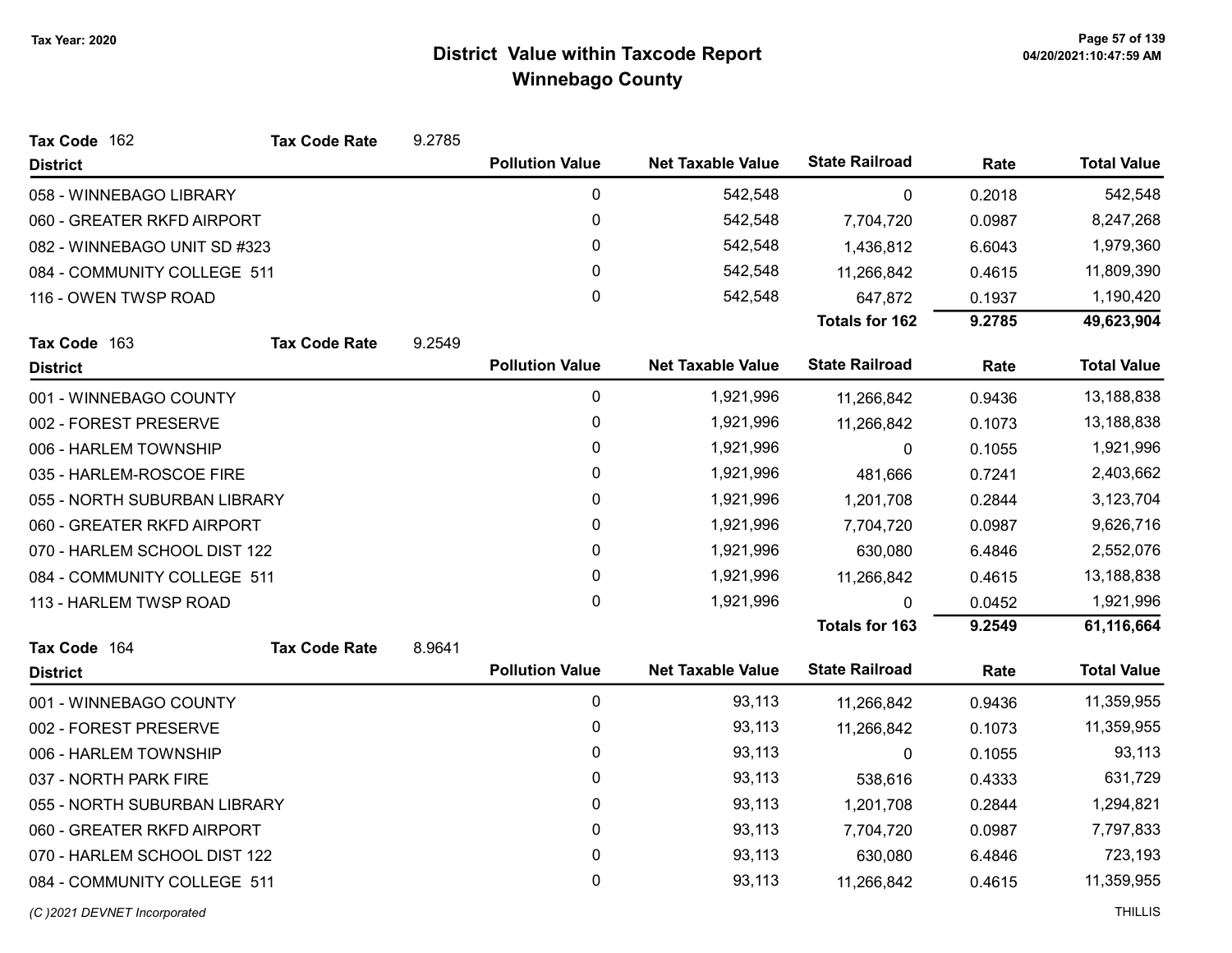# District Value within Taxcode Report
## Winnebago County

Tax Year: 2020

**Tax Code** 162 **Tax Code Rate** 9.2785

| District | Pollution Value | Net Taxable Value | State Railroad | Rate | Total Value |
|---|---|---|---|---|---|
| 058 - WINNEBAGO LIBRARY | 0 | 542,548 | 0 | 0.2018 | 542,548 |
| 060 - GREATER RKFD AIRPORT | 0 | 542,548 | 7,704,720 | 0.0987 | 8,247,268 |
| 082 - WINNEBAGO UNIT SD #323 | 0 | 542,548 | 1,436,812 | 6.6043 | 1,979,360 |
| 084 - COMMUNITY COLLEGE 511 | 0 | 542,548 | 11,266,842 | 0.4615 | 11,809,390 |
| 116 - OWEN TWSP ROAD | 0 | 542,548 | 647,872 | 0.1937 | 1,190,420 |
| | | | **Totals for 162** | **9.2785** | **49,623,904** |

**Tax Code** 163 **Tax Code Rate** 9.2549

| District | Pollution Value | Net Taxable Value | State Railroad | Rate | Total Value |
|---|---|---|---|---|---|
| 001 - WINNEBAGO COUNTY | 0 | 1,921,996 | 11,266,842 | 0.9436 | 13,188,838 |
| 002 - FOREST PRESERVE | 0 | 1,921,996 | 11,266,842 | 0.1073 | 13,188,838 |
| 006 - HARLEM TOWNSHIP | 0 | 1,921,996 | 0 | 0.1055 | 1,921,996 |
| 035 - HARLEM-ROSCOE FIRE | 0 | 1,921,996 | 481,666 | 0.7241 | 2,403,662 |
| 055 - NORTH SUBURBAN LIBRARY | 0 | 1,921,996 | 1,201,708 | 0.2844 | 3,123,704 |
| 060 - GREATER RKFD AIRPORT | 0 | 1,921,996 | 7,704,720 | 0.0987 | 9,626,716 |
| 070 - HARLEM SCHOOL DIST 122 | 0 | 1,921,996 | 630,080 | 6.4846 | 2,552,076 |
| 084 - COMMUNITY COLLEGE 511 | 0 | 1,921,996 | 11,266,842 | 0.4615 | 13,188,838 |
| 113 - HARLEM TWSP ROAD | 0 | 1,921,996 | 0 | 0.0452 | 1,921,996 |
| | | | **Totals for 163** | **9.2549** | **61,116,664** |

**Tax Code** 164 **Tax Code Rate** 8.9641

| District | Pollution Value | Net Taxable Value | State Railroad | Rate | Total Value |
|---|---|---|---|---|---|
| 001 - WINNEBAGO COUNTY | 0 | 93,113 | 11,266,842 | 0.9436 | 11,359,955 |
| 002 - FOREST PRESERVE | 0 | 93,113 | 11,266,842 | 0.1073 | 11,359,955 |
| 006 - HARLEM TOWNSHIP | 0 | 93,113 | 0 | 0.1055 | 93,113 |
| 037 - NORTH PARK FIRE | 0 | 93,113 | 538,616 | 0.4333 | 631,729 |
| 055 - NORTH SUBURBAN LIBRARY | 0 | 93,113 | 1,201,708 | 0.2844 | 1,294,821 |
| 060 - GREATER RKFD AIRPORT | 0 | 93,113 | 7,704,720 | 0.0987 | 7,797,833 |
| 070 - HARLEM SCHOOL DIST 122 | 0 | 93,113 | 630,080 | 6.4846 | 723,193 |
| 084 - COMMUNITY COLLEGE 511 | 0 | 93,113 | 11,266,842 | 0.4615 | 11,359,955 |

*(C )2021 DEVNET Incorporated* THILLIS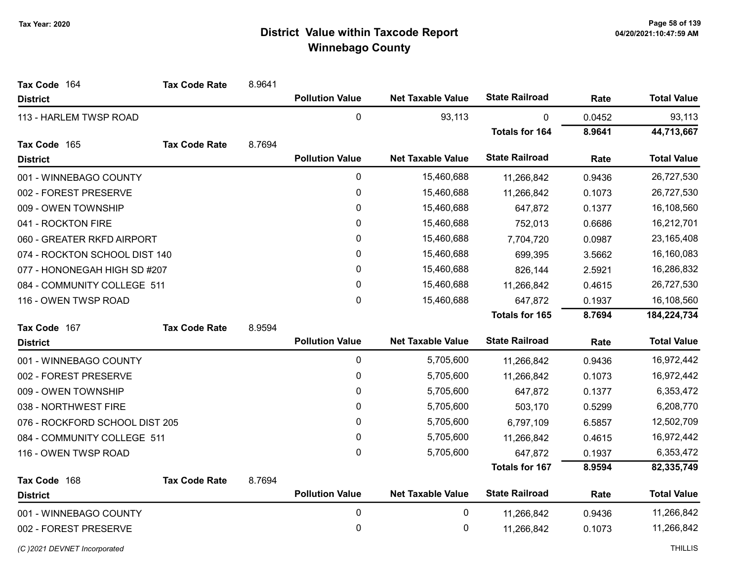# District Value within Taxcode Report
## Winnebago County

Tax Year: 2020

**Tax Code** 164 **Tax Code Rate** 8.9641

| District | Pollution Value | Net Taxable Value | State Railroad | Rate | Total Value |
|---|---|---|---|---|---|
| 113 - HARLEM TWSP ROAD | 0 | 93,113 | 0 | 0.0452 | 93,113 |
| | | | **Totals for 164** | **8.9641** | **44,713,667** |

**Tax Code** 165 **Tax Code Rate** 8.7694

| District | Pollution Value | Net Taxable Value | State Railroad | Rate | Total Value |
|---|---|---|---|---|---|
| 001 - WINNEBAGO COUNTY | 0 | 15,460,688 | 11,266,842 | 0.9436 | 26,727,530 |
| 002 - FOREST PRESERVE | 0 | 15,460,688 | 11,266,842 | 0.1073 | 26,727,530 |
| 009 - OWEN TOWNSHIP | 0 | 15,460,688 | 647,872 | 0.1377 | 16,108,560 |
| 041 - ROCKTON FIRE | 0 | 15,460,688 | 752,013 | 0.6686 | 16,212,701 |
| 060 - GREATER RKFD AIRPORT | 0 | 15,460,688 | 7,704,720 | 0.0987 | 23,165,408 |
| 074 - ROCKTON SCHOOL DIST 140 | 0 | 15,460,688 | 699,395 | 3.5662 | 16,160,083 |
| 077 - HONONEGAH HIGH SD #207 | 0 | 15,460,688 | 826,144 | 2.5921 | 16,286,832 |
| 084 - COMMUNITY COLLEGE 511 | 0 | 15,460,688 | 11,266,842 | 0.4615 | 26,727,530 |
| 116 - OWEN TWSP ROAD | 0 | 15,460,688 | 647,872 | 0.1937 | 16,108,560 |
| | | | **Totals for 165** | **8.7694** | **184,224,734** |

**Tax Code** 167 **Tax Code Rate** 8.9594

| District | Pollution Value | Net Taxable Value | State Railroad | Rate | Total Value |
|---|---|---|---|---|---|
| 001 - WINNEBAGO COUNTY | 0 | 5,705,600 | 11,266,842 | 0.9436 | 16,972,442 |
| 002 - FOREST PRESERVE | 0 | 5,705,600 | 11,266,842 | 0.1073 | 16,972,442 |
| 009 - OWEN TOWNSHIP | 0 | 5,705,600 | 647,872 | 0.1377 | 6,353,472 |
| 038 - NORTHWEST FIRE | 0 | 5,705,600 | 503,170 | 0.5299 | 6,208,770 |
| 076 - ROCKFORD SCHOOL DIST 205 | 0 | 5,705,600 | 6,797,109 | 6.5857 | 12,502,709 |
| 084 - COMMUNITY COLLEGE 511 | 0 | 5,705,600 | 11,266,842 | 0.4615 | 16,972,442 |
| 116 - OWEN TWSP ROAD | 0 | 5,705,600 | 647,872 | 0.1937 | 6,353,472 |
| | | | **Totals for 167** | **8.9594** | **82,335,749** |

**Tax Code** 168 **Tax Code Rate** 8.7694

| District | Pollution Value | Net Taxable Value | State Railroad | Rate | Total Value |
|---|---|---|---|---|---|
| 001 - WINNEBAGO COUNTY | 0 | 0 | 11,266,842 | 0.9436 | 11,266,842 |
| 002 - FOREST PRESERVE | 0 | 0 | 11,266,842 | 0.1073 | 11,266,842 |

*(C )2021 DEVNET Incorporated* THILLIS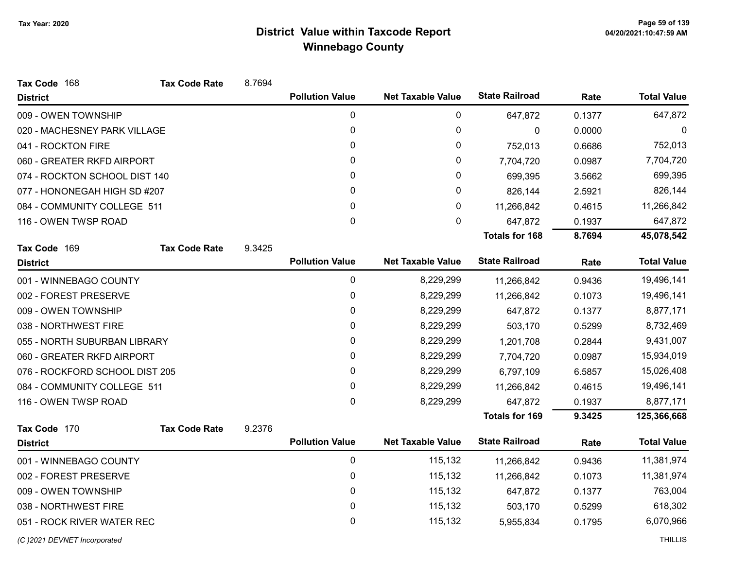# District Value within Taxcode Report
## Winnebago County

Tax Year: 2020

**Tax Code** 168 **Tax Code Rate** 8.7694

| District | Pollution Value | Net Taxable Value | State Railroad | Rate | Total Value |
|---|---|---|---|---|---|
| 009 - OWEN TOWNSHIP | 0 | 0 | 647,872 | 0.1377 | 647,872 |
| 020 - MACHESNEY PARK VILLAGE | 0 | 0 | 0 | 0.0000 | 0 |
| 041 - ROCKTON FIRE | 0 | 0 | 752,013 | 0.6686 | 752,013 |
| 060 - GREATER RKFD AIRPORT | 0 | 0 | 7,704,720 | 0.0987 | 7,704,720 |
| 074 - ROCKTON SCHOOL DIST 140 | 0 | 0 | 699,395 | 3.5662 | 699,395 |
| 077 - HONONEGAH HIGH SD #207 | 0 | 0 | 826,144 | 2.5921 | 826,144 |
| 084 - COMMUNITY COLLEGE 511 | 0 | 0 | 11,266,842 | 0.4615 | 11,266,842 |
| 116 - OWEN TWSP ROAD | 0 | 0 | 647,872 | 0.1937 | 647,872 |
| | | | **Totals for 168** | **8.7694** | **45,078,542** |

**Tax Code** 169 **Tax Code Rate** 9.3425

| District | Pollution Value | Net Taxable Value | State Railroad | Rate | Total Value |
|---|---|---|---|---|---|
| 001 - WINNEBAGO COUNTY | 0 | 8,229,299 | 11,266,842 | 0.9436 | 19,496,141 |
| 002 - FOREST PRESERVE | 0 | 8,229,299 | 11,266,842 | 0.1073 | 19,496,141 |
| 009 - OWEN TOWNSHIP | 0 | 8,229,299 | 647,872 | 0.1377 | 8,877,171 |
| 038 - NORTHWEST FIRE | 0 | 8,229,299 | 503,170 | 0.5299 | 8,732,469 |
| 055 - NORTH SUBURBAN LIBRARY | 0 | 8,229,299 | 1,201,708 | 0.2844 | 9,431,007 |
| 060 - GREATER RKFD AIRPORT | 0 | 8,229,299 | 7,704,720 | 0.0987 | 15,934,019 |
| 076 - ROCKFORD SCHOOL DIST 205 | 0 | 8,229,299 | 6,797,109 | 6.5857 | 15,026,408 |
| 084 - COMMUNITY COLLEGE 511 | 0 | 8,229,299 | 11,266,842 | 0.4615 | 19,496,141 |
| 116 - OWEN TWSP ROAD | 0 | 8,229,299 | 647,872 | 0.1937 | 8,877,171 |
| | | | **Totals for 169** | **9.3425** | **125,366,668** |

**Tax Code** 170 **Tax Code Rate** 9.2376

| District | Pollution Value | Net Taxable Value | State Railroad | Rate | Total Value |
|---|---|---|---|---|---|
| 001 - WINNEBAGO COUNTY | 0 | 115,132 | 11,266,842 | 0.9436 | 11,381,974 |
| 002 - FOREST PRESERVE | 0 | 115,132 | 11,266,842 | 0.1073 | 11,381,974 |
| 009 - OWEN TOWNSHIP | 0 | 115,132 | 647,872 | 0.1377 | 763,004 |
| 038 - NORTHWEST FIRE | 0 | 115,132 | 503,170 | 0.5299 | 618,302 |
| 051 - ROCK RIVER WATER REC | 0 | 115,132 | 5,955,834 | 0.1795 | 6,070,966 |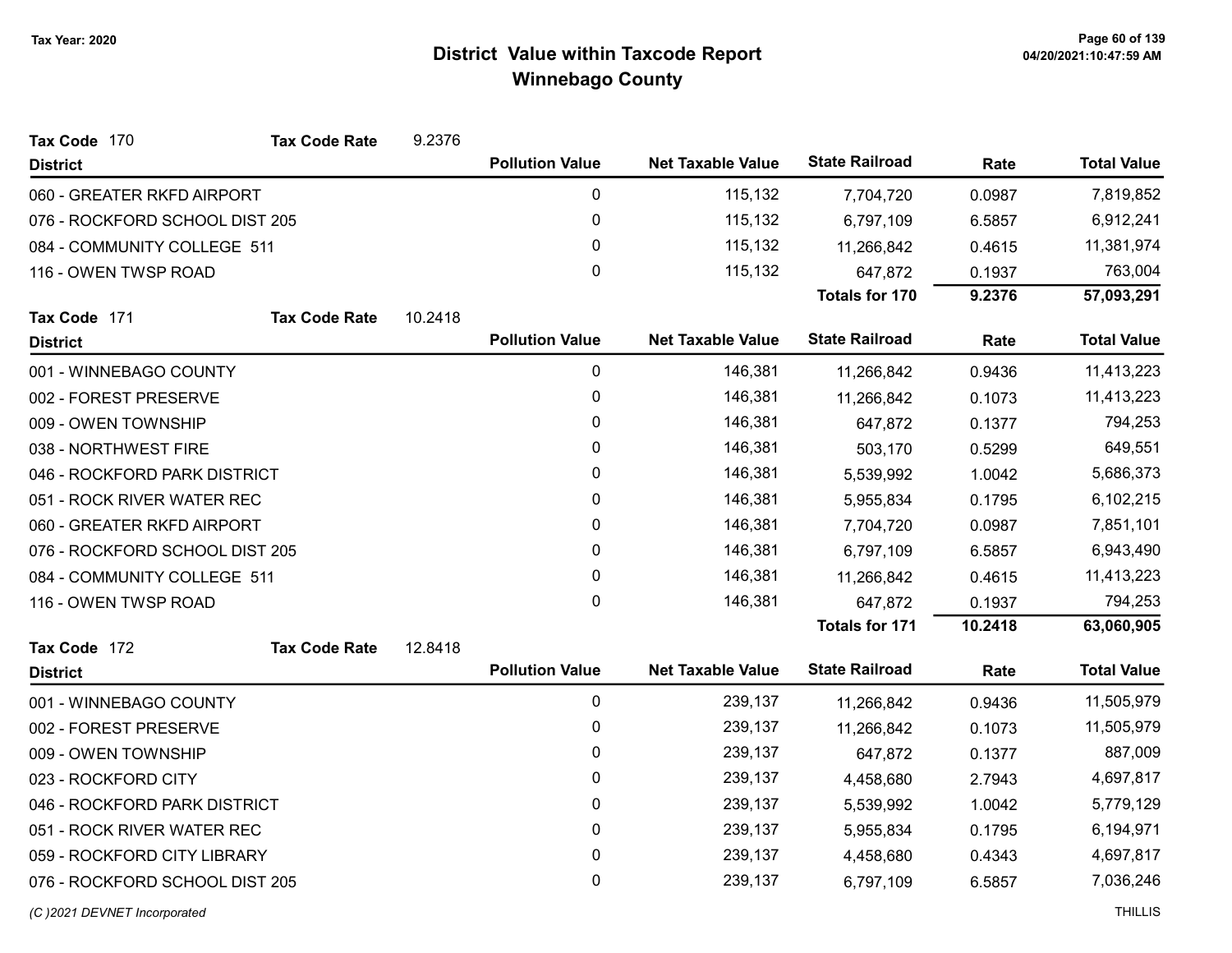# District Value within Taxcode Report
## Winnebago County

Tax Year: 2020

**Tax Code** 170 **Tax Code Rate** 9.2376

| District | Pollution Value | Net Taxable Value | State Railroad | Rate | Total Value |
|---|---|---|---|---|---|
| 060 - GREATER RKFD AIRPORT | 0 | 115,132 | 7,704,720 | 0.0987 | 7,819,852 |
| 076 - ROCKFORD SCHOOL DIST 205 | 0 | 115,132 | 6,797,109 | 6.5857 | 6,912,241 |
| 084 - COMMUNITY COLLEGE 511 | 0 | 115,132 | 11,266,842 | 0.4615 | 11,381,974 |
| 116 - OWEN TWSP ROAD | 0 | 115,132 | 647,872 | 0.1937 | 763,004 |
| | | | **Totals for 170** | **9.2376** | **57,093,291** |

**Tax Code** 171 **Tax Code Rate** 10.2418

| District | Pollution Value | Net Taxable Value | State Railroad | Rate | Total Value |
|---|---|---|---|---|---|
| 001 - WINNEBAGO COUNTY | 0 | 146,381 | 11,266,842 | 0.9436 | 11,413,223 |
| 002 - FOREST PRESERVE | 0 | 146,381 | 11,266,842 | 0.1073 | 11,413,223 |
| 009 - OWEN TOWNSHIP | 0 | 146,381 | 647,872 | 0.1377 | 794,253 |
| 038 - NORTHWEST FIRE | 0 | 146,381 | 503,170 | 0.5299 | 649,551 |
| 046 - ROCKFORD PARK DISTRICT | 0 | 146,381 | 5,539,992 | 1.0042 | 5,686,373 |
| 051 - ROCK RIVER WATER REC | 0 | 146,381 | 5,955,834 | 0.1795 | 6,102,215 |
| 060 - GREATER RKFD AIRPORT | 0 | 146,381 | 7,704,720 | 0.0987 | 7,851,101 |
| 076 - ROCKFORD SCHOOL DIST 205 | 0 | 146,381 | 6,797,109 | 6.5857 | 6,943,490 |
| 084 - COMMUNITY COLLEGE 511 | 0 | 146,381 | 11,266,842 | 0.4615 | 11,413,223 |
| 116 - OWEN TWSP ROAD | 0 | 146,381 | 647,872 | 0.1937 | 794,253 |
| | | | **Totals for 171** | **10.2418** | **63,060,905** |

**Tax Code** 172 **Tax Code Rate** 12.8418

| District | Pollution Value | Net Taxable Value | State Railroad | Rate | Total Value |
|---|---|---|---|---|---|
| 001 - WINNEBAGO COUNTY | 0 | 239,137 | 11,266,842 | 0.9436 | 11,505,979 |
| 002 - FOREST PRESERVE | 0 | 239,137 | 11,266,842 | 0.1073 | 11,505,979 |
| 009 - OWEN TOWNSHIP | 0 | 239,137 | 647,872 | 0.1377 | 887,009 |
| 023 - ROCKFORD CITY | 0 | 239,137 | 4,458,680 | 2.7943 | 4,697,817 |
| 046 - ROCKFORD PARK DISTRICT | 0 | 239,137 | 5,539,992 | 1.0042 | 5,779,129 |
| 051 - ROCK RIVER WATER REC | 0 | 239,137 | 5,955,834 | 0.1795 | 6,194,971 |
| 059 - ROCKFORD CITY LIBRARY | 0 | 239,137 | 4,458,680 | 0.4343 | 4,697,817 |
| 076 - ROCKFORD SCHOOL DIST 205 | 0 | 239,137 | 6,797,109 | 6.5857 | 7,036,246 |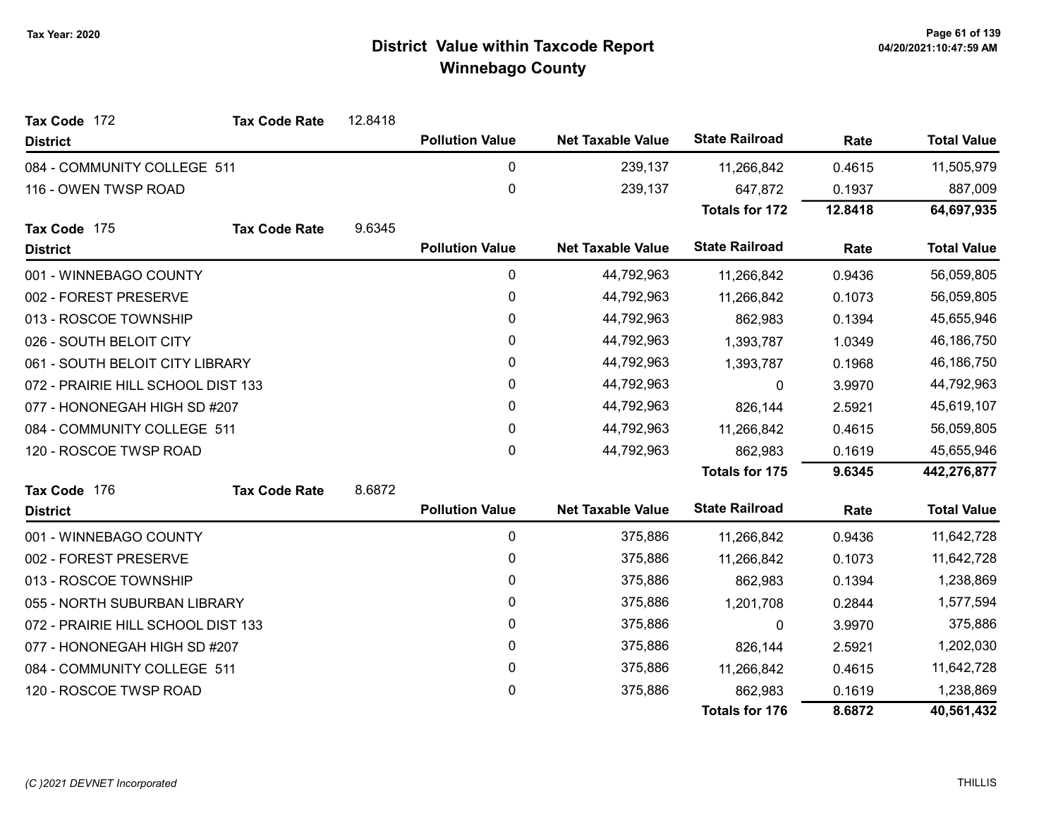# District Value within Taxcode Report
## Winnebago County

Tax Year: 2020

**Tax Code** 172 **Tax Code Rate** 12.8418

| District | Pollution Value | Net Taxable Value | State Railroad | Rate | Total Value |
|---|---|---|---|---|---|
| 084 - COMMUNITY COLLEGE 511 | 0 | 239,137 | 11,266,842 | 0.4615 | 11,505,979 |
| 116 - OWEN TWSP ROAD | 0 | 239,137 | 647,872 | 0.1937 | 887,009 |
| | | | **Totals for 172** | **12.8418** | **64,697,935** |

**Tax Code** 175 **Tax Code Rate** 9.6345

| District | Pollution Value | Net Taxable Value | State Railroad | Rate | Total Value |
|---|---|---|---|---|---|
| 001 - WINNEBAGO COUNTY | 0 | 44,792,963 | 11,266,842 | 0.9436 | 56,059,805 |
| 002 - FOREST PRESERVE | 0 | 44,792,963 | 11,266,842 | 0.1073 | 56,059,805 |
| 013 - ROSCOE TOWNSHIP | 0 | 44,792,963 | 862,983 | 0.1394 | 45,655,946 |
| 026 - SOUTH BELOIT CITY | 0 | 44,792,963 | 1,393,787 | 1.0349 | 46,186,750 |
| 061 - SOUTH BELOIT CITY LIBRARY | 0 | 44,792,963 | 1,393,787 | 0.1968 | 46,186,750 |
| 072 - PRAIRIE HILL SCHOOL DIST 133 | 0 | 44,792,963 | 0 | 3.9970 | 44,792,963 |
| 077 - HONONEGAH HIGH SD #207 | 0 | 44,792,963 | 826,144 | 2.5921 | 45,619,107 |
| 084 - COMMUNITY COLLEGE 511 | 0 | 44,792,963 | 11,266,842 | 0.4615 | 56,059,805 |
| 120 - ROSCOE TWSP ROAD | 0 | 44,792,963 | 862,983 | 0.1619 | 45,655,946 |
| | | | **Totals for 175** | **9.6345** | **442,276,877** |

**Tax Code** 176 **Tax Code Rate** 8.6872

| District | Pollution Value | Net Taxable Value | State Railroad | Rate | Total Value |
|---|---|---|---|---|---|
| 001 - WINNEBAGO COUNTY | 0 | 375,886 | 11,266,842 | 0.9436 | 11,642,728 |
| 002 - FOREST PRESERVE | 0 | 375,886 | 11,266,842 | 0.1073 | 11,642,728 |
| 013 - ROSCOE TOWNSHIP | 0 | 375,886 | 862,983 | 0.1394 | 1,238,869 |
| 055 - NORTH SUBURBAN LIBRARY | 0 | 375,886 | 1,201,708 | 0.2844 | 1,577,594 |
| 072 - PRAIRIE HILL SCHOOL DIST 133 | 0 | 375,886 | 0 | 3.9970 | 375,886 |
| 077 - HONONEGAH HIGH SD #207 | 0 | 375,886 | 826,144 | 2.5921 | 1,202,030 |
| 084 - COMMUNITY COLLEGE 511 | 0 | 375,886 | 11,266,842 | 0.4615 | 11,642,728 |
| 120 - ROSCOE TWSP ROAD | 0 | 375,886 | 862,983 | 0.1619 | 1,238,869 |
| | | | **Totals for 176** | **8.6872** | **40,561,432** |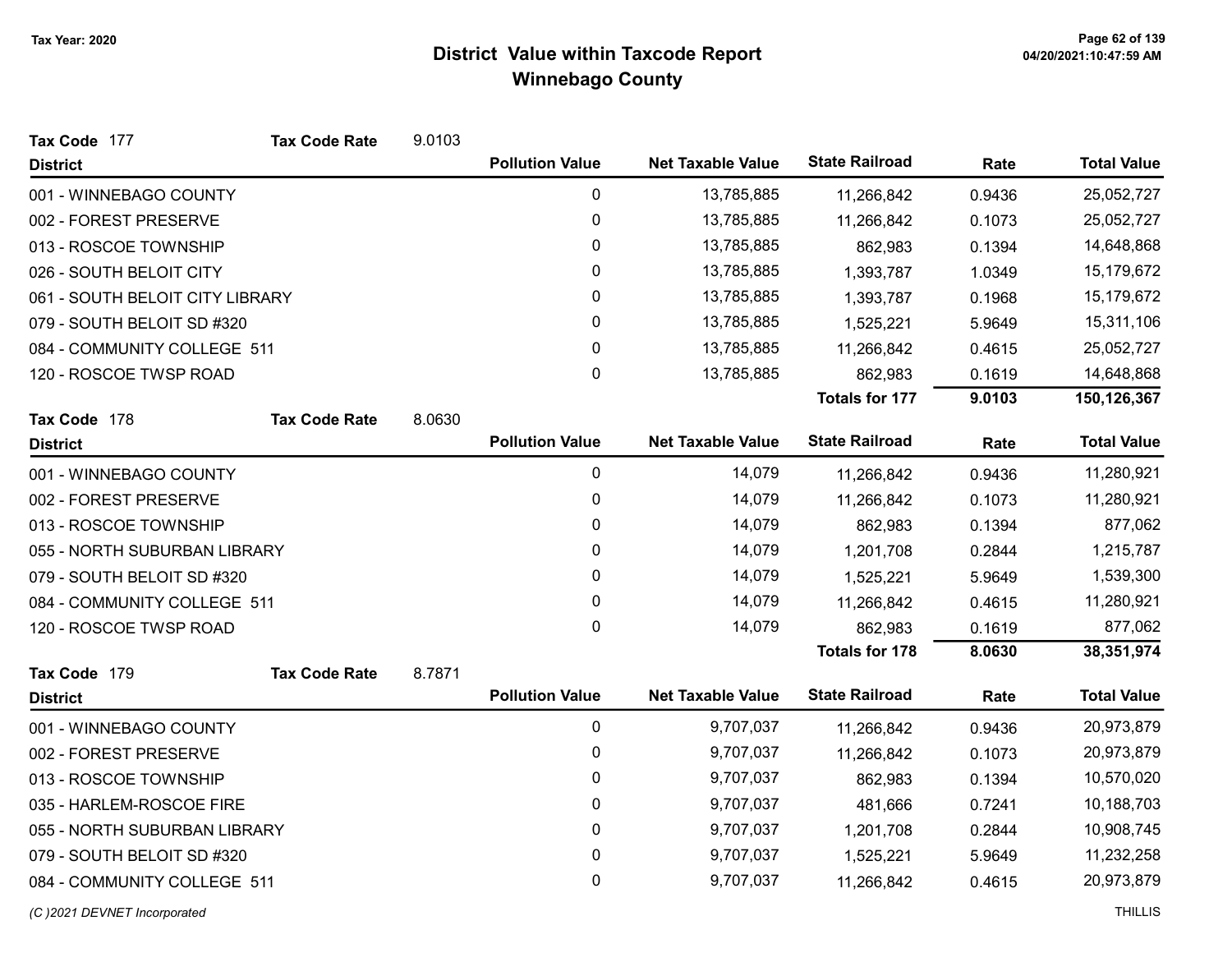# District Value within Taxcode Report
## Winnebago County

Tax Year: 2020

**Tax Code 177** — **Tax Code Rate** 9.0103

| District | Pollution Value | Net Taxable Value | State Railroad | Rate | Total Value |
|---|---|---|---|---|---|
| 001 - WINNEBAGO COUNTY | 0 | 13,785,885 | 11,266,842 | 0.9436 | 25,052,727 |
| 002 - FOREST PRESERVE | 0 | 13,785,885 | 11,266,842 | 0.1073 | 25,052,727 |
| 013 - ROSCOE TOWNSHIP | 0 | 13,785,885 | 862,983 | 0.1394 | 14,648,868 |
| 026 - SOUTH BELOIT CITY | 0 | 13,785,885 | 1,393,787 | 1.0349 | 15,179,672 |
| 061 - SOUTH BELOIT CITY LIBRARY | 0 | 13,785,885 | 1,393,787 | 0.1968 | 15,179,672 |
| 079 - SOUTH BELOIT SD #320 | 0 | 13,785,885 | 1,525,221 | 5.9649 | 15,311,106 |
| 084 - COMMUNITY COLLEGE 511 | 0 | 13,785,885 | 11,266,842 | 0.4615 | 25,052,727 |
| 120 - ROSCOE TWSP ROAD | 0 | 13,785,885 | 862,983 | 0.1619 | 14,648,868 |
| | | | **Totals for 177** | **9.0103** | **150,126,367** |

**Tax Code 178** — **Tax Code Rate** 8.0630

| District | Pollution Value | Net Taxable Value | State Railroad | Rate | Total Value |
|---|---|---|---|---|---|
| 001 - WINNEBAGO COUNTY | 0 | 14,079 | 11,266,842 | 0.9436 | 11,280,921 |
| 002 - FOREST PRESERVE | 0 | 14,079 | 11,266,842 | 0.1073 | 11,280,921 |
| 013 - ROSCOE TOWNSHIP | 0 | 14,079 | 862,983 | 0.1394 | 877,062 |
| 055 - NORTH SUBURBAN LIBRARY | 0 | 14,079 | 1,201,708 | 0.2844 | 1,215,787 |
| 079 - SOUTH BELOIT SD #320 | 0 | 14,079 | 1,525,221 | 5.9649 | 1,539,300 |
| 084 - COMMUNITY COLLEGE 511 | 0 | 14,079 | 11,266,842 | 0.4615 | 11,280,921 |
| 120 - ROSCOE TWSP ROAD | 0 | 14,079 | 862,983 | 0.1619 | 877,062 |
| | | | **Totals for 178** | **8.0630** | **38,351,974** |

**Tax Code 179** — **Tax Code Rate** 8.7871

| District | Pollution Value | Net Taxable Value | State Railroad | Rate | Total Value |
|---|---|---|---|---|---|
| 001 - WINNEBAGO COUNTY | 0 | 9,707,037 | 11,266,842 | 0.9436 | 20,973,879 |
| 002 - FOREST PRESERVE | 0 | 9,707,037 | 11,266,842 | 0.1073 | 20,973,879 |
| 013 - ROSCOE TOWNSHIP | 0 | 9,707,037 | 862,983 | 0.1394 | 10,570,020 |
| 035 - HARLEM-ROSCOE FIRE | 0 | 9,707,037 | 481,666 | 0.7241 | 10,188,703 |
| 055 - NORTH SUBURBAN LIBRARY | 0 | 9,707,037 | 1,201,708 | 0.2844 | 10,908,745 |
| 079 - SOUTH BELOIT SD #320 | 0 | 9,707,037 | 1,525,221 | 5.9649 | 11,232,258 |
| 084 - COMMUNITY COLLEGE 511 | 0 | 9,707,037 | 11,266,842 | 0.4615 | 20,973,879 |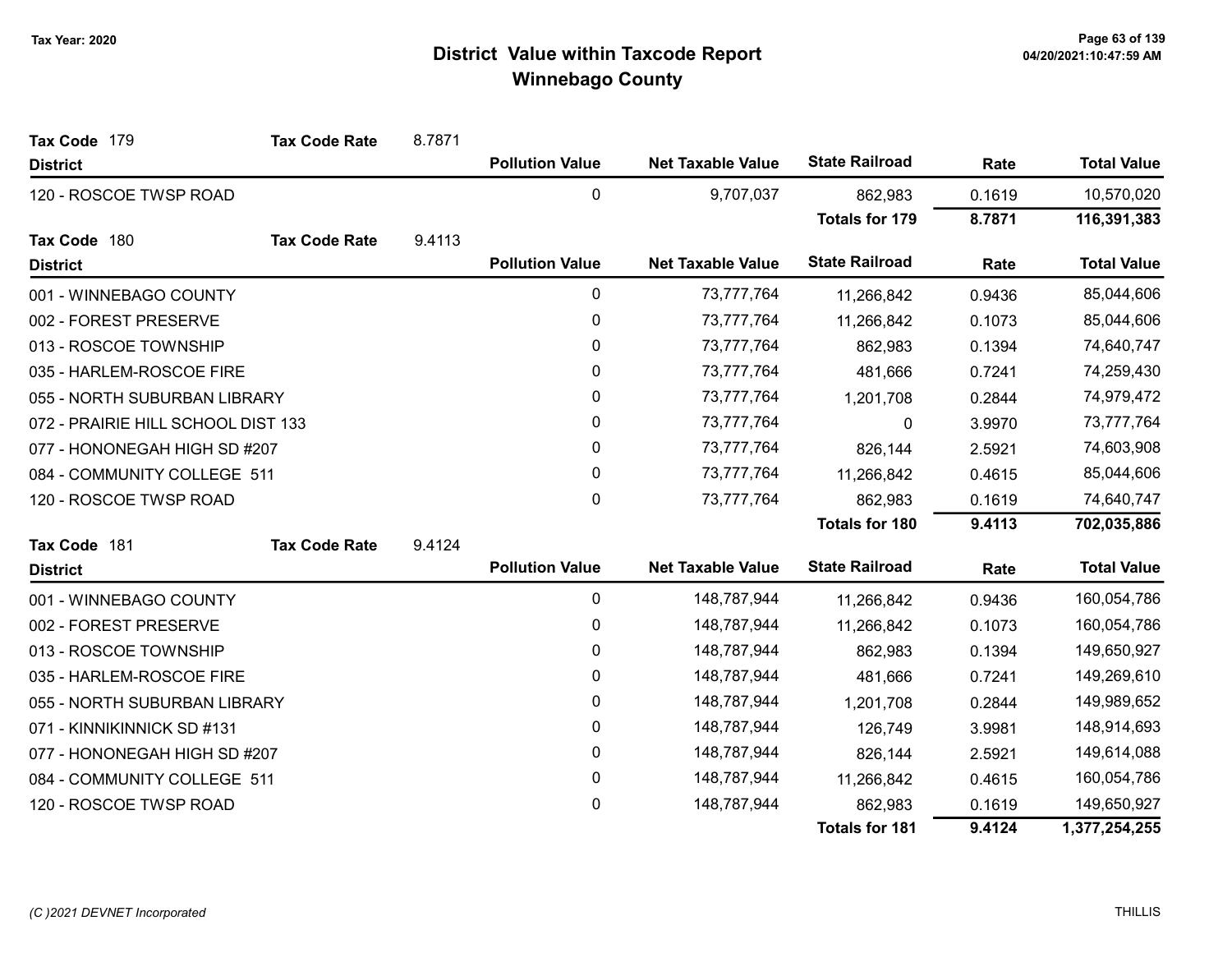Tax Year: 2020

# District Value within Taxcode Report
## Winnebago County

**Tax Code** 179 **Tax Code Rate** 8.7871

| District | Pollution Value | Net Taxable Value | State Railroad | Rate | Total Value |
|---|---|---|---|---|---|
| 120 - ROSCOE TWSP ROAD | 0 | 9,707,037 | 862,983 | 0.1619 | 10,570,020 |
| | | | **Totals for 179** | **8.7871** | **116,391,383** |

**Tax Code** 180 **Tax Code Rate** 9.4113

| District | Pollution Value | Net Taxable Value | State Railroad | Rate | Total Value |
|---|---|---|---|---|---|
| 001 - WINNEBAGO COUNTY | 0 | 73,777,764 | 11,266,842 | 0.9436 | 85,044,606 |
| 002 - FOREST PRESERVE | 0 | 73,777,764 | 11,266,842 | 0.1073 | 85,044,606 |
| 013 - ROSCOE TOWNSHIP | 0 | 73,777,764 | 862,983 | 0.1394 | 74,640,747 |
| 035 - HARLEM-ROSCOE FIRE | 0 | 73,777,764 | 481,666 | 0.7241 | 74,259,430 |
| 055 - NORTH SUBURBAN LIBRARY | 0 | 73,777,764 | 1,201,708 | 0.2844 | 74,979,472 |
| 072 - PRAIRIE HILL SCHOOL DIST 133 | 0 | 73,777,764 | 0 | 3.9970 | 73,777,764 |
| 077 - HONONEGAH HIGH SD #207 | 0 | 73,777,764 | 826,144 | 2.5921 | 74,603,908 |
| 084 - COMMUNITY COLLEGE 511 | 0 | 73,777,764 | 11,266,842 | 0.4615 | 85,044,606 |
| 120 - ROSCOE TWSP ROAD | 0 | 73,777,764 | 862,983 | 0.1619 | 74,640,747 |
| | | | **Totals for 180** | **9.4113** | **702,035,886** |

**Tax Code** 181 **Tax Code Rate** 9.4124

| District | Pollution Value | Net Taxable Value | State Railroad | Rate | Total Value |
|---|---|---|---|---|---|
| 001 - WINNEBAGO COUNTY | 0 | 148,787,944 | 11,266,842 | 0.9436 | 160,054,786 |
| 002 - FOREST PRESERVE | 0 | 148,787,944 | 11,266,842 | 0.1073 | 160,054,786 |
| 013 - ROSCOE TOWNSHIP | 0 | 148,787,944 | 862,983 | 0.1394 | 149,650,927 |
| 035 - HARLEM-ROSCOE FIRE | 0 | 148,787,944 | 481,666 | 0.7241 | 149,269,610 |
| 055 - NORTH SUBURBAN LIBRARY | 0 | 148,787,944 | 1,201,708 | 0.2844 | 149,989,652 |
| 071 - KINNIKINNICK SD #131 | 0 | 148,787,944 | 126,749 | 3.9981 | 148,914,693 |
| 077 - HONONEGAH HIGH SD #207 | 0 | 148,787,944 | 826,144 | 2.5921 | 149,614,088 |
| 084 - COMMUNITY COLLEGE 511 | 0 | 148,787,944 | 11,266,842 | 0.4615 | 160,054,786 |
| 120 - ROSCOE TWSP ROAD | 0 | 148,787,944 | 862,983 | 0.1619 | 149,650,927 |
| | | | **Totals for 181** | **9.4124** | **1,377,254,255** |

*(C )2021 DEVNET Incorporated* THILLIS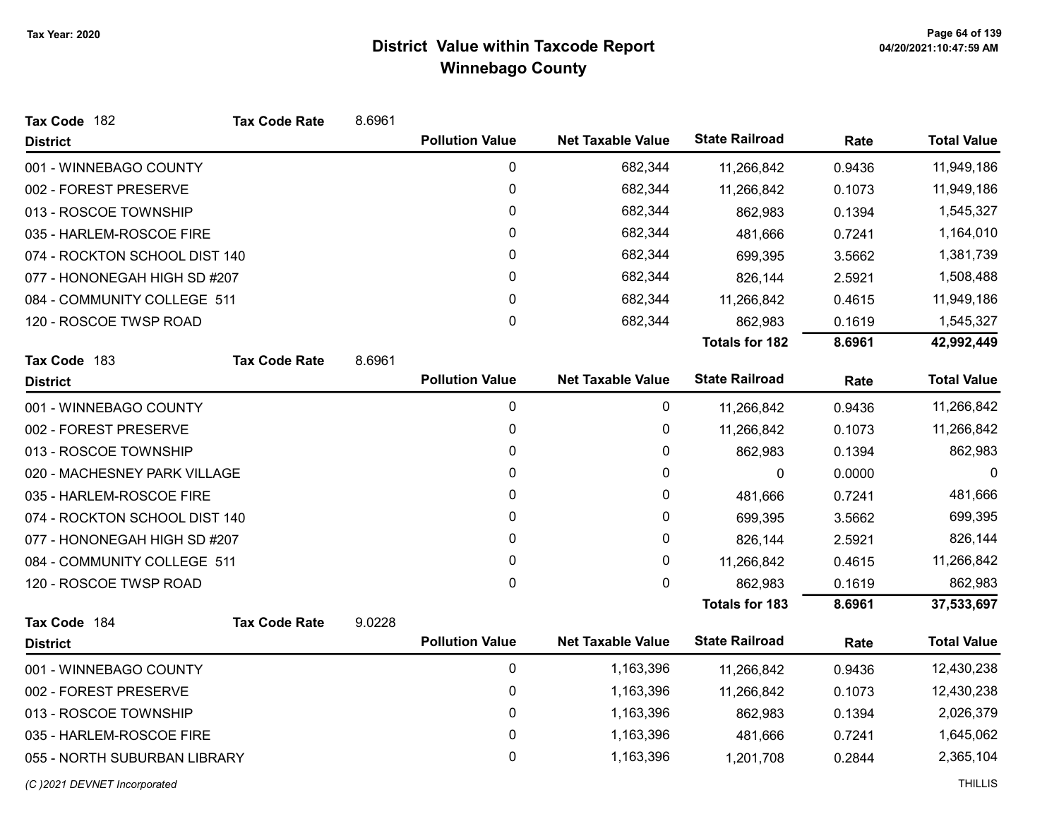# District Value within Taxcode Report
## Winnebago County

Tax Year: 2020

**Tax Code** 182 **Tax Code Rate** 8.6961

| District | Pollution Value | Net Taxable Value | State Railroad | Rate | Total Value |
|---|---|---|---|---|---|
| 001 - WINNEBAGO COUNTY | 0 | 682,344 | 11,266,842 | 0.9436 | 11,949,186 |
| 002 - FOREST PRESERVE | 0 | 682,344 | 11,266,842 | 0.1073 | 11,949,186 |
| 013 - ROSCOE TOWNSHIP | 0 | 682,344 | 862,983 | 0.1394 | 1,545,327 |
| 035 - HARLEM-ROSCOE FIRE | 0 | 682,344 | 481,666 | 0.7241 | 1,164,010 |
| 074 - ROCKTON SCHOOL DIST 140 | 0 | 682,344 | 699,395 | 3.5662 | 1,381,739 |
| 077 - HONONEGAH HIGH SD #207 | 0 | 682,344 | 826,144 | 2.5921 | 1,508,488 |
| 084 - COMMUNITY COLLEGE 511 | 0 | 682,344 | 11,266,842 | 0.4615 | 11,949,186 |
| 120 - ROSCOE TWSP ROAD | 0 | 682,344 | 862,983 | 0.1619 | 1,545,327 |
| | | | **Totals for 182** | **8.6961** | **42,992,449** |

**Tax Code** 183 **Tax Code Rate** 8.6961

| District | Pollution Value | Net Taxable Value | State Railroad | Rate | Total Value |
|---|---|---|---|---|---|
| 001 - WINNEBAGO COUNTY | 0 | 0 | 11,266,842 | 0.9436 | 11,266,842 |
| 002 - FOREST PRESERVE | 0 | 0 | 11,266,842 | 0.1073 | 11,266,842 |
| 013 - ROSCOE TOWNSHIP | 0 | 0 | 862,983 | 0.1394 | 862,983 |
| 020 - MACHESNEY PARK VILLAGE | 0 | 0 | 0 | 0.0000 | 0 |
| 035 - HARLEM-ROSCOE FIRE | 0 | 0 | 481,666 | 0.7241 | 481,666 |
| 074 - ROCKTON SCHOOL DIST 140 | 0 | 0 | 699,395 | 3.5662 | 699,395 |
| 077 - HONONEGAH HIGH SD #207 | 0 | 0 | 826,144 | 2.5921 | 826,144 |
| 084 - COMMUNITY COLLEGE 511 | 0 | 0 | 11,266,842 | 0.4615 | 11,266,842 |
| 120 - ROSCOE TWSP ROAD | 0 | 0 | 862,983 | 0.1619 | 862,983 |
| | | | **Totals for 183** | **8.6961** | **37,533,697** |

**Tax Code** 184 **Tax Code Rate** 9.0228

| District | Pollution Value | Net Taxable Value | State Railroad | Rate | Total Value |
|---|---|---|---|---|---|
| 001 - WINNEBAGO COUNTY | 0 | 1,163,396 | 11,266,842 | 0.9436 | 12,430,238 |
| 002 - FOREST PRESERVE | 0 | 1,163,396 | 11,266,842 | 0.1073 | 12,430,238 |
| 013 - ROSCOE TOWNSHIP | 0 | 1,163,396 | 862,983 | 0.1394 | 2,026,379 |
| 035 - HARLEM-ROSCOE FIRE | 0 | 1,163,396 | 481,666 | 0.7241 | 1,645,062 |
| 055 - NORTH SUBURBAN LIBRARY | 0 | 1,163,396 | 1,201,708 | 0.2844 | 2,365,104 |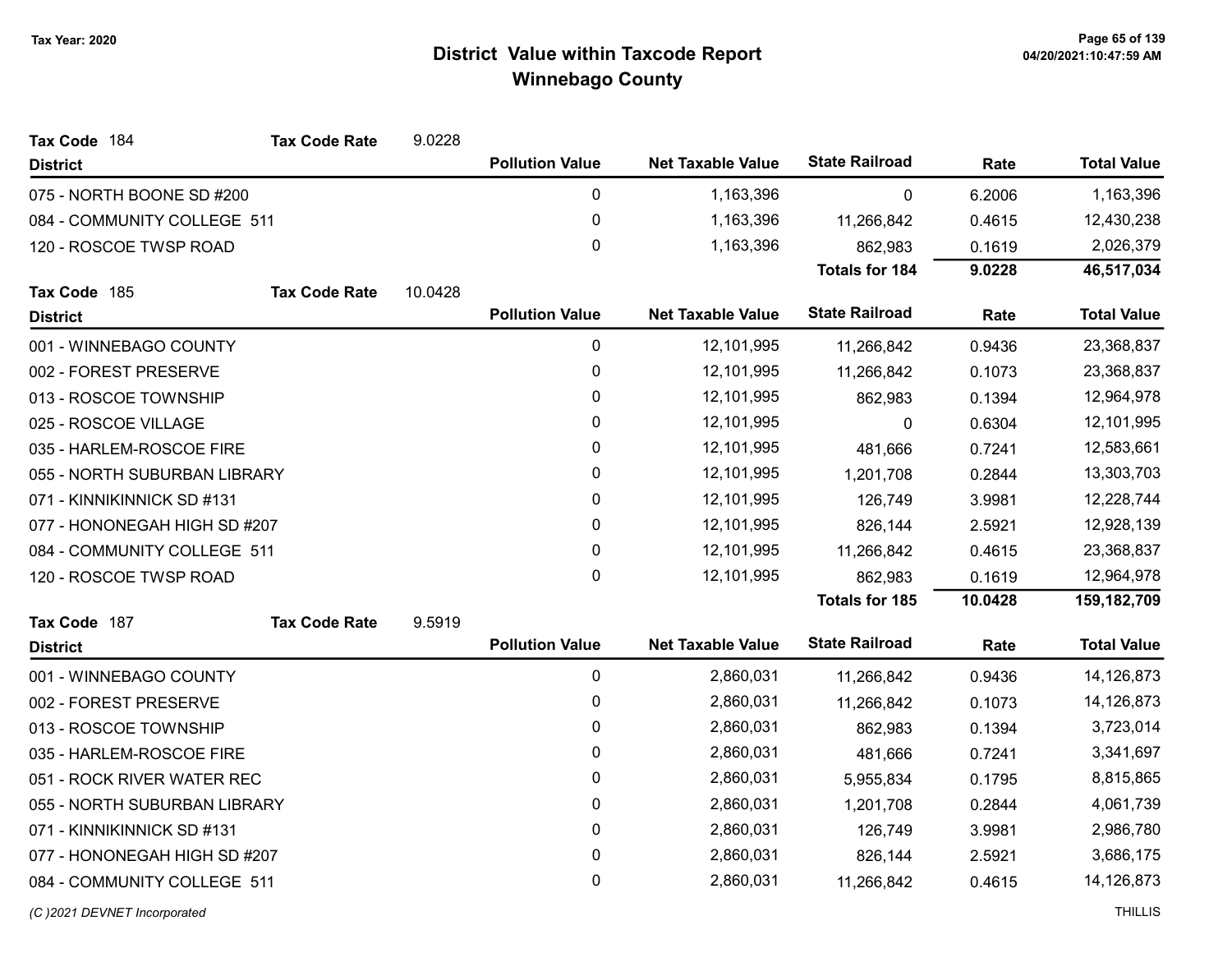# District Value within Taxcode Report
## Winnebago County

Tax Year: 2020

**Tax Code** 184 **Tax Code Rate** 9.0228

| District | Pollution Value | Net Taxable Value | State Railroad | Rate | Total Value |
|---|---|---|---|---|---|
| 075 - NORTH BOONE SD #200 | 0 | 1,163,396 | 0 | 6.2006 | 1,163,396 |
| 084 - COMMUNITY COLLEGE 511 | 0 | 1,163,396 | 11,266,842 | 0.4615 | 12,430,238 |
| 120 - ROSCOE TWSP ROAD | 0 | 1,163,396 | 862,983 | 0.1619 | 2,026,379 |
| | | | **Totals for 184** | **9.0228** | **46,517,034** |

**Tax Code** 185 **Tax Code Rate** 10.0428

| District | Pollution Value | Net Taxable Value | State Railroad | Rate | Total Value |
|---|---|---|---|---|---|
| 001 - WINNEBAGO COUNTY | 0 | 12,101,995 | 11,266,842 | 0.9436 | 23,368,837 |
| 002 - FOREST PRESERVE | 0 | 12,101,995 | 11,266,842 | 0.1073 | 23,368,837 |
| 013 - ROSCOE TOWNSHIP | 0 | 12,101,995 | 862,983 | 0.1394 | 12,964,978 |
| 025 - ROSCOE VILLAGE | 0 | 12,101,995 | 0 | 0.6304 | 12,101,995 |
| 035 - HARLEM-ROSCOE FIRE | 0 | 12,101,995 | 481,666 | 0.7241 | 12,583,661 |
| 055 - NORTH SUBURBAN LIBRARY | 0 | 12,101,995 | 1,201,708 | 0.2844 | 13,303,703 |
| 071 - KINNIKINNICK SD #131 | 0 | 12,101,995 | 126,749 | 3.9981 | 12,228,744 |
| 077 - HONONEGAH HIGH SD #207 | 0 | 12,101,995 | 826,144 | 2.5921 | 12,928,139 |
| 084 - COMMUNITY COLLEGE 511 | 0 | 12,101,995 | 11,266,842 | 0.4615 | 23,368,837 |
| 120 - ROSCOE TWSP ROAD | 0 | 12,101,995 | 862,983 | 0.1619 | 12,964,978 |
| | | | **Totals for 185** | **10.0428** | **159,182,709** |

**Tax Code** 187 **Tax Code Rate** 9.5919

| District | Pollution Value | Net Taxable Value | State Railroad | Rate | Total Value |
|---|---|---|---|---|---|
| 001 - WINNEBAGO COUNTY | 0 | 2,860,031 | 11,266,842 | 0.9436 | 14,126,873 |
| 002 - FOREST PRESERVE | 0 | 2,860,031 | 11,266,842 | 0.1073 | 14,126,873 |
| 013 - ROSCOE TOWNSHIP | 0 | 2,860,031 | 862,983 | 0.1394 | 3,723,014 |
| 035 - HARLEM-ROSCOE FIRE | 0 | 2,860,031 | 481,666 | 0.7241 | 3,341,697 |
| 051 - ROCK RIVER WATER REC | 0 | 2,860,031 | 5,955,834 | 0.1795 | 8,815,865 |
| 055 - NORTH SUBURBAN LIBRARY | 0 | 2,860,031 | 1,201,708 | 0.2844 | 4,061,739 |
| 071 - KINNIKINNICK SD #131 | 0 | 2,860,031 | 126,749 | 3.9981 | 2,986,780 |
| 077 - HONONEGAH HIGH SD #207 | 0 | 2,860,031 | 826,144 | 2.5921 | 3,686,175 |
| 084 - COMMUNITY COLLEGE 511 | 0 | 2,860,031 | 11,266,842 | 0.4615 | 14,126,873 |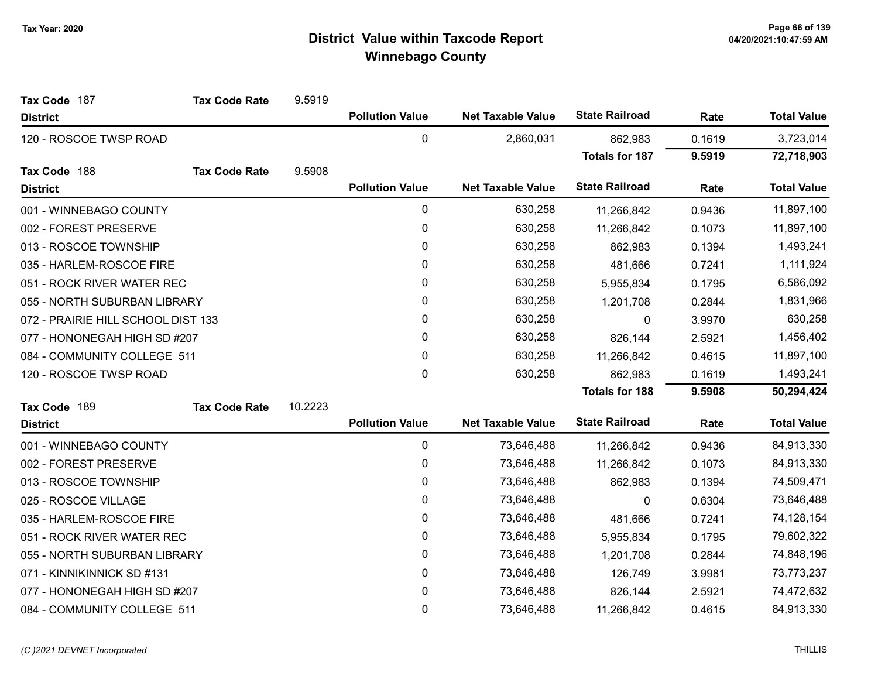# District Value within Taxcode Report
## Winnebago County

Tax Year: 2020

**Tax Code** 187 **Tax Code Rate** 9.5919

| District | Pollution Value | Net Taxable Value | State Railroad | Rate | Total Value |
|---|---|---|---|---|---|
| 120 - ROSCOE TWSP ROAD | 0 | 2,860,031 | 862,983 | 0.1619 | 3,723,014 |
| | | | **Totals for 187** | **9.5919** | **72,718,903** |

**Tax Code** 188 **Tax Code Rate** 9.5908

| District | Pollution Value | Net Taxable Value | State Railroad | Rate | Total Value |
|---|---|---|---|---|---|
| 001 - WINNEBAGO COUNTY | 0 | 630,258 | 11,266,842 | 0.9436 | 11,897,100 |
| 002 - FOREST PRESERVE | 0 | 630,258 | 11,266,842 | 0.1073 | 11,897,100 |
| 013 - ROSCOE TOWNSHIP | 0 | 630,258 | 862,983 | 0.1394 | 1,493,241 |
| 035 - HARLEM-ROSCOE FIRE | 0 | 630,258 | 481,666 | 0.7241 | 1,111,924 |
| 051 - ROCK RIVER WATER REC | 0 | 630,258 | 5,955,834 | 0.1795 | 6,586,092 |
| 055 - NORTH SUBURBAN LIBRARY | 0 | 630,258 | 1,201,708 | 0.2844 | 1,831,966 |
| 072 - PRAIRIE HILL SCHOOL DIST 133 | 0 | 630,258 | 0 | 3.9970 | 630,258 |
| 077 - HONONEGAH HIGH SD #207 | 0 | 630,258 | 826,144 | 2.5921 | 1,456,402 |
| 084 - COMMUNITY COLLEGE 511 | 0 | 630,258 | 11,266,842 | 0.4615 | 11,897,100 |
| 120 - ROSCOE TWSP ROAD | 0 | 630,258 | 862,983 | 0.1619 | 1,493,241 |
| | | | **Totals for 188** | **9.5908** | **50,294,424** |

**Tax Code** 189 **Tax Code Rate** 10.2223

| District | Pollution Value | Net Taxable Value | State Railroad | Rate | Total Value |
|---|---|---|---|---|---|
| 001 - WINNEBAGO COUNTY | 0 | 73,646,488 | 11,266,842 | 0.9436 | 84,913,330 |
| 002 - FOREST PRESERVE | 0 | 73,646,488 | 11,266,842 | 0.1073 | 84,913,330 |
| 013 - ROSCOE TOWNSHIP | 0 | 73,646,488 | 862,983 | 0.1394 | 74,509,471 |
| 025 - ROSCOE VILLAGE | 0 | 73,646,488 | 0 | 0.6304 | 73,646,488 |
| 035 - HARLEM-ROSCOE FIRE | 0 | 73,646,488 | 481,666 | 0.7241 | 74,128,154 |
| 051 - ROCK RIVER WATER REC | 0 | 73,646,488 | 5,955,834 | 0.1795 | 79,602,322 |
| 055 - NORTH SUBURBAN LIBRARY | 0 | 73,646,488 | 1,201,708 | 0.2844 | 74,848,196 |
| 071 - KINNIKINNICK SD #131 | 0 | 73,646,488 | 126,749 | 3.9981 | 73,773,237 |
| 077 - HONONEGAH HIGH SD #207 | 0 | 73,646,488 | 826,144 | 2.5921 | 74,472,632 |
| 084 - COMMUNITY COLLEGE 511 | 0 | 73,646,488 | 11,266,842 | 0.4615 | 84,913,330 |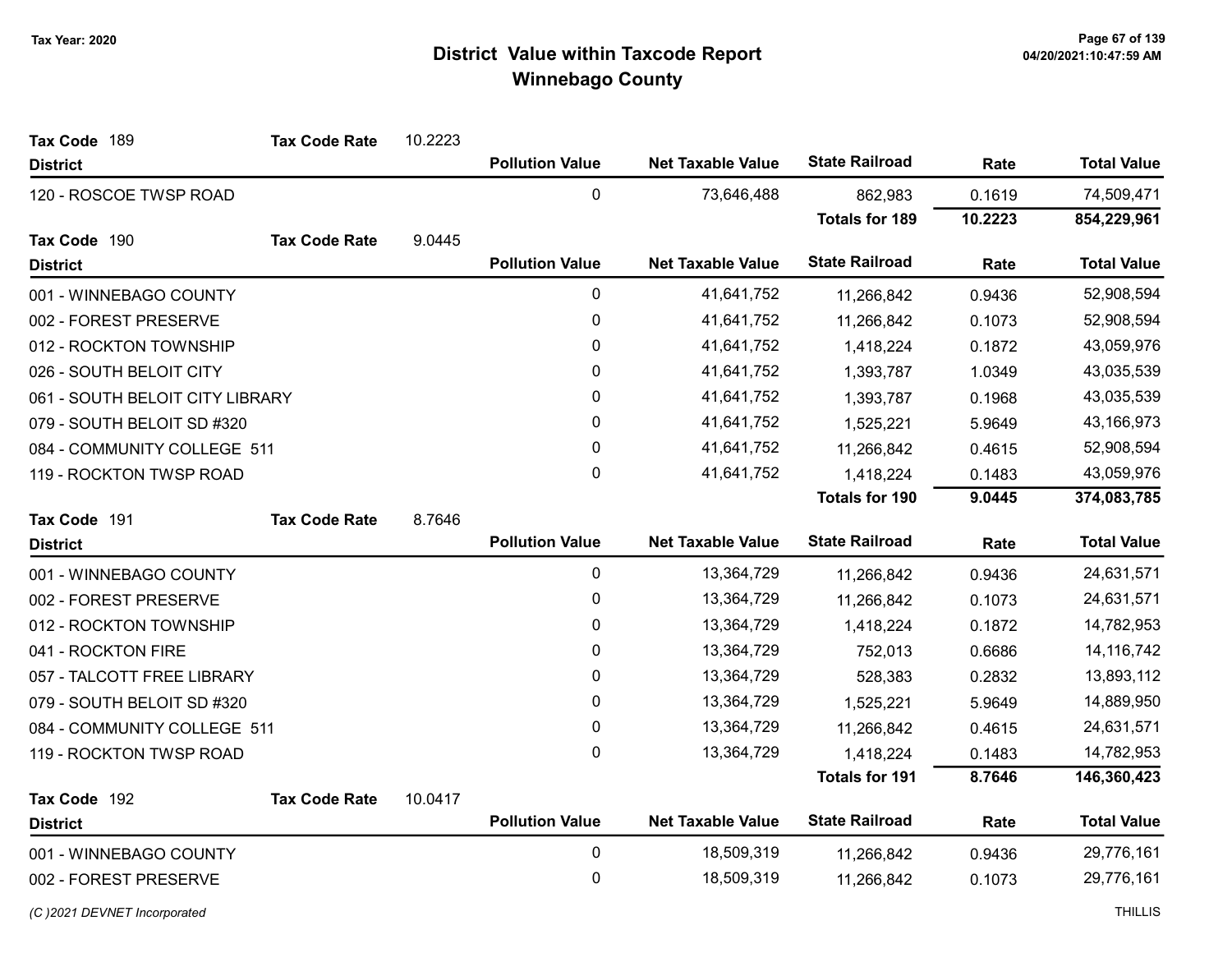# District Value within Taxcode Report
## Winnebago County

Tax Year: 2020

**Tax Code** 189 **Tax Code Rate** 10.2223

| District | Pollution Value | Net Taxable Value | State Railroad | Rate | Total Value |
|---|---|---|---|---|---|
| 120 - ROSCOE TWSP ROAD | 0 | 73,646,488 | 862,983 | 0.1619 | 74,509,471 |
| | | | **Totals for 189** | **10.2223** | **854,229,961** |

**Tax Code** 190 **Tax Code Rate** 9.0445

| District | Pollution Value | Net Taxable Value | State Railroad | Rate | Total Value |
|---|---|---|---|---|---|
| 001 - WINNEBAGO COUNTY | 0 | 41,641,752 | 11,266,842 | 0.9436 | 52,908,594 |
| 002 - FOREST PRESERVE | 0 | 41,641,752 | 11,266,842 | 0.1073 | 52,908,594 |
| 012 - ROCKTON TOWNSHIP | 0 | 41,641,752 | 1,418,224 | 0.1872 | 43,059,976 |
| 026 - SOUTH BELOIT CITY | 0 | 41,641,752 | 1,393,787 | 1.0349 | 43,035,539 |
| 061 - SOUTH BELOIT CITY LIBRARY | 0 | 41,641,752 | 1,393,787 | 0.1968 | 43,035,539 |
| 079 - SOUTH BELOIT SD #320 | 0 | 41,641,752 | 1,525,221 | 5.9649 | 43,166,973 |
| 084 - COMMUNITY COLLEGE 511 | 0 | 41,641,752 | 11,266,842 | 0.4615 | 52,908,594 |
| 119 - ROCKTON TWSP ROAD | 0 | 41,641,752 | 1,418,224 | 0.1483 | 43,059,976 |
| | | | **Totals for 190** | **9.0445** | **374,083,785** |

**Tax Code** 191 **Tax Code Rate** 8.7646

| District | Pollution Value | Net Taxable Value | State Railroad | Rate | Total Value |
|---|---|---|---|---|---|
| 001 - WINNEBAGO COUNTY | 0 | 13,364,729 | 11,266,842 | 0.9436 | 24,631,571 |
| 002 - FOREST PRESERVE | 0 | 13,364,729 | 11,266,842 | 0.1073 | 24,631,571 |
| 012 - ROCKTON TOWNSHIP | 0 | 13,364,729 | 1,418,224 | 0.1872 | 14,782,953 |
| 041 - ROCKTON FIRE | 0 | 13,364,729 | 752,013 | 0.6686 | 14,116,742 |
| 057 - TALCOTT FREE LIBRARY | 0 | 13,364,729 | 528,383 | 0.2832 | 13,893,112 |
| 079 - SOUTH BELOIT SD #320 | 0 | 13,364,729 | 1,525,221 | 5.9649 | 14,889,950 |
| 084 - COMMUNITY COLLEGE 511 | 0 | 13,364,729 | 11,266,842 | 0.4615 | 24,631,571 |
| 119 - ROCKTON TWSP ROAD | 0 | 13,364,729 | 1,418,224 | 0.1483 | 14,782,953 |
| | | | **Totals for 191** | **8.7646** | **146,360,423** |

**Tax Code** 192 **Tax Code Rate** 10.0417

| District | Pollution Value | Net Taxable Value | State Railroad | Rate | Total Value |
|---|---|---|---|---|---|
| 001 - WINNEBAGO COUNTY | 0 | 18,509,319 | 11,266,842 | 0.9436 | 29,776,161 |
| 002 - FOREST PRESERVE | 0 | 18,509,319 | 11,266,842 | 0.1073 | 29,776,161 |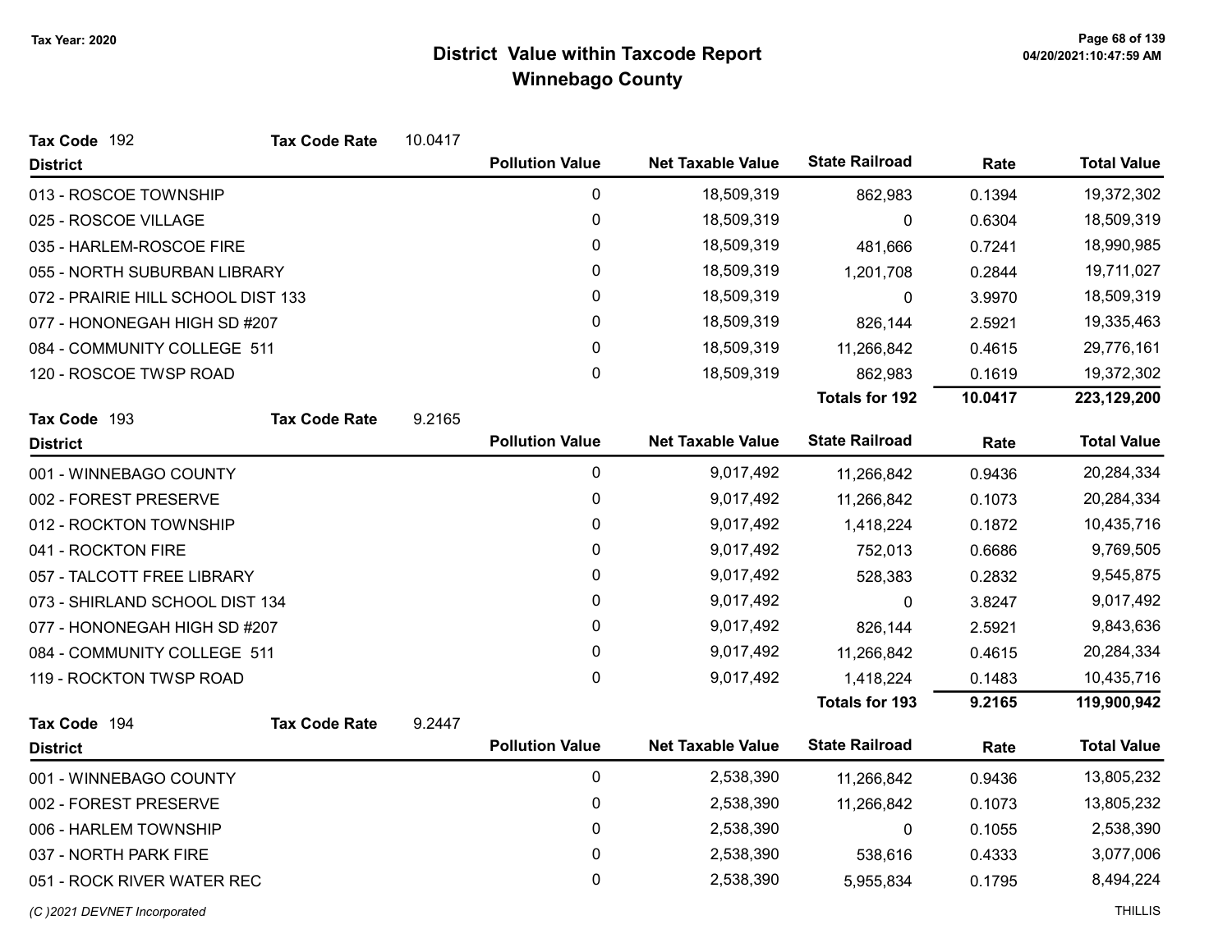# District Value within Taxcode Report
## Winnebago County

Tax Year: 2020

**Tax Code** 192 **Tax Code Rate** 10.0417

| District | Pollution Value | Net Taxable Value | State Railroad | Rate | Total Value |
|---|---|---|---|---|---|
| 013 - ROSCOE TOWNSHIP | 0 | 18,509,319 | 862,983 | 0.1394 | 19,372,302 |
| 025 - ROSCOE VILLAGE | 0 | 18,509,319 | 0 | 0.6304 | 18,509,319 |
| 035 - HARLEM-ROSCOE FIRE | 0 | 18,509,319 | 481,666 | 0.7241 | 18,990,985 |
| 055 - NORTH SUBURBAN LIBRARY | 0 | 18,509,319 | 1,201,708 | 0.2844 | 19,711,027 |
| 072 - PRAIRIE HILL SCHOOL DIST 133 | 0 | 18,509,319 | 0 | 3.9970 | 18,509,319 |
| 077 - HONONEGAH HIGH SD #207 | 0 | 18,509,319 | 826,144 | 2.5921 | 19,335,463 |
| 084 - COMMUNITY COLLEGE 511 | 0 | 18,509,319 | 11,266,842 | 0.4615 | 29,776,161 |
| 120 - ROSCOE TWSP ROAD | 0 | 18,509,319 | 862,983 | 0.1619 | 19,372,302 |
| | | | **Totals for 192** | **10.0417** | **223,129,200** |

**Tax Code** 193 **Tax Code Rate** 9.2165

| District | Pollution Value | Net Taxable Value | State Railroad | Rate | Total Value |
|---|---|---|---|---|---|
| 001 - WINNEBAGO COUNTY | 0 | 9,017,492 | 11,266,842 | 0.9436 | 20,284,334 |
| 002 - FOREST PRESERVE | 0 | 9,017,492 | 11,266,842 | 0.1073 | 20,284,334 |
| 012 - ROCKTON TOWNSHIP | 0 | 9,017,492 | 1,418,224 | 0.1872 | 10,435,716 |
| 041 - ROCKTON FIRE | 0 | 9,017,492 | 752,013 | 0.6686 | 9,769,505 |
| 057 - TALCOTT FREE LIBRARY | 0 | 9,017,492 | 528,383 | 0.2832 | 9,545,875 |
| 073 - SHIRLAND SCHOOL DIST 134 | 0 | 9,017,492 | 0 | 3.8247 | 9,017,492 |
| 077 - HONONEGAH HIGH SD #207 | 0 | 9,017,492 | 826,144 | 2.5921 | 9,843,636 |
| 084 - COMMUNITY COLLEGE 511 | 0 | 9,017,492 | 11,266,842 | 0.4615 | 20,284,334 |
| 119 - ROCKTON TWSP ROAD | 0 | 9,017,492 | 1,418,224 | 0.1483 | 10,435,716 |
| | | | **Totals for 193** | **9.2165** | **119,900,942** |

**Tax Code** 194 **Tax Code Rate** 9.2447

| District | Pollution Value | Net Taxable Value | State Railroad | Rate | Total Value |
|---|---|---|---|---|---|
| 001 - WINNEBAGO COUNTY | 0 | 2,538,390 | 11,266,842 | 0.9436 | 13,805,232 |
| 002 - FOREST PRESERVE | 0 | 2,538,390 | 11,266,842 | 0.1073 | 13,805,232 |
| 006 - HARLEM TOWNSHIP | 0 | 2,538,390 | 0 | 0.1055 | 2,538,390 |
| 037 - NORTH PARK FIRE | 0 | 2,538,390 | 538,616 | 0.4333 | 3,077,006 |
| 051 - ROCK RIVER WATER REC | 0 | 2,538,390 | 5,955,834 | 0.1795 | 8,494,224 |

(C )2021 DEVNET Incorporated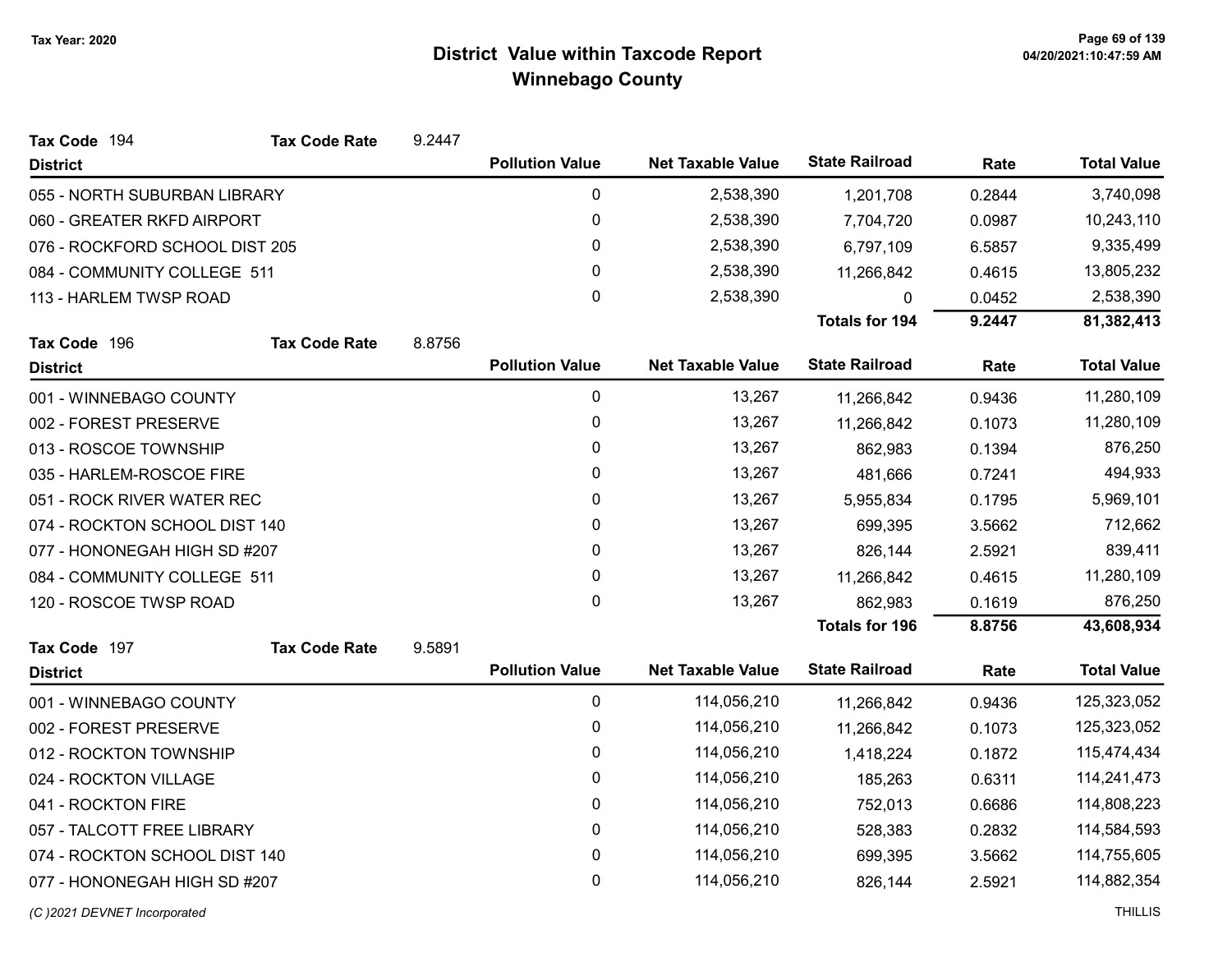# District Value within Taxcode Report

## Winnebago County

Tax Year: 2020

**Tax Code** 194 **Tax Code Rate** 9.2447

| District | Pollution Value | Net Taxable Value | State Railroad | Rate | Total Value |
|---|---|---|---|---|---|
| 055 - NORTH SUBURBAN LIBRARY | 0 | 2,538,390 | 1,201,708 | 0.2844 | 3,740,098 |
| 060 - GREATER RKFD AIRPORT | 0 | 2,538,390 | 7,704,720 | 0.0987 | 10,243,110 |
| 076 - ROCKFORD SCHOOL DIST 205 | 0 | 2,538,390 | 6,797,109 | 6.5857 | 9,335,499 |
| 084 - COMMUNITY COLLEGE 511 | 0 | 2,538,390 | 11,266,842 | 0.4615 | 13,805,232 |
| 113 - HARLEM TWSP ROAD | 0 | 2,538,390 | 0 | 0.0452 | 2,538,390 |
| | | | **Totals for 194** | **9.2447** | **81,382,413** |

**Tax Code** 196 **Tax Code Rate** 8.8756

| District | Pollution Value | Net Taxable Value | State Railroad | Rate | Total Value |
|---|---|---|---|---|---|
| 001 - WINNEBAGO COUNTY | 0 | 13,267 | 11,266,842 | 0.9436 | 11,280,109 |
| 002 - FOREST PRESERVE | 0 | 13,267 | 11,266,842 | 0.1073 | 11,280,109 |
| 013 - ROSCOE TOWNSHIP | 0 | 13,267 | 862,983 | 0.1394 | 876,250 |
| 035 - HARLEM-ROSCOE FIRE | 0 | 13,267 | 481,666 | 0.7241 | 494,933 |
| 051 - ROCK RIVER WATER REC | 0 | 13,267 | 5,955,834 | 0.1795 | 5,969,101 |
| 074 - ROCKTON SCHOOL DIST 140 | 0 | 13,267 | 699,395 | 3.5662 | 712,662 |
| 077 - HONONEGAH HIGH SD #207 | 0 | 13,267 | 826,144 | 2.5921 | 839,411 |
| 084 - COMMUNITY COLLEGE 511 | 0 | 13,267 | 11,266,842 | 0.4615 | 11,280,109 |
| 120 - ROSCOE TWSP ROAD | 0 | 13,267 | 862,983 | 0.1619 | 876,250 |
| | | | **Totals for 196** | **8.8756** | **43,608,934** |

**Tax Code** 197 **Tax Code Rate** 9.5891

| District | Pollution Value | Net Taxable Value | State Railroad | Rate | Total Value |
|---|---|---|---|---|---|
| 001 - WINNEBAGO COUNTY | 0 | 114,056,210 | 11,266,842 | 0.9436 | 125,323,052 |
| 002 - FOREST PRESERVE | 0 | 114,056,210 | 11,266,842 | 0.1073 | 125,323,052 |
| 012 - ROCKTON TOWNSHIP | 0 | 114,056,210 | 1,418,224 | 0.1872 | 115,474,434 |
| 024 - ROCKTON VILLAGE | 0 | 114,056,210 | 185,263 | 0.6311 | 114,241,473 |
| 041 - ROCKTON FIRE | 0 | 114,056,210 | 752,013 | 0.6686 | 114,808,223 |
| 057 - TALCOTT FREE LIBRARY | 0 | 114,056,210 | 528,383 | 0.2832 | 114,584,593 |
| 074 - ROCKTON SCHOOL DIST 140 | 0 | 114,056,210 | 699,395 | 3.5662 | 114,755,605 |
| 077 - HONONEGAH HIGH SD #207 | 0 | 114,056,210 | 826,144 | 2.5921 | 114,882,354 |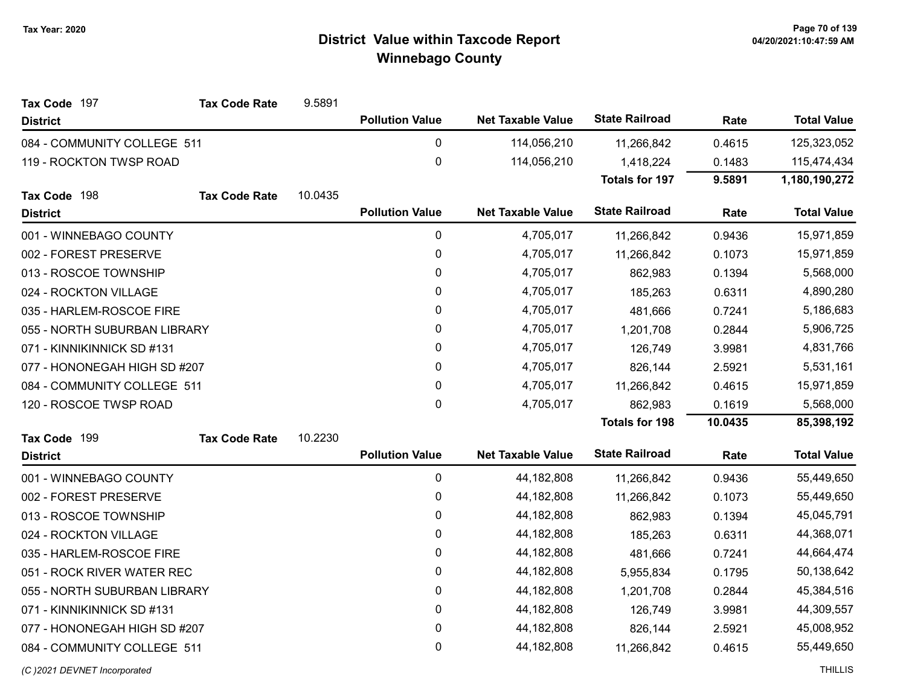Tax Year: 2020

# District Value within Taxcode Report
## Winnebago County

**Tax Code** 197 **Tax Code Rate** 9.5891

| District | Pollution Value | Net Taxable Value | State Railroad | Rate | Total Value |
|---|---|---|---|---|---|
| 084 - COMMUNITY COLLEGE 511 | 0 | 114,056,210 | 11,266,842 | 0.4615 | 125,323,052 |
| 119 - ROCKTON TWSP ROAD | 0 | 114,056,210 | 1,418,224 | 0.1483 | 115,474,434 |
| | | | **Totals for 197** | **9.5891** | **1,180,190,272** |

**Tax Code** 198 **Tax Code Rate** 10.0435

| District | Pollution Value | Net Taxable Value | State Railroad | Rate | Total Value |
|---|---|---|---|---|---|
| 001 - WINNEBAGO COUNTY | 0 | 4,705,017 | 11,266,842 | 0.9436 | 15,971,859 |
| 002 - FOREST PRESERVE | 0 | 4,705,017 | 11,266,842 | 0.1073 | 15,971,859 |
| 013 - ROSCOE TOWNSHIP | 0 | 4,705,017 | 862,983 | 0.1394 | 5,568,000 |
| 024 - ROCKTON VILLAGE | 0 | 4,705,017 | 185,263 | 0.6311 | 4,890,280 |
| 035 - HARLEM-ROSCOE FIRE | 0 | 4,705,017 | 481,666 | 0.7241 | 5,186,683 |
| 055 - NORTH SUBURBAN LIBRARY | 0 | 4,705,017 | 1,201,708 | 0.2844 | 5,906,725 |
| 071 - KINNIKINNICK SD #131 | 0 | 4,705,017 | 126,749 | 3.9981 | 4,831,766 |
| 077 - HONONEGAH HIGH SD #207 | 0 | 4,705,017 | 826,144 | 2.5921 | 5,531,161 |
| 084 - COMMUNITY COLLEGE 511 | 0 | 4,705,017 | 11,266,842 | 0.4615 | 15,971,859 |
| 120 - ROSCOE TWSP ROAD | 0 | 4,705,017 | 862,983 | 0.1619 | 5,568,000 |
| | | | **Totals for 198** | **10.0435** | **85,398,192** |

**Tax Code** 199 **Tax Code Rate** 10.2230

| District | Pollution Value | Net Taxable Value | State Railroad | Rate | Total Value |
|---|---|---|---|---|---|
| 001 - WINNEBAGO COUNTY | 0 | 44,182,808 | 11,266,842 | 0.9436 | 55,449,650 |
| 002 - FOREST PRESERVE | 0 | 44,182,808 | 11,266,842 | 0.1073 | 55,449,650 |
| 013 - ROSCOE TOWNSHIP | 0 | 44,182,808 | 862,983 | 0.1394 | 45,045,791 |
| 024 - ROCKTON VILLAGE | 0 | 44,182,808 | 185,263 | 0.6311 | 44,368,071 |
| 035 - HARLEM-ROSCOE FIRE | 0 | 44,182,808 | 481,666 | 0.7241 | 44,664,474 |
| 051 - ROCK RIVER WATER REC | 0 | 44,182,808 | 5,955,834 | 0.1795 | 50,138,642 |
| 055 - NORTH SUBURBAN LIBRARY | 0 | 44,182,808 | 1,201,708 | 0.2844 | 45,384,516 |
| 071 - KINNIKINNICK SD #131 | 0 | 44,182,808 | 126,749 | 3.9981 | 44,309,557 |
| 077 - HONONEGAH HIGH SD #207 | 0 | 44,182,808 | 826,144 | 2.5921 | 45,008,952 |
| 084 - COMMUNITY COLLEGE 511 | 0 | 44,182,808 | 11,266,842 | 0.4615 | 55,449,650 |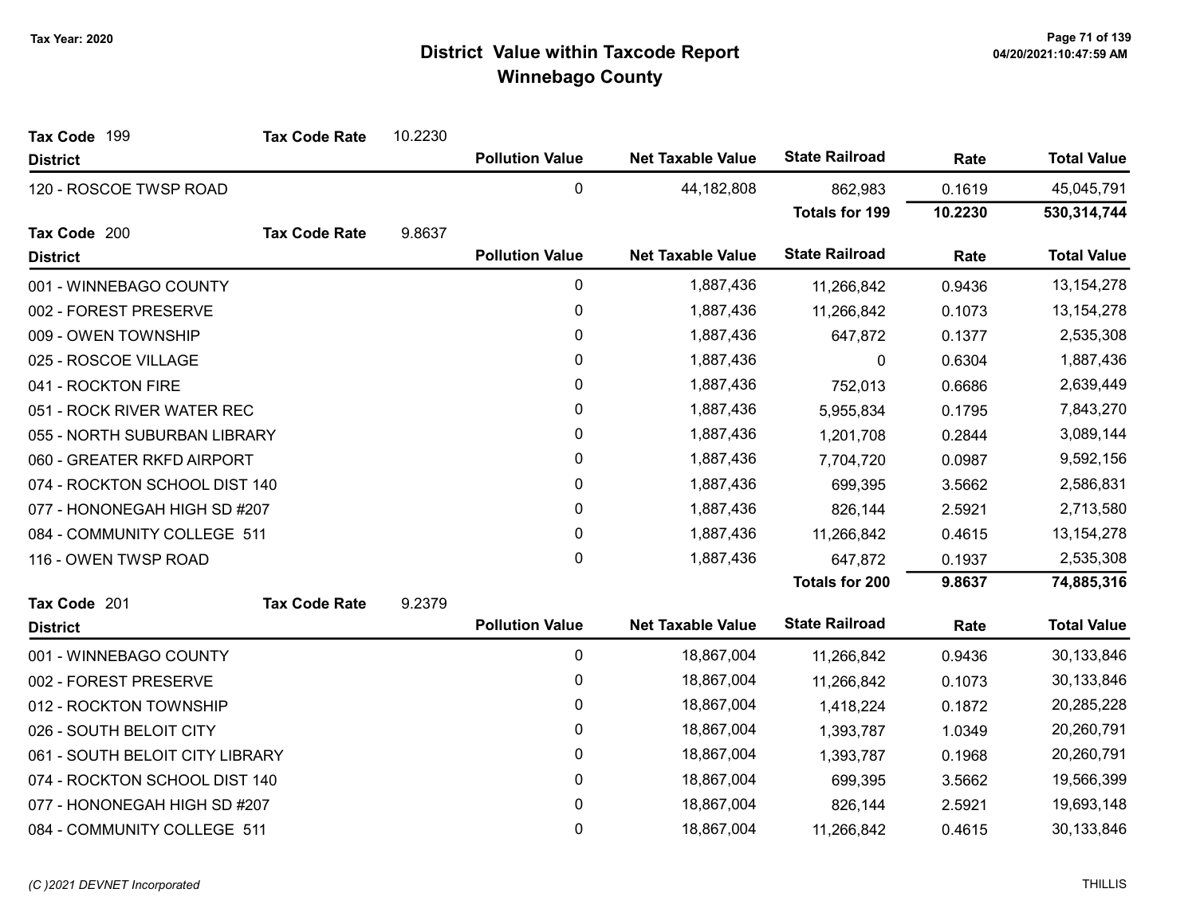# District Value within Taxcode Report

## Winnebago County

Tax Year: 2020

**Tax Code** 199 **Tax Code Rate** 10.2230

| District | Pollution Value | Net Taxable Value | State Railroad | Rate | Total Value |
|---|---|---|---|---|---|
| 120 - ROSCOE TWSP ROAD | 0 | 44,182,808 | 862,983 | 0.1619 | 45,045,791 |
| | | | **Totals for 199** | **10.2230** | **530,314,744** |

**Tax Code** 200 **Tax Code Rate** 9.8637

| District | Pollution Value | Net Taxable Value | State Railroad | Rate | Total Value |
|---|---|---|---|---|---|
| 001 - WINNEBAGO COUNTY | 0 | 1,887,436 | 11,266,842 | 0.9436 | 13,154,278 |
| 002 - FOREST PRESERVE | 0 | 1,887,436 | 11,266,842 | 0.1073 | 13,154,278 |
| 009 - OWEN TOWNSHIP | 0 | 1,887,436 | 647,872 | 0.1377 | 2,535,308 |
| 025 - ROSCOE VILLAGE | 0 | 1,887,436 | 0 | 0.6304 | 1,887,436 |
| 041 - ROCKTON FIRE | 0 | 1,887,436 | 752,013 | 0.6686 | 2,639,449 |
| 051 - ROCK RIVER WATER REC | 0 | 1,887,436 | 5,955,834 | 0.1795 | 7,843,270 |
| 055 - NORTH SUBURBAN LIBRARY | 0 | 1,887,436 | 1,201,708 | 0.2844 | 3,089,144 |
| 060 - GREATER RKFD AIRPORT | 0 | 1,887,436 | 7,704,720 | 0.0987 | 9,592,156 |
| 074 - ROCKTON SCHOOL DIST 140 | 0 | 1,887,436 | 699,395 | 3.5662 | 2,586,831 |
| 077 - HONONEGAH HIGH SD #207 | 0 | 1,887,436 | 826,144 | 2.5921 | 2,713,580 |
| 084 - COMMUNITY COLLEGE 511 | 0 | 1,887,436 | 11,266,842 | 0.4615 | 13,154,278 |
| 116 - OWEN TWSP ROAD | 0 | 1,887,436 | 647,872 | 0.1937 | 2,535,308 |
| | | | **Totals for 200** | **9.8637** | **74,885,316** |

**Tax Code** 201 **Tax Code Rate** 9.2379

| District | Pollution Value | Net Taxable Value | State Railroad | Rate | Total Value |
|---|---|---|---|---|---|
| 001 - WINNEBAGO COUNTY | 0 | 18,867,004 | 11,266,842 | 0.9436 | 30,133,846 |
| 002 - FOREST PRESERVE | 0 | 18,867,004 | 11,266,842 | 0.1073 | 30,133,846 |
| 012 - ROCKTON TOWNSHIP | 0 | 18,867,004 | 1,418,224 | 0.1872 | 20,285,228 |
| 026 - SOUTH BELOIT CITY | 0 | 18,867,004 | 1,393,787 | 1.0349 | 20,260,791 |
| 061 - SOUTH BELOIT CITY LIBRARY | 0 | 18,867,004 | 1,393,787 | 0.1968 | 20,260,791 |
| 074 - ROCKTON SCHOOL DIST 140 | 0 | 18,867,004 | 699,395 | 3.5662 | 19,566,399 |
| 077 - HONONEGAH HIGH SD #207 | 0 | 18,867,004 | 826,144 | 2.5921 | 19,693,148 |
| 084 - COMMUNITY COLLEGE 511 | 0 | 18,867,004 | 11,266,842 | 0.4615 | 30,133,846 |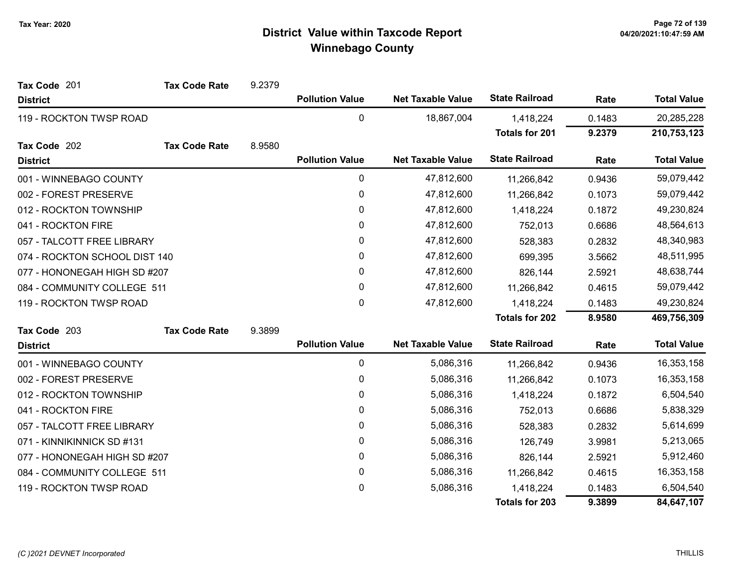# District Value within Taxcode Report
## Winnebago County

Tax Year: 2020

**Tax Code** 201 **Tax Code Rate** 9.2379

| District | Pollution Value | Net Taxable Value | State Railroad | Rate | Total Value |
|---|---|---|---|---|---|
| 119 - ROCKTON TWSP ROAD | 0 | 18,867,004 | 1,418,224 | 0.1483 | 20,285,228 |
| | | | **Totals for 201** | **9.2379** | **210,753,123** |

**Tax Code** 202 **Tax Code Rate** 8.9580

| District | Pollution Value | Net Taxable Value | State Railroad | Rate | Total Value |
|---|---|---|---|---|---|
| 001 - WINNEBAGO COUNTY | 0 | 47,812,600 | 11,266,842 | 0.9436 | 59,079,442 |
| 002 - FOREST PRESERVE | 0 | 47,812,600 | 11,266,842 | 0.1073 | 59,079,442 |
| 012 - ROCKTON TOWNSHIP | 0 | 47,812,600 | 1,418,224 | 0.1872 | 49,230,824 |
| 041 - ROCKTON FIRE | 0 | 47,812,600 | 752,013 | 0.6686 | 48,564,613 |
| 057 - TALCOTT FREE LIBRARY | 0 | 47,812,600 | 528,383 | 0.2832 | 48,340,983 |
| 074 - ROCKTON SCHOOL DIST 140 | 0 | 47,812,600 | 699,395 | 3.5662 | 48,511,995 |
| 077 - HONONEGAH HIGH SD #207 | 0 | 47,812,600 | 826,144 | 2.5921 | 48,638,744 |
| 084 - COMMUNITY COLLEGE 511 | 0 | 47,812,600 | 11,266,842 | 0.4615 | 59,079,442 |
| 119 - ROCKTON TWSP ROAD | 0 | 47,812,600 | 1,418,224 | 0.1483 | 49,230,824 |
| | | | **Totals for 202** | **8.9580** | **469,756,309** |

**Tax Code** 203 **Tax Code Rate** 9.3899

| District | Pollution Value | Net Taxable Value | State Railroad | Rate | Total Value |
|---|---|---|---|---|---|
| 001 - WINNEBAGO COUNTY | 0 | 5,086,316 | 11,266,842 | 0.9436 | 16,353,158 |
| 002 - FOREST PRESERVE | 0 | 5,086,316 | 11,266,842 | 0.1073 | 16,353,158 |
| 012 - ROCKTON TOWNSHIP | 0 | 5,086,316 | 1,418,224 | 0.1872 | 6,504,540 |
| 041 - ROCKTON FIRE | 0 | 5,086,316 | 752,013 | 0.6686 | 5,838,329 |
| 057 - TALCOTT FREE LIBRARY | 0 | 5,086,316 | 528,383 | 0.2832 | 5,614,699 |
| 071 - KINNIKINNICK SD #131 | 0 | 5,086,316 | 126,749 | 3.9981 | 5,213,065 |
| 077 - HONONEGAH HIGH SD #207 | 0 | 5,086,316 | 826,144 | 2.5921 | 5,912,460 |
| 084 - COMMUNITY COLLEGE 511 | 0 | 5,086,316 | 11,266,842 | 0.4615 | 16,353,158 |
| 119 - ROCKTON TWSP ROAD | 0 | 5,086,316 | 1,418,224 | 0.1483 | 6,504,540 |
| | | | **Totals for 203** | **9.3899** | **84,647,107** |

(C )2021 DEVNET Incorporated THILLIS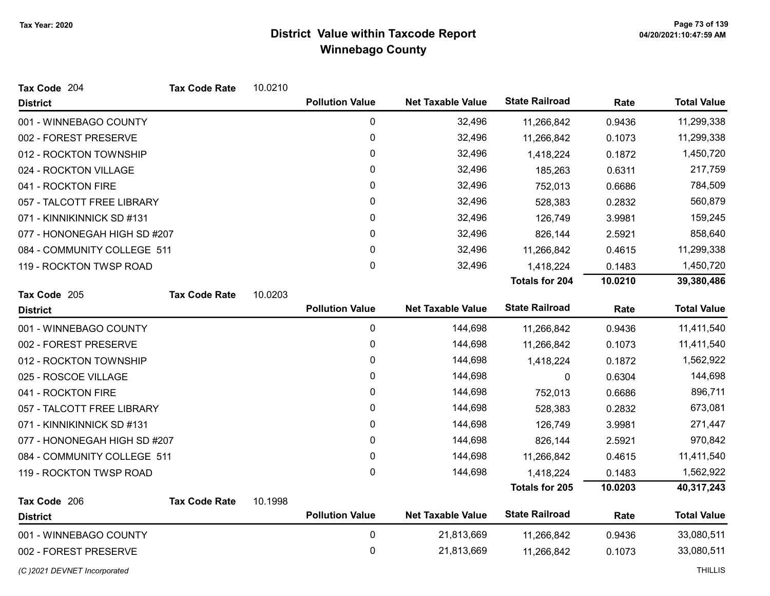# District Value within Taxcode Report
## Winnebago County

Tax Year: 2020

**Tax Code** 204 **Tax Code Rate** 10.0210

| District | Pollution Value | Net Taxable Value | State Railroad | Rate | Total Value |
|---|---|---|---|---|---|
| 001 - WINNEBAGO COUNTY | 0 | 32,496 | 11,266,842 | 0.9436 | 11,299,338 |
| 002 - FOREST PRESERVE | 0 | 32,496 | 11,266,842 | 0.1073 | 11,299,338 |
| 012 - ROCKTON TOWNSHIP | 0 | 32,496 | 1,418,224 | 0.1872 | 1,450,720 |
| 024 - ROCKTON VILLAGE | 0 | 32,496 | 185,263 | 0.6311 | 217,759 |
| 041 - ROCKTON FIRE | 0 | 32,496 | 752,013 | 0.6686 | 784,509 |
| 057 - TALCOTT FREE LIBRARY | 0 | 32,496 | 528,383 | 0.2832 | 560,879 |
| 071 - KINNIKINNICK SD #131 | 0 | 32,496 | 126,749 | 3.9981 | 159,245 |
| 077 - HONONEGAH HIGH SD #207 | 0 | 32,496 | 826,144 | 2.5921 | 858,640 |
| 084 - COMMUNITY COLLEGE 511 | 0 | 32,496 | 11,266,842 | 0.4615 | 11,299,338 |
| 119 - ROCKTON TWSP ROAD | 0 | 32,496 | 1,418,224 | 0.1483 | 1,450,720 |
| | | | **Totals for 204** | **10.0210** | **39,380,486** |

**Tax Code** 205 **Tax Code Rate** 10.0203

| District | Pollution Value | Net Taxable Value | State Railroad | Rate | Total Value |
|---|---|---|---|---|---|
| 001 - WINNEBAGO COUNTY | 0 | 144,698 | 11,266,842 | 0.9436 | 11,411,540 |
| 002 - FOREST PRESERVE | 0 | 144,698 | 11,266,842 | 0.1073 | 11,411,540 |
| 012 - ROCKTON TOWNSHIP | 0 | 144,698 | 1,418,224 | 0.1872 | 1,562,922 |
| 025 - ROSCOE VILLAGE | 0 | 144,698 | 0 | 0.6304 | 144,698 |
| 041 - ROCKTON FIRE | 0 | 144,698 | 752,013 | 0.6686 | 896,711 |
| 057 - TALCOTT FREE LIBRARY | 0 | 144,698 | 528,383 | 0.2832 | 673,081 |
| 071 - KINNIKINNICK SD #131 | 0 | 144,698 | 126,749 | 3.9981 | 271,447 |
| 077 - HONONEGAH HIGH SD #207 | 0 | 144,698 | 826,144 | 2.5921 | 970,842 |
| 084 - COMMUNITY COLLEGE 511 | 0 | 144,698 | 11,266,842 | 0.4615 | 11,411,540 |
| 119 - ROCKTON TWSP ROAD | 0 | 144,698 | 1,418,224 | 0.1483 | 1,562,922 |
| | | | **Totals for 205** | **10.0203** | **40,317,243** |

**Tax Code** 206 **Tax Code Rate** 10.1998

| District | Pollution Value | Net Taxable Value | State Railroad | Rate | Total Value |
|---|---|---|---|---|---|
| 001 - WINNEBAGO COUNTY | 0 | 21,813,669 | 11,266,842 | 0.9436 | 33,080,511 |
| 002 - FOREST PRESERVE | 0 | 21,813,669 | 11,266,842 | 0.1073 | 33,080,511 |

*(C )2021 DEVNET Incorporated* THILLIS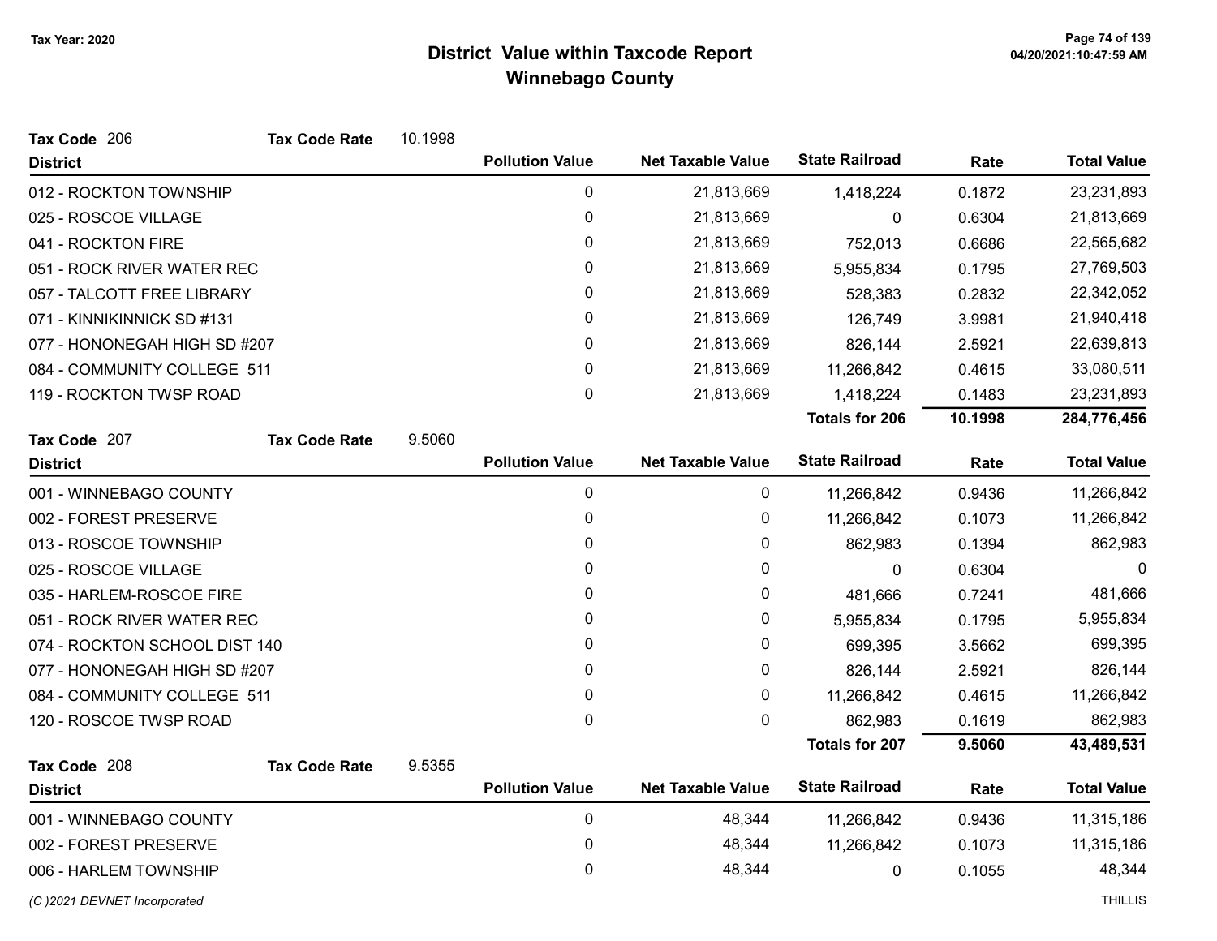# District Value within Taxcode Report
## Winnebago County

Tax Year: 2020

**Tax Code** 206 **Tax Code Rate** 10.1998

| District | Pollution Value | Net Taxable Value | State Railroad | Rate | Total Value |
|---|---|---|---|---|---|
| 012 - ROCKTON TOWNSHIP | 0 | 21,813,669 | 1,418,224 | 0.1872 | 23,231,893 |
| 025 - ROSCOE VILLAGE | 0 | 21,813,669 | 0 | 0.6304 | 21,813,669 |
| 041 - ROCKTON FIRE | 0 | 21,813,669 | 752,013 | 0.6686 | 22,565,682 |
| 051 - ROCK RIVER WATER REC | 0 | 21,813,669 | 5,955,834 | 0.1795 | 27,769,503 |
| 057 - TALCOTT FREE LIBRARY | 0 | 21,813,669 | 528,383 | 0.2832 | 22,342,052 |
| 071 - KINNIKINNICK SD #131 | 0 | 21,813,669 | 126,749 | 3.9981 | 21,940,418 |
| 077 - HONONEGAH HIGH SD #207 | 0 | 21,813,669 | 826,144 | 2.5921 | 22,639,813 |
| 084 - COMMUNITY COLLEGE 511 | 0 | 21,813,669 | 11,266,842 | 0.4615 | 33,080,511 |
| 119 - ROCKTON TWSP ROAD | 0 | 21,813,669 | 1,418,224 | 0.1483 | 23,231,893 |
| | | | **Totals for 206** | **10.1998** | **284,776,456** |

**Tax Code** 207 **Tax Code Rate** 9.5060

| District | Pollution Value | Net Taxable Value | State Railroad | Rate | Total Value |
|---|---|---|---|---|---|
| 001 - WINNEBAGO COUNTY | 0 | 0 | 11,266,842 | 0.9436 | 11,266,842 |
| 002 - FOREST PRESERVE | 0 | 0 | 11,266,842 | 0.1073 | 11,266,842 |
| 013 - ROSCOE TOWNSHIP | 0 | 0 | 862,983 | 0.1394 | 862,983 |
| 025 - ROSCOE VILLAGE | 0 | 0 | 0 | 0.6304 | 0 |
| 035 - HARLEM-ROSCOE FIRE | 0 | 0 | 481,666 | 0.7241 | 481,666 |
| 051 - ROCK RIVER WATER REC | 0 | 0 | 5,955,834 | 0.1795 | 5,955,834 |
| 074 - ROCKTON SCHOOL DIST 140 | 0 | 0 | 699,395 | 3.5662 | 699,395 |
| 077 - HONONEGAH HIGH SD #207 | 0 | 0 | 826,144 | 2.5921 | 826,144 |
| 084 - COMMUNITY COLLEGE 511 | 0 | 0 | 11,266,842 | 0.4615 | 11,266,842 |
| 120 - ROSCOE TWSP ROAD | 0 | 0 | 862,983 | 0.1619 | 862,983 |
| | | | **Totals for 207** | **9.5060** | **43,489,531** |

**Tax Code** 208 **Tax Code Rate** 9.5355

| District | Pollution Value | Net Taxable Value | State Railroad | Rate | Total Value |
|---|---|---|---|---|---|
| 001 - WINNEBAGO COUNTY | 0 | 48,344 | 11,266,842 | 0.9436 | 11,315,186 |
| 002 - FOREST PRESERVE | 0 | 48,344 | 11,266,842 | 0.1073 | 11,315,186 |
| 006 - HARLEM TOWNSHIP | 0 | 48,344 | 0 | 0.1055 | 48,344 |

(C )2021 DEVNET Incorporated THILLIS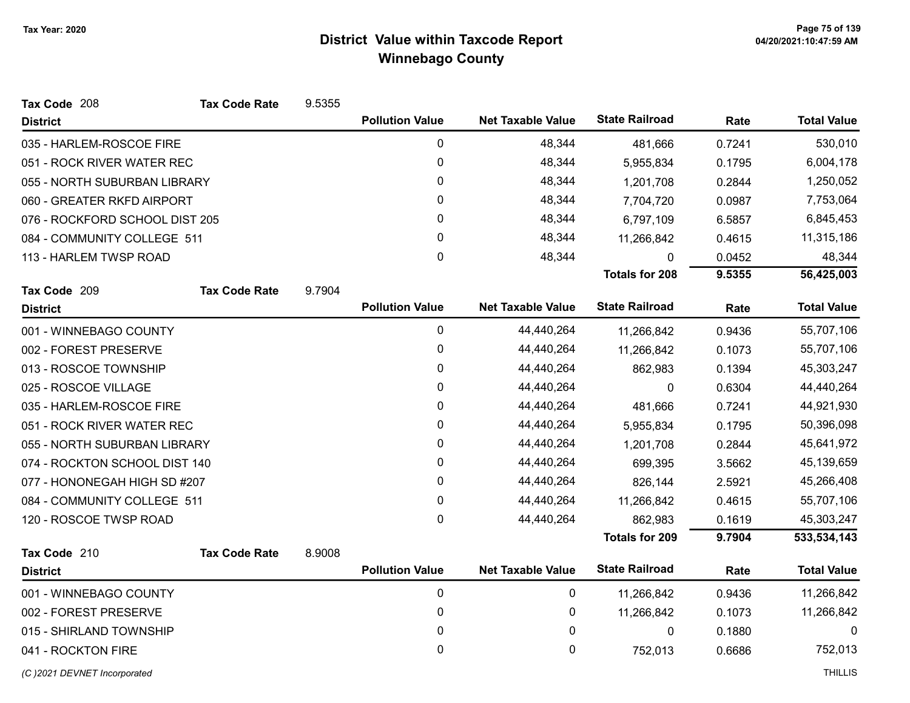# District Value within Taxcode Report
## Winnebago County

Tax Year: 2020

**Tax Code** 208 **Tax Code Rate** 9.5355

| District | Pollution Value | Net Taxable Value | State Railroad | Rate | Total Value |
|---|---|---|---|---|---|
| 035 - HARLEM-ROSCOE FIRE | 0 | 48,344 | 481,666 | 0.7241 | 530,010 |
| 051 - ROCK RIVER WATER REC | 0 | 48,344 | 5,955,834 | 0.1795 | 6,004,178 |
| 055 - NORTH SUBURBAN LIBRARY | 0 | 48,344 | 1,201,708 | 0.2844 | 1,250,052 |
| 060 - GREATER RKFD AIRPORT | 0 | 48,344 | 7,704,720 | 0.0987 | 7,753,064 |
| 076 - ROCKFORD SCHOOL DIST 205 | 0 | 48,344 | 6,797,109 | 6.5857 | 6,845,453 |
| 084 - COMMUNITY COLLEGE 511 | 0 | 48,344 | 11,266,842 | 0.4615 | 11,315,186 |
| 113 - HARLEM TWSP ROAD | 0 | 48,344 | 0 | 0.0452 | 48,344 |
| | | | **Totals for 208** | **9.5355** | **56,425,003** |

**Tax Code** 209 **Tax Code Rate** 9.7904

| District | Pollution Value | Net Taxable Value | State Railroad | Rate | Total Value |
|---|---|---|---|---|---|
| 001 - WINNEBAGO COUNTY | 0 | 44,440,264 | 11,266,842 | 0.9436 | 55,707,106 |
| 002 - FOREST PRESERVE | 0 | 44,440,264 | 11,266,842 | 0.1073 | 55,707,106 |
| 013 - ROSCOE TOWNSHIP | 0 | 44,440,264 | 862,983 | 0.1394 | 45,303,247 |
| 025 - ROSCOE VILLAGE | 0 | 44,440,264 | 0 | 0.6304 | 44,440,264 |
| 035 - HARLEM-ROSCOE FIRE | 0 | 44,440,264 | 481,666 | 0.7241 | 44,921,930 |
| 051 - ROCK RIVER WATER REC | 0 | 44,440,264 | 5,955,834 | 0.1795 | 50,396,098 |
| 055 - NORTH SUBURBAN LIBRARY | 0 | 44,440,264 | 1,201,708 | 0.2844 | 45,641,972 |
| 074 - ROCKTON SCHOOL DIST 140 | 0 | 44,440,264 | 699,395 | 3.5662 | 45,139,659 |
| 077 - HONONEGAH HIGH SD #207 | 0 | 44,440,264 | 826,144 | 2.5921 | 45,266,408 |
| 084 - COMMUNITY COLLEGE 511 | 0 | 44,440,264 | 11,266,842 | 0.4615 | 55,707,106 |
| 120 - ROSCOE TWSP ROAD | 0 | 44,440,264 | 862,983 | 0.1619 | 45,303,247 |
| | | | **Totals for 209** | **9.7904** | **533,534,143** |

**Tax Code** 210 **Tax Code Rate** 8.9008

| District | Pollution Value | Net Taxable Value | State Railroad | Rate | Total Value |
|---|---|---|---|---|---|
| 001 - WINNEBAGO COUNTY | 0 | 0 | 11,266,842 | 0.9436 | 11,266,842 |
| 002 - FOREST PRESERVE | 0 | 0 | 11,266,842 | 0.1073 | 11,266,842 |
| 015 - SHIRLAND TOWNSHIP | 0 | 0 | 0 | 0.1880 | 0 |
| 041 - ROCKTON FIRE | 0 | 0 | 752,013 | 0.6686 | 752,013 |

(C )2021 DEVNET Incorporated THILLIS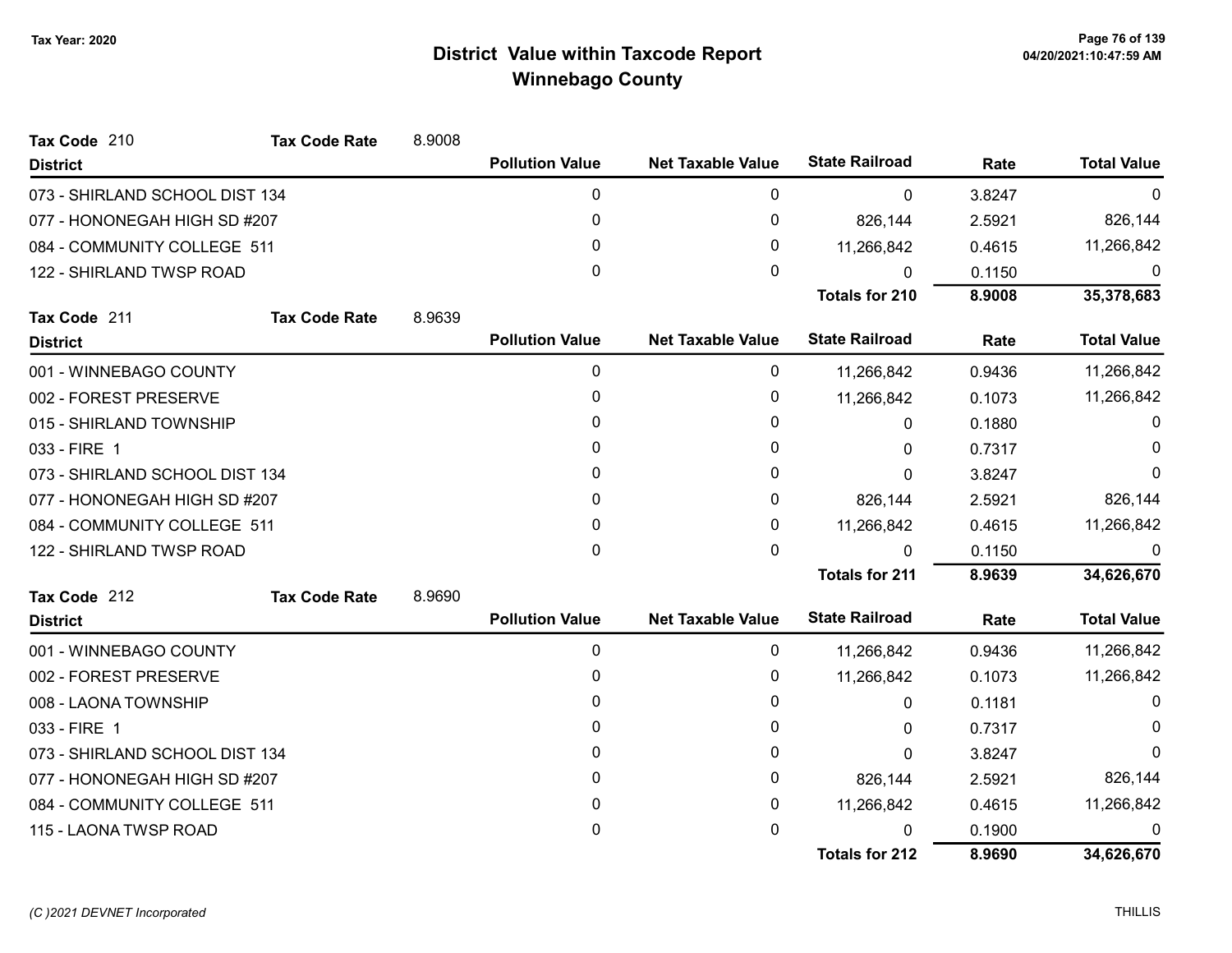Tax Year: 2020

# District Value within Taxcode Report
## Winnebago County

**Tax Code** 210 **Tax Code Rate** 8.9008

| District | Pollution Value | Net Taxable Value | State Railroad | Rate | Total Value |
|---|---|---|---|---|---|
| 073 - SHIRLAND SCHOOL DIST 134 | 0 | 0 | 0 | 3.8247 | 0 |
| 077 - HONONEGAH HIGH SD #207 | 0 | 0 | 826,144 | 2.5921 | 826,144 |
| 084 - COMMUNITY COLLEGE 511 | 0 | 0 | 11,266,842 | 0.4615 | 11,266,842 |
| 122 - SHIRLAND TWSP ROAD | 0 | 0 | 0 | 0.1150 | 0 |
| | | | **Totals for 210** | **8.9008** | **35,378,683** |

**Tax Code** 211 **Tax Code Rate** 8.9639

| District | Pollution Value | Net Taxable Value | State Railroad | Rate | Total Value |
|---|---|---|---|---|---|
| 001 - WINNEBAGO COUNTY | 0 | 0 | 11,266,842 | 0.9436 | 11,266,842 |
| 002 - FOREST PRESERVE | 0 | 0 | 11,266,842 | 0.1073 | 11,266,842 |
| 015 - SHIRLAND TOWNSHIP | 0 | 0 | 0 | 0.1880 | 0 |
| 033 - FIRE 1 | 0 | 0 | 0 | 0.7317 | 0 |
| 073 - SHIRLAND SCHOOL DIST 134 | 0 | 0 | 0 | 3.8247 | 0 |
| 077 - HONONEGAH HIGH SD #207 | 0 | 0 | 826,144 | 2.5921 | 826,144 |
| 084 - COMMUNITY COLLEGE 511 | 0 | 0 | 11,266,842 | 0.4615 | 11,266,842 |
| 122 - SHIRLAND TWSP ROAD | 0 | 0 | 0 | 0.1150 | 0 |
| | | | **Totals for 211** | **8.9639** | **34,626,670** |

**Tax Code** 212 **Tax Code Rate** 8.9690

| District | Pollution Value | Net Taxable Value | State Railroad | Rate | Total Value |
|---|---|---|---|---|---|
| 001 - WINNEBAGO COUNTY | 0 | 0 | 11,266,842 | 0.9436 | 11,266,842 |
| 002 - FOREST PRESERVE | 0 | 0 | 11,266,842 | 0.1073 | 11,266,842 |
| 008 - LAONA TOWNSHIP | 0 | 0 | 0 | 0.1181 | 0 |
| 033 - FIRE 1 | 0 | 0 | 0 | 0.7317 | 0 |
| 073 - SHIRLAND SCHOOL DIST 134 | 0 | 0 | 0 | 3.8247 | 0 |
| 077 - HONONEGAH HIGH SD #207 | 0 | 0 | 826,144 | 2.5921 | 826,144 |
| 084 - COMMUNITY COLLEGE 511 | 0 | 0 | 11,266,842 | 0.4615 | 11,266,842 |
| 115 - LAONA TWSP ROAD | 0 | 0 | 0 | 0.1900 | 0 |
| | | | **Totals for 212** | **8.9690** | **34,626,670** |

*(C )2021 DEVNET Incorporated* THILLIS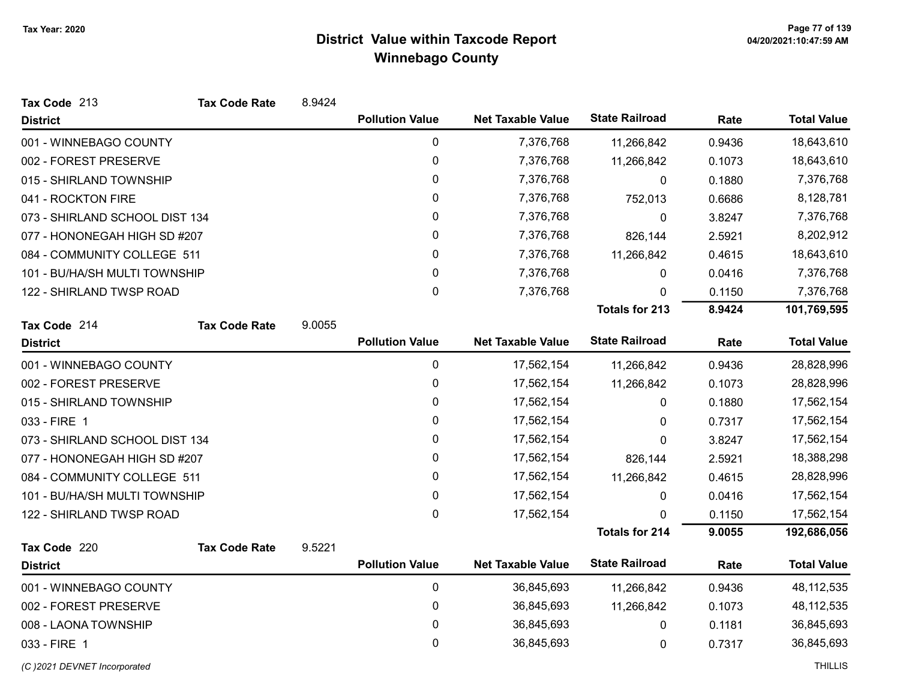# District Value within Taxcode Report
## Winnebago County

Tax Year: 2020

**Tax Code** 213 **Tax Code Rate** 8.9424

| District | Pollution Value | Net Taxable Value | State Railroad | Rate | Total Value |
|---|---|---|---|---|---|
| 001 - WINNEBAGO COUNTY | 0 | 7,376,768 | 11,266,842 | 0.9436 | 18,643,610 |
| 002 - FOREST PRESERVE | 0 | 7,376,768 | 11,266,842 | 0.1073 | 18,643,610 |
| 015 - SHIRLAND TOWNSHIP | 0 | 7,376,768 | 0 | 0.1880 | 7,376,768 |
| 041 - ROCKTON FIRE | 0 | 7,376,768 | 752,013 | 0.6686 | 8,128,781 |
| 073 - SHIRLAND SCHOOL DIST 134 | 0 | 7,376,768 | 0 | 3.8247 | 7,376,768 |
| 077 - HONONEGAH HIGH SD #207 | 0 | 7,376,768 | 826,144 | 2.5921 | 8,202,912 |
| 084 - COMMUNITY COLLEGE 511 | 0 | 7,376,768 | 11,266,842 | 0.4615 | 18,643,610 |
| 101 - BU/HA/SH MULTI TOWNSHIP | 0 | 7,376,768 | 0 | 0.0416 | 7,376,768 |
| 122 - SHIRLAND TWSP ROAD | 0 | 7,376,768 | 0 | 0.1150 | 7,376,768 |
| | | | **Totals for 213** | **8.9424** | **101,769,595** |

**Tax Code** 214 **Tax Code Rate** 9.0055

| District | Pollution Value | Net Taxable Value | State Railroad | Rate | Total Value |
|---|---|---|---|---|---|
| 001 - WINNEBAGO COUNTY | 0 | 17,562,154 | 11,266,842 | 0.9436 | 28,828,996 |
| 002 - FOREST PRESERVE | 0 | 17,562,154 | 11,266,842 | 0.1073 | 28,828,996 |
| 015 - SHIRLAND TOWNSHIP | 0 | 17,562,154 | 0 | 0.1880 | 17,562,154 |
| 033 - FIRE 1 | 0 | 17,562,154 | 0 | 0.7317 | 17,562,154 |
| 073 - SHIRLAND SCHOOL DIST 134 | 0 | 17,562,154 | 0 | 3.8247 | 17,562,154 |
| 077 - HONONEGAH HIGH SD #207 | 0 | 17,562,154 | 826,144 | 2.5921 | 18,388,298 |
| 084 - COMMUNITY COLLEGE 511 | 0 | 17,562,154 | 11,266,842 | 0.4615 | 28,828,996 |
| 101 - BU/HA/SH MULTI TOWNSHIP | 0 | 17,562,154 | 0 | 0.0416 | 17,562,154 |
| 122 - SHIRLAND TWSP ROAD | 0 | 17,562,154 | 0 | 0.1150 | 17,562,154 |
| | | | **Totals for 214** | **9.0055** | **192,686,056** |

**Tax Code** 220 **Tax Code Rate** 9.5221

| District | Pollution Value | Net Taxable Value | State Railroad | Rate | Total Value |
|---|---|---|---|---|---|
| 001 - WINNEBAGO COUNTY | 0 | 36,845,693 | 11,266,842 | 0.9436 | 48,112,535 |
| 002 - FOREST PRESERVE | 0 | 36,845,693 | 11,266,842 | 0.1073 | 48,112,535 |
| 008 - LAONA TOWNSHIP | 0 | 36,845,693 | 0 | 0.1181 | 36,845,693 |
| 033 - FIRE 1 | 0 | 36,845,693 | 0 | 0.7317 | 36,845,693 |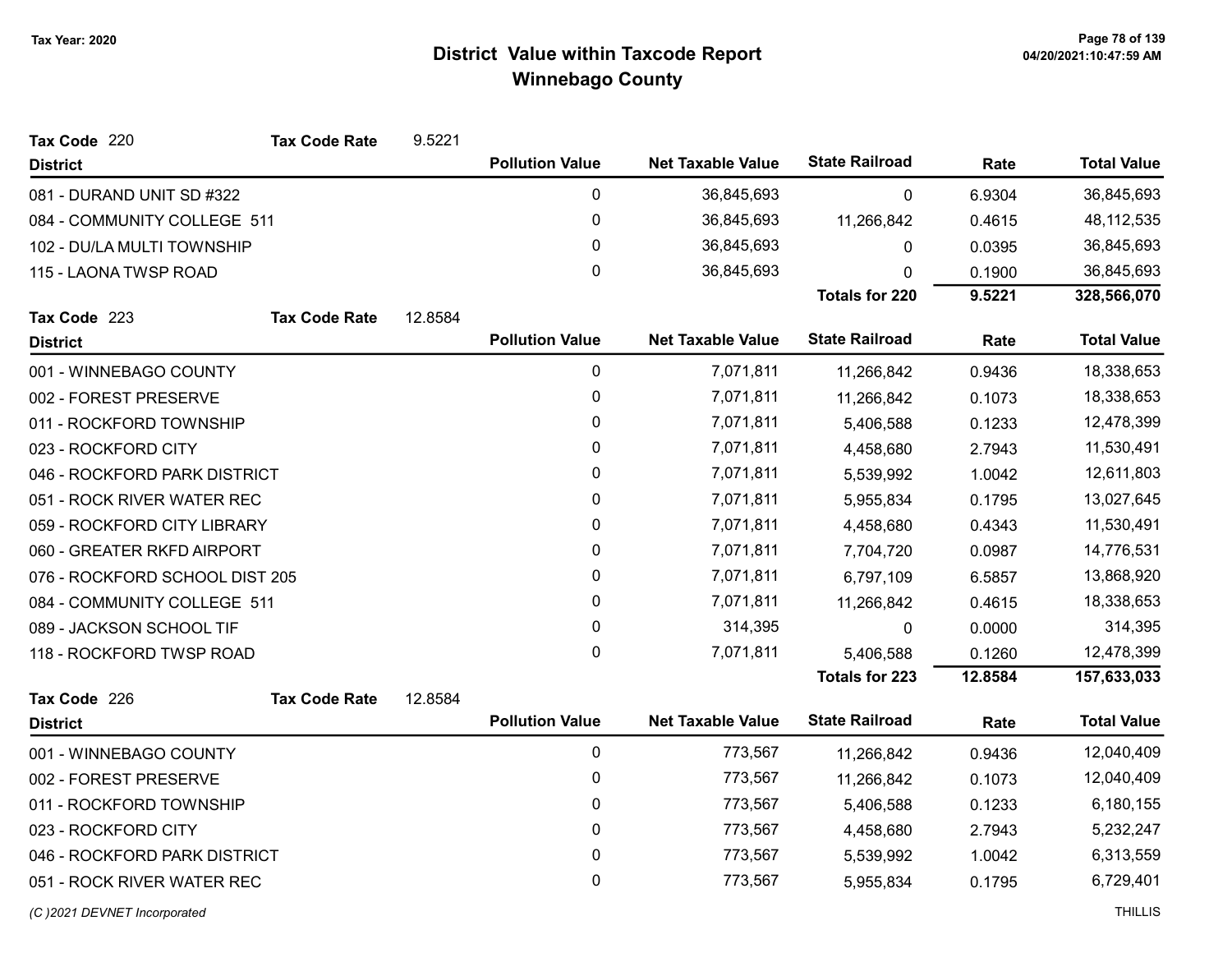# District Value within Taxcode Report

## Winnebago County

Tax Year: 2020

**Tax Code** 220 **Tax Code Rate** 9.5221

| District | Pollution Value | Net Taxable Value | State Railroad | Rate | Total Value |
|---|---|---|---|---|---|
| 081 - DURAND UNIT SD #322 | 0 | 36,845,693 | 0 | 6.9304 | 36,845,693 |
| 084 - COMMUNITY COLLEGE 511 | 0 | 36,845,693 | 11,266,842 | 0.4615 | 48,112,535 |
| 102 - DU/LA MULTI TOWNSHIP | 0 | 36,845,693 | 0 | 0.0395 | 36,845,693 |
| 115 - LAONA TWSP ROAD | 0 | 36,845,693 | 0 | 0.1900 | 36,845,693 |
| | | | **Totals for 220** | **9.5221** | **328,566,070** |

**Tax Code** 223 **Tax Code Rate** 12.8584

| District | Pollution Value | Net Taxable Value | State Railroad | Rate | Total Value |
|---|---|---|---|---|---|
| 001 - WINNEBAGO COUNTY | 0 | 7,071,811 | 11,266,842 | 0.9436 | 18,338,653 |
| 002 - FOREST PRESERVE | 0 | 7,071,811 | 11,266,842 | 0.1073 | 18,338,653 |
| 011 - ROCKFORD TOWNSHIP | 0 | 7,071,811 | 5,406,588 | 0.1233 | 12,478,399 |
| 023 - ROCKFORD CITY | 0 | 7,071,811 | 4,458,680 | 2.7943 | 11,530,491 |
| 046 - ROCKFORD PARK DISTRICT | 0 | 7,071,811 | 5,539,992 | 1.0042 | 12,611,803 |
| 051 - ROCK RIVER WATER REC | 0 | 7,071,811 | 5,955,834 | 0.1795 | 13,027,645 |
| 059 - ROCKFORD CITY LIBRARY | 0 | 7,071,811 | 4,458,680 | 0.4343 | 11,530,491 |
| 060 - GREATER RKFD AIRPORT | 0 | 7,071,811 | 7,704,720 | 0.0987 | 14,776,531 |
| 076 - ROCKFORD SCHOOL DIST 205 | 0 | 7,071,811 | 6,797,109 | 6.5857 | 13,868,920 |
| 084 - COMMUNITY COLLEGE 511 | 0 | 7,071,811 | 11,266,842 | 0.4615 | 18,338,653 |
| 089 - JACKSON SCHOOL TIF | 0 | 314,395 | 0 | 0.0000 | 314,395 |
| 118 - ROCKFORD TWSP ROAD | 0 | 7,071,811 | 5,406,588 | 0.1260 | 12,478,399 |
| | | | **Totals for 223** | **12.8584** | **157,633,033** |

**Tax Code** 226 **Tax Code Rate** 12.8584

| District | Pollution Value | Net Taxable Value | State Railroad | Rate | Total Value |
|---|---|---|---|---|---|
| 001 - WINNEBAGO COUNTY | 0 | 773,567 | 11,266,842 | 0.9436 | 12,040,409 |
| 002 - FOREST PRESERVE | 0 | 773,567 | 11,266,842 | 0.1073 | 12,040,409 |
| 011 - ROCKFORD TOWNSHIP | 0 | 773,567 | 5,406,588 | 0.1233 | 6,180,155 |
| 023 - ROCKFORD CITY | 0 | 773,567 | 4,458,680 | 2.7943 | 5,232,247 |
| 046 - ROCKFORD PARK DISTRICT | 0 | 773,567 | 5,539,992 | 1.0042 | 6,313,559 |
| 051 - ROCK RIVER WATER REC | 0 | 773,567 | 5,955,834 | 0.1795 | 6,729,401 |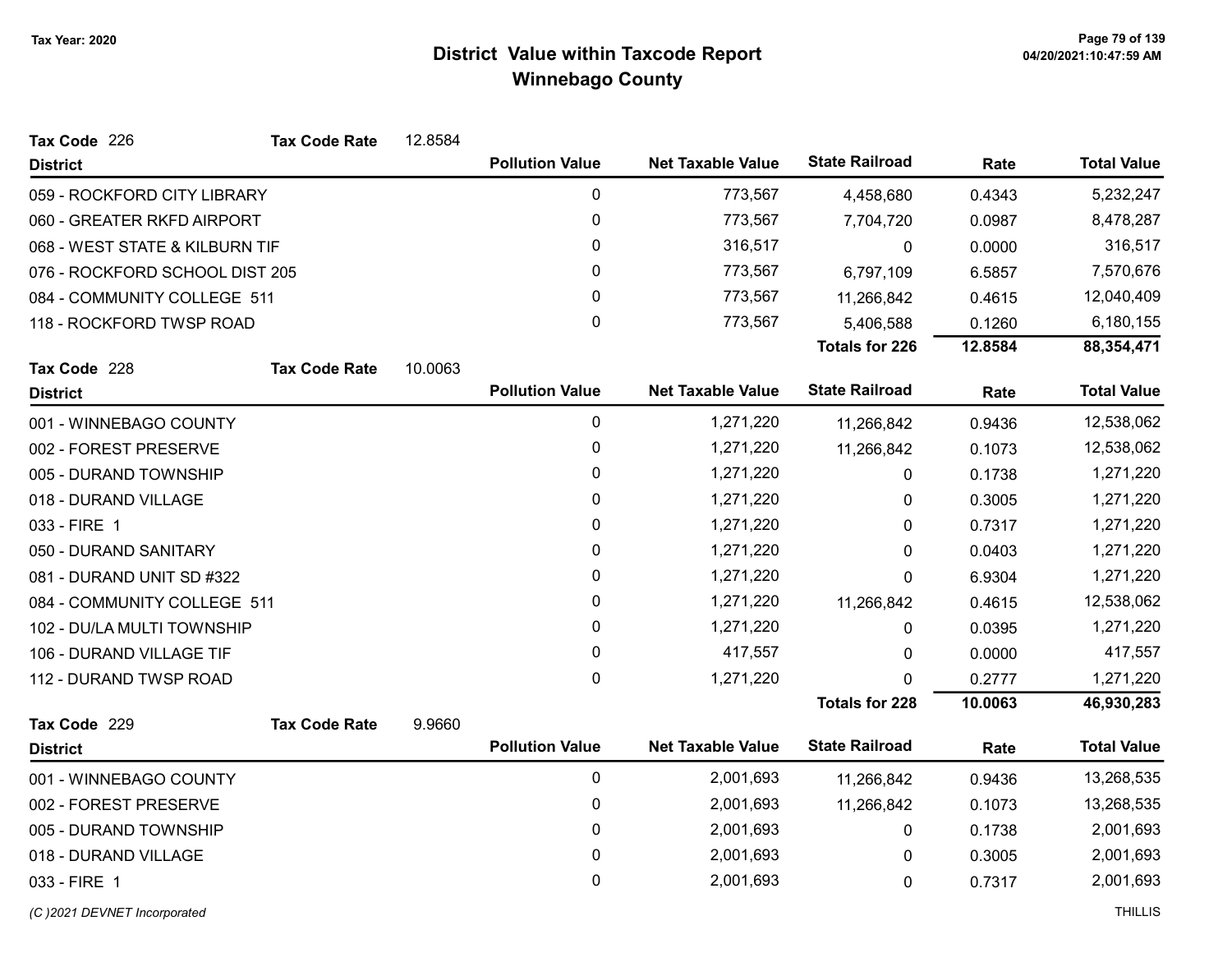# District Value within Taxcode Report
## Winnebago County

Tax Year: 2020

**Tax Code** 226 **Tax Code Rate** 12.8584

| District | Pollution Value | Net Taxable Value | State Railroad | Rate | Total Value |
|---|---|---|---|---|---|
| 059 - ROCKFORD CITY LIBRARY | 0 | 773,567 | 4,458,680 | 0.4343 | 5,232,247 |
| 060 - GREATER RKFD AIRPORT | 0 | 773,567 | 7,704,720 | 0.0987 | 8,478,287 |
| 068 - WEST STATE & KILBURN TIF | 0 | 316,517 | 0 | 0.0000 | 316,517 |
| 076 - ROCKFORD SCHOOL DIST 205 | 0 | 773,567 | 6,797,109 | 6.5857 | 7,570,676 |
| 084 - COMMUNITY COLLEGE 511 | 0 | 773,567 | 11,266,842 | 0.4615 | 12,040,409 |
| 118 - ROCKFORD TWSP ROAD | 0 | 773,567 | 5,406,588 | 0.1260 | 6,180,155 |
| | | | **Totals for 226** | **12.8584** | **88,354,471** |

**Tax Code** 228 **Tax Code Rate** 10.0063

| District | Pollution Value | Net Taxable Value | State Railroad | Rate | Total Value |
|---|---|---|---|---|---|
| 001 - WINNEBAGO COUNTY | 0 | 1,271,220 | 11,266,842 | 0.9436 | 12,538,062 |
| 002 - FOREST PRESERVE | 0 | 1,271,220 | 11,266,842 | 0.1073 | 12,538,062 |
| 005 - DURAND TOWNSHIP | 0 | 1,271,220 | 0 | 0.1738 | 1,271,220 |
| 018 - DURAND VILLAGE | 0 | 1,271,220 | 0 | 0.3005 | 1,271,220 |
| 033 - FIRE 1 | 0 | 1,271,220 | 0 | 0.7317 | 1,271,220 |
| 050 - DURAND SANITARY | 0 | 1,271,220 | 0 | 0.0403 | 1,271,220 |
| 081 - DURAND UNIT SD #322 | 0 | 1,271,220 | 0 | 6.9304 | 1,271,220 |
| 084 - COMMUNITY COLLEGE 511 | 0 | 1,271,220 | 11,266,842 | 0.4615 | 12,538,062 |
| 102 - DU/LA MULTI TOWNSHIP | 0 | 1,271,220 | 0 | 0.0395 | 1,271,220 |
| 106 - DURAND VILLAGE TIF | 0 | 417,557 | 0 | 0.0000 | 417,557 |
| 112 - DURAND TWSP ROAD | 0 | 1,271,220 | 0 | 0.2777 | 1,271,220 |
| | | | **Totals for 228** | **10.0063** | **46,930,283** |

**Tax Code** 229 **Tax Code Rate** 9.9660

| District | Pollution Value | Net Taxable Value | State Railroad | Rate | Total Value |
|---|---|---|---|---|---|
| 001 - WINNEBAGO COUNTY | 0 | 2,001,693 | 11,266,842 | 0.9436 | 13,268,535 |
| 002 - FOREST PRESERVE | 0 | 2,001,693 | 11,266,842 | 0.1073 | 13,268,535 |
| 005 - DURAND TOWNSHIP | 0 | 2,001,693 | 0 | 0.1738 | 2,001,693 |
| 018 - DURAND VILLAGE | 0 | 2,001,693 | 0 | 0.3005 | 2,001,693 |
| 033 - FIRE 1 | 0 | 2,001,693 | 0 | 0.7317 | 2,001,693 |

(C )2021 DEVNET Incorporated THILLIS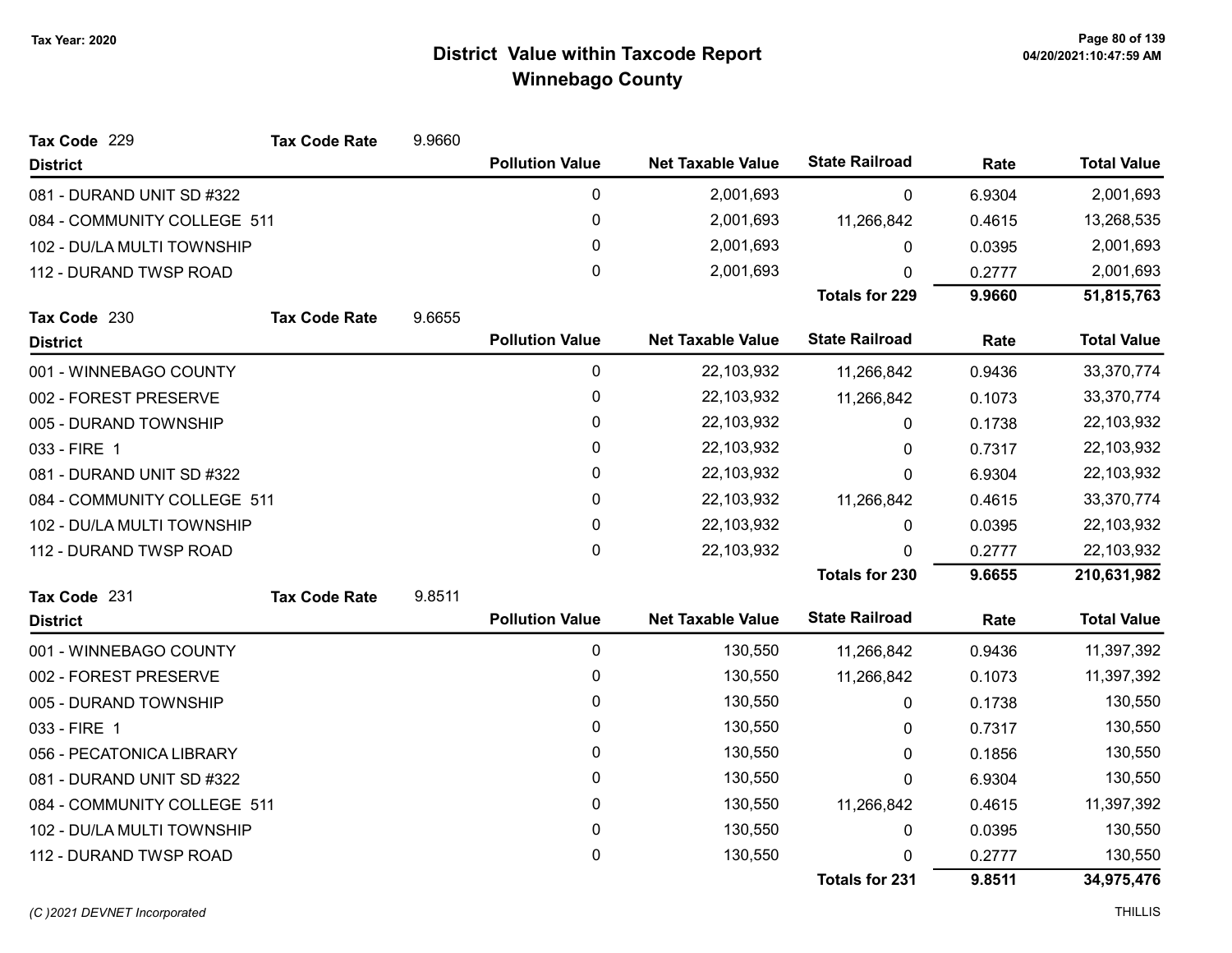# District Value within Taxcode Report

## Winnebago County

Tax Year: 2020

**Tax Code** 229 **Tax Code Rate** 9.9660

| District | Pollution Value | Net Taxable Value | State Railroad | Rate | Total Value |
|---|---|---|---|---|---|
| 081 - DURAND UNIT SD #322 | 0 | 2,001,693 | 0 | 6.9304 | 2,001,693 |
| 084 - COMMUNITY COLLEGE 511 | 0 | 2,001,693 | 11,266,842 | 0.4615 | 13,268,535 |
| 102 - DU/LA MULTI TOWNSHIP | 0 | 2,001,693 | 0 | 0.0395 | 2,001,693 |
| 112 - DURAND TWSP ROAD | 0 | 2,001,693 | 0 | 0.2777 | 2,001,693 |
| | | | **Totals for 229** | **9.9660** | **51,815,763** |

**Tax Code** 230 **Tax Code Rate** 9.6655

| District | Pollution Value | Net Taxable Value | State Railroad | Rate | Total Value |
|---|---|---|---|---|---|
| 001 - WINNEBAGO COUNTY | 0 | 22,103,932 | 11,266,842 | 0.9436 | 33,370,774 |
| 002 - FOREST PRESERVE | 0 | 22,103,932 | 11,266,842 | 0.1073 | 33,370,774 |
| 005 - DURAND TOWNSHIP | 0 | 22,103,932 | 0 | 0.1738 | 22,103,932 |
| 033 - FIRE 1 | 0 | 22,103,932 | 0 | 0.7317 | 22,103,932 |
| 081 - DURAND UNIT SD #322 | 0 | 22,103,932 | 0 | 6.9304 | 22,103,932 |
| 084 - COMMUNITY COLLEGE 511 | 0 | 22,103,932 | 11,266,842 | 0.4615 | 33,370,774 |
| 102 - DU/LA MULTI TOWNSHIP | 0 | 22,103,932 | 0 | 0.0395 | 22,103,932 |
| 112 - DURAND TWSP ROAD | 0 | 22,103,932 | 0 | 0.2777 | 22,103,932 |
| | | | **Totals for 230** | **9.6655** | **210,631,982** |

**Tax Code** 231 **Tax Code Rate** 9.8511

| District | Pollution Value | Net Taxable Value | State Railroad | Rate | Total Value |
|---|---|---|---|---|---|
| 001 - WINNEBAGO COUNTY | 0 | 130,550 | 11,266,842 | 0.9436 | 11,397,392 |
| 002 - FOREST PRESERVE | 0 | 130,550 | 11,266,842 | 0.1073 | 11,397,392 |
| 005 - DURAND TOWNSHIP | 0 | 130,550 | 0 | 0.1738 | 130,550 |
| 033 - FIRE 1 | 0 | 130,550 | 0 | 0.7317 | 130,550 |
| 056 - PECATONICA LIBRARY | 0 | 130,550 | 0 | 0.1856 | 130,550 |
| 081 - DURAND UNIT SD #322 | 0 | 130,550 | 0 | 6.9304 | 130,550 |
| 084 - COMMUNITY COLLEGE 511 | 0 | 130,550 | 11,266,842 | 0.4615 | 11,397,392 |
| 102 - DU/LA MULTI TOWNSHIP | 0 | 130,550 | 0 | 0.0395 | 130,550 |
| 112 - DURAND TWSP ROAD | 0 | 130,550 | 0 | 0.2777 | 130,550 |
| | | | **Totals for 231** | **9.8511** | **34,975,476** |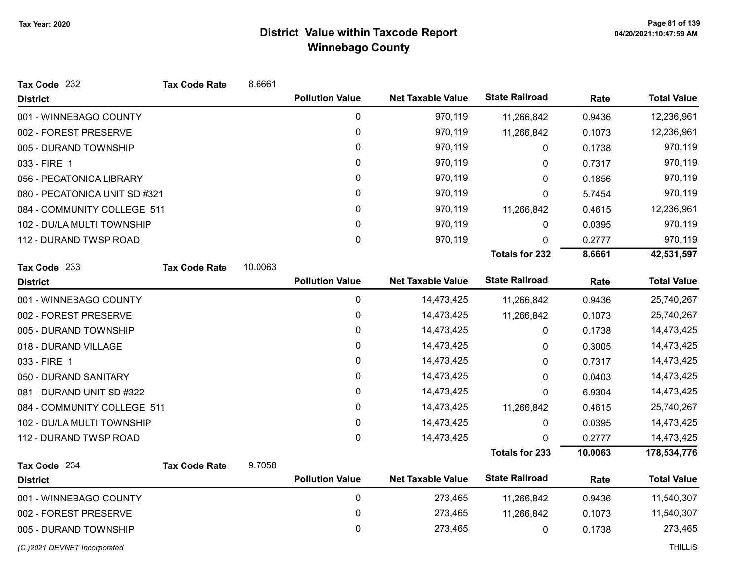# District Value within Taxcode Report
## Winnebago County

Tax Year: 2020

**Tax Code** 232 **Tax Code Rate** 8.6661

| District | Pollution Value | Net Taxable Value | State Railroad | Rate | Total Value |
|---|---|---|---|---|---|
| 001 - WINNEBAGO COUNTY | 0 | 970,119 | 11,266,842 | 0.9436 | 12,236,961 |
| 002 - FOREST PRESERVE | 0 | 970,119 | 11,266,842 | 0.1073 | 12,236,961 |
| 005 - DURAND TOWNSHIP | 0 | 970,119 | 0 | 0.1738 | 970,119 |
| 033 - FIRE 1 | 0 | 970,119 | 0 | 0.7317 | 970,119 |
| 056 - PECATONICA LIBRARY | 0 | 970,119 | 0 | 0.1856 | 970,119 |
| 080 - PECATONICA UNIT SD #321 | 0 | 970,119 | 0 | 5.7454 | 970,119 |
| 084 - COMMUNITY COLLEGE 511 | 0 | 970,119 | 11,266,842 | 0.4615 | 12,236,961 |
| 102 - DU/LA MULTI TOWNSHIP | 0 | 970,119 | 0 | 0.0395 | 970,119 |
| 112 - DURAND TWSP ROAD | 0 | 970,119 | 0 | 0.2777 | 970,119 |
| | | | **Totals for 232** | **8.6661** | **42,531,597** |

**Tax Code** 233 **Tax Code Rate** 10.0063

| District | Pollution Value | Net Taxable Value | State Railroad | Rate | Total Value |
|---|---|---|---|---|---|
| 001 - WINNEBAGO COUNTY | 0 | 14,473,425 | 11,266,842 | 0.9436 | 25,740,267 |
| 002 - FOREST PRESERVE | 0 | 14,473,425 | 11,266,842 | 0.1073 | 25,740,267 |
| 005 - DURAND TOWNSHIP | 0 | 14,473,425 | 0 | 0.1738 | 14,473,425 |
| 018 - DURAND VILLAGE | 0 | 14,473,425 | 0 | 0.3005 | 14,473,425 |
| 033 - FIRE 1 | 0 | 14,473,425 | 0 | 0.7317 | 14,473,425 |
| 050 - DURAND SANITARY | 0 | 14,473,425 | 0 | 0.0403 | 14,473,425 |
| 081 - DURAND UNIT SD #322 | 0 | 14,473,425 | 0 | 6.9304 | 14,473,425 |
| 084 - COMMUNITY COLLEGE 511 | 0 | 14,473,425 | 11,266,842 | 0.4615 | 25,740,267 |
| 102 - DU/LA MULTI TOWNSHIP | 0 | 14,473,425 | 0 | 0.0395 | 14,473,425 |
| 112 - DURAND TWSP ROAD | 0 | 14,473,425 | 0 | 0.2777 | 14,473,425 |
| | | | **Totals for 233** | **10.0063** | **178,534,776** |

**Tax Code** 234 **Tax Code Rate** 9.7058

| District | Pollution Value | Net Taxable Value | State Railroad | Rate | Total Value |
|---|---|---|---|---|---|
| 001 - WINNEBAGO COUNTY | 0 | 273,465 | 11,266,842 | 0.9436 | 11,540,307 |
| 002 - FOREST PRESERVE | 0 | 273,465 | 11,266,842 | 0.1073 | 11,540,307 |
| 005 - DURAND TOWNSHIP | 0 | 273,465 | 0 | 0.1738 | 273,465 |

*(C )2021 DEVNET Incorporated* THILLIS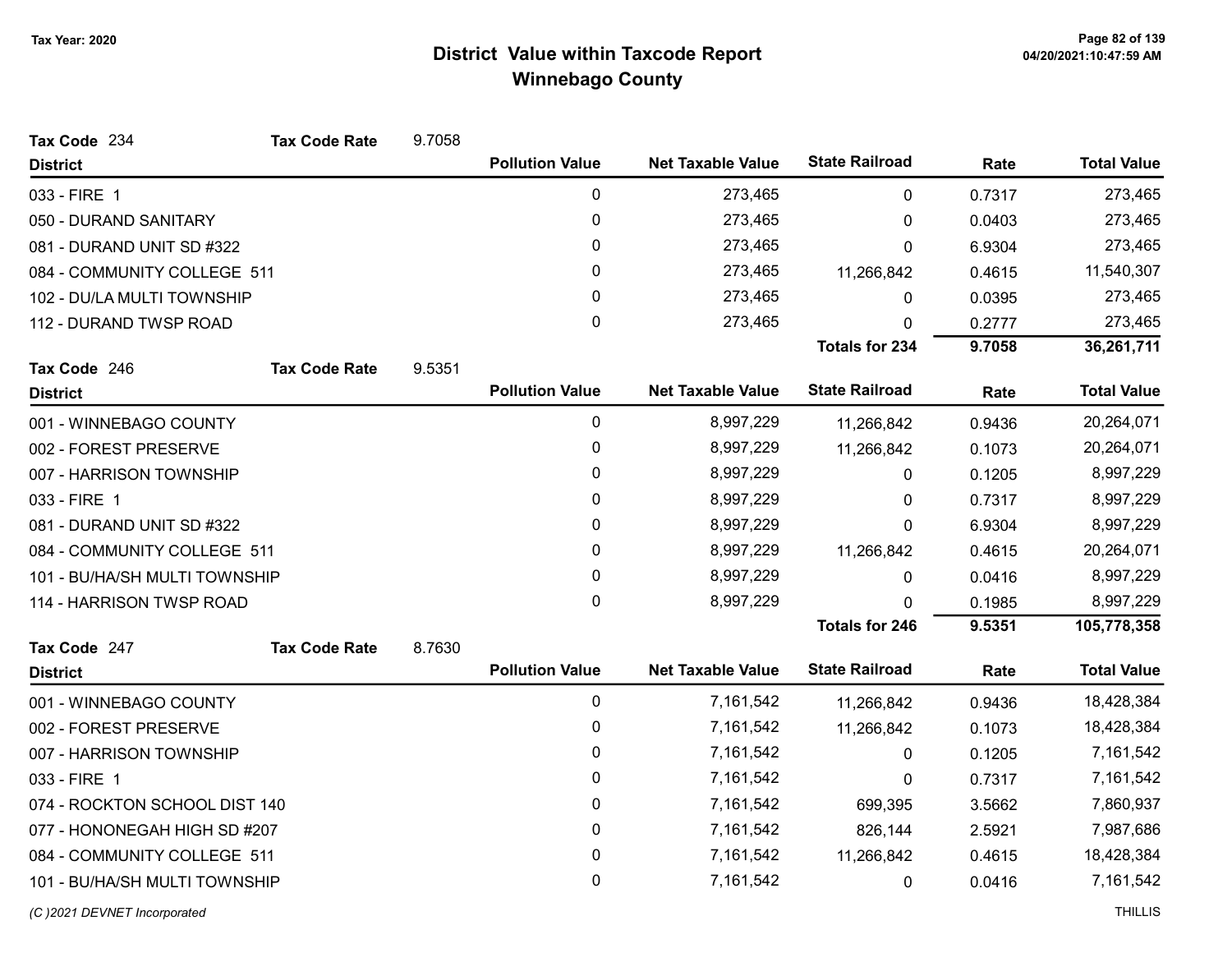# District Value within Taxcode Report
## Winnebago County

Tax Year: 2020

**Tax Code** 234 **Tax Code Rate** 9.7058

| District | Pollution Value | Net Taxable Value | State Railroad | Rate | Total Value |
|---|---|---|---|---|---|
| 033 - FIRE 1 | 0 | 273,465 | 0 | 0.7317 | 273,465 |
| 050 - DURAND SANITARY | 0 | 273,465 | 0 | 0.0403 | 273,465 |
| 081 - DURAND UNIT SD #322 | 0 | 273,465 | 0 | 6.9304 | 273,465 |
| 084 - COMMUNITY COLLEGE 511 | 0 | 273,465 | 11,266,842 | 0.4615 | 11,540,307 |
| 102 - DU/LA MULTI TOWNSHIP | 0 | 273,465 | 0 | 0.0395 | 273,465 |
| 112 - DURAND TWSP ROAD | 0 | 273,465 | 0 | 0.2777 | 273,465 |
| | | | **Totals for 234** | **9.7058** | **36,261,711** |

**Tax Code** 246 **Tax Code Rate** 9.5351

| District | Pollution Value | Net Taxable Value | State Railroad | Rate | Total Value |
|---|---|---|---|---|---|
| 001 - WINNEBAGO COUNTY | 0 | 8,997,229 | 11,266,842 | 0.9436 | 20,264,071 |
| 002 - FOREST PRESERVE | 0 | 8,997,229 | 11,266,842 | 0.1073 | 20,264,071 |
| 007 - HARRISON TOWNSHIP | 0 | 8,997,229 | 0 | 0.1205 | 8,997,229 |
| 033 - FIRE 1 | 0 | 8,997,229 | 0 | 0.7317 | 8,997,229 |
| 081 - DURAND UNIT SD #322 | 0 | 8,997,229 | 0 | 6.9304 | 8,997,229 |
| 084 - COMMUNITY COLLEGE 511 | 0 | 8,997,229 | 11,266,842 | 0.4615 | 20,264,071 |
| 101 - BU/HA/SH MULTI TOWNSHIP | 0 | 8,997,229 | 0 | 0.0416 | 8,997,229 |
| 114 - HARRISON TWSP ROAD | 0 | 8,997,229 | 0 | 0.1985 | 8,997,229 |
| | | | **Totals for 246** | **9.5351** | **105,778,358** |

**Tax Code** 247 **Tax Code Rate** 8.7630

| District | Pollution Value | Net Taxable Value | State Railroad | Rate | Total Value |
|---|---|---|---|---|---|
| 001 - WINNEBAGO COUNTY | 0 | 7,161,542 | 11,266,842 | 0.9436 | 18,428,384 |
| 002 - FOREST PRESERVE | 0 | 7,161,542 | 11,266,842 | 0.1073 | 18,428,384 |
| 007 - HARRISON TOWNSHIP | 0 | 7,161,542 | 0 | 0.1205 | 7,161,542 |
| 033 - FIRE 1 | 0 | 7,161,542 | 0 | 0.7317 | 7,161,542 |
| 074 - ROCKTON SCHOOL DIST 140 | 0 | 7,161,542 | 699,395 | 3.5662 | 7,860,937 |
| 077 - HONONEGAH HIGH SD #207 | 0 | 7,161,542 | 826,144 | 2.5921 | 7,987,686 |
| 084 - COMMUNITY COLLEGE 511 | 0 | 7,161,542 | 11,266,842 | 0.4615 | 18,428,384 |
| 101 - BU/HA/SH MULTI TOWNSHIP | 0 | 7,161,542 | 0 | 0.0416 | 7,161,542 |

(C )2021 DEVNET Incorporated THILLIS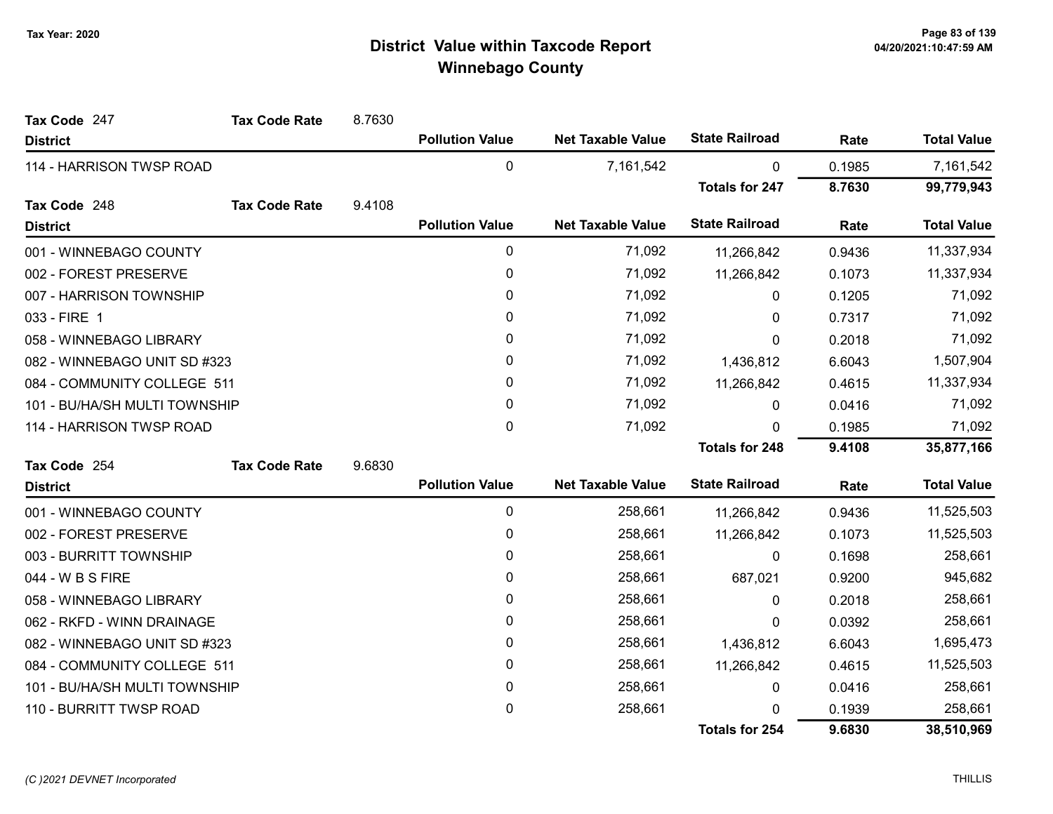# District Value within Taxcode Report
## Winnebago County

Tax Year: 2020

**Tax Code** 247 **Tax Code Rate** 8.7630

| District | Pollution Value | Net Taxable Value | State Railroad | Rate | Total Value |
|---|---|---|---|---|---|
| 114 - HARRISON TWSP ROAD | 0 | 7,161,542 | 0 | 0.1985 | 7,161,542 |
| | | | **Totals for 247** | **8.7630** | **99,779,943** |

**Tax Code** 248 **Tax Code Rate** 9.4108

| District | Pollution Value | Net Taxable Value | State Railroad | Rate | Total Value |
|---|---|---|---|---|---|
| 001 - WINNEBAGO COUNTY | 0 | 71,092 | 11,266,842 | 0.9436 | 11,337,934 |
| 002 - FOREST PRESERVE | 0 | 71,092 | 11,266,842 | 0.1073 | 11,337,934 |
| 007 - HARRISON TOWNSHIP | 0 | 71,092 | 0 | 0.1205 | 71,092 |
| 033 - FIRE 1 | 0 | 71,092 | 0 | 0.7317 | 71,092 |
| 058 - WINNEBAGO LIBRARY | 0 | 71,092 | 0 | 0.2018 | 71,092 |
| 082 - WINNEBAGO UNIT SD #323 | 0 | 71,092 | 1,436,812 | 6.6043 | 1,507,904 |
| 084 - COMMUNITY COLLEGE 511 | 0 | 71,092 | 11,266,842 | 0.4615 | 11,337,934 |
| 101 - BU/HA/SH MULTI TOWNSHIP | 0 | 71,092 | 0 | 0.0416 | 71,092 |
| 114 - HARRISON TWSP ROAD | 0 | 71,092 | 0 | 0.1985 | 71,092 |
| | | | **Totals for 248** | **9.4108** | **35,877,166** |

**Tax Code** 254 **Tax Code Rate** 9.6830

| District | Pollution Value | Net Taxable Value | State Railroad | Rate | Total Value |
|---|---|---|---|---|---|
| 001 - WINNEBAGO COUNTY | 0 | 258,661 | 11,266,842 | 0.9436 | 11,525,503 |
| 002 - FOREST PRESERVE | 0 | 258,661 | 11,266,842 | 0.1073 | 11,525,503 |
| 003 - BURRITT TOWNSHIP | 0 | 258,661 | 0 | 0.1698 | 258,661 |
| 044 - W B S FIRE | 0 | 258,661 | 687,021 | 0.9200 | 945,682 |
| 058 - WINNEBAGO LIBRARY | 0 | 258,661 | 0 | 0.2018 | 258,661 |
| 062 - RKFD - WINN DRAINAGE | 0 | 258,661 | 0 | 0.0392 | 258,661 |
| 082 - WINNEBAGO UNIT SD #323 | 0 | 258,661 | 1,436,812 | 6.6043 | 1,695,473 |
| 084 - COMMUNITY COLLEGE 511 | 0 | 258,661 | 11,266,842 | 0.4615 | 11,525,503 |
| 101 - BU/HA/SH MULTI TOWNSHIP | 0 | 258,661 | 0 | 0.0416 | 258,661 |
| 110 - BURRITT TWSP ROAD | 0 | 258,661 | 0 | 0.1939 | 258,661 |
| | | | **Totals for 254** | **9.6830** | **38,510,969** |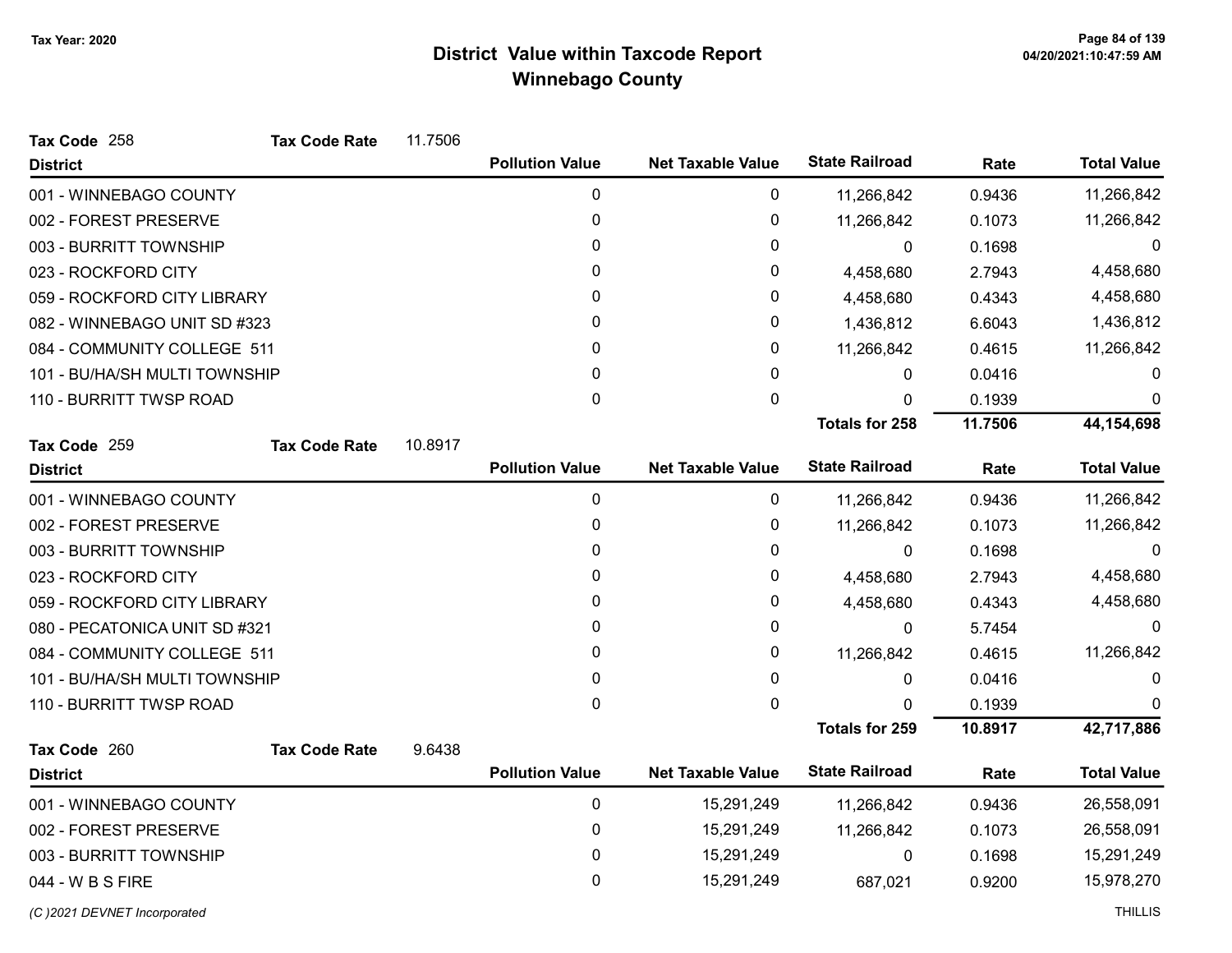# District Value within Taxcode Report
## Winnebago County

Tax Year: 2020

**Tax Code** 258 **Tax Code Rate** 11.7506

| District | Pollution Value | Net Taxable Value | State Railroad | Rate | Total Value |
|---|---|---|---|---|---|
| 001 - WINNEBAGO COUNTY | 0 | 0 | 11,266,842 | 0.9436 | 11,266,842 |
| 002 - FOREST PRESERVE | 0 | 0 | 11,266,842 | 0.1073 | 11,266,842 |
| 003 - BURRITT TOWNSHIP | 0 | 0 | 0 | 0.1698 | 0 |
| 023 - ROCKFORD CITY | 0 | 0 | 4,458,680 | 2.7943 | 4,458,680 |
| 059 - ROCKFORD CITY LIBRARY | 0 | 0 | 4,458,680 | 0.4343 | 4,458,680 |
| 082 - WINNEBAGO UNIT SD #323 | 0 | 0 | 1,436,812 | 6.6043 | 1,436,812 |
| 084 - COMMUNITY COLLEGE 511 | 0 | 0 | 11,266,842 | 0.4615 | 11,266,842 |
| 101 - BU/HA/SH MULTI TOWNSHIP | 0 | 0 | 0 | 0.0416 | 0 |
| 110 - BURRITT TWSP ROAD | 0 | 0 | 0 | 0.1939 | 0 |
| | | | **Totals for 258** | **11.7506** | **44,154,698** |

**Tax Code** 259 **Tax Code Rate** 10.8917

| District | Pollution Value | Net Taxable Value | State Railroad | Rate | Total Value |
|---|---|---|---|---|---|
| 001 - WINNEBAGO COUNTY | 0 | 0 | 11,266,842 | 0.9436 | 11,266,842 |
| 002 - FOREST PRESERVE | 0 | 0 | 11,266,842 | 0.1073 | 11,266,842 |
| 003 - BURRITT TOWNSHIP | 0 | 0 | 0 | 0.1698 | 0 |
| 023 - ROCKFORD CITY | 0 | 0 | 4,458,680 | 2.7943 | 4,458,680 |
| 059 - ROCKFORD CITY LIBRARY | 0 | 0 | 4,458,680 | 0.4343 | 4,458,680 |
| 080 - PECATONICA UNIT SD #321 | 0 | 0 | 0 | 5.7454 | 0 |
| 084 - COMMUNITY COLLEGE 511 | 0 | 0 | 11,266,842 | 0.4615 | 11,266,842 |
| 101 - BU/HA/SH MULTI TOWNSHIP | 0 | 0 | 0 | 0.0416 | 0 |
| 110 - BURRITT TWSP ROAD | 0 | 0 | 0 | 0.1939 | 0 |
| | | | **Totals for 259** | **10.8917** | **42,717,886** |

**Tax Code** 260 **Tax Code Rate** 9.6438

| District | Pollution Value | Net Taxable Value | State Railroad | Rate | Total Value |
|---|---|---|---|---|---|
| 001 - WINNEBAGO COUNTY | 0 | 15,291,249 | 11,266,842 | 0.9436 | 26,558,091 |
| 002 - FOREST PRESERVE | 0 | 15,291,249 | 11,266,842 | 0.1073 | 26,558,091 |
| 003 - BURRITT TOWNSHIP | 0 | 15,291,249 | 0 | 0.1698 | 15,291,249 |
| 044 - W B S FIRE | 0 | 15,291,249 | 687,021 | 0.9200 | 15,978,270 |

(C )2021 DEVNET Incorporated — THILLIS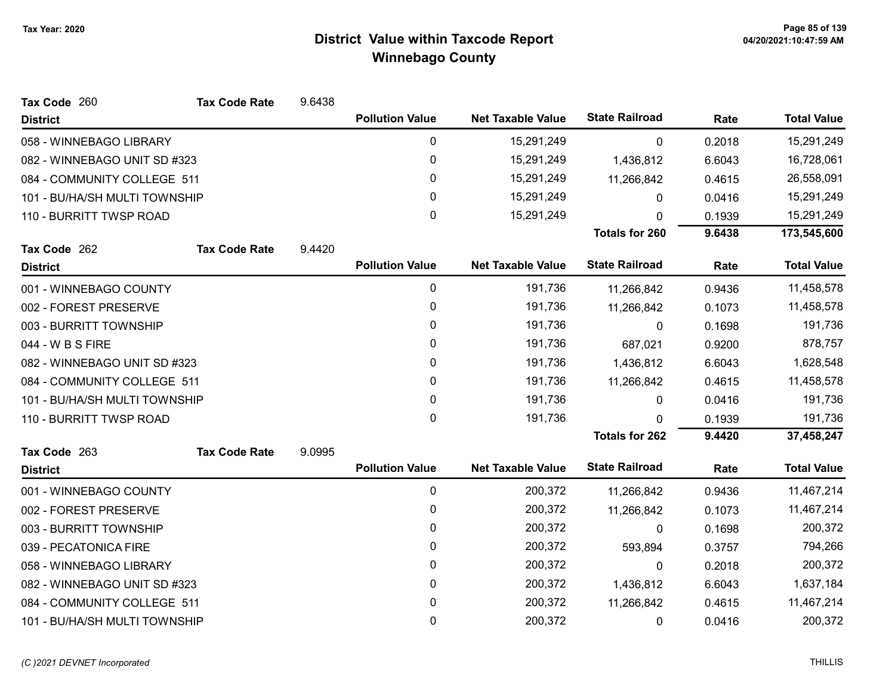# District Value within Taxcode Report
## Winnebago County

Tax Year: 2020

**Tax Code** 260 **Tax Code Rate** 9.6438

| District | Pollution Value | Net Taxable Value | State Railroad | Rate | Total Value |
|---|---|---|---|---|---|
| 058 - WINNEBAGO LIBRARY | 0 | 15,291,249 | 0 | 0.2018 | 15,291,249 |
| 082 - WINNEBAGO UNIT SD #323 | 0 | 15,291,249 | 1,436,812 | 6.6043 | 16,728,061 |
| 084 - COMMUNITY COLLEGE 511 | 0 | 15,291,249 | 11,266,842 | 0.4615 | 26,558,091 |
| 101 - BU/HA/SH MULTI TOWNSHIP | 0 | 15,291,249 | 0 | 0.0416 | 15,291,249 |
| 110 - BURRITT TWSP ROAD | 0 | 15,291,249 | 0 | 0.1939 | 15,291,249 |
| | | | **Totals for 260** | **9.6438** | **173,545,600** |

**Tax Code** 262 **Tax Code Rate** 9.4420

| District | Pollution Value | Net Taxable Value | State Railroad | Rate | Total Value |
|---|---|---|---|---|---|
| 001 - WINNEBAGO COUNTY | 0 | 191,736 | 11,266,842 | 0.9436 | 11,458,578 |
| 002 - FOREST PRESERVE | 0 | 191,736 | 11,266,842 | 0.1073 | 11,458,578 |
| 003 - BURRITT TOWNSHIP | 0 | 191,736 | 0 | 0.1698 | 191,736 |
| 044 - W B S FIRE | 0 | 191,736 | 687,021 | 0.9200 | 878,757 |
| 082 - WINNEBAGO UNIT SD #323 | 0 | 191,736 | 1,436,812 | 6.6043 | 1,628,548 |
| 084 - COMMUNITY COLLEGE 511 | 0 | 191,736 | 11,266,842 | 0.4615 | 11,458,578 |
| 101 - BU/HA/SH MULTI TOWNSHIP | 0 | 191,736 | 0 | 0.0416 | 191,736 |
| 110 - BURRITT TWSP ROAD | 0 | 191,736 | 0 | 0.1939 | 191,736 |
| | | | **Totals for 262** | **9.4420** | **37,458,247** |

**Tax Code** 263 **Tax Code Rate** 9.0995

| District | Pollution Value | Net Taxable Value | State Railroad | Rate | Total Value |
|---|---|---|---|---|---|
| 001 - WINNEBAGO COUNTY | 0 | 200,372 | 11,266,842 | 0.9436 | 11,467,214 |
| 002 - FOREST PRESERVE | 0 | 200,372 | 11,266,842 | 0.1073 | 11,467,214 |
| 003 - BURRITT TOWNSHIP | 0 | 200,372 | 0 | 0.1698 | 200,372 |
| 039 - PECATONICA FIRE | 0 | 200,372 | 593,894 | 0.3757 | 794,266 |
| 058 - WINNEBAGO LIBRARY | 0 | 200,372 | 0 | 0.2018 | 200,372 |
| 082 - WINNEBAGO UNIT SD #323 | 0 | 200,372 | 1,436,812 | 6.6043 | 1,637,184 |
| 084 - COMMUNITY COLLEGE 511 | 0 | 200,372 | 11,266,842 | 0.4615 | 11,467,214 |
| 101 - BU/HA/SH MULTI TOWNSHIP | 0 | 200,372 | 0 | 0.0416 | 200,372 |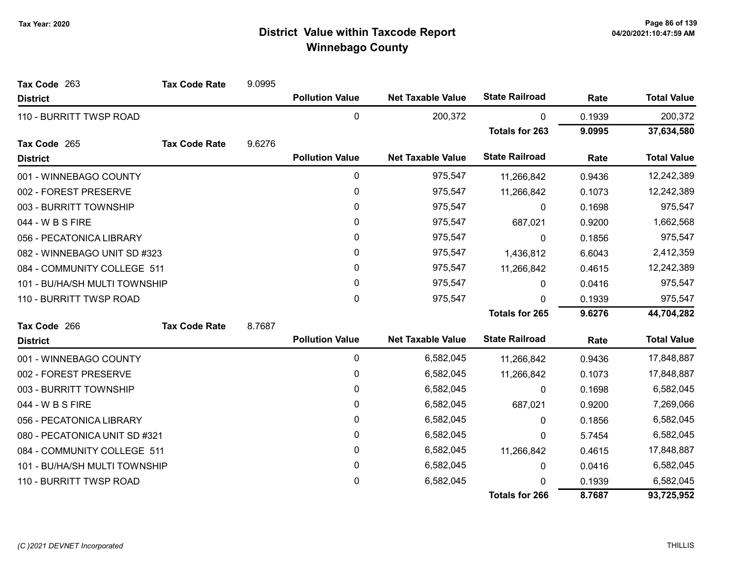# District Value within Taxcode Report
## Winnebago County

Tax Year: 2020

**Tax Code** 263 **Tax Code Rate** 9.0995

| District | Pollution Value | Net Taxable Value | State Railroad | Rate | Total Value |
|---|---|---|---|---|---|
| 110 - BURRITT TWSP ROAD | 0 | 200,372 | 0 | 0.1939 | 200,372 |
| | | | **Totals for 263** | **9.0995** | **37,634,580** |

**Tax Code** 265 **Tax Code Rate** 9.6276

| District | Pollution Value | Net Taxable Value | State Railroad | Rate | Total Value |
|---|---|---|---|---|---|
| 001 - WINNEBAGO COUNTY | 0 | 975,547 | 11,266,842 | 0.9436 | 12,242,389 |
| 002 - FOREST PRESERVE | 0 | 975,547 | 11,266,842 | 0.1073 | 12,242,389 |
| 003 - BURRITT TOWNSHIP | 0 | 975,547 | 0 | 0.1698 | 975,547 |
| 044 - W B S FIRE | 0 | 975,547 | 687,021 | 0.9200 | 1,662,568 |
| 056 - PECATONICA LIBRARY | 0 | 975,547 | 0 | 0.1856 | 975,547 |
| 082 - WINNEBAGO UNIT SD #323 | 0 | 975,547 | 1,436,812 | 6.6043 | 2,412,359 |
| 084 - COMMUNITY COLLEGE 511 | 0 | 975,547 | 11,266,842 | 0.4615 | 12,242,389 |
| 101 - BU/HA/SH MULTI TOWNSHIP | 0 | 975,547 | 0 | 0.0416 | 975,547 |
| 110 - BURRITT TWSP ROAD | 0 | 975,547 | 0 | 0.1939 | 975,547 |
| | | | **Totals for 265** | **9.6276** | **44,704,282** |

**Tax Code** 266 **Tax Code Rate** 8.7687

| District | Pollution Value | Net Taxable Value | State Railroad | Rate | Total Value |
|---|---|---|---|---|---|
| 001 - WINNEBAGO COUNTY | 0 | 6,582,045 | 11,266,842 | 0.9436 | 17,848,887 |
| 002 - FOREST PRESERVE | 0 | 6,582,045 | 11,266,842 | 0.1073 | 17,848,887 |
| 003 - BURRITT TOWNSHIP | 0 | 6,582,045 | 0 | 0.1698 | 6,582,045 |
| 044 - W B S FIRE | 0 | 6,582,045 | 687,021 | 0.9200 | 7,269,066 |
| 056 - PECATONICA LIBRARY | 0 | 6,582,045 | 0 | 0.1856 | 6,582,045 |
| 080 - PECATONICA UNIT SD #321 | 0 | 6,582,045 | 0 | 5.7454 | 6,582,045 |
| 084 - COMMUNITY COLLEGE 511 | 0 | 6,582,045 | 11,266,842 | 0.4615 | 17,848,887 |
| 101 - BU/HA/SH MULTI TOWNSHIP | 0 | 6,582,045 | 0 | 0.0416 | 6,582,045 |
| 110 - BURRITT TWSP ROAD | 0 | 6,582,045 | 0 | 0.1939 | 6,582,045 |
| | | | **Totals for 266** | **8.7687** | **93,725,952** |

*(C )2021 DEVNET Incorporated* THILLIS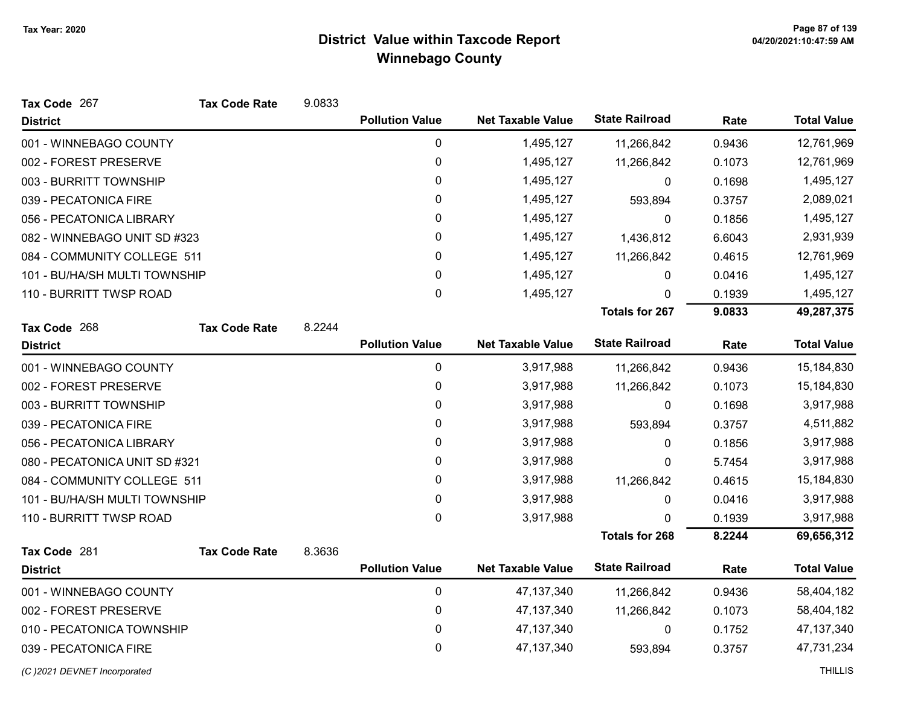# District Value within Taxcode Report
## Winnebago County

Tax Year: 2020

**Tax Code** 267 **Tax Code Rate** 9.0833

| District | Pollution Value | Net Taxable Value | State Railroad | Rate | Total Value |
|---|---|---|---|---|---|
| 001 - WINNEBAGO COUNTY | 0 | 1,495,127 | 11,266,842 | 0.9436 | 12,761,969 |
| 002 - FOREST PRESERVE | 0 | 1,495,127 | 11,266,842 | 0.1073 | 12,761,969 |
| 003 - BURRITT TOWNSHIP | 0 | 1,495,127 | 0 | 0.1698 | 1,495,127 |
| 039 - PECATONICA FIRE | 0 | 1,495,127 | 593,894 | 0.3757 | 2,089,021 |
| 056 - PECATONICA LIBRARY | 0 | 1,495,127 | 0 | 0.1856 | 1,495,127 |
| 082 - WINNEBAGO UNIT SD #323 | 0 | 1,495,127 | 1,436,812 | 6.6043 | 2,931,939 |
| 084 - COMMUNITY COLLEGE 511 | 0 | 1,495,127 | 11,266,842 | 0.4615 | 12,761,969 |
| 101 - BU/HA/SH MULTI TOWNSHIP | 0 | 1,495,127 | 0 | 0.0416 | 1,495,127 |
| 110 - BURRITT TWSP ROAD | 0 | 1,495,127 | 0 | 0.1939 | 1,495,127 |
| | | | **Totals for 267** | **9.0833** | **49,287,375** |

**Tax Code** 268 **Tax Code Rate** 8.2244

| District | Pollution Value | Net Taxable Value | State Railroad | Rate | Total Value |
|---|---|---|---|---|---|
| 001 - WINNEBAGO COUNTY | 0 | 3,917,988 | 11,266,842 | 0.9436 | 15,184,830 |
| 002 - FOREST PRESERVE | 0 | 3,917,988 | 11,266,842 | 0.1073 | 15,184,830 |
| 003 - BURRITT TOWNSHIP | 0 | 3,917,988 | 0 | 0.1698 | 3,917,988 |
| 039 - PECATONICA FIRE | 0 | 3,917,988 | 593,894 | 0.3757 | 4,511,882 |
| 056 - PECATONICA LIBRARY | 0 | 3,917,988 | 0 | 0.1856 | 3,917,988 |
| 080 - PECATONICA UNIT SD #321 | 0 | 3,917,988 | 0 | 5.7454 | 3,917,988 |
| 084 - COMMUNITY COLLEGE 511 | 0 | 3,917,988 | 11,266,842 | 0.4615 | 15,184,830 |
| 101 - BU/HA/SH MULTI TOWNSHIP | 0 | 3,917,988 | 0 | 0.0416 | 3,917,988 |
| 110 - BURRITT TWSP ROAD | 0 | 3,917,988 | 0 | 0.1939 | 3,917,988 |
| | | | **Totals for 268** | **8.2244** | **69,656,312** |

**Tax Code** 281 **Tax Code Rate** 8.3636

| District | Pollution Value | Net Taxable Value | State Railroad | Rate | Total Value |
|---|---|---|---|---|---|
| 001 - WINNEBAGO COUNTY | 0 | 47,137,340 | 11,266,842 | 0.9436 | 58,404,182 |
| 002 - FOREST PRESERVE | 0 | 47,137,340 | 11,266,842 | 0.1073 | 58,404,182 |
| 010 - PECATONICA TOWNSHIP | 0 | 47,137,340 | 0 | 0.1752 | 47,137,340 |
| 039 - PECATONICA FIRE | 0 | 47,137,340 | 593,894 | 0.3757 | 47,731,234 |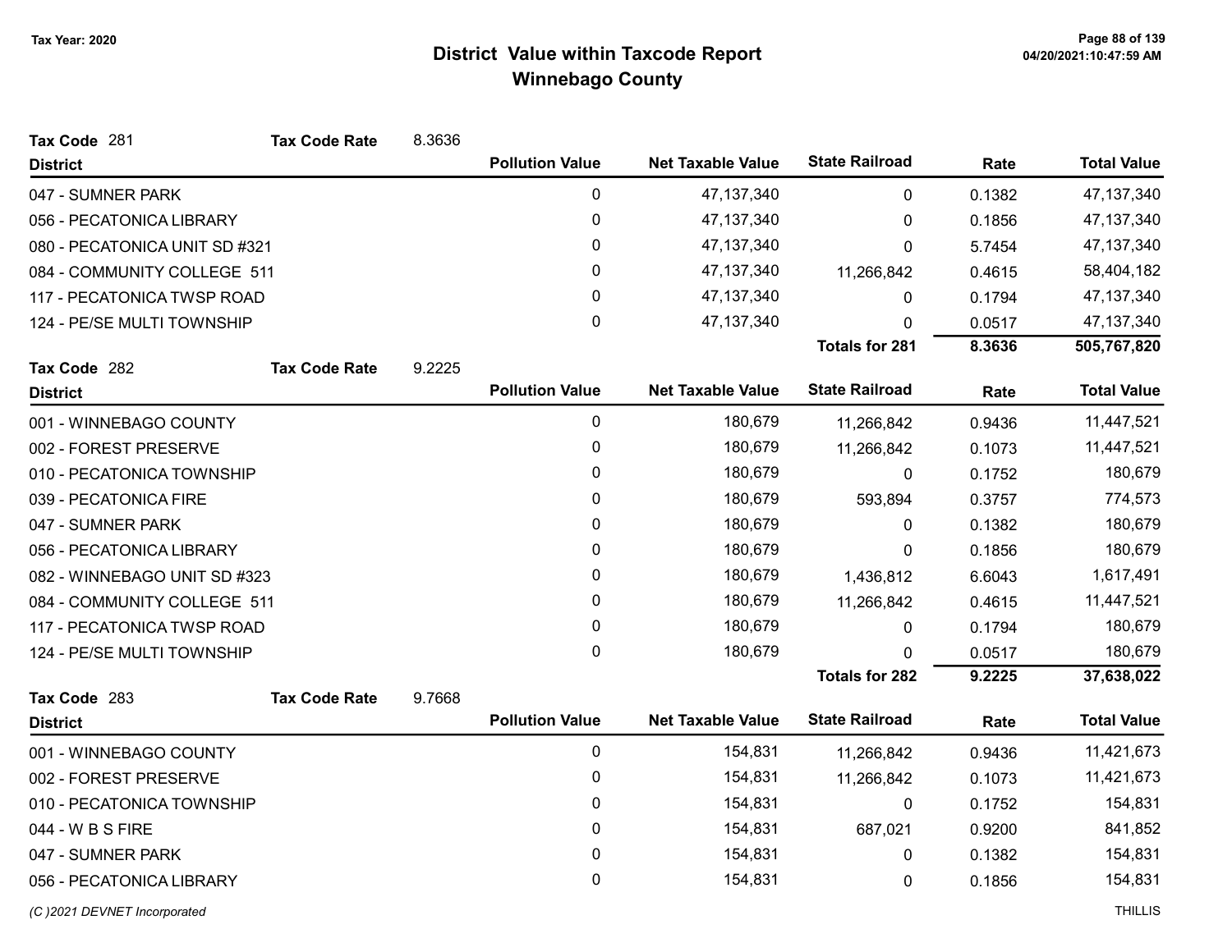Tax Year: 2020

# District Value within Taxcode Report
## Winnebago County

**Tax Code** 281 **Tax Code Rate** 8.3636

| District | Pollution Value | Net Taxable Value | State Railroad | Rate | Total Value |
|---|---|---|---|---|---|
| 047 - SUMNER PARK | 0 | 47,137,340 | 0 | 0.1382 | 47,137,340 |
| 056 - PECATONICA LIBRARY | 0 | 47,137,340 | 0 | 0.1856 | 47,137,340 |
| 080 - PECATONICA UNIT SD #321 | 0 | 47,137,340 | 0 | 5.7454 | 47,137,340 |
| 084 - COMMUNITY COLLEGE 511 | 0 | 47,137,340 | 11,266,842 | 0.4615 | 58,404,182 |
| 117 - PECATONICA TWSP ROAD | 0 | 47,137,340 | 0 | 0.1794 | 47,137,340 |
| 124 - PE/SE MULTI TOWNSHIP | 0 | 47,137,340 | 0 | 0.0517 | 47,137,340 |
| | | | **Totals for 281** | **8.3636** | **505,767,820** |

**Tax Code** 282 **Tax Code Rate** 9.2225

| District | Pollution Value | Net Taxable Value | State Railroad | Rate | Total Value |
|---|---|---|---|---|---|
| 001 - WINNEBAGO COUNTY | 0 | 180,679 | 11,266,842 | 0.9436 | 11,447,521 |
| 002 - FOREST PRESERVE | 0 | 180,679 | 11,266,842 | 0.1073 | 11,447,521 |
| 010 - PECATONICA TOWNSHIP | 0 | 180,679 | 0 | 0.1752 | 180,679 |
| 039 - PECATONICA FIRE | 0 | 180,679 | 593,894 | 0.3757 | 774,573 |
| 047 - SUMNER PARK | 0 | 180,679 | 0 | 0.1382 | 180,679 |
| 056 - PECATONICA LIBRARY | 0 | 180,679 | 0 | 0.1856 | 180,679 |
| 082 - WINNEBAGO UNIT SD #323 | 0 | 180,679 | 1,436,812 | 6.6043 | 1,617,491 |
| 084 - COMMUNITY COLLEGE 511 | 0 | 180,679 | 11,266,842 | 0.4615 | 11,447,521 |
| 117 - PECATONICA TWSP ROAD | 0 | 180,679 | 0 | 0.1794 | 180,679 |
| 124 - PE/SE MULTI TOWNSHIP | 0 | 180,679 | 0 | 0.0517 | 180,679 |
| | | | **Totals for 282** | **9.2225** | **37,638,022** |

**Tax Code** 283 **Tax Code Rate** 9.7668

| District | Pollution Value | Net Taxable Value | State Railroad | Rate | Total Value |
|---|---|---|---|---|---|
| 001 - WINNEBAGO COUNTY | 0 | 154,831 | 11,266,842 | 0.9436 | 11,421,673 |
| 002 - FOREST PRESERVE | 0 | 154,831 | 11,266,842 | 0.1073 | 11,421,673 |
| 010 - PECATONICA TOWNSHIP | 0 | 154,831 | 0 | 0.1752 | 154,831 |
| 044 - W B S FIRE | 0 | 154,831 | 687,021 | 0.9200 | 841,852 |
| 047 - SUMNER PARK | 0 | 154,831 | 0 | 0.1382 | 154,831 |
| 056 - PECATONICA LIBRARY | 0 | 154,831 | 0 | 0.1856 | 154,831 |

(C )2021 DEVNET Incorporated THILLIS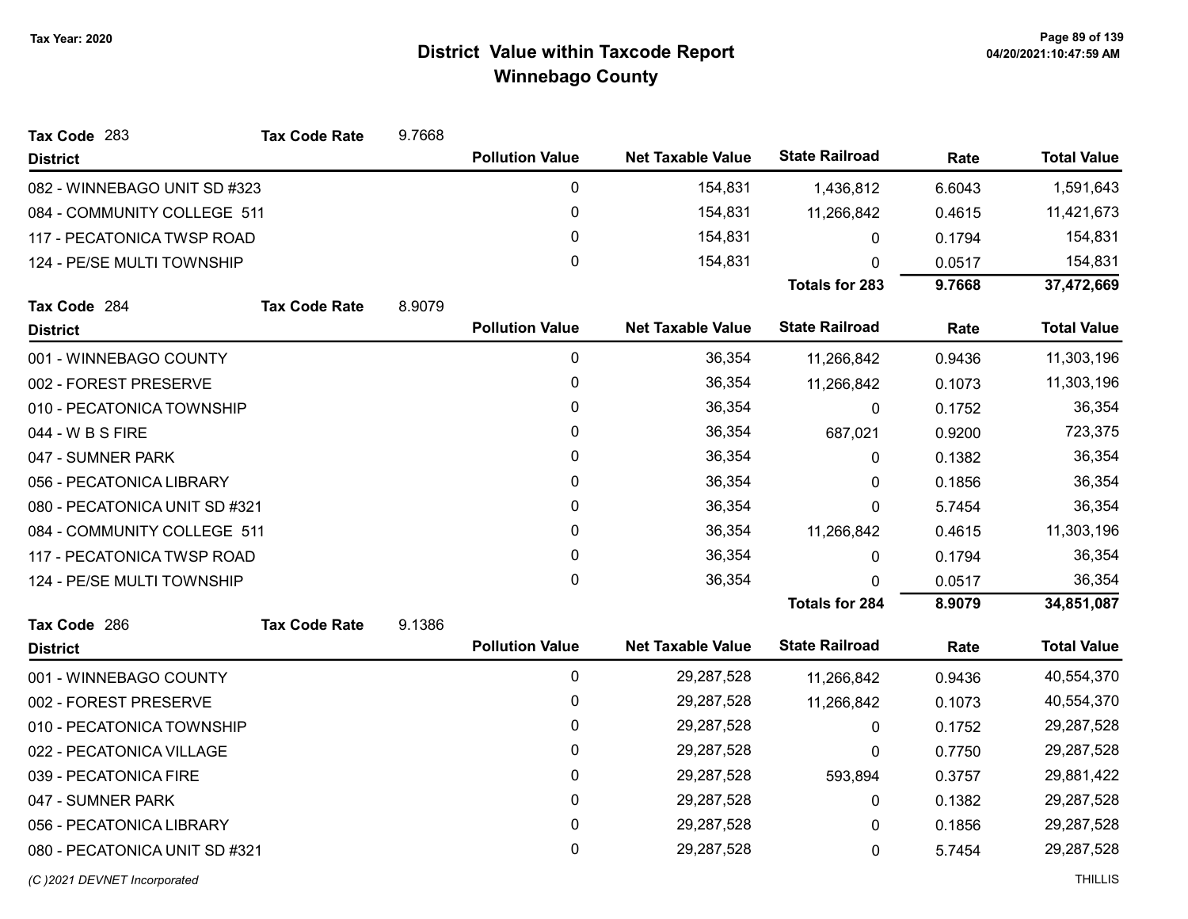# District Value within Taxcode Report
## Winnebago County

Tax Year: 2020

**Tax Code** 283 **Tax Code Rate** 9.7668

| District | Pollution Value | Net Taxable Value | State Railroad | Rate | Total Value |
|---|---|---|---|---|---|
| 082 - WINNEBAGO UNIT SD #323 | 0 | 154,831 | 1,436,812 | 6.6043 | 1,591,643 |
| 084 - COMMUNITY COLLEGE 511 | 0 | 154,831 | 11,266,842 | 0.4615 | 11,421,673 |
| 117 - PECATONICA TWSP ROAD | 0 | 154,831 | 0 | 0.1794 | 154,831 |
| 124 - PE/SE MULTI TOWNSHIP | 0 | 154,831 | 0 | 0.0517 | 154,831 |
| | | | **Totals for 283** | **9.7668** | **37,472,669** |

**Tax Code** 284 **Tax Code Rate** 8.9079

| District | Pollution Value | Net Taxable Value | State Railroad | Rate | Total Value |
|---|---|---|---|---|---|
| 001 - WINNEBAGO COUNTY | 0 | 36,354 | 11,266,842 | 0.9436 | 11,303,196 |
| 002 - FOREST PRESERVE | 0 | 36,354 | 11,266,842 | 0.1073 | 11,303,196 |
| 010 - PECATONICA TOWNSHIP | 0 | 36,354 | 0 | 0.1752 | 36,354 |
| 044 - W B S FIRE | 0 | 36,354 | 687,021 | 0.9200 | 723,375 |
| 047 - SUMNER PARK | 0 | 36,354 | 0 | 0.1382 | 36,354 |
| 056 - PECATONICA LIBRARY | 0 | 36,354 | 0 | 0.1856 | 36,354 |
| 080 - PECATONICA UNIT SD #321 | 0 | 36,354 | 0 | 5.7454 | 36,354 |
| 084 - COMMUNITY COLLEGE 511 | 0 | 36,354 | 11,266,842 | 0.4615 | 11,303,196 |
| 117 - PECATONICA TWSP ROAD | 0 | 36,354 | 0 | 0.1794 | 36,354 |
| 124 - PE/SE MULTI TOWNSHIP | 0 | 36,354 | 0 | 0.0517 | 36,354 |
| | | | **Totals for 284** | **8.9079** | **34,851,087** |

**Tax Code** 286 **Tax Code Rate** 9.1386

| District | Pollution Value | Net Taxable Value | State Railroad | Rate | Total Value |
|---|---|---|---|---|---|
| 001 - WINNEBAGO COUNTY | 0 | 29,287,528 | 11,266,842 | 0.9436 | 40,554,370 |
| 002 - FOREST PRESERVE | 0 | 29,287,528 | 11,266,842 | 0.1073 | 40,554,370 |
| 010 - PECATONICA TOWNSHIP | 0 | 29,287,528 | 0 | 0.1752 | 29,287,528 |
| 022 - PECATONICA VILLAGE | 0 | 29,287,528 | 0 | 0.7750 | 29,287,528 |
| 039 - PECATONICA FIRE | 0 | 29,287,528 | 593,894 | 0.3757 | 29,881,422 |
| 047 - SUMNER PARK | 0 | 29,287,528 | 0 | 0.1382 | 29,287,528 |
| 056 - PECATONICA LIBRARY | 0 | 29,287,528 | 0 | 0.1856 | 29,287,528 |
| 080 - PECATONICA UNIT SD #321 | 0 | 29,287,528 | 0 | 5.7454 | 29,287,528 |

(C )2021 DEVNET Incorporated THILLIS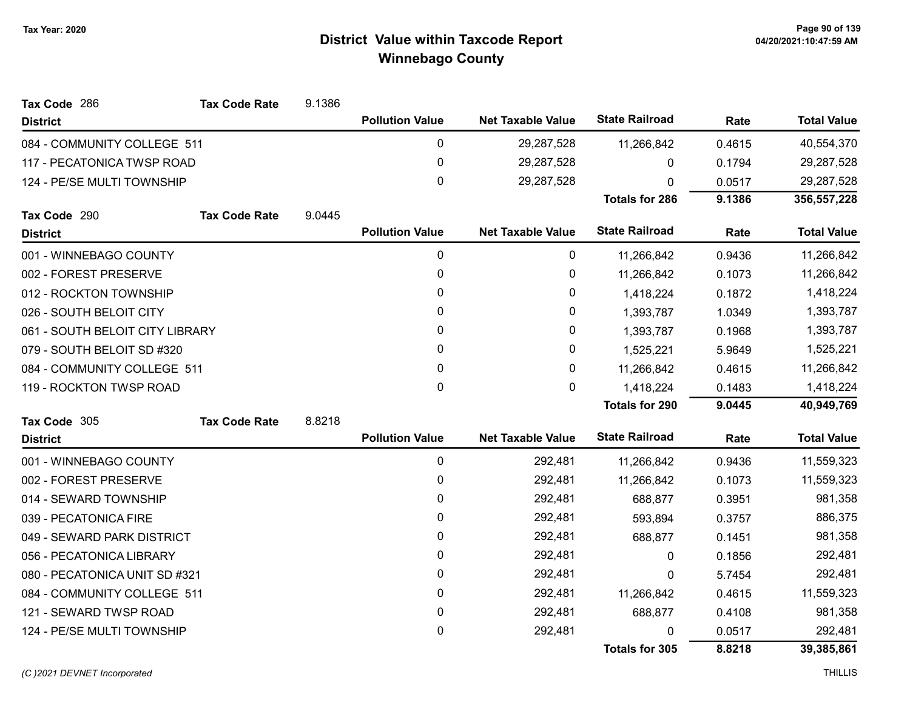Tax Year: 2020

# District Value within Taxcode Report
## Winnebago County

04/20/2021:10:47:59 AM

**Tax Code** 286 **Tax Code Rate** 9.1386

| District | Pollution Value | Net Taxable Value | State Railroad | Rate | Total Value |
|---|---|---|---|---|---|
| 084 - COMMUNITY COLLEGE 511 | 0 | 29,287,528 | 11,266,842 | 0.4615 | 40,554,370 |
| 117 - PECATONICA TWSP ROAD | 0 | 29,287,528 | 0 | 0.1794 | 29,287,528 |
| 124 - PE/SE MULTI TOWNSHIP | 0 | 29,287,528 | 0 | 0.0517 | 29,287,528 |
| | | | **Totals for 286** | **9.1386** | **356,557,228** |

**Tax Code** 290 **Tax Code Rate** 9.0445

| District | Pollution Value | Net Taxable Value | State Railroad | Rate | Total Value |
|---|---|---|---|---|---|
| 001 - WINNEBAGO COUNTY | 0 | 0 | 11,266,842 | 0.9436 | 11,266,842 |
| 002 - FOREST PRESERVE | 0 | 0 | 11,266,842 | 0.1073 | 11,266,842 |
| 012 - ROCKTON TOWNSHIP | 0 | 0 | 1,418,224 | 0.1872 | 1,418,224 |
| 026 - SOUTH BELOIT CITY | 0 | 0 | 1,393,787 | 1.0349 | 1,393,787 |
| 061 - SOUTH BELOIT CITY LIBRARY | 0 | 0 | 1,393,787 | 0.1968 | 1,393,787 |
| 079 - SOUTH BELOIT SD #320 | 0 | 0 | 1,525,221 | 5.9649 | 1,525,221 |
| 084 - COMMUNITY COLLEGE 511 | 0 | 0 | 11,266,842 | 0.4615 | 11,266,842 |
| 119 - ROCKTON TWSP ROAD | 0 | 0 | 1,418,224 | 0.1483 | 1,418,224 |
| | | | **Totals for 290** | **9.0445** | **40,949,769** |

**Tax Code** 305 **Tax Code Rate** 8.8218

| District | Pollution Value | Net Taxable Value | State Railroad | Rate | Total Value |
|---|---|---|---|---|---|
| 001 - WINNEBAGO COUNTY | 0 | 292,481 | 11,266,842 | 0.9436 | 11,559,323 |
| 002 - FOREST PRESERVE | 0 | 292,481 | 11,266,842 | 0.1073 | 11,559,323 |
| 014 - SEWARD TOWNSHIP | 0 | 292,481 | 688,877 | 0.3951 | 981,358 |
| 039 - PECATONICA FIRE | 0 | 292,481 | 593,894 | 0.3757 | 886,375 |
| 049 - SEWARD PARK DISTRICT | 0 | 292,481 | 688,877 | 0.1451 | 981,358 |
| 056 - PECATONICA LIBRARY | 0 | 292,481 | 0 | 0.1856 | 292,481 |
| 080 - PECATONICA UNIT SD #321 | 0 | 292,481 | 0 | 5.7454 | 292,481 |
| 084 - COMMUNITY COLLEGE 511 | 0 | 292,481 | 11,266,842 | 0.4615 | 11,559,323 |
| 121 - SEWARD TWSP ROAD | 0 | 292,481 | 688,877 | 0.4108 | 981,358 |
| 124 - PE/SE MULTI TOWNSHIP | 0 | 292,481 | 0 | 0.0517 | 292,481 |
| | | | **Totals for 305** | **8.8218** | **39,385,861** |

*(C )2021 DEVNET Incorporated* THILLIS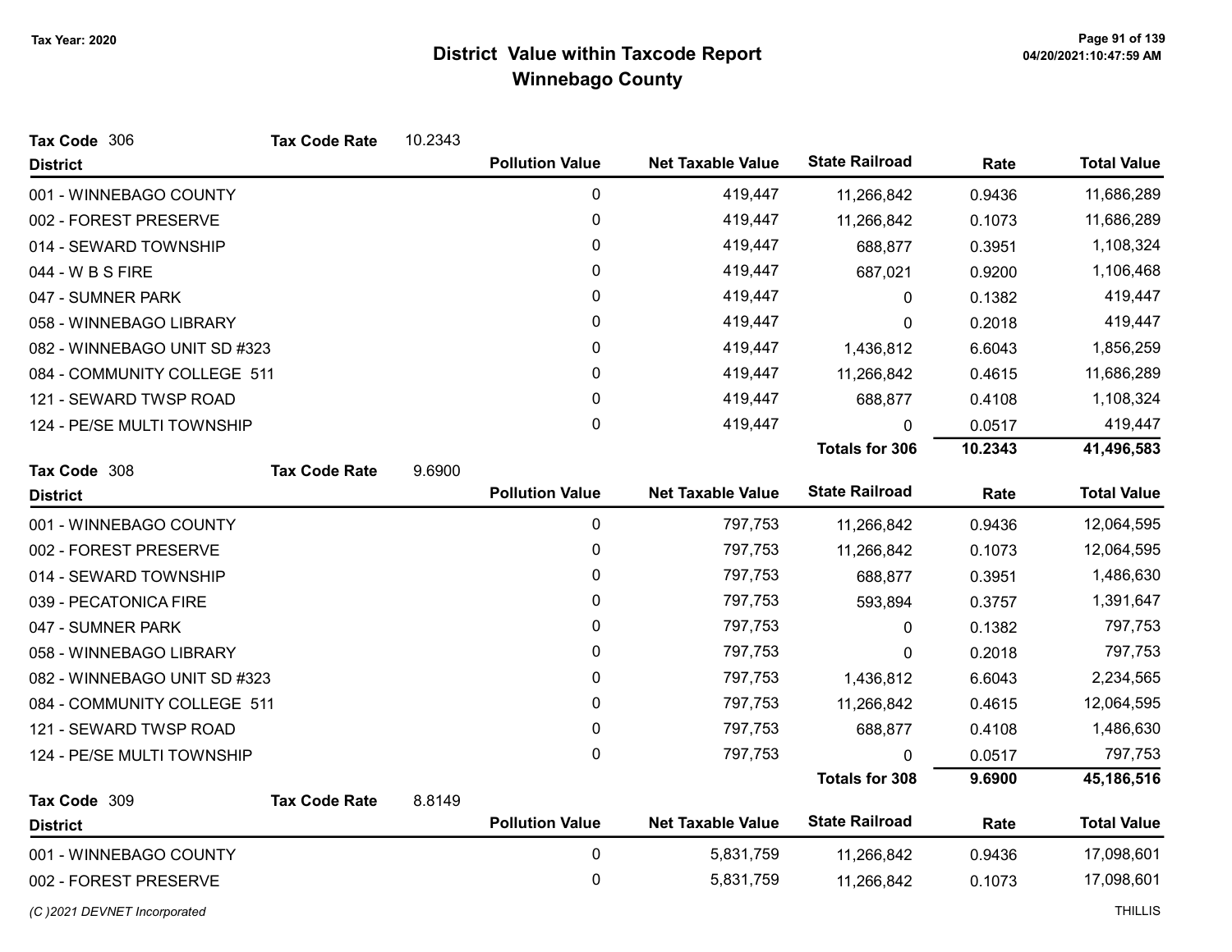# District Value within Taxcode Report
## Winnebago County

Tax Year: 2020

**Tax Code** 306 **Tax Code Rate** 10.2343

| District | Pollution Value | Net Taxable Value | State Railroad | Rate | Total Value |
|---|---|---|---|---|---|
| 001 - WINNEBAGO COUNTY | 0 | 419,447 | 11,266,842 | 0.9436 | 11,686,289 |
| 002 - FOREST PRESERVE | 0 | 419,447 | 11,266,842 | 0.1073 | 11,686,289 |
| 014 - SEWARD TOWNSHIP | 0 | 419,447 | 688,877 | 0.3951 | 1,108,324 |
| 044 - W B S FIRE | 0 | 419,447 | 687,021 | 0.9200 | 1,106,468 |
| 047 - SUMNER PARK | 0 | 419,447 | 0 | 0.1382 | 419,447 |
| 058 - WINNEBAGO LIBRARY | 0 | 419,447 | 0 | 0.2018 | 419,447 |
| 082 - WINNEBAGO UNIT SD #323 | 0 | 419,447 | 1,436,812 | 6.6043 | 1,856,259 |
| 084 - COMMUNITY COLLEGE 511 | 0 | 419,447 | 11,266,842 | 0.4615 | 11,686,289 |
| 121 - SEWARD TWSP ROAD | 0 | 419,447 | 688,877 | 0.4108 | 1,108,324 |
| 124 - PE/SE MULTI TOWNSHIP | 0 | 419,447 | 0 | 0.0517 | 419,447 |
| | | | **Totals for 306** | **10.2343** | **41,496,583** |

**Tax Code** 308 **Tax Code Rate** 9.6900

| District | Pollution Value | Net Taxable Value | State Railroad | Rate | Total Value |
|---|---|---|---|---|---|
| 001 - WINNEBAGO COUNTY | 0 | 797,753 | 11,266,842 | 0.9436 | 12,064,595 |
| 002 - FOREST PRESERVE | 0 | 797,753 | 11,266,842 | 0.1073 | 12,064,595 |
| 014 - SEWARD TOWNSHIP | 0 | 797,753 | 688,877 | 0.3951 | 1,486,630 |
| 039 - PECATONICA FIRE | 0 | 797,753 | 593,894 | 0.3757 | 1,391,647 |
| 047 - SUMNER PARK | 0 | 797,753 | 0 | 0.1382 | 797,753 |
| 058 - WINNEBAGO LIBRARY | 0 | 797,753 | 0 | 0.2018 | 797,753 |
| 082 - WINNEBAGO UNIT SD #323 | 0 | 797,753 | 1,436,812 | 6.6043 | 2,234,565 |
| 084 - COMMUNITY COLLEGE 511 | 0 | 797,753 | 11,266,842 | 0.4615 | 12,064,595 |
| 121 - SEWARD TWSP ROAD | 0 | 797,753 | 688,877 | 0.4108 | 1,486,630 |
| 124 - PE/SE MULTI TOWNSHIP | 0 | 797,753 | 0 | 0.0517 | 797,753 |
| | | | **Totals for 308** | **9.6900** | **45,186,516** |

**Tax Code** 309 **Tax Code Rate** 8.8149

| District | Pollution Value | Net Taxable Value | State Railroad | Rate | Total Value |
|---|---|---|---|---|---|
| 001 - WINNEBAGO COUNTY | 0 | 5,831,759 | 11,266,842 | 0.9436 | 17,098,601 |
| 002 - FOREST PRESERVE | 0 | 5,831,759 | 11,266,842 | 0.1073 | 17,098,601 |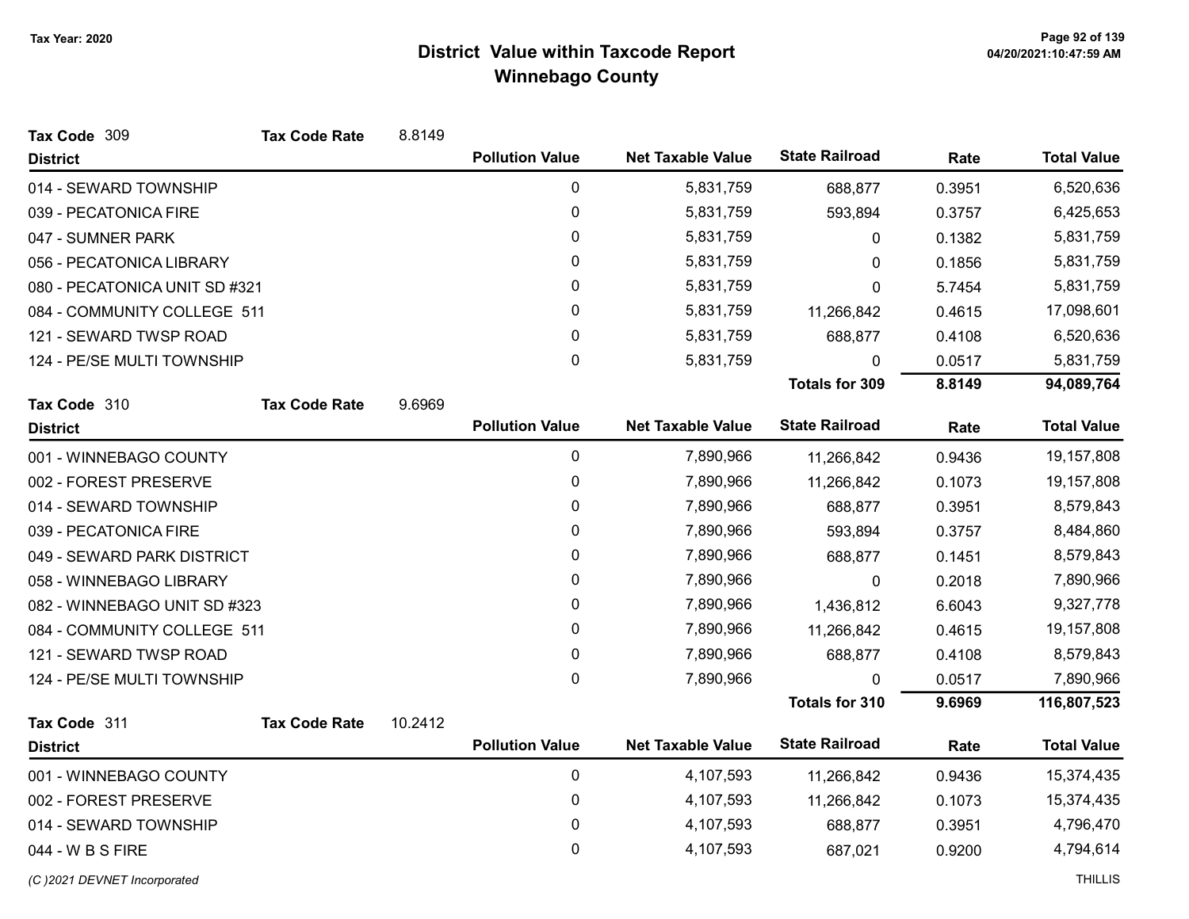# District Value within Taxcode Report
## Winnebago County

Tax Year: 2020

**Tax Code** 309 **Tax Code Rate** 8.8149

| District | Pollution Value | Net Taxable Value | State Railroad | Rate | Total Value |
|---|---|---|---|---|---|
| 014 - SEWARD TOWNSHIP | 0 | 5,831,759 | 688,877 | 0.3951 | 6,520,636 |
| 039 - PECATONICA FIRE | 0 | 5,831,759 | 593,894 | 0.3757 | 6,425,653 |
| 047 - SUMNER PARK | 0 | 5,831,759 | 0 | 0.1382 | 5,831,759 |
| 056 - PECATONICA LIBRARY | 0 | 5,831,759 | 0 | 0.1856 | 5,831,759 |
| 080 - PECATONICA UNIT SD #321 | 0 | 5,831,759 | 0 | 5.7454 | 5,831,759 |
| 084 - COMMUNITY COLLEGE 511 | 0 | 5,831,759 | 11,266,842 | 0.4615 | 17,098,601 |
| 121 - SEWARD TWSP ROAD | 0 | 5,831,759 | 688,877 | 0.4108 | 6,520,636 |
| 124 - PE/SE MULTI TOWNSHIP | 0 | 5,831,759 | 0 | 0.0517 | 5,831,759 |
| | | | **Totals for 309** | **8.8149** | **94,089,764** |

**Tax Code** 310 **Tax Code Rate** 9.6969

| District | Pollution Value | Net Taxable Value | State Railroad | Rate | Total Value |
|---|---|---|---|---|---|
| 001 - WINNEBAGO COUNTY | 0 | 7,890,966 | 11,266,842 | 0.9436 | 19,157,808 |
| 002 - FOREST PRESERVE | 0 | 7,890,966 | 11,266,842 | 0.1073 | 19,157,808 |
| 014 - SEWARD TOWNSHIP | 0 | 7,890,966 | 688,877 | 0.3951 | 8,579,843 |
| 039 - PECATONICA FIRE | 0 | 7,890,966 | 593,894 | 0.3757 | 8,484,860 |
| 049 - SEWARD PARK DISTRICT | 0 | 7,890,966 | 688,877 | 0.1451 | 8,579,843 |
| 058 - WINNEBAGO LIBRARY | 0 | 7,890,966 | 0 | 0.2018 | 7,890,966 |
| 082 - WINNEBAGO UNIT SD #323 | 0 | 7,890,966 | 1,436,812 | 6.6043 | 9,327,778 |
| 084 - COMMUNITY COLLEGE 511 | 0 | 7,890,966 | 11,266,842 | 0.4615 | 19,157,808 |
| 121 - SEWARD TWSP ROAD | 0 | 7,890,966 | 688,877 | 0.4108 | 8,579,843 |
| 124 - PE/SE MULTI TOWNSHIP | 0 | 7,890,966 | 0 | 0.0517 | 7,890,966 |
| | | | **Totals for 310** | **9.6969** | **116,807,523** |

**Tax Code** 311 **Tax Code Rate** 10.2412

| District | Pollution Value | Net Taxable Value | State Railroad | Rate | Total Value |
|---|---|---|---|---|---|
| 001 - WINNEBAGO COUNTY | 0 | 4,107,593 | 11,266,842 | 0.9436 | 15,374,435 |
| 002 - FOREST PRESERVE | 0 | 4,107,593 | 11,266,842 | 0.1073 | 15,374,435 |
| 014 - SEWARD TOWNSHIP | 0 | 4,107,593 | 688,877 | 0.3951 | 4,796,470 |
| 044 - W B S FIRE | 0 | 4,107,593 | 687,021 | 0.9200 | 4,794,614 |

*(C )2021 DEVNET Incorporated* THILLIS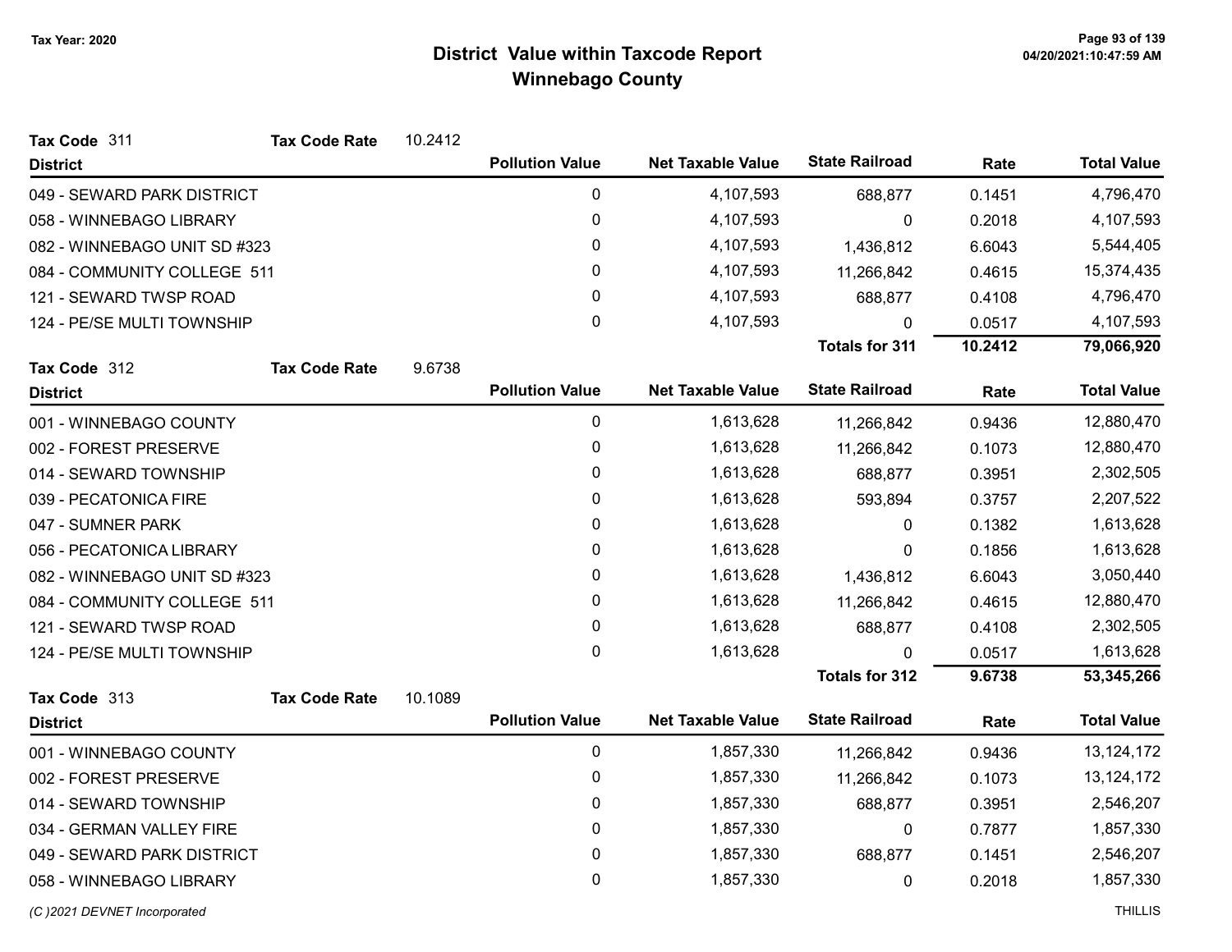# District Value within Taxcode Report
## Winnebago County

Tax Year: 2020

**Tax Code** 311 **Tax Code Rate** 10.2412

| District | Pollution Value | Net Taxable Value | State Railroad | Rate | Total Value |
|---|---|---|---|---|---|
| 049 - SEWARD PARK DISTRICT | 0 | 4,107,593 | 688,877 | 0.1451 | 4,796,470 |
| 058 - WINNEBAGO LIBRARY | 0 | 4,107,593 | 0 | 0.2018 | 4,107,593 |
| 082 - WINNEBAGO UNIT SD #323 | 0 | 4,107,593 | 1,436,812 | 6.6043 | 5,544,405 |
| 084 - COMMUNITY COLLEGE 511 | 0 | 4,107,593 | 11,266,842 | 0.4615 | 15,374,435 |
| 121 - SEWARD TWSP ROAD | 0 | 4,107,593 | 688,877 | 0.4108 | 4,796,470 |
| 124 - PE/SE MULTI TOWNSHIP | 0 | 4,107,593 | 0 | 0.0517 | 4,107,593 |
| | | | **Totals for 311** | **10.2412** | **79,066,920** |

**Tax Code** 312 **Tax Code Rate** 9.6738

| District | Pollution Value | Net Taxable Value | State Railroad | Rate | Total Value |
|---|---|---|---|---|---|
| 001 - WINNEBAGO COUNTY | 0 | 1,613,628 | 11,266,842 | 0.9436 | 12,880,470 |
| 002 - FOREST PRESERVE | 0 | 1,613,628 | 11,266,842 | 0.1073 | 12,880,470 |
| 014 - SEWARD TOWNSHIP | 0 | 1,613,628 | 688,877 | 0.3951 | 2,302,505 |
| 039 - PECATONICA FIRE | 0 | 1,613,628 | 593,894 | 0.3757 | 2,207,522 |
| 047 - SUMNER PARK | 0 | 1,613,628 | 0 | 0.1382 | 1,613,628 |
| 056 - PECATONICA LIBRARY | 0 | 1,613,628 | 0 | 0.1856 | 1,613,628 |
| 082 - WINNEBAGO UNIT SD #323 | 0 | 1,613,628 | 1,436,812 | 6.6043 | 3,050,440 |
| 084 - COMMUNITY COLLEGE 511 | 0 | 1,613,628 | 11,266,842 | 0.4615 | 12,880,470 |
| 121 - SEWARD TWSP ROAD | 0 | 1,613,628 | 688,877 | 0.4108 | 2,302,505 |
| 124 - PE/SE MULTI TOWNSHIP | 0 | 1,613,628 | 0 | 0.0517 | 1,613,628 |
| | | | **Totals for 312** | **9.6738** | **53,345,266** |

**Tax Code** 313 **Tax Code Rate** 10.1089

| District | Pollution Value | Net Taxable Value | State Railroad | Rate | Total Value |
|---|---|---|---|---|---|
| 001 - WINNEBAGO COUNTY | 0 | 1,857,330 | 11,266,842 | 0.9436 | 13,124,172 |
| 002 - FOREST PRESERVE | 0 | 1,857,330 | 11,266,842 | 0.1073 | 13,124,172 |
| 014 - SEWARD TOWNSHIP | 0 | 1,857,330 | 688,877 | 0.3951 | 2,546,207 |
| 034 - GERMAN VALLEY FIRE | 0 | 1,857,330 | 0 | 0.7877 | 1,857,330 |
| 049 - SEWARD PARK DISTRICT | 0 | 1,857,330 | 688,877 | 0.1451 | 2,546,207 |
| 058 - WINNEBAGO LIBRARY | 0 | 1,857,330 | 0 | 0.2018 | 1,857,330 |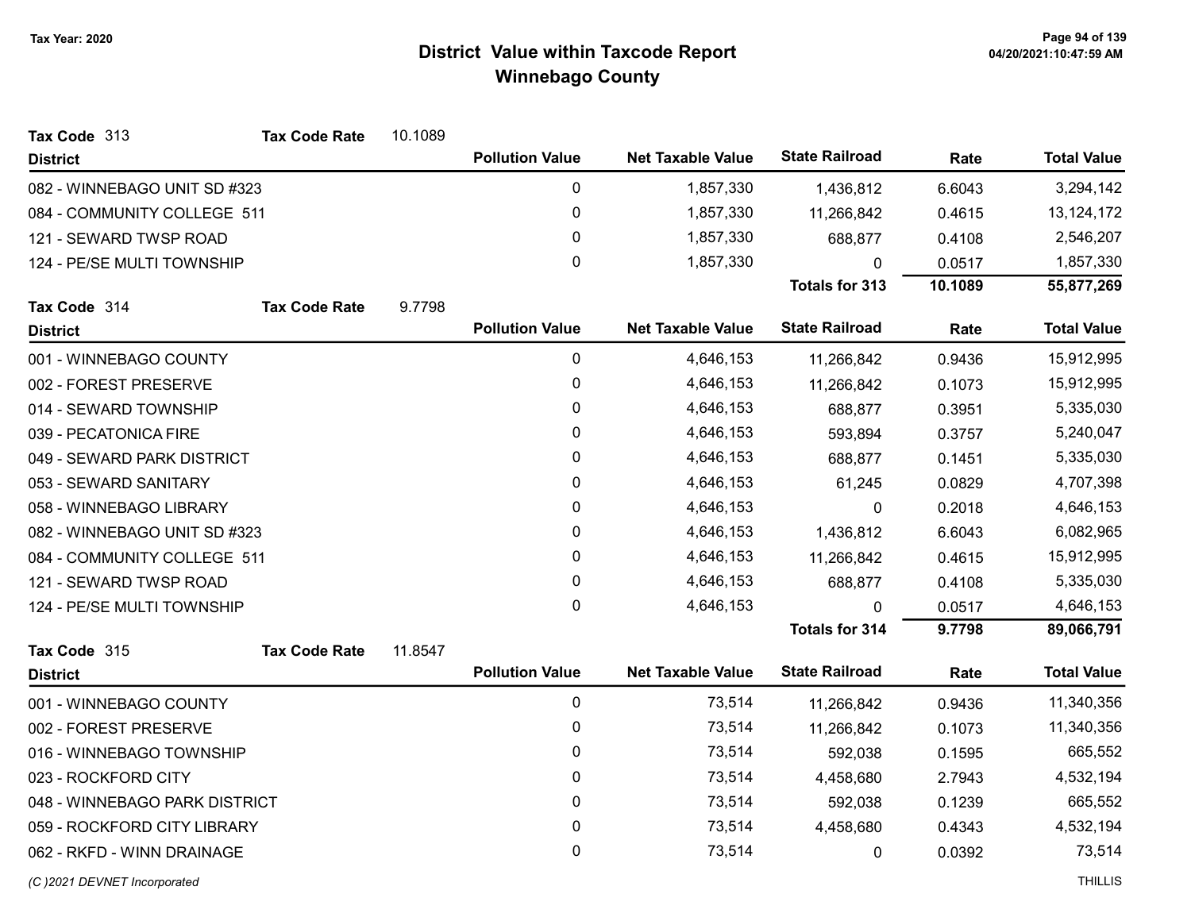# District Value within Taxcode Report
## Winnebago County

Tax Year: 2020

**Tax Code** 313 **Tax Code Rate** 10.1089

| District | Pollution Value | Net Taxable Value | State Railroad | Rate | Total Value |
|---|---|---|---|---|---|
| 082 - WINNEBAGO UNIT SD #323 | 0 | 1,857,330 | 1,436,812 | 6.6043 | 3,294,142 |
| 084 - COMMUNITY COLLEGE 511 | 0 | 1,857,330 | 11,266,842 | 0.4615 | 13,124,172 |
| 121 - SEWARD TWSP ROAD | 0 | 1,857,330 | 688,877 | 0.4108 | 2,546,207 |
| 124 - PE/SE MULTI TOWNSHIP | 0 | 1,857,330 | 0 | 0.0517 | 1,857,330 |
| | | | **Totals for 313** | **10.1089** | **55,877,269** |

**Tax Code** 314 **Tax Code Rate** 9.7798

| District | Pollution Value | Net Taxable Value | State Railroad | Rate | Total Value |
|---|---|---|---|---|---|
| 001 - WINNEBAGO COUNTY | 0 | 4,646,153 | 11,266,842 | 0.9436 | 15,912,995 |
| 002 - FOREST PRESERVE | 0 | 4,646,153 | 11,266,842 | 0.1073 | 15,912,995 |
| 014 - SEWARD TOWNSHIP | 0 | 4,646,153 | 688,877 | 0.3951 | 5,335,030 |
| 039 - PECATONICA FIRE | 0 | 4,646,153 | 593,894 | 0.3757 | 5,240,047 |
| 049 - SEWARD PARK DISTRICT | 0 | 4,646,153 | 688,877 | 0.1451 | 5,335,030 |
| 053 - SEWARD SANITARY | 0 | 4,646,153 | 61,245 | 0.0829 | 4,707,398 |
| 058 - WINNEBAGO LIBRARY | 0 | 4,646,153 | 0 | 0.2018 | 4,646,153 |
| 082 - WINNEBAGO UNIT SD #323 | 0 | 4,646,153 | 1,436,812 | 6.6043 | 6,082,965 |
| 084 - COMMUNITY COLLEGE 511 | 0 | 4,646,153 | 11,266,842 | 0.4615 | 15,912,995 |
| 121 - SEWARD TWSP ROAD | 0 | 4,646,153 | 688,877 | 0.4108 | 5,335,030 |
| 124 - PE/SE MULTI TOWNSHIP | 0 | 4,646,153 | 0 | 0.0517 | 4,646,153 |
| | | | **Totals for 314** | **9.7798** | **89,066,791** |

**Tax Code** 315 **Tax Code Rate** 11.8547

| District | Pollution Value | Net Taxable Value | State Railroad | Rate | Total Value |
|---|---|---|---|---|---|
| 001 - WINNEBAGO COUNTY | 0 | 73,514 | 11,266,842 | 0.9436 | 11,340,356 |
| 002 - FOREST PRESERVE | 0 | 73,514 | 11,266,842 | 0.1073 | 11,340,356 |
| 016 - WINNEBAGO TOWNSHIP | 0 | 73,514 | 592,038 | 0.1595 | 665,552 |
| 023 - ROCKFORD CITY | 0 | 73,514 | 4,458,680 | 2.7943 | 4,532,194 |
| 048 - WINNEBAGO PARK DISTRICT | 0 | 73,514 | 592,038 | 0.1239 | 665,552 |
| 059 - ROCKFORD CITY LIBRARY | 0 | 73,514 | 4,458,680 | 0.4343 | 4,532,194 |
| 062 - RKFD - WINN DRAINAGE | 0 | 73,514 | 0 | 0.0392 | 73,514 |

*(C )2021 DEVNET Incorporated* THILLIS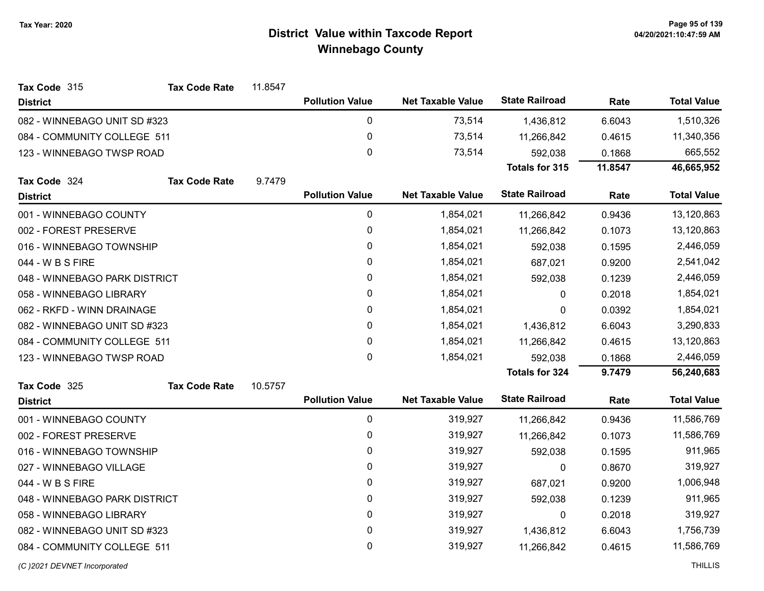# District Value within Taxcode Report
## Winnebago County

Tax Year: 2020

**Tax Code** 315 **Tax Code Rate** 11.8547

| District | Pollution Value | Net Taxable Value | State Railroad | Rate | Total Value |
|---|---|---|---|---|---|
| 082 - WINNEBAGO UNIT SD #323 | 0 | 73,514 | 1,436,812 | 6.6043 | 1,510,326 |
| 084 - COMMUNITY COLLEGE 511 | 0 | 73,514 | 11,266,842 | 0.4615 | 11,340,356 |
| 123 - WINNEBAGO TWSP ROAD | 0 | 73,514 | 592,038 | 0.1868 | 665,552 |
| | | | **Totals for 315** | **11.8547** | **46,665,952** |

**Tax Code** 324 **Tax Code Rate** 9.7479

| District | Pollution Value | Net Taxable Value | State Railroad | Rate | Total Value |
|---|---|---|---|---|---|
| 001 - WINNEBAGO COUNTY | 0 | 1,854,021 | 11,266,842 | 0.9436 | 13,120,863 |
| 002 - FOREST PRESERVE | 0 | 1,854,021 | 11,266,842 | 0.1073 | 13,120,863 |
| 016 - WINNEBAGO TOWNSHIP | 0 | 1,854,021 | 592,038 | 0.1595 | 2,446,059 |
| 044 - W B S FIRE | 0 | 1,854,021 | 687,021 | 0.9200 | 2,541,042 |
| 048 - WINNEBAGO PARK DISTRICT | 0 | 1,854,021 | 592,038 | 0.1239 | 2,446,059 |
| 058 - WINNEBAGO LIBRARY | 0 | 1,854,021 | 0 | 0.2018 | 1,854,021 |
| 062 - RKFD - WINN DRAINAGE | 0 | 1,854,021 | 0 | 0.0392 | 1,854,021 |
| 082 - WINNEBAGO UNIT SD #323 | 0 | 1,854,021 | 1,436,812 | 6.6043 | 3,290,833 |
| 084 - COMMUNITY COLLEGE 511 | 0 | 1,854,021 | 11,266,842 | 0.4615 | 13,120,863 |
| 123 - WINNEBAGO TWSP ROAD | 0 | 1,854,021 | 592,038 | 0.1868 | 2,446,059 |
| | | | **Totals for 324** | **9.7479** | **56,240,683** |

**Tax Code** 325 **Tax Code Rate** 10.5757

| District | Pollution Value | Net Taxable Value | State Railroad | Rate | Total Value |
|---|---|---|---|---|---|
| 001 - WINNEBAGO COUNTY | 0 | 319,927 | 11,266,842 | 0.9436 | 11,586,769 |
| 002 - FOREST PRESERVE | 0 | 319,927 | 11,266,842 | 0.1073 | 11,586,769 |
| 016 - WINNEBAGO TOWNSHIP | 0 | 319,927 | 592,038 | 0.1595 | 911,965 |
| 027 - WINNEBAGO VILLAGE | 0 | 319,927 | 0 | 0.8670 | 319,927 |
| 044 - W B S FIRE | 0 | 319,927 | 687,021 | 0.9200 | 1,006,948 |
| 048 - WINNEBAGO PARK DISTRICT | 0 | 319,927 | 592,038 | 0.1239 | 911,965 |
| 058 - WINNEBAGO LIBRARY | 0 | 319,927 | 0 | 0.2018 | 319,927 |
| 082 - WINNEBAGO UNIT SD #323 | 0 | 319,927 | 1,436,812 | 6.6043 | 1,756,739 |
| 084 - COMMUNITY COLLEGE 511 | 0 | 319,927 | 11,266,842 | 0.4615 | 11,586,769 |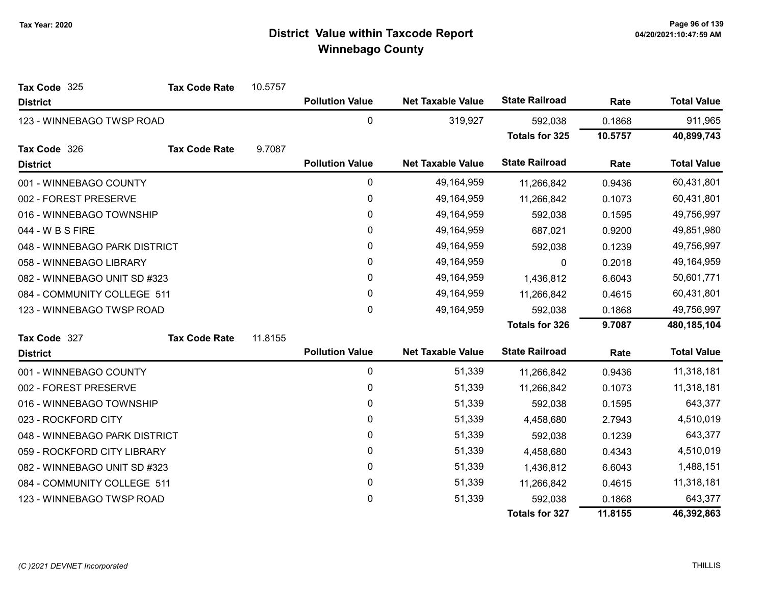# District Value within Taxcode Report
## Winnebago County

Tax Year: 2020

**Tax Code** 325 **Tax Code Rate** 10.5757

| District | Pollution Value | Net Taxable Value | State Railroad | Rate | Total Value |
|---|---|---|---|---|---|
| 123 - WINNEBAGO TWSP ROAD | 0 | 319,927 | 592,038 | 0.1868 | 911,965 |
| | | | **Totals for 325** | **10.5757** | **40,899,743** |

**Tax Code** 326 **Tax Code Rate** 9.7087

| District | Pollution Value | Net Taxable Value | State Railroad | Rate | Total Value |
|---|---|---|---|---|---|
| 001 - WINNEBAGO COUNTY | 0 | 49,164,959 | 11,266,842 | 0.9436 | 60,431,801 |
| 002 - FOREST PRESERVE | 0 | 49,164,959 | 11,266,842 | 0.1073 | 60,431,801 |
| 016 - WINNEBAGO TOWNSHIP | 0 | 49,164,959 | 592,038 | 0.1595 | 49,756,997 |
| 044 - W B S FIRE | 0 | 49,164,959 | 687,021 | 0.9200 | 49,851,980 |
| 048 - WINNEBAGO PARK DISTRICT | 0 | 49,164,959 | 592,038 | 0.1239 | 49,756,997 |
| 058 - WINNEBAGO LIBRARY | 0 | 49,164,959 | 0 | 0.2018 | 49,164,959 |
| 082 - WINNEBAGO UNIT SD #323 | 0 | 49,164,959 | 1,436,812 | 6.6043 | 50,601,771 |
| 084 - COMMUNITY COLLEGE 511 | 0 | 49,164,959 | 11,266,842 | 0.4615 | 60,431,801 |
| 123 - WINNEBAGO TWSP ROAD | 0 | 49,164,959 | 592,038 | 0.1868 | 49,756,997 |
| | | | **Totals for 326** | **9.7087** | **480,185,104** |

**Tax Code** 327 **Tax Code Rate** 11.8155

| District | Pollution Value | Net Taxable Value | State Railroad | Rate | Total Value |
|---|---|---|---|---|---|
| 001 - WINNEBAGO COUNTY | 0 | 51,339 | 11,266,842 | 0.9436 | 11,318,181 |
| 002 - FOREST PRESERVE | 0 | 51,339 | 11,266,842 | 0.1073 | 11,318,181 |
| 016 - WINNEBAGO TOWNSHIP | 0 | 51,339 | 592,038 | 0.1595 | 643,377 |
| 023 - ROCKFORD CITY | 0 | 51,339 | 4,458,680 | 2.7943 | 4,510,019 |
| 048 - WINNEBAGO PARK DISTRICT | 0 | 51,339 | 592,038 | 0.1239 | 643,377 |
| 059 - ROCKFORD CITY LIBRARY | 0 | 51,339 | 4,458,680 | 0.4343 | 4,510,019 |
| 082 - WINNEBAGO UNIT SD #323 | 0 | 51,339 | 1,436,812 | 6.6043 | 1,488,151 |
| 084 - COMMUNITY COLLEGE 511 | 0 | 51,339 | 11,266,842 | 0.4615 | 11,318,181 |
| 123 - WINNEBAGO TWSP ROAD | 0 | 51,339 | 592,038 | 0.1868 | 643,377 |
| | | | **Totals for 327** | **11.8155** | **46,392,863** |

*(C )2021 DEVNET Incorporated* THILLIS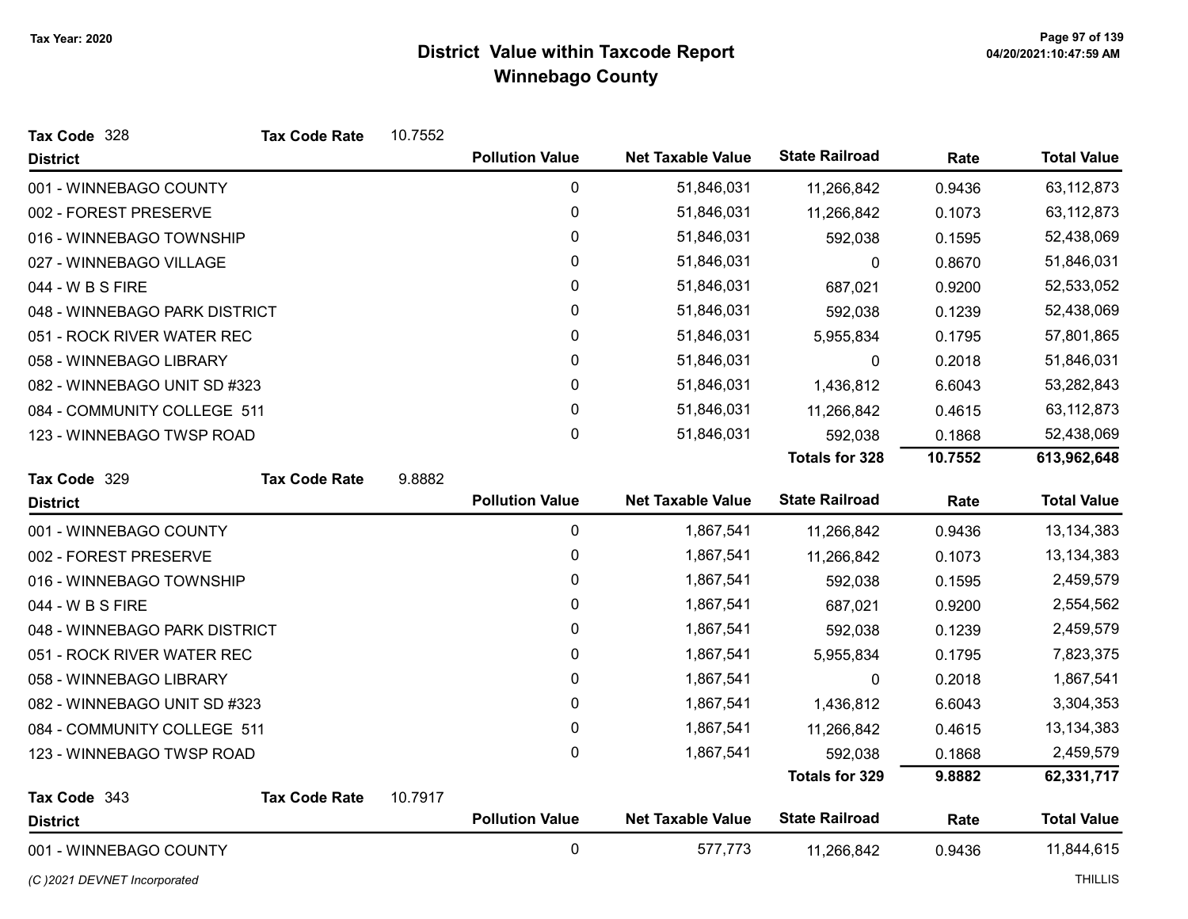# District Value within Taxcode Report
## Winnebago County

Tax Year: 2020

**Tax Code** 328 **Tax Code Rate** 10.7552

| District | Pollution Value | Net Taxable Value | State Railroad | Rate | Total Value |
|---|---|---|---|---|---|
| 001 - WINNEBAGO COUNTY | 0 | 51,846,031 | 11,266,842 | 0.9436 | 63,112,873 |
| 002 - FOREST PRESERVE | 0 | 51,846,031 | 11,266,842 | 0.1073 | 63,112,873 |
| 016 - WINNEBAGO TOWNSHIP | 0 | 51,846,031 | 592,038 | 0.1595 | 52,438,069 |
| 027 - WINNEBAGO VILLAGE | 0 | 51,846,031 | 0 | 0.8670 | 51,846,031 |
| 044 - W B S FIRE | 0 | 51,846,031 | 687,021 | 0.9200 | 52,533,052 |
| 048 - WINNEBAGO PARK DISTRICT | 0 | 51,846,031 | 592,038 | 0.1239 | 52,438,069 |
| 051 - ROCK RIVER WATER REC | 0 | 51,846,031 | 5,955,834 | 0.1795 | 57,801,865 |
| 058 - WINNEBAGO LIBRARY | 0 | 51,846,031 | 0 | 0.2018 | 51,846,031 |
| 082 - WINNEBAGO UNIT SD #323 | 0 | 51,846,031 | 1,436,812 | 6.6043 | 53,282,843 |
| 084 - COMMUNITY COLLEGE 511 | 0 | 51,846,031 | 11,266,842 | 0.4615 | 63,112,873 |
| 123 - WINNEBAGO TWSP ROAD | 0 | 51,846,031 | 592,038 | 0.1868 | 52,438,069 |
| | | | **Totals for 328** | **10.7552** | **613,962,648** |

**Tax Code** 329 **Tax Code Rate** 9.8882

| District | Pollution Value | Net Taxable Value | State Railroad | Rate | Total Value |
|---|---|---|---|---|---|
| 001 - WINNEBAGO COUNTY | 0 | 1,867,541 | 11,266,842 | 0.9436 | 13,134,383 |
| 002 - FOREST PRESERVE | 0 | 1,867,541 | 11,266,842 | 0.1073 | 13,134,383 |
| 016 - WINNEBAGO TOWNSHIP | 0 | 1,867,541 | 592,038 | 0.1595 | 2,459,579 |
| 044 - W B S FIRE | 0 | 1,867,541 | 687,021 | 0.9200 | 2,554,562 |
| 048 - WINNEBAGO PARK DISTRICT | 0 | 1,867,541 | 592,038 | 0.1239 | 2,459,579 |
| 051 - ROCK RIVER WATER REC | 0 | 1,867,541 | 5,955,834 | 0.1795 | 7,823,375 |
| 058 - WINNEBAGO LIBRARY | 0 | 1,867,541 | 0 | 0.2018 | 1,867,541 |
| 082 - WINNEBAGO UNIT SD #323 | 0 | 1,867,541 | 1,436,812 | 6.6043 | 3,304,353 |
| 084 - COMMUNITY COLLEGE 511 | 0 | 1,867,541 | 11,266,842 | 0.4615 | 13,134,383 |
| 123 - WINNEBAGO TWSP ROAD | 0 | 1,867,541 | 592,038 | 0.1868 | 2,459,579 |
| | | | **Totals for 329** | **9.8882** | **62,331,717** |

**Tax Code** 343 **Tax Code Rate** 10.7917

| District | Pollution Value | Net Taxable Value | State Railroad | Rate | Total Value |
|---|---|---|---|---|---|
| 001 - WINNEBAGO COUNTY | 0 | 577,773 | 11,266,842 | 0.9436 | 11,844,615 |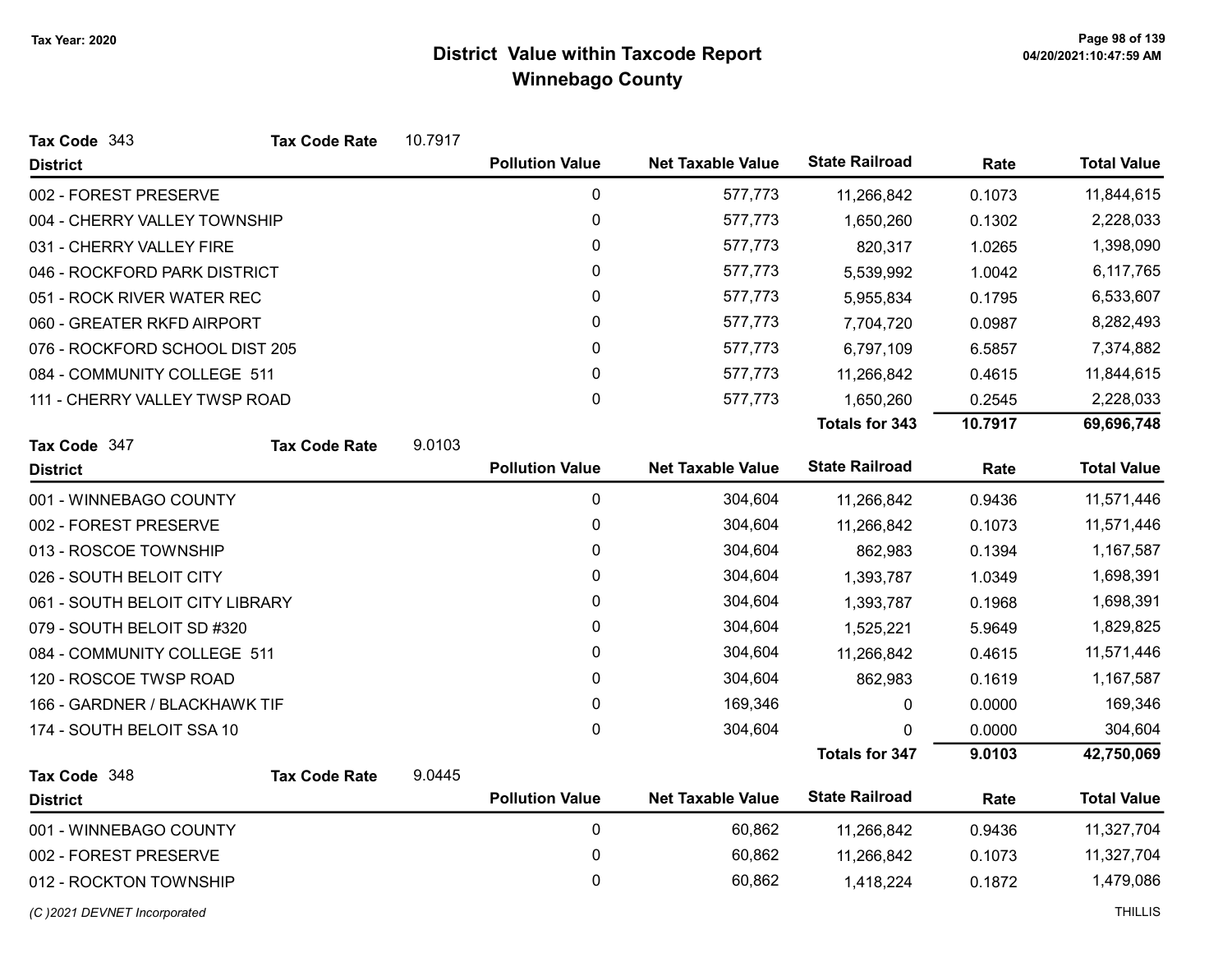# District Value within Taxcode Report
## Winnebago County

Tax Year: 2020

**Tax Code** 343 **Tax Code Rate** 10.7917

| District | Pollution Value | Net Taxable Value | State Railroad | Rate | Total Value |
|---|---|---|---|---|---|
| 002 - FOREST PRESERVE | 0 | 577,773 | 11,266,842 | 0.1073 | 11,844,615 |
| 004 - CHERRY VALLEY TOWNSHIP | 0 | 577,773 | 1,650,260 | 0.1302 | 2,228,033 |
| 031 - CHERRY VALLEY FIRE | 0 | 577,773 | 820,317 | 1.0265 | 1,398,090 |
| 046 - ROCKFORD PARK DISTRICT | 0 | 577,773 | 5,539,992 | 1.0042 | 6,117,765 |
| 051 - ROCK RIVER WATER REC | 0 | 577,773 | 5,955,834 | 0.1795 | 6,533,607 |
| 060 - GREATER RKFD AIRPORT | 0 | 577,773 | 7,704,720 | 0.0987 | 8,282,493 |
| 076 - ROCKFORD SCHOOL DIST 205 | 0 | 577,773 | 6,797,109 | 6.5857 | 7,374,882 |
| 084 - COMMUNITY COLLEGE 511 | 0 | 577,773 | 11,266,842 | 0.4615 | 11,844,615 |
| 111 - CHERRY VALLEY TWSP ROAD | 0 | 577,773 | 1,650,260 | 0.2545 | 2,228,033 |
| | | | **Totals for 343** | **10.7917** | **69,696,748** |

**Tax Code** 347 **Tax Code Rate** 9.0103

| District | Pollution Value | Net Taxable Value | State Railroad | Rate | Total Value |
|---|---|---|---|---|---|
| 001 - WINNEBAGO COUNTY | 0 | 304,604 | 11,266,842 | 0.9436 | 11,571,446 |
| 002 - FOREST PRESERVE | 0 | 304,604 | 11,266,842 | 0.1073 | 11,571,446 |
| 013 - ROSCOE TOWNSHIP | 0 | 304,604 | 862,983 | 0.1394 | 1,167,587 |
| 026 - SOUTH BELOIT CITY | 0 | 304,604 | 1,393,787 | 1.0349 | 1,698,391 |
| 061 - SOUTH BELOIT CITY LIBRARY | 0 | 304,604 | 1,393,787 | 0.1968 | 1,698,391 |
| 079 - SOUTH BELOIT SD #320 | 0 | 304,604 | 1,525,221 | 5.9649 | 1,829,825 |
| 084 - COMMUNITY COLLEGE 511 | 0 | 304,604 | 11,266,842 | 0.4615 | 11,571,446 |
| 120 - ROSCOE TWSP ROAD | 0 | 304,604 | 862,983 | 0.1619 | 1,167,587 |
| 166 - GARDNER / BLACKHAWK TIF | 0 | 169,346 | 0 | 0.0000 | 169,346 |
| 174 - SOUTH BELOIT SSA 10 | 0 | 304,604 | 0 | 0.0000 | 304,604 |
| | | | **Totals for 347** | **9.0103** | **42,750,069** |

**Tax Code** 348 **Tax Code Rate** 9.0445

| District | Pollution Value | Net Taxable Value | State Railroad | Rate | Total Value |
|---|---|---|---|---|---|
| 001 - WINNEBAGO COUNTY | 0 | 60,862 | 11,266,842 | 0.9436 | 11,327,704 |
| 002 - FOREST PRESERVE | 0 | 60,862 | 11,266,842 | 0.1073 | 11,327,704 |
| 012 - ROCKTON TOWNSHIP | 0 | 60,862 | 1,418,224 | 0.1872 | 1,479,086 |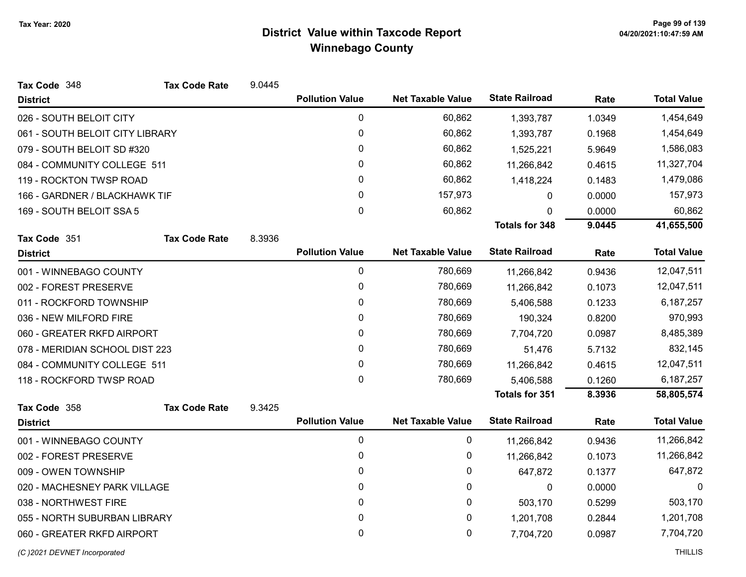Tax Year: 2020

# District Value within Taxcode Report
## Winnebago County

**Tax Code** 348 **Tax Code Rate** 9.0445

| District | Pollution Value | Net Taxable Value | State Railroad | Rate | Total Value |
|---|---|---|---|---|---|
| 026 - SOUTH BELOIT CITY | 0 | 60,862 | 1,393,787 | 1.0349 | 1,454,649 |
| 061 - SOUTH BELOIT CITY LIBRARY | 0 | 60,862 | 1,393,787 | 0.1968 | 1,454,649 |
| 079 - SOUTH BELOIT SD #320 | 0 | 60,862 | 1,525,221 | 5.9649 | 1,586,083 |
| 084 - COMMUNITY COLLEGE 511 | 0 | 60,862 | 11,266,842 | 0.4615 | 11,327,704 |
| 119 - ROCKTON TWSP ROAD | 0 | 60,862 | 1,418,224 | 0.1483 | 1,479,086 |
| 166 - GARDNER / BLACKHAWK TIF | 0 | 157,973 | 0 | 0.0000 | 157,973 |
| 169 - SOUTH BELOIT SSA 5 | 0 | 60,862 | 0 | 0.0000 | 60,862 |
| | | | **Totals for 348** | **9.0445** | **41,655,500** |

**Tax Code** 351 **Tax Code Rate** 8.3936

| District | Pollution Value | Net Taxable Value | State Railroad | Rate | Total Value |
|---|---|---|---|---|---|
| 001 - WINNEBAGO COUNTY | 0 | 780,669 | 11,266,842 | 0.9436 | 12,047,511 |
| 002 - FOREST PRESERVE | 0 | 780,669 | 11,266,842 | 0.1073 | 12,047,511 |
| 011 - ROCKFORD TOWNSHIP | 0 | 780,669 | 5,406,588 | 0.1233 | 6,187,257 |
| 036 - NEW MILFORD FIRE | 0 | 780,669 | 190,324 | 0.8200 | 970,993 |
| 060 - GREATER RKFD AIRPORT | 0 | 780,669 | 7,704,720 | 0.0987 | 8,485,389 |
| 078 - MERIDIAN SCHOOL DIST 223 | 0 | 780,669 | 51,476 | 5.7132 | 832,145 |
| 084 - COMMUNITY COLLEGE 511 | 0 | 780,669 | 11,266,842 | 0.4615 | 12,047,511 |
| 118 - ROCKFORD TWSP ROAD | 0 | 780,669 | 5,406,588 | 0.1260 | 6,187,257 |
| | | | **Totals for 351** | **8.3936** | **58,805,574** |

**Tax Code** 358 **Tax Code Rate** 9.3425

| District | Pollution Value | Net Taxable Value | State Railroad | Rate | Total Value |
|---|---|---|---|---|---|
| 001 - WINNEBAGO COUNTY | 0 | 0 | 11,266,842 | 0.9436 | 11,266,842 |
| 002 - FOREST PRESERVE | 0 | 0 | 11,266,842 | 0.1073 | 11,266,842 |
| 009 - OWEN TOWNSHIP | 0 | 0 | 647,872 | 0.1377 | 647,872 |
| 020 - MACHESNEY PARK VILLAGE | 0 | 0 | 0 | 0.0000 | 0 |
| 038 - NORTHWEST FIRE | 0 | 0 | 503,170 | 0.5299 | 503,170 |
| 055 - NORTH SUBURBAN LIBRARY | 0 | 0 | 1,201,708 | 0.2844 | 1,201,708 |
| 060 - GREATER RKFD AIRPORT | 0 | 0 | 7,704,720 | 0.0987 | 7,704,720 |

(C )2021 DEVNET Incorporated THILLIS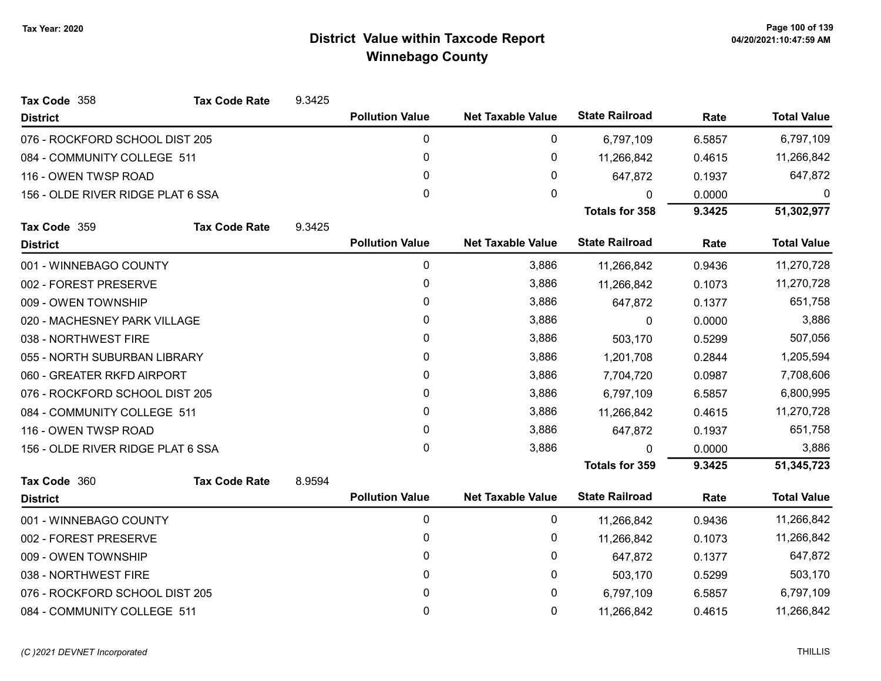# District Value within Taxcode Report
## Winnebago County

Tax Year: 2020

**Tax Code** 358 **Tax Code Rate** 9.3425

| District | Pollution Value | Net Taxable Value | State Railroad | Rate | Total Value |
|---|---|---|---|---|---|
| 076 - ROCKFORD SCHOOL DIST 205 | 0 | 0 | 6,797,109 | 6.5857 | 6,797,109 |
| 084 - COMMUNITY COLLEGE 511 | 0 | 0 | 11,266,842 | 0.4615 | 11,266,842 |
| 116 - OWEN TWSP ROAD | 0 | 0 | 647,872 | 0.1937 | 647,872 |
| 156 - OLDE RIVER RIDGE PLAT 6 SSA | 0 | 0 | 0 | 0.0000 | 0 |
| | | | **Totals for 358** | **9.3425** | **51,302,977** |

**Tax Code** 359 **Tax Code Rate** 9.3425

| District | Pollution Value | Net Taxable Value | State Railroad | Rate | Total Value |
|---|---|---|---|---|---|
| 001 - WINNEBAGO COUNTY | 0 | 3,886 | 11,266,842 | 0.9436 | 11,270,728 |
| 002 - FOREST PRESERVE | 0 | 3,886 | 11,266,842 | 0.1073 | 11,270,728 |
| 009 - OWEN TOWNSHIP | 0 | 3,886 | 647,872 | 0.1377 | 651,758 |
| 020 - MACHESNEY PARK VILLAGE | 0 | 3,886 | 0 | 0.0000 | 3,886 |
| 038 - NORTHWEST FIRE | 0 | 3,886 | 503,170 | 0.5299 | 507,056 |
| 055 - NORTH SUBURBAN LIBRARY | 0 | 3,886 | 1,201,708 | 0.2844 | 1,205,594 |
| 060 - GREATER RKFD AIRPORT | 0 | 3,886 | 7,704,720 | 0.0987 | 7,708,606 |
| 076 - ROCKFORD SCHOOL DIST 205 | 0 | 3,886 | 6,797,109 | 6.5857 | 6,800,995 |
| 084 - COMMUNITY COLLEGE 511 | 0 | 3,886 | 11,266,842 | 0.4615 | 11,270,728 |
| 116 - OWEN TWSP ROAD | 0 | 3,886 | 647,872 | 0.1937 | 651,758 |
| 156 - OLDE RIVER RIDGE PLAT 6 SSA | 0 | 3,886 | 0 | 0.0000 | 3,886 |
| | | | **Totals for 359** | **9.3425** | **51,345,723** |

**Tax Code** 360 **Tax Code Rate** 8.9594

| District | Pollution Value | Net Taxable Value | State Railroad | Rate | Total Value |
|---|---|---|---|---|---|
| 001 - WINNEBAGO COUNTY | 0 | 0 | 11,266,842 | 0.9436 | 11,266,842 |
| 002 - FOREST PRESERVE | 0 | 0 | 11,266,842 | 0.1073 | 11,266,842 |
| 009 - OWEN TOWNSHIP | 0 | 0 | 647,872 | 0.1377 | 647,872 |
| 038 - NORTHWEST FIRE | 0 | 0 | 503,170 | 0.5299 | 503,170 |
| 076 - ROCKFORD SCHOOL DIST 205 | 0 | 0 | 6,797,109 | 6.5857 | 6,797,109 |
| 084 - COMMUNITY COLLEGE 511 | 0 | 0 | 11,266,842 | 0.4615 | 11,266,842 |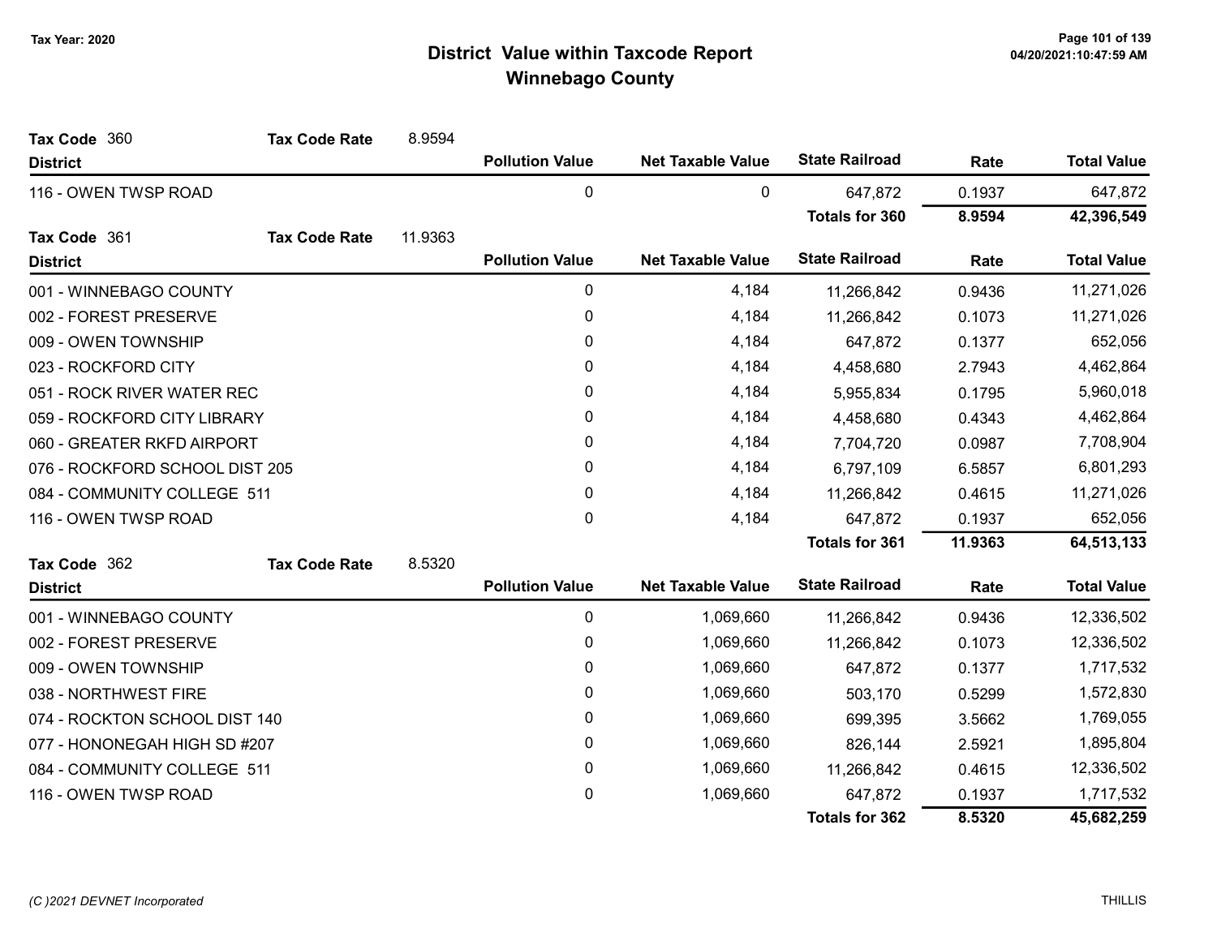# District Value within Taxcode Report
## Winnebago County

Tax Year: 2020

**Tax Code** 360 **Tax Code Rate** 8.9594

| District | Pollution Value | Net Taxable Value | State Railroad | Rate | Total Value |
|---|---|---|---|---|---|
| 116 - OWEN TWSP ROAD | 0 | 0 | 647,872 | 0.1937 | 647,872 |
| | | | **Totals for 360** | **8.9594** | **42,396,549** |

**Tax Code** 361 **Tax Code Rate** 11.9363

| District | Pollution Value | Net Taxable Value | State Railroad | Rate | Total Value |
|---|---|---|---|---|---|
| 001 - WINNEBAGO COUNTY | 0 | 4,184 | 11,266,842 | 0.9436 | 11,271,026 |
| 002 - FOREST PRESERVE | 0 | 4,184 | 11,266,842 | 0.1073 | 11,271,026 |
| 009 - OWEN TOWNSHIP | 0 | 4,184 | 647,872 | 0.1377 | 652,056 |
| 023 - ROCKFORD CITY | 0 | 4,184 | 4,458,680 | 2.7943 | 4,462,864 |
| 051 - ROCK RIVER WATER REC | 0 | 4,184 | 5,955,834 | 0.1795 | 5,960,018 |
| 059 - ROCKFORD CITY LIBRARY | 0 | 4,184 | 4,458,680 | 0.4343 | 4,462,864 |
| 060 - GREATER RKFD AIRPORT | 0 | 4,184 | 7,704,720 | 0.0987 | 7,708,904 |
| 076 - ROCKFORD SCHOOL DIST 205 | 0 | 4,184 | 6,797,109 | 6.5857 | 6,801,293 |
| 084 - COMMUNITY COLLEGE 511 | 0 | 4,184 | 11,266,842 | 0.4615 | 11,271,026 |
| 116 - OWEN TWSP ROAD | 0 | 4,184 | 647,872 | 0.1937 | 652,056 |
| | | | **Totals for 361** | **11.9363** | **64,513,133** |

**Tax Code** 362 **Tax Code Rate** 8.5320

| District | Pollution Value | Net Taxable Value | State Railroad | Rate | Total Value |
|---|---|---|---|---|---|
| 001 - WINNEBAGO COUNTY | 0 | 1,069,660 | 11,266,842 | 0.9436 | 12,336,502 |
| 002 - FOREST PRESERVE | 0 | 1,069,660 | 11,266,842 | 0.1073 | 12,336,502 |
| 009 - OWEN TOWNSHIP | 0 | 1,069,660 | 647,872 | 0.1377 | 1,717,532 |
| 038 - NORTHWEST FIRE | 0 | 1,069,660 | 503,170 | 0.5299 | 1,572,830 |
| 074 - ROCKTON SCHOOL DIST 140 | 0 | 1,069,660 | 699,395 | 3.5662 | 1,769,055 |
| 077 - HONONEGAH HIGH SD #207 | 0 | 1,069,660 | 826,144 | 2.5921 | 1,895,804 |
| 084 - COMMUNITY COLLEGE 511 | 0 | 1,069,660 | 11,266,842 | 0.4615 | 12,336,502 |
| 116 - OWEN TWSP ROAD | 0 | 1,069,660 | 647,872 | 0.1937 | 1,717,532 |
| | | | **Totals for 362** | **8.5320** | **45,682,259** |

(C )2021 DEVNET Incorporated THILLIS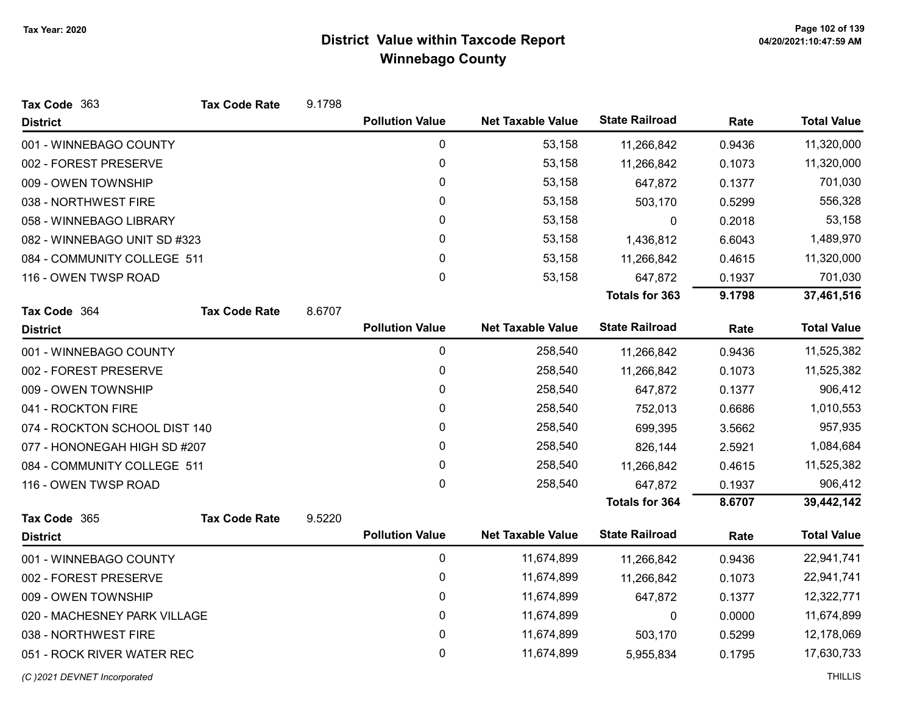# District Value within Taxcode Report

## Winnebago County

Tax Year: 2020

**Tax Code** 363 **Tax Code Rate** 9.1798

| District | Pollution Value | Net Taxable Value | State Railroad | Rate | Total Value |
|---|---|---|---|---|---|
| 001 - WINNEBAGO COUNTY | 0 | 53,158 | 11,266,842 | 0.9436 | 11,320,000 |
| 002 - FOREST PRESERVE | 0 | 53,158 | 11,266,842 | 0.1073 | 11,320,000 |
| 009 - OWEN TOWNSHIP | 0 | 53,158 | 647,872 | 0.1377 | 701,030 |
| 038 - NORTHWEST FIRE | 0 | 53,158 | 503,170 | 0.5299 | 556,328 |
| 058 - WINNEBAGO LIBRARY | 0 | 53,158 | 0 | 0.2018 | 53,158 |
| 082 - WINNEBAGO UNIT SD #323 | 0 | 53,158 | 1,436,812 | 6.6043 | 1,489,970 |
| 084 - COMMUNITY COLLEGE 511 | 0 | 53,158 | 11,266,842 | 0.4615 | 11,320,000 |
| 116 - OWEN TWSP ROAD | 0 | 53,158 | 647,872 | 0.1937 | 701,030 |
| | | | **Totals for 363** | **9.1798** | **37,461,516** |

**Tax Code** 364 **Tax Code Rate** 8.6707

| District | Pollution Value | Net Taxable Value | State Railroad | Rate | Total Value |
|---|---|---|---|---|---|
| 001 - WINNEBAGO COUNTY | 0 | 258,540 | 11,266,842 | 0.9436 | 11,525,382 |
| 002 - FOREST PRESERVE | 0 | 258,540 | 11,266,842 | 0.1073 | 11,525,382 |
| 009 - OWEN TOWNSHIP | 0 | 258,540 | 647,872 | 0.1377 | 906,412 |
| 041 - ROCKTON FIRE | 0 | 258,540 | 752,013 | 0.6686 | 1,010,553 |
| 074 - ROCKTON SCHOOL DIST 140 | 0 | 258,540 | 699,395 | 3.5662 | 957,935 |
| 077 - HONONEGAH HIGH SD #207 | 0 | 258,540 | 826,144 | 2.5921 | 1,084,684 |
| 084 - COMMUNITY COLLEGE 511 | 0 | 258,540 | 11,266,842 | 0.4615 | 11,525,382 |
| 116 - OWEN TWSP ROAD | 0 | 258,540 | 647,872 | 0.1937 | 906,412 |
| | | | **Totals for 364** | **8.6707** | **39,442,142** |

**Tax Code** 365 **Tax Code Rate** 9.5220

| District | Pollution Value | Net Taxable Value | State Railroad | Rate | Total Value |
|---|---|---|---|---|---|
| 001 - WINNEBAGO COUNTY | 0 | 11,674,899 | 11,266,842 | 0.9436 | 22,941,741 |
| 002 - FOREST PRESERVE | 0 | 11,674,899 | 11,266,842 | 0.1073 | 22,941,741 |
| 009 - OWEN TOWNSHIP | 0 | 11,674,899 | 647,872 | 0.1377 | 12,322,771 |
| 020 - MACHESNEY PARK VILLAGE | 0 | 11,674,899 | 0 | 0.0000 | 11,674,899 |
| 038 - NORTHWEST FIRE | 0 | 11,674,899 | 503,170 | 0.5299 | 12,178,069 |
| 051 - ROCK RIVER WATER REC | 0 | 11,674,899 | 5,955,834 | 0.1795 | 17,630,733 |

*(C )2021 DEVNET Incorporated* THILLIS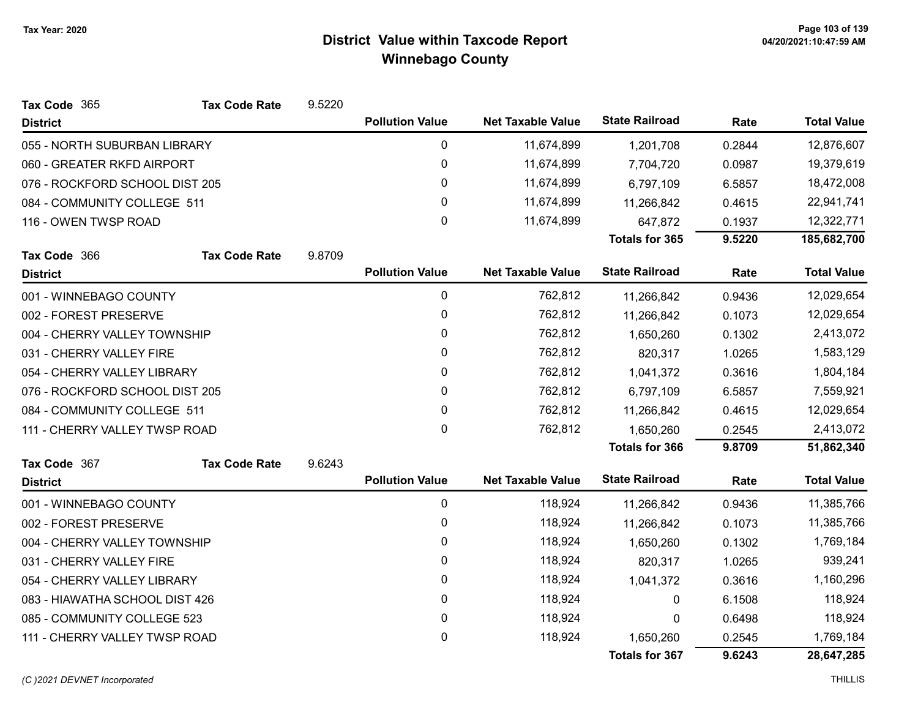# District Value within Taxcode Report
## Winnebago County

Tax Year: 2020

**Tax Code** 365 **Tax Code Rate** 9.5220

| District | Pollution Value | Net Taxable Value | State Railroad | Rate | Total Value |
|---|---|---|---|---|---|
| 055 - NORTH SUBURBAN LIBRARY | 0 | 11,674,899 | 1,201,708 | 0.2844 | 12,876,607 |
| 060 - GREATER RKFD AIRPORT | 0 | 11,674,899 | 7,704,720 | 0.0987 | 19,379,619 |
| 076 - ROCKFORD SCHOOL DIST 205 | 0 | 11,674,899 | 6,797,109 | 6.5857 | 18,472,008 |
| 084 - COMMUNITY COLLEGE 511 | 0 | 11,674,899 | 11,266,842 | 0.4615 | 22,941,741 |
| 116 - OWEN TWSP ROAD | 0 | 11,674,899 | 647,872 | 0.1937 | 12,322,771 |
| | | | **Totals for 365** | **9.5220** | **185,682,700** |

**Tax Code** 366 **Tax Code Rate** 9.8709

| District | Pollution Value | Net Taxable Value | State Railroad | Rate | Total Value |
|---|---|---|---|---|---|
| 001 - WINNEBAGO COUNTY | 0 | 762,812 | 11,266,842 | 0.9436 | 12,029,654 |
| 002 - FOREST PRESERVE | 0 | 762,812 | 11,266,842 | 0.1073 | 12,029,654 |
| 004 - CHERRY VALLEY TOWNSHIP | 0 | 762,812 | 1,650,260 | 0.1302 | 2,413,072 |
| 031 - CHERRY VALLEY FIRE | 0 | 762,812 | 820,317 | 1.0265 | 1,583,129 |
| 054 - CHERRY VALLEY LIBRARY | 0 | 762,812 | 1,041,372 | 0.3616 | 1,804,184 |
| 076 - ROCKFORD SCHOOL DIST 205 | 0 | 762,812 | 6,797,109 | 6.5857 | 7,559,921 |
| 084 - COMMUNITY COLLEGE 511 | 0 | 762,812 | 11,266,842 | 0.4615 | 12,029,654 |
| 111 - CHERRY VALLEY TWSP ROAD | 0 | 762,812 | 1,650,260 | 0.2545 | 2,413,072 |
| | | | **Totals for 366** | **9.8709** | **51,862,340** |

**Tax Code** 367 **Tax Code Rate** 9.6243

| District | Pollution Value | Net Taxable Value | State Railroad | Rate | Total Value |
|---|---|---|---|---|---|
| 001 - WINNEBAGO COUNTY | 0 | 118,924 | 11,266,842 | 0.9436 | 11,385,766 |
| 002 - FOREST PRESERVE | 0 | 118,924 | 11,266,842 | 0.1073 | 11,385,766 |
| 004 - CHERRY VALLEY TOWNSHIP | 0 | 118,924 | 1,650,260 | 0.1302 | 1,769,184 |
| 031 - CHERRY VALLEY FIRE | 0 | 118,924 | 820,317 | 1.0265 | 939,241 |
| 054 - CHERRY VALLEY LIBRARY | 0 | 118,924 | 1,041,372 | 0.3616 | 1,160,296 |
| 083 - HIAWATHA SCHOOL DIST 426 | 0 | 118,924 | 0 | 6.1508 | 118,924 |
| 085 - COMMUNITY COLLEGE 523 | 0 | 118,924 | 0 | 0.6498 | 118,924 |
| 111 - CHERRY VALLEY TWSP ROAD | 0 | 118,924 | 1,650,260 | 0.2545 | 1,769,184 |
| | | | **Totals for 367** | **9.6243** | **28,647,285** |

(C )2021 DEVNET Incorporated THILLIS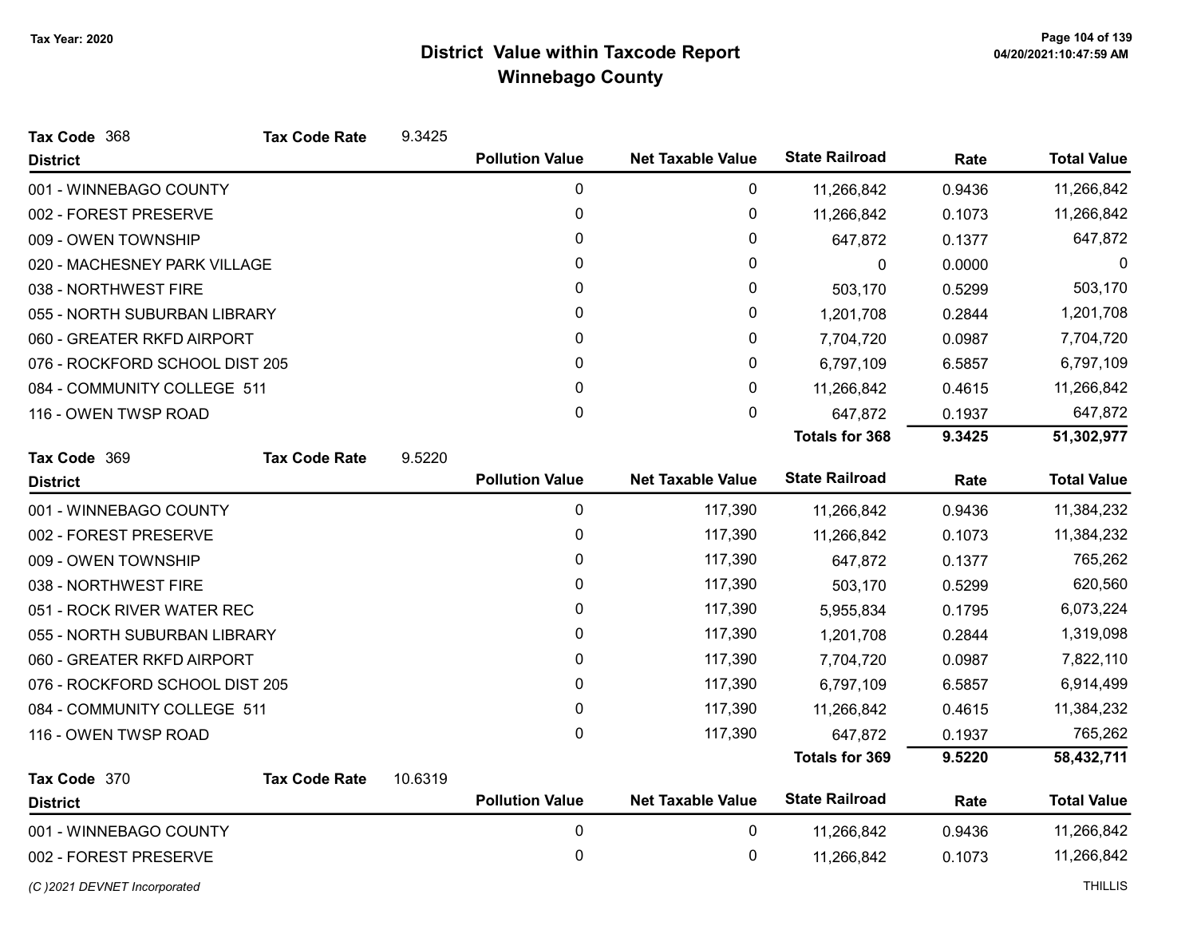# District Value within Taxcode Report
## Winnebago County

Tax Year: 2020

**Tax Code** 368 **Tax Code Rate** 9.3425

| District | Pollution Value | Net Taxable Value | State Railroad | Rate | Total Value |
|---|---|---|---|---|---|
| 001 - WINNEBAGO COUNTY | 0 | 0 | 11,266,842 | 0.9436 | 11,266,842 |
| 002 - FOREST PRESERVE | 0 | 0 | 11,266,842 | 0.1073 | 11,266,842 |
| 009 - OWEN TOWNSHIP | 0 | 0 | 647,872 | 0.1377 | 647,872 |
| 020 - MACHESNEY PARK VILLAGE | 0 | 0 | 0 | 0.0000 | 0 |
| 038 - NORTHWEST FIRE | 0 | 0 | 503,170 | 0.5299 | 503,170 |
| 055 - NORTH SUBURBAN LIBRARY | 0 | 0 | 1,201,708 | 0.2844 | 1,201,708 |
| 060 - GREATER RKFD AIRPORT | 0 | 0 | 7,704,720 | 0.0987 | 7,704,720 |
| 076 - ROCKFORD SCHOOL DIST 205 | 0 | 0 | 6,797,109 | 6.5857 | 6,797,109 |
| 084 - COMMUNITY COLLEGE 511 | 0 | 0 | 11,266,842 | 0.4615 | 11,266,842 |
| 116 - OWEN TWSP ROAD | 0 | 0 | 647,872 | 0.1937 | 647,872 |
| | | | **Totals for 368** | **9.3425** | **51,302,977** |

**Tax Code** 369 **Tax Code Rate** 9.5220

| District | Pollution Value | Net Taxable Value | State Railroad | Rate | Total Value |
|---|---|---|---|---|---|
| 001 - WINNEBAGO COUNTY | 0 | 117,390 | 11,266,842 | 0.9436 | 11,384,232 |
| 002 - FOREST PRESERVE | 0 | 117,390 | 11,266,842 | 0.1073 | 11,384,232 |
| 009 - OWEN TOWNSHIP | 0 | 117,390 | 647,872 | 0.1377 | 765,262 |
| 038 - NORTHWEST FIRE | 0 | 117,390 | 503,170 | 0.5299 | 620,560 |
| 051 - ROCK RIVER WATER REC | 0 | 117,390 | 5,955,834 | 0.1795 | 6,073,224 |
| 055 - NORTH SUBURBAN LIBRARY | 0 | 117,390 | 1,201,708 | 0.2844 | 1,319,098 |
| 060 - GREATER RKFD AIRPORT | 0 | 117,390 | 7,704,720 | 0.0987 | 7,822,110 |
| 076 - ROCKFORD SCHOOL DIST 205 | 0 | 117,390 | 6,797,109 | 6.5857 | 6,914,499 |
| 084 - COMMUNITY COLLEGE 511 | 0 | 117,390 | 11,266,842 | 0.4615 | 11,384,232 |
| 116 - OWEN TWSP ROAD | 0 | 117,390 | 647,872 | 0.1937 | 765,262 |
| | | | **Totals for 369** | **9.5220** | **58,432,711** |

**Tax Code** 370 **Tax Code Rate** 10.6319

| District | Pollution Value | Net Taxable Value | State Railroad | Rate | Total Value |
|---|---|---|---|---|---|
| 001 - WINNEBAGO COUNTY | 0 | 0 | 11,266,842 | 0.9436 | 11,266,842 |
| 002 - FOREST PRESERVE | 0 | 0 | 11,266,842 | 0.1073 | 11,266,842 |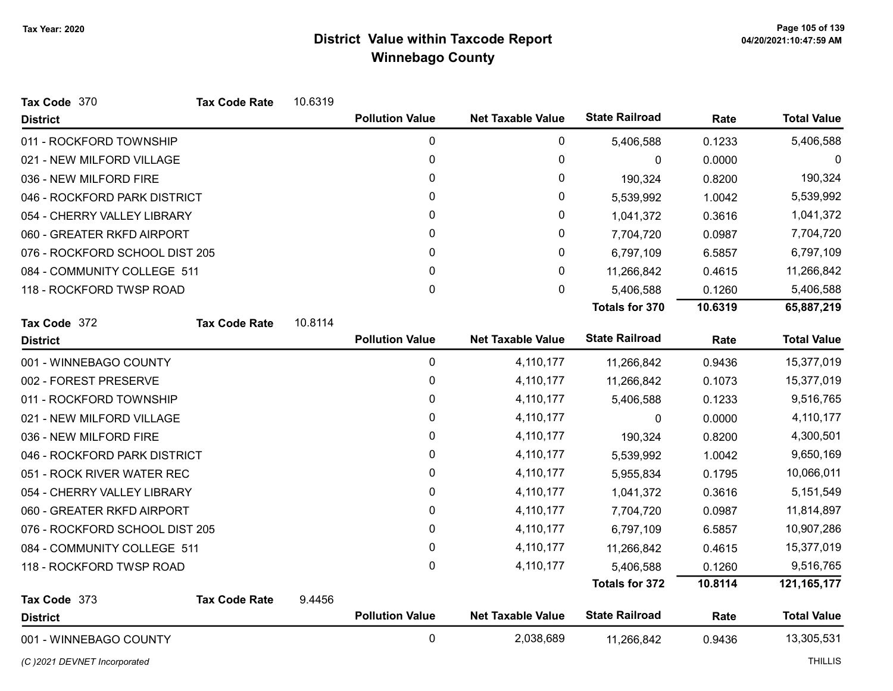# District Value within Taxcode Report
## Winnebago County

Tax Year: 2020

**Tax Code** 370 **Tax Code Rate** 10.6319

| District | Pollution Value | Net Taxable Value | State Railroad | Rate | Total Value |
|---|---|---|---|---|---|
| 011 - ROCKFORD TOWNSHIP | 0 | 0 | 5,406,588 | 0.1233 | 5,406,588 |
| 021 - NEW MILFORD VILLAGE | 0 | 0 | 0 | 0.0000 | 0 |
| 036 - NEW MILFORD FIRE | 0 | 0 | 190,324 | 0.8200 | 190,324 |
| 046 - ROCKFORD PARK DISTRICT | 0 | 0 | 5,539,992 | 1.0042 | 5,539,992 |
| 054 - CHERRY VALLEY LIBRARY | 0 | 0 | 1,041,372 | 0.3616 | 1,041,372 |
| 060 - GREATER RKFD AIRPORT | 0 | 0 | 7,704,720 | 0.0987 | 7,704,720 |
| 076 - ROCKFORD SCHOOL DIST 205 | 0 | 0 | 6,797,109 | 6.5857 | 6,797,109 |
| 084 - COMMUNITY COLLEGE 511 | 0 | 0 | 11,266,842 | 0.4615 | 11,266,842 |
| 118 - ROCKFORD TWSP ROAD | 0 | 0 | 5,406,588 | 0.1260 | 5,406,588 |
| | | | **Totals for 370** | **10.6319** | **65,887,219** |

**Tax Code** 372 **Tax Code Rate** 10.8114

| District | Pollution Value | Net Taxable Value | State Railroad | Rate | Total Value |
|---|---|---|---|---|---|
| 001 - WINNEBAGO COUNTY | 0 | 4,110,177 | 11,266,842 | 0.9436 | 15,377,019 |
| 002 - FOREST PRESERVE | 0 | 4,110,177 | 11,266,842 | 0.1073 | 15,377,019 |
| 011 - ROCKFORD TOWNSHIP | 0 | 4,110,177 | 5,406,588 | 0.1233 | 9,516,765 |
| 021 - NEW MILFORD VILLAGE | 0 | 4,110,177 | 0 | 0.0000 | 4,110,177 |
| 036 - NEW MILFORD FIRE | 0 | 4,110,177 | 190,324 | 0.8200 | 4,300,501 |
| 046 - ROCKFORD PARK DISTRICT | 0 | 4,110,177 | 5,539,992 | 1.0042 | 9,650,169 |
| 051 - ROCK RIVER WATER REC | 0 | 4,110,177 | 5,955,834 | 0.1795 | 10,066,011 |
| 054 - CHERRY VALLEY LIBRARY | 0 | 4,110,177 | 1,041,372 | 0.3616 | 5,151,549 |
| 060 - GREATER RKFD AIRPORT | 0 | 4,110,177 | 7,704,720 | 0.0987 | 11,814,897 |
| 076 - ROCKFORD SCHOOL DIST 205 | 0 | 4,110,177 | 6,797,109 | 6.5857 | 10,907,286 |
| 084 - COMMUNITY COLLEGE 511 | 0 | 4,110,177 | 11,266,842 | 0.4615 | 15,377,019 |
| 118 - ROCKFORD TWSP ROAD | 0 | 4,110,177 | 5,406,588 | 0.1260 | 9,516,765 |
| | | | **Totals for 372** | **10.8114** | **121,165,177** |

**Tax Code** 373 **Tax Code Rate** 9.4456

| District | Pollution Value | Net Taxable Value | State Railroad | Rate | Total Value |
|---|---|---|---|---|---|
| 001 - WINNEBAGO COUNTY | 0 | 2,038,689 | 11,266,842 | 0.9436 | 13,305,531 |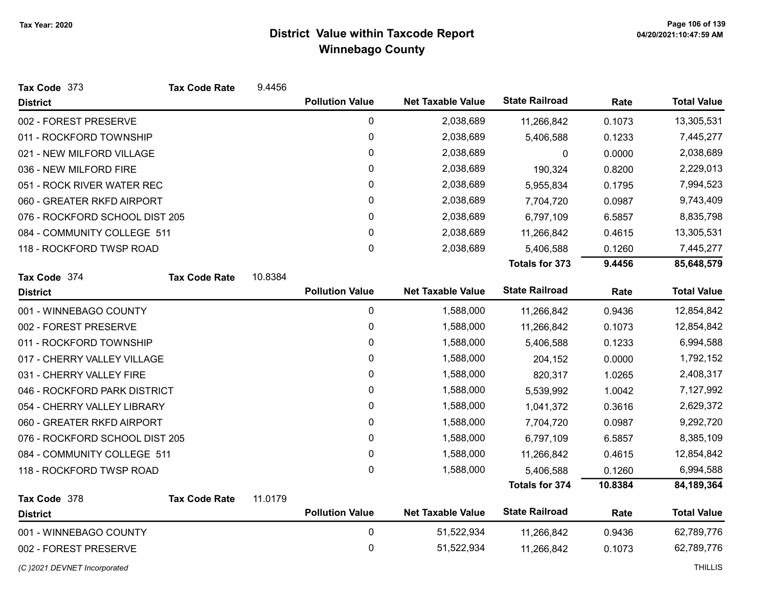# District Value within Taxcode Report
## Winnebago County

Tax Year: 2020

**Tax Code** 373 | **Tax Code Rate** 9.4456

| District | Pollution Value | Net Taxable Value | State Railroad | Rate | Total Value |
|---|---|---|---|---|---|
| 002 - FOREST PRESERVE | 0 | 2,038,689 | 11,266,842 | 0.1073 | 13,305,531 |
| 011 - ROCKFORD TOWNSHIP | 0 | 2,038,689 | 5,406,588 | 0.1233 | 7,445,277 |
| 021 - NEW MILFORD VILLAGE | 0 | 2,038,689 | 0 | 0.0000 | 2,038,689 |
| 036 - NEW MILFORD FIRE | 0 | 2,038,689 | 190,324 | 0.8200 | 2,229,013 |
| 051 - ROCK RIVER WATER REC | 0 | 2,038,689 | 5,955,834 | 0.1795 | 7,994,523 |
| 060 - GREATER RKFD AIRPORT | 0 | 2,038,689 | 7,704,720 | 0.0987 | 9,743,409 |
| 076 - ROCKFORD SCHOOL DIST 205 | 0 | 2,038,689 | 6,797,109 | 6.5857 | 8,835,798 |
| 084 - COMMUNITY COLLEGE 511 | 0 | 2,038,689 | 11,266,842 | 0.4615 | 13,305,531 |
| 118 - ROCKFORD TWSP ROAD | 0 | 2,038,689 | 5,406,588 | 0.1260 | 7,445,277 |
| | | | **Totals for 373** | **9.4456** | **85,648,579** |

**Tax Code** 374 | **Tax Code Rate** 10.8384

| District | Pollution Value | Net Taxable Value | State Railroad | Rate | Total Value |
|---|---|---|---|---|---|
| 001 - WINNEBAGO COUNTY | 0 | 1,588,000 | 11,266,842 | 0.9436 | 12,854,842 |
| 002 - FOREST PRESERVE | 0 | 1,588,000 | 11,266,842 | 0.1073 | 12,854,842 |
| 011 - ROCKFORD TOWNSHIP | 0 | 1,588,000 | 5,406,588 | 0.1233 | 6,994,588 |
| 017 - CHERRY VALLEY VILLAGE | 0 | 1,588,000 | 204,152 | 0.0000 | 1,792,152 |
| 031 - CHERRY VALLEY FIRE | 0 | 1,588,000 | 820,317 | 1.0265 | 2,408,317 |
| 046 - ROCKFORD PARK DISTRICT | 0 | 1,588,000 | 5,539,992 | 1.0042 | 7,127,992 |
| 054 - CHERRY VALLEY LIBRARY | 0 | 1,588,000 | 1,041,372 | 0.3616 | 2,629,372 |
| 060 - GREATER RKFD AIRPORT | 0 | 1,588,000 | 7,704,720 | 0.0987 | 9,292,720 |
| 076 - ROCKFORD SCHOOL DIST 205 | 0 | 1,588,000 | 6,797,109 | 6.5857 | 8,385,109 |
| 084 - COMMUNITY COLLEGE 511 | 0 | 1,588,000 | 11,266,842 | 0.4615 | 12,854,842 |
| 118 - ROCKFORD TWSP ROAD | 0 | 1,588,000 | 5,406,588 | 0.1260 | 6,994,588 |
| | | | **Totals for 374** | **10.8384** | **84,189,364** |

**Tax Code** 378 | **Tax Code Rate** 11.0179

| District | Pollution Value | Net Taxable Value | State Railroad | Rate | Total Value |
|---|---|---|---|---|---|
| 001 - WINNEBAGO COUNTY | 0 | 51,522,934 | 11,266,842 | 0.9436 | 62,789,776 |
| 002 - FOREST PRESERVE | 0 | 51,522,934 | 11,266,842 | 0.1073 | 62,789,776 |

(C )2021 DEVNET Incorporated — THILLIS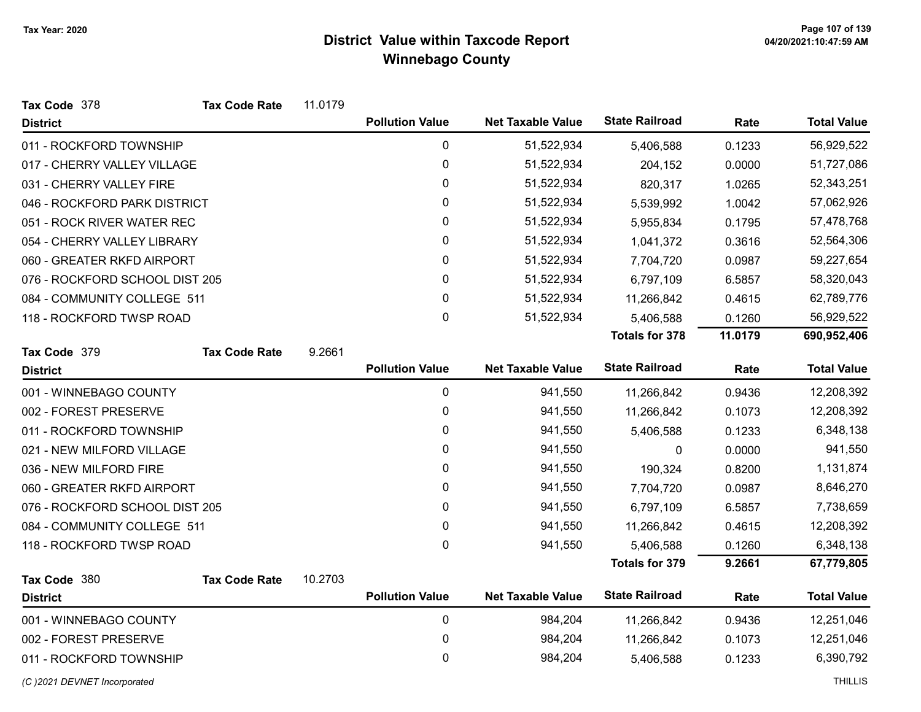# District Value within Taxcode Report

## Winnebago County

Tax Year: 2020

**Tax Code** 378 **Tax Code Rate** 11.0179

| District | Pollution Value | Net Taxable Value | State Railroad | Rate | Total Value |
|---|---|---|---|---|---|
| 011 - ROCKFORD TOWNSHIP | 0 | 51,522,934 | 5,406,588 | 0.1233 | 56,929,522 |
| 017 - CHERRY VALLEY VILLAGE | 0 | 51,522,934 | 204,152 | 0.0000 | 51,727,086 |
| 031 - CHERRY VALLEY FIRE | 0 | 51,522,934 | 820,317 | 1.0265 | 52,343,251 |
| 046 - ROCKFORD PARK DISTRICT | 0 | 51,522,934 | 5,539,992 | 1.0042 | 57,062,926 |
| 051 - ROCK RIVER WATER REC | 0 | 51,522,934 | 5,955,834 | 0.1795 | 57,478,768 |
| 054 - CHERRY VALLEY LIBRARY | 0 | 51,522,934 | 1,041,372 | 0.3616 | 52,564,306 |
| 060 - GREATER RKFD AIRPORT | 0 | 51,522,934 | 7,704,720 | 0.0987 | 59,227,654 |
| 076 - ROCKFORD SCHOOL DIST 205 | 0 | 51,522,934 | 6,797,109 | 6.5857 | 58,320,043 |
| 084 - COMMUNITY COLLEGE 511 | 0 | 51,522,934 | 11,266,842 | 0.4615 | 62,789,776 |
| 118 - ROCKFORD TWSP ROAD | 0 | 51,522,934 | 5,406,588 | 0.1260 | 56,929,522 |
| | | | **Totals for 378** | **11.0179** | **690,952,406** |

**Tax Code** 379 **Tax Code Rate** 9.2661

| District | Pollution Value | Net Taxable Value | State Railroad | Rate | Total Value |
|---|---|---|---|---|---|
| 001 - WINNEBAGO COUNTY | 0 | 941,550 | 11,266,842 | 0.9436 | 12,208,392 |
| 002 - FOREST PRESERVE | 0 | 941,550 | 11,266,842 | 0.1073 | 12,208,392 |
| 011 - ROCKFORD TOWNSHIP | 0 | 941,550 | 5,406,588 | 0.1233 | 6,348,138 |
| 021 - NEW MILFORD VILLAGE | 0 | 941,550 | 0 | 0.0000 | 941,550 |
| 036 - NEW MILFORD FIRE | 0 | 941,550 | 190,324 | 0.8200 | 1,131,874 |
| 060 - GREATER RKFD AIRPORT | 0 | 941,550 | 7,704,720 | 0.0987 | 8,646,270 |
| 076 - ROCKFORD SCHOOL DIST 205 | 0 | 941,550 | 6,797,109 | 6.5857 | 7,738,659 |
| 084 - COMMUNITY COLLEGE 511 | 0 | 941,550 | 11,266,842 | 0.4615 | 12,208,392 |
| 118 - ROCKFORD TWSP ROAD | 0 | 941,550 | 5,406,588 | 0.1260 | 6,348,138 |
| | | | **Totals for 379** | **9.2661** | **67,779,805** |

**Tax Code** 380 **Tax Code Rate** 10.2703

| District | Pollution Value | Net Taxable Value | State Railroad | Rate | Total Value |
|---|---|---|---|---|---|
| 001 - WINNEBAGO COUNTY | 0 | 984,204 | 11,266,842 | 0.9436 | 12,251,046 |
| 002 - FOREST PRESERVE | 0 | 984,204 | 11,266,842 | 0.1073 | 12,251,046 |
| 011 - ROCKFORD TOWNSHIP | 0 | 984,204 | 5,406,588 | 0.1233 | 6,390,792 |

*(C )2021 DEVNET Incorporated*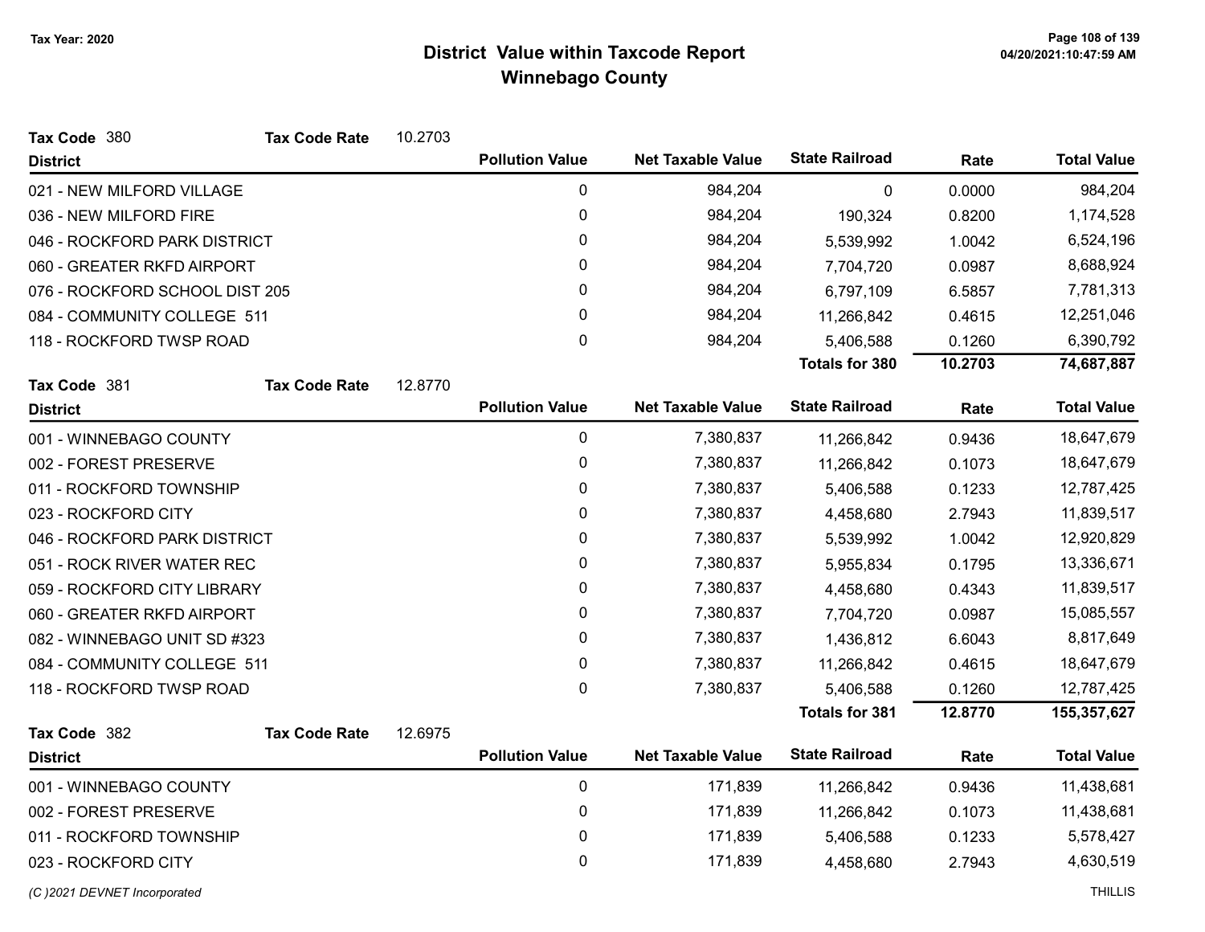# District Value within Taxcode Report
## Winnebago County

Tax Year: 2020

**Tax Code** 380 **Tax Code Rate** 10.2703

| District | Pollution Value | Net Taxable Value | State Railroad | Rate | Total Value |
|---|---|---|---|---|---|
| 021 - NEW MILFORD VILLAGE | 0 | 984,204 | 0 | 0.0000 | 984,204 |
| 036 - NEW MILFORD FIRE | 0 | 984,204 | 190,324 | 0.8200 | 1,174,528 |
| 046 - ROCKFORD PARK DISTRICT | 0 | 984,204 | 5,539,992 | 1.0042 | 6,524,196 |
| 060 - GREATER RKFD AIRPORT | 0 | 984,204 | 7,704,720 | 0.0987 | 8,688,924 |
| 076 - ROCKFORD SCHOOL DIST 205 | 0 | 984,204 | 6,797,109 | 6.5857 | 7,781,313 |
| 084 - COMMUNITY COLLEGE 511 | 0 | 984,204 | 11,266,842 | 0.4615 | 12,251,046 |
| 118 - ROCKFORD TWSP ROAD | 0 | 984,204 | 5,406,588 | 0.1260 | 6,390,792 |
| | | | **Totals for 380** | **10.2703** | **74,687,887** |

**Tax Code** 381 **Tax Code Rate** 12.8770

| District | Pollution Value | Net Taxable Value | State Railroad | Rate | Total Value |
|---|---|---|---|---|---|
| 001 - WINNEBAGO COUNTY | 0 | 7,380,837 | 11,266,842 | 0.9436 | 18,647,679 |
| 002 - FOREST PRESERVE | 0 | 7,380,837 | 11,266,842 | 0.1073 | 18,647,679 |
| 011 - ROCKFORD TOWNSHIP | 0 | 7,380,837 | 5,406,588 | 0.1233 | 12,787,425 |
| 023 - ROCKFORD CITY | 0 | 7,380,837 | 4,458,680 | 2.7943 | 11,839,517 |
| 046 - ROCKFORD PARK DISTRICT | 0 | 7,380,837 | 5,539,992 | 1.0042 | 12,920,829 |
| 051 - ROCK RIVER WATER REC | 0 | 7,380,837 | 5,955,834 | 0.1795 | 13,336,671 |
| 059 - ROCKFORD CITY LIBRARY | 0 | 7,380,837 | 4,458,680 | 0.4343 | 11,839,517 |
| 060 - GREATER RKFD AIRPORT | 0 | 7,380,837 | 7,704,720 | 0.0987 | 15,085,557 |
| 082 - WINNEBAGO UNIT SD #323 | 0 | 7,380,837 | 1,436,812 | 6.6043 | 8,817,649 |
| 084 - COMMUNITY COLLEGE 511 | 0 | 7,380,837 | 11,266,842 | 0.4615 | 18,647,679 |
| 118 - ROCKFORD TWSP ROAD | 0 | 7,380,837 | 5,406,588 | 0.1260 | 12,787,425 |
| | | | **Totals for 381** | **12.8770** | **155,357,627** |

**Tax Code** 382 **Tax Code Rate** 12.6975

| District | Pollution Value | Net Taxable Value | State Railroad | Rate | Total Value |
|---|---|---|---|---|---|
| 001 - WINNEBAGO COUNTY | 0 | 171,839 | 11,266,842 | 0.9436 | 11,438,681 |
| 002 - FOREST PRESERVE | 0 | 171,839 | 11,266,842 | 0.1073 | 11,438,681 |
| 011 - ROCKFORD TOWNSHIP | 0 | 171,839 | 5,406,588 | 0.1233 | 5,578,427 |
| 023 - ROCKFORD CITY | 0 | 171,839 | 4,458,680 | 2.7943 | 4,630,519 |

*(C )2021 DEVNET Incorporated* THILLIS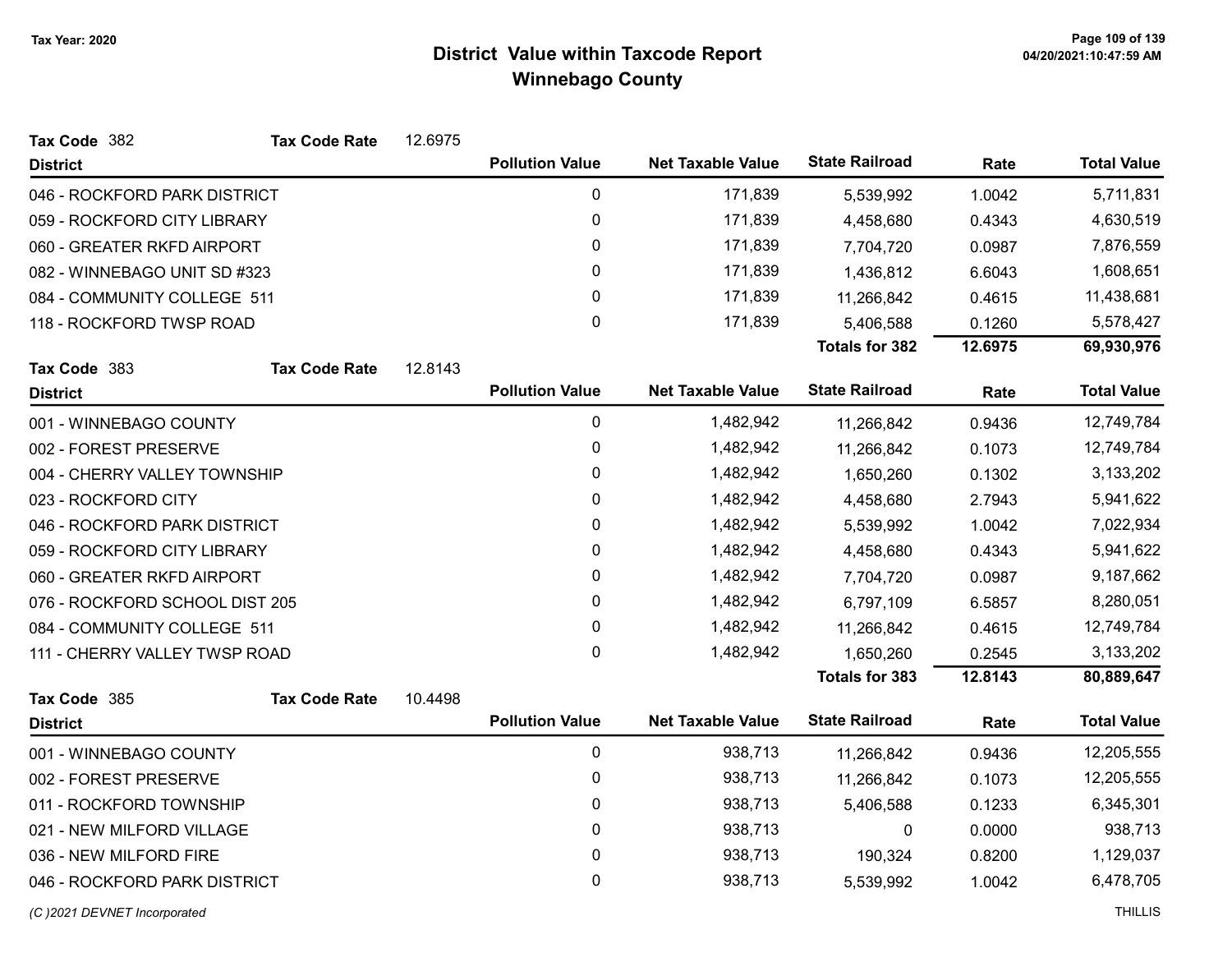# District Value within Taxcode Report
## Winnebago County

Tax Year: 2020

**Tax Code** 382 **Tax Code Rate** 12.6975

| District | Pollution Value | Net Taxable Value | State Railroad | Rate | Total Value |
|---|---|---|---|---|---|
| 046 - ROCKFORD PARK DISTRICT | 0 | 171,839 | 5,539,992 | 1.0042 | 5,711,831 |
| 059 - ROCKFORD CITY LIBRARY | 0 | 171,839 | 4,458,680 | 0.4343 | 4,630,519 |
| 060 - GREATER RKFD AIRPORT | 0 | 171,839 | 7,704,720 | 0.0987 | 7,876,559 |
| 082 - WINNEBAGO UNIT SD #323 | 0 | 171,839 | 1,436,812 | 6.6043 | 1,608,651 |
| 084 - COMMUNITY COLLEGE 511 | 0 | 171,839 | 11,266,842 | 0.4615 | 11,438,681 |
| 118 - ROCKFORD TWSP ROAD | 0 | 171,839 | 5,406,588 | 0.1260 | 5,578,427 |
| | | | **Totals for 382** | **12.6975** | **69,930,976** |

**Tax Code** 383 **Tax Code Rate** 12.8143

| District | Pollution Value | Net Taxable Value | State Railroad | Rate | Total Value |
|---|---|---|---|---|---|
| 001 - WINNEBAGO COUNTY | 0 | 1,482,942 | 11,266,842 | 0.9436 | 12,749,784 |
| 002 - FOREST PRESERVE | 0 | 1,482,942 | 11,266,842 | 0.1073 | 12,749,784 |
| 004 - CHERRY VALLEY TOWNSHIP | 0 | 1,482,942 | 1,650,260 | 0.1302 | 3,133,202 |
| 023 - ROCKFORD CITY | 0 | 1,482,942 | 4,458,680 | 2.7943 | 5,941,622 |
| 046 - ROCKFORD PARK DISTRICT | 0 | 1,482,942 | 5,539,992 | 1.0042 | 7,022,934 |
| 059 - ROCKFORD CITY LIBRARY | 0 | 1,482,942 | 4,458,680 | 0.4343 | 5,941,622 |
| 060 - GREATER RKFD AIRPORT | 0 | 1,482,942 | 7,704,720 | 0.0987 | 9,187,662 |
| 076 - ROCKFORD SCHOOL DIST 205 | 0 | 1,482,942 | 6,797,109 | 6.5857 | 8,280,051 |
| 084 - COMMUNITY COLLEGE 511 | 0 | 1,482,942 | 11,266,842 | 0.4615 | 12,749,784 |
| 111 - CHERRY VALLEY TWSP ROAD | 0 | 1,482,942 | 1,650,260 | 0.2545 | 3,133,202 |
| | | | **Totals for 383** | **12.8143** | **80,889,647** |

**Tax Code** 385 **Tax Code Rate** 10.4498

| District | Pollution Value | Net Taxable Value | State Railroad | Rate | Total Value |
|---|---|---|---|---|---|
| 001 - WINNEBAGO COUNTY | 0 | 938,713 | 11,266,842 | 0.9436 | 12,205,555 |
| 002 - FOREST PRESERVE | 0 | 938,713 | 11,266,842 | 0.1073 | 12,205,555 |
| 011 - ROCKFORD TOWNSHIP | 0 | 938,713 | 5,406,588 | 0.1233 | 6,345,301 |
| 021 - NEW MILFORD VILLAGE | 0 | 938,713 | 0 | 0.0000 | 938,713 |
| 036 - NEW MILFORD FIRE | 0 | 938,713 | 190,324 | 0.8200 | 1,129,037 |
| 046 - ROCKFORD PARK DISTRICT | 0 | 938,713 | 5,539,992 | 1.0042 | 6,478,705 |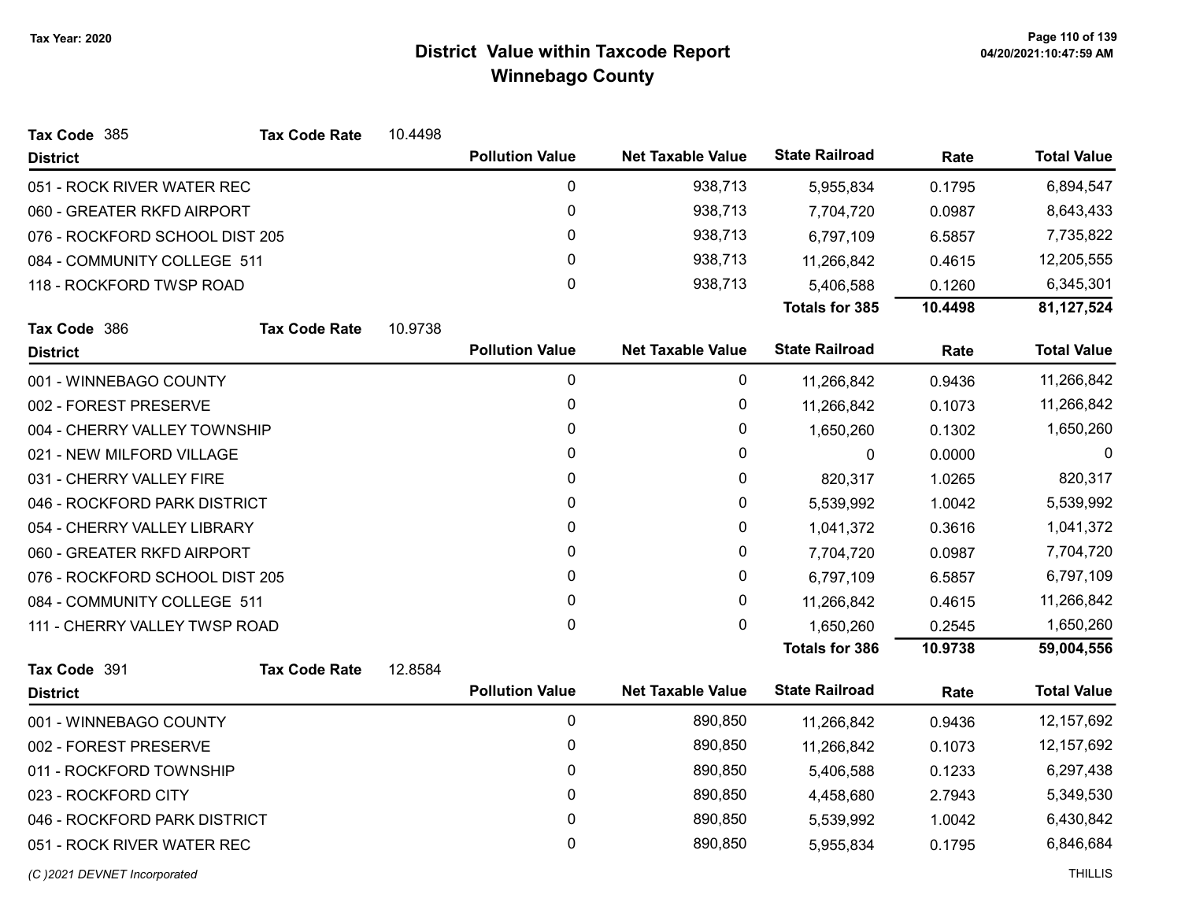# District Value within Taxcode Report
## Winnebago County

Tax Year: 2020

**Tax Code** 385 **Tax Code Rate** 10.4498

| District | Pollution Value | Net Taxable Value | State Railroad | Rate | Total Value |
|---|---|---|---|---|---|
| 051 - ROCK RIVER WATER REC | 0 | 938,713 | 5,955,834 | 0.1795 | 6,894,547 |
| 060 - GREATER RKFD AIRPORT | 0 | 938,713 | 7,704,720 | 0.0987 | 8,643,433 |
| 076 - ROCKFORD SCHOOL DIST 205 | 0 | 938,713 | 6,797,109 | 6.5857 | 7,735,822 |
| 084 - COMMUNITY COLLEGE 511 | 0 | 938,713 | 11,266,842 | 0.4615 | 12,205,555 |
| 118 - ROCKFORD TWSP ROAD | 0 | 938,713 | 5,406,588 | 0.1260 | 6,345,301 |
| | | | **Totals for 385** | **10.4498** | **81,127,524** |

**Tax Code** 386 **Tax Code Rate** 10.9738

| District | Pollution Value | Net Taxable Value | State Railroad | Rate | Total Value |
|---|---|---|---|---|---|
| 001 - WINNEBAGO COUNTY | 0 | 0 | 11,266,842 | 0.9436 | 11,266,842 |
| 002 - FOREST PRESERVE | 0 | 0 | 11,266,842 | 0.1073 | 11,266,842 |
| 004 - CHERRY VALLEY TOWNSHIP | 0 | 0 | 1,650,260 | 0.1302 | 1,650,260 |
| 021 - NEW MILFORD VILLAGE | 0 | 0 | 0 | 0.0000 | 0 |
| 031 - CHERRY VALLEY FIRE | 0 | 0 | 820,317 | 1.0265 | 820,317 |
| 046 - ROCKFORD PARK DISTRICT | 0 | 0 | 5,539,992 | 1.0042 | 5,539,992 |
| 054 - CHERRY VALLEY LIBRARY | 0 | 0 | 1,041,372 | 0.3616 | 1,041,372 |
| 060 - GREATER RKFD AIRPORT | 0 | 0 | 7,704,720 | 0.0987 | 7,704,720 |
| 076 - ROCKFORD SCHOOL DIST 205 | 0 | 0 | 6,797,109 | 6.5857 | 6,797,109 |
| 084 - COMMUNITY COLLEGE 511 | 0 | 0 | 11,266,842 | 0.4615 | 11,266,842 |
| 111 - CHERRY VALLEY TWSP ROAD | 0 | 0 | 1,650,260 | 0.2545 | 1,650,260 |
| | | | **Totals for 386** | **10.9738** | **59,004,556** |

**Tax Code** 391 **Tax Code Rate** 12.8584

| District | Pollution Value | Net Taxable Value | State Railroad | Rate | Total Value |
|---|---|---|---|---|---|
| 001 - WINNEBAGO COUNTY | 0 | 890,850 | 11,266,842 | 0.9436 | 12,157,692 |
| 002 - FOREST PRESERVE | 0 | 890,850 | 11,266,842 | 0.1073 | 12,157,692 |
| 011 - ROCKFORD TOWNSHIP | 0 | 890,850 | 5,406,588 | 0.1233 | 6,297,438 |
| 023 - ROCKFORD CITY | 0 | 890,850 | 4,458,680 | 2.7943 | 5,349,530 |
| 046 - ROCKFORD PARK DISTRICT | 0 | 890,850 | 5,539,992 | 1.0042 | 6,430,842 |
| 051 - ROCK RIVER WATER REC | 0 | 890,850 | 5,955,834 | 0.1795 | 6,846,684 |

(C )2021 DEVNET Incorporated THILLIS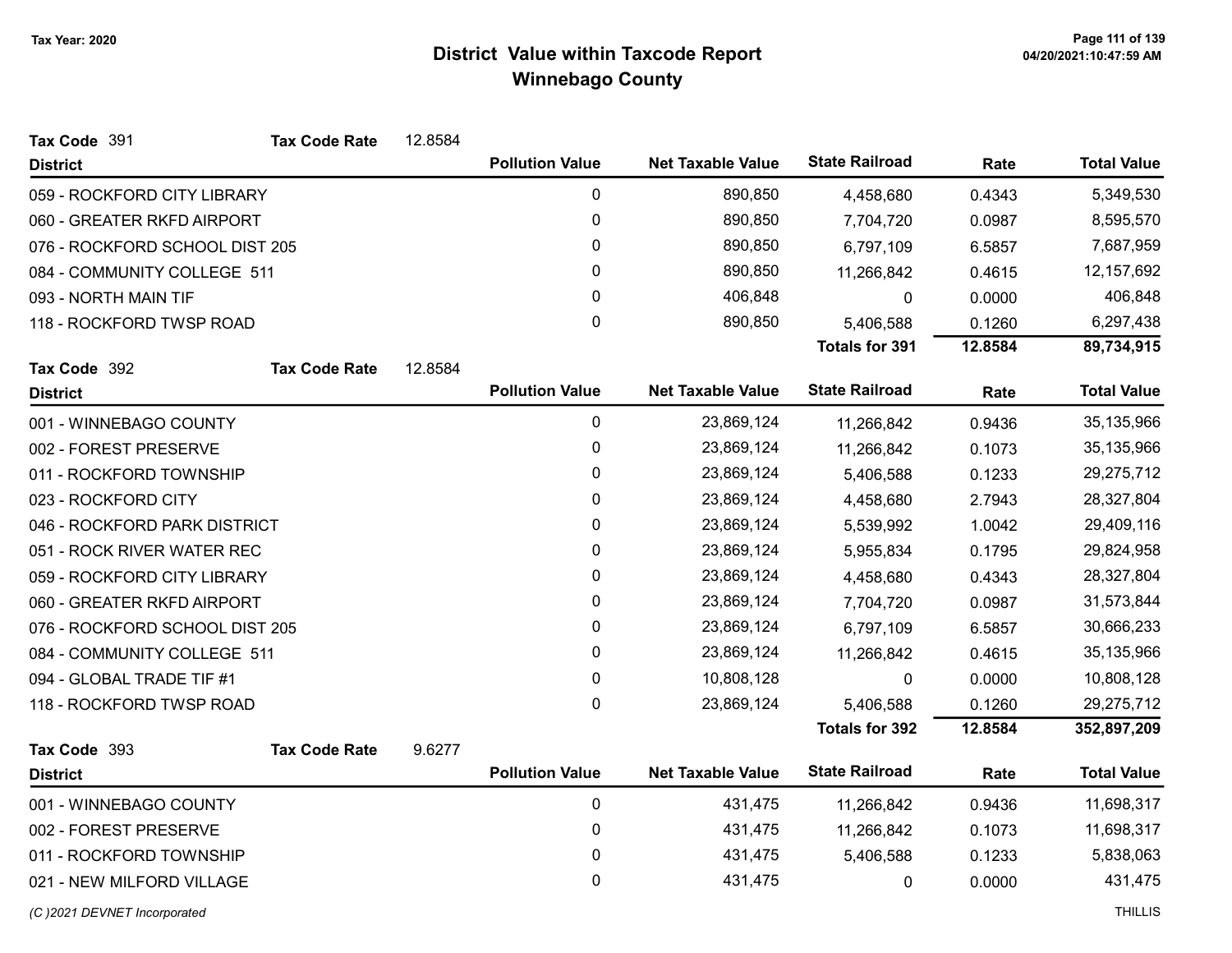**Tax Year: 2020**

# District Value within Taxcode Report
## Winnebago County

**Tax Code** 391 **Tax Code Rate** 12.8584

| District | Pollution Value | Net Taxable Value | State Railroad | Rate | Total Value |
|---|---|---|---|---|---|
| 059 - ROCKFORD CITY LIBRARY | 0 | 890,850 | 4,458,680 | 0.4343 | 5,349,530 |
| 060 - GREATER RKFD AIRPORT | 0 | 890,850 | 7,704,720 | 0.0987 | 8,595,570 |
| 076 - ROCKFORD SCHOOL DIST 205 | 0 | 890,850 | 6,797,109 | 6.5857 | 7,687,959 |
| 084 - COMMUNITY COLLEGE 511 | 0 | 890,850 | 11,266,842 | 0.4615 | 12,157,692 |
| 093 - NORTH MAIN TIF | 0 | 406,848 | 0 | 0.0000 | 406,848 |
| 118 - ROCKFORD TWSP ROAD | 0 | 890,850 | 5,406,588 | 0.1260 | 6,297,438 |
| | | | **Totals for 391** | **12.8584** | **89,734,915** |

**Tax Code** 392 **Tax Code Rate** 12.8584

| District | Pollution Value | Net Taxable Value | State Railroad | Rate | Total Value |
|---|---|---|---|---|---|
| 001 - WINNEBAGO COUNTY | 0 | 23,869,124 | 11,266,842 | 0.9436 | 35,135,966 |
| 002 - FOREST PRESERVE | 0 | 23,869,124 | 11,266,842 | 0.1073 | 35,135,966 |
| 011 - ROCKFORD TOWNSHIP | 0 | 23,869,124 | 5,406,588 | 0.1233 | 29,275,712 |
| 023 - ROCKFORD CITY | 0 | 23,869,124 | 4,458,680 | 2.7943 | 28,327,804 |
| 046 - ROCKFORD PARK DISTRICT | 0 | 23,869,124 | 5,539,992 | 1.0042 | 29,409,116 |
| 051 - ROCK RIVER WATER REC | 0 | 23,869,124 | 5,955,834 | 0.1795 | 29,824,958 |
| 059 - ROCKFORD CITY LIBRARY | 0 | 23,869,124 | 4,458,680 | 0.4343 | 28,327,804 |
| 060 - GREATER RKFD AIRPORT | 0 | 23,869,124 | 7,704,720 | 0.0987 | 31,573,844 |
| 076 - ROCKFORD SCHOOL DIST 205 | 0 | 23,869,124 | 6,797,109 | 6.5857 | 30,666,233 |
| 084 - COMMUNITY COLLEGE 511 | 0 | 23,869,124 | 11,266,842 | 0.4615 | 35,135,966 |
| 094 - GLOBAL TRADE TIF #1 | 0 | 10,808,128 | 0 | 0.0000 | 10,808,128 |
| 118 - ROCKFORD TWSP ROAD | 0 | 23,869,124 | 5,406,588 | 0.1260 | 29,275,712 |
| | | | **Totals for 392** | **12.8584** | **352,897,209** |

**Tax Code** 393 **Tax Code Rate** 9.6277

| District | Pollution Value | Net Taxable Value | State Railroad | Rate | Total Value |
|---|---|---|---|---|---|
| 001 - WINNEBAGO COUNTY | 0 | 431,475 | 11,266,842 | 0.9436 | 11,698,317 |
| 002 - FOREST PRESERVE | 0 | 431,475 | 11,266,842 | 0.1073 | 11,698,317 |
| 011 - ROCKFORD TOWNSHIP | 0 | 431,475 | 5,406,588 | 0.1233 | 5,838,063 |
| 021 - NEW MILFORD VILLAGE | 0 | 431,475 | 0 | 0.0000 | 431,475 |

*(C )2021 DEVNET Incorporated* THILLIS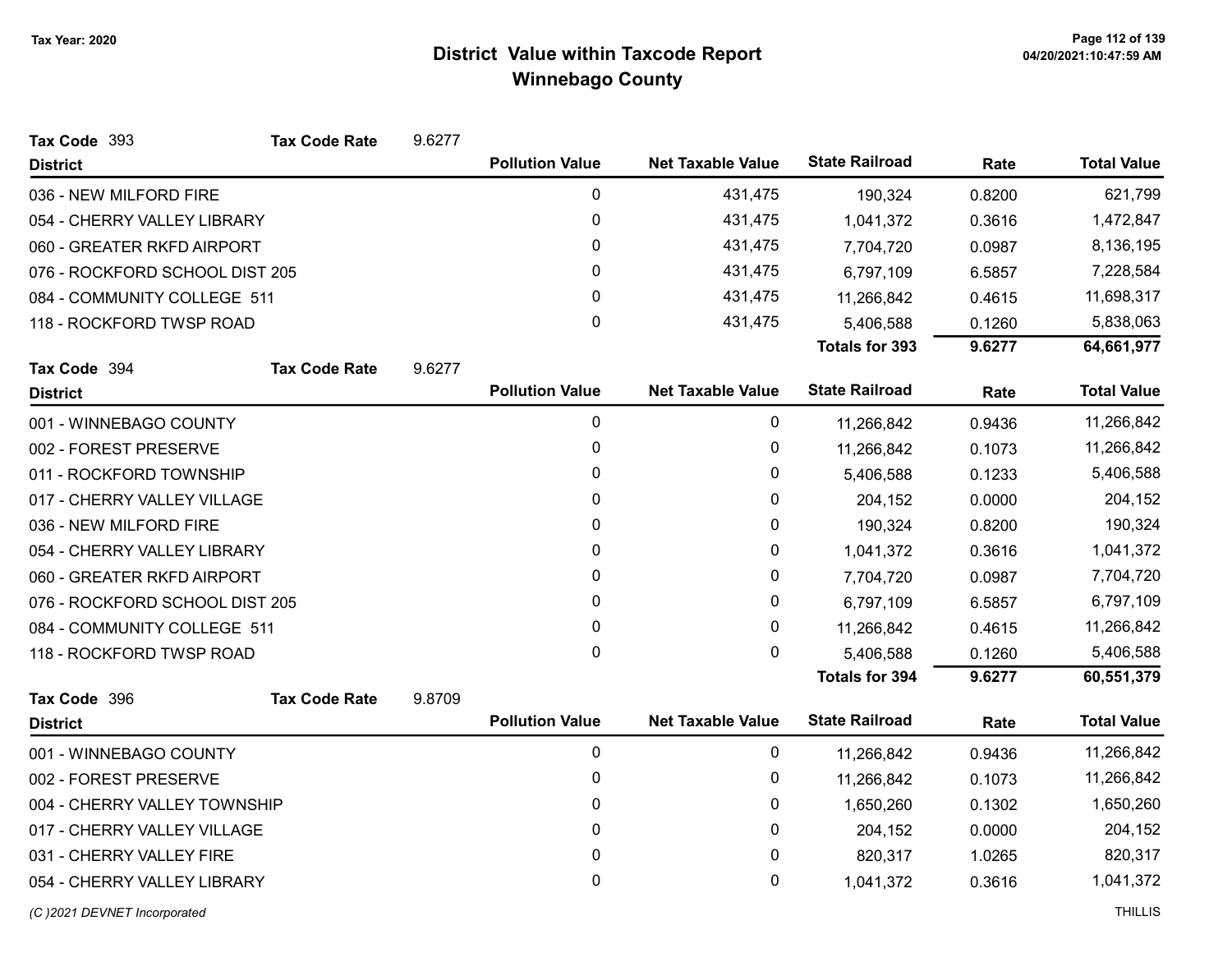# District Value within Taxcode Report
## Winnebago County

Tax Year: 2020

**Tax Code** 393 **Tax Code Rate** 9.6277

| District | Pollution Value | Net Taxable Value | State Railroad | Rate | Total Value |
|---|---|---|---|---|---|
| 036 - NEW MILFORD FIRE | 0 | 431,475 | 190,324 | 0.8200 | 621,799 |
| 054 - CHERRY VALLEY LIBRARY | 0 | 431,475 | 1,041,372 | 0.3616 | 1,472,847 |
| 060 - GREATER RKFD AIRPORT | 0 | 431,475 | 7,704,720 | 0.0987 | 8,136,195 |
| 076 - ROCKFORD SCHOOL DIST 205 | 0 | 431,475 | 6,797,109 | 6.5857 | 7,228,584 |
| 084 - COMMUNITY COLLEGE 511 | 0 | 431,475 | 11,266,842 | 0.4615 | 11,698,317 |
| 118 - ROCKFORD TWSP ROAD | 0 | 431,475 | 5,406,588 | 0.1260 | 5,838,063 |
| | | | **Totals for 393** | **9.6277** | **64,661,977** |

**Tax Code** 394 **Tax Code Rate** 9.6277

| District | Pollution Value | Net Taxable Value | State Railroad | Rate | Total Value |
|---|---|---|---|---|---|
| 001 - WINNEBAGO COUNTY | 0 | 0 | 11,266,842 | 0.9436 | 11,266,842 |
| 002 - FOREST PRESERVE | 0 | 0 | 11,266,842 | 0.1073 | 11,266,842 |
| 011 - ROCKFORD TOWNSHIP | 0 | 0 | 5,406,588 | 0.1233 | 5,406,588 |
| 017 - CHERRY VALLEY VILLAGE | 0 | 0 | 204,152 | 0.0000 | 204,152 |
| 036 - NEW MILFORD FIRE | 0 | 0 | 190,324 | 0.8200 | 190,324 |
| 054 - CHERRY VALLEY LIBRARY | 0 | 0 | 1,041,372 | 0.3616 | 1,041,372 |
| 060 - GREATER RKFD AIRPORT | 0 | 0 | 7,704,720 | 0.0987 | 7,704,720 |
| 076 - ROCKFORD SCHOOL DIST 205 | 0 | 0 | 6,797,109 | 6.5857 | 6,797,109 |
| 084 - COMMUNITY COLLEGE 511 | 0 | 0 | 11,266,842 | 0.4615 | 11,266,842 |
| 118 - ROCKFORD TWSP ROAD | 0 | 0 | 5,406,588 | 0.1260 | 5,406,588 |
| | | | **Totals for 394** | **9.6277** | **60,551,379** |

**Tax Code** 396 **Tax Code Rate** 9.8709

| District | Pollution Value | Net Taxable Value | State Railroad | Rate | Total Value |
|---|---|---|---|---|---|
| 001 - WINNEBAGO COUNTY | 0 | 0 | 11,266,842 | 0.9436 | 11,266,842 |
| 002 - FOREST PRESERVE | 0 | 0 | 11,266,842 | 0.1073 | 11,266,842 |
| 004 - CHERRY VALLEY TOWNSHIP | 0 | 0 | 1,650,260 | 0.1302 | 1,650,260 |
| 017 - CHERRY VALLEY VILLAGE | 0 | 0 | 204,152 | 0.0000 | 204,152 |
| 031 - CHERRY VALLEY FIRE | 0 | 0 | 820,317 | 1.0265 | 820,317 |
| 054 - CHERRY VALLEY LIBRARY | 0 | 0 | 1,041,372 | 0.3616 | 1,041,372 |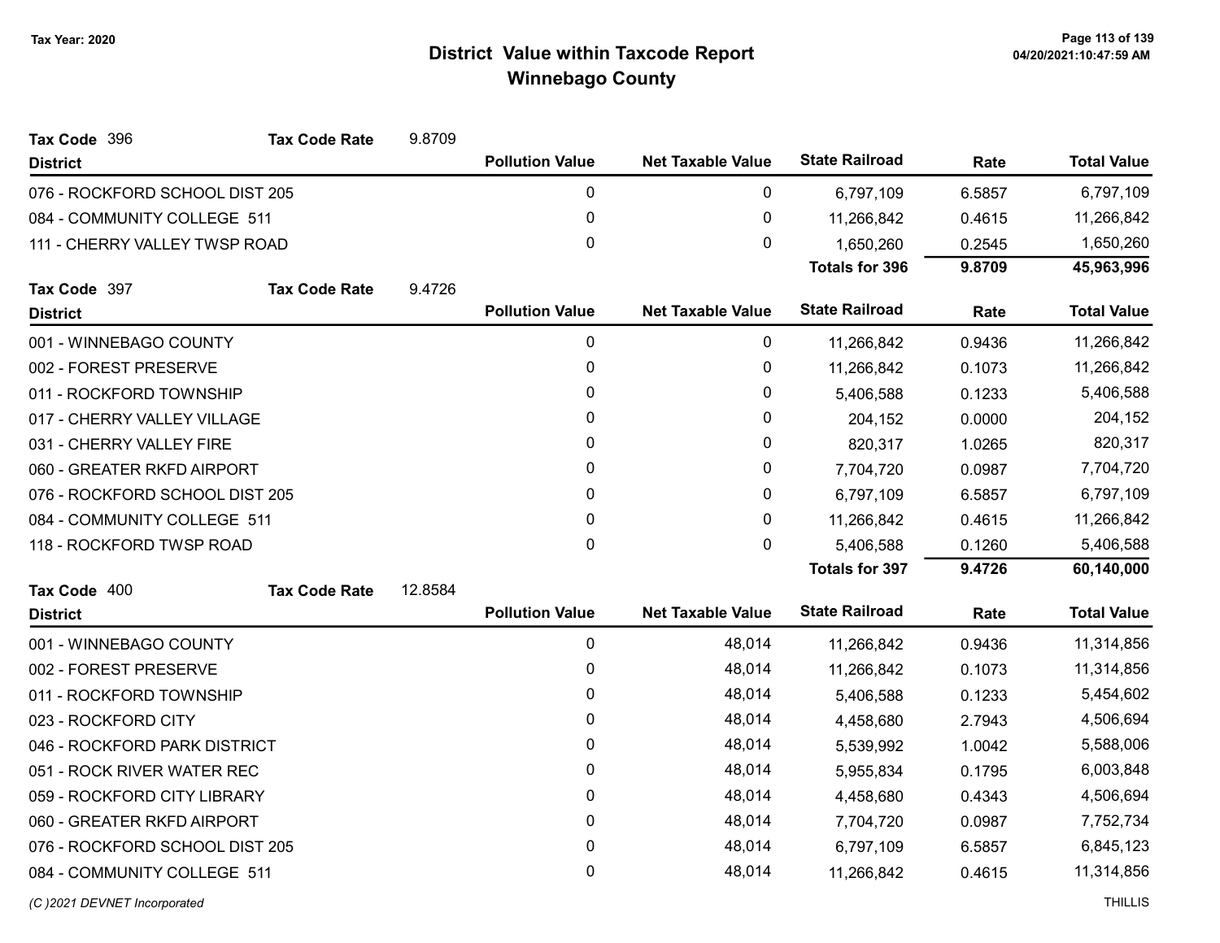# District Value within Taxcode Report
## Winnebago County

Tax Year: 2020

**Tax Code** 396 **Tax Code Rate** 9.8709

| District | Pollution Value | Net Taxable Value | State Railroad | Rate | Total Value |
|---|---|---|---|---|---|
| 076 - ROCKFORD SCHOOL DIST 205 | 0 | 0 | 6,797,109 | 6.5857 | 6,797,109 |
| 084 - COMMUNITY COLLEGE 511 | 0 | 0 | 11,266,842 | 0.4615 | 11,266,842 |
| 111 - CHERRY VALLEY TWSP ROAD | 0 | 0 | 1,650,260 | 0.2545 | 1,650,260 |
| | | | **Totals for 396** | **9.8709** | **45,963,996** |

**Tax Code** 397 **Tax Code Rate** 9.4726

| District | Pollution Value | Net Taxable Value | State Railroad | Rate | Total Value |
|---|---|---|---|---|---|
| 001 - WINNEBAGO COUNTY | 0 | 0 | 11,266,842 | 0.9436 | 11,266,842 |
| 002 - FOREST PRESERVE | 0 | 0 | 11,266,842 | 0.1073 | 11,266,842 |
| 011 - ROCKFORD TOWNSHIP | 0 | 0 | 5,406,588 | 0.1233 | 5,406,588 |
| 017 - CHERRY VALLEY VILLAGE | 0 | 0 | 204,152 | 0.0000 | 204,152 |
| 031 - CHERRY VALLEY FIRE | 0 | 0 | 820,317 | 1.0265 | 820,317 |
| 060 - GREATER RKFD AIRPORT | 0 | 0 | 7,704,720 | 0.0987 | 7,704,720 |
| 076 - ROCKFORD SCHOOL DIST 205 | 0 | 0 | 6,797,109 | 6.5857 | 6,797,109 |
| 084 - COMMUNITY COLLEGE 511 | 0 | 0 | 11,266,842 | 0.4615 | 11,266,842 |
| 118 - ROCKFORD TWSP ROAD | 0 | 0 | 5,406,588 | 0.1260 | 5,406,588 |
| | | | **Totals for 397** | **9.4726** | **60,140,000** |

**Tax Code** 400 **Tax Code Rate** 12.8584

| District | Pollution Value | Net Taxable Value | State Railroad | Rate | Total Value |
|---|---|---|---|---|---|
| 001 - WINNEBAGO COUNTY | 0 | 48,014 | 11,266,842 | 0.9436 | 11,314,856 |
| 002 - FOREST PRESERVE | 0 | 48,014 | 11,266,842 | 0.1073 | 11,314,856 |
| 011 - ROCKFORD TOWNSHIP | 0 | 48,014 | 5,406,588 | 0.1233 | 5,454,602 |
| 023 - ROCKFORD CITY | 0 | 48,014 | 4,458,680 | 2.7943 | 4,506,694 |
| 046 - ROCKFORD PARK DISTRICT | 0 | 48,014 | 5,539,992 | 1.0042 | 5,588,006 |
| 051 - ROCK RIVER WATER REC | 0 | 48,014 | 5,955,834 | 0.1795 | 6,003,848 |
| 059 - ROCKFORD CITY LIBRARY | 0 | 48,014 | 4,458,680 | 0.4343 | 4,506,694 |
| 060 - GREATER RKFD AIRPORT | 0 | 48,014 | 7,704,720 | 0.0987 | 7,752,734 |
| 076 - ROCKFORD SCHOOL DIST 205 | 0 | 48,014 | 6,797,109 | 6.5857 | 6,845,123 |
| 084 - COMMUNITY COLLEGE 511 | 0 | 48,014 | 11,266,842 | 0.4615 | 11,314,856 |

(C )2021 DEVNET Incorporated THILLIS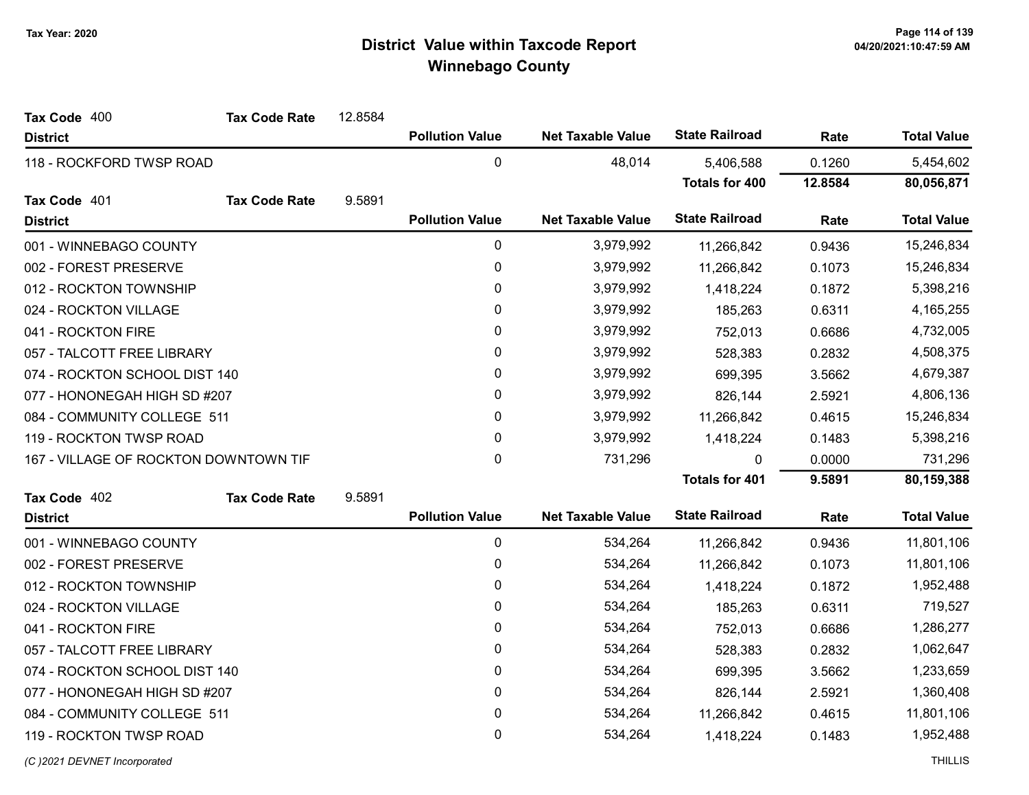# District Value within Taxcode Report
## Winnebago County

Tax Year: 2020

**Tax Code** 400 **Tax Code Rate** 12.8584

| District | Pollution Value | Net Taxable Value | State Railroad | Rate | Total Value |
|---|---|---|---|---|---|
| 118 - ROCKFORD TWSP ROAD | 0 | 48,014 | 5,406,588 | 0.1260 | 5,454,602 |
| | | | **Totals for 400** | **12.8584** | **80,056,871** |

**Tax Code** 401 **Tax Code Rate** 9.5891

| District | Pollution Value | Net Taxable Value | State Railroad | Rate | Total Value |
|---|---|---|---|---|---|
| 001 - WINNEBAGO COUNTY | 0 | 3,979,992 | 11,266,842 | 0.9436 | 15,246,834 |
| 002 - FOREST PRESERVE | 0 | 3,979,992 | 11,266,842 | 0.1073 | 15,246,834 |
| 012 - ROCKTON TOWNSHIP | 0 | 3,979,992 | 1,418,224 | 0.1872 | 5,398,216 |
| 024 - ROCKTON VILLAGE | 0 | 3,979,992 | 185,263 | 0.6311 | 4,165,255 |
| 041 - ROCKTON FIRE | 0 | 3,979,992 | 752,013 | 0.6686 | 4,732,005 |
| 057 - TALCOTT FREE LIBRARY | 0 | 3,979,992 | 528,383 | 0.2832 | 4,508,375 |
| 074 - ROCKTON SCHOOL DIST 140 | 0 | 3,979,992 | 699,395 | 3.5662 | 4,679,387 |
| 077 - HONONEGAH HIGH SD #207 | 0 | 3,979,992 | 826,144 | 2.5921 | 4,806,136 |
| 084 - COMMUNITY COLLEGE 511 | 0 | 3,979,992 | 11,266,842 | 0.4615 | 15,246,834 |
| 119 - ROCKTON TWSP ROAD | 0 | 3,979,992 | 1,418,224 | 0.1483 | 5,398,216 |
| 167 - VILLAGE OF ROCKTON DOWNTOWN TIF | 0 | 731,296 | 0 | 0.0000 | 731,296 |
| | | | **Totals for 401** | **9.5891** | **80,159,388** |

**Tax Code** 402 **Tax Code Rate** 9.5891

| District | Pollution Value | Net Taxable Value | State Railroad | Rate | Total Value |
|---|---|---|---|---|---|
| 001 - WINNEBAGO COUNTY | 0 | 534,264 | 11,266,842 | 0.9436 | 11,801,106 |
| 002 - FOREST PRESERVE | 0 | 534,264 | 11,266,842 | 0.1073 | 11,801,106 |
| 012 - ROCKTON TOWNSHIP | 0 | 534,264 | 1,418,224 | 0.1872 | 1,952,488 |
| 024 - ROCKTON VILLAGE | 0 | 534,264 | 185,263 | 0.6311 | 719,527 |
| 041 - ROCKTON FIRE | 0 | 534,264 | 752,013 | 0.6686 | 1,286,277 |
| 057 - TALCOTT FREE LIBRARY | 0 | 534,264 | 528,383 | 0.2832 | 1,062,647 |
| 074 - ROCKTON SCHOOL DIST 140 | 0 | 534,264 | 699,395 | 3.5662 | 1,233,659 |
| 077 - HONONEGAH HIGH SD #207 | 0 | 534,264 | 826,144 | 2.5921 | 1,360,408 |
| 084 - COMMUNITY COLLEGE 511 | 0 | 534,264 | 11,266,842 | 0.4615 | 11,801,106 |
| 119 - ROCKTON TWSP ROAD | 0 | 534,264 | 1,418,224 | 0.1483 | 1,952,488 |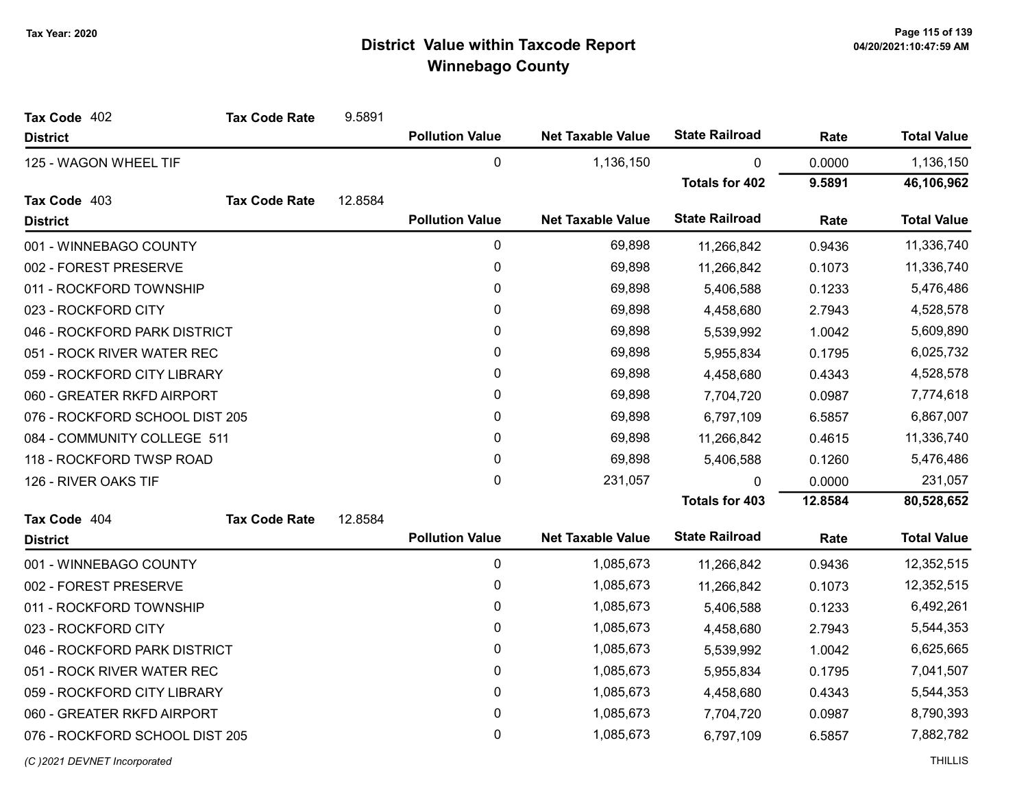# District Value within Taxcode Report
## Winnebago County

Tax Year: 2020

**Tax Code** 402 **Tax Code Rate** 9.5891

| District | Pollution Value | Net Taxable Value | State Railroad | Rate | Total Value |
|---|---|---|---|---|---|
| 125 - WAGON WHEEL TIF | 0 | 1,136,150 | 0 | 0.0000 | 1,136,150 |
| | | | **Totals for 402** | **9.5891** | **46,106,962** |

**Tax Code** 403 **Tax Code Rate** 12.8584

| District | Pollution Value | Net Taxable Value | State Railroad | Rate | Total Value |
|---|---|---|---|---|---|
| 001 - WINNEBAGO COUNTY | 0 | 69,898 | 11,266,842 | 0.9436 | 11,336,740 |
| 002 - FOREST PRESERVE | 0 | 69,898 | 11,266,842 | 0.1073 | 11,336,740 |
| 011 - ROCKFORD TOWNSHIP | 0 | 69,898 | 5,406,588 | 0.1233 | 5,476,486 |
| 023 - ROCKFORD CITY | 0 | 69,898 | 4,458,680 | 2.7943 | 4,528,578 |
| 046 - ROCKFORD PARK DISTRICT | 0 | 69,898 | 5,539,992 | 1.0042 | 5,609,890 |
| 051 - ROCK RIVER WATER REC | 0 | 69,898 | 5,955,834 | 0.1795 | 6,025,732 |
| 059 - ROCKFORD CITY LIBRARY | 0 | 69,898 | 4,458,680 | 0.4343 | 4,528,578 |
| 060 - GREATER RKFD AIRPORT | 0 | 69,898 | 7,704,720 | 0.0987 | 7,774,618 |
| 076 - ROCKFORD SCHOOL DIST 205 | 0 | 69,898 | 6,797,109 | 6.5857 | 6,867,007 |
| 084 - COMMUNITY COLLEGE 511 | 0 | 69,898 | 11,266,842 | 0.4615 | 11,336,740 |
| 118 - ROCKFORD TWSP ROAD | 0 | 69,898 | 5,406,588 | 0.1260 | 5,476,486 |
| 126 - RIVER OAKS TIF | 0 | 231,057 | 0 | 0.0000 | 231,057 |
| | | | **Totals for 403** | **12.8584** | **80,528,652** |

**Tax Code** 404 **Tax Code Rate** 12.8584

| District | Pollution Value | Net Taxable Value | State Railroad | Rate | Total Value |
|---|---|---|---|---|---|
| 001 - WINNEBAGO COUNTY | 0 | 1,085,673 | 11,266,842 | 0.9436 | 12,352,515 |
| 002 - FOREST PRESERVE | 0 | 1,085,673 | 11,266,842 | 0.1073 | 12,352,515 |
| 011 - ROCKFORD TOWNSHIP | 0 | 1,085,673 | 5,406,588 | 0.1233 | 6,492,261 |
| 023 - ROCKFORD CITY | 0 | 1,085,673 | 4,458,680 | 2.7943 | 5,544,353 |
| 046 - ROCKFORD PARK DISTRICT | 0 | 1,085,673 | 5,539,992 | 1.0042 | 6,625,665 |
| 051 - ROCK RIVER WATER REC | 0 | 1,085,673 | 5,955,834 | 0.1795 | 7,041,507 |
| 059 - ROCKFORD CITY LIBRARY | 0 | 1,085,673 | 4,458,680 | 0.4343 | 5,544,353 |
| 060 - GREATER RKFD AIRPORT | 0 | 1,085,673 | 7,704,720 | 0.0987 | 8,790,393 |
| 076 - ROCKFORD SCHOOL DIST 205 | 0 | 1,085,673 | 6,797,109 | 6.5857 | 7,882,782 |

*(C )2021 DEVNET Incorporated* THILLIS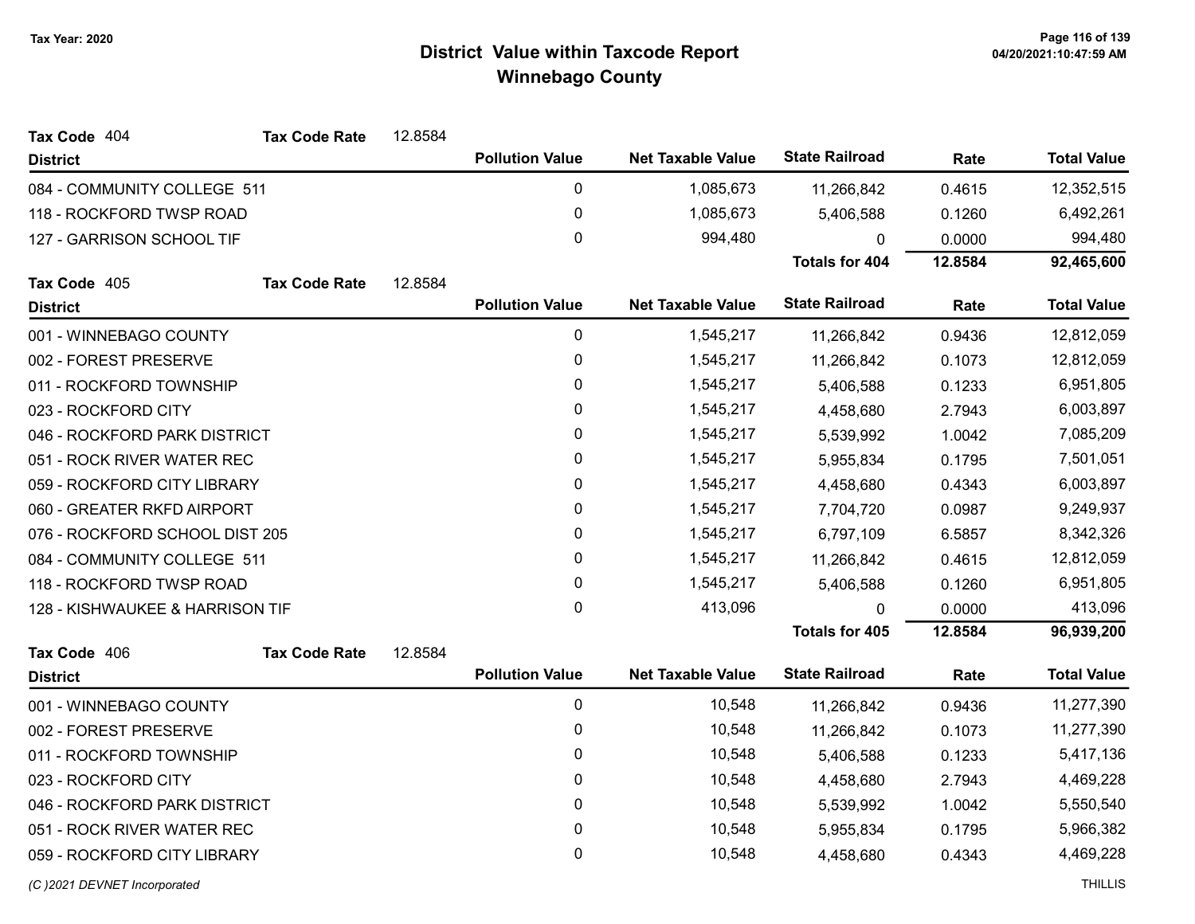# District Value within Taxcode Report
## Winnebago County

Tax Year: 2020

**Tax Code** 404 **Tax Code Rate** 12.8584

| District | Pollution Value | Net Taxable Value | State Railroad | Rate | Total Value |
|---|---|---|---|---|---|
| 084 - COMMUNITY COLLEGE 511 | 0 | 1,085,673 | 11,266,842 | 0.4615 | 12,352,515 |
| 118 - ROCKFORD TWSP ROAD | 0 | 1,085,673 | 5,406,588 | 0.1260 | 6,492,261 |
| 127 - GARRISON SCHOOL TIF | 0 | 994,480 | 0 | 0.0000 | 994,480 |
| | | | **Totals for 404** | **12.8584** | **92,465,600** |

**Tax Code** 405 **Tax Code Rate** 12.8584

| District | Pollution Value | Net Taxable Value | State Railroad | Rate | Total Value |
|---|---|---|---|---|---|
| 001 - WINNEBAGO COUNTY | 0 | 1,545,217 | 11,266,842 | 0.9436 | 12,812,059 |
| 002 - FOREST PRESERVE | 0 | 1,545,217 | 11,266,842 | 0.1073 | 12,812,059 |
| 011 - ROCKFORD TOWNSHIP | 0 | 1,545,217 | 5,406,588 | 0.1233 | 6,951,805 |
| 023 - ROCKFORD CITY | 0 | 1,545,217 | 4,458,680 | 2.7943 | 6,003,897 |
| 046 - ROCKFORD PARK DISTRICT | 0 | 1,545,217 | 5,539,992 | 1.0042 | 7,085,209 |
| 051 - ROCK RIVER WATER REC | 0 | 1,545,217 | 5,955,834 | 0.1795 | 7,501,051 |
| 059 - ROCKFORD CITY LIBRARY | 0 | 1,545,217 | 4,458,680 | 0.4343 | 6,003,897 |
| 060 - GREATER RKFD AIRPORT | 0 | 1,545,217 | 7,704,720 | 0.0987 | 9,249,937 |
| 076 - ROCKFORD SCHOOL DIST 205 | 0 | 1,545,217 | 6,797,109 | 6.5857 | 8,342,326 |
| 084 - COMMUNITY COLLEGE 511 | 0 | 1,545,217 | 11,266,842 | 0.4615 | 12,812,059 |
| 118 - ROCKFORD TWSP ROAD | 0 | 1,545,217 | 5,406,588 | 0.1260 | 6,951,805 |
| 128 - KISHWAUKEE & HARRISON TIF | 0 | 413,096 | 0 | 0.0000 | 413,096 |
| | | | **Totals for 405** | **12.8584** | **96,939,200** |

**Tax Code** 406 **Tax Code Rate** 12.8584

| District | Pollution Value | Net Taxable Value | State Railroad | Rate | Total Value |
|---|---|---|---|---|---|
| 001 - WINNEBAGO COUNTY | 0 | 10,548 | 11,266,842 | 0.9436 | 11,277,390 |
| 002 - FOREST PRESERVE | 0 | 10,548 | 11,266,842 | 0.1073 | 11,277,390 |
| 011 - ROCKFORD TOWNSHIP | 0 | 10,548 | 5,406,588 | 0.1233 | 5,417,136 |
| 023 - ROCKFORD CITY | 0 | 10,548 | 4,458,680 | 2.7943 | 4,469,228 |
| 046 - ROCKFORD PARK DISTRICT | 0 | 10,548 | 5,539,992 | 1.0042 | 5,550,540 |
| 051 - ROCK RIVER WATER REC | 0 | 10,548 | 5,955,834 | 0.1795 | 5,966,382 |
| 059 - ROCKFORD CITY LIBRARY | 0 | 10,548 | 4,458,680 | 0.4343 | 4,469,228 |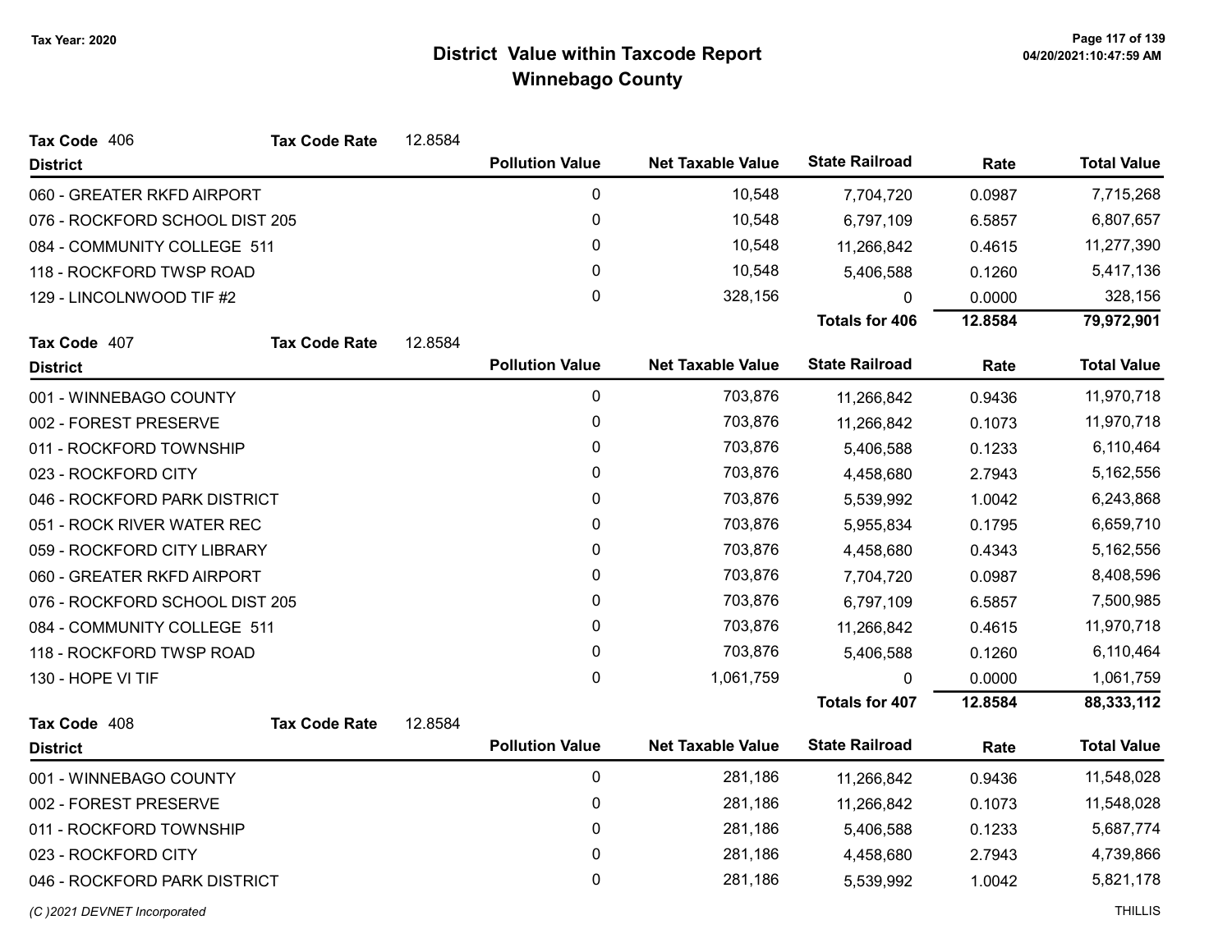# District Value within Taxcode Report
## Winnebago County

Tax Year: 2020

**Tax Code** 406 **Tax Code Rate** 12.8584

| District | Pollution Value | Net Taxable Value | State Railroad | Rate | Total Value |
|---|---|---|---|---|---|
| 060 - GREATER RKFD AIRPORT | 0 | 10,548 | 7,704,720 | 0.0987 | 7,715,268 |
| 076 - ROCKFORD SCHOOL DIST 205 | 0 | 10,548 | 6,797,109 | 6.5857 | 6,807,657 |
| 084 - COMMUNITY COLLEGE 511 | 0 | 10,548 | 11,266,842 | 0.4615 | 11,277,390 |
| 118 - ROCKFORD TWSP ROAD | 0 | 10,548 | 5,406,588 | 0.1260 | 5,417,136 |
| 129 - LINCOLNWOOD TIF #2 | 0 | 328,156 | 0 | 0.0000 | 328,156 |
| | | | **Totals for 406** | **12.8584** | **79,972,901** |

**Tax Code** 407 **Tax Code Rate** 12.8584

| District | Pollution Value | Net Taxable Value | State Railroad | Rate | Total Value |
|---|---|---|---|---|---|
| 001 - WINNEBAGO COUNTY | 0 | 703,876 | 11,266,842 | 0.9436 | 11,970,718 |
| 002 - FOREST PRESERVE | 0 | 703,876 | 11,266,842 | 0.1073 | 11,970,718 |
| 011 - ROCKFORD TOWNSHIP | 0 | 703,876 | 5,406,588 | 0.1233 | 6,110,464 |
| 023 - ROCKFORD CITY | 0 | 703,876 | 4,458,680 | 2.7943 | 5,162,556 |
| 046 - ROCKFORD PARK DISTRICT | 0 | 703,876 | 5,539,992 | 1.0042 | 6,243,868 |
| 051 - ROCK RIVER WATER REC | 0 | 703,876 | 5,955,834 | 0.1795 | 6,659,710 |
| 059 - ROCKFORD CITY LIBRARY | 0 | 703,876 | 4,458,680 | 0.4343 | 5,162,556 |
| 060 - GREATER RKFD AIRPORT | 0 | 703,876 | 7,704,720 | 0.0987 | 8,408,596 |
| 076 - ROCKFORD SCHOOL DIST 205 | 0 | 703,876 | 6,797,109 | 6.5857 | 7,500,985 |
| 084 - COMMUNITY COLLEGE 511 | 0 | 703,876 | 11,266,842 | 0.4615 | 11,970,718 |
| 118 - ROCKFORD TWSP ROAD | 0 | 703,876 | 5,406,588 | 0.1260 | 6,110,464 |
| 130 - HOPE VI TIF | 0 | 1,061,759 | 0 | 0.0000 | 1,061,759 |
| | | | **Totals for 407** | **12.8584** | **88,333,112** |

**Tax Code** 408 **Tax Code Rate** 12.8584

| District | Pollution Value | Net Taxable Value | State Railroad | Rate | Total Value |
|---|---|---|---|---|---|
| 001 - WINNEBAGO COUNTY | 0 | 281,186 | 11,266,842 | 0.9436 | 11,548,028 |
| 002 - FOREST PRESERVE | 0 | 281,186 | 11,266,842 | 0.1073 | 11,548,028 |
| 011 - ROCKFORD TOWNSHIP | 0 | 281,186 | 5,406,588 | 0.1233 | 5,687,774 |
| 023 - ROCKFORD CITY | 0 | 281,186 | 4,458,680 | 2.7943 | 4,739,866 |
| 046 - ROCKFORD PARK DISTRICT | 0 | 281,186 | 5,539,992 | 1.0042 | 5,821,178 |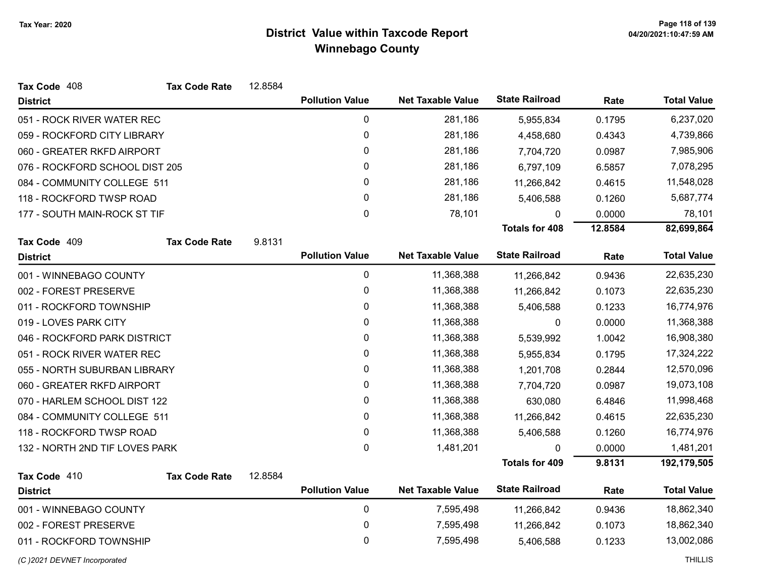# District Value within Taxcode Report
## Winnebago County

Tax Year: 2020

**Tax Code** 408 **Tax Code Rate** 12.8584

| District | Pollution Value | Net Taxable Value | State Railroad | Rate | Total Value |
|---|---|---|---|---|---|
| 051 - ROCK RIVER WATER REC | 0 | 281,186 | 5,955,834 | 0.1795 | 6,237,020 |
| 059 - ROCKFORD CITY LIBRARY | 0 | 281,186 | 4,458,680 | 0.4343 | 4,739,866 |
| 060 - GREATER RKFD AIRPORT | 0 | 281,186 | 7,704,720 | 0.0987 | 7,985,906 |
| 076 - ROCKFORD SCHOOL DIST 205 | 0 | 281,186 | 6,797,109 | 6.5857 | 7,078,295 |
| 084 - COMMUNITY COLLEGE 511 | 0 | 281,186 | 11,266,842 | 0.4615 | 11,548,028 |
| 118 - ROCKFORD TWSP ROAD | 0 | 281,186 | 5,406,588 | 0.1260 | 5,687,774 |
| 177 - SOUTH MAIN-ROCK ST TIF | 0 | 78,101 | 0 | 0.0000 | 78,101 |
| | | | **Totals for 408** | **12.8584** | **82,699,864** |

**Tax Code** 409 **Tax Code Rate** 9.8131

| District | Pollution Value | Net Taxable Value | State Railroad | Rate | Total Value |
|---|---|---|---|---|---|
| 001 - WINNEBAGO COUNTY | 0 | 11,368,388 | 11,266,842 | 0.9436 | 22,635,230 |
| 002 - FOREST PRESERVE | 0 | 11,368,388 | 11,266,842 | 0.1073 | 22,635,230 |
| 011 - ROCKFORD TOWNSHIP | 0 | 11,368,388 | 5,406,588 | 0.1233 | 16,774,976 |
| 019 - LOVES PARK CITY | 0 | 11,368,388 | 0 | 0.0000 | 11,368,388 |
| 046 - ROCKFORD PARK DISTRICT | 0 | 11,368,388 | 5,539,992 | 1.0042 | 16,908,380 |
| 051 - ROCK RIVER WATER REC | 0 | 11,368,388 | 5,955,834 | 0.1795 | 17,324,222 |
| 055 - NORTH SUBURBAN LIBRARY | 0 | 11,368,388 | 1,201,708 | 0.2844 | 12,570,096 |
| 060 - GREATER RKFD AIRPORT | 0 | 11,368,388 | 7,704,720 | 0.0987 | 19,073,108 |
| 070 - HARLEM SCHOOL DIST 122 | 0 | 11,368,388 | 630,080 | 6.4846 | 11,998,468 |
| 084 - COMMUNITY COLLEGE 511 | 0 | 11,368,388 | 11,266,842 | 0.4615 | 22,635,230 |
| 118 - ROCKFORD TWSP ROAD | 0 | 11,368,388 | 5,406,588 | 0.1260 | 16,774,976 |
| 132 - NORTH 2ND TIF LOVES PARK | 0 | 1,481,201 | 0 | 0.0000 | 1,481,201 |
| | | | **Totals for 409** | **9.8131** | **192,179,505** |

**Tax Code** 410 **Tax Code Rate** 12.8584

| District | Pollution Value | Net Taxable Value | State Railroad | Rate | Total Value |
|---|---|---|---|---|---|
| 001 - WINNEBAGO COUNTY | 0 | 7,595,498 | 11,266,842 | 0.9436 | 18,862,340 |
| 002 - FOREST PRESERVE | 0 | 7,595,498 | 11,266,842 | 0.1073 | 18,862,340 |
| 011 - ROCKFORD TOWNSHIP | 0 | 7,595,498 | 5,406,588 | 0.1233 | 13,002,086 |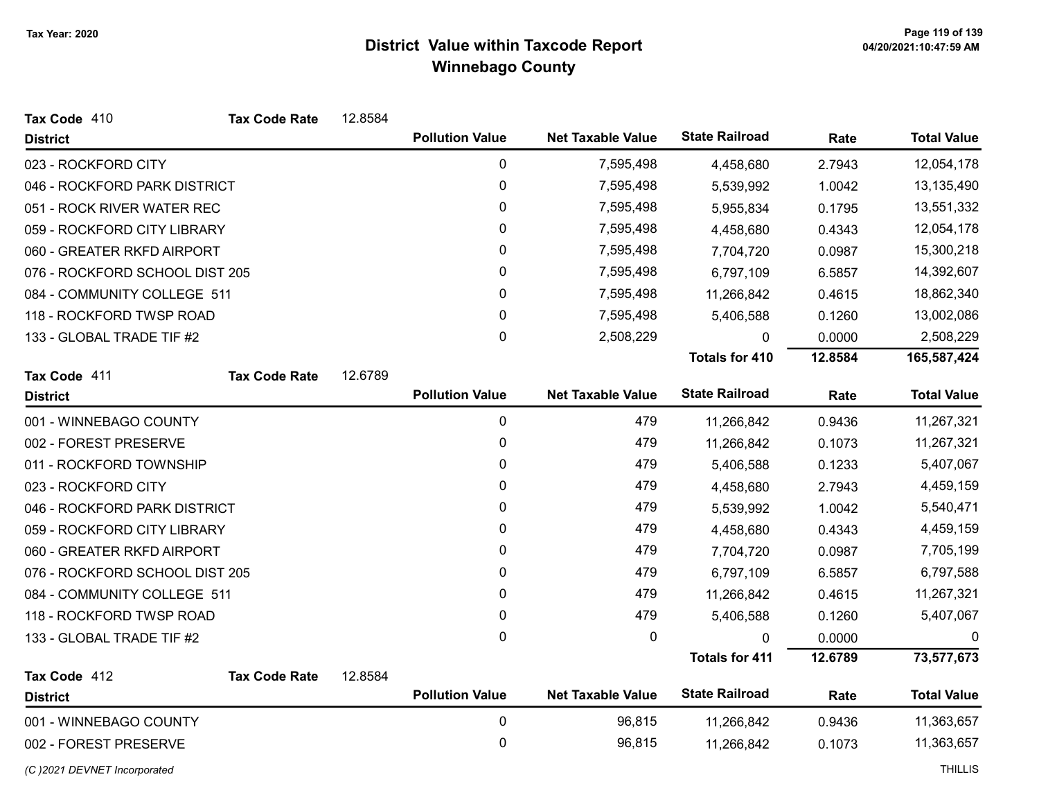# District Value within Taxcode Report
## Winnebago County

Tax Year: 2020

**Tax Code** 410 **Tax Code Rate** 12.8584

| District | Pollution Value | Net Taxable Value | State Railroad | Rate | Total Value |
|---|---|---|---|---|---|
| 023 - ROCKFORD CITY | 0 | 7,595,498 | 4,458,680 | 2.7943 | 12,054,178 |
| 046 - ROCKFORD PARK DISTRICT | 0 | 7,595,498 | 5,539,992 | 1.0042 | 13,135,490 |
| 051 - ROCK RIVER WATER REC | 0 | 7,595,498 | 5,955,834 | 0.1795 | 13,551,332 |
| 059 - ROCKFORD CITY LIBRARY | 0 | 7,595,498 | 4,458,680 | 0.4343 | 12,054,178 |
| 060 - GREATER RKFD AIRPORT | 0 | 7,595,498 | 7,704,720 | 0.0987 | 15,300,218 |
| 076 - ROCKFORD SCHOOL DIST 205 | 0 | 7,595,498 | 6,797,109 | 6.5857 | 14,392,607 |
| 084 - COMMUNITY COLLEGE 511 | 0 | 7,595,498 | 11,266,842 | 0.4615 | 18,862,340 |
| 118 - ROCKFORD TWSP ROAD | 0 | 7,595,498 | 5,406,588 | 0.1260 | 13,002,086 |
| 133 - GLOBAL TRADE TIF #2 | 0 | 2,508,229 | 0 | 0.0000 | 2,508,229 |
| | | | **Totals for 410** | **12.8584** | **165,587,424** |

**Tax Code** 411 **Tax Code Rate** 12.6789

| District | Pollution Value | Net Taxable Value | State Railroad | Rate | Total Value |
|---|---|---|---|---|---|
| 001 - WINNEBAGO COUNTY | 0 | 479 | 11,266,842 | 0.9436 | 11,267,321 |
| 002 - FOREST PRESERVE | 0 | 479 | 11,266,842 | 0.1073 | 11,267,321 |
| 011 - ROCKFORD TOWNSHIP | 0 | 479 | 5,406,588 | 0.1233 | 5,407,067 |
| 023 - ROCKFORD CITY | 0 | 479 | 4,458,680 | 2.7943 | 4,459,159 |
| 046 - ROCKFORD PARK DISTRICT | 0 | 479 | 5,539,992 | 1.0042 | 5,540,471 |
| 059 - ROCKFORD CITY LIBRARY | 0 | 479 | 4,458,680 | 0.4343 | 4,459,159 |
| 060 - GREATER RKFD AIRPORT | 0 | 479 | 7,704,720 | 0.0987 | 7,705,199 |
| 076 - ROCKFORD SCHOOL DIST 205 | 0 | 479 | 6,797,109 | 6.5857 | 6,797,588 |
| 084 - COMMUNITY COLLEGE 511 | 0 | 479 | 11,266,842 | 0.4615 | 11,267,321 |
| 118 - ROCKFORD TWSP ROAD | 0 | 479 | 5,406,588 | 0.1260 | 5,407,067 |
| 133 - GLOBAL TRADE TIF #2 | 0 | 0 | 0 | 0.0000 | 0 |
| | | | **Totals for 411** | **12.6789** | **73,577,673** |

**Tax Code** 412 **Tax Code Rate** 12.8584

| District | Pollution Value | Net Taxable Value | State Railroad | Rate | Total Value |
|---|---|---|---|---|---|
| 001 - WINNEBAGO COUNTY | 0 | 96,815 | 11,266,842 | 0.9436 | 11,363,657 |
| 002 - FOREST PRESERVE | 0 | 96,815 | 11,266,842 | 0.1073 | 11,363,657 |

(C )2021 DEVNET Incorporated THILLIS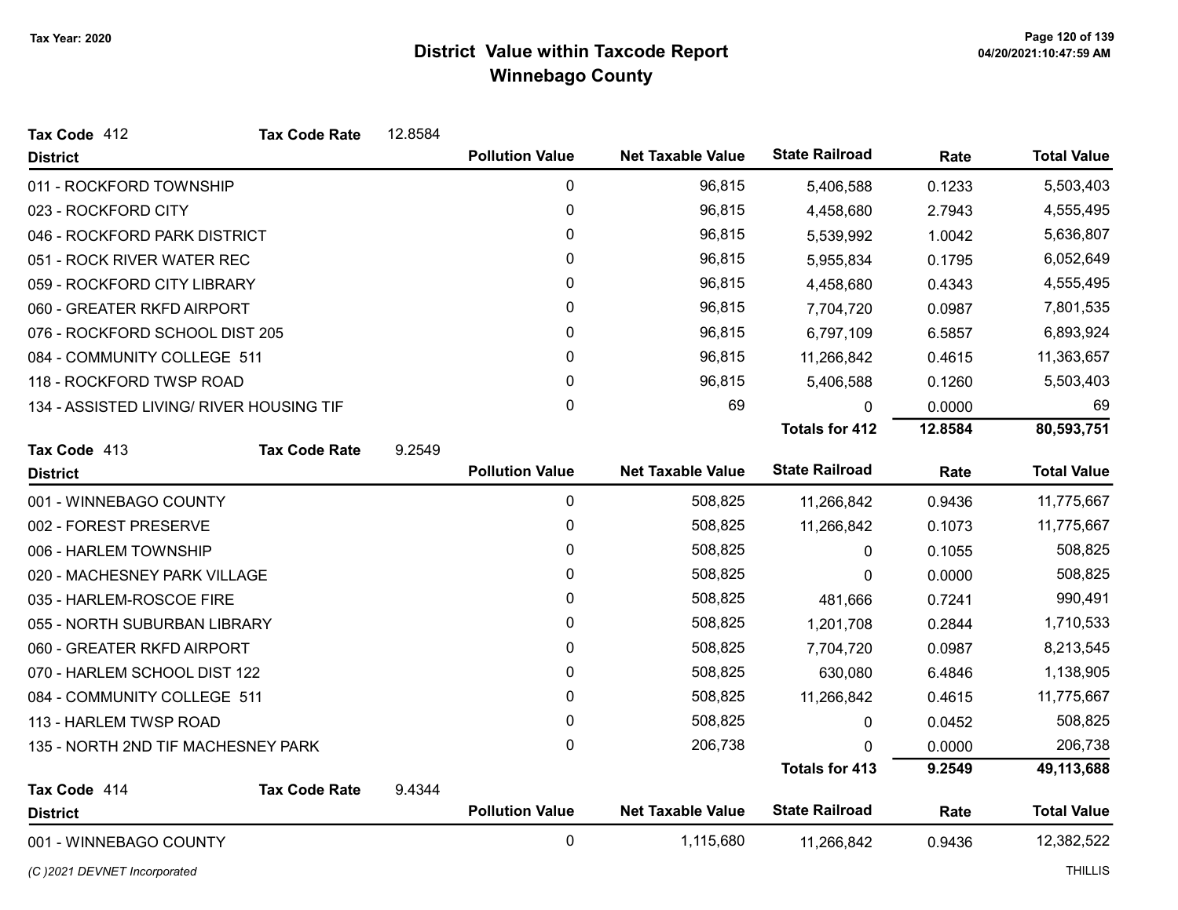# District Value within Taxcode Report
## Winnebago County

Tax Year: 2020

**Tax Code** 412 **Tax Code Rate** 12.8584

| District | Pollution Value | Net Taxable Value | State Railroad | Rate | Total Value |
|---|---|---|---|---|---|
| 011 - ROCKFORD TOWNSHIP | 0 | 96,815 | 5,406,588 | 0.1233 | 5,503,403 |
| 023 - ROCKFORD CITY | 0 | 96,815 | 4,458,680 | 2.7943 | 4,555,495 |
| 046 - ROCKFORD PARK DISTRICT | 0 | 96,815 | 5,539,992 | 1.0042 | 5,636,807 |
| 051 - ROCK RIVER WATER REC | 0 | 96,815 | 5,955,834 | 0.1795 | 6,052,649 |
| 059 - ROCKFORD CITY LIBRARY | 0 | 96,815 | 4,458,680 | 0.4343 | 4,555,495 |
| 060 - GREATER RKFD AIRPORT | 0 | 96,815 | 7,704,720 | 0.0987 | 7,801,535 |
| 076 - ROCKFORD SCHOOL DIST 205 | 0 | 96,815 | 6,797,109 | 6.5857 | 6,893,924 |
| 084 - COMMUNITY COLLEGE 511 | 0 | 96,815 | 11,266,842 | 0.4615 | 11,363,657 |
| 118 - ROCKFORD TWSP ROAD | 0 | 96,815 | 5,406,588 | 0.1260 | 5,503,403 |
| 134 - ASSISTED LIVING/ RIVER HOUSING TIF | 0 | 69 | 0 | 0.0000 | 69 |
| | | | **Totals for 412** | **12.8584** | **80,593,751** |

**Tax Code** 413 **Tax Code Rate** 9.2549

| District | Pollution Value | Net Taxable Value | State Railroad | Rate | Total Value |
|---|---|---|---|---|---|
| 001 - WINNEBAGO COUNTY | 0 | 508,825 | 11,266,842 | 0.9436 | 11,775,667 |
| 002 - FOREST PRESERVE | 0 | 508,825 | 11,266,842 | 0.1073 | 11,775,667 |
| 006 - HARLEM TOWNSHIP | 0 | 508,825 | 0 | 0.1055 | 508,825 |
| 020 - MACHESNEY PARK VILLAGE | 0 | 508,825 | 0 | 0.0000 | 508,825 |
| 035 - HARLEM-ROSCOE FIRE | 0 | 508,825 | 481,666 | 0.7241 | 990,491 |
| 055 - NORTH SUBURBAN LIBRARY | 0 | 508,825 | 1,201,708 | 0.2844 | 1,710,533 |
| 060 - GREATER RKFD AIRPORT | 0 | 508,825 | 7,704,720 | 0.0987 | 8,213,545 |
| 070 - HARLEM SCHOOL DIST 122 | 0 | 508,825 | 630,080 | 6.4846 | 1,138,905 |
| 084 - COMMUNITY COLLEGE 511 | 0 | 508,825 | 11,266,842 | 0.4615 | 11,775,667 |
| 113 - HARLEM TWSP ROAD | 0 | 508,825 | 0 | 0.0452 | 508,825 |
| 135 - NORTH 2ND TIF MACHESNEY PARK | 0 | 206,738 | 0 | 0.0000 | 206,738 |
| | | | **Totals for 413** | **9.2549** | **49,113,688** |

**Tax Code** 414 **Tax Code Rate** 9.4344

| District | Pollution Value | Net Taxable Value | State Railroad | Rate | Total Value |
|---|---|---|---|---|---|
| 001 - WINNEBAGO COUNTY | 0 | 1,115,680 | 11,266,842 | 0.9436 | 12,382,522 |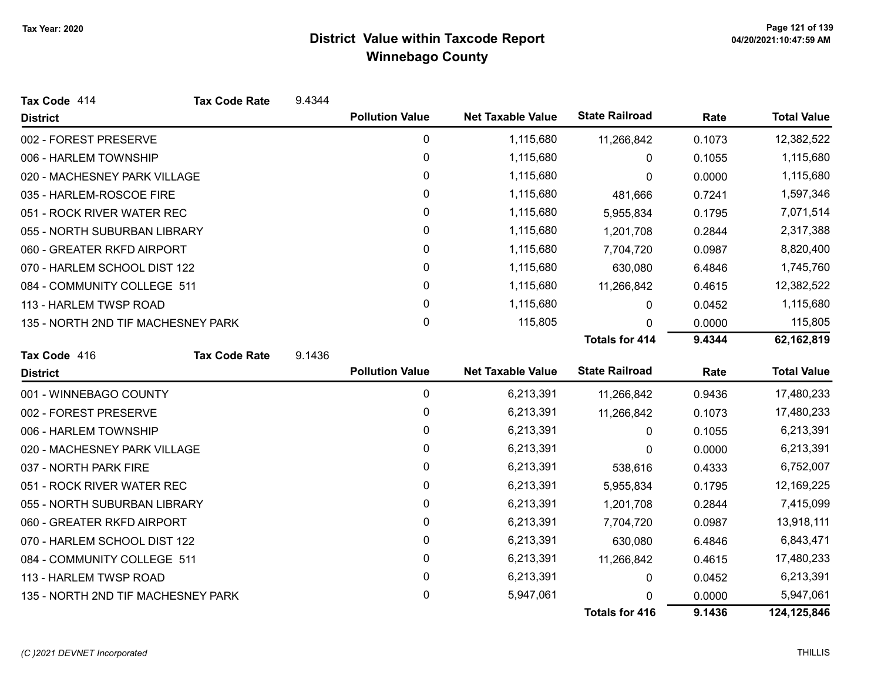# District Value within Taxcode Report
## Winnebago County

Tax Year: 2020

**Tax Code** 414 **Tax Code Rate** 9.4344

| District | Pollution Value | Net Taxable Value | State Railroad | Rate | Total Value |
|---|---|---|---|---|---|
| 002 - FOREST PRESERVE | 0 | 1,115,680 | 11,266,842 | 0.1073 | 12,382,522 |
| 006 - HARLEM TOWNSHIP | 0 | 1,115,680 | 0 | 0.1055 | 1,115,680 |
| 020 - MACHESNEY PARK VILLAGE | 0 | 1,115,680 | 0 | 0.0000 | 1,115,680 |
| 035 - HARLEM-ROSCOE FIRE | 0 | 1,115,680 | 481,666 | 0.7241 | 1,597,346 |
| 051 - ROCK RIVER WATER REC | 0 | 1,115,680 | 5,955,834 | 0.1795 | 7,071,514 |
| 055 - NORTH SUBURBAN LIBRARY | 0 | 1,115,680 | 1,201,708 | 0.2844 | 2,317,388 |
| 060 - GREATER RKFD AIRPORT | 0 | 1,115,680 | 7,704,720 | 0.0987 | 8,820,400 |
| 070 - HARLEM SCHOOL DIST 122 | 0 | 1,115,680 | 630,080 | 6.4846 | 1,745,760 |
| 084 - COMMUNITY COLLEGE 511 | 0 | 1,115,680 | 11,266,842 | 0.4615 | 12,382,522 |
| 113 - HARLEM TWSP ROAD | 0 | 1,115,680 | 0 | 0.0452 | 1,115,680 |
| 135 - NORTH 2ND TIF MACHESNEY PARK | 0 | 115,805 | 0 | 0.0000 | 115,805 |
| | | | **Totals for 414** | **9.4344** | **62,162,819** |

**Tax Code** 416 **Tax Code Rate** 9.1436

| District | Pollution Value | Net Taxable Value | State Railroad | Rate | Total Value |
|---|---|---|---|---|---|
| 001 - WINNEBAGO COUNTY | 0 | 6,213,391 | 11,266,842 | 0.9436 | 17,480,233 |
| 002 - FOREST PRESERVE | 0 | 6,213,391 | 11,266,842 | 0.1073 | 17,480,233 |
| 006 - HARLEM TOWNSHIP | 0 | 6,213,391 | 0 | 0.1055 | 6,213,391 |
| 020 - MACHESNEY PARK VILLAGE | 0 | 6,213,391 | 0 | 0.0000 | 6,213,391 |
| 037 - NORTH PARK FIRE | 0 | 6,213,391 | 538,616 | 0.4333 | 6,752,007 |
| 051 - ROCK RIVER WATER REC | 0 | 6,213,391 | 5,955,834 | 0.1795 | 12,169,225 |
| 055 - NORTH SUBURBAN LIBRARY | 0 | 6,213,391 | 1,201,708 | 0.2844 | 7,415,099 |
| 060 - GREATER RKFD AIRPORT | 0 | 6,213,391 | 7,704,720 | 0.0987 | 13,918,111 |
| 070 - HARLEM SCHOOL DIST 122 | 0 | 6,213,391 | 630,080 | 6.4846 | 6,843,471 |
| 084 - COMMUNITY COLLEGE 511 | 0 | 6,213,391 | 11,266,842 | 0.4615 | 17,480,233 |
| 113 - HARLEM TWSP ROAD | 0 | 6,213,391 | 0 | 0.0452 | 6,213,391 |
| 135 - NORTH 2ND TIF MACHESNEY PARK | 0 | 5,947,061 | 0 | 0.0000 | 5,947,061 |
| | | | **Totals for 416** | **9.1436** | **124,125,846** |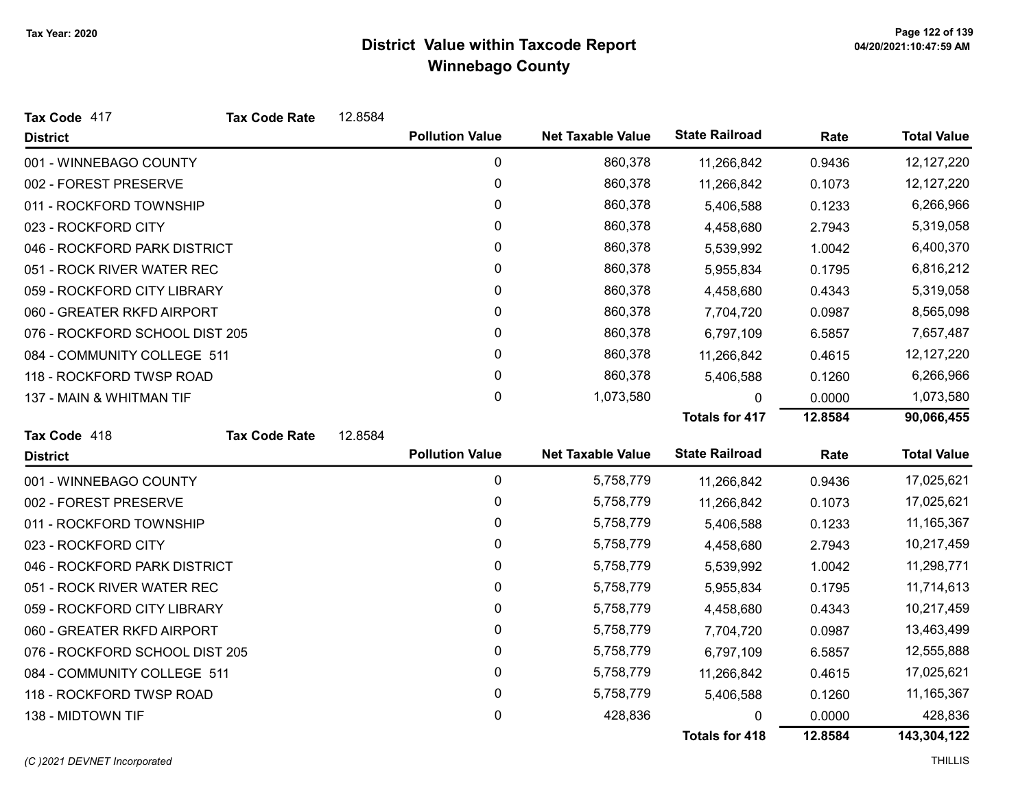## District Value within Taxcode Report
## Winnebago County

Tax Year: 2020

**Tax Code** 417 **Tax Code Rate** 12.8584

| District | Pollution Value | Net Taxable Value | State Railroad | Rate | Total Value |
|---|---|---|---|---|---|
| 001 - WINNEBAGO COUNTY | 0 | 860,378 | 11,266,842 | 0.9436 | 12,127,220 |
| 002 - FOREST PRESERVE | 0 | 860,378 | 11,266,842 | 0.1073 | 12,127,220 |
| 011 - ROCKFORD TOWNSHIP | 0 | 860,378 | 5,406,588 | 0.1233 | 6,266,966 |
| 023 - ROCKFORD CITY | 0 | 860,378 | 4,458,680 | 2.7943 | 5,319,058 |
| 046 - ROCKFORD PARK DISTRICT | 0 | 860,378 | 5,539,992 | 1.0042 | 6,400,370 |
| 051 - ROCK RIVER WATER REC | 0 | 860,378 | 5,955,834 | 0.1795 | 6,816,212 |
| 059 - ROCKFORD CITY LIBRARY | 0 | 860,378 | 4,458,680 | 0.4343 | 5,319,058 |
| 060 - GREATER RKFD AIRPORT | 0 | 860,378 | 7,704,720 | 0.0987 | 8,565,098 |
| 076 - ROCKFORD SCHOOL DIST 205 | 0 | 860,378 | 6,797,109 | 6.5857 | 7,657,487 |
| 084 - COMMUNITY COLLEGE 511 | 0 | 860,378 | 11,266,842 | 0.4615 | 12,127,220 |
| 118 - ROCKFORD TWSP ROAD | 0 | 860,378 | 5,406,588 | 0.1260 | 6,266,966 |
| 137 - MAIN & WHITMAN TIF | 0 | 1,073,580 | 0 | 0.0000 | 1,073,580 |
| | | | **Totals for 417** | **12.8584** | **90,066,455** |

**Tax Code** 418 **Tax Code Rate** 12.8584

| District | Pollution Value | Net Taxable Value | State Railroad | Rate | Total Value |
|---|---|---|---|---|---|
| 001 - WINNEBAGO COUNTY | 0 | 5,758,779 | 11,266,842 | 0.9436 | 17,025,621 |
| 002 - FOREST PRESERVE | 0 | 5,758,779 | 11,266,842 | 0.1073 | 17,025,621 |
| 011 - ROCKFORD TOWNSHIP | 0 | 5,758,779 | 5,406,588 | 0.1233 | 11,165,367 |
| 023 - ROCKFORD CITY | 0 | 5,758,779 | 4,458,680 | 2.7943 | 10,217,459 |
| 046 - ROCKFORD PARK DISTRICT | 0 | 5,758,779 | 5,539,992 | 1.0042 | 11,298,771 |
| 051 - ROCK RIVER WATER REC | 0 | 5,758,779 | 5,955,834 | 0.1795 | 11,714,613 |
| 059 - ROCKFORD CITY LIBRARY | 0 | 5,758,779 | 4,458,680 | 0.4343 | 10,217,459 |
| 060 - GREATER RKFD AIRPORT | 0 | 5,758,779 | 7,704,720 | 0.0987 | 13,463,499 |
| 076 - ROCKFORD SCHOOL DIST 205 | 0 | 5,758,779 | 6,797,109 | 6.5857 | 12,555,888 |
| 084 - COMMUNITY COLLEGE 511 | 0 | 5,758,779 | 11,266,842 | 0.4615 | 17,025,621 |
| 118 - ROCKFORD TWSP ROAD | 0 | 5,758,779 | 5,406,588 | 0.1260 | 11,165,367 |
| 138 - MIDTOWN TIF | 0 | 428,836 | 0 | 0.0000 | 428,836 |
| | | | **Totals for 418** | **12.8584** | **143,304,122** |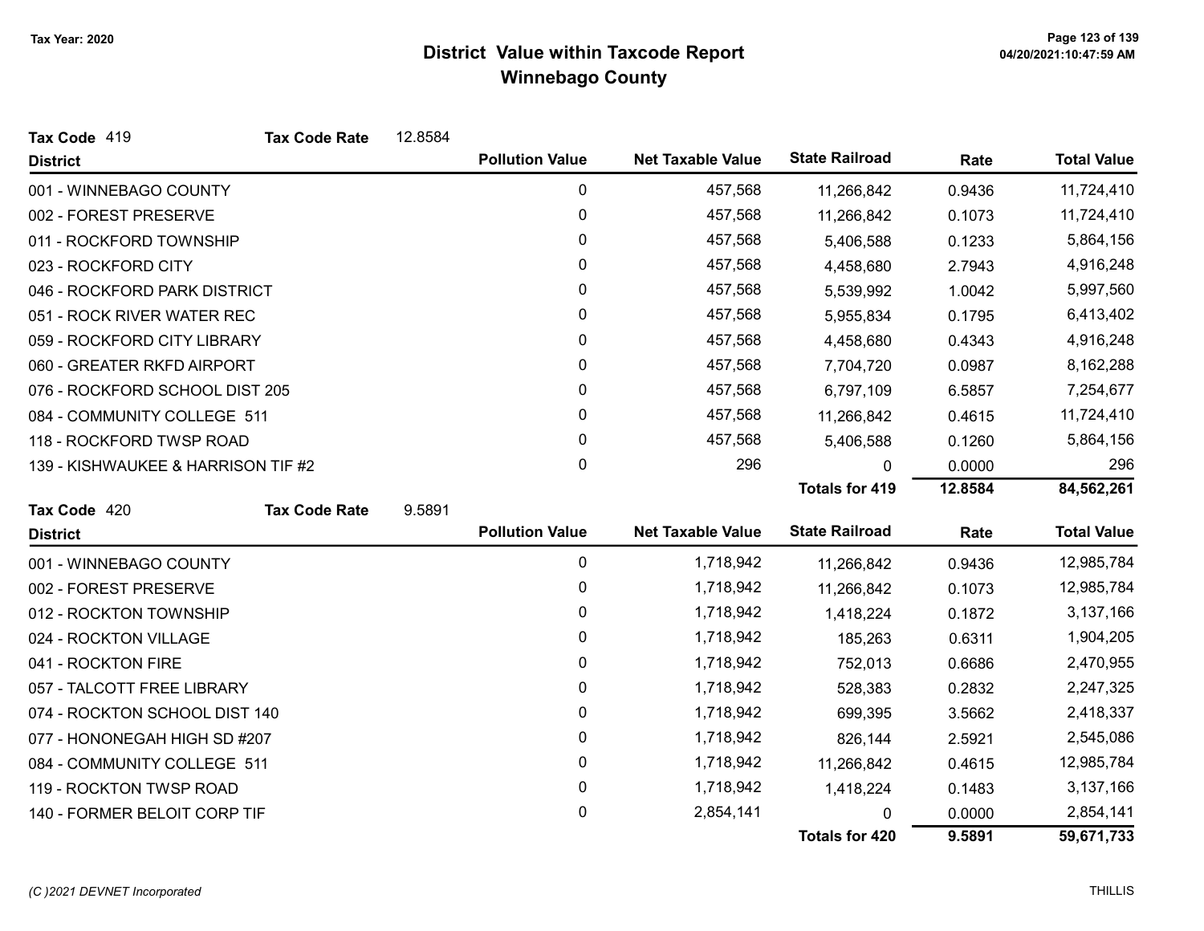**Tax Year: 2020**

# District Value within Taxcode Report
## Winnebago County

**Tax Code** 419 **Tax Code Rate** 12.8584

| District | Pollution Value | Net Taxable Value | State Railroad | Rate | Total Value |
|---|---|---|---|---|---|
| 001 - WINNEBAGO COUNTY | 0 | 457,568 | 11,266,842 | 0.9436 | 11,724,410 |
| 002 - FOREST PRESERVE | 0 | 457,568 | 11,266,842 | 0.1073 | 11,724,410 |
| 011 - ROCKFORD TOWNSHIP | 0 | 457,568 | 5,406,588 | 0.1233 | 5,864,156 |
| 023 - ROCKFORD CITY | 0 | 457,568 | 4,458,680 | 2.7943 | 4,916,248 |
| 046 - ROCKFORD PARK DISTRICT | 0 | 457,568 | 5,539,992 | 1.0042 | 5,997,560 |
| 051 - ROCK RIVER WATER REC | 0 | 457,568 | 5,955,834 | 0.1795 | 6,413,402 |
| 059 - ROCKFORD CITY LIBRARY | 0 | 457,568 | 4,458,680 | 0.4343 | 4,916,248 |
| 060 - GREATER RKFD AIRPORT | 0 | 457,568 | 7,704,720 | 0.0987 | 8,162,288 |
| 076 - ROCKFORD SCHOOL DIST 205 | 0 | 457,568 | 6,797,109 | 6.5857 | 7,254,677 |
| 084 - COMMUNITY COLLEGE 511 | 0 | 457,568 | 11,266,842 | 0.4615 | 11,724,410 |
| 118 - ROCKFORD TWSP ROAD | 0 | 457,568 | 5,406,588 | 0.1260 | 5,864,156 |
| 139 - KISHWAUKEE & HARRISON TIF #2 | 0 | 296 | 0 | 0.0000 | 296 |
| | | | **Totals for 419** | **12.8584** | **84,562,261** |

**Tax Code** 420 **Tax Code Rate** 9.5891

| District | Pollution Value | Net Taxable Value | State Railroad | Rate | Total Value |
|---|---|---|---|---|---|
| 001 - WINNEBAGO COUNTY | 0 | 1,718,942 | 11,266,842 | 0.9436 | 12,985,784 |
| 002 - FOREST PRESERVE | 0 | 1,718,942 | 11,266,842 | 0.1073 | 12,985,784 |
| 012 - ROCKTON TOWNSHIP | 0 | 1,718,942 | 1,418,224 | 0.1872 | 3,137,166 |
| 024 - ROCKTON VILLAGE | 0 | 1,718,942 | 185,263 | 0.6311 | 1,904,205 |
| 041 - ROCKTON FIRE | 0 | 1,718,942 | 752,013 | 0.6686 | 2,470,955 |
| 057 - TALCOTT FREE LIBRARY | 0 | 1,718,942 | 528,383 | 0.2832 | 2,247,325 |
| 074 - ROCKTON SCHOOL DIST 140 | 0 | 1,718,942 | 699,395 | 3.5662 | 2,418,337 |
| 077 - HONONEGAH HIGH SD #207 | 0 | 1,718,942 | 826,144 | 2.5921 | 2,545,086 |
| 084 - COMMUNITY COLLEGE 511 | 0 | 1,718,942 | 11,266,842 | 0.4615 | 12,985,784 |
| 119 - ROCKTON TWSP ROAD | 0 | 1,718,942 | 1,418,224 | 0.1483 | 3,137,166 |
| 140 - FORMER BELOIT CORP TIF | 0 | 2,854,141 | 0 | 0.0000 | 2,854,141 |
| | | | **Totals for 420** | **9.5891** | **59,671,733** |

*(C )2021 DEVNET Incorporated* THILLIS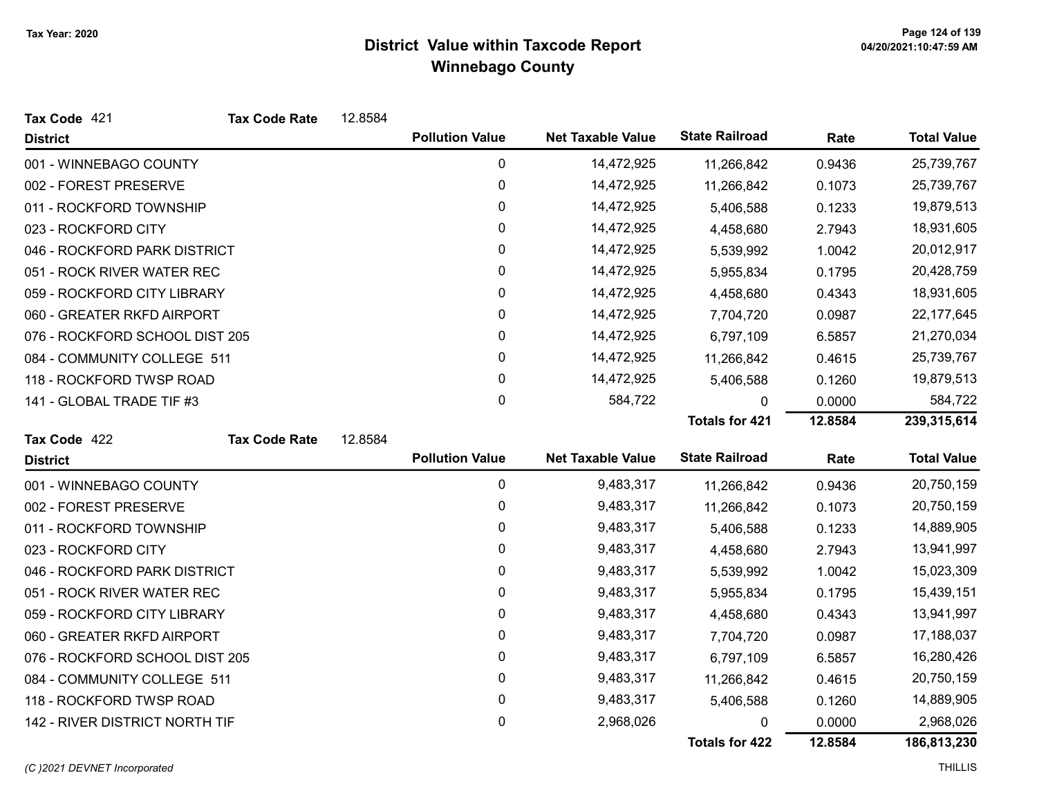# District Value within Taxcode Report
## Winnebago County

Tax Year: 2020

**Tax Code** 421 **Tax Code Rate** 12.8584

| District | Pollution Value | Net Taxable Value | State Railroad | Rate | Total Value |
|---|---|---|---|---|---|
| 001 - WINNEBAGO COUNTY | 0 | 14,472,925 | 11,266,842 | 0.9436 | 25,739,767 |
| 002 - FOREST PRESERVE | 0 | 14,472,925 | 11,266,842 | 0.1073 | 25,739,767 |
| 011 - ROCKFORD TOWNSHIP | 0 | 14,472,925 | 5,406,588 | 0.1233 | 19,879,513 |
| 023 - ROCKFORD CITY | 0 | 14,472,925 | 4,458,680 | 2.7943 | 18,931,605 |
| 046 - ROCKFORD PARK DISTRICT | 0 | 14,472,925 | 5,539,992 | 1.0042 | 20,012,917 |
| 051 - ROCK RIVER WATER REC | 0 | 14,472,925 | 5,955,834 | 0.1795 | 20,428,759 |
| 059 - ROCKFORD CITY LIBRARY | 0 | 14,472,925 | 4,458,680 | 0.4343 | 18,931,605 |
| 060 - GREATER RKFD AIRPORT | 0 | 14,472,925 | 7,704,720 | 0.0987 | 22,177,645 |
| 076 - ROCKFORD SCHOOL DIST 205 | 0 | 14,472,925 | 6,797,109 | 6.5857 | 21,270,034 |
| 084 - COMMUNITY COLLEGE 511 | 0 | 14,472,925 | 11,266,842 | 0.4615 | 25,739,767 |
| 118 - ROCKFORD TWSP ROAD | 0 | 14,472,925 | 5,406,588 | 0.1260 | 19,879,513 |
| 141 - GLOBAL TRADE TIF #3 | 0 | 584,722 | 0 | 0.0000 | 584,722 |
| | | | **Totals for 421** | **12.8584** | **239,315,614** |

**Tax Code** 422 **Tax Code Rate** 12.8584

| District | Pollution Value | Net Taxable Value | State Railroad | Rate | Total Value |
|---|---|---|---|---|---|
| 001 - WINNEBAGO COUNTY | 0 | 9,483,317 | 11,266,842 | 0.9436 | 20,750,159 |
| 002 - FOREST PRESERVE | 0 | 9,483,317 | 11,266,842 | 0.1073 | 20,750,159 |
| 011 - ROCKFORD TOWNSHIP | 0 | 9,483,317 | 5,406,588 | 0.1233 | 14,889,905 |
| 023 - ROCKFORD CITY | 0 | 9,483,317 | 4,458,680 | 2.7943 | 13,941,997 |
| 046 - ROCKFORD PARK DISTRICT | 0 | 9,483,317 | 5,539,992 | 1.0042 | 15,023,309 |
| 051 - ROCK RIVER WATER REC | 0 | 9,483,317 | 5,955,834 | 0.1795 | 15,439,151 |
| 059 - ROCKFORD CITY LIBRARY | 0 | 9,483,317 | 4,458,680 | 0.4343 | 13,941,997 |
| 060 - GREATER RKFD AIRPORT | 0 | 9,483,317 | 7,704,720 | 0.0987 | 17,188,037 |
| 076 - ROCKFORD SCHOOL DIST 205 | 0 | 9,483,317 | 6,797,109 | 6.5857 | 16,280,426 |
| 084 - COMMUNITY COLLEGE 511 | 0 | 9,483,317 | 11,266,842 | 0.4615 | 20,750,159 |
| 118 - ROCKFORD TWSP ROAD | 0 | 9,483,317 | 5,406,588 | 0.1260 | 14,889,905 |
| 142 - RIVER DISTRICT NORTH TIF | 0 | 2,968,026 | 0 | 0.0000 | 2,968,026 |
| | | | **Totals for 422** | **12.8584** | **186,813,230** |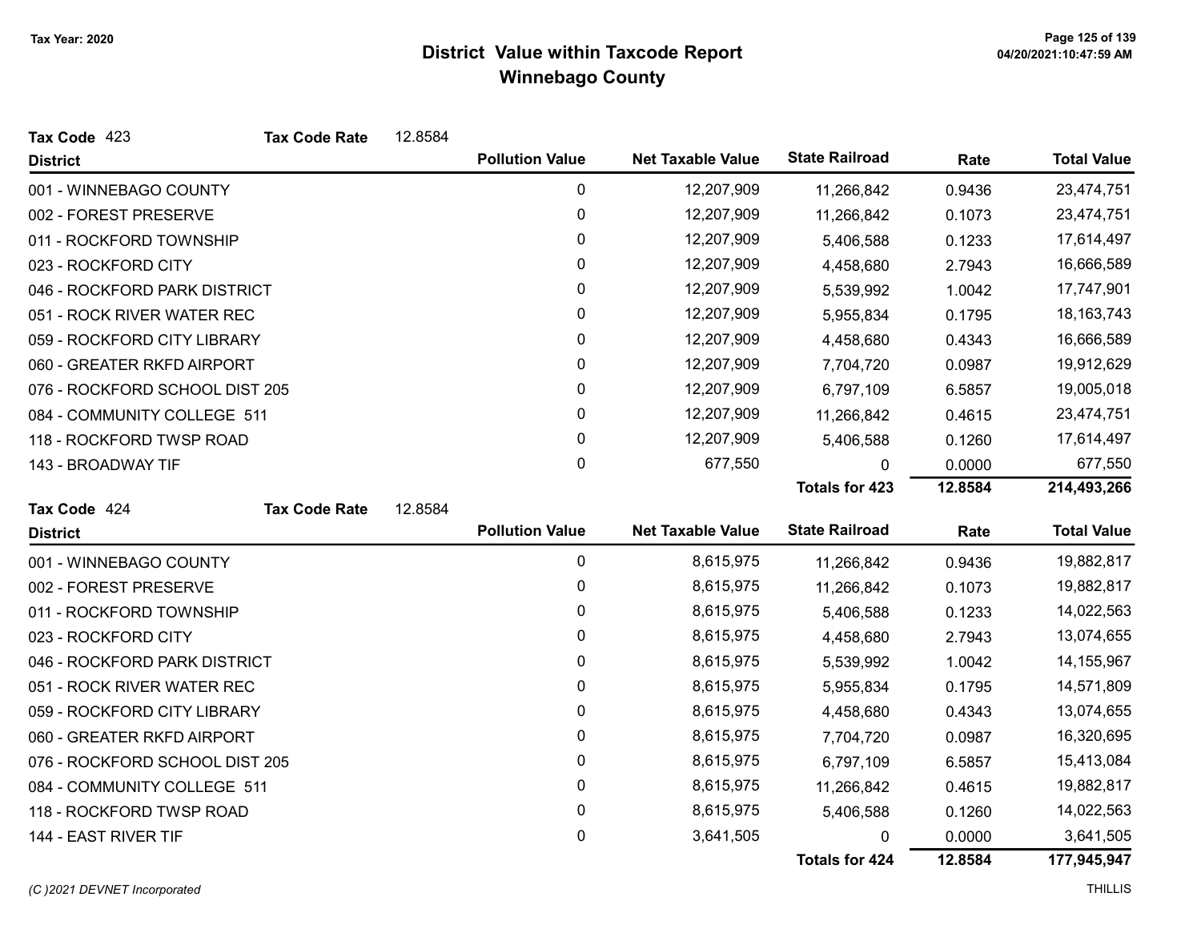# District Value within Taxcode Report
## Winnebago County

Tax Year: 2020

**Tax Code** 423 **Tax Code Rate** 12.8584

| District | Pollution Value | Net Taxable Value | State Railroad | Rate | Total Value |
|---|---|---|---|---|---|
| 001 - WINNEBAGO COUNTY | 0 | 12,207,909 | 11,266,842 | 0.9436 | 23,474,751 |
| 002 - FOREST PRESERVE | 0 | 12,207,909 | 11,266,842 | 0.1073 | 23,474,751 |
| 011 - ROCKFORD TOWNSHIP | 0 | 12,207,909 | 5,406,588 | 0.1233 | 17,614,497 |
| 023 - ROCKFORD CITY | 0 | 12,207,909 | 4,458,680 | 2.7943 | 16,666,589 |
| 046 - ROCKFORD PARK DISTRICT | 0 | 12,207,909 | 5,539,992 | 1.0042 | 17,747,901 |
| 051 - ROCK RIVER WATER REC | 0 | 12,207,909 | 5,955,834 | 0.1795 | 18,163,743 |
| 059 - ROCKFORD CITY LIBRARY | 0 | 12,207,909 | 4,458,680 | 0.4343 | 16,666,589 |
| 060 - GREATER RKFD AIRPORT | 0 | 12,207,909 | 7,704,720 | 0.0987 | 19,912,629 |
| 076 - ROCKFORD SCHOOL DIST 205 | 0 | 12,207,909 | 6,797,109 | 6.5857 | 19,005,018 |
| 084 - COMMUNITY COLLEGE 511 | 0 | 12,207,909 | 11,266,842 | 0.4615 | 23,474,751 |
| 118 - ROCKFORD TWSP ROAD | 0 | 12,207,909 | 5,406,588 | 0.1260 | 17,614,497 |
| 143 - BROADWAY TIF | 0 | 677,550 | 0 | 0.0000 | 677,550 |
| | | | **Totals for 423** | **12.8584** | **214,493,266** |

**Tax Code** 424 **Tax Code Rate** 12.8584

| District | Pollution Value | Net Taxable Value | State Railroad | Rate | Total Value |
|---|---|---|---|---|---|
| 001 - WINNEBAGO COUNTY | 0 | 8,615,975 | 11,266,842 | 0.9436 | 19,882,817 |
| 002 - FOREST PRESERVE | 0 | 8,615,975 | 11,266,842 | 0.1073 | 19,882,817 |
| 011 - ROCKFORD TOWNSHIP | 0 | 8,615,975 | 5,406,588 | 0.1233 | 14,022,563 |
| 023 - ROCKFORD CITY | 0 | 8,615,975 | 4,458,680 | 2.7943 | 13,074,655 |
| 046 - ROCKFORD PARK DISTRICT | 0 | 8,615,975 | 5,539,992 | 1.0042 | 14,155,967 |
| 051 - ROCK RIVER WATER REC | 0 | 8,615,975 | 5,955,834 | 0.1795 | 14,571,809 |
| 059 - ROCKFORD CITY LIBRARY | 0 | 8,615,975 | 4,458,680 | 0.4343 | 13,074,655 |
| 060 - GREATER RKFD AIRPORT | 0 | 8,615,975 | 7,704,720 | 0.0987 | 16,320,695 |
| 076 - ROCKFORD SCHOOL DIST 205 | 0 | 8,615,975 | 6,797,109 | 6.5857 | 15,413,084 |
| 084 - COMMUNITY COLLEGE 511 | 0 | 8,615,975 | 11,266,842 | 0.4615 | 19,882,817 |
| 118 - ROCKFORD TWSP ROAD | 0 | 8,615,975 | 5,406,588 | 0.1260 | 14,022,563 |
| 144 - EAST RIVER TIF | 0 | 3,641,505 | 0 | 0.0000 | 3,641,505 |
| | | | **Totals for 424** | **12.8584** | **177,945,947** |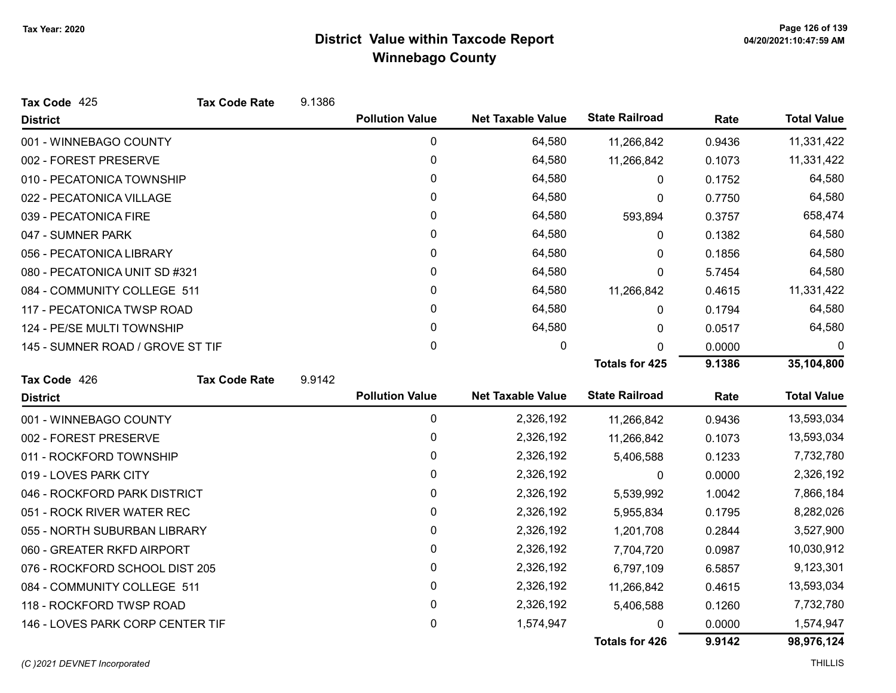# District Value within Taxcode Report
## Winnebago County

Tax Year: 2020

**Tax Code** 425 **Tax Code Rate** 9.1386

| District | Pollution Value | Net Taxable Value | State Railroad | Rate | Total Value |
|---|---|---|---|---|---|
| 001 - WINNEBAGO COUNTY | 0 | 64,580 | 11,266,842 | 0.9436 | 11,331,422 |
| 002 - FOREST PRESERVE | 0 | 64,580 | 11,266,842 | 0.1073 | 11,331,422 |
| 010 - PECATONICA TOWNSHIP | 0 | 64,580 | 0 | 0.1752 | 64,580 |
| 022 - PECATONICA VILLAGE | 0 | 64,580 | 0 | 0.7750 | 64,580 |
| 039 - PECATONICA FIRE | 0 | 64,580 | 593,894 | 0.3757 | 658,474 |
| 047 - SUMNER PARK | 0 | 64,580 | 0 | 0.1382 | 64,580 |
| 056 - PECATONICA LIBRARY | 0 | 64,580 | 0 | 0.1856 | 64,580 |
| 080 - PECATONICA UNIT SD #321 | 0 | 64,580 | 0 | 5.7454 | 64,580 |
| 084 - COMMUNITY COLLEGE 511 | 0 | 64,580 | 11,266,842 | 0.4615 | 11,331,422 |
| 117 - PECATONICA TWSP ROAD | 0 | 64,580 | 0 | 0.1794 | 64,580 |
| 124 - PE/SE MULTI TOWNSHIP | 0 | 64,580 | 0 | 0.0517 | 64,580 |
| 145 - SUMNER ROAD / GROVE ST TIF | 0 | 0 | 0 | 0.0000 | 0 |
| | | | **Totals for 425** | **9.1386** | **35,104,800** |

**Tax Code** 426 **Tax Code Rate** 9.9142

| District | Pollution Value | Net Taxable Value | State Railroad | Rate | Total Value |
|---|---|---|---|---|---|
| 001 - WINNEBAGO COUNTY | 0 | 2,326,192 | 11,266,842 | 0.9436 | 13,593,034 |
| 002 - FOREST PRESERVE | 0 | 2,326,192 | 11,266,842 | 0.1073 | 13,593,034 |
| 011 - ROCKFORD TOWNSHIP | 0 | 2,326,192 | 5,406,588 | 0.1233 | 7,732,780 |
| 019 - LOVES PARK CITY | 0 | 2,326,192 | 0 | 0.0000 | 2,326,192 |
| 046 - ROCKFORD PARK DISTRICT | 0 | 2,326,192 | 5,539,992 | 1.0042 | 7,866,184 |
| 051 - ROCK RIVER WATER REC | 0 | 2,326,192 | 5,955,834 | 0.1795 | 8,282,026 |
| 055 - NORTH SUBURBAN LIBRARY | 0 | 2,326,192 | 1,201,708 | 0.2844 | 3,527,900 |
| 060 - GREATER RKFD AIRPORT | 0 | 2,326,192 | 7,704,720 | 0.0987 | 10,030,912 |
| 076 - ROCKFORD SCHOOL DIST 205 | 0 | 2,326,192 | 6,797,109 | 6.5857 | 9,123,301 |
| 084 - COMMUNITY COLLEGE 511 | 0 | 2,326,192 | 11,266,842 | 0.4615 | 13,593,034 |
| 118 - ROCKFORD TWSP ROAD | 0 | 2,326,192 | 5,406,588 | 0.1260 | 7,732,780 |
| 146 - LOVES PARK CORP CENTER TIF | 0 | 1,574,947 | 0 | 0.0000 | 1,574,947 |
| | | | **Totals for 426** | **9.9142** | **98,976,124** |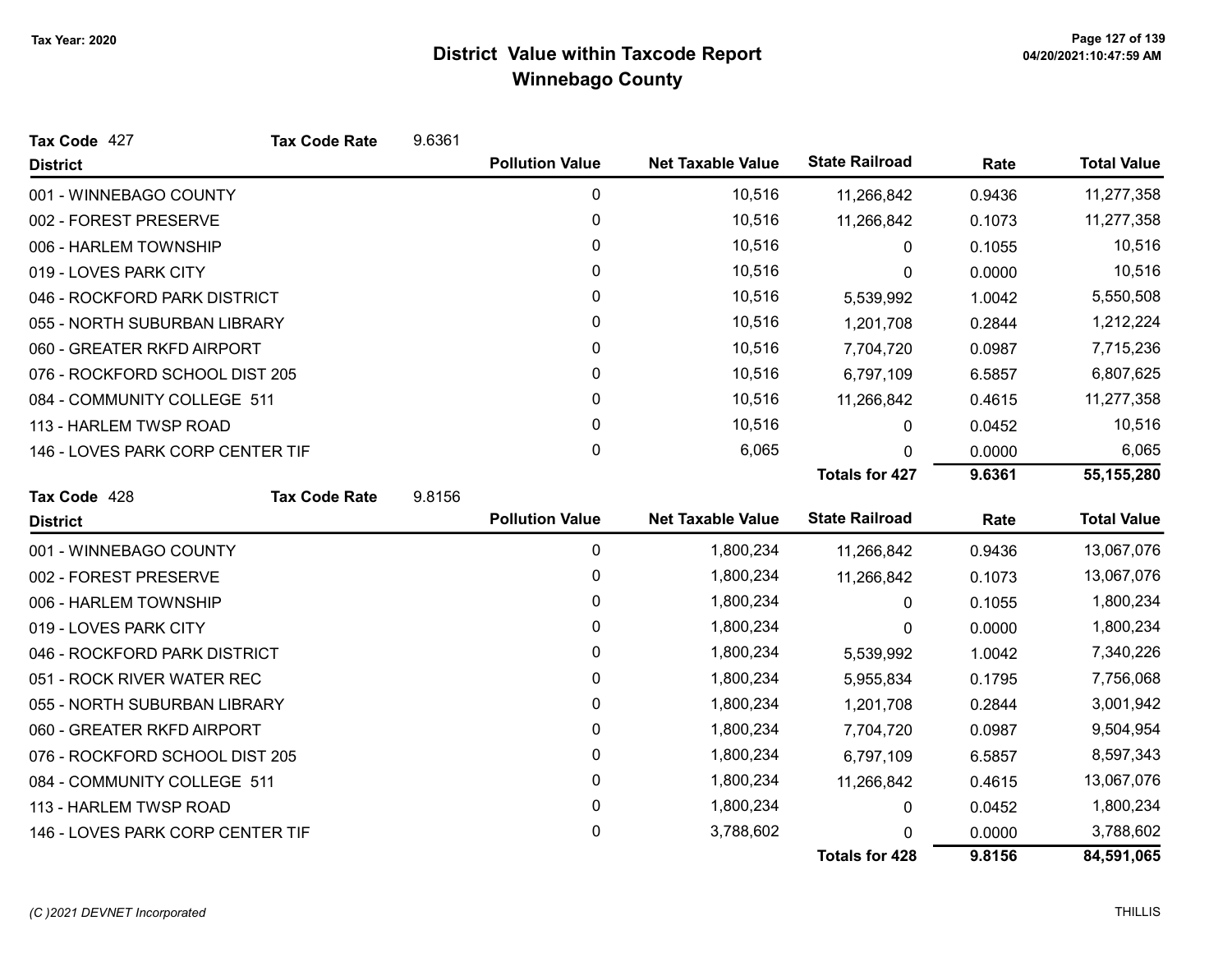# District Value within Taxcode Report
## Winnebago County

Tax Year: 2020

**Tax Code** 427 **Tax Code Rate** 9.6361

| District | Pollution Value | Net Taxable Value | State Railroad | Rate | Total Value |
|---|---|---|---|---|---|
| 001 - WINNEBAGO COUNTY | 0 | 10,516 | 11,266,842 | 0.9436 | 11,277,358 |
| 002 - FOREST PRESERVE | 0 | 10,516 | 11,266,842 | 0.1073 | 11,277,358 |
| 006 - HARLEM TOWNSHIP | 0 | 10,516 | 0 | 0.1055 | 10,516 |
| 019 - LOVES PARK CITY | 0 | 10,516 | 0 | 0.0000 | 10,516 |
| 046 - ROCKFORD PARK DISTRICT | 0 | 10,516 | 5,539,992 | 1.0042 | 5,550,508 |
| 055 - NORTH SUBURBAN LIBRARY | 0 | 10,516 | 1,201,708 | 0.2844 | 1,212,224 |
| 060 - GREATER RKFD AIRPORT | 0 | 10,516 | 7,704,720 | 0.0987 | 7,715,236 |
| 076 - ROCKFORD SCHOOL DIST 205 | 0 | 10,516 | 6,797,109 | 6.5857 | 6,807,625 |
| 084 - COMMUNITY COLLEGE 511 | 0 | 10,516 | 11,266,842 | 0.4615 | 11,277,358 |
| 113 - HARLEM TWSP ROAD | 0 | 10,516 | 0 | 0.0452 | 10,516 |
| 146 - LOVES PARK CORP CENTER TIF | 0 | 6,065 | 0 | 0.0000 | 6,065 |
| | | | **Totals for 427** | **9.6361** | **55,155,280** |

**Tax Code** 428 **Tax Code Rate** 9.8156

| District | Pollution Value | Net Taxable Value | State Railroad | Rate | Total Value |
|---|---|---|---|---|---|
| 001 - WINNEBAGO COUNTY | 0 | 1,800,234 | 11,266,842 | 0.9436 | 13,067,076 |
| 002 - FOREST PRESERVE | 0 | 1,800,234 | 11,266,842 | 0.1073 | 13,067,076 |
| 006 - HARLEM TOWNSHIP | 0 | 1,800,234 | 0 | 0.1055 | 1,800,234 |
| 019 - LOVES PARK CITY | 0 | 1,800,234 | 0 | 0.0000 | 1,800,234 |
| 046 - ROCKFORD PARK DISTRICT | 0 | 1,800,234 | 5,539,992 | 1.0042 | 7,340,226 |
| 051 - ROCK RIVER WATER REC | 0 | 1,800,234 | 5,955,834 | 0.1795 | 7,756,068 |
| 055 - NORTH SUBURBAN LIBRARY | 0 | 1,800,234 | 1,201,708 | 0.2844 | 3,001,942 |
| 060 - GREATER RKFD AIRPORT | 0 | 1,800,234 | 7,704,720 | 0.0987 | 9,504,954 |
| 076 - ROCKFORD SCHOOL DIST 205 | 0 | 1,800,234 | 6,797,109 | 6.5857 | 8,597,343 |
| 084 - COMMUNITY COLLEGE 511 | 0 | 1,800,234 | 11,266,842 | 0.4615 | 13,067,076 |
| 113 - HARLEM TWSP ROAD | 0 | 1,800,234 | 0 | 0.0452 | 1,800,234 |
| 146 - LOVES PARK CORP CENTER TIF | 0 | 3,788,602 | 0 | 0.0000 | 3,788,602 |
| | | | **Totals for 428** | **9.8156** | **84,591,065** |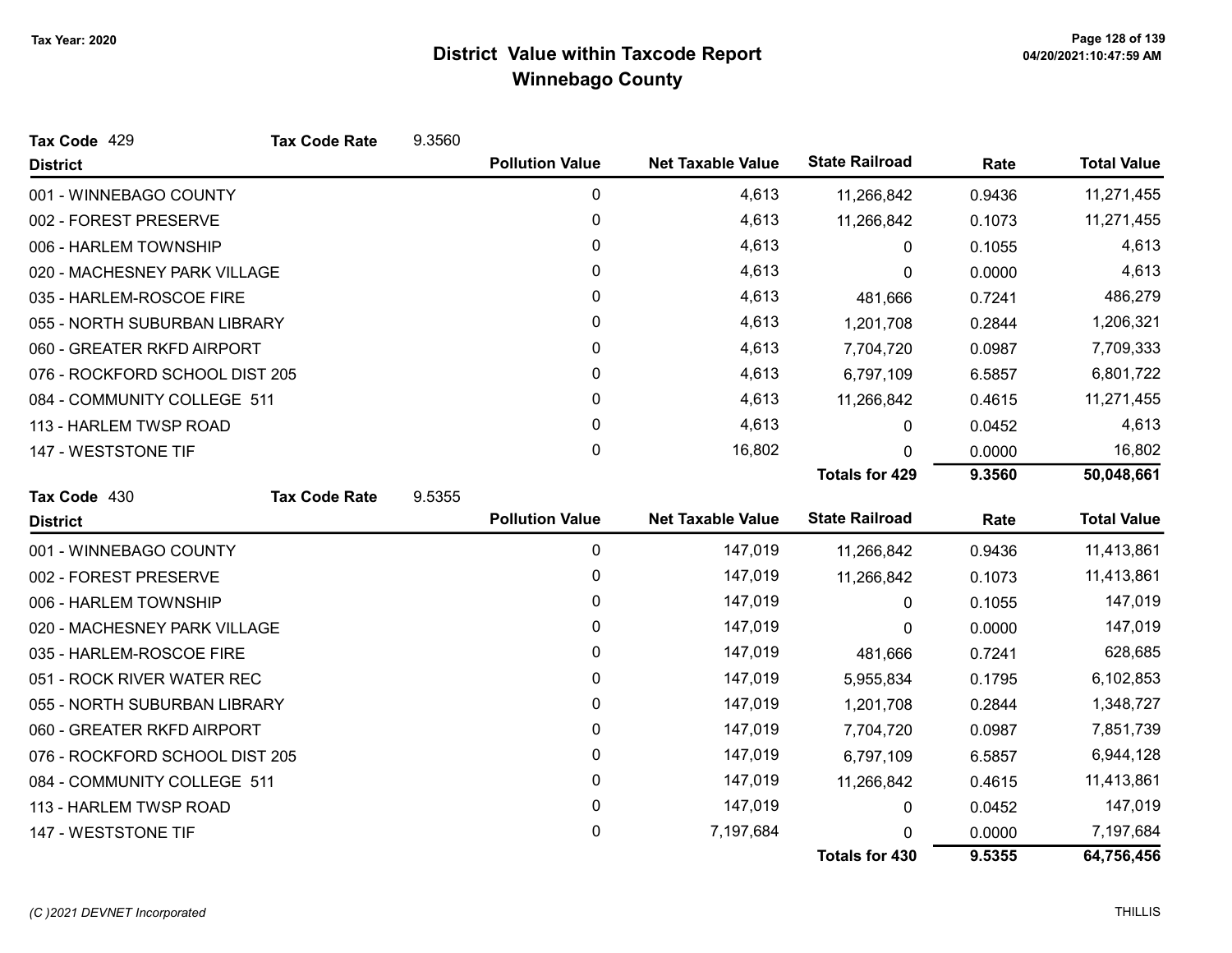Tax Year: 2020

# District Value within Taxcode Report
## Winnebago County

**Tax Code** 429 **Tax Code Rate** 9.3560

| District | Pollution Value | Net Taxable Value | State Railroad | Rate | Total Value |
|---|---|---|---|---|---|
| 001 - WINNEBAGO COUNTY | 0 | 4,613 | 11,266,842 | 0.9436 | 11,271,455 |
| 002 - FOREST PRESERVE | 0 | 4,613 | 11,266,842 | 0.1073 | 11,271,455 |
| 006 - HARLEM TOWNSHIP | 0 | 4,613 | 0 | 0.1055 | 4,613 |
| 020 - MACHESNEY PARK VILLAGE | 0 | 4,613 | 0 | 0.0000 | 4,613 |
| 035 - HARLEM-ROSCOE FIRE | 0 | 4,613 | 481,666 | 0.7241 | 486,279 |
| 055 - NORTH SUBURBAN LIBRARY | 0 | 4,613 | 1,201,708 | 0.2844 | 1,206,321 |
| 060 - GREATER RKFD AIRPORT | 0 | 4,613 | 7,704,720 | 0.0987 | 7,709,333 |
| 076 - ROCKFORD SCHOOL DIST 205 | 0 | 4,613 | 6,797,109 | 6.5857 | 6,801,722 |
| 084 - COMMUNITY COLLEGE 511 | 0 | 4,613 | 11,266,842 | 0.4615 | 11,271,455 |
| 113 - HARLEM TWSP ROAD | 0 | 4,613 | 0 | 0.0452 | 4,613 |
| 147 - WESTSTONE TIF | 0 | 16,802 | 0 | 0.0000 | 16,802 |
| | | | **Totals for 429** | **9.3560** | **50,048,661** |

**Tax Code** 430 **Tax Code Rate** 9.5355

| District | Pollution Value | Net Taxable Value | State Railroad | Rate | Total Value |
|---|---|---|---|---|---|
| 001 - WINNEBAGO COUNTY | 0 | 147,019 | 11,266,842 | 0.9436 | 11,413,861 |
| 002 - FOREST PRESERVE | 0 | 147,019 | 11,266,842 | 0.1073 | 11,413,861 |
| 006 - HARLEM TOWNSHIP | 0 | 147,019 | 0 | 0.1055 | 147,019 |
| 020 - MACHESNEY PARK VILLAGE | 0 | 147,019 | 0 | 0.0000 | 147,019 |
| 035 - HARLEM-ROSCOE FIRE | 0 | 147,019 | 481,666 | 0.7241 | 628,685 |
| 051 - ROCK RIVER WATER REC | 0 | 147,019 | 5,955,834 | 0.1795 | 6,102,853 |
| 055 - NORTH SUBURBAN LIBRARY | 0 | 147,019 | 1,201,708 | 0.2844 | 1,348,727 |
| 060 - GREATER RKFD AIRPORT | 0 | 147,019 | 7,704,720 | 0.0987 | 7,851,739 |
| 076 - ROCKFORD SCHOOL DIST 205 | 0 | 147,019 | 6,797,109 | 6.5857 | 6,944,128 |
| 084 - COMMUNITY COLLEGE 511 | 0 | 147,019 | 11,266,842 | 0.4615 | 11,413,861 |
| 113 - HARLEM TWSP ROAD | 0 | 147,019 | 0 | 0.0452 | 147,019 |
| 147 - WESTSTONE TIF | 0 | 7,197,684 | 0 | 0.0000 | 7,197,684 |
| | | | **Totals for 430** | **9.5355** | **64,756,456** |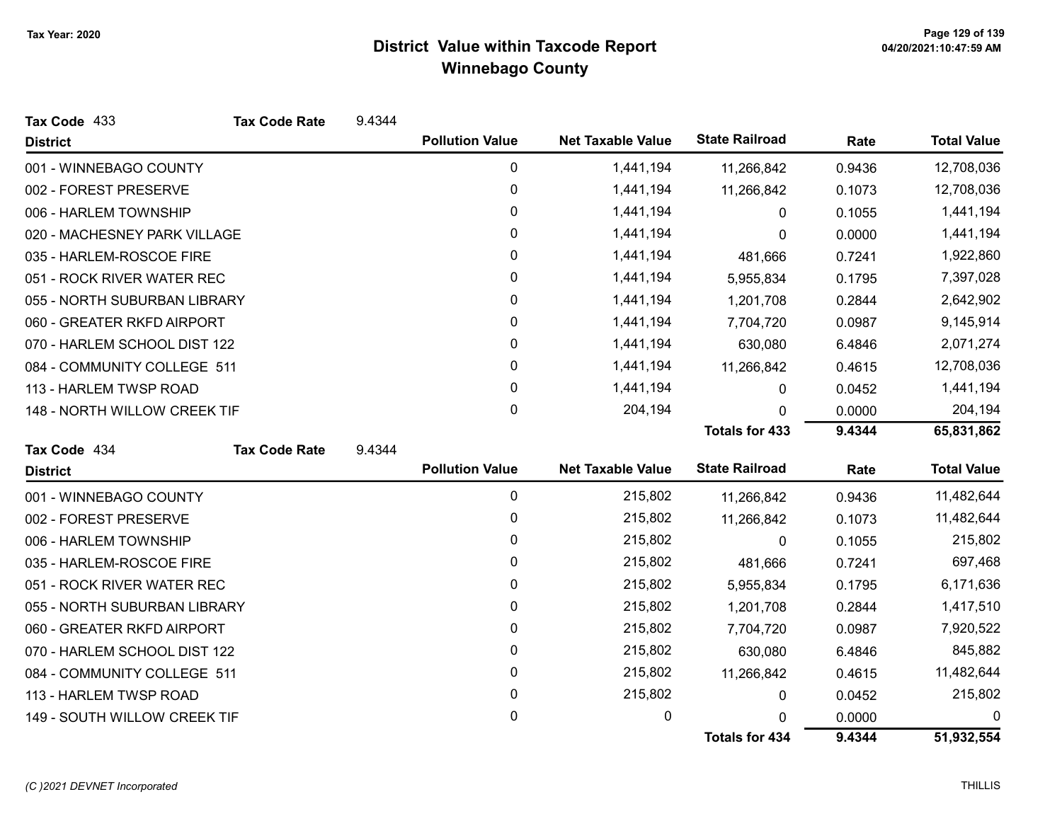# District Value within Taxcode Report

## Winnebago County

Tax Year: 2020

**Tax Code** 433 **Tax Code Rate** 9.4344

| District | Pollution Value | Net Taxable Value | State Railroad | Rate | Total Value |
|---|---|---|---|---|---|
| 001 - WINNEBAGO COUNTY | 0 | 1,441,194 | 11,266,842 | 0.9436 | 12,708,036 |
| 002 - FOREST PRESERVE | 0 | 1,441,194 | 11,266,842 | 0.1073 | 12,708,036 |
| 006 - HARLEM TOWNSHIP | 0 | 1,441,194 | 0 | 0.1055 | 1,441,194 |
| 020 - MACHESNEY PARK VILLAGE | 0 | 1,441,194 | 0 | 0.0000 | 1,441,194 |
| 035 - HARLEM-ROSCOE FIRE | 0 | 1,441,194 | 481,666 | 0.7241 | 1,922,860 |
| 051 - ROCK RIVER WATER REC | 0 | 1,441,194 | 5,955,834 | 0.1795 | 7,397,028 |
| 055 - NORTH SUBURBAN LIBRARY | 0 | 1,441,194 | 1,201,708 | 0.2844 | 2,642,902 |
| 060 - GREATER RKFD AIRPORT | 0 | 1,441,194 | 7,704,720 | 0.0987 | 9,145,914 |
| 070 - HARLEM SCHOOL DIST 122 | 0 | 1,441,194 | 630,080 | 6.4846 | 2,071,274 |
| 084 - COMMUNITY COLLEGE 511 | 0 | 1,441,194 | 11,266,842 | 0.4615 | 12,708,036 |
| 113 - HARLEM TWSP ROAD | 0 | 1,441,194 | 0 | 0.0452 | 1,441,194 |
| 148 - NORTH WILLOW CREEK TIF | 0 | 204,194 | 0 | 0.0000 | 204,194 |
| | | | **Totals for 433** | **9.4344** | **65,831,862** |

**Tax Code** 434 **Tax Code Rate** 9.4344

| District | Pollution Value | Net Taxable Value | State Railroad | Rate | Total Value |
|---|---|---|---|---|---|
| 001 - WINNEBAGO COUNTY | 0 | 215,802 | 11,266,842 | 0.9436 | 11,482,644 |
| 002 - FOREST PRESERVE | 0 | 215,802 | 11,266,842 | 0.1073 | 11,482,644 |
| 006 - HARLEM TOWNSHIP | 0 | 215,802 | 0 | 0.1055 | 215,802 |
| 035 - HARLEM-ROSCOE FIRE | 0 | 215,802 | 481,666 | 0.7241 | 697,468 |
| 051 - ROCK RIVER WATER REC | 0 | 215,802 | 5,955,834 | 0.1795 | 6,171,636 |
| 055 - NORTH SUBURBAN LIBRARY | 0 | 215,802 | 1,201,708 | 0.2844 | 1,417,510 |
| 060 - GREATER RKFD AIRPORT | 0 | 215,802 | 7,704,720 | 0.0987 | 7,920,522 |
| 070 - HARLEM SCHOOL DIST 122 | 0 | 215,802 | 630,080 | 6.4846 | 845,882 |
| 084 - COMMUNITY COLLEGE 511 | 0 | 215,802 | 11,266,842 | 0.4615 | 11,482,644 |
| 113 - HARLEM TWSP ROAD | 0 | 215,802 | 0 | 0.0452 | 215,802 |
| 149 - SOUTH WILLOW CREEK TIF | 0 | 0 | 0 | 0.0000 | 0 |
| | | | **Totals for 434** | **9.4344** | **51,932,554** |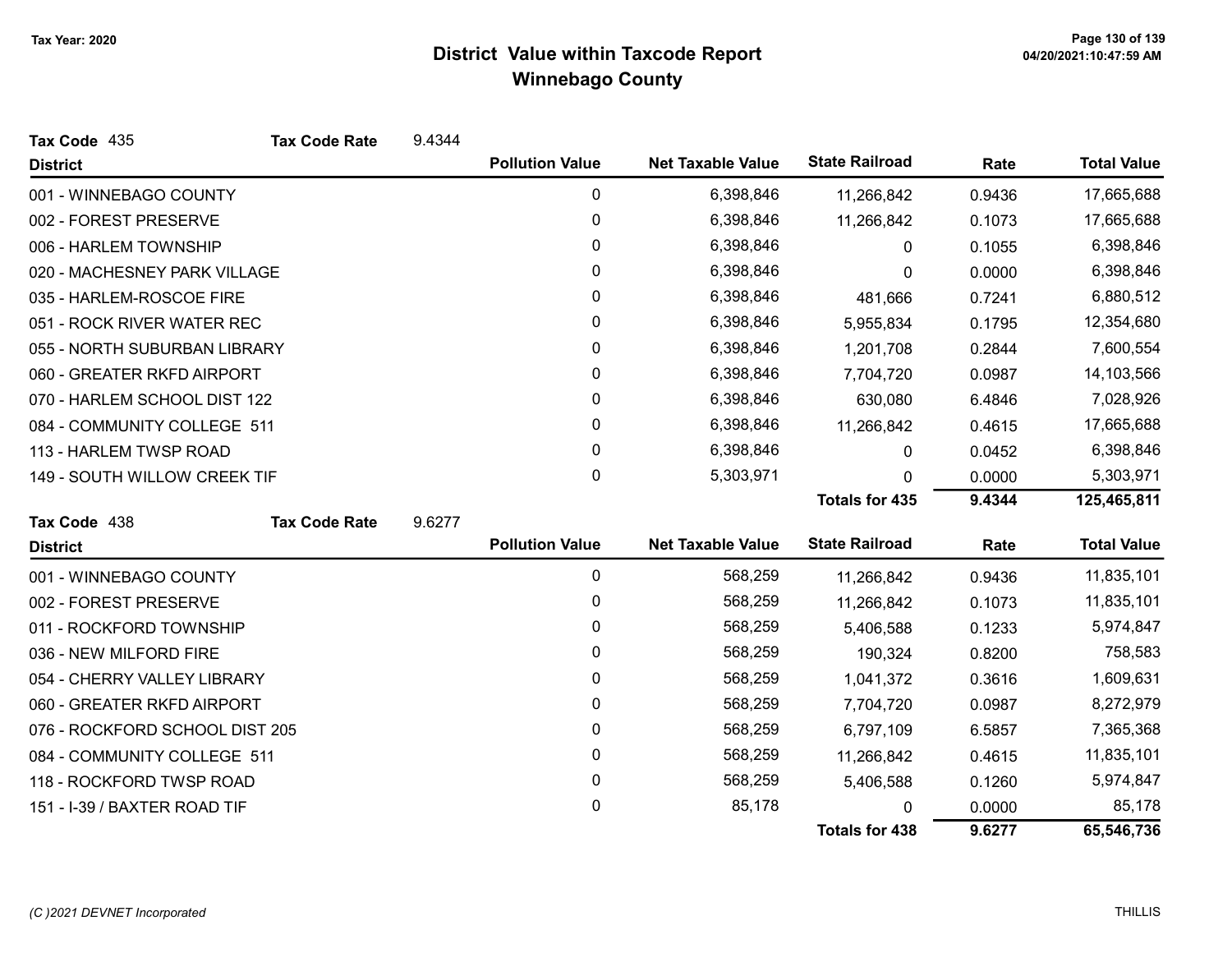# District Value within Taxcode Report

## Winnebago County

Tax Year: 2020

**Tax Code** 435 **Tax Code Rate** 9.4344

| District | Pollution Value | Net Taxable Value | State Railroad | Rate | Total Value |
|---|---|---|---|---|---|
| 001 - WINNEBAGO COUNTY | 0 | 6,398,846 | 11,266,842 | 0.9436 | 17,665,688 |
| 002 - FOREST PRESERVE | 0 | 6,398,846 | 11,266,842 | 0.1073 | 17,665,688 |
| 006 - HARLEM TOWNSHIP | 0 | 6,398,846 | 0 | 0.1055 | 6,398,846 |
| 020 - MACHESNEY PARK VILLAGE | 0 | 6,398,846 | 0 | 0.0000 | 6,398,846 |
| 035 - HARLEM-ROSCOE FIRE | 0 | 6,398,846 | 481,666 | 0.7241 | 6,880,512 |
| 051 - ROCK RIVER WATER REC | 0 | 6,398,846 | 5,955,834 | 0.1795 | 12,354,680 |
| 055 - NORTH SUBURBAN LIBRARY | 0 | 6,398,846 | 1,201,708 | 0.2844 | 7,600,554 |
| 060 - GREATER RKFD AIRPORT | 0 | 6,398,846 | 7,704,720 | 0.0987 | 14,103,566 |
| 070 - HARLEM SCHOOL DIST 122 | 0 | 6,398,846 | 630,080 | 6.4846 | 7,028,926 |
| 084 - COMMUNITY COLLEGE 511 | 0 | 6,398,846 | 11,266,842 | 0.4615 | 17,665,688 |
| 113 - HARLEM TWSP ROAD | 0 | 6,398,846 | 0 | 0.0452 | 6,398,846 |
| 149 - SOUTH WILLOW CREEK TIF | 0 | 5,303,971 | 0 | 0.0000 | 5,303,971 |
| | | | **Totals for 435** | **9.4344** | **125,465,811** |

**Tax Code** 438 **Tax Code Rate** 9.6277

| District | Pollution Value | Net Taxable Value | State Railroad | Rate | Total Value |
|---|---|---|---|---|---|
| 001 - WINNEBAGO COUNTY | 0 | 568,259 | 11,266,842 | 0.9436 | 11,835,101 |
| 002 - FOREST PRESERVE | 0 | 568,259 | 11,266,842 | 0.1073 | 11,835,101 |
| 011 - ROCKFORD TOWNSHIP | 0 | 568,259 | 5,406,588 | 0.1233 | 5,974,847 |
| 036 - NEW MILFORD FIRE | 0 | 568,259 | 190,324 | 0.8200 | 758,583 |
| 054 - CHERRY VALLEY LIBRARY | 0 | 568,259 | 1,041,372 | 0.3616 | 1,609,631 |
| 060 - GREATER RKFD AIRPORT | 0 | 568,259 | 7,704,720 | 0.0987 | 8,272,979 |
| 076 - ROCKFORD SCHOOL DIST 205 | 0 | 568,259 | 6,797,109 | 6.5857 | 7,365,368 |
| 084 - COMMUNITY COLLEGE 511 | 0 | 568,259 | 11,266,842 | 0.4615 | 11,835,101 |
| 118 - ROCKFORD TWSP ROAD | 0 | 568,259 | 5,406,588 | 0.1260 | 5,974,847 |
| 151 - I-39 / BAXTER ROAD TIF | 0 | 85,178 | 0 | 0.0000 | 85,178 |
| | | | **Totals for 438** | **9.6277** | **65,546,736** |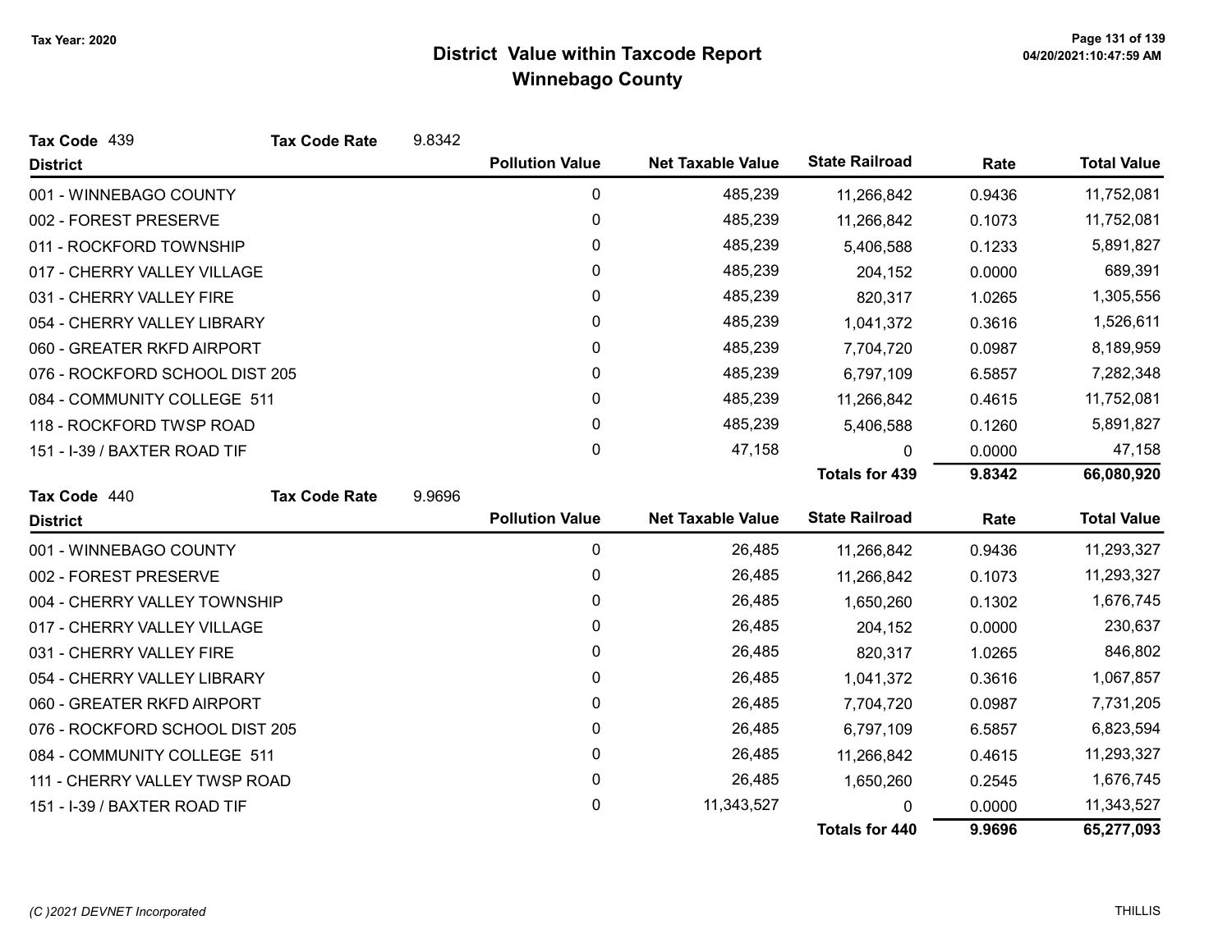# District Value within Taxcode Report
## Winnebago County

Tax Year: 2020

**Tax Code** 439 **Tax Code Rate** 9.8342

| District | Pollution Value | Net Taxable Value | State Railroad | Rate | Total Value |
|---|---|---|---|---|---|
| 001 - WINNEBAGO COUNTY | 0 | 485,239 | 11,266,842 | 0.9436 | 11,752,081 |
| 002 - FOREST PRESERVE | 0 | 485,239 | 11,266,842 | 0.1073 | 11,752,081 |
| 011 - ROCKFORD TOWNSHIP | 0 | 485,239 | 5,406,588 | 0.1233 | 5,891,827 |
| 017 - CHERRY VALLEY VILLAGE | 0 | 485,239 | 204,152 | 0.0000 | 689,391 |
| 031 - CHERRY VALLEY FIRE | 0 | 485,239 | 820,317 | 1.0265 | 1,305,556 |
| 054 - CHERRY VALLEY LIBRARY | 0 | 485,239 | 1,041,372 | 0.3616 | 1,526,611 |
| 060 - GREATER RKFD AIRPORT | 0 | 485,239 | 7,704,720 | 0.0987 | 8,189,959 |
| 076 - ROCKFORD SCHOOL DIST 205 | 0 | 485,239 | 6,797,109 | 6.5857 | 7,282,348 |
| 084 - COMMUNITY COLLEGE 511 | 0 | 485,239 | 11,266,842 | 0.4615 | 11,752,081 |
| 118 - ROCKFORD TWSP ROAD | 0 | 485,239 | 5,406,588 | 0.1260 | 5,891,827 |
| 151 - I-39 / BAXTER ROAD TIF | 0 | 47,158 | 0 | 0.0000 | 47,158 |
| | | | **Totals for 439** | **9.8342** | **66,080,920** |

**Tax Code** 440 **Tax Code Rate** 9.9696

| District | Pollution Value | Net Taxable Value | State Railroad | Rate | Total Value |
|---|---|---|---|---|---|
| 001 - WINNEBAGO COUNTY | 0 | 26,485 | 11,266,842 | 0.9436 | 11,293,327 |
| 002 - FOREST PRESERVE | 0 | 26,485 | 11,266,842 | 0.1073 | 11,293,327 |
| 004 - CHERRY VALLEY TOWNSHIP | 0 | 26,485 | 1,650,260 | 0.1302 | 1,676,745 |
| 017 - CHERRY VALLEY VILLAGE | 0 | 26,485 | 204,152 | 0.0000 | 230,637 |
| 031 - CHERRY VALLEY FIRE | 0 | 26,485 | 820,317 | 1.0265 | 846,802 |
| 054 - CHERRY VALLEY LIBRARY | 0 | 26,485 | 1,041,372 | 0.3616 | 1,067,857 |
| 060 - GREATER RKFD AIRPORT | 0 | 26,485 | 7,704,720 | 0.0987 | 7,731,205 |
| 076 - ROCKFORD SCHOOL DIST 205 | 0 | 26,485 | 6,797,109 | 6.5857 | 6,823,594 |
| 084 - COMMUNITY COLLEGE 511 | 0 | 26,485 | 11,266,842 | 0.4615 | 11,293,327 |
| 111 - CHERRY VALLEY TWSP ROAD | 0 | 26,485 | 1,650,260 | 0.2545 | 1,676,745 |
| 151 - I-39 / BAXTER ROAD TIF | 0 | 11,343,527 | 0 | 0.0000 | 11,343,527 |
| | | | **Totals for 440** | **9.9696** | **65,277,093** |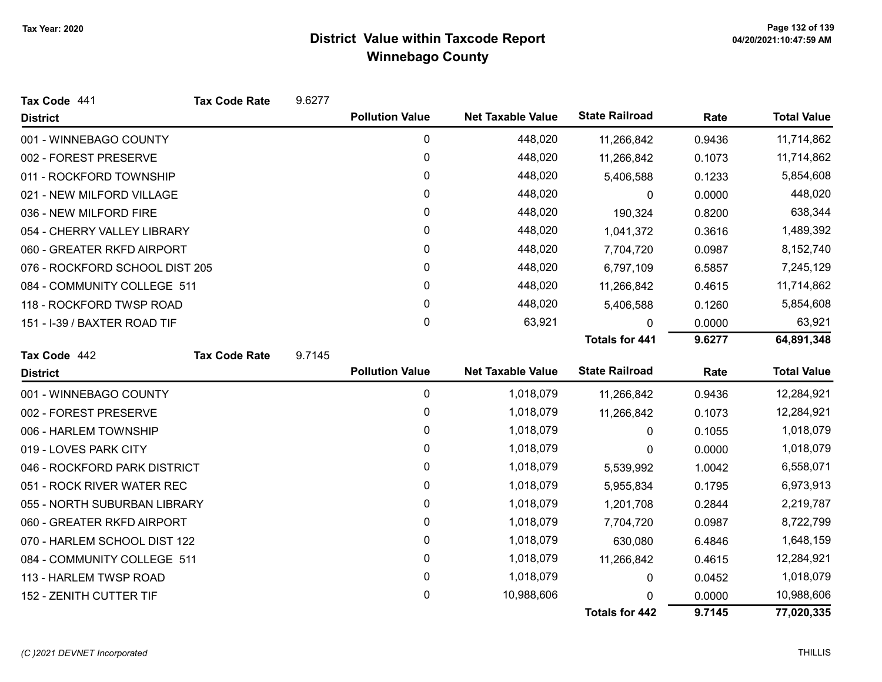# District Value within Taxcode Report
## Winnebago County

Tax Year: 2020

**Tax Code** 441 **Tax Code Rate** 9.6277

| District | Pollution Value | Net Taxable Value | State Railroad | Rate | Total Value |
|---|---|---|---|---|---|
| 001 - WINNEBAGO COUNTY | 0 | 448,020 | 11,266,842 | 0.9436 | 11,714,862 |
| 002 - FOREST PRESERVE | 0 | 448,020 | 11,266,842 | 0.1073 | 11,714,862 |
| 011 - ROCKFORD TOWNSHIP | 0 | 448,020 | 5,406,588 | 0.1233 | 5,854,608 |
| 021 - NEW MILFORD VILLAGE | 0 | 448,020 | 0 | 0.0000 | 448,020 |
| 036 - NEW MILFORD FIRE | 0 | 448,020 | 190,324 | 0.8200 | 638,344 |
| 054 - CHERRY VALLEY LIBRARY | 0 | 448,020 | 1,041,372 | 0.3616 | 1,489,392 |
| 060 - GREATER RKFD AIRPORT | 0 | 448,020 | 7,704,720 | 0.0987 | 8,152,740 |
| 076 - ROCKFORD SCHOOL DIST 205 | 0 | 448,020 | 6,797,109 | 6.5857 | 7,245,129 |
| 084 - COMMUNITY COLLEGE 511 | 0 | 448,020 | 11,266,842 | 0.4615 | 11,714,862 |
| 118 - ROCKFORD TWSP ROAD | 0 | 448,020 | 5,406,588 | 0.1260 | 5,854,608 |
| 151 - I-39 / BAXTER ROAD TIF | 0 | 63,921 | 0 | 0.0000 | 63,921 |
| | | | **Totals for 441** | **9.6277** | **64,891,348** |

**Tax Code** 442 **Tax Code Rate** 9.7145

| District | Pollution Value | Net Taxable Value | State Railroad | Rate | Total Value |
|---|---|---|---|---|---|
| 001 - WINNEBAGO COUNTY | 0 | 1,018,079 | 11,266,842 | 0.9436 | 12,284,921 |
| 002 - FOREST PRESERVE | 0 | 1,018,079 | 11,266,842 | 0.1073 | 12,284,921 |
| 006 - HARLEM TOWNSHIP | 0 | 1,018,079 | 0 | 0.1055 | 1,018,079 |
| 019 - LOVES PARK CITY | 0 | 1,018,079 | 0 | 0.0000 | 1,018,079 |
| 046 - ROCKFORD PARK DISTRICT | 0 | 1,018,079 | 5,539,992 | 1.0042 | 6,558,071 |
| 051 - ROCK RIVER WATER REC | 0 | 1,018,079 | 5,955,834 | 0.1795 | 6,973,913 |
| 055 - NORTH SUBURBAN LIBRARY | 0 | 1,018,079 | 1,201,708 | 0.2844 | 2,219,787 |
| 060 - GREATER RKFD AIRPORT | 0 | 1,018,079 | 7,704,720 | 0.0987 | 8,722,799 |
| 070 - HARLEM SCHOOL DIST 122 | 0 | 1,018,079 | 630,080 | 6.4846 | 1,648,159 |
| 084 - COMMUNITY COLLEGE 511 | 0 | 1,018,079 | 11,266,842 | 0.4615 | 12,284,921 |
| 113 - HARLEM TWSP ROAD | 0 | 1,018,079 | 0 | 0.0452 | 1,018,079 |
| 152 - ZENITH CUTTER TIF | 0 | 10,988,606 | 0 | 0.0000 | 10,988,606 |
| | | | **Totals for 442** | **9.7145** | **77,020,335** |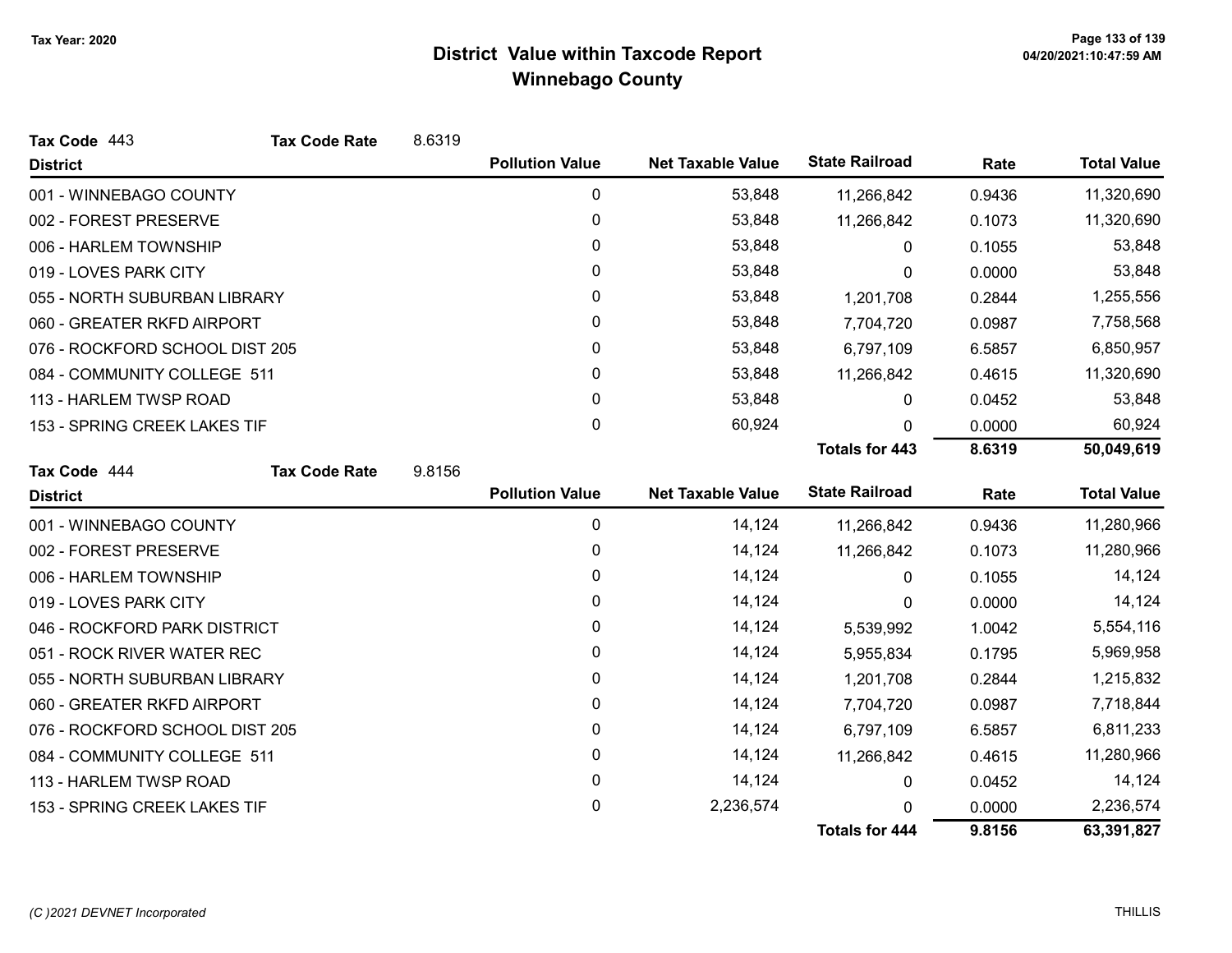# District Value within Taxcode Report
## Winnebago County

Tax Year: 2020

**Tax Code** 443 **Tax Code Rate** 8.6319

| District | Pollution Value | Net Taxable Value | State Railroad | Rate | Total Value |
|---|---|---|---|---|---|
| 001 - WINNEBAGO COUNTY | 0 | 53,848 | 11,266,842 | 0.9436 | 11,320,690 |
| 002 - FOREST PRESERVE | 0 | 53,848 | 11,266,842 | 0.1073 | 11,320,690 |
| 006 - HARLEM TOWNSHIP | 0 | 53,848 | 0 | 0.1055 | 53,848 |
| 019 - LOVES PARK CITY | 0 | 53,848 | 0 | 0.0000 | 53,848 |
| 055 - NORTH SUBURBAN LIBRARY | 0 | 53,848 | 1,201,708 | 0.2844 | 1,255,556 |
| 060 - GREATER RKFD AIRPORT | 0 | 53,848 | 7,704,720 | 0.0987 | 7,758,568 |
| 076 - ROCKFORD SCHOOL DIST 205 | 0 | 53,848 | 6,797,109 | 6.5857 | 6,850,957 |
| 084 - COMMUNITY COLLEGE 511 | 0 | 53,848 | 11,266,842 | 0.4615 | 11,320,690 |
| 113 - HARLEM TWSP ROAD | 0 | 53,848 | 0 | 0.0452 | 53,848 |
| 153 - SPRING CREEK LAKES TIF | 0 | 60,924 | 0 | 0.0000 | 60,924 |
| | | | **Totals for 443** | **8.6319** | **50,049,619** |

**Tax Code** 444 **Tax Code Rate** 9.8156

| District | Pollution Value | Net Taxable Value | State Railroad | Rate | Total Value |
|---|---|---|---|---|---|
| 001 - WINNEBAGO COUNTY | 0 | 14,124 | 11,266,842 | 0.9436 | 11,280,966 |
| 002 - FOREST PRESERVE | 0 | 14,124 | 11,266,842 | 0.1073 | 11,280,966 |
| 006 - HARLEM TOWNSHIP | 0 | 14,124 | 0 | 0.1055 | 14,124 |
| 019 - LOVES PARK CITY | 0 | 14,124 | 0 | 0.0000 | 14,124 |
| 046 - ROCKFORD PARK DISTRICT | 0 | 14,124 | 5,539,992 | 1.0042 | 5,554,116 |
| 051 - ROCK RIVER WATER REC | 0 | 14,124 | 5,955,834 | 0.1795 | 5,969,958 |
| 055 - NORTH SUBURBAN LIBRARY | 0 | 14,124 | 1,201,708 | 0.2844 | 1,215,832 |
| 060 - GREATER RKFD AIRPORT | 0 | 14,124 | 7,704,720 | 0.0987 | 7,718,844 |
| 076 - ROCKFORD SCHOOL DIST 205 | 0 | 14,124 | 6,797,109 | 6.5857 | 6,811,233 |
| 084 - COMMUNITY COLLEGE 511 | 0 | 14,124 | 11,266,842 | 0.4615 | 11,280,966 |
| 113 - HARLEM TWSP ROAD | 0 | 14,124 | 0 | 0.0452 | 14,124 |
| 153 - SPRING CREEK LAKES TIF | 0 | 2,236,574 | 0 | 0.0000 | 2,236,574 |
| | | | **Totals for 444** | **9.8156** | **63,391,827** |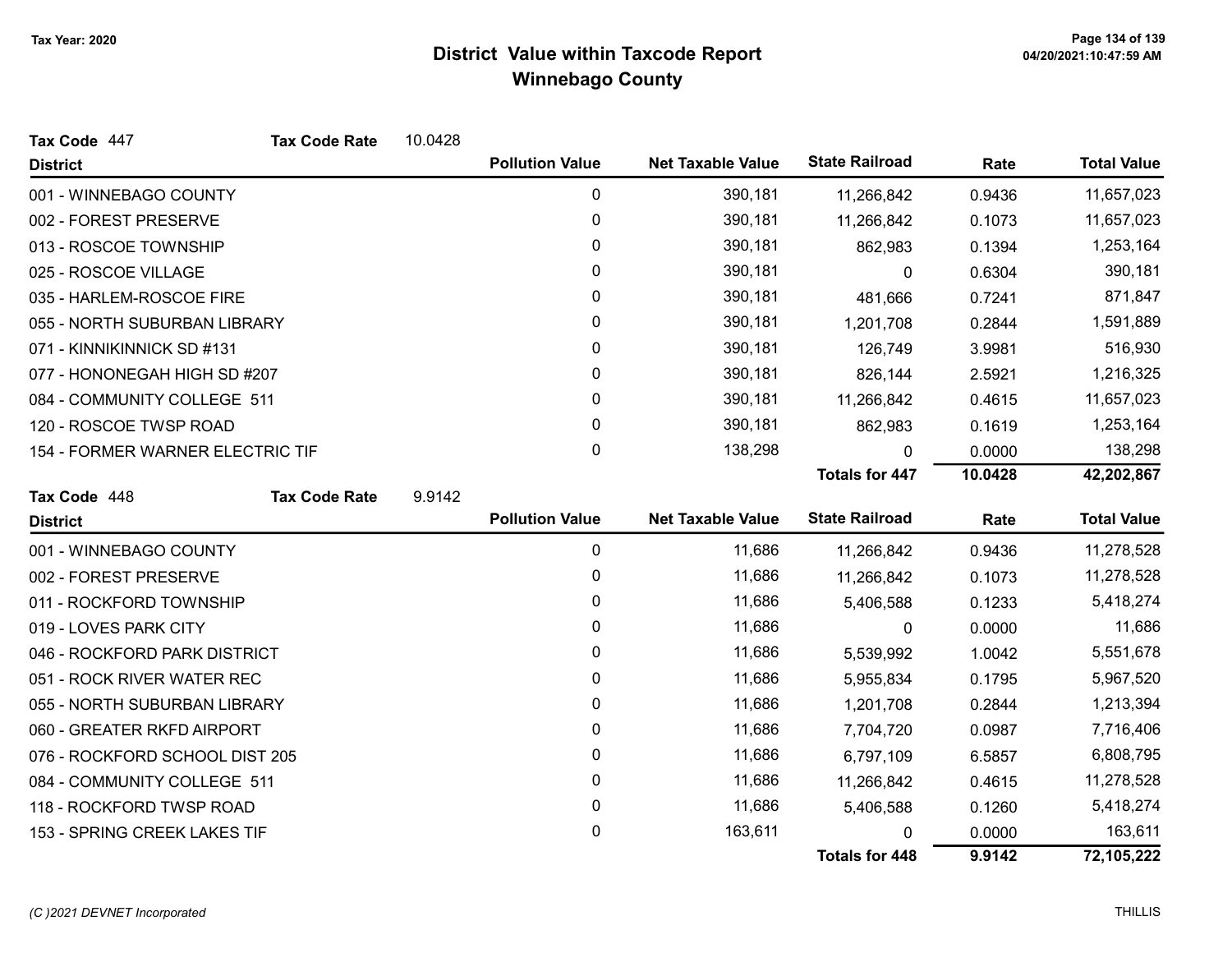Tax Year: 2020

# District Value within Taxcode Report
## Winnebago County

**Tax Code** 447 **Tax Code Rate** 10.0428

| District | Pollution Value | Net Taxable Value | State Railroad | Rate | Total Value |
|---|---|---|---|---|---|
| 001 - WINNEBAGO COUNTY | 0 | 390,181 | 11,266,842 | 0.9436 | 11,657,023 |
| 002 - FOREST PRESERVE | 0 | 390,181 | 11,266,842 | 0.1073 | 11,657,023 |
| 013 - ROSCOE TOWNSHIP | 0 | 390,181 | 862,983 | 0.1394 | 1,253,164 |
| 025 - ROSCOE VILLAGE | 0 | 390,181 | 0 | 0.6304 | 390,181 |
| 035 - HARLEM-ROSCOE FIRE | 0 | 390,181 | 481,666 | 0.7241 | 871,847 |
| 055 - NORTH SUBURBAN LIBRARY | 0 | 390,181 | 1,201,708 | 0.2844 | 1,591,889 |
| 071 - KINNIKINNICK SD #131 | 0 | 390,181 | 126,749 | 3.9981 | 516,930 |
| 077 - HONONEGAH HIGH SD #207 | 0 | 390,181 | 826,144 | 2.5921 | 1,216,325 |
| 084 - COMMUNITY COLLEGE 511 | 0 | 390,181 | 11,266,842 | 0.4615 | 11,657,023 |
| 120 - ROSCOE TWSP ROAD | 0 | 390,181 | 862,983 | 0.1619 | 1,253,164 |
| 154 - FORMER WARNER ELECTRIC TIF | 0 | 138,298 | 0 | 0.0000 | 138,298 |
| | | | **Totals for 447** | **10.0428** | **42,202,867** |

**Tax Code** 448 **Tax Code Rate** 9.9142

| District | Pollution Value | Net Taxable Value | State Railroad | Rate | Total Value |
|---|---|---|---|---|---|
| 001 - WINNEBAGO COUNTY | 0 | 11,686 | 11,266,842 | 0.9436 | 11,278,528 |
| 002 - FOREST PRESERVE | 0 | 11,686 | 11,266,842 | 0.1073 | 11,278,528 |
| 011 - ROCKFORD TOWNSHIP | 0 | 11,686 | 5,406,588 | 0.1233 | 5,418,274 |
| 019 - LOVES PARK CITY | 0 | 11,686 | 0 | 0.0000 | 11,686 |
| 046 - ROCKFORD PARK DISTRICT | 0 | 11,686 | 5,539,992 | 1.0042 | 5,551,678 |
| 051 - ROCK RIVER WATER REC | 0 | 11,686 | 5,955,834 | 0.1795 | 5,967,520 |
| 055 - NORTH SUBURBAN LIBRARY | 0 | 11,686 | 1,201,708 | 0.2844 | 1,213,394 |
| 060 - GREATER RKFD AIRPORT | 0 | 11,686 | 7,704,720 | 0.0987 | 7,716,406 |
| 076 - ROCKFORD SCHOOL DIST 205 | 0 | 11,686 | 6,797,109 | 6.5857 | 6,808,795 |
| 084 - COMMUNITY COLLEGE 511 | 0 | 11,686 | 11,266,842 | 0.4615 | 11,278,528 |
| 118 - ROCKFORD TWSP ROAD | 0 | 11,686 | 5,406,588 | 0.1260 | 5,418,274 |
| 153 - SPRING CREEK LAKES TIF | 0 | 163,611 | 0 | 0.0000 | 163,611 |
| | | | **Totals for 448** | **9.9142** | **72,105,222** |

*(C )2021 DEVNET Incorporated* THILLIS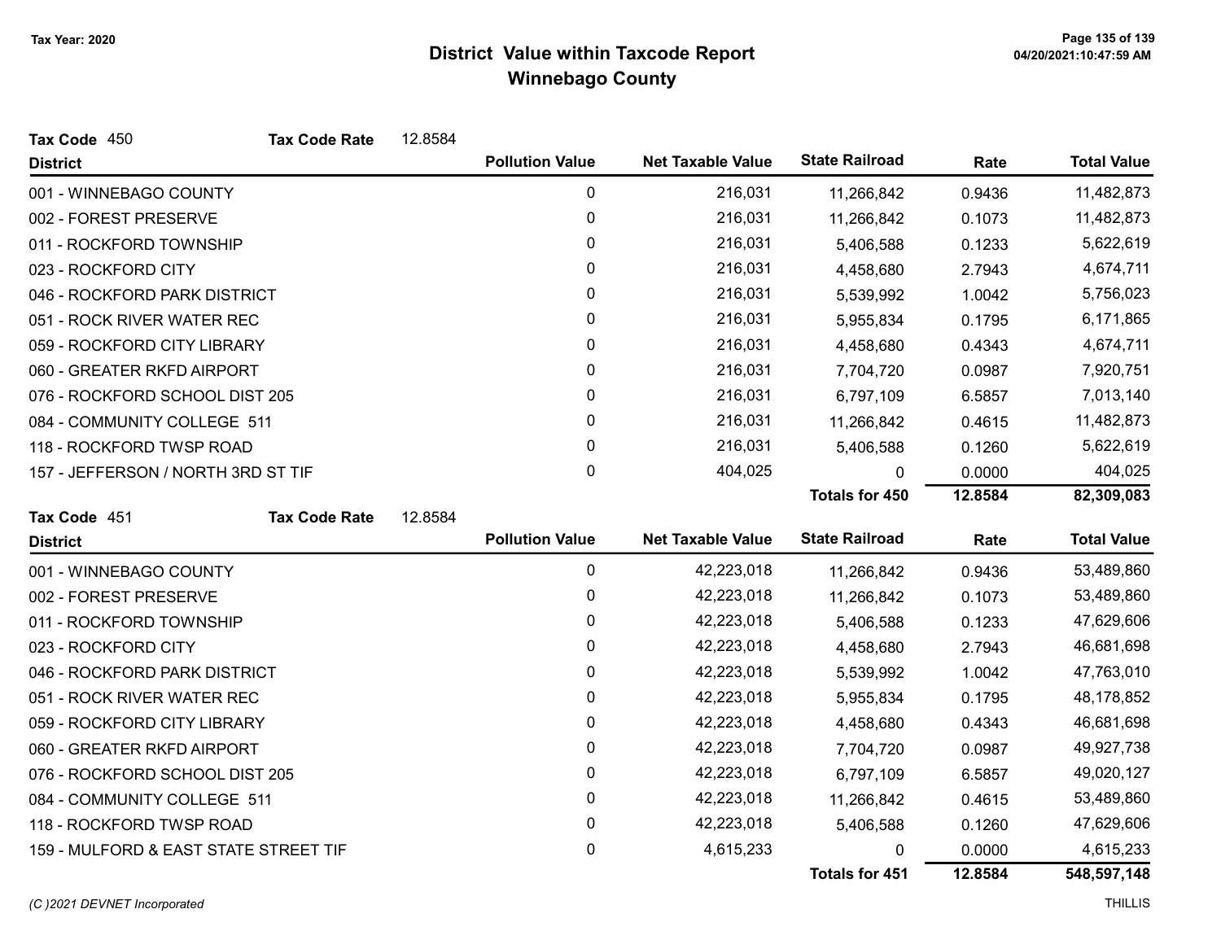# District Value within Taxcode Report

## Winnebago County

Tax Year: 2020

**Tax Code** 450 **Tax Code Rate** 12.8584

| District | Pollution Value | Net Taxable Value | State Railroad | Rate | Total Value |
|---|---|---|---|---|---|
| 001 - WINNEBAGO COUNTY | 0 | 216,031 | 11,266,842 | 0.9436 | 11,482,873 |
| 002 - FOREST PRESERVE | 0 | 216,031 | 11,266,842 | 0.1073 | 11,482,873 |
| 011 - ROCKFORD TOWNSHIP | 0 | 216,031 | 5,406,588 | 0.1233 | 5,622,619 |
| 023 - ROCKFORD CITY | 0 | 216,031 | 4,458,680 | 2.7943 | 4,674,711 |
| 046 - ROCKFORD PARK DISTRICT | 0 | 216,031 | 5,539,992 | 1.0042 | 5,756,023 |
| 051 - ROCK RIVER WATER REC | 0 | 216,031 | 5,955,834 | 0.1795 | 6,171,865 |
| 059 - ROCKFORD CITY LIBRARY | 0 | 216,031 | 4,458,680 | 0.4343 | 4,674,711 |
| 060 - GREATER RKFD AIRPORT | 0 | 216,031 | 7,704,720 | 0.0987 | 7,920,751 |
| 076 - ROCKFORD SCHOOL DIST 205 | 0 | 216,031 | 6,797,109 | 6.5857 | 7,013,140 |
| 084 - COMMUNITY COLLEGE 511 | 0 | 216,031 | 11,266,842 | 0.4615 | 11,482,873 |
| 118 - ROCKFORD TWSP ROAD | 0 | 216,031 | 5,406,588 | 0.1260 | 5,622,619 |
| 157 - JEFFERSON / NORTH 3RD ST TIF | 0 | 404,025 | 0 | 0.0000 | 404,025 |
| | | | **Totals for 450** | **12.8584** | **82,309,083** |

**Tax Code** 451 **Tax Code Rate** 12.8584

| District | Pollution Value | Net Taxable Value | State Railroad | Rate | Total Value |
|---|---|---|---|---|---|
| 001 - WINNEBAGO COUNTY | 0 | 42,223,018 | 11,266,842 | 0.9436 | 53,489,860 |
| 002 - FOREST PRESERVE | 0 | 42,223,018 | 11,266,842 | 0.1073 | 53,489,860 |
| 011 - ROCKFORD TOWNSHIP | 0 | 42,223,018 | 5,406,588 | 0.1233 | 47,629,606 |
| 023 - ROCKFORD CITY | 0 | 42,223,018 | 4,458,680 | 2.7943 | 46,681,698 |
| 046 - ROCKFORD PARK DISTRICT | 0 | 42,223,018 | 5,539,992 | 1.0042 | 47,763,010 |
| 051 - ROCK RIVER WATER REC | 0 | 42,223,018 | 5,955,834 | 0.1795 | 48,178,852 |
| 059 - ROCKFORD CITY LIBRARY | 0 | 42,223,018 | 4,458,680 | 0.4343 | 46,681,698 |
| 060 - GREATER RKFD AIRPORT | 0 | 42,223,018 | 7,704,720 | 0.0987 | 49,927,738 |
| 076 - ROCKFORD SCHOOL DIST 205 | 0 | 42,223,018 | 6,797,109 | 6.5857 | 49,020,127 |
| 084 - COMMUNITY COLLEGE 511 | 0 | 42,223,018 | 11,266,842 | 0.4615 | 53,489,860 |
| 118 - ROCKFORD TWSP ROAD | 0 | 42,223,018 | 5,406,588 | 0.1260 | 47,629,606 |
| 159 - MULFORD & EAST STATE STREET TIF | 0 | 4,615,233 | 0 | 0.0000 | 4,615,233 |
| | | | **Totals for 451** | **12.8584** | **548,597,148** |

*(C )2021 DEVNET Incorporated* THILLIS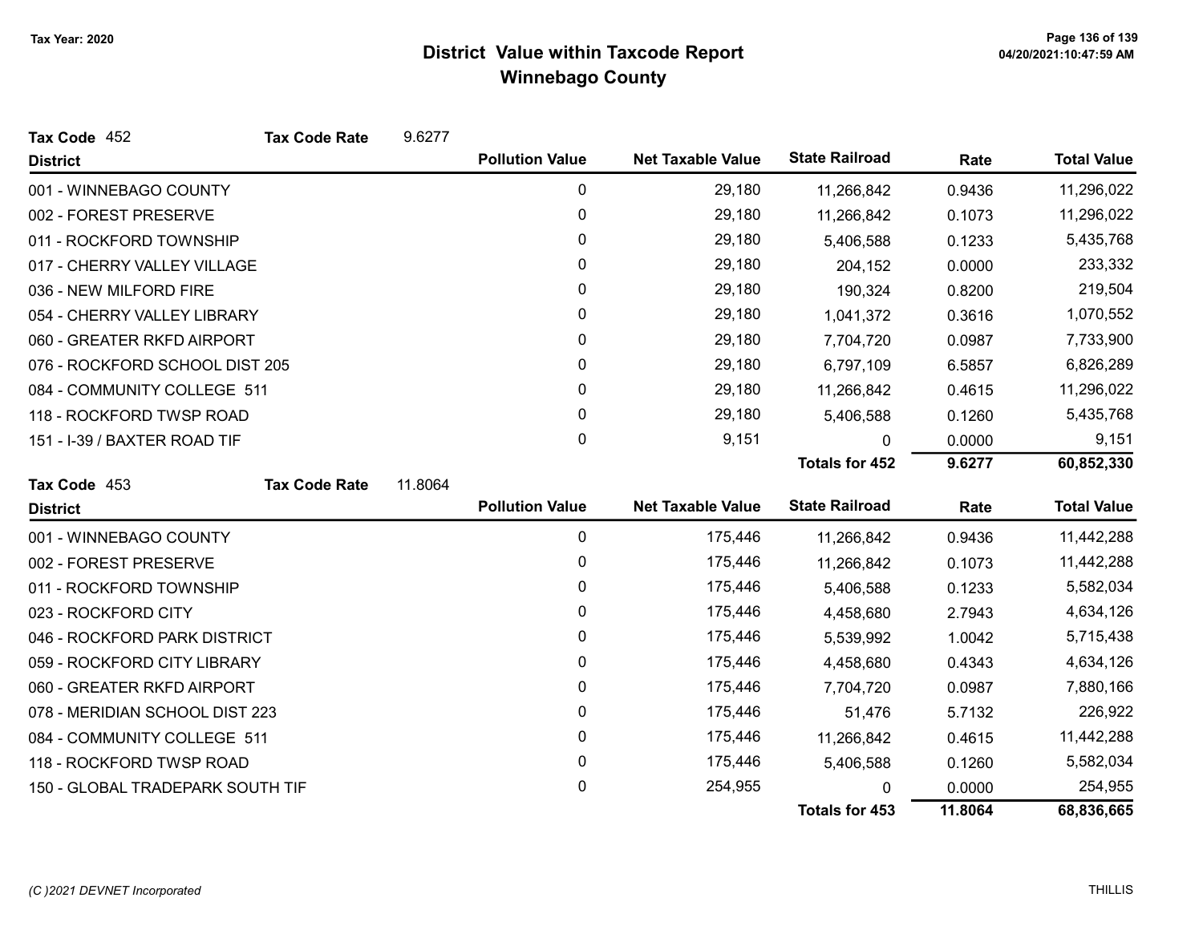# District Value within Taxcode Report
## Winnebago County

Tax Year: 2020

**Tax Code** 452 **Tax Code Rate** 9.6277

| District | Pollution Value | Net Taxable Value | State Railroad | Rate | Total Value |
|---|---|---|---|---|---|
| 001 - WINNEBAGO COUNTY | 0 | 29,180 | 11,266,842 | 0.9436 | 11,296,022 |
| 002 - FOREST PRESERVE | 0 | 29,180 | 11,266,842 | 0.1073 | 11,296,022 |
| 011 - ROCKFORD TOWNSHIP | 0 | 29,180 | 5,406,588 | 0.1233 | 5,435,768 |
| 017 - CHERRY VALLEY VILLAGE | 0 | 29,180 | 204,152 | 0.0000 | 233,332 |
| 036 - NEW MILFORD FIRE | 0 | 29,180 | 190,324 | 0.8200 | 219,504 |
| 054 - CHERRY VALLEY LIBRARY | 0 | 29,180 | 1,041,372 | 0.3616 | 1,070,552 |
| 060 - GREATER RKFD AIRPORT | 0 | 29,180 | 7,704,720 | 0.0987 | 7,733,900 |
| 076 - ROCKFORD SCHOOL DIST 205 | 0 | 29,180 | 6,797,109 | 6.5857 | 6,826,289 |
| 084 - COMMUNITY COLLEGE 511 | 0 | 29,180 | 11,266,842 | 0.4615 | 11,296,022 |
| 118 - ROCKFORD TWSP ROAD | 0 | 29,180 | 5,406,588 | 0.1260 | 5,435,768 |
| 151 - I-39 / BAXTER ROAD TIF | 0 | 9,151 | 0 | 0.0000 | 9,151 |
| | | | **Totals for 452** | **9.6277** | **60,852,330** |

**Tax Code** 453 **Tax Code Rate** 11.8064

| District | Pollution Value | Net Taxable Value | State Railroad | Rate | Total Value |
|---|---|---|---|---|---|
| 001 - WINNEBAGO COUNTY | 0 | 175,446 | 11,266,842 | 0.9436 | 11,442,288 |
| 002 - FOREST PRESERVE | 0 | 175,446 | 11,266,842 | 0.1073 | 11,442,288 |
| 011 - ROCKFORD TOWNSHIP | 0 | 175,446 | 5,406,588 | 0.1233 | 5,582,034 |
| 023 - ROCKFORD CITY | 0 | 175,446 | 4,458,680 | 2.7943 | 4,634,126 |
| 046 - ROCKFORD PARK DISTRICT | 0 | 175,446 | 5,539,992 | 1.0042 | 5,715,438 |
| 059 - ROCKFORD CITY LIBRARY | 0 | 175,446 | 4,458,680 | 0.4343 | 4,634,126 |
| 060 - GREATER RKFD AIRPORT | 0 | 175,446 | 7,704,720 | 0.0987 | 7,880,166 |
| 078 - MERIDIAN SCHOOL DIST 223 | 0 | 175,446 | 51,476 | 5.7132 | 226,922 |
| 084 - COMMUNITY COLLEGE 511 | 0 | 175,446 | 11,266,842 | 0.4615 | 11,442,288 |
| 118 - ROCKFORD TWSP ROAD | 0 | 175,446 | 5,406,588 | 0.1260 | 5,582,034 |
| 150 - GLOBAL TRADEPARK SOUTH TIF | 0 | 254,955 | 0 | 0.0000 | 254,955 |
| | | | **Totals for 453** | **11.8064** | **68,836,665** |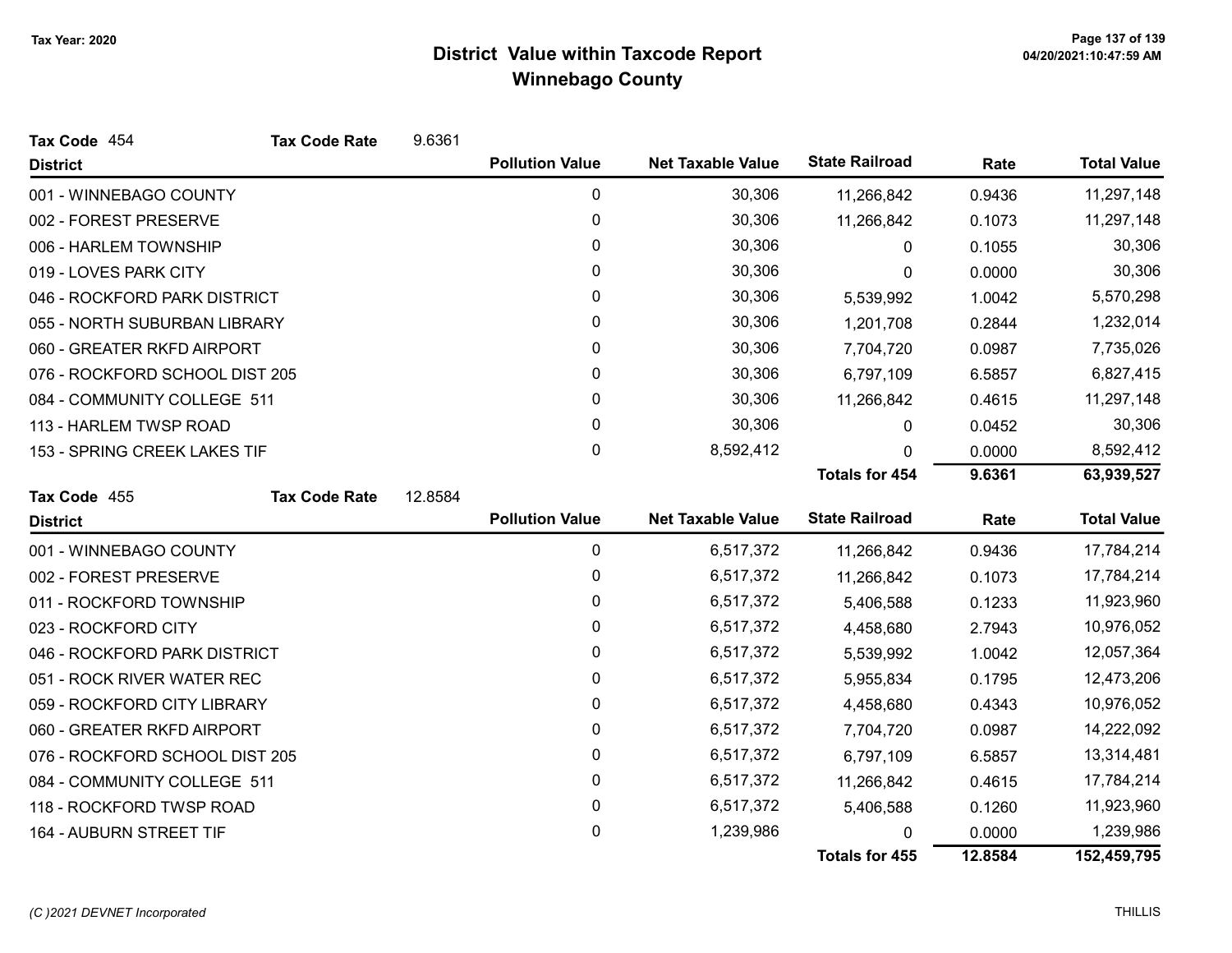# District Value within Taxcode Report
## Winnebago County

Tax Year: 2020

**Tax Code** 454 **Tax Code Rate** 9.6361

| District | Pollution Value | Net Taxable Value | State Railroad | Rate | Total Value |
|---|---|---|---|---|---|
| 001 - WINNEBAGO COUNTY | 0 | 30,306 | 11,266,842 | 0.9436 | 11,297,148 |
| 002 - FOREST PRESERVE | 0 | 30,306 | 11,266,842 | 0.1073 | 11,297,148 |
| 006 - HARLEM TOWNSHIP | 0 | 30,306 | 0 | 0.1055 | 30,306 |
| 019 - LOVES PARK CITY | 0 | 30,306 | 0 | 0.0000 | 30,306 |
| 046 - ROCKFORD PARK DISTRICT | 0 | 30,306 | 5,539,992 | 1.0042 | 5,570,298 |
| 055 - NORTH SUBURBAN LIBRARY | 0 | 30,306 | 1,201,708 | 0.2844 | 1,232,014 |
| 060 - GREATER RKFD AIRPORT | 0 | 30,306 | 7,704,720 | 0.0987 | 7,735,026 |
| 076 - ROCKFORD SCHOOL DIST 205 | 0 | 30,306 | 6,797,109 | 6.5857 | 6,827,415 |
| 084 - COMMUNITY COLLEGE 511 | 0 | 30,306 | 11,266,842 | 0.4615 | 11,297,148 |
| 113 - HARLEM TWSP ROAD | 0 | 30,306 | 0 | 0.0452 | 30,306 |
| 153 - SPRING CREEK LAKES TIF | 0 | 8,592,412 | 0 | 0.0000 | 8,592,412 |
| | | | **Totals for 454** | **9.6361** | **63,939,527** |

**Tax Code** 455 **Tax Code Rate** 12.8584

| District | Pollution Value | Net Taxable Value | State Railroad | Rate | Total Value |
|---|---|---|---|---|---|
| 001 - WINNEBAGO COUNTY | 0 | 6,517,372 | 11,266,842 | 0.9436 | 17,784,214 |
| 002 - FOREST PRESERVE | 0 | 6,517,372 | 11,266,842 | 0.1073 | 17,784,214 |
| 011 - ROCKFORD TOWNSHIP | 0 | 6,517,372 | 5,406,588 | 0.1233 | 11,923,960 |
| 023 - ROCKFORD CITY | 0 | 6,517,372 | 4,458,680 | 2.7943 | 10,976,052 |
| 046 - ROCKFORD PARK DISTRICT | 0 | 6,517,372 | 5,539,992 | 1.0042 | 12,057,364 |
| 051 - ROCK RIVER WATER REC | 0 | 6,517,372 | 5,955,834 | 0.1795 | 12,473,206 |
| 059 - ROCKFORD CITY LIBRARY | 0 | 6,517,372 | 4,458,680 | 0.4343 | 10,976,052 |
| 060 - GREATER RKFD AIRPORT | 0 | 6,517,372 | 7,704,720 | 0.0987 | 14,222,092 |
| 076 - ROCKFORD SCHOOL DIST 205 | 0 | 6,517,372 | 6,797,109 | 6.5857 | 13,314,481 |
| 084 - COMMUNITY COLLEGE 511 | 0 | 6,517,372 | 11,266,842 | 0.4615 | 17,784,214 |
| 118 - ROCKFORD TWSP ROAD | 0 | 6,517,372 | 5,406,588 | 0.1260 | 11,923,960 |
| 164 - AUBURN STREET TIF | 0 | 1,239,986 | 0 | 0.0000 | 1,239,986 |
| | | | **Totals for 455** | **12.8584** | **152,459,795** |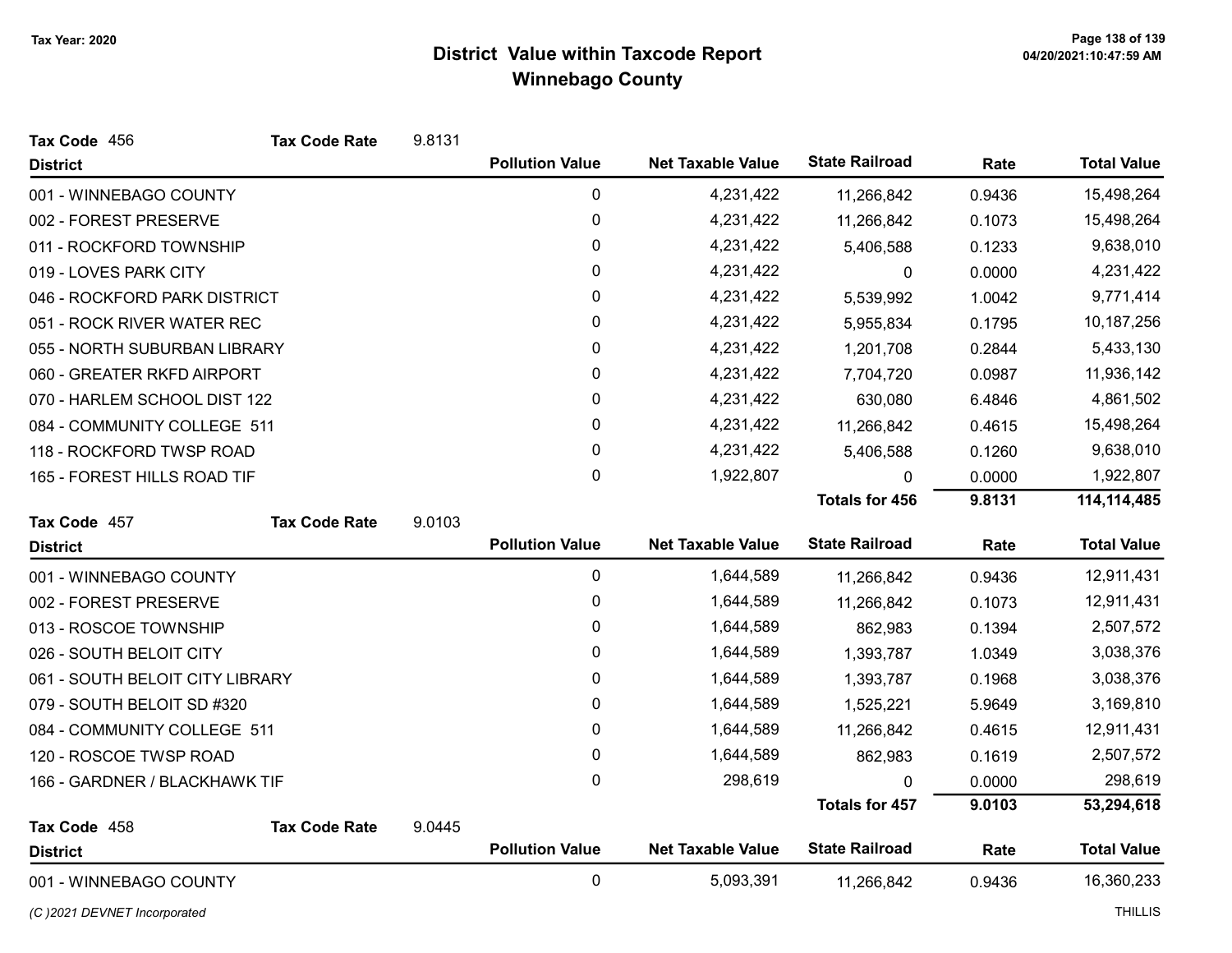# District Value within Taxcode Report
## Winnebago County

Tax Year: 2020

**Tax Code** 456 **Tax Code Rate** 9.8131

| District | Pollution Value | Net Taxable Value | State Railroad | Rate | Total Value |
|---|---|---|---|---|---|
| 001 - WINNEBAGO COUNTY | 0 | 4,231,422 | 11,266,842 | 0.9436 | 15,498,264 |
| 002 - FOREST PRESERVE | 0 | 4,231,422 | 11,266,842 | 0.1073 | 15,498,264 |
| 011 - ROCKFORD TOWNSHIP | 0 | 4,231,422 | 5,406,588 | 0.1233 | 9,638,010 |
| 019 - LOVES PARK CITY | 0 | 4,231,422 | 0 | 0.0000 | 4,231,422 |
| 046 - ROCKFORD PARK DISTRICT | 0 | 4,231,422 | 5,539,992 | 1.0042 | 9,771,414 |
| 051 - ROCK RIVER WATER REC | 0 | 4,231,422 | 5,955,834 | 0.1795 | 10,187,256 |
| 055 - NORTH SUBURBAN LIBRARY | 0 | 4,231,422 | 1,201,708 | 0.2844 | 5,433,130 |
| 060 - GREATER RKFD AIRPORT | 0 | 4,231,422 | 7,704,720 | 0.0987 | 11,936,142 |
| 070 - HARLEM SCHOOL DIST 122 | 0 | 4,231,422 | 630,080 | 6.4846 | 4,861,502 |
| 084 - COMMUNITY COLLEGE 511 | 0 | 4,231,422 | 11,266,842 | 0.4615 | 15,498,264 |
| 118 - ROCKFORD TWSP ROAD | 0 | 4,231,422 | 5,406,588 | 0.1260 | 9,638,010 |
| 165 - FOREST HILLS ROAD TIF | 0 | 1,922,807 | 0 | 0.0000 | 1,922,807 |
| | | | **Totals for 456** | **9.8131** | **114,114,485** |

**Tax Code** 457 **Tax Code Rate** 9.0103

| District | Pollution Value | Net Taxable Value | State Railroad | Rate | Total Value |
|---|---|---|---|---|---|
| 001 - WINNEBAGO COUNTY | 0 | 1,644,589 | 11,266,842 | 0.9436 | 12,911,431 |
| 002 - FOREST PRESERVE | 0 | 1,644,589 | 11,266,842 | 0.1073 | 12,911,431 |
| 013 - ROSCOE TOWNSHIP | 0 | 1,644,589 | 862,983 | 0.1394 | 2,507,572 |
| 026 - SOUTH BELOIT CITY | 0 | 1,644,589 | 1,393,787 | 1.0349 | 3,038,376 |
| 061 - SOUTH BELOIT CITY LIBRARY | 0 | 1,644,589 | 1,393,787 | 0.1968 | 3,038,376 |
| 079 - SOUTH BELOIT SD #320 | 0 | 1,644,589 | 1,525,221 | 5.9649 | 3,169,810 |
| 084 - COMMUNITY COLLEGE 511 | 0 | 1,644,589 | 11,266,842 | 0.4615 | 12,911,431 |
| 120 - ROSCOE TWSP ROAD | 0 | 1,644,589 | 862,983 | 0.1619 | 2,507,572 |
| 166 - GARDNER / BLACKHAWK TIF | 0 | 298,619 | 0 | 0.0000 | 298,619 |
| | | | **Totals for 457** | **9.0103** | **53,294,618** |

**Tax Code** 458 **Tax Code Rate** 9.0445

| District | Pollution Value | Net Taxable Value | State Railroad | Rate | Total Value |
|---|---|---|---|---|---|
| 001 - WINNEBAGO COUNTY | 0 | 5,093,391 | 11,266,842 | 0.9436 | 16,360,233 |

(C )2021 DEVNET Incorporated

THILLIS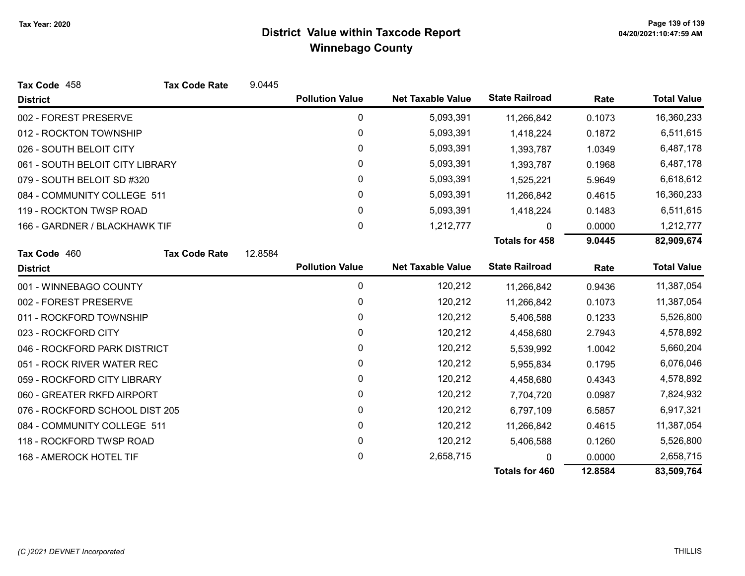# District Value within Taxcode Report
## Winnebago County

Tax Year: 2020

**Tax Code** 458 **Tax Code Rate** 9.0445

| District | Pollution Value | Net Taxable Value | State Railroad | Rate | Total Value |
|---|---|---|---|---|---|
| 002 - FOREST PRESERVE | 0 | 5,093,391 | 11,266,842 | 0.1073 | 16,360,233 |
| 012 - ROCKTON TOWNSHIP | 0 | 5,093,391 | 1,418,224 | 0.1872 | 6,511,615 |
| 026 - SOUTH BELOIT CITY | 0 | 5,093,391 | 1,393,787 | 1.0349 | 6,487,178 |
| 061 - SOUTH BELOIT CITY LIBRARY | 0 | 5,093,391 | 1,393,787 | 0.1968 | 6,487,178 |
| 079 - SOUTH BELOIT SD #320 | 0 | 5,093,391 | 1,525,221 | 5.9649 | 6,618,612 |
| 084 - COMMUNITY COLLEGE 511 | 0 | 5,093,391 | 11,266,842 | 0.4615 | 16,360,233 |
| 119 - ROCKTON TWSP ROAD | 0 | 5,093,391 | 1,418,224 | 0.1483 | 6,511,615 |
| 166 - GARDNER / BLACKHAWK TIF | 0 | 1,212,777 | 0 | 0.0000 | 1,212,777 |
| | | | **Totals for 458** | **9.0445** | **82,909,674** |

**Tax Code** 460 **Tax Code Rate** 12.8584

| District | Pollution Value | Net Taxable Value | State Railroad | Rate | Total Value |
|---|---|---|---|---|---|
| 001 - WINNEBAGO COUNTY | 0 | 120,212 | 11,266,842 | 0.9436 | 11,387,054 |
| 002 - FOREST PRESERVE | 0 | 120,212 | 11,266,842 | 0.1073 | 11,387,054 |
| 011 - ROCKFORD TOWNSHIP | 0 | 120,212 | 5,406,588 | 0.1233 | 5,526,800 |
| 023 - ROCKFORD CITY | 0 | 120,212 | 4,458,680 | 2.7943 | 4,578,892 |
| 046 - ROCKFORD PARK DISTRICT | 0 | 120,212 | 5,539,992 | 1.0042 | 5,660,204 |
| 051 - ROCK RIVER WATER REC | 0 | 120,212 | 5,955,834 | 0.1795 | 6,076,046 |
| 059 - ROCKFORD CITY LIBRARY | 0 | 120,212 | 4,458,680 | 0.4343 | 4,578,892 |
| 060 - GREATER RKFD AIRPORT | 0 | 120,212 | 7,704,720 | 0.0987 | 7,824,932 |
| 076 - ROCKFORD SCHOOL DIST 205 | 0 | 120,212 | 6,797,109 | 6.5857 | 6,917,321 |
| 084 - COMMUNITY COLLEGE 511 | 0 | 120,212 | 11,266,842 | 0.4615 | 11,387,054 |
| 118 - ROCKFORD TWSP ROAD | 0 | 120,212 | 5,406,588 | 0.1260 | 5,526,800 |
| 168 - AMEROCK HOTEL TIF | 0 | 2,658,715 | 0 | 0.0000 | 2,658,715 |
| | | | **Totals for 460** | **12.8584** | **83,509,764** |

*(C )2021 DEVNET Incorporated* THILLIS